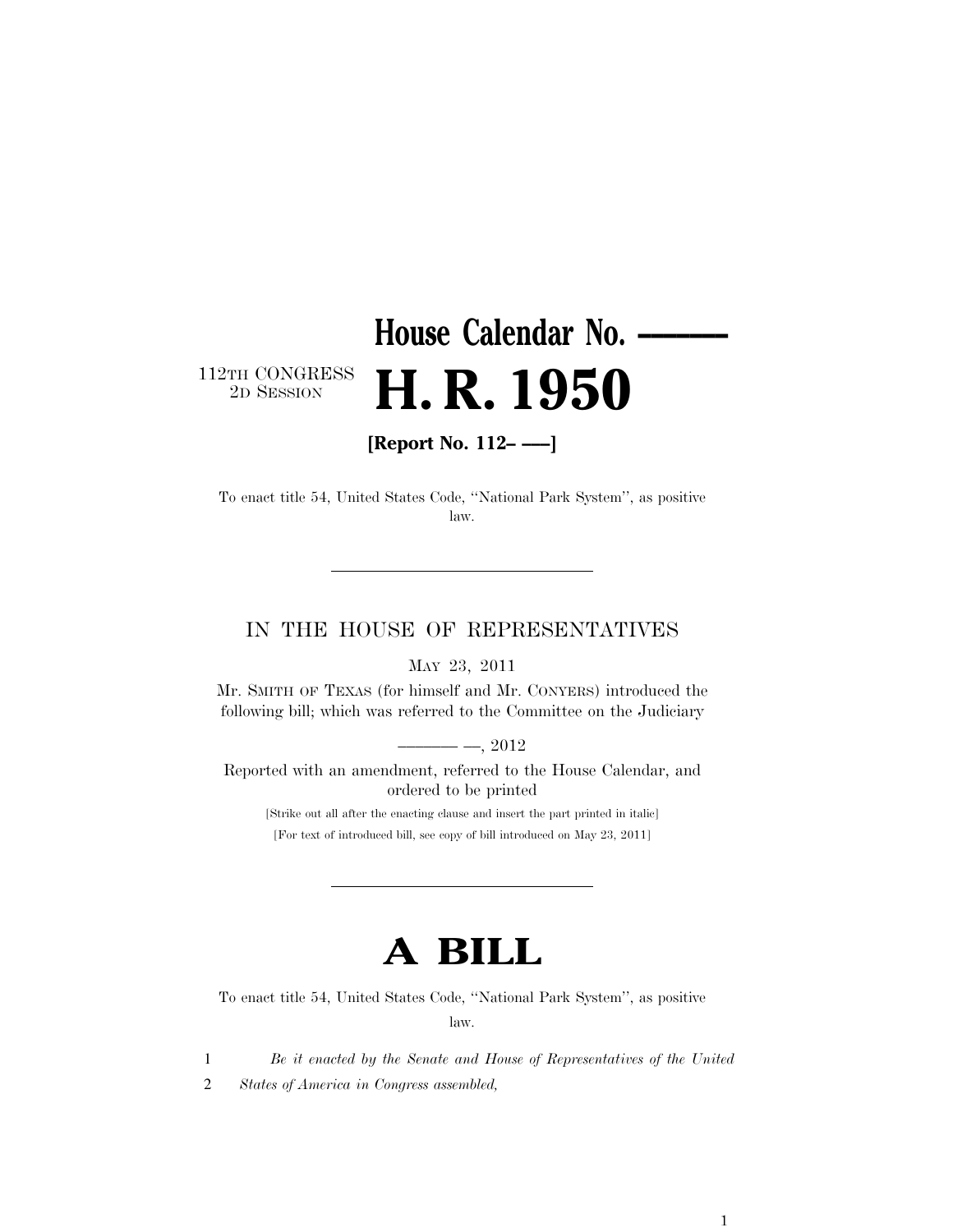# House Calendar No. ———

112TH CONGRESS
2D SESSION

# H. R. 1950

**[Report No. 112– —–]**

To enact title 54, United States Code, ''National Park System'', as positive law.

---

IN THE HOUSE OF REPRESENTATIVES

MAY 23, 2011

Mr. SMITH OF TEXAS (for himself and Mr. CONYERS) introduced the following bill; which was referred to the Committee on the Judiciary

——— —, 2012

Reported with an amendment, referred to the House Calendar, and ordered to be printed

[Strike out all after the enacting clause and insert the part printed in italic]

[For text of introduced bill, see copy of bill introduced on May 23, 2011]

---

# A BILL

To enact title 54, United States Code, ''National Park System'', as positive law.

1 *Be it enacted by the Senate and House of Representatives of the United*
2 *States of America in Congress assembled,*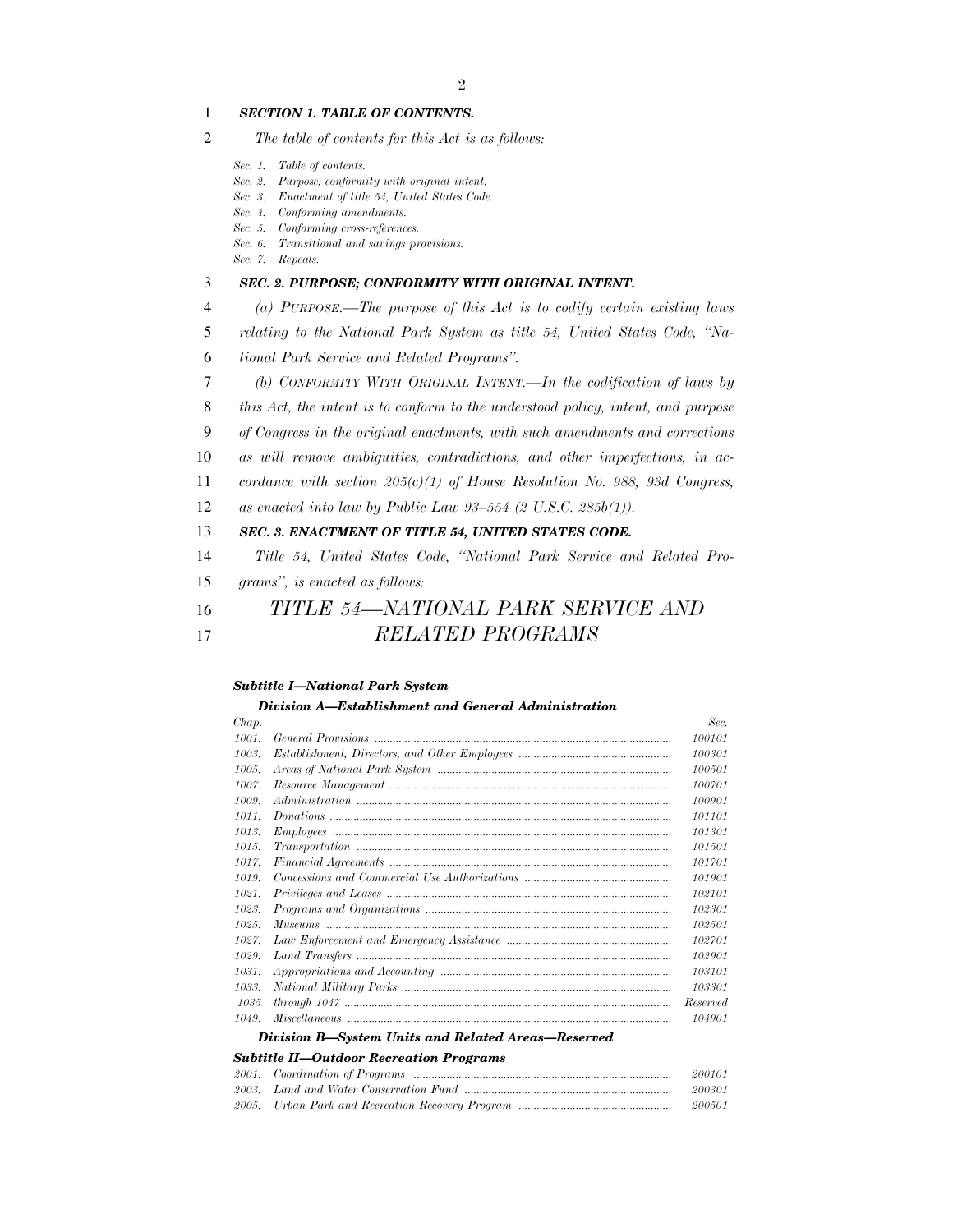***SECTION 1. TABLE OF CONTENTS.***

*The table of contents for this Act is as follows:*

*Sec. 1. Table of contents.*
*Sec. 2. Purpose; conformity with original intent.*
*Sec. 3. Enactment of title 54, United States Code.*
*Sec. 4. Conforming amendments.*
*Sec. 5. Conforming cross-references.*
*Sec. 6. Transitional and savings provisions.*
*Sec. 7. Repeals.*

***SEC. 2. PURPOSE; CONFORMITY WITH ORIGINAL INTENT.***

*(a) PURPOSE.—The purpose of this Act is to codify certain existing laws relating to the National Park System as title 54, United States Code, "National Park Service and Related Programs".*

*(b) CONFORMITY WITH ORIGINAL INTENT.—In the codification of laws by this Act, the intent is to conform to the understood policy, intent, and purpose of Congress in the original enactments, with such amendments and corrections as will remove ambiguities, contradictions, and other imperfections, in accordance with section 205(c)(1) of House Resolution No. 988, 93d Congress, as enacted into law by Public Law 93–554 (2 U.S.C. 285b(1)).*

***SEC. 3. ENACTMENT OF TITLE 54, UNITED STATES CODE.***

*Title 54, United States Code, "National Park Service and Related Programs", is enacted as follows:*

# *TITLE 54—NATIONAL PARK SERVICE AND RELATED PROGRAMS*

***Subtitle I—National Park System***

***Division A—Establishment and General Administration***

| *Chap.* | | *Sec.* |
|---|---|---|
| *1001.* | *General Provisions* | *100101* |
| *1003.* | *Establishment, Directors, and Other Employees* | *100301* |
| *1005.* | *Areas of National Park System* | *100501* |
| *1007.* | *Resource Management* | *100701* |
| *1009.* | *Administration* | *100901* |
| *1011.* | *Donations* | *101101* |
| *1013.* | *Employees* | *101301* |
| *1015.* | *Transportation* | *101501* |
| *1017.* | *Financial Agreements* | *101701* |
| *1019.* | *Concessions and Commercial Use Authorizations* | *101901* |
| *1021.* | *Privileges and Leases* | *102101* |
| *1023.* | *Programs and Organizations* | *102301* |
| *1025.* | *Museums* | *102501* |
| *1027.* | *Law Enforcement and Emergency Assistance* | *102701* |
| *1029.* | *Land Transfers* | *102901* |
| *1031.* | *Appropriations and Accounting* | *103101* |
| *1033.* | *National Military Parks* | *103301* |
| *1035* | *through 1047* | *Reserved* |
| *1049.* | *Miscellaneous* | *104901* |

***Division B—System Units and Related Areas—Reserved***

***Subtitle II—Outdoor Recreation Programs***

| *Chap.* | | *Sec.* |
|---|---|---|
| *2001.* | *Coordination of Programs* | *200101* |
| *2003.* | *Land and Water Conservation Fund* | *200301* |
| *2005.* | *Urban Park and Recreation Recovery Program* | *200501* |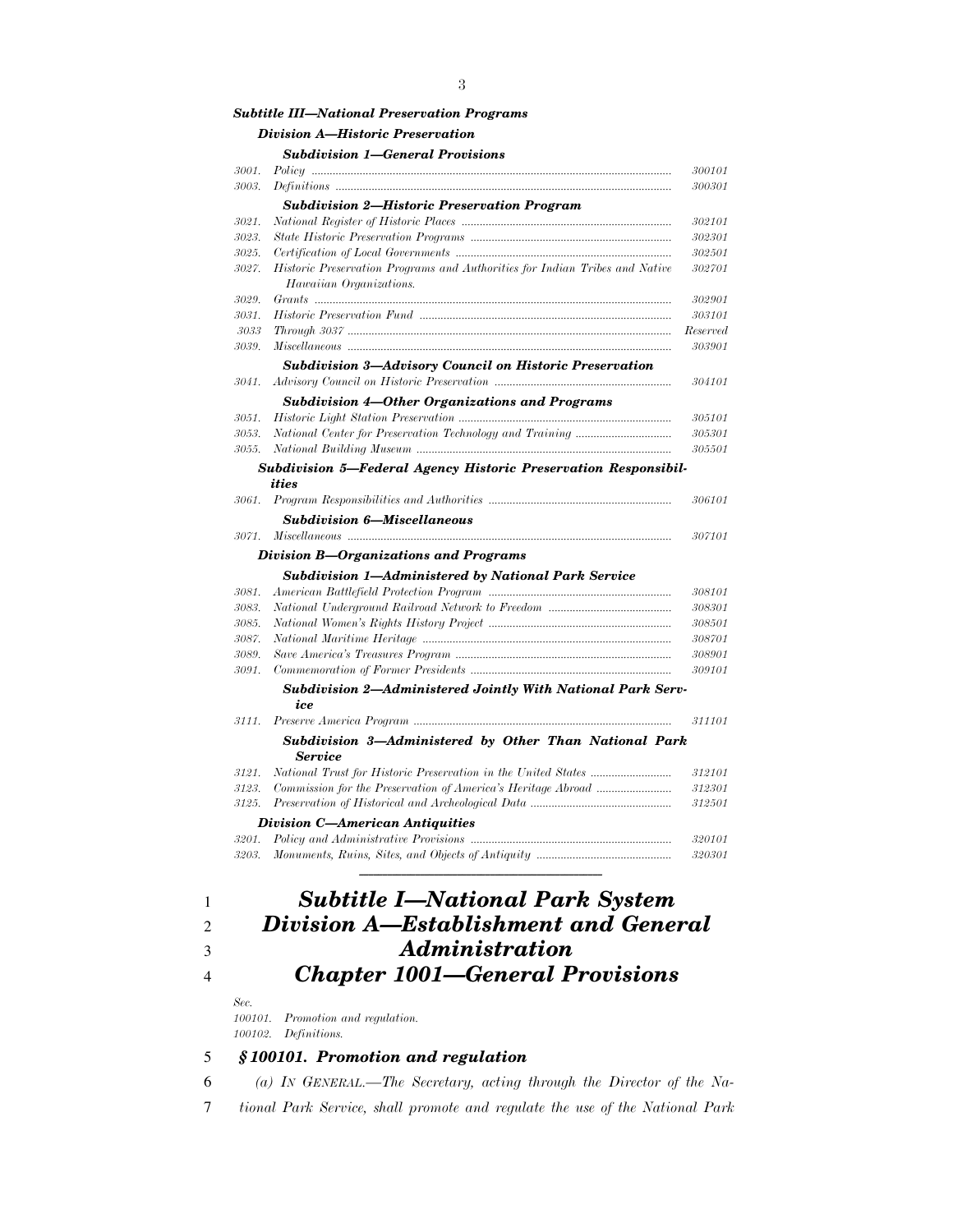***Subtitle III—National Preservation Programs***

***Division A—Historic Preservation***

***Subdivision 1—General Provisions***

| | | |
|---|---|---|
| *3001.* | *Policy* | *300101* |
| *3003.* | *Definitions* | *300301* |

***Subdivision 2—Historic Preservation Program***

| | | |
|---|---|---|
| *3021.* | *National Register of Historic Places* | *302101* |
| *3023.* | *State Historic Preservation Programs* | *302301* |
| *3025.* | *Certification of Local Governments* | *302501* |
| *3027.* | *Historic Preservation Programs and Authorities for Indian Tribes and Native Hawaiian Organizations.* | *302701* |
| *3029.* | *Grants* | *302901* |
| *3031.* | *Historic Preservation Fund* | *303101* |
| *3033* | *Through 3037* | *Reserved* |
| *3039.* | *Miscellaneous* | *303901* |

***Subdivision 3—Advisory Council on Historic Preservation***

| | | |
|---|---|---|
| *3041.* | *Advisory Council on Historic Preservation* | *304101* |

***Subdivision 4—Other Organizations and Programs***

| | | |
|---|---|---|
| *3051.* | *Historic Light Station Preservation* | *305101* |
| *3053.* | *National Center for Preservation Technology and Training* | *305301* |
| *3055.* | *National Building Museum* | *305501* |

***Subdivision 5—Federal Agency Historic Preservation Responsibilities***

| | | |
|---|---|---|
| *3061.* | *Program Responsibilities and Authorities* | *306101* |

***Subdivision 6—Miscellaneous***

| | | |
|---|---|---|
| *3071.* | *Miscellaneous* | *307101* |

***Division B—Organizations and Programs***

***Subdivision 1—Administered by National Park Service***

| | | |
|---|---|---|
| *3081.* | *American Battlefield Protection Program* | *308101* |
| *3083.* | *National Underground Railroad Network to Freedom* | *308301* |
| *3085.* | *National Women's Rights History Project* | *308501* |
| *3087.* | *National Maritime Heritage* | *308701* |
| *3089.* | *Save America's Treasures Program* | *308901* |
| *3091.* | *Commemoration of Former Presidents* | *309101* |

***Subdivision 2—Administered Jointly With National Park Service***

| | | |
|---|---|---|
| *3111.* | *Preserve America Program* | *311101* |

***Subdivision 3—Administered by Other Than National Park Service***

| | | |
|---|---|---|
| *3121.* | *National Trust for Historic Preservation in the United States* | *312101* |
| *3123.* | *Commission for the Preservation of America's Heritage Abroad* | *312301* |
| *3125.* | *Preservation of Historical and Archeological Data* | *312501* |

***Division C—American Antiquities***

| | | |
|---|---|---|
| *3201.* | *Policy and Administrative Provisions* | *320101* |
| *3203.* | *Monuments, Ruins, Sites, and Objects of Antiquity* | *320301* |

---

# ***Subtitle I—National Park System***
# ***Division A—Establishment and General Administration***
# ***Chapter 1001—General Provisions***

*Sec.*
*100101. Promotion and regulation.*
*100102. Definitions.*

### ***§ 100101. Promotion and regulation***

*(a) IN GENERAL.—The Secretary, acting through the Director of the National Park Service, shall promote and regulate the use of the National Park*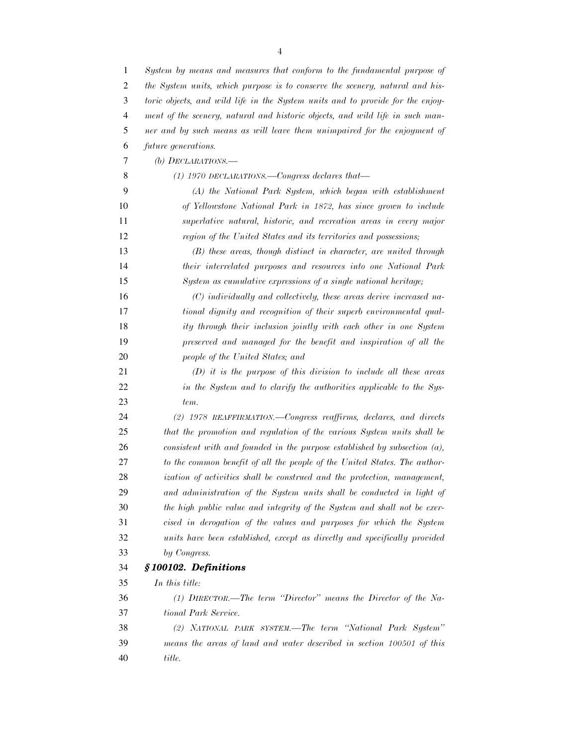*System by means and measures that conform to the fundamental purpose of the System units, which purpose is to conserve the scenery, natural and historic objects, and wild life in the System units and to provide for the enjoyment of the scenery, natural and historic objects, and wild life in such manner and by such means as will leave them unimpaired for the enjoyment of future generations.*

*(b) DECLARATIONS.—*

*(1) 1970 DECLARATIONS.—Congress declares that—*

*(A) the National Park System, which began with establishment of Yellowstone National Park in 1872, has since grown to include superlative natural, historic, and recreation areas in every major region of the United States and its territories and possessions;*

*(B) these areas, though distinct in character, are united through their interrelated purposes and resources into one National Park System as cumulative expressions of a single national heritage;*

*(C) individually and collectively, these areas derive increased national dignity and recognition of their superb environmental quality through their inclusion jointly with each other in one System preserved and managed for the benefit and inspiration of all the people of the United States; and*

*(D) it is the purpose of this division to include all these areas in the System and to clarify the authorities applicable to the System.*

*(2) 1978 REAFFIRMATION.—Congress reaffirms, declares, and directs that the promotion and regulation of the various System units shall be consistent with and founded in the purpose established by subsection (a), to the common benefit of all the people of the United States. The authorization of activities shall be construed and the protection, management, and administration of the System units shall be conducted in light of the high public value and integrity of the System and shall not be exercised in derogation of the values and purposes for which the System units have been established, except as directly and specifically provided by Congress.*

***§100102. Definitions***

*In this title:*

*(1) DIRECTOR.—The term "Director" means the Director of the National Park Service.*

*(2) NATIONAL PARK SYSTEM.—The term "National Park System" means the areas of land and water described in section 100501 of this title.*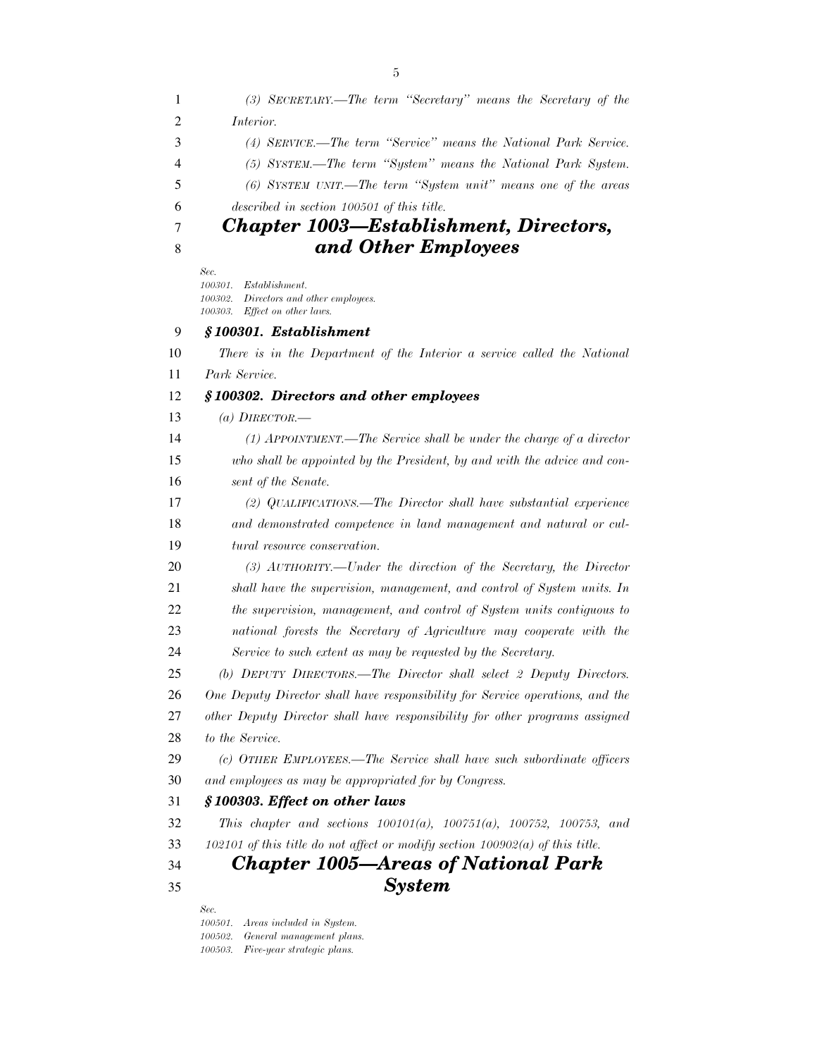*(3) SECRETARY.—The term "Secretary" means the Secretary of the Interior.*

*(4) SERVICE.—The term "Service" means the National Park Service.*

*(5) SYSTEM.—The term "System" means the National Park System.*

*(6) SYSTEM UNIT.—The term "System unit" means one of the areas described in section 100501 of this title.*

## *Chapter 1003—Establishment, Directors, and Other Employees*

*Sec.*
*100301. Establishment.*
*100302. Directors and other employees.*
*100303. Effect on other laws.*

### *§ 100301. Establishment*

*There is in the Department of the Interior a service called the National Park Service.*

### *§ 100302. Directors and other employees*

*(a) DIRECTOR.—*

*(1) APPOINTMENT.—The Service shall be under the charge of a director who shall be appointed by the President, by and with the advice and consent of the Senate.*

*(2) QUALIFICATIONS.—The Director shall have substantial experience and demonstrated competence in land management and natural or cultural resource conservation.*

*(3) AUTHORITY.—Under the direction of the Secretary, the Director shall have the supervision, management, and control of System units. In the supervision, management, and control of System units contiguous to national forests the Secretary of Agriculture may cooperate with the Service to such extent as may be requested by the Secretary.*

*(b) DEPUTY DIRECTORS.—The Director shall select 2 Deputy Directors. One Deputy Director shall have responsibility for Service operations, and the other Deputy Director shall have responsibility for other programs assigned to the Service.*

*(c) OTHER EMPLOYEES.—The Service shall have such subordinate officers and employees as may be appropriated for by Congress.*

### *§ 100303. Effect on other laws*

*This chapter and sections 100101(a), 100751(a), 100752, 100753, and 102101 of this title do not affect or modify section 100902(a) of this title.*

## *Chapter 1005—Areas of National Park System*

*Sec.*
*100501. Areas included in System.*
*100502. General management plans.*
*100503. Five-year strategic plans.*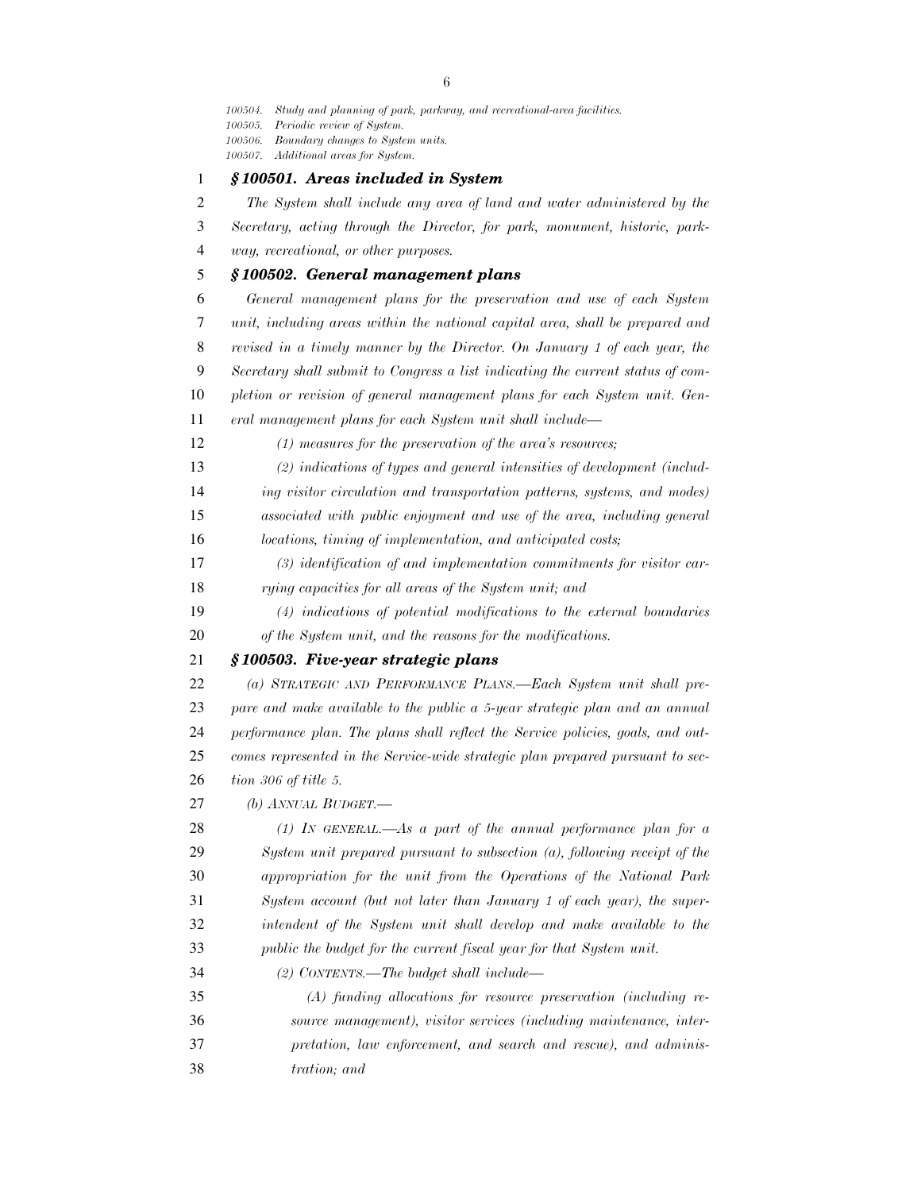100504. Study and planning of park, parkway, and recreational-area facilities.
100505. Periodic review of System.
100506. Boundary changes to System units.
100507. Additional areas for System.

### *§ 100501. Areas included in System*

*The System shall include any area of land and water administered by the Secretary, acting through the Director, for park, monument, historic, parkway, recreational, or other purposes.*

### *§ 100502. General management plans*

*General management plans for the preservation and use of each System unit, including areas within the national capital area, shall be prepared and revised in a timely manner by the Director. On January 1 of each year, the Secretary shall submit to Congress a list indicating the current status of completion or revision of general management plans for each System unit. General management plans for each System unit shall include—*

*(1) measures for the preservation of the area's resources;*

*(2) indications of types and general intensities of development (including visitor circulation and transportation patterns, systems, and modes) associated with public enjoyment and use of the area, including general locations, timing of implementation, and anticipated costs;*

*(3) identification of and implementation commitments for visitor carrying capacities for all areas of the System unit; and*

*(4) indications of potential modifications to the external boundaries of the System unit, and the reasons for the modifications.*

### *§ 100503. Five-year strategic plans*

*(a) STRATEGIC AND PERFORMANCE PLANS.—Each System unit shall prepare and make available to the public a 5-year strategic plan and an annual performance plan. The plans shall reflect the Service policies, goals, and outcomes represented in the Service-wide strategic plan prepared pursuant to section 306 of title 5.*

*(b) ANNUAL BUDGET.—*

*(1) IN GENERAL.—As a part of the annual performance plan for a System unit prepared pursuant to subsection (a), following receipt of the appropriation for the unit from the Operations of the National Park System account (but not later than January 1 of each year), the superintendent of the System unit shall develop and make available to the public the budget for the current fiscal year for that System unit.*

*(2) CONTENTS.—The budget shall include—*

*(A) funding allocations for resource preservation (including resource management), visitor services (including maintenance, interpretation, law enforcement, and search and rescue), and administration; and*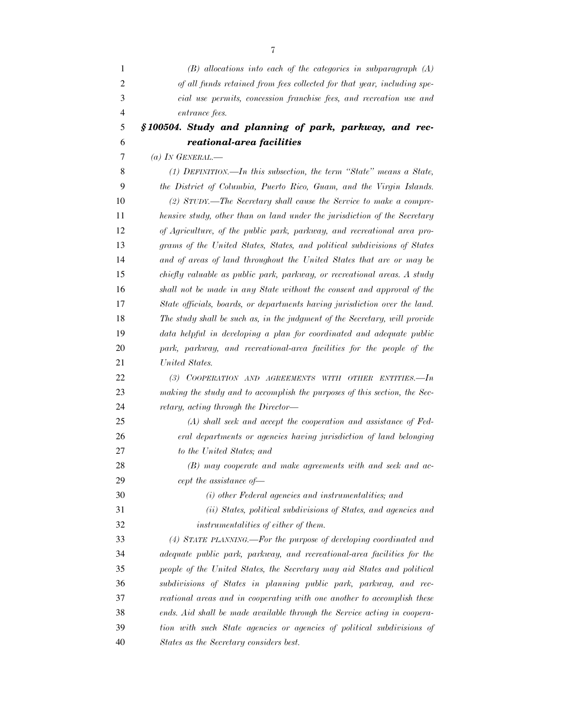*(B) allocations into each of the categories in subparagraph (A) of all funds retained from fees collected for that year, including special use permits, concession franchise fees, and recreation use and entrance fees.*

### *§100504. Study and planning of park, parkway, and recreational-area facilities*

*(a) IN GENERAL.—*

*(1) DEFINITION.—In this subsection, the term "State" means a State, the District of Columbia, Puerto Rico, Guam, and the Virgin Islands.*

*(2) STUDY.—The Secretary shall cause the Service to make a comprehensive study, other than on land under the jurisdiction of the Secretary of Agriculture, of the public park, parkway, and recreational area programs of the United States, States, and political subdivisions of States and of areas of land throughout the United States that are or may be chiefly valuable as public park, parkway, or recreational areas. A study shall not be made in any State without the consent and approval of the State officials, boards, or departments having jurisdiction over the land. The study shall be such as, in the judgment of the Secretary, will provide data helpful in developing a plan for coordinated and adequate public park, parkway, and recreational-area facilities for the people of the United States.*

*(3) COOPERATION AND AGREEMENTS WITH OTHER ENTITIES.—In making the study and to accomplish the purposes of this section, the Secretary, acting through the Director—*

*(A) shall seek and accept the cooperation and assistance of Federal departments or agencies having jurisdiction of land belonging to the United States; and*

*(B) may cooperate and make agreements with and seek and accept the assistance of—*

*(i) other Federal agencies and instrumentalities; and*

*(ii) States, political subdivisions of States, and agencies and instrumentalities of either of them.*

*(4) STATE PLANNING.—For the purpose of developing coordinated and adequate public park, parkway, and recreational-area facilities for the people of the United States, the Secretary may aid States and political subdivisions of States in planning public park, parkway, and recreational areas and in cooperating with one another to accomplish these ends. Aid shall be made available through the Service acting in cooperation with such State agencies or agencies of political subdivisions of States as the Secretary considers best.*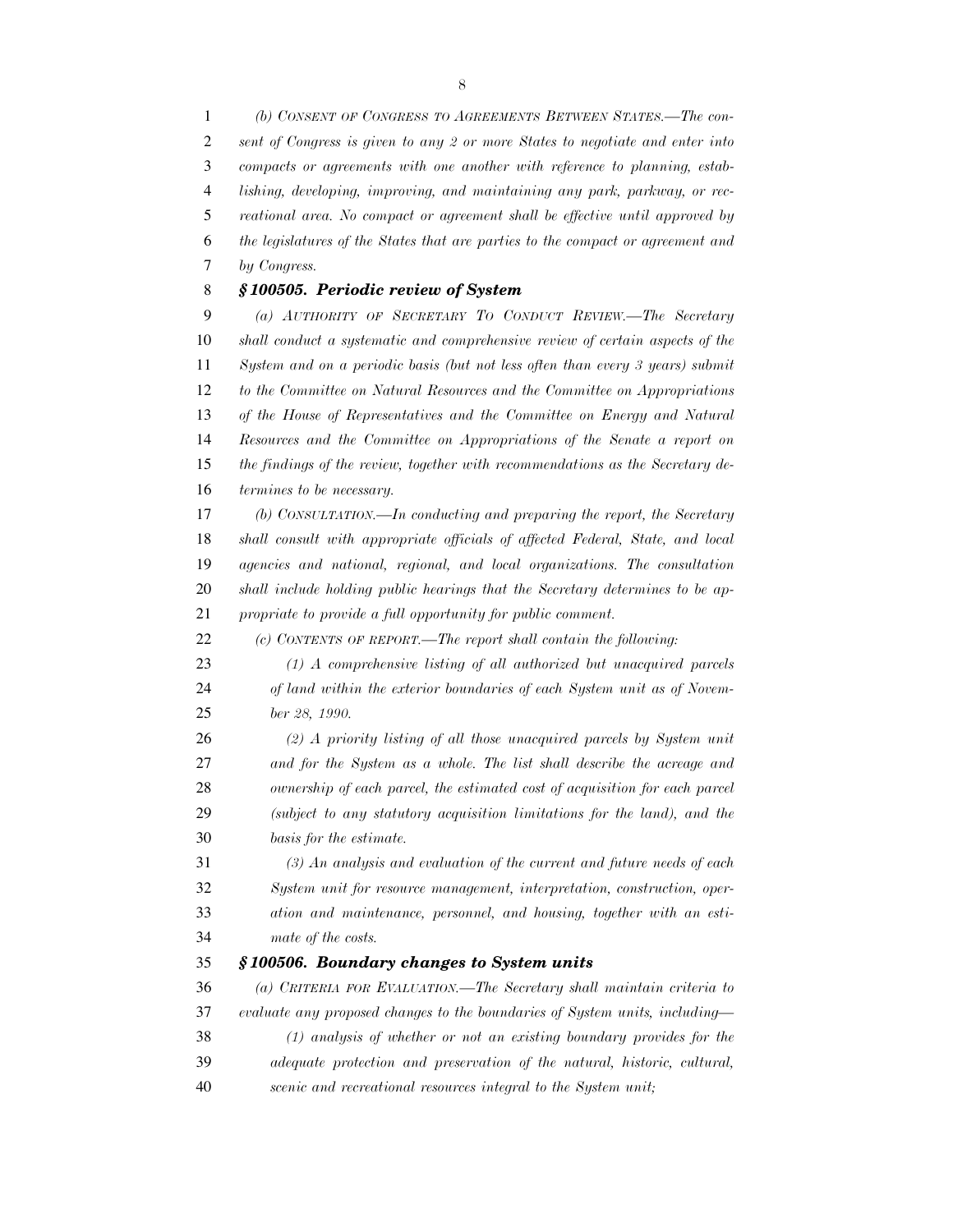*(b) CONSENT OF CONGRESS TO AGREEMENTS BETWEEN STATES.—The consent of Congress is given to any 2 or more States to negotiate and enter into compacts or agreements with one another with reference to planning, establishing, developing, improving, and maintaining any park, parkway, or recreational area. No compact or agreement shall be effective until approved by the legislatures of the States that are parties to the compact or agreement and by Congress.*

### *§ 100505. Periodic review of System*

*(a) AUTHORITY OF SECRETARY TO CONDUCT REVIEW.—The Secretary shall conduct a systematic and comprehensive review of certain aspects of the System and on a periodic basis (but not less often than every 3 years) submit to the Committee on Natural Resources and the Committee on Appropriations of the House of Representatives and the Committee on Energy and Natural Resources and the Committee on Appropriations of the Senate a report on the findings of the review, together with recommendations as the Secretary determines to be necessary.*

*(b) CONSULTATION.—In conducting and preparing the report, the Secretary shall consult with appropriate officials of affected Federal, State, and local agencies and national, regional, and local organizations. The consultation shall include holding public hearings that the Secretary determines to be appropriate to provide a full opportunity for public comment.*

*(c) CONTENTS OF REPORT.—The report shall contain the following:*

*(1) A comprehensive listing of all authorized but unacquired parcels of land within the exterior boundaries of each System unit as of November 28, 1990.*

*(2) A priority listing of all those unacquired parcels by System unit and for the System as a whole. The list shall describe the acreage and ownership of each parcel, the estimated cost of acquisition for each parcel (subject to any statutory acquisition limitations for the land), and the basis for the estimate.*

*(3) An analysis and evaluation of the current and future needs of each System unit for resource management, interpretation, construction, operation and maintenance, personnel, and housing, together with an estimate of the costs.*

### *§ 100506. Boundary changes to System units*

*(a) CRITERIA FOR EVALUATION.—The Secretary shall maintain criteria to evaluate any proposed changes to the boundaries of System units, including—*

*(1) analysis of whether or not an existing boundary provides for the adequate protection and preservation of the natural, historic, cultural, scenic and recreational resources integral to the System unit;*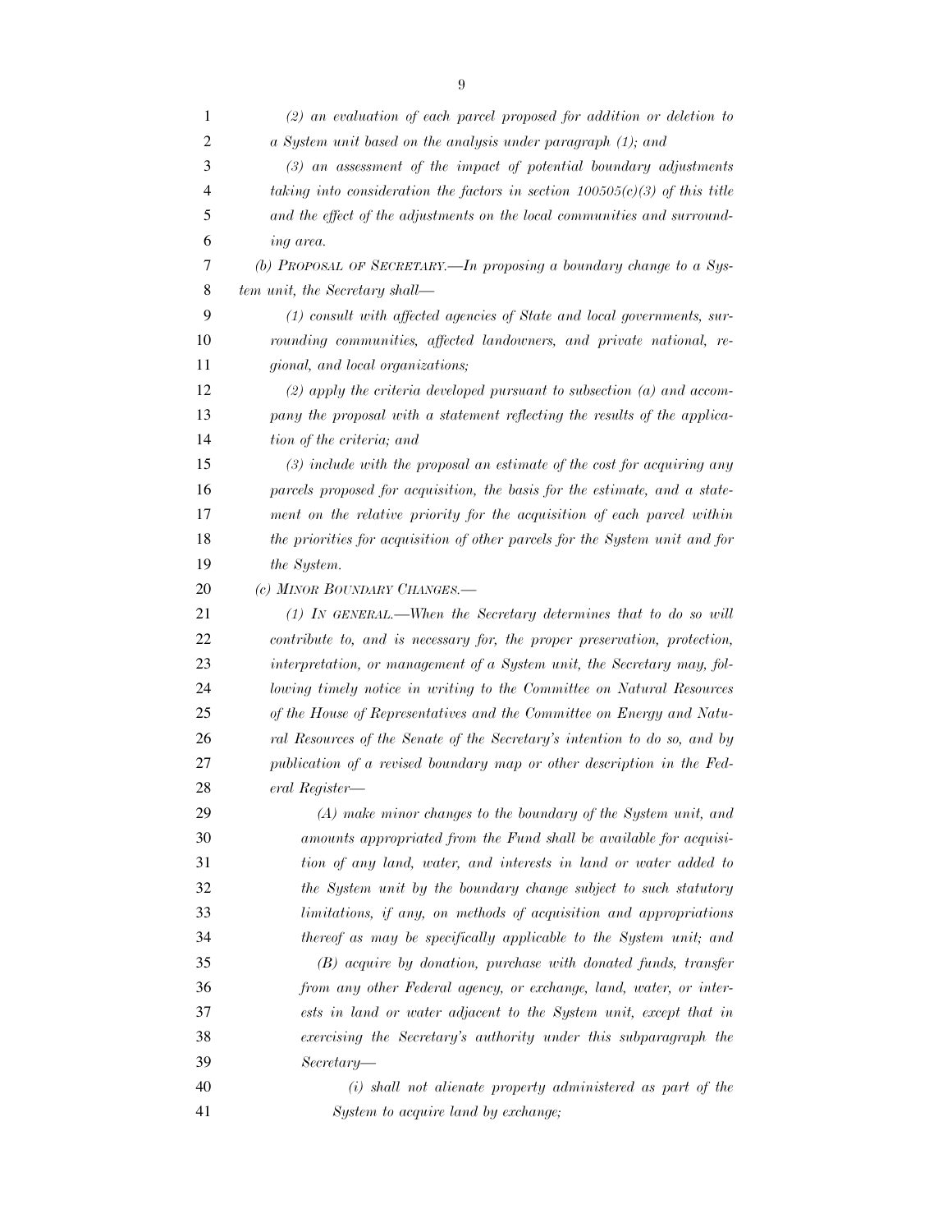*(2) an evaluation of each parcel proposed for addition or deletion to a System unit based on the analysis under paragraph (1); and*

*(3) an assessment of the impact of potential boundary adjustments taking into consideration the factors in section 100505(c)(3) of this title and the effect of the adjustments on the local communities and surrounding area.*

*(b) PROPOSAL OF SECRETARY.—In proposing a boundary change to a System unit, the Secretary shall—*

*(1) consult with affected agencies of State and local governments, surrounding communities, affected landowners, and private national, regional, and local organizations;*

*(2) apply the criteria developed pursuant to subsection (a) and accompany the proposal with a statement reflecting the results of the application of the criteria; and*

*(3) include with the proposal an estimate of the cost for acquiring any parcels proposed for acquisition, the basis for the estimate, and a statement on the relative priority for the acquisition of each parcel within the priorities for acquisition of other parcels for the System unit and for the System.*

*(c) MINOR BOUNDARY CHANGES.—*

*(1) IN GENERAL.—When the Secretary determines that to do so will contribute to, and is necessary for, the proper preservation, protection, interpretation, or management of a System unit, the Secretary may, following timely notice in writing to the Committee on Natural Resources of the House of Representatives and the Committee on Energy and Natural Resources of the Senate of the Secretary's intention to do so, and by publication of a revised boundary map or other description in the Federal Register—*

*(A) make minor changes to the boundary of the System unit, and amounts appropriated from the Fund shall be available for acquisition of any land, water, and interests in land or water added to the System unit by the boundary change subject to such statutory limitations, if any, on methods of acquisition and appropriations thereof as may be specifically applicable to the System unit; and*

*(B) acquire by donation, purchase with donated funds, transfer from any other Federal agency, or exchange, land, water, or interests in land or water adjacent to the System unit, except that in exercising the Secretary's authority under this subparagraph the Secretary—*

*(i) shall not alienate property administered as part of the System to acquire land by exchange;*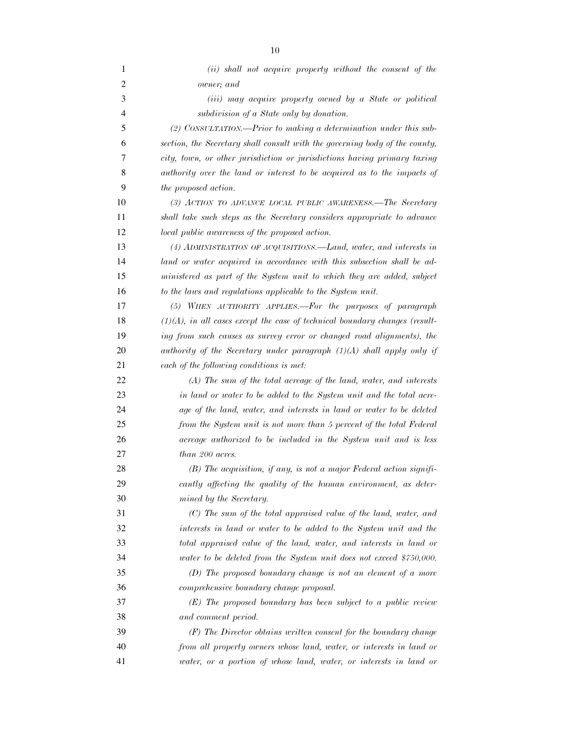*(ii) shall not acquire property without the consent of the owner; and*

*(iii) may acquire property owned by a State or political subdivision of a State only by donation.*

*(2) CONSULTATION.—Prior to making a determination under this subsection, the Secretary shall consult with the governing body of the county, city, town, or other jurisdiction or jurisdictions having primary taxing authority over the land or interest to be acquired as to the impacts of the proposed action.*

*(3) ACTION TO ADVANCE LOCAL PUBLIC AWARENESS.—The Secretary shall take such steps as the Secretary considers appropriate to advance local public awareness of the proposed action.*

*(4) ADMINISTRATION OF ACQUISITIONS.—Land, water, and interests in land or water acquired in accordance with this subsection shall be administered as part of the System unit to which they are added, subject to the laws and regulations applicable to the System unit.*

*(5) WHEN AUTHORITY APPLIES.—For the purposes of paragraph (1)(A), in all cases except the case of technical boundary changes (resulting from such causes as survey error or changed road alignments), the authority of the Secretary under paragraph (1)(A) shall apply only if each of the following conditions is met:*

*(A) The sum of the total acreage of the land, water, and interests in land or water to be added to the System unit and the total acreage of the land, water, and interests in land or water to be deleted from the System unit is not more than 5 percent of the total Federal acreage authorized to be included in the System unit and is less than 200 acres.*

*(B) The acquisition, if any, is not a major Federal action significantly affecting the quality of the human environment, as determined by the Secretary.*

*(C) The sum of the total appraised value of the land, water, and interests in land or water to be added to the System unit and the total appraised value of the land, water, and interests in land or water to be deleted from the System unit does not exceed $750,000.*

*(D) The proposed boundary change is not an element of a more comprehensive boundary change proposal.*

*(E) The proposed boundary has been subject to a public review and comment period.*

*(F) The Director obtains written consent for the boundary change from all property owners whose land, water, or interests in land or water, or a portion of whose land, water, or interests in land or*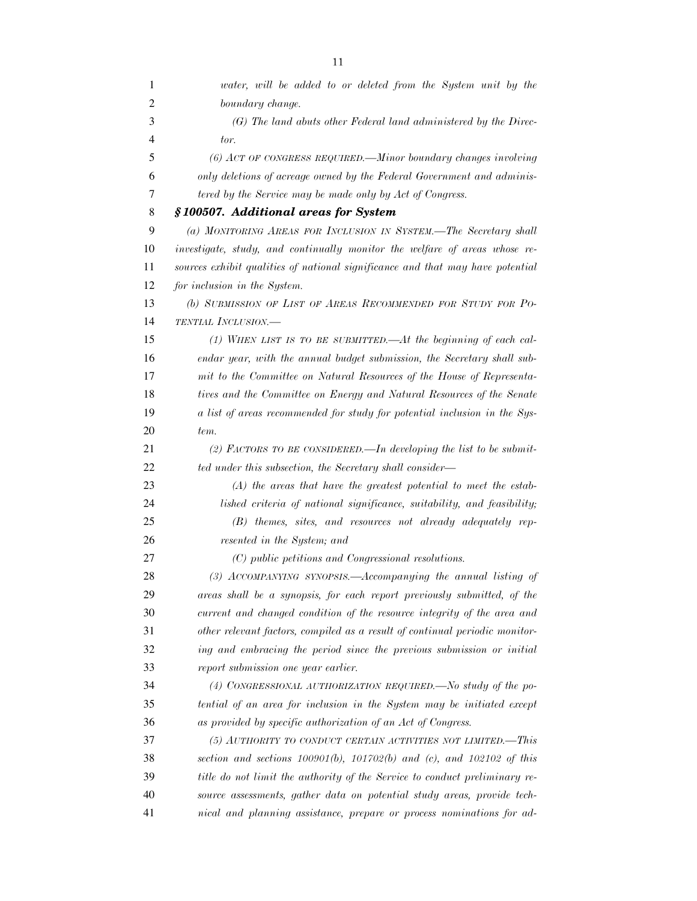*water, will be added to or deleted from the System unit by the boundary change.*

*(G) The land abuts other Federal land administered by the Director.*

*(6) ACT OF CONGRESS REQUIRED.—Minor boundary changes involving only deletions of acreage owned by the Federal Government and administered by the Service may be made only by Act of Congress.*

### *§ 100507. Additional areas for System*

*(a) MONITORING AREAS FOR INCLUSION IN SYSTEM.—The Secretary shall investigate, study, and continually monitor the welfare of areas whose resources exhibit qualities of national significance and that may have potential for inclusion in the System.*

*(b) SUBMISSION OF LIST OF AREAS RECOMMENDED FOR STUDY FOR POTENTIAL INCLUSION.—*

*(1) WHEN LIST IS TO BE SUBMITTED.—At the beginning of each calendar year, with the annual budget submission, the Secretary shall submit to the Committee on Natural Resources of the House of Representatives and the Committee on Energy and Natural Resources of the Senate a list of areas recommended for study for potential inclusion in the System.*

*(2) FACTORS TO BE CONSIDERED.—In developing the list to be submitted under this subsection, the Secretary shall consider—*

*(A) the areas that have the greatest potential to meet the established criteria of national significance, suitability, and feasibility;*

*(B) themes, sites, and resources not already adequately represented in the System; and*

*(C) public petitions and Congressional resolutions.*

*(3) ACCOMPANYING SYNOPSIS.—Accompanying the annual listing of areas shall be a synopsis, for each report previously submitted, of the current and changed condition of the resource integrity of the area and other relevant factors, compiled as a result of continual periodic monitoring and embracing the period since the previous submission or initial report submission one year earlier.*

*(4) CONGRESSIONAL AUTHORIZATION REQUIRED.—No study of the potential of an area for inclusion in the System may be initiated except as provided by specific authorization of an Act of Congress.*

*(5) AUTHORITY TO CONDUCT CERTAIN ACTIVITIES NOT LIMITED.—This section and sections 100901(b), 101702(b) and (c), and 102102 of this title do not limit the authority of the Service to conduct preliminary resource assessments, gather data on potential study areas, provide technical and planning assistance, prepare or process nominations for ad-*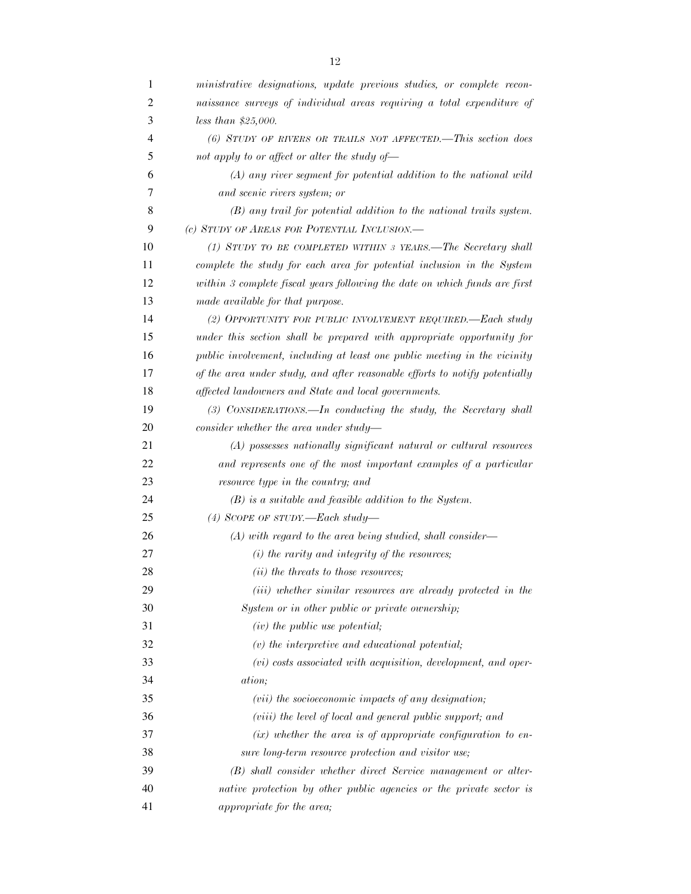*ministrative designations, update previous studies, or complete reconnaissance surveys of individual areas requiring a total expenditure of less than $25,000.*

*(6) STUDY OF RIVERS OR TRAILS NOT AFFECTED.—This section does not apply to or affect or alter the study of—*

*(A) any river segment for potential addition to the national wild and scenic rivers system; or*

*(B) any trail for potential addition to the national trails system.*

*(c) STUDY OF AREAS FOR POTENTIAL INCLUSION.—*

*(1) STUDY TO BE COMPLETED WITHIN 3 YEARS.—The Secretary shall complete the study for each area for potential inclusion in the System within 3 complete fiscal years following the date on which funds are first made available for that purpose.*

*(2) OPPORTUNITY FOR PUBLIC INVOLVEMENT REQUIRED.—Each study under this section shall be prepared with appropriate opportunity for public involvement, including at least one public meeting in the vicinity of the area under study, and after reasonable efforts to notify potentially affected landowners and State and local governments.*

*(3) CONSIDERATIONS.—In conducting the study, the Secretary shall consider whether the area under study—*

*(A) possesses nationally significant natural or cultural resources and represents one of the most important examples of a particular resource type in the country; and*

*(B) is a suitable and feasible addition to the System.*

*(4) SCOPE OF STUDY.—Each study—*

*(A) with regard to the area being studied, shall consider—*

*(i) the rarity and integrity of the resources;*

*(ii) the threats to those resources;*

*(iii) whether similar resources are already protected in the System or in other public or private ownership;*

*(iv) the public use potential;*

*(v) the interpretive and educational potential;*

*(vi) costs associated with acquisition, development, and operation;*

*(vii) the socioeconomic impacts of any designation;*

*(viii) the level of local and general public support; and*

*(ix) whether the area is of appropriate configuration to ensure long-term resource protection and visitor use;*

*(B) shall consider whether direct Service management or alternative protection by other public agencies or the private sector is appropriate for the area;*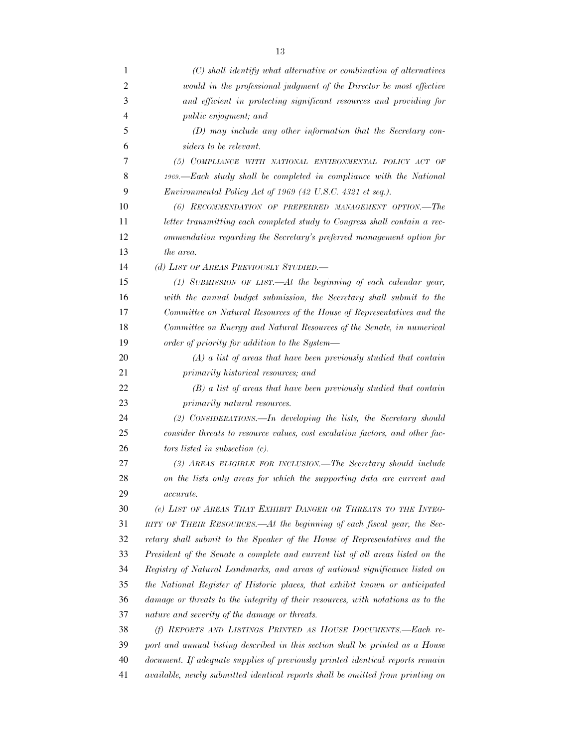*(C) shall identify what alternative or combination of alternatives would in the professional judgment of the Director be most effective and efficient in protecting significant resources and providing for public enjoyment; and*

*(D) may include any other information that the Secretary considers to be relevant.*

*(5) COMPLIANCE WITH NATIONAL ENVIRONMENTAL POLICY ACT OF 1969.—Each study shall be completed in compliance with the National Environmental Policy Act of 1969 (42 U.S.C. 4321 et seq.).*

*(6) RECOMMENDATION OF PREFERRED MANAGEMENT OPTION.—The letter transmitting each completed study to Congress shall contain a recommendation regarding the Secretary's preferred management option for the area.*

*(d) LIST OF AREAS PREVIOUSLY STUDIED.—*

*(1) SUBMISSION OF LIST.—At the beginning of each calendar year, with the annual budget submission, the Secretary shall submit to the Committee on Natural Resources of the House of Representatives and the Committee on Energy and Natural Resources of the Senate, in numerical order of priority for addition to the System—*

*(A) a list of areas that have been previously studied that contain primarily historical resources; and*

*(B) a list of areas that have been previously studied that contain primarily natural resources.*

*(2) CONSIDERATIONS.—In developing the lists, the Secretary should consider threats to resource values, cost escalation factors, and other factors listed in subsection (c).*

*(3) AREAS ELIGIBLE FOR INCLUSION.—The Secretary should include on the lists only areas for which the supporting data are current and accurate.*

*(e) LIST OF AREAS THAT EXHIBIT DANGER OR THREATS TO THE INTEGRITY OF THEIR RESOURCES.—At the beginning of each fiscal year, the Secretary shall submit to the Speaker of the House of Representatives and the President of the Senate a complete and current list of all areas listed on the Registry of Natural Landmarks, and areas of national significance listed on the National Register of Historic places, that exhibit known or anticipated damage or threats to the integrity of their resources, with notations as to the nature and severity of the damage or threats.*

*(f) REPORTS AND LISTINGS PRINTED AS HOUSE DOCUMENTS.—Each report and annual listing described in this section shall be printed as a House document. If adequate supplies of previously printed identical reports remain available, newly submitted identical reports shall be omitted from printing on*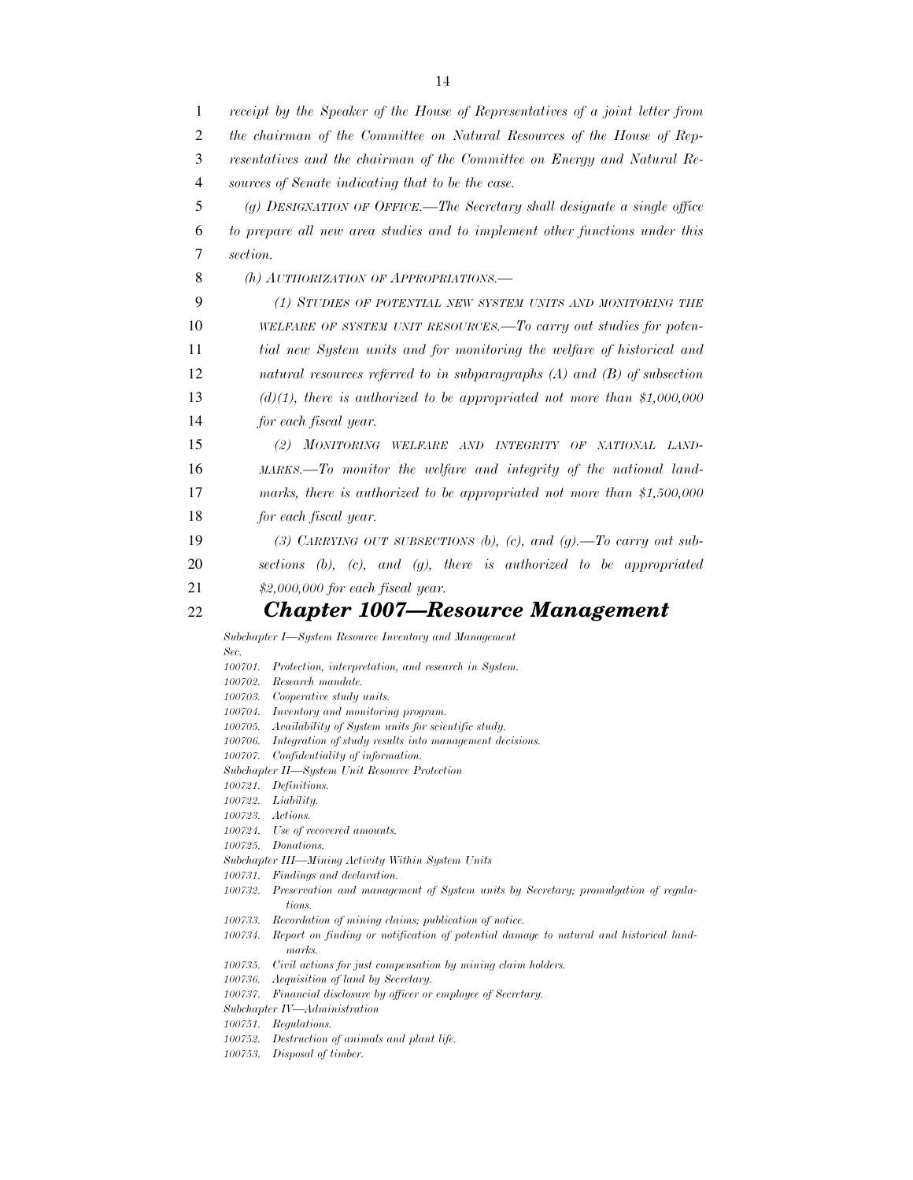*receipt by the Speaker of the House of Representatives of a joint letter from the chairman of the Committee on Natural Resources of the House of Representatives and the chairman of the Committee on Energy and Natural Resources of Senate indicating that to be the case.*

*(g) DESIGNATION OF OFFICE.—The Secretary shall designate a single office to prepare all new area studies and to implement other functions under this section.*

*(h) AUTHORIZATION OF APPROPRIATIONS.—*

*(1) STUDIES OF POTENTIAL NEW SYSTEM UNITS AND MONITORING THE WELFARE OF SYSTEM UNIT RESOURCES.—To carry out studies for potential new System units and for monitoring the welfare of historical and natural resources referred to in subparagraphs (A) and (B) of subsection (d)(1), there is authorized to be appropriated not more than $1,000,000 for each fiscal year.*

*(2) MONITORING WELFARE AND INTEGRITY OF NATIONAL LANDMARKS.—To monitor the welfare and integrity of the national landmarks, there is authorized to be appropriated not more than $1,500,000 for each fiscal year.*

*(3) CARRYING OUT SUBSECTIONS (b), (c), AND (g).—To carry out subsections (b), (c), and (g), there is authorized to be appropriated $2,000,000 for each fiscal year.*

# ***Chapter 1007—Resource Management***

*Subchapter I—System Resource Inventory and Management*

*Sec.*
*100701. Protection, interpretation, and research in System.*
*100702. Research mandate.*
*100703. Cooperative study units.*
*100704. Inventory and monitoring program.*
*100705. Availability of System units for scientific study.*
*100706. Integration of study results into management decisions.*
*100707. Confidentiality of information.*

*Subchapter II—System Unit Resource Protection*

*100721. Definitions.*
*100722. Liability.*
*100723. Actions.*
*100724. Use of recovered amounts.*
*100725. Donations.*

*Subchapter III—Mining Activity Within System Units*

*100731. Findings and declaration.*
*100732. Preservation and management of System units by Secretary; promulgation of regulations.*
*100733. Recordation of mining claims; publication of notice.*
*100734. Report on finding or notification of potential damage to natural and historical landmarks.*
*100735. Civil actions for just compensation by mining claim holders.*
*100736. Acquisition of land by Secretary.*
*100737. Financial disclosure by officer or employee of Secretary.*

*Subchapter IV—Administration*

*100751. Regulations.*
*100752. Destruction of animals and plant life.*
*100753. Disposal of timber.*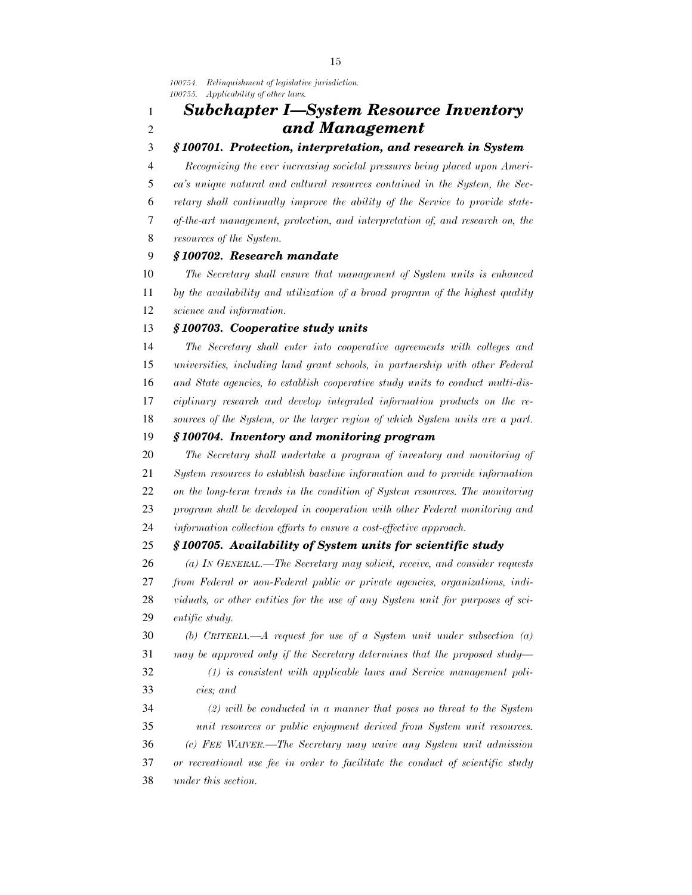*100754. Relinquishment of legislative jurisdiction.*
*100755. Applicability of other laws.*

## *Subchapter I—System Resource Inventory and Management*

### *§ 100701. Protection, interpretation, and research in System*

*Recognizing the ever increasing societal pressures being placed upon America's unique natural and cultural resources contained in the System, the Secretary shall continually improve the ability of the Service to provide state-of-the-art management, protection, and interpretation of, and research on, the resources of the System.*

### *§ 100702. Research mandate*

*The Secretary shall ensure that management of System units is enhanced by the availability and utilization of a broad program of the highest quality science and information.*

### *§ 100703. Cooperative study units*

*The Secretary shall enter into cooperative agreements with colleges and universities, including land grant schools, in partnership with other Federal and State agencies, to establish cooperative study units to conduct multi-disciplinary research and develop integrated information products on the resources of the System, or the larger region of which System units are a part.*

### *§ 100704. Inventory and monitoring program*

*The Secretary shall undertake a program of inventory and monitoring of System resources to establish baseline information and to provide information on the long-term trends in the condition of System resources. The monitoring program shall be developed in cooperation with other Federal monitoring and information collection efforts to ensure a cost-effective approach.*

### *§ 100705. Availability of System units for scientific study*

*(a) IN GENERAL.—The Secretary may solicit, receive, and consider requests from Federal or non-Federal public or private agencies, organizations, individuals, or other entities for the use of any System unit for purposes of scientific study.*

*(b) CRITERIA.—A request for use of a System unit under subsection (a) may be approved only if the Secretary determines that the proposed study—*

*(1) is consistent with applicable laws and Service management policies; and*

*(2) will be conducted in a manner that poses no threat to the System unit resources or public enjoyment derived from System unit resources.*

*(c) FEE WAIVER.—The Secretary may waive any System unit admission or recreational use fee in order to facilitate the conduct of scientific study under this section.*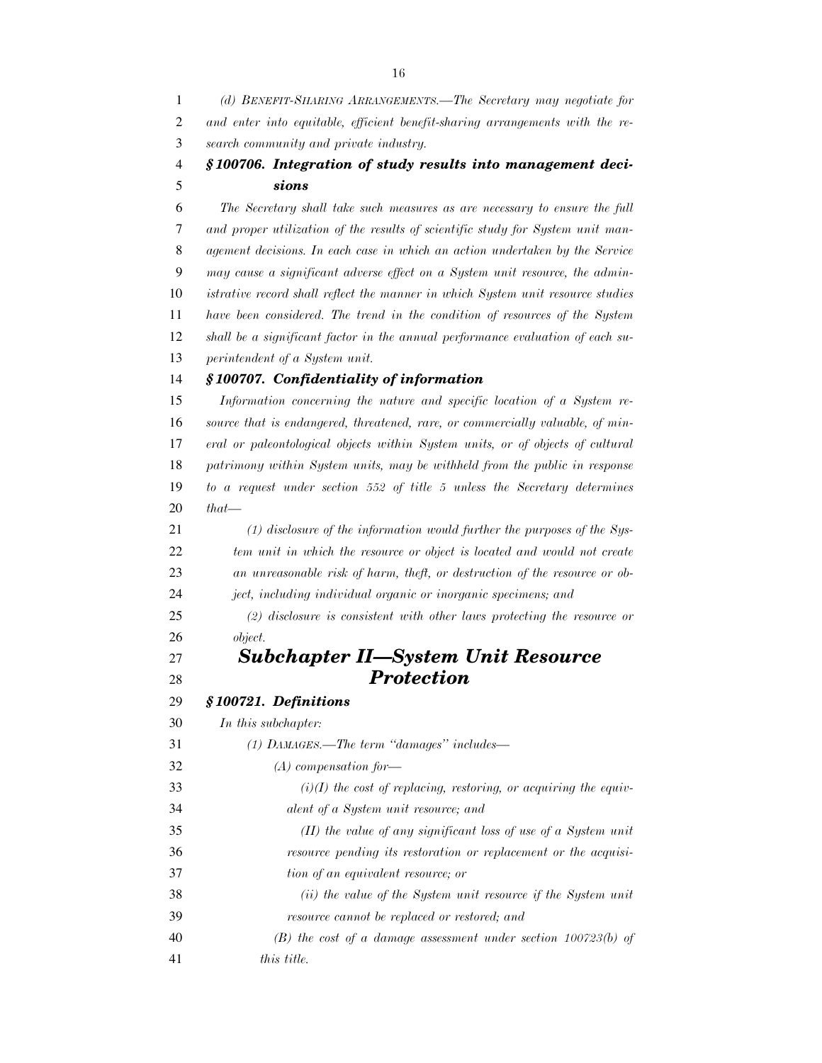*(d) BENEFIT-SHARING ARRANGEMENTS.—The Secretary may negotiate for and enter into equitable, efficient benefit-sharing arrangements with the research community and private industry.*

#### *§ 100706. Integration of study results into management decisions*

*The Secretary shall take such measures as are necessary to ensure the full and proper utilization of the results of scientific study for System unit management decisions. In each case in which an action undertaken by the Service may cause a significant adverse effect on a System unit resource, the administrative record shall reflect the manner in which System unit resource studies have been considered. The trend in the condition of resources of the System shall be a significant factor in the annual performance evaluation of each superintendent of a System unit.*

#### *§ 100707. Confidentiality of information*

*Information concerning the nature and specific location of a System resource that is endangered, threatened, rare, or commercially valuable, of mineral or paleontological objects within System units, or of objects of cultural patrimony within System units, may be withheld from the public in response to a request under section 552 of title 5 unless the Secretary determines that—*

*(1) disclosure of the information would further the purposes of the System unit in which the resource or object is located and would not create an unreasonable risk of harm, theft, or destruction of the resource or object, including individual organic or inorganic specimens; and*

*(2) disclosure is consistent with other laws protecting the resource or object.*

## *Subchapter II—System Unit Resource Protection*

#### *§ 100721. Definitions*

*In this subchapter:*

*(1) DAMAGES.—The term "damages" includes—*

*(A) compensation for—*

*(i)(I) the cost of replacing, restoring, or acquiring the equivalent of a System unit resource; and*

*(II) the value of any significant loss of use of a System unit resource pending its restoration or replacement or the acquisition of an equivalent resource; or*

*(ii) the value of the System unit resource if the System unit resource cannot be replaced or restored; and*

*(B) the cost of a damage assessment under section 100723(b) of this title.*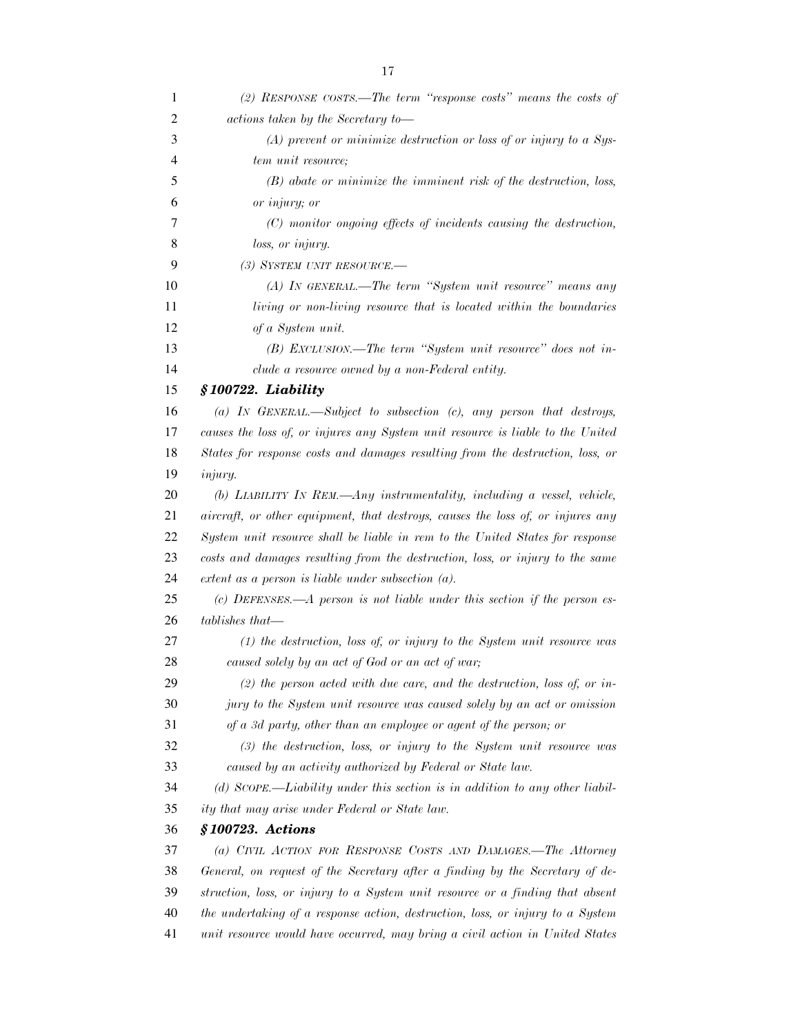*(2) RESPONSE COSTS.—The term "response costs" means the costs of actions taken by the Secretary to—*

*(A) prevent or minimize destruction or loss of or injury to a System unit resource;*

*(B) abate or minimize the imminent risk of the destruction, loss, or injury; or*

*(C) monitor ongoing effects of incidents causing the destruction, loss, or injury.*

*(3) SYSTEM UNIT RESOURCE.—*

*(A) IN GENERAL.—The term "System unit resource" means any living or non-living resource that is located within the boundaries of a System unit.*

*(B) EXCLUSION.—The term "System unit resource" does not include a resource owned by a non-Federal entity.*

### *§ 100722. Liability*

*(a) IN GENERAL.—Subject to subsection (c), any person that destroys, causes the loss of, or injures any System unit resource is liable to the United States for response costs and damages resulting from the destruction, loss, or injury.*

*(b) LIABILITY IN REM.—Any instrumentality, including a vessel, vehicle, aircraft, or other equipment, that destroys, causes the loss of, or injures any System unit resource shall be liable in rem to the United States for response costs and damages resulting from the destruction, loss, or injury to the same extent as a person is liable under subsection (a).*

*(c) DEFENSES.—A person is not liable under this section if the person establishes that—*

*(1) the destruction, loss of, or injury to the System unit resource was caused solely by an act of God or an act of war;*

*(2) the person acted with due care, and the destruction, loss of, or injury to the System unit resource was caused solely by an act or omission of a 3d party, other than an employee or agent of the person; or*

*(3) the destruction, loss, or injury to the System unit resource was caused by an activity authorized by Federal or State law.*

*(d) SCOPE.—Liability under this section is in addition to any other liability that may arise under Federal or State law.*

### *§ 100723. Actions*

*(a) CIVIL ACTION FOR RESPONSE COSTS AND DAMAGES.—The Attorney General, on request of the Secretary after a finding by the Secretary of destruction, loss, or injury to a System unit resource or a finding that absent the undertaking of a response action, destruction, loss, or injury to a System unit resource would have occurred, may bring a civil action in United States*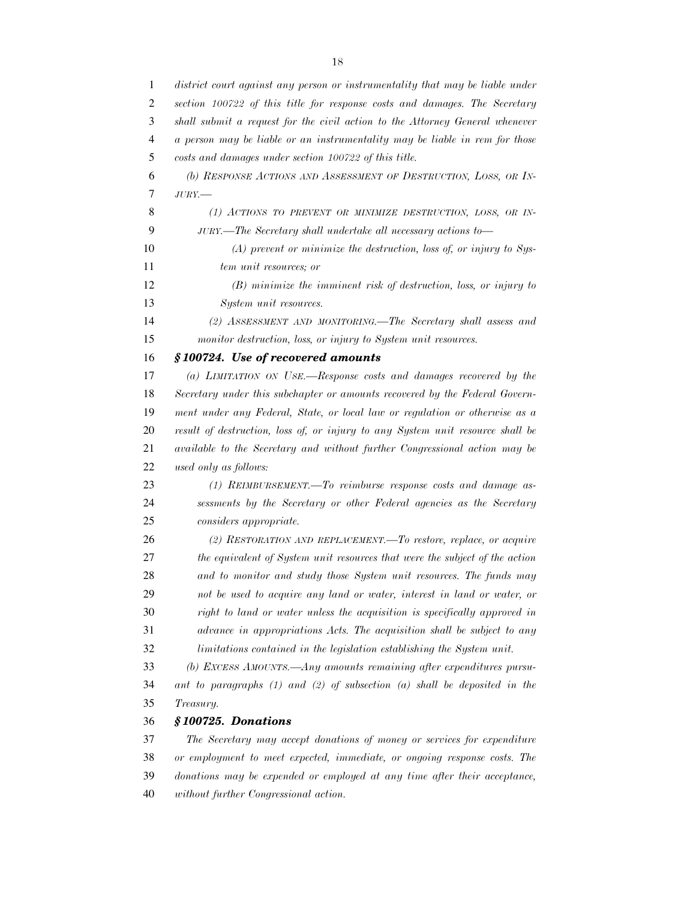*district court against any person or instrumentality that may be liable under section 100722 of this title for response costs and damages. The Secretary shall submit a request for the civil action to the Attorney General whenever a person may be liable or an instrumentality may be liable in rem for those costs and damages under section 100722 of this title.*

*(b) RESPONSE ACTIONS AND ASSESSMENT OF DESTRUCTION, LOSS, OR INJURY.—*

*(1) ACTIONS TO PREVENT OR MINIMIZE DESTRUCTION, LOSS, OR INJURY.—The Secretary shall undertake all necessary actions to—*

*(A) prevent or minimize the destruction, loss of, or injury to System unit resources; or*

*(B) minimize the imminent risk of destruction, loss, or injury to System unit resources.*

*(2) ASSESSMENT AND MONITORING.—The Secretary shall assess and monitor destruction, loss, or injury to System unit resources.*

### *§ 100724. Use of recovered amounts*

*(a) LIMITATION ON USE.—Response costs and damages recovered by the Secretary under this subchapter or amounts recovered by the Federal Government under any Federal, State, or local law or regulation or otherwise as a result of destruction, loss of, or injury to any System unit resource shall be available to the Secretary and without further Congressional action may be used only as follows:*

*(1) REIMBURSEMENT.—To reimburse response costs and damage assessments by the Secretary or other Federal agencies as the Secretary considers appropriate.*

*(2) RESTORATION AND REPLACEMENT.—To restore, replace, or acquire the equivalent of System unit resources that were the subject of the action and to monitor and study those System unit resources. The funds may not be used to acquire any land or water, interest in land or water, or right to land or water unless the acquisition is specifically approved in advance in appropriations Acts. The acquisition shall be subject to any limitations contained in the legislation establishing the System unit.*

*(b) EXCESS AMOUNTS.—Any amounts remaining after expenditures pursuant to paragraphs (1) and (2) of subsection (a) shall be deposited in the Treasury.*

### *§ 100725. Donations*

*The Secretary may accept donations of money or services for expenditure or employment to meet expected, immediate, or ongoing response costs. The donations may be expended or employed at any time after their acceptance, without further Congressional action.*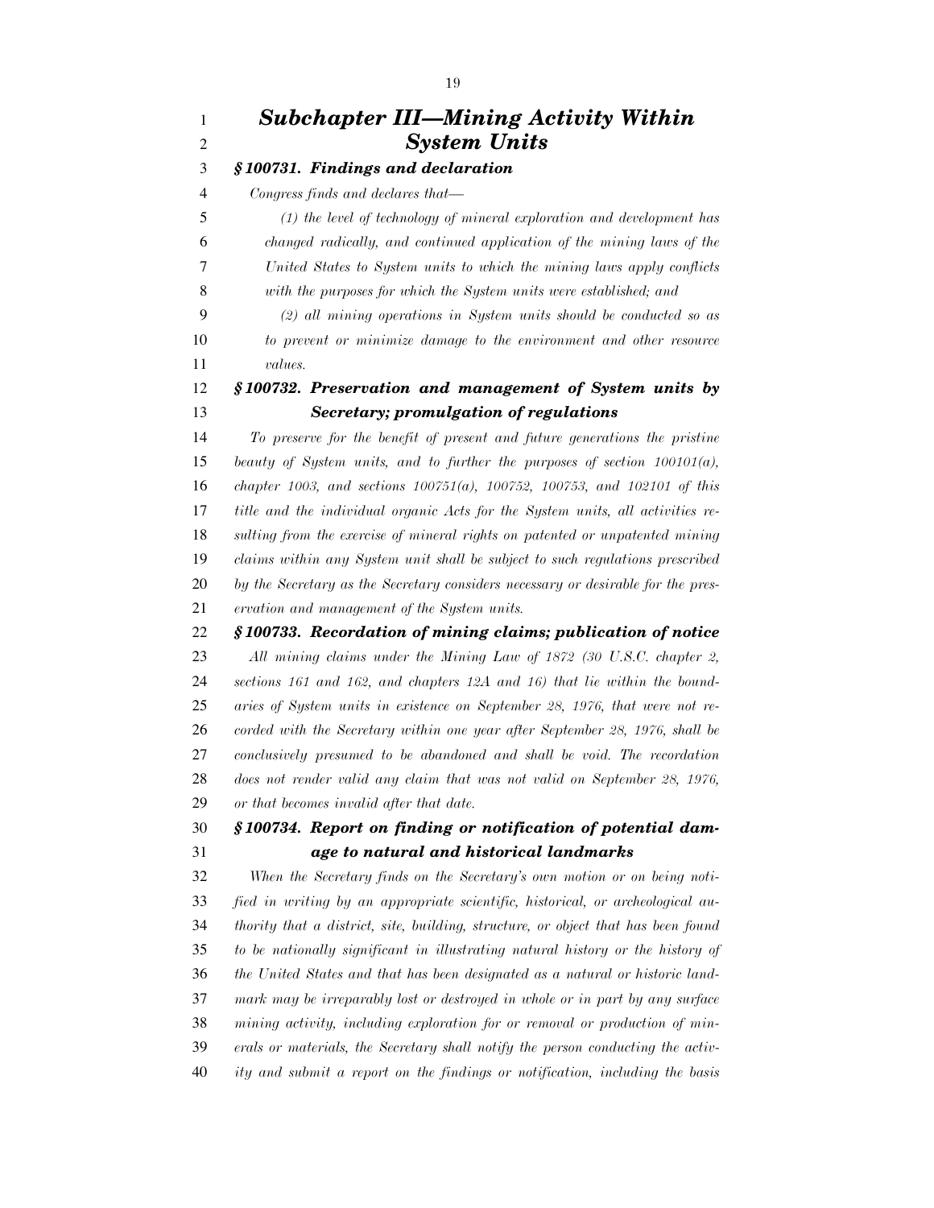## *Subchapter III—Mining Activity Within System Units*

### *§ 100731. Findings and declaration*

*Congress finds and declares that—*

*(1) the level of technology of mineral exploration and development has changed radically, and continued application of the mining laws of the United States to System units to which the mining laws apply conflicts with the purposes for which the System units were established; and*

*(2) all mining operations in System units should be conducted so as to prevent or minimize damage to the environment and other resource values.*

### *§ 100732. Preservation and management of System units by Secretary; promulgation of regulations*

*To preserve for the benefit of present and future generations the pristine beauty of System units, and to further the purposes of section 100101(a), chapter 1003, and sections 100751(a), 100752, 100753, and 102101 of this title and the individual organic Acts for the System units, all activities resulting from the exercise of mineral rights on patented or unpatented mining claims within any System unit shall be subject to such regulations prescribed by the Secretary as the Secretary considers necessary or desirable for the preservation and management of the System units.*

### *§ 100733. Recordation of mining claims; publication of notice*

*All mining claims under the Mining Law of 1872 (30 U.S.C. chapter 2, sections 161 and 162, and chapters 12A and 16) that lie within the boundaries of System units in existence on September 28, 1976, that were not recorded with the Secretary within one year after September 28, 1976, shall be conclusively presumed to be abandoned and shall be void. The recordation does not render valid any claim that was not valid on September 28, 1976, or that becomes invalid after that date.*

### *§ 100734. Report on finding or notification of potential damage to natural and historical landmarks*

*When the Secretary finds on the Secretary's own motion or on being notified in writing by an appropriate scientific, historical, or archeological authority that a district, site, building, structure, or object that has been found to be nationally significant in illustrating natural history or the history of the United States and that has been designated as a natural or historic landmark may be irreparably lost or destroyed in whole or in part by any surface mining activity, including exploration for or removal or production of minerals or materials, the Secretary shall notify the person conducting the activity and submit a report on the findings or notification, including the basis*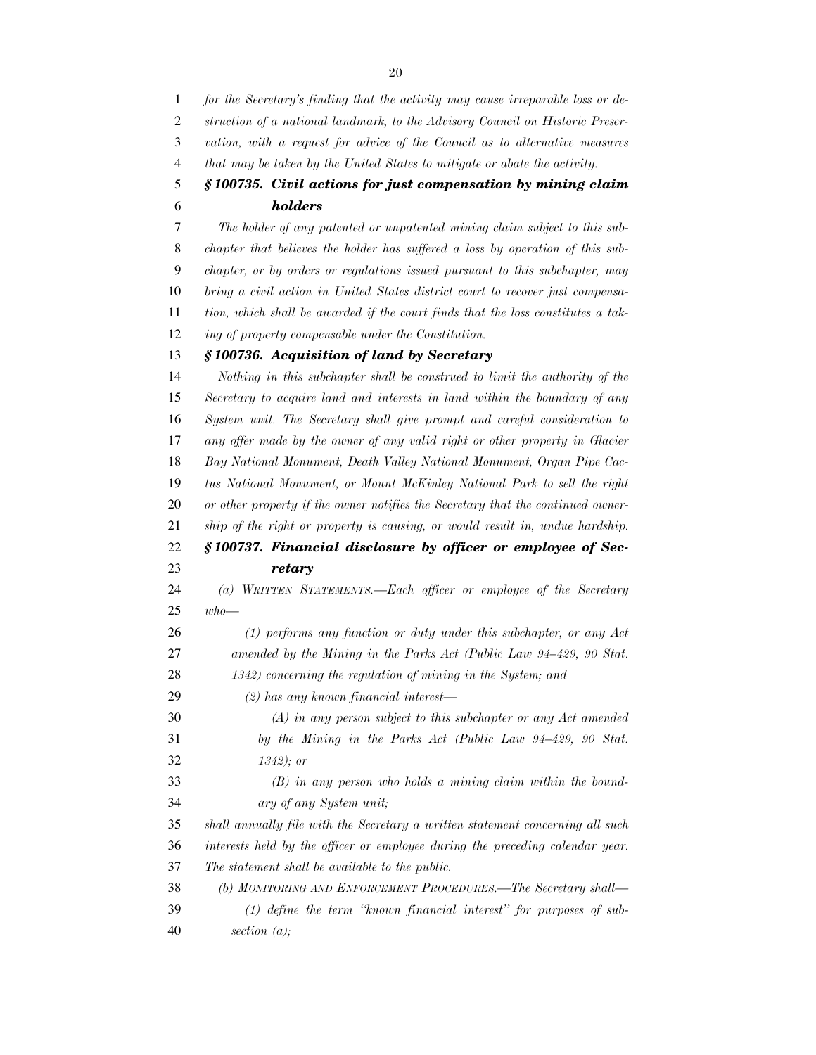*for the Secretary's finding that the activity may cause irreparable loss or destruction of a national landmark, to the Advisory Council on Historic Preservation, with a request for advice of the Council as to alternative measures that may be taken by the United States to mitigate or abate the activity.*

### *§ 100735. Civil actions for just compensation by mining claim holders*

*The holder of any patented or unpatented mining claim subject to this subchapter that believes the holder has suffered a loss by operation of this subchapter, or by orders or regulations issued pursuant to this subchapter, may bring a civil action in United States district court to recover just compensation, which shall be awarded if the court finds that the loss constitutes a taking of property compensable under the Constitution.*

### *§ 100736. Acquisition of land by Secretary*

*Nothing in this subchapter shall be construed to limit the authority of the Secretary to acquire land and interests in land within the boundary of any System unit. The Secretary shall give prompt and careful consideration to any offer made by the owner of any valid right or other property in Glacier Bay National Monument, Death Valley National Monument, Organ Pipe Cactus National Monument, or Mount McKinley National Park to sell the right or other property if the owner notifies the Secretary that the continued ownership of the right or property is causing, or would result in, undue hardship.*

### *§ 100737. Financial disclosure by officer or employee of Secretary*

*(a) WRITTEN STATEMENTS.—Each officer or employee of the Secretary who—*

*(1) performs any function or duty under this subchapter, or any Act amended by the Mining in the Parks Act (Public Law 94–429, 90 Stat. 1342) concerning the regulation of mining in the System; and*

*(2) has any known financial interest—*

*(A) in any person subject to this subchapter or any Act amended by the Mining in the Parks Act (Public Law 94–429, 90 Stat. 1342); or*

*(B) in any person who holds a mining claim within the boundary of any System unit;*

*shall annually file with the Secretary a written statement concerning all such interests held by the officer or employee during the preceding calendar year. The statement shall be available to the public.*

*(b) MONITORING AND ENFORCEMENT PROCEDURES.—The Secretary shall—*

*(1) define the term "known financial interest" for purposes of subsection (a);*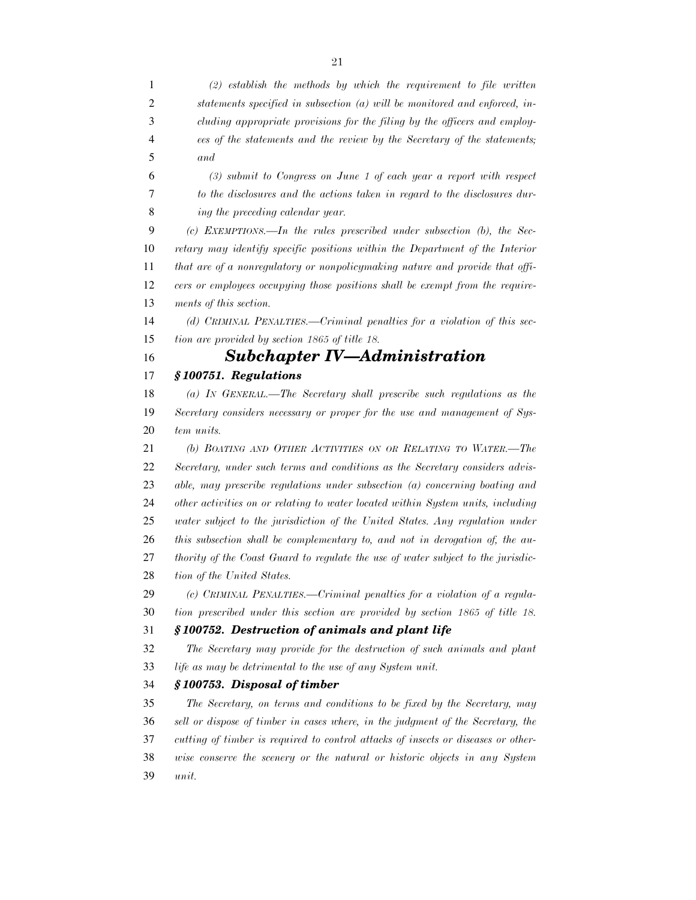*(2) establish the methods by which the requirement to file written statements specified in subsection (a) will be monitored and enforced, including appropriate provisions for the filing by the officers and employees of the statements and the review by the Secretary of the statements; and*

*(3) submit to Congress on June 1 of each year a report with respect to the disclosures and the actions taken in regard to the disclosures during the preceding calendar year.*

*(c) EXEMPTIONS.—In the rules prescribed under subsection (b), the Secretary may identify specific positions within the Department of the Interior that are of a nonregulatory or nonpolicymaking nature and provide that officers or employees occupying those positions shall be exempt from the requirements of this section.*

*(d) CRIMINAL PENALTIES.—Criminal penalties for a violation of this section are provided by section 1865 of title 18.*

## *Subchapter IV—Administration*

### *§100751. Regulations*

*(a) IN GENERAL.—The Secretary shall prescribe such regulations as the Secretary considers necessary or proper for the use and management of System units.*

*(b) BOATING AND OTHER ACTIVITIES ON OR RELATING TO WATER.—The Secretary, under such terms and conditions as the Secretary considers advisable, may prescribe regulations under subsection (a) concerning boating and other activities on or relating to water located within System units, including water subject to the jurisdiction of the United States. Any regulation under this subsection shall be complementary to, and not in derogation of, the authority of the Coast Guard to regulate the use of water subject to the jurisdiction of the United States.*

*(c) CRIMINAL PENALTIES.—Criminal penalties for a violation of a regulation prescribed under this section are provided by section 1865 of title 18.*

### *§100752. Destruction of animals and plant life*

*The Secretary may provide for the destruction of such animals and plant life as may be detrimental to the use of any System unit.*

### *§100753. Disposal of timber*

*The Secretary, on terms and conditions to be fixed by the Secretary, may sell or dispose of timber in cases where, in the judgment of the Secretary, the cutting of timber is required to control attacks of insects or diseases or otherwise conserve the scenery or the natural or historic objects in any System unit.*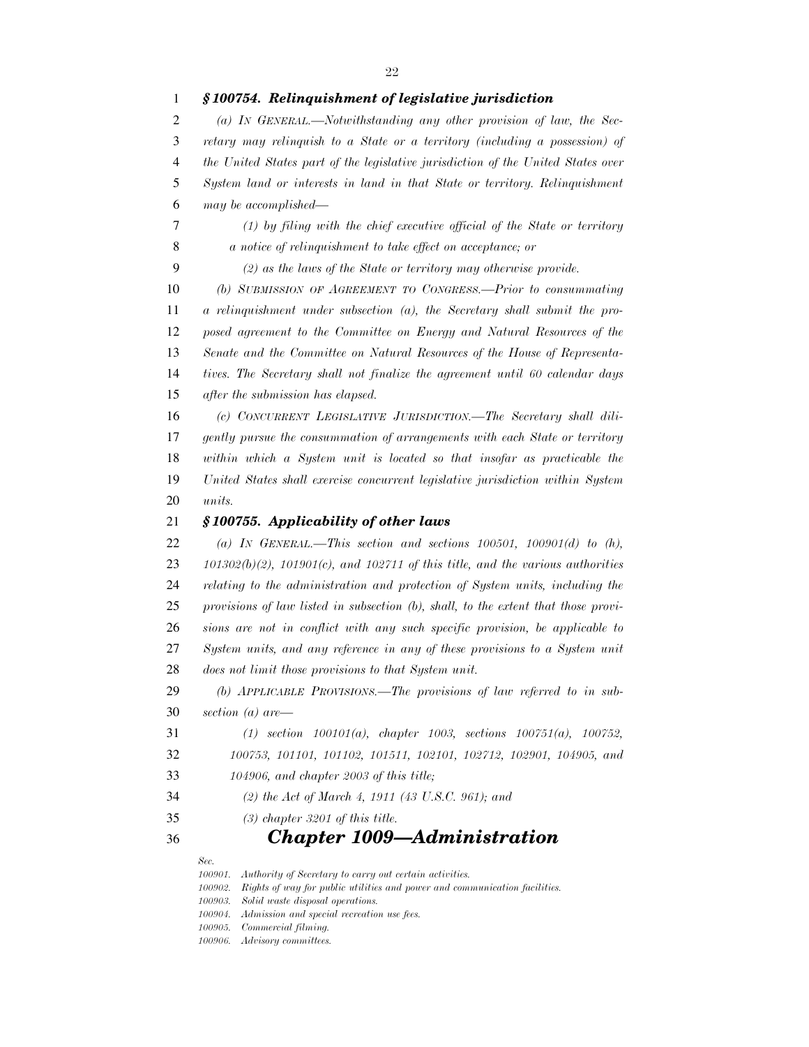### *§ 100754. Relinquishment of legislative jurisdiction*

*(a) IN GENERAL.—Notwithstanding any other provision of law, the Secretary may relinquish to a State or a territory (including a possession) of the United States part of the legislative jurisdiction of the United States over System land or interests in land in that State or territory. Relinquishment may be accomplished—*

*(1) by filing with the chief executive official of the State or territory a notice of relinquishment to take effect on acceptance; or*

*(2) as the laws of the State or territory may otherwise provide.*

*(b) SUBMISSION OF AGREEMENT TO CONGRESS.—Prior to consummating a relinquishment under subsection (a), the Secretary shall submit the proposed agreement to the Committee on Energy and Natural Resources of the Senate and the Committee on Natural Resources of the House of Representatives. The Secretary shall not finalize the agreement until 60 calendar days after the submission has elapsed.*

*(c) CONCURRENT LEGISLATIVE JURISDICTION.—The Secretary shall diligently pursue the consummation of arrangements with each State or territory within which a System unit is located so that insofar as practicable the United States shall exercise concurrent legislative jurisdiction within System units.*

### *§ 100755. Applicability of other laws*

*(a) IN GENERAL.—This section and sections 100501, 100901(d) to (h), 101302(b)(2), 101901(c), and 102711 of this title, and the various authorities relating to the administration and protection of System units, including the provisions of law listed in subsection (b), shall, to the extent that those provisions are not in conflict with any such specific provision, be applicable to System units, and any reference in any of these provisions to a System unit does not limit those provisions to that System unit.*

*(b) APPLICABLE PROVISIONS.—The provisions of law referred to in subsection (a) are—*

*(1) section 100101(a), chapter 1003, sections 100751(a), 100752, 100753, 101101, 101102, 101511, 102101, 102712, 102901, 104905, and 104906, and chapter 2003 of this title;*

*(2) the Act of March 4, 1911 (43 U.S.C. 961); and*

*(3) chapter 3201 of this title.*

## *Chapter 1009—Administration*

*Sec.*

*100901. Authority of Secretary to carry out certain activities.*
*100902. Rights of way for public utilities and power and communication facilities.*
*100903. Solid waste disposal operations.*
*100904. Admission and special recreation use fees.*
*100905. Commercial filming.*
*100906. Advisory committees.*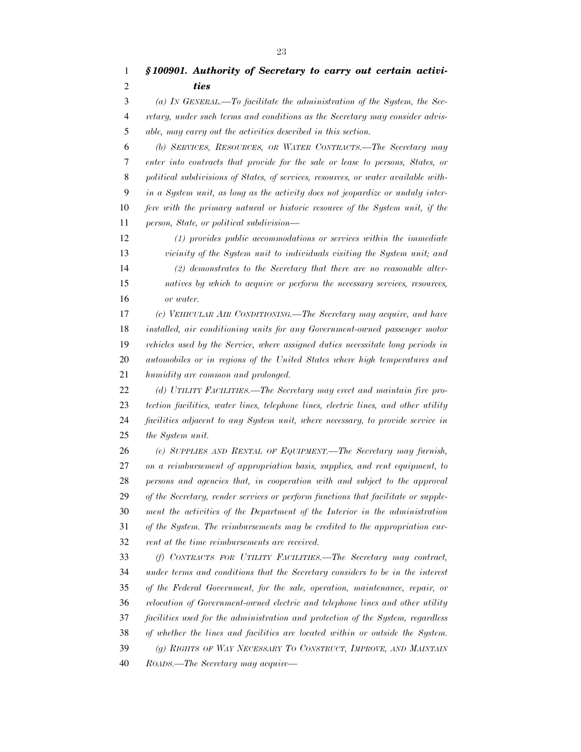### *§ 100901. Authority of Secretary to carry out certain activities*

*(a) IN GENERAL.—To facilitate the administration of the System, the Secretary, under such terms and conditions as the Secretary may consider advisable, may carry out the activities described in this section.*

*(b) SERVICES, RESOURCES, OR WATER CONTRACTS.—The Secretary may enter into contracts that provide for the sale or lease to persons, States, or political subdivisions of States, of services, resources, or water available within a System unit, as long as the activity does not jeopardize or unduly interfere with the primary natural or historic resource of the System unit, if the person, State, or political subdivision—*

> *(1) provides public accommodations or services within the immediate vicinity of the System unit to individuals visiting the System unit; and*
>
> *(2) demonstrates to the Secretary that there are no reasonable alternatives by which to acquire or perform the necessary services, resources, or water.*

*(c) VEHICULAR AIR CONDITIONING.—The Secretary may acquire, and have installed, air conditioning units for any Government-owned passenger motor vehicles used by the Service, where assigned duties necessitate long periods in automobiles or in regions of the United States where high temperatures and humidity are common and prolonged.*

*(d) UTILITY FACILITIES.—The Secretary may erect and maintain fire protection facilities, water lines, telephone lines, electric lines, and other utility facilities adjacent to any System unit, where necessary, to provide service in the System unit.*

*(e) SUPPLIES AND RENTAL OF EQUIPMENT.—The Secretary may furnish, on a reimbursement of appropriation basis, supplies, and rent equipment, to persons and agencies that, in cooperation with and subject to the approval of the Secretary, render services or perform functions that facilitate or supplement the activities of the Department of the Interior in the administration of the System. The reimbursements may be credited to the appropriation current at the time reimbursements are received.*

*(f) CONTRACTS FOR UTILITY FACILITIES.—The Secretary may contract, under terms and conditions that the Secretary considers to be in the interest of the Federal Government, for the sale, operation, maintenance, repair, or relocation of Government-owned electric and telephone lines and other utility facilities used for the administration and protection of the System, regardless of whether the lines and facilities are located within or outside the System.*

*(g) RIGHTS OF WAY NECESSARY TO CONSTRUCT, IMPROVE, AND MAINTAIN ROADS.—The Secretary may acquire—*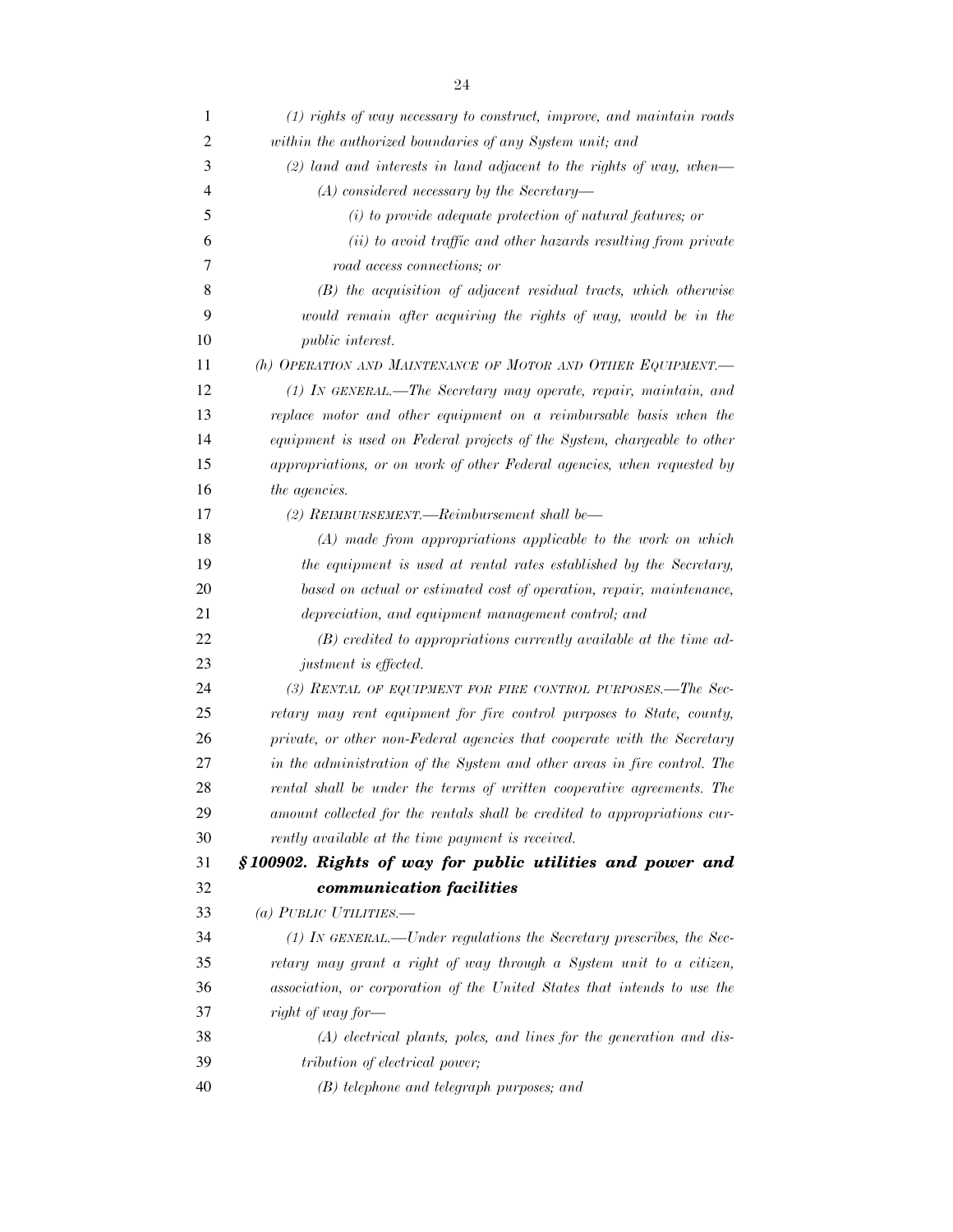*(1) rights of way necessary to construct, improve, and maintain roads within the authorized boundaries of any System unit; and*

*(2) land and interests in land adjacent to the rights of way, when—*

*(A) considered necessary by the Secretary—*

*(i) to provide adequate protection of natural features; or*

*(ii) to avoid traffic and other hazards resulting from private road access connections; or*

*(B) the acquisition of adjacent residual tracts, which otherwise would remain after acquiring the rights of way, would be in the public interest.*

*(h) OPERATION AND MAINTENANCE OF MOTOR AND OTHER EQUIPMENT.—*

*(1) IN GENERAL.—The Secretary may operate, repair, maintain, and replace motor and other equipment on a reimbursable basis when the equipment is used on Federal projects of the System, chargeable to other appropriations, or on work of other Federal agencies, when requested by the agencies.*

*(2) REIMBURSEMENT.—Reimbursement shall be—*

*(A) made from appropriations applicable to the work on which the equipment is used at rental rates established by the Secretary, based on actual or estimated cost of operation, repair, maintenance, depreciation, and equipment management control; and*

*(B) credited to appropriations currently available at the time adjustment is effected.*

*(3) RENTAL OF EQUIPMENT FOR FIRE CONTROL PURPOSES.—The Secretary may rent equipment for fire control purposes to State, county, private, or other non-Federal agencies that cooperate with the Secretary in the administration of the System and other areas in fire control. The rental shall be under the terms of written cooperative agreements. The amount collected for the rentals shall be credited to appropriations currently available at the time payment is received.*

### *§100902. Rights of way for public utilities and power and communication facilities*

*(a) PUBLIC UTILITIES.—*

*(1) IN GENERAL.—Under regulations the Secretary prescribes, the Secretary may grant a right of way through a System unit to a citizen, association, or corporation of the United States that intends to use the right of way for—*

*(A) electrical plants, poles, and lines for the generation and distribution of electrical power;*

*(B) telephone and telegraph purposes; and*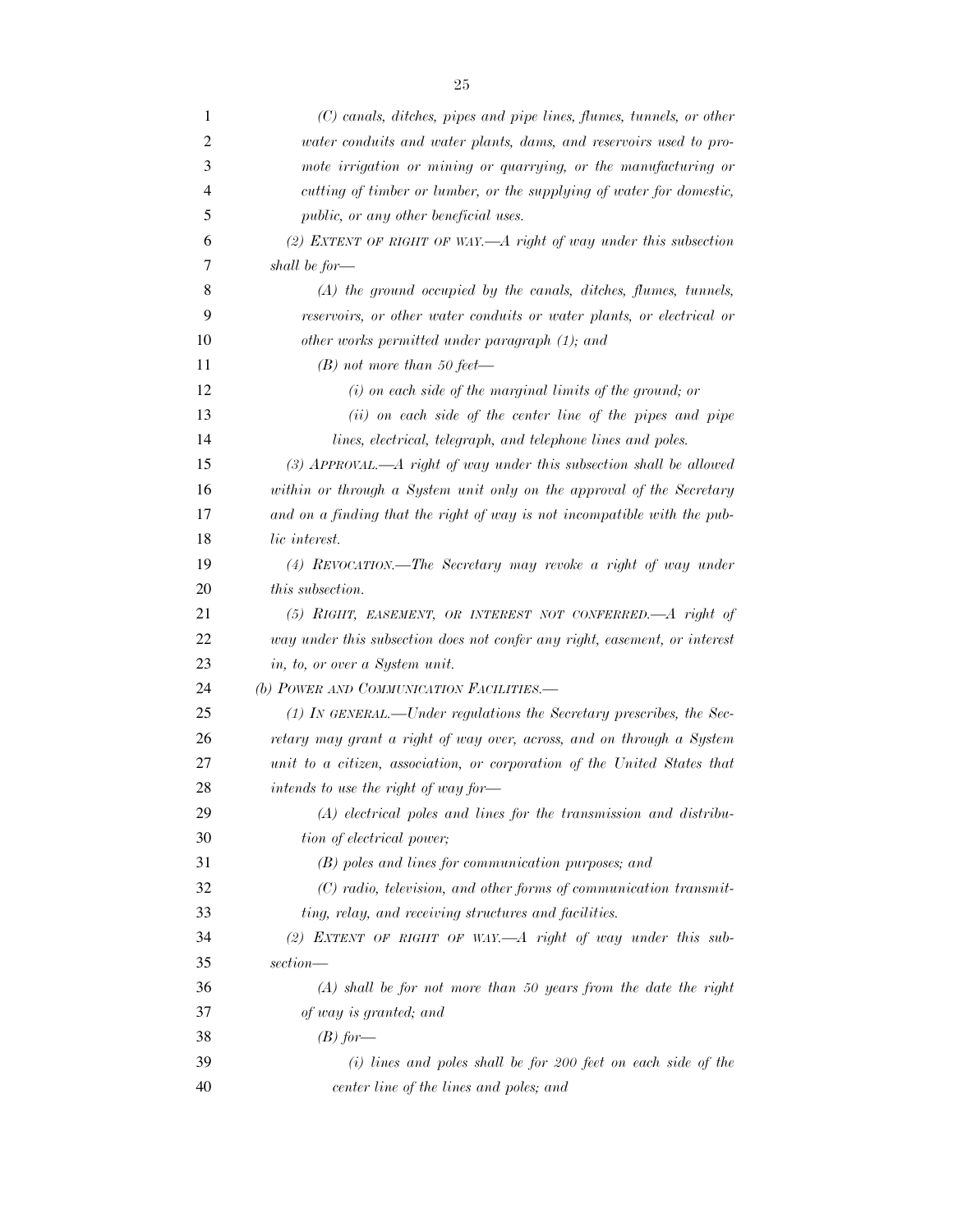*(C) canals, ditches, pipes and pipe lines, flumes, tunnels, or other water conduits and water plants, dams, and reservoirs used to promote irrigation or mining or quarrying, or the manufacturing or cutting of timber or lumber, or the supplying of water for domestic, public, or any other beneficial uses.*

*(2) EXTENT OF RIGHT OF WAY.—A right of way under this subsection shall be for—*

*(A) the ground occupied by the canals, ditches, flumes, tunnels, reservoirs, or other water conduits or water plants, or electrical or other works permitted under paragraph (1); and*

*(B) not more than 50 feet—*

*(i) on each side of the marginal limits of the ground; or*

*(ii) on each side of the center line of the pipes and pipe lines, electrical, telegraph, and telephone lines and poles.*

*(3) APPROVAL.—A right of way under this subsection shall be allowed within or through a System unit only on the approval of the Secretary and on a finding that the right of way is not incompatible with the public interest.*

*(4) REVOCATION.—The Secretary may revoke a right of way under this subsection.*

*(5) RIGHT, EASEMENT, OR INTEREST NOT CONFERRED.—A right of way under this subsection does not confer any right, easement, or interest in, to, or over a System unit.*

*(b) POWER AND COMMUNICATION FACILITIES.—*

*(1) IN GENERAL.—Under regulations the Secretary prescribes, the Secretary may grant a right of way over, across, and on through a System unit to a citizen, association, or corporation of the United States that intends to use the right of way for—*

*(A) electrical poles and lines for the transmission and distribution of electrical power;*

*(B) poles and lines for communication purposes; and*

*(C) radio, television, and other forms of communication transmitting, relay, and receiving structures and facilities.*

*(2) EXTENT OF RIGHT OF WAY.—A right of way under this subsection—*

*(A) shall be for not more than 50 years from the date the right of way is granted; and*

*(B) for—*

*(i) lines and poles shall be for 200 feet on each side of the center line of the lines and poles; and*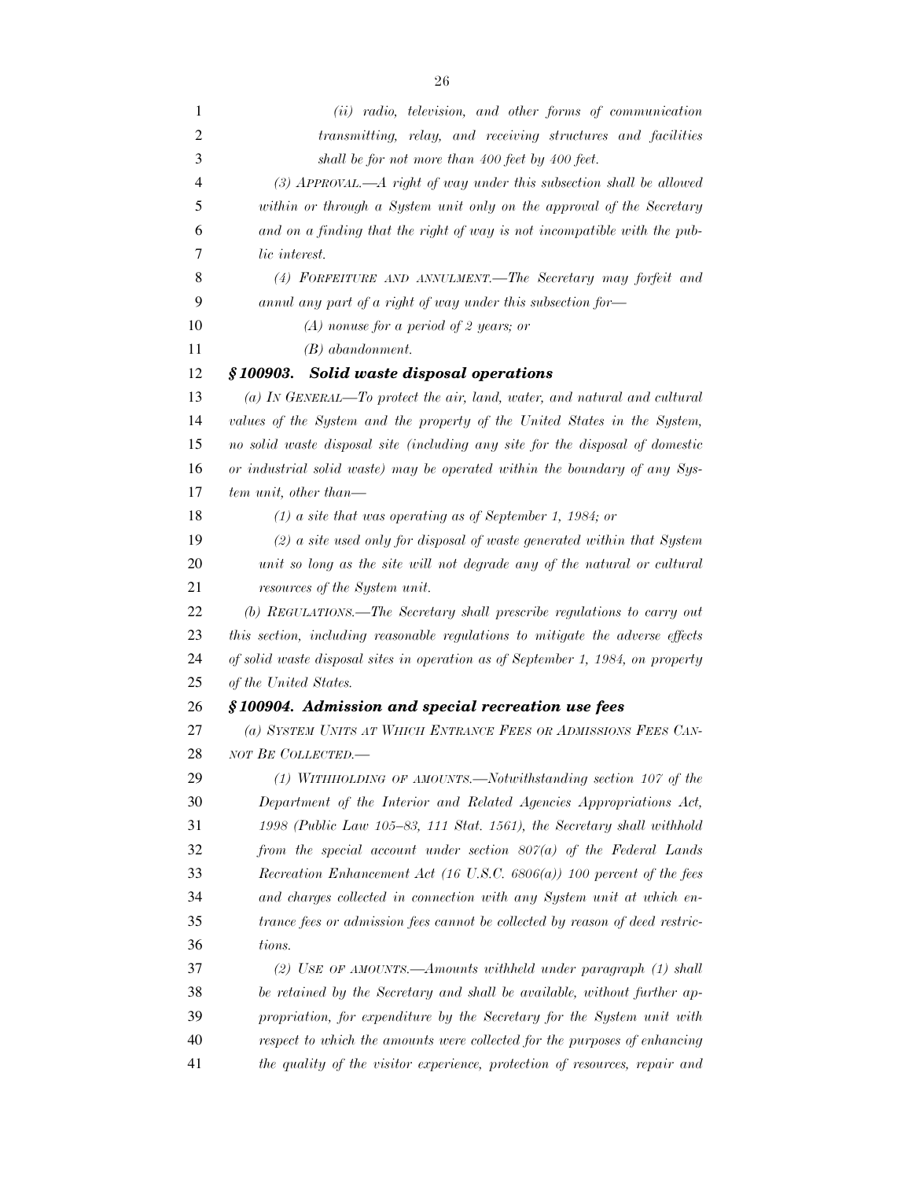*(ii) radio, television, and other forms of communication transmitting, relay, and receiving structures and facilities shall be for not more than 400 feet by 400 feet.*

*(3) APPROVAL.—A right of way under this subsection shall be allowed within or through a System unit only on the approval of the Secretary and on a finding that the right of way is not incompatible with the public interest.*

*(4) FORFEITURE AND ANNULMENT.—The Secretary may forfeit and annul any part of a right of way under this subsection for—*

*(A) nonuse for a period of 2 years; or*

*(B) abandonment.*

### ***§ 100903. Solid waste disposal operations***

*(a) IN GENERAL—To protect the air, land, water, and natural and cultural values of the System and the property of the United States in the System, no solid waste disposal site (including any site for the disposal of domestic or industrial solid waste) may be operated within the boundary of any System unit, other than—*

*(1) a site that was operating as of September 1, 1984; or*

*(2) a site used only for disposal of waste generated within that System unit so long as the site will not degrade any of the natural or cultural resources of the System unit.*

*(b) REGULATIONS.—The Secretary shall prescribe regulations to carry out this section, including reasonable regulations to mitigate the adverse effects of solid waste disposal sites in operation as of September 1, 1984, on property of the United States.*

### ***§ 100904. Admission and special recreation use fees***

*(a) SYSTEM UNITS AT WHICH ENTRANCE FEES OR ADMISSIONS FEES CANNOT BE COLLECTED.—*

*(1) WITHHOLDING OF AMOUNTS.—Notwithstanding section 107 of the Department of the Interior and Related Agencies Appropriations Act, 1998 (Public Law 105–83, 111 Stat. 1561), the Secretary shall withhold from the special account under section 807(a) of the Federal Lands Recreation Enhancement Act (16 U.S.C. 6806(a)) 100 percent of the fees and charges collected in connection with any System unit at which entrance fees or admission fees cannot be collected by reason of deed restrictions.*

*(2) USE OF AMOUNTS.—Amounts withheld under paragraph (1) shall be retained by the Secretary and shall be available, without further appropriation, for expenditure by the Secretary for the System unit with respect to which the amounts were collected for the purposes of enhancing the quality of the visitor experience, protection of resources, repair and*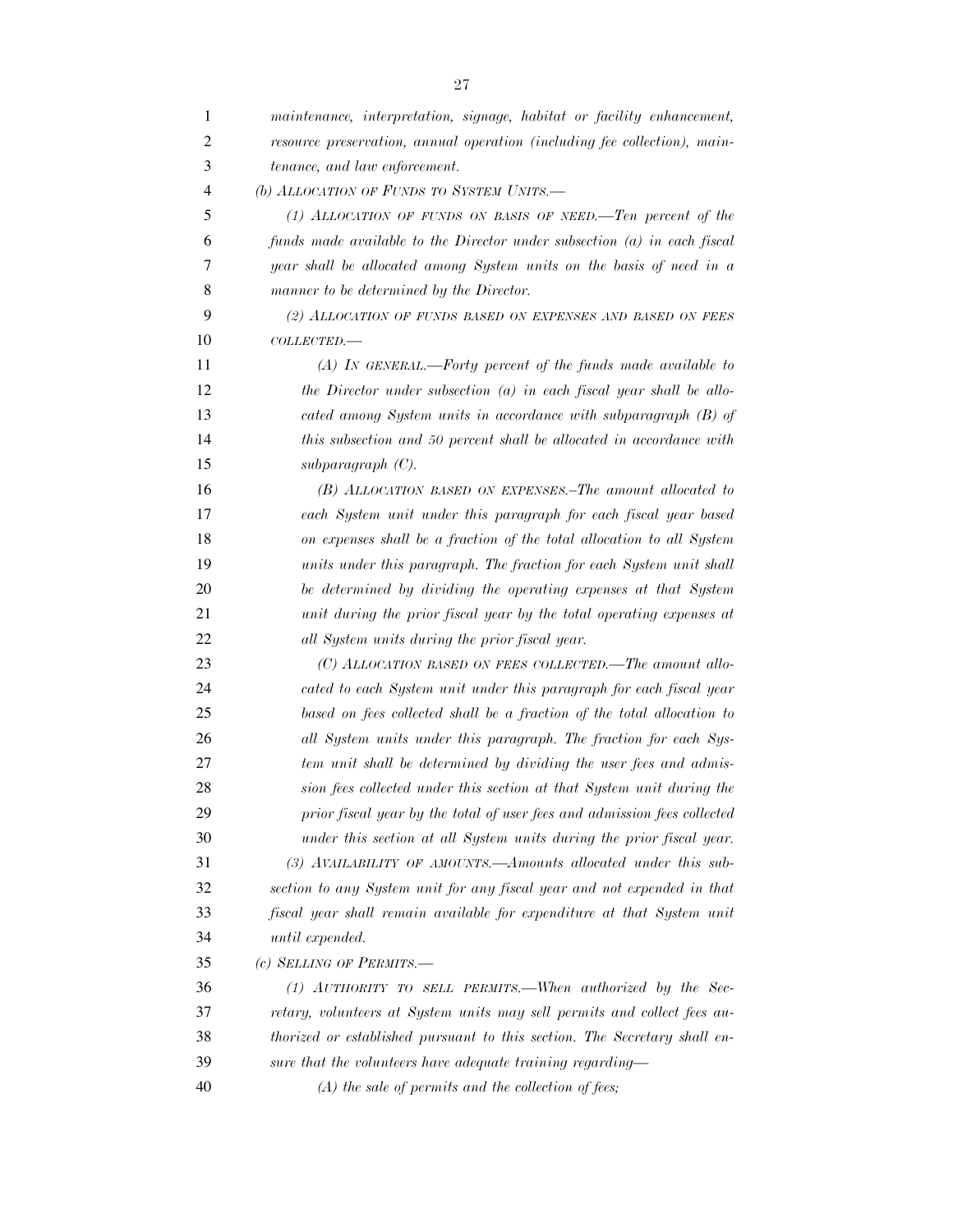*maintenance, interpretation, signage, habitat or facility enhancement, resource preservation, annual operation (including fee collection), maintenance, and law enforcement.*

*(b) ALLOCATION OF FUNDS TO SYSTEM UNITS.—*

*(1) ALLOCATION OF FUNDS ON BASIS OF NEED.—Ten percent of the funds made available to the Director under subsection (a) in each fiscal year shall be allocated among System units on the basis of need in a manner to be determined by the Director.*

*(2) ALLOCATION OF FUNDS BASED ON EXPENSES AND BASED ON FEES COLLECTED.—*

*(A) IN GENERAL.—Forty percent of the funds made available to the Director under subsection (a) in each fiscal year shall be allocated among System units in accordance with subparagraph (B) of this subsection and 50 percent shall be allocated in accordance with subparagraph (C).*

*(B) ALLOCATION BASED ON EXPENSES.–The amount allocated to each System unit under this paragraph for each fiscal year based on expenses shall be a fraction of the total allocation to all System units under this paragraph. The fraction for each System unit shall be determined by dividing the operating expenses at that System unit during the prior fiscal year by the total operating expenses at all System units during the prior fiscal year.*

*(C) ALLOCATION BASED ON FEES COLLECTED.—The amount allocated to each System unit under this paragraph for each fiscal year based on fees collected shall be a fraction of the total allocation to all System units under this paragraph. The fraction for each System unit shall be determined by dividing the user fees and admission fees collected under this section at that System unit during the prior fiscal year by the total of user fees and admission fees collected under this section at all System units during the prior fiscal year.*

*(3) AVAILABILITY OF AMOUNTS.—Amounts allocated under this subsection to any System unit for any fiscal year and not expended in that fiscal year shall remain available for expenditure at that System unit until expended.*

*(c) SELLING OF PERMITS.—*

*(1) AUTHORITY TO SELL PERMITS.—When authorized by the Secretary, volunteers at System units may sell permits and collect fees authorized or established pursuant to this section. The Secretary shall ensure that the volunteers have adequate training regarding—*

*(A) the sale of permits and the collection of fees;*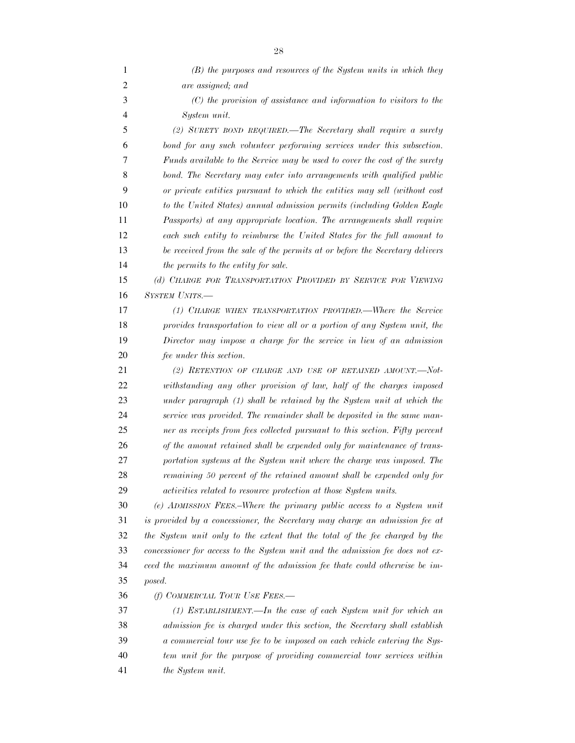*(B) the purposes and resources of the System units in which they are assigned; and*

*(C) the provision of assistance and information to visitors to the System unit.*

*(2) SURETY BOND REQUIRED.—The Secretary shall require a surety bond for any such volunteer performing services under this subsection. Funds available to the Service may be used to cover the cost of the surety bond. The Secretary may enter into arrangements with qualified public or private entities pursuant to which the entities may sell (without cost to the United States) annual admission permits (including Golden Eagle Passports) at any appropriate location. The arrangements shall require each such entity to reimburse the United States for the full amount to be received from the sale of the permits at or before the Secretary delivers the permits to the entity for sale.*

*(d) CHARGE FOR TRANSPORTATION PROVIDED BY SERVICE FOR VIEWING SYSTEM UNITS.—*

*(1) CHARGE WHEN TRANSPORTATION PROVIDED.—Where the Service provides transportation to view all or a portion of any System unit, the Director may impose a charge for the service in lieu of an admission fee under this section.*

*(2) RETENTION OF CHARGE AND USE OF RETAINED AMOUNT.—Notwithstanding any other provision of law, half of the charges imposed under paragraph (1) shall be retained by the System unit at which the service was provided. The remainder shall be deposited in the same manner as receipts from fees collected pursuant to this section. Fifty percent of the amount retained shall be expended only for maintenance of transportation systems at the System unit where the charge was imposed. The remaining 50 percent of the retained amount shall be expended only for activities related to resource protection at those System units.*

*(e) ADMISSION FEES.–Where the primary public access to a System unit is provided by a concessioner, the Secretary may charge an admission fee at the System unit only to the extent that the total of the fee charged by the concessioner for access to the System unit and the admission fee does not exceed the maximum amount of the admission fee thate could otherwise be imposed.*

*(f) COMMERCIAL TOUR USE FEES.—*

*(1) ESTABLISHMENT.—In the case of each System unit for which an admission fee is charged under this section, the Secretary shall establish a commercial tour use fee to be imposed on each vehicle entering the System unit for the purpose of providing commercial tour services within the System unit.*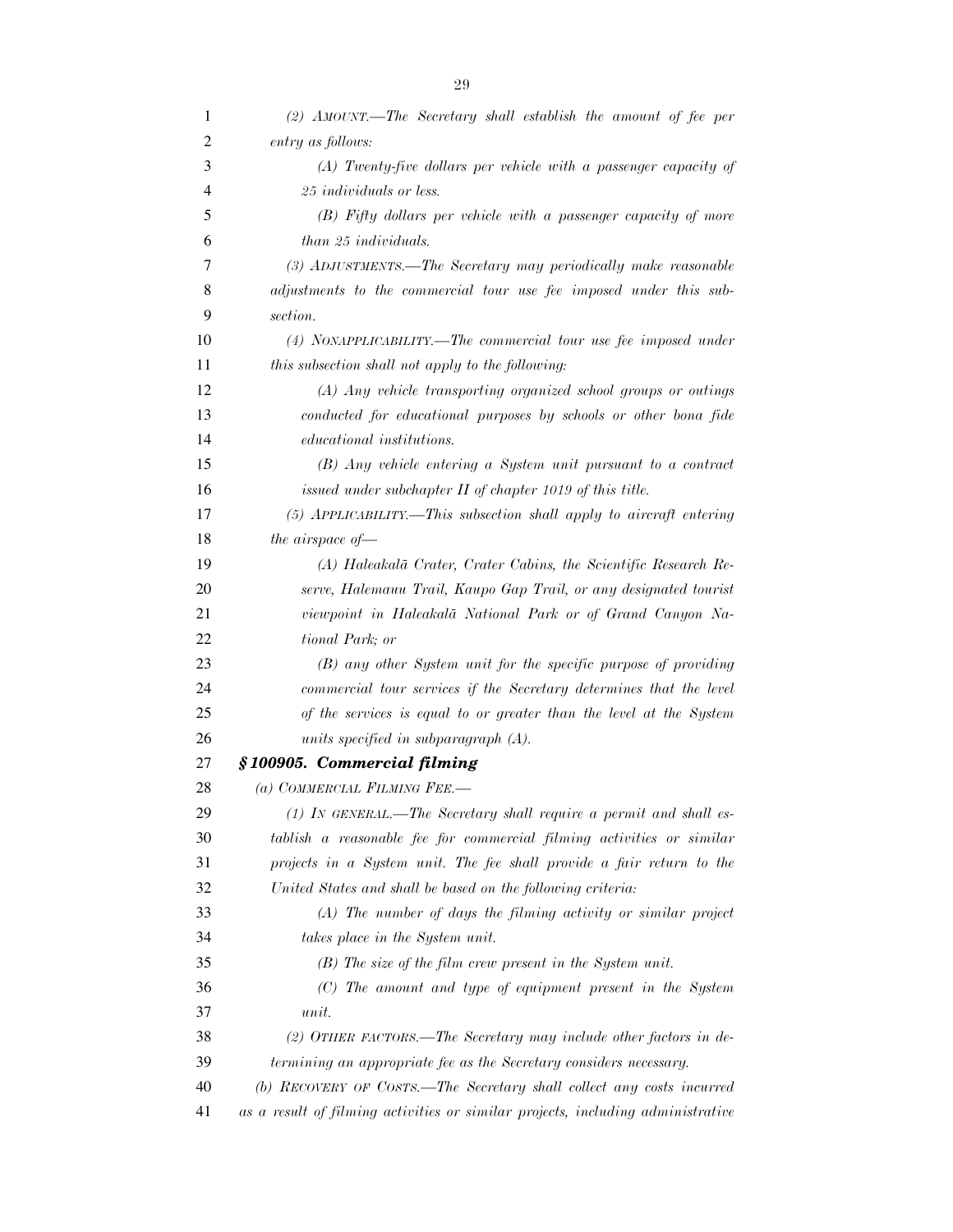*(2) AMOUNT.—The Secretary shall establish the amount of fee per entry as follows:*

*(A) Twenty-five dollars per vehicle with a passenger capacity of 25 individuals or less.*

*(B) Fifty dollars per vehicle with a passenger capacity of more than 25 individuals.*

*(3) ADJUSTMENTS.—The Secretary may periodically make reasonable adjustments to the commercial tour use fee imposed under this subsection.*

*(4) NONAPPLICABILITY.—The commercial tour use fee imposed under this subsection shall not apply to the following:*

*(A) Any vehicle transporting organized school groups or outings conducted for educational purposes by schools or other bona fide educational institutions.*

*(B) Any vehicle entering a System unit pursuant to a contract issued under subchapter II of chapter 1019 of this title.*

*(5) APPLICABILITY.—This subsection shall apply to aircraft entering the airspace of—*

*(A) Haleakalā Crater, Crater Cabins, the Scientific Research Reserve, Halemauu Trail, Kaupo Gap Trail, or any designated tourist viewpoint in Haleakalā National Park or of Grand Canyon National Park; or*

*(B) any other System unit for the specific purpose of providing commercial tour services if the Secretary determines that the level of the services is equal to or greater than the level at the System units specified in subparagraph (A).*

### *§ 100905. Commercial filming*

*(a) COMMERCIAL FILMING FEE.—*

*(1) IN GENERAL.—The Secretary shall require a permit and shall establish a reasonable fee for commercial filming activities or similar projects in a System unit. The fee shall provide a fair return to the United States and shall be based on the following criteria:*

*(A) The number of days the filming activity or similar project takes place in the System unit.*

*(B) The size of the film crew present in the System unit.*

*(C) The amount and type of equipment present in the System unit.*

*(2) OTHER FACTORS.—The Secretary may include other factors in determining an appropriate fee as the Secretary considers necessary.*

*(b) RECOVERY OF COSTS.—The Secretary shall collect any costs incurred as a result of filming activities or similar projects, including administrative*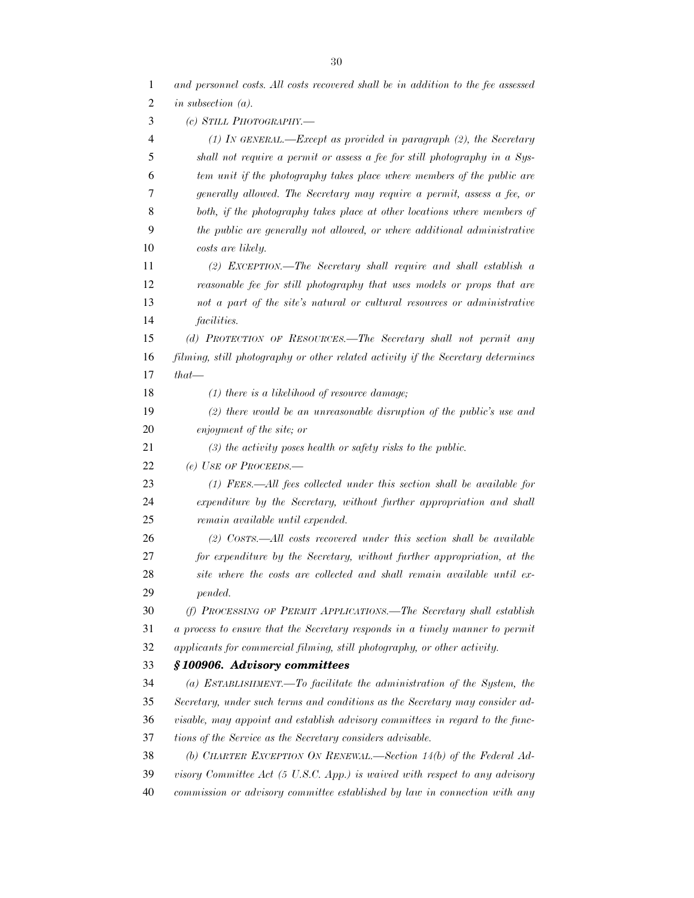*and personnel costs. All costs recovered shall be in addition to the fee assessed in subsection (a).*

*(c) STILL PHOTOGRAPHY.—*

*(1) IN GENERAL.—Except as provided in paragraph (2), the Secretary shall not require a permit or assess a fee for still photography in a System unit if the photography takes place where members of the public are generally allowed. The Secretary may require a permit, assess a fee, or both, if the photography takes place at other locations where members of the public are generally not allowed, or where additional administrative costs are likely.*

*(2) EXCEPTION.—The Secretary shall require and shall establish a reasonable fee for still photography that uses models or props that are not a part of the site's natural or cultural resources or administrative facilities.*

*(d) PROTECTION OF RESOURCES.—The Secretary shall not permit any filming, still photography or other related activity if the Secretary determines that—*

*(1) there is a likelihood of resource damage;*

*(2) there would be an unreasonable disruption of the public's use and enjoyment of the site; or*

*(3) the activity poses health or safety risks to the public.*

*(e) USE OF PROCEEDS.—*

*(1) FEES.—All fees collected under this section shall be available for expenditure by the Secretary, without further appropriation and shall remain available until expended.*

*(2) COSTS.—All costs recovered under this section shall be available for expenditure by the Secretary, without further appropriation, at the site where the costs are collected and shall remain available until expended.*

*(f) PROCESSING OF PERMIT APPLICATIONS.—The Secretary shall establish a process to ensure that the Secretary responds in a timely manner to permit applicants for commercial filming, still photography, or other activity.*

### ***§ 100906. Advisory committees***

*(a) ESTABLISHMENT.—To facilitate the administration of the System, the Secretary, under such terms and conditions as the Secretary may consider advisable, may appoint and establish advisory committees in regard to the functions of the Service as the Secretary considers advisable.*

*(b) CHARTER EXCEPTION ON RENEWAL.—Section 14(b) of the Federal Advisory Committee Act (5 U.S.C. App.) is waived with respect to any advisory commission or advisory committee established by law in connection with any*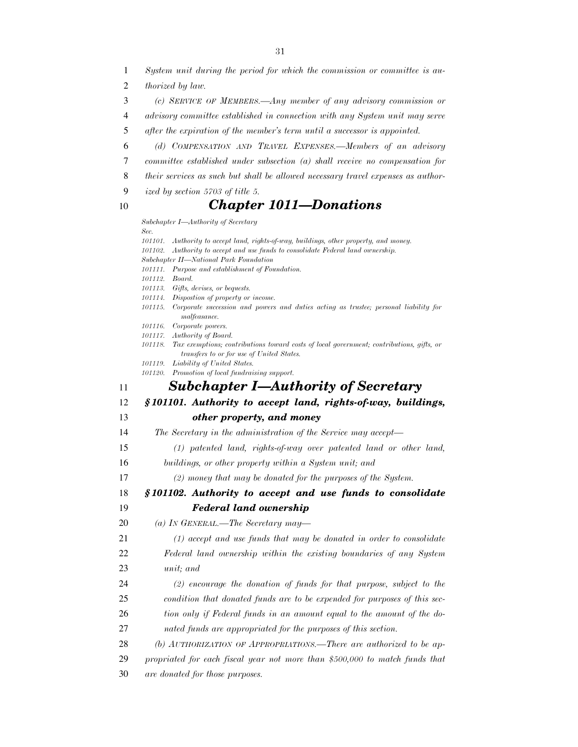*System unit during the period for which the commission or committee is authorized by law.*

*(c) SERVICE OF MEMBERS.—Any member of any advisory commission or advisory committee established in connection with any System unit may serve after the expiration of the member's term until a successor is appointed.*

*(d) COMPENSATION AND TRAVEL EXPENSES.—Members of an advisory committee established under subsection (a) shall receive no compensation for their services as such but shall be allowed necessary travel expenses as authorized by section 5703 of title 5.*

## *Chapter 1011—Donations*

*Subchapter I—Authority of Secretary*

*Sec.*

*101101. Authority to accept land, rights-of-way, buildings, other property, and money.*
*101102. Authority to accept and use funds to consolidate Federal land ownership.*

*Subchapter II—National Park Foundation*

*101111. Purpose and establishment of Foundation.*
*101112. Board.*
*101113. Gifts, devises, or bequests.*
*101114. Dispostion of property or income.*
*101115. Corporate succession and powers and duties acting as trustee; personal liability for malfeasance.*
*101116. Corporate powers.*
*101117. Authority of Board.*
*101118. Tax exemptions; contributions toward costs of local government; contributions, gifts, or transfers to or for use of United States.*
*101119. Liability of United States.*
*101120. Promotion of local fundraising support.*

## *Subchapter I—Authority of Secretary*

### *§101101. Authority to accept land, rights-of-way, buildings, other property, and money*

*The Secretary in the administration of the Service may accept—*

*(1) patented land, rights-of-way over patented land or other land, buildings, or other property within a System unit; and*

*(2) money that may be donated for the purposes of the System.*

### *§101102. Authority to accept and use funds to consolidate Federal land ownership*

*(a) IN GENERAL.—The Secretary may—*

*(1) accept and use funds that may be donated in order to consolidate Federal land ownership within the existing boundaries of any System unit; and*

*(2) encourage the donation of funds for that purpose, subject to the condition that donated funds are to be expended for purposes of this section only if Federal funds in an amount equal to the amount of the donated funds are appropriated for the purposes of this section.*

*(b) AUTHORIZATION OF APPROPRIATIONS.—There are authorized to be appropriated for each fiscal year not more than $500,000 to match funds that are donated for those purposes.*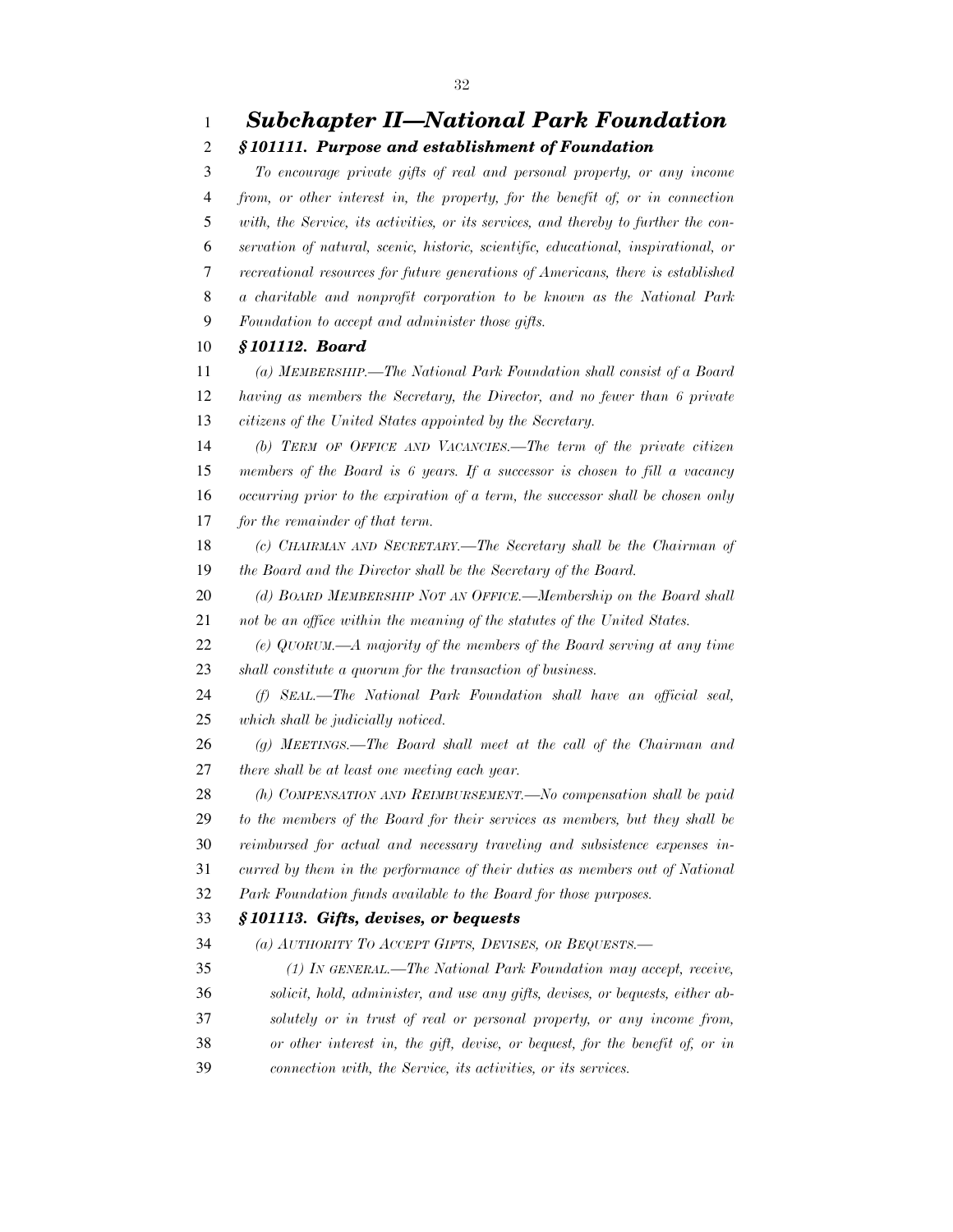# *Subchapter II—National Park Foundation*

## *§ 101111. Purpose and establishment of Foundation*

*To encourage private gifts of real and personal property, or any income from, or other interest in, the property, for the benefit of, or in connection with, the Service, its activities, or its services, and thereby to further the conservation of natural, scenic, historic, scientific, educational, inspirational, or recreational resources for future generations of Americans, there is established a charitable and nonprofit corporation to be known as the National Park Foundation to accept and administer those gifts.*

## *§ 101112. Board*

*(a) MEMBERSHIP.—The National Park Foundation shall consist of a Board having as members the Secretary, the Director, and no fewer than 6 private citizens of the United States appointed by the Secretary.*

*(b) TERM OF OFFICE AND VACANCIES.—The term of the private citizen members of the Board is 6 years. If a successor is chosen to fill a vacancy occurring prior to the expiration of a term, the successor shall be chosen only for the remainder of that term.*

*(c) CHAIRMAN AND SECRETARY.—The Secretary shall be the Chairman of the Board and the Director shall be the Secretary of the Board.*

*(d) BOARD MEMBERSHIP NOT AN OFFICE.—Membership on the Board shall not be an office within the meaning of the statutes of the United States.*

*(e) QUORUM.—A majority of the members of the Board serving at any time shall constitute a quorum for the transaction of business.*

*(f) SEAL.—The National Park Foundation shall have an official seal, which shall be judicially noticed.*

*(g) MEETINGS.—The Board shall meet at the call of the Chairman and there shall be at least one meeting each year.*

*(h) COMPENSATION AND REIMBURSEMENT.—No compensation shall be paid to the members of the Board for their services as members, but they shall be reimbursed for actual and necessary traveling and subsistence expenses incurred by them in the performance of their duties as members out of National Park Foundation funds available to the Board for those purposes.*

## *§ 101113. Gifts, devises, or bequests*

*(a) AUTHORITY TO ACCEPT GIFTS, DEVISES, OR BEQUESTS.—*

*(1) IN GENERAL.—The National Park Foundation may accept, receive, solicit, hold, administer, and use any gifts, devises, or bequests, either absolutely or in trust of real or personal property, or any income from, or other interest in, the gift, devise, or bequest, for the benefit of, or in connection with, the Service, its activities, or its services.*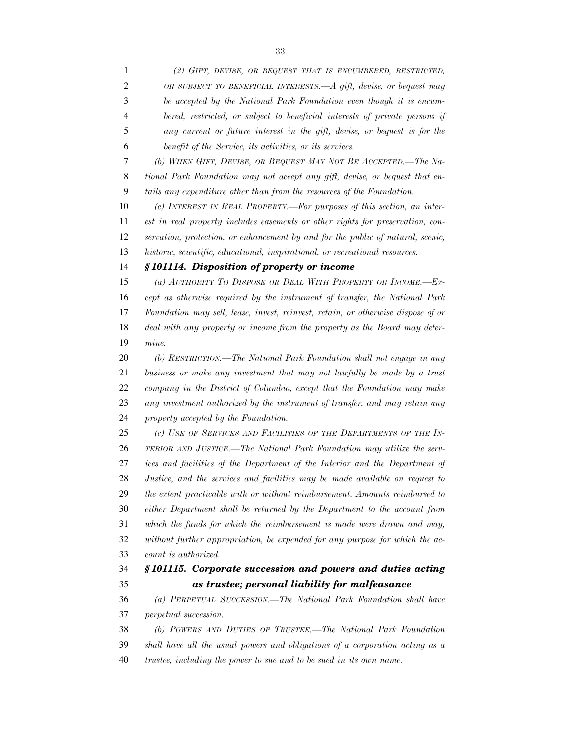*(2) GIFT, DEVISE, OR BEQUEST THAT IS ENCUMBERED, RESTRICTED, OR SUBJECT TO BENEFICIAL INTERESTS.—A gift, devise, or bequest may be accepted by the National Park Foundation even though it is encumbered, restricted, or subject to beneficial interests of private persons if any current or future interest in the gift, devise, or bequest is for the benefit of the Service, its activities, or its services.*

*(b) WHEN GIFT, DEVISE, OR BEQUEST MAY NOT BE ACCEPTED.—The National Park Foundation may not accept any gift, devise, or bequest that entails any expenditure other than from the resources of the Foundation.*

*(c) INTEREST IN REAL PROPERTY.—For purposes of this section, an interest in real property includes easements or other rights for preservation, conservation, protection, or enhancement by and for the public of natural, scenic, historic, scientific, educational, inspirational, or recreational resources.*

### ***§ 101114. Disposition of property or income***

*(a) AUTHORITY TO DISPOSE OR DEAL WITH PROPERTY OR INCOME.—Except as otherwise required by the instrument of transfer, the National Park Foundation may sell, lease, invest, reinvest, retain, or otherwise dispose of or deal with any property or income from the property as the Board may determine.*

*(b) RESTRICTION.—The National Park Foundation shall not engage in any business or make any investment that may not lawfully be made by a trust company in the District of Columbia, except that the Foundation may make any investment authorized by the instrument of transfer, and may retain any property accepted by the Foundation.*

*(c) USE OF SERVICES AND FACILITIES OF THE DEPARTMENTS OF THE INTERIOR AND JUSTICE.—The National Park Foundation may utilize the services and facilities of the Department of the Interior and the Department of Justice, and the services and facilities may be made available on request to the extent practicable with or without reimbursement. Amounts reimbursed to either Department shall be returned by the Department to the account from which the funds for which the reimbursement is made were drawn and may, without further appropriation, be expended for any purpose for which the account is authorized.*

### ***§ 101115. Corporate succession and powers and duties acting as trustee; personal liability for malfeasance***

*(a) PERPETUAL SUCCESSION.—The National Park Foundation shall have perpetual succession.*

*(b) POWERS AND DUTIES OF TRUSTEE.—The National Park Foundation shall have all the usual powers and obligations of a corporation acting as a trustee, including the power to sue and to be sued in its own name.*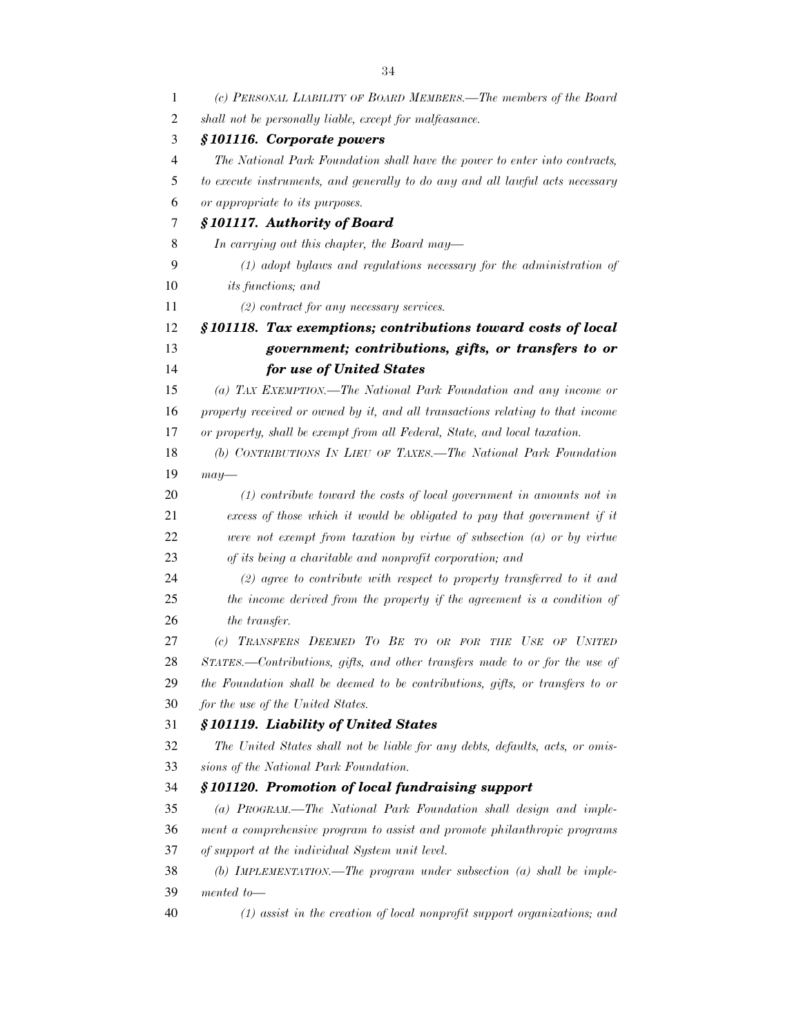*(c) PERSONAL LIABILITY OF BOARD MEMBERS.—The members of the Board shall not be personally liable, except for malfeasance.*

### *§ 101116. Corporate powers*

*The National Park Foundation shall have the power to enter into contracts, to execute instruments, and generally to do any and all lawful acts necessary or appropriate to its purposes.*

### *§ 101117. Authority of Board*

*In carrying out this chapter, the Board may—*

*(1) adopt bylaws and regulations necessary for the administration of its functions; and*

*(2) contract for any necessary services.*

### *§ 101118. Tax exemptions; contributions toward costs of local government; contributions, gifts, or transfers to or for use of United States*

*(a) TAX EXEMPTION.—The National Park Foundation and any income or property received or owned by it, and all transactions relating to that income or property, shall be exempt from all Federal, State, and local taxation.*

*(b) CONTRIBUTIONS IN LIEU OF TAXES.—The National Park Foundation may—*

*(1) contribute toward the costs of local government in amounts not in excess of those which it would be obligated to pay that government if it were not exempt from taxation by virtue of subsection (a) or by virtue of its being a charitable and nonprofit corporation; and*

*(2) agree to contribute with respect to property transferred to it and the income derived from the property if the agreement is a condition of the transfer.*

*(c) TRANSFERS DEEMED TO BE TO OR FOR THE USE OF UNITED STATES.—Contributions, gifts, and other transfers made to or for the use of the Foundation shall be deemed to be contributions, gifts, or transfers to or for the use of the United States.*

### *§ 101119. Liability of United States*

*The United States shall not be liable for any debts, defaults, acts, or omissions of the National Park Foundation.*

### *§ 101120. Promotion of local fundraising support*

*(a) PROGRAM.—The National Park Foundation shall design and implement a comprehensive program to assist and promote philanthropic programs of support at the individual System unit level.*

*(b) IMPLEMENTATION.—The program under subsection (a) shall be implemented to—*

*(1) assist in the creation of local nonprofit support organizations; and*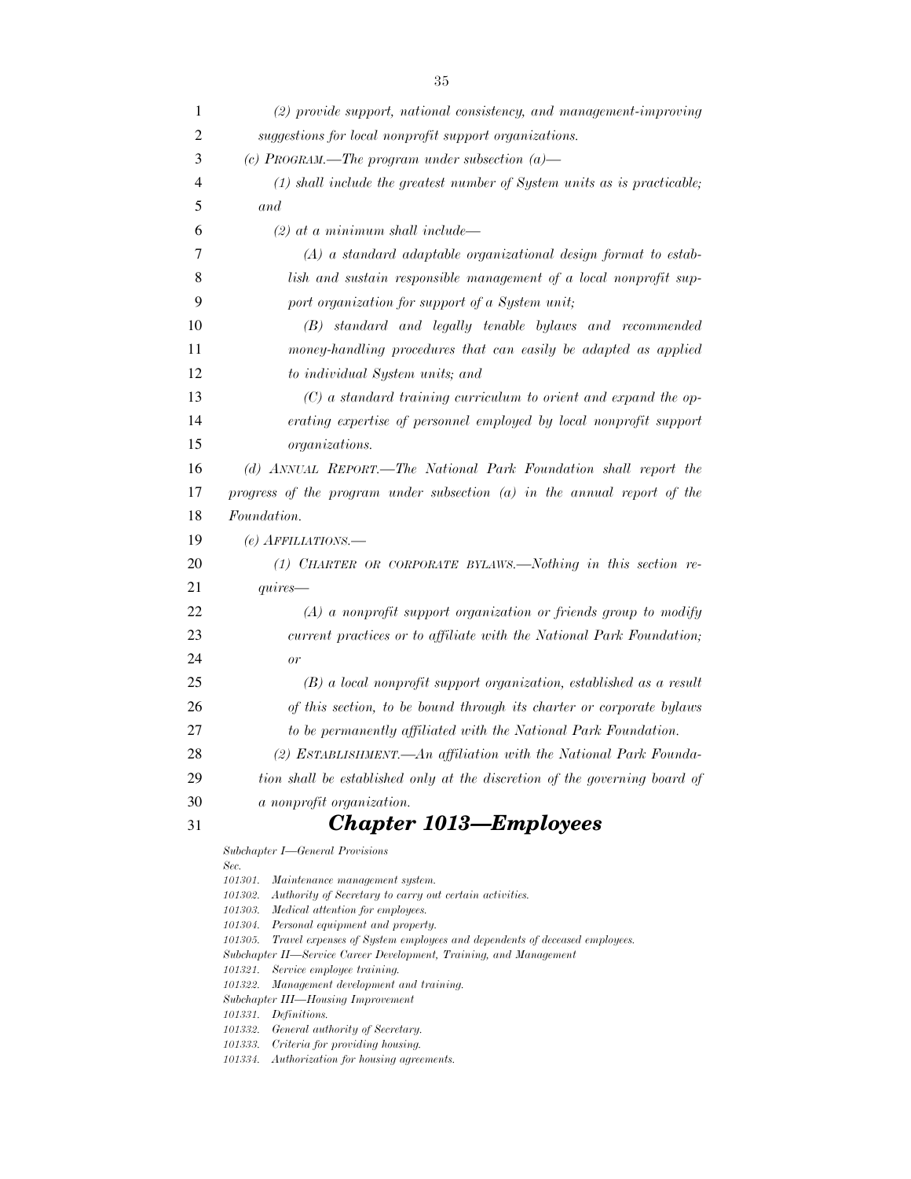*(2) provide support, national consistency, and management-improving suggestions for local nonprofit support organizations.*

*(c) PROGRAM.—The program under subsection (a)—*

*(1) shall include the greatest number of System units as is practicable; and*

*(2) at a minimum shall include—*

*(A) a standard adaptable organizational design format to establish and sustain responsible management of a local nonprofit support organization for support of a System unit;*

*(B) standard and legally tenable bylaws and recommended money-handling procedures that can easily be adapted as applied to individual System units; and*

*(C) a standard training curriculum to orient and expand the operating expertise of personnel employed by local nonprofit support organizations.*

*(d) ANNUAL REPORT.—The National Park Foundation shall report the progress of the program under subsection (a) in the annual report of the Foundation.*

*(e) AFFILIATIONS.—*

*(1) CHARTER OR CORPORATE BYLAWS.—Nothing in this section requires—*

*(A) a nonprofit support organization or friends group to modify current practices or to affiliate with the National Park Foundation; or*

*(B) a local nonprofit support organization, established as a result of this section, to be bound through its charter or corporate bylaws to be permanently affiliated with the National Park Foundation.*

*(2) ESTABLISHMENT.—An affiliation with the National Park Foundation shall be established only at the discretion of the governing board of a nonprofit organization.*

# *Chapter 1013—Employees*

*Subchapter I—General Provisions*

*Sec.*
*101301. Maintenance management system.*
*101302. Authority of Secretary to carry out certain activities.*
*101303. Medical attention for employees.*
*101304. Personal equipment and property.*
*101305. Travel expenses of System employees and dependents of deceased employees.*

*Subchapter II—Service Career Development, Training, and Management*

*101321. Service employee training.*
*101322. Management development and training.*

*Subchapter III—Housing Improvement*

*101331. Definitions.*
*101332. General authority of Secretary.*
*101333. Criteria for providing housing.*
*101334. Authorization for housing agreements.*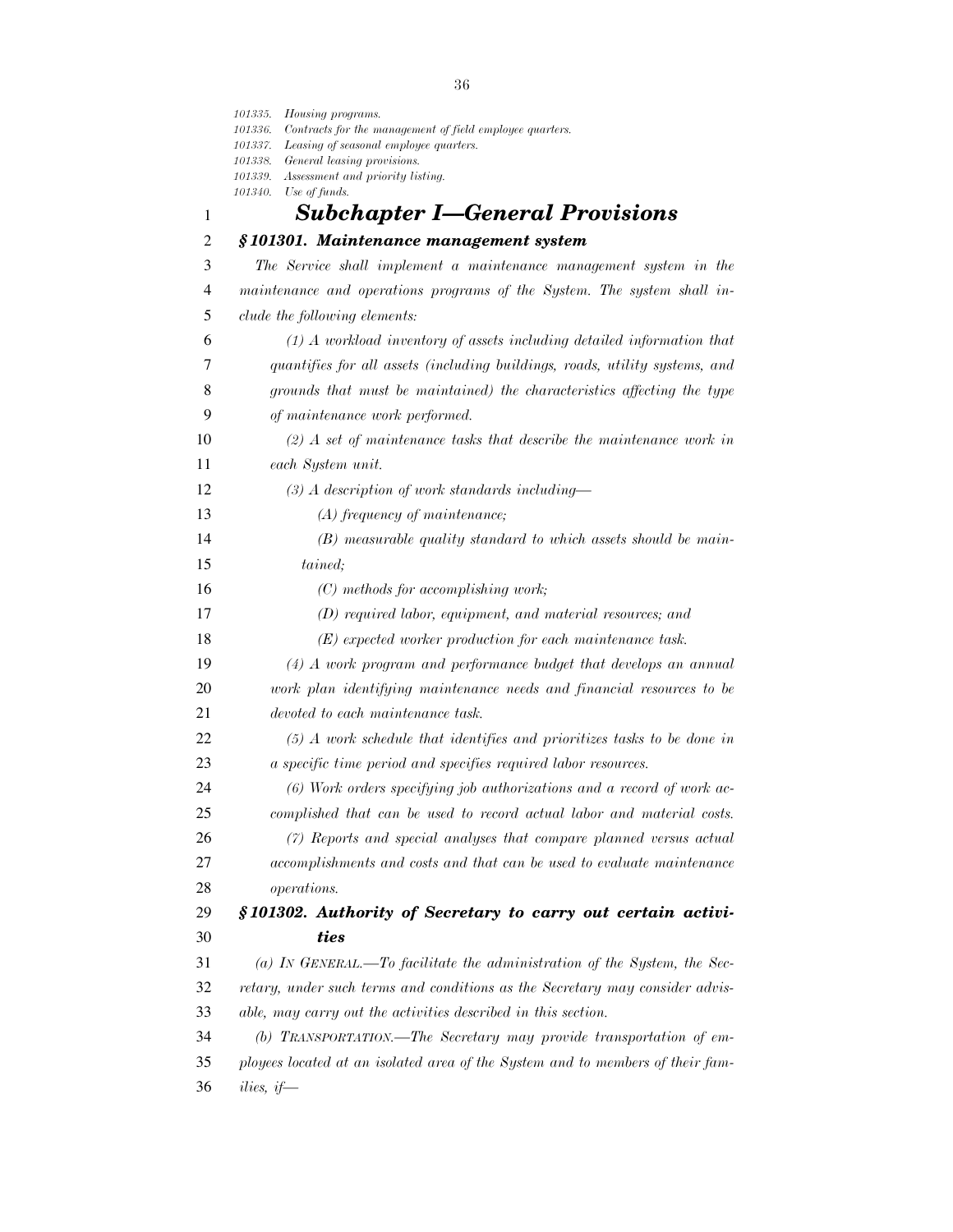*101335. Housing programs.*
*101336. Contracts for the management of field employee quarters.*
*101337. Leasing of seasonal employee quarters.*
*101338. General leasing provisions.*
*101339. Assessment and priority listing.*
*101340. Use of funds.*

## *Subchapter I—General Provisions*

### *§ 101301. Maintenance management system*

*The Service shall implement a maintenance management system in the maintenance and operations programs of the System. The system shall include the following elements:*

*(1) A workload inventory of assets including detailed information that quantifies for all assets (including buildings, roads, utility systems, and grounds that must be maintained) the characteristics affecting the type of maintenance work performed.*

*(2) A set of maintenance tasks that describe the maintenance work in each System unit.*

*(3) A description of work standards including—*

*(A) frequency of maintenance;*

*(B) measurable quality standard to which assets should be maintained;*

*(C) methods for accomplishing work;*

*(D) required labor, equipment, and material resources; and*

*(E) expected worker production for each maintenance task.*

*(4) A work program and performance budget that develops an annual work plan identifying maintenance needs and financial resources to be devoted to each maintenance task.*

*(5) A work schedule that identifies and prioritizes tasks to be done in a specific time period and specifies required labor resources.*

*(6) Work orders specifying job authorizations and a record of work accomplished that can be used to record actual labor and material costs.*

*(7) Reports and special analyses that compare planned versus actual accomplishments and costs and that can be used to evaluate maintenance operations.*

### *§ 101302. Authority of Secretary to carry out certain activities*

*(a) IN GENERAL.—To facilitate the administration of the System, the Secretary, under such terms and conditions as the Secretary may consider advisable, may carry out the activities described in this section.*

*(b) TRANSPORTATION.—The Secretary may provide transportation of employees located at an isolated area of the System and to members of their families, if—*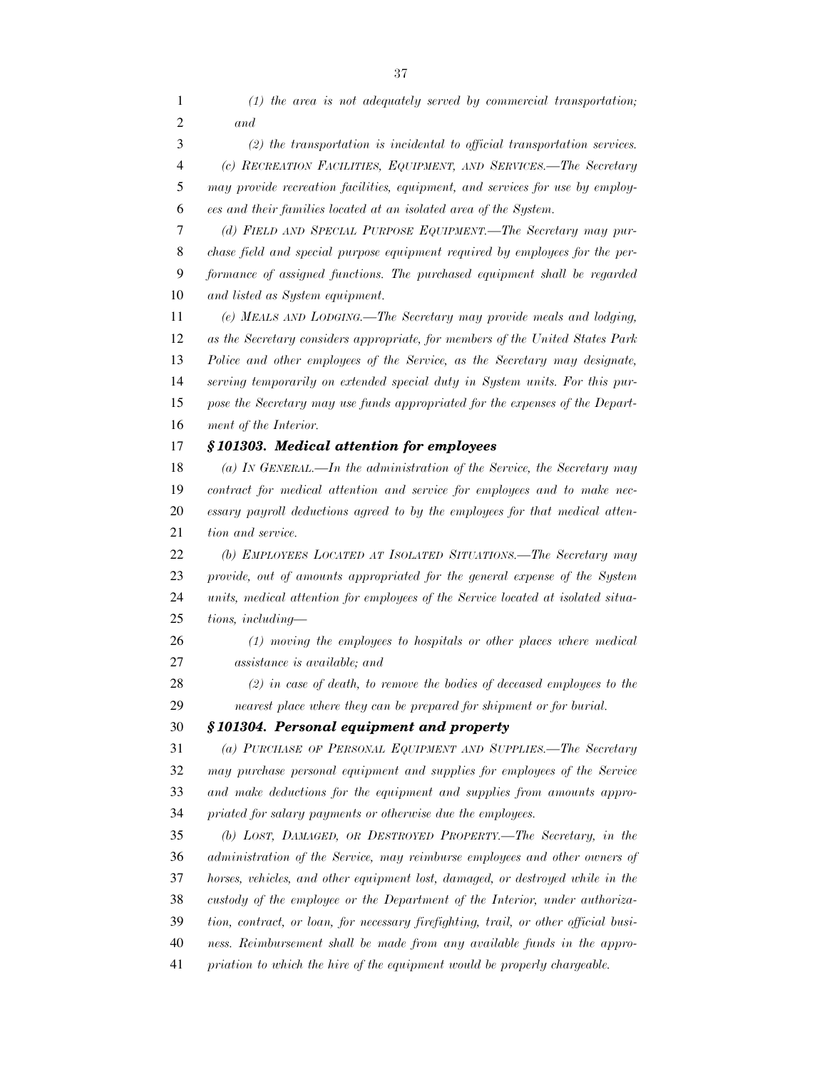*(1) the area is not adequately served by commercial transportation; and*

*(2) the transportation is incidental to official transportation services.*

*(c) RECREATION FACILITIES, EQUIPMENT, AND SERVICES.—The Secretary may provide recreation facilities, equipment, and services for use by employees and their families located at an isolated area of the System.*

*(d) FIELD AND SPECIAL PURPOSE EQUIPMENT.—The Secretary may purchase field and special purpose equipment required by employees for the performance of assigned functions. The purchased equipment shall be regarded and listed as System equipment.*

*(e) MEALS AND LODGING.—The Secretary may provide meals and lodging, as the Secretary considers appropriate, for members of the United States Park Police and other employees of the Service, as the Secretary may designate, serving temporarily on extended special duty in System units. For this purpose the Secretary may use funds appropriated for the expenses of the Department of the Interior.*

### *§ 101303. Medical attention for employees*

*(a) IN GENERAL.—In the administration of the Service, the Secretary may contract for medical attention and service for employees and to make necessary payroll deductions agreed to by the employees for that medical attention and service.*

*(b) EMPLOYEES LOCATED AT ISOLATED SITUATIONS.—The Secretary may provide, out of amounts appropriated for the general expense of the System units, medical attention for employees of the Service located at isolated situations, including—*

*(1) moving the employees to hospitals or other places where medical assistance is available; and*

*(2) in case of death, to remove the bodies of deceased employees to the nearest place where they can be prepared for shipment or for burial.*

### *§ 101304. Personal equipment and property*

*(a) PURCHASE OF PERSONAL EQUIPMENT AND SUPPLIES.—The Secretary may purchase personal equipment and supplies for employees of the Service and make deductions for the equipment and supplies from amounts appropriated for salary payments or otherwise due the employees.*

*(b) LOST, DAMAGED, OR DESTROYED PROPERTY.—The Secretary, in the administration of the Service, may reimburse employees and other owners of horses, vehicles, and other equipment lost, damaged, or destroyed while in the custody of the employee or the Department of the Interior, under authorization, contract, or loan, for necessary firefighting, trail, or other official business. Reimbursement shall be made from any available funds in the appropriation to which the hire of the equipment would be properly chargeable.*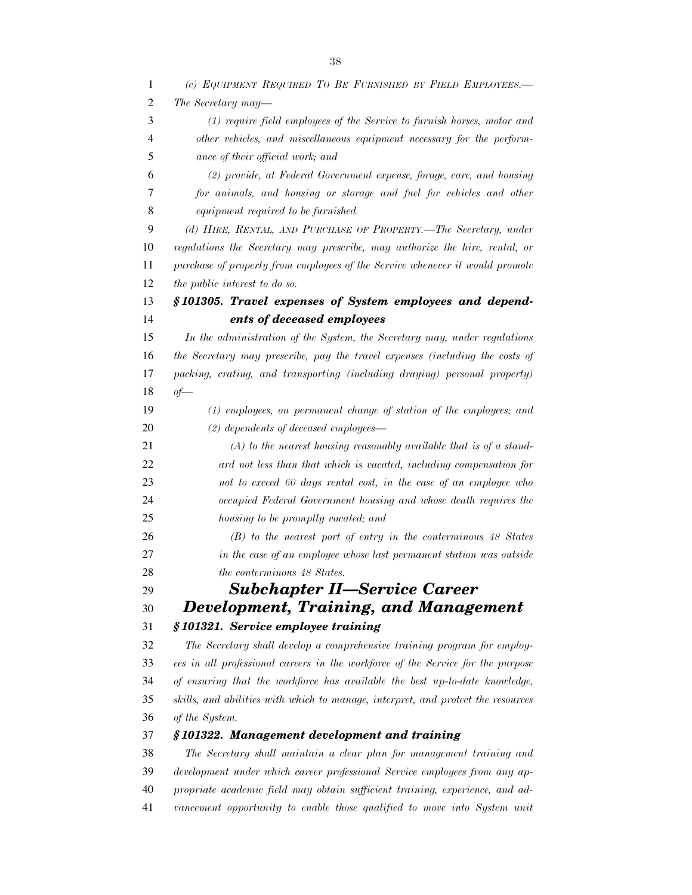*(c) Equipment Required To Be Furnished by Field Employees.—* *The Secretary may—*

*(1) require field employees of the Service to furnish horses, motor and other vehicles, and miscellaneous equipment necessary for the performance of their official work; and*

*(2) provide, at Federal Government expense, forage, care, and housing for animals, and housing or storage and fuel for vehicles and other equipment required to be furnished.*

*(d) Hire, Rental, and Purchase of Property.—The Secretary, under regulations the Secretary may prescribe, may authorize the hire, rental, or purchase of property from employees of the Service whenever it would promote the public interest to do so.*

### *§ 101305. Travel expenses of System employees and dependents of deceased employees*

*In the administration of the System, the Secretary may, under regulations the Secretary may prescribe, pay the travel expenses (including the costs of packing, crating, and transporting (including draying) personal property) of—*

*(1) employees, on permanent change of station of the employees; and*

*(2) dependents of deceased employees—*

*(A) to the nearest housing reasonably available that is of a standard not less than that which is vacated, including compensation for not to exceed 60 days rental cost, in the case of an employee who occupied Federal Government housing and whose death requires the housing to be promptly vacated; and*

*(B) to the nearest port of entry in the conterminous 48 States in the case of an employee whose last permanent station was outside the conterminous 48 States.*

## *Subchapter II—Service Career Development, Training, and Management*

### *§ 101321. Service employee training*

*The Secretary shall develop a comprehensive training program for employees in all professional careers in the workforce of the Service for the purpose of ensuring that the workforce has available the best up-to-date knowledge, skills, and abilities with which to manage, interpret, and protect the resources of the System.*

### *§ 101322. Management development and training*

*The Secretary shall maintain a clear plan for management training and development under which career professional Service employees from any appropriate academic field may obtain sufficient training, experience, and advancement opportunity to enable those qualified to move into System unit*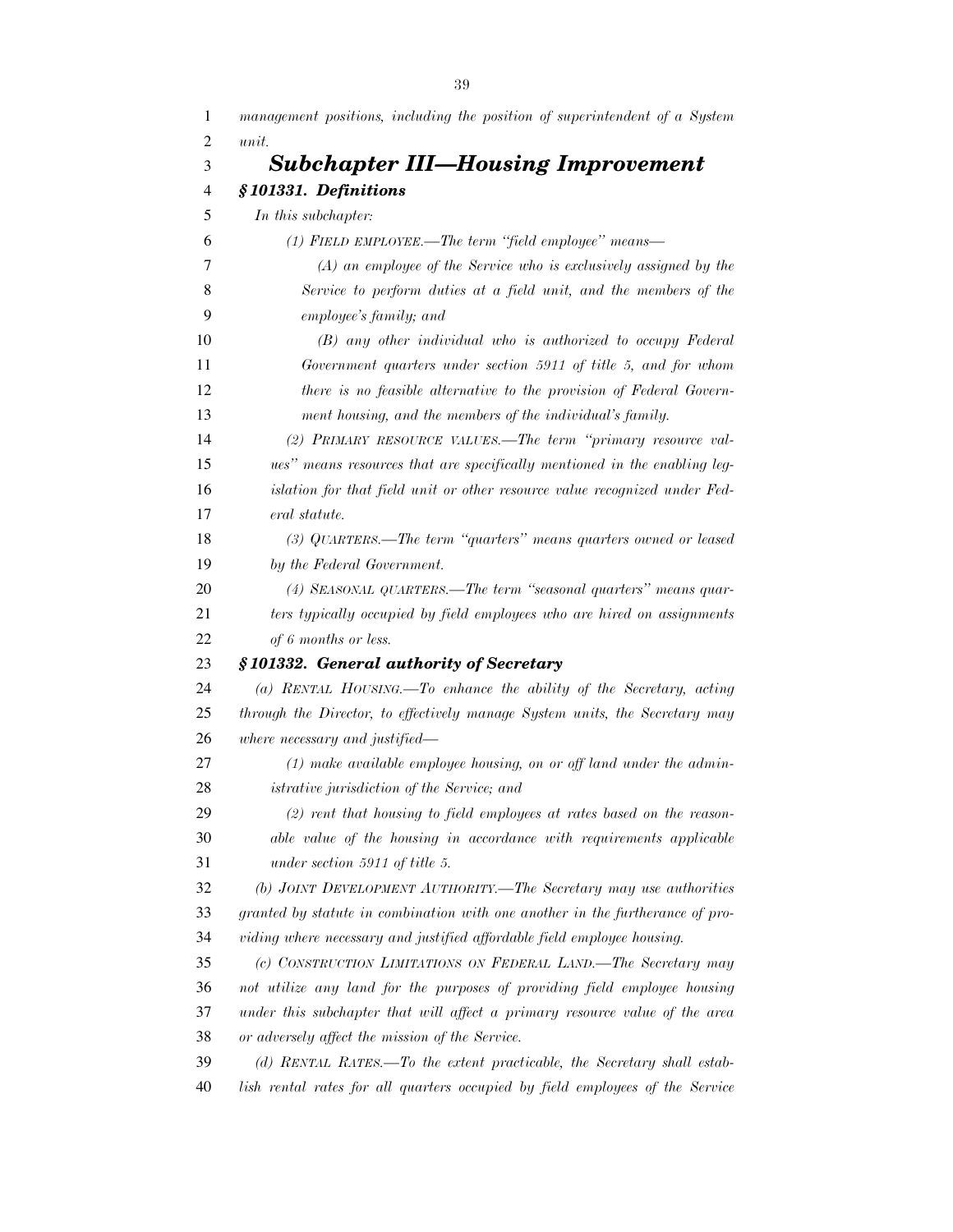*management positions, including the position of superintendent of a System unit.*

## *Subchapter III—Housing Improvement*

### *§ 101331. Definitions*

*In this subchapter:*

*(1) FIELD EMPLOYEE.—The term "field employee" means—*

*(A) an employee of the Service who is exclusively assigned by the Service to perform duties at a field unit, and the members of the employee's family; and*

*(B) any other individual who is authorized to occupy Federal Government quarters under section 5911 of title 5, and for whom there is no feasible alternative to the provision of Federal Government housing, and the members of the individual's family.*

*(2) PRIMARY RESOURCE VALUES.—The term "primary resource values" means resources that are specifically mentioned in the enabling legislation for that field unit or other resource value recognized under Federal statute.*

*(3) QUARTERS.—The term "quarters" means quarters owned or leased by the Federal Government.*

*(4) SEASONAL QUARTERS.—The term "seasonal quarters" means quarters typically occupied by field employees who are hired on assignments of 6 months or less.*

### *§ 101332. General authority of Secretary*

*(a) RENTAL HOUSING.—To enhance the ability of the Secretary, acting through the Director, to effectively manage System units, the Secretary may where necessary and justified—*

*(1) make available employee housing, on or off land under the administrative jurisdiction of the Service; and*

*(2) rent that housing to field employees at rates based on the reasonable value of the housing in accordance with requirements applicable under section 5911 of title 5.*

*(b) JOINT DEVELOPMENT AUTHORITY.—The Secretary may use authorities granted by statute in combination with one another in the furtherance of providing where necessary and justified affordable field employee housing.*

*(c) CONSTRUCTION LIMITATIONS ON FEDERAL LAND.—The Secretary may not utilize any land for the purposes of providing field employee housing under this subchapter that will affect a primary resource value of the area or adversely affect the mission of the Service.*

*(d) RENTAL RATES.—To the extent practicable, the Secretary shall establish rental rates for all quarters occupied by field employees of the Service*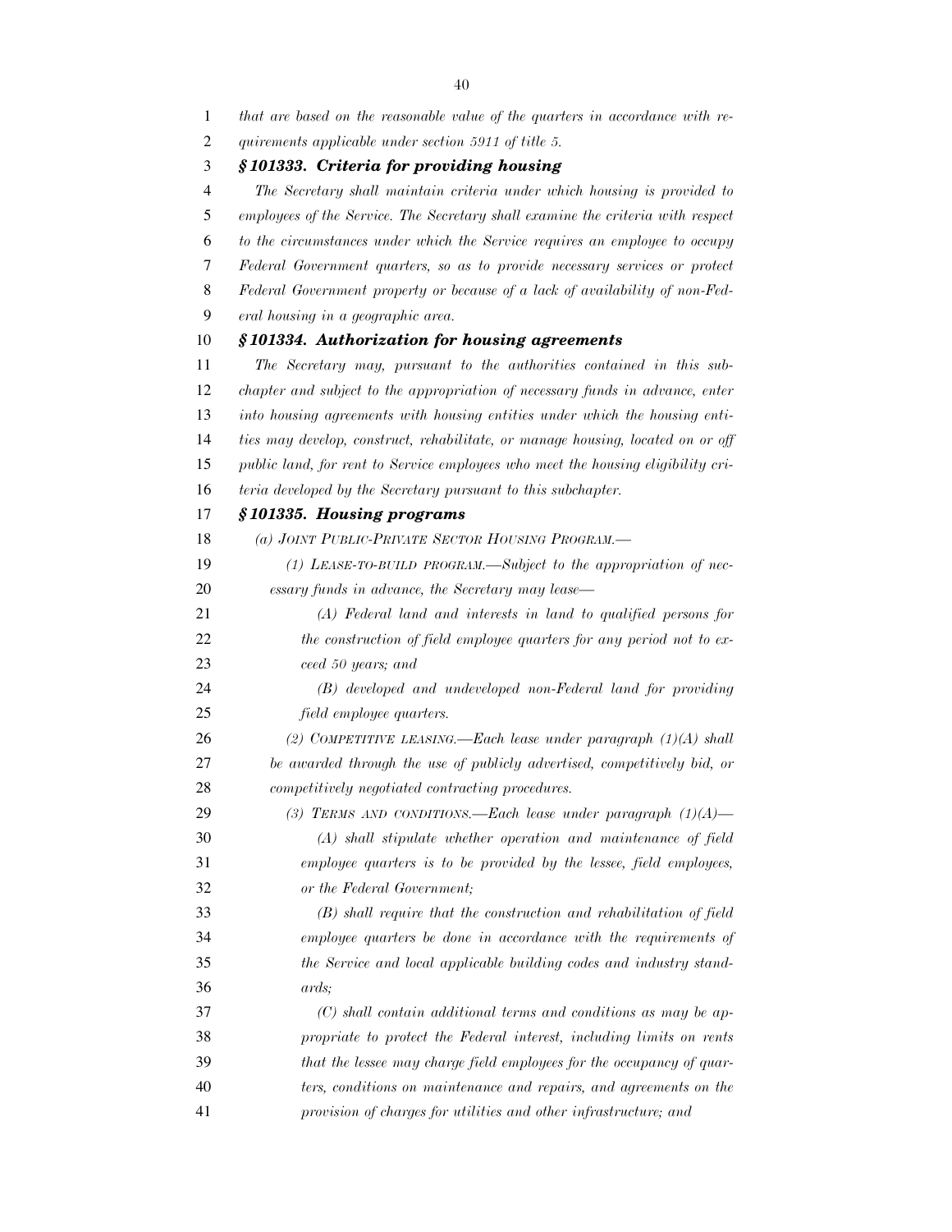*that are based on the reasonable value of the quarters in accordance with requirements applicable under section 5911 of title 5.*

### *§ 101333. Criteria for providing housing*

*The Secretary shall maintain criteria under which housing is provided to employees of the Service. The Secretary shall examine the criteria with respect to the circumstances under which the Service requires an employee to occupy Federal Government quarters, so as to provide necessary services or protect Federal Government property or because of a lack of availability of non-Federal housing in a geographic area.*

### *§ 101334. Authorization for housing agreements*

*The Secretary may, pursuant to the authorities contained in this subchapter and subject to the appropriation of necessary funds in advance, enter into housing agreements with housing entities under which the housing entities may develop, construct, rehabilitate, or manage housing, located on or off public land, for rent to Service employees who meet the housing eligibility criteria developed by the Secretary pursuant to this subchapter.*

### *§ 101335. Housing programs*

*(a) JOINT PUBLIC-PRIVATE SECTOR HOUSING PROGRAM.—*

*(1) LEASE-TO-BUILD PROGRAM.—Subject to the appropriation of necessary funds in advance, the Secretary may lease—*

*(A) Federal land and interests in land to qualified persons for the construction of field employee quarters for any period not to exceed 50 years; and*

*(B) developed and undeveloped non-Federal land for providing field employee quarters.*

*(2) COMPETITIVE LEASING.—Each lease under paragraph (1)(A) shall be awarded through the use of publicly advertised, competitively bid, or competitively negotiated contracting procedures.*

*(3) TERMS AND CONDITIONS.—Each lease under paragraph (1)(A)—*

*(A) shall stipulate whether operation and maintenance of field employee quarters is to be provided by the lessee, field employees, or the Federal Government;*

*(B) shall require that the construction and rehabilitation of field employee quarters be done in accordance with the requirements of the Service and local applicable building codes and industry standards;*

*(C) shall contain additional terms and conditions as may be appropriate to protect the Federal interest, including limits on rents that the lessee may charge field employees for the occupancy of quarters, conditions on maintenance and repairs, and agreements on the provision of charges for utilities and other infrastructure; and*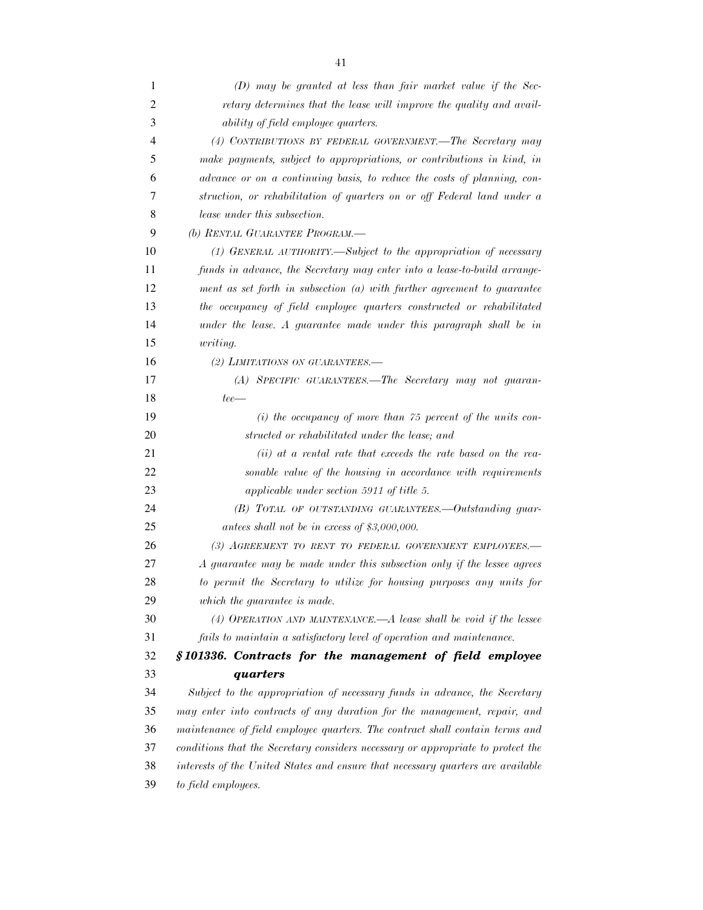*(D) may be granted at less than fair market value if the Secretary determines that the lease will improve the quality and availability of field employee quarters.*

*(4) CONTRIBUTIONS BY FEDERAL GOVERNMENT.—The Secretary may make payments, subject to appropriations, or contributions in kind, in advance or on a continuing basis, to reduce the costs of planning, construction, or rehabilitation of quarters on or off Federal land under a lease under this subsection.*

*(b) RENTAL GUARANTEE PROGRAM.—*

*(1) GENERAL AUTHORITY.—Subject to the appropriation of necessary funds in advance, the Secretary may enter into a lease-to-build arrangement as set forth in subsection (a) with further agreement to guarantee the occupancy of field employee quarters constructed or rehabilitated under the lease. A guarantee made under this paragraph shall be in writing.*

*(2) LIMITATIONS ON GUARANTEES.—*

*(A) SPECIFIC GUARANTEES.—The Secretary may not guarantee—*

*(i) the occupancy of more than 75 percent of the units constructed or rehabilitated under the lease; and*

*(ii) at a rental rate that exceeds the rate based on the reasonable value of the housing in accordance with requirements applicable under section 5911 of title 5.*

*(B) TOTAL OF OUTSTANDING GUARANTEES.—Outstanding guarantees shall not be in excess of $3,000,000.*

*(3) AGREEMENT TO RENT TO FEDERAL GOVERNMENT EMPLOYEES.—A guarantee may be made under this subsection only if the lessee agrees to permit the Secretary to utilize for housing purposes any units for which the guarantee is made.*

*(4) OPERATION AND MAINTENANCE.—A lease shall be void if the lessee fails to maintain a satisfactory level of operation and maintenance.*

***§ 101336. Contracts for the management of field employee quarters***

*Subject to the appropriation of necessary funds in advance, the Secretary may enter into contracts of any duration for the management, repair, and maintenance of field employee quarters. The contract shall contain terms and conditions that the Secretary considers necessary or appropriate to protect the interests of the United States and ensure that necessary quarters are available to field employees.*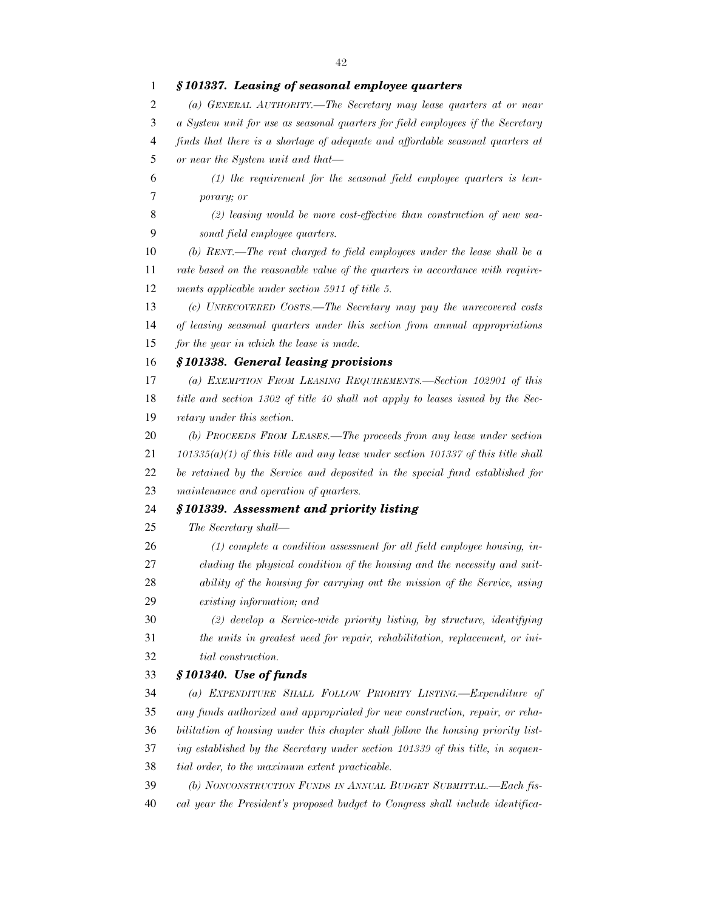### *§ 101337. Leasing of seasonal employee quarters*

*(a) GENERAL AUTHORITY.—The Secretary may lease quarters at or near a System unit for use as seasonal quarters for field employees if the Secretary finds that there is a shortage of adequate and affordable seasonal quarters at or near the System unit and that—*

*(1) the requirement for the seasonal field employee quarters is temporary; or*

*(2) leasing would be more cost-effective than construction of new seasonal field employee quarters.*

*(b) RENT.—The rent charged to field employees under the lease shall be a rate based on the reasonable value of the quarters in accordance with requirements applicable under section 5911 of title 5.*

*(c) UNRECOVERED COSTS.—The Secretary may pay the unrecovered costs of leasing seasonal quarters under this section from annual appropriations for the year in which the lease is made.*

### *§ 101338. General leasing provisions*

*(a) EXEMPTION FROM LEASING REQUIREMENTS.—Section 102901 of this title and section 1302 of title 40 shall not apply to leases issued by the Secretary under this section.*

*(b) PROCEEDS FROM LEASES.—The proceeds from any lease under section 101335(a)(1) of this title and any lease under section 101337 of this title shall be retained by the Service and deposited in the special fund established for maintenance and operation of quarters.*

### *§ 101339. Assessment and priority listing*

*The Secretary shall—*

*(1) complete a condition assessment for all field employee housing, including the physical condition of the housing and the necessity and suitability of the housing for carrying out the mission of the Service, using existing information; and*

*(2) develop a Service-wide priority listing, by structure, identifying the units in greatest need for repair, rehabilitation, replacement, or initial construction.*

### *§ 101340. Use of funds*

*(a) EXPENDITURE SHALL FOLLOW PRIORITY LISTING.—Expenditure of any funds authorized and appropriated for new construction, repair, or rehabilitation of housing under this chapter shall follow the housing priority listing established by the Secretary under section 101339 of this title, in sequential order, to the maximum extent practicable.*

*(b) NONCONSTRUCTION FUNDS IN ANNUAL BUDGET SUBMITTAL.—Each fiscal year the President's proposed budget to Congress shall include identifica-*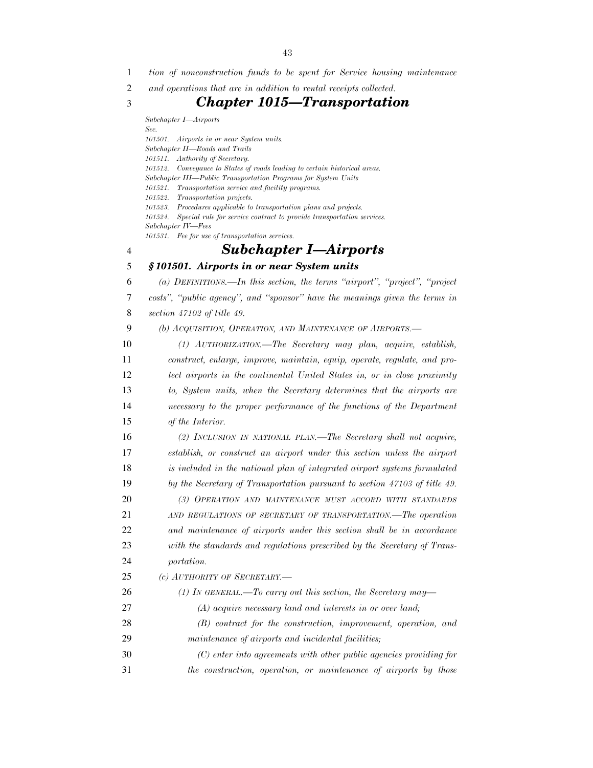*tion of nonconstruction funds to be spent for Service housing maintenance and operations that are in addition to rental receipts collected.*

# *Chapter 1015—Transportation*

*Subchapter I—Airports*
*Sec.*
*101501. Airports in or near System units.*
*Subchapter II—Roads and Trails*
*101511. Authority of Secretary.*
*101512. Conveyance to States of roads leading to certain historical areas.*
*Subchapter III—Public Transportation Programs for System Units*
*101521. Transportation service and facility programs.*
*101522. Transportation projects.*
*101523. Procedures applicable to transportation plans and projects.*
*101524. Special rule for service contract to provide transportation services.*
*Subchapter IV—Fees*
*101531. Fee for use of transportation services.*

## *Subchapter I—Airports*

### *§ 101501. Airports in or near System units*

*(a) DEFINITIONS.—In this section, the terms ''airport'', ''project'', ''project costs'', ''public agency'', and ''sponsor'' have the meanings given the terms in section 47102 of title 49.*

*(b) ACQUISITION, OPERATION, AND MAINTENANCE OF AIRPORTS.—*

*(1) AUTHORIZATION.—The Secretary may plan, acquire, establish, construct, enlarge, improve, maintain, equip, operate, regulate, and protect airports in the continental United States in, or in close proximity to, System units, when the Secretary determines that the airports are necessary to the proper performance of the functions of the Department of the Interior.*

*(2) INCLUSION IN NATIONAL PLAN.—The Secretary shall not acquire, establish, or construct an airport under this section unless the airport is included in the national plan of integrated airport systems formulated by the Secretary of Transportation pursuant to section 47103 of title 49.*

*(3) OPERATION AND MAINTENANCE MUST ACCORD WITH STANDARDS AND REGULATIONS OF SECRETARY OF TRANSPORTATION.—The operation and maintenance of airports under this section shall be in accordance with the standards and regulations prescribed by the Secretary of Transportation.*

*(c) AUTHORITY OF SECRETARY.—*

*(1) IN GENERAL.—To carry out this section, the Secretary may—*

*(A) acquire necessary land and interests in or over land;*

*(B) contract for the construction, improvement, operation, and maintenance of airports and incidental facilities;*

*(C) enter into agreements with other public agencies providing for the construction, operation, or maintenance of airports by those*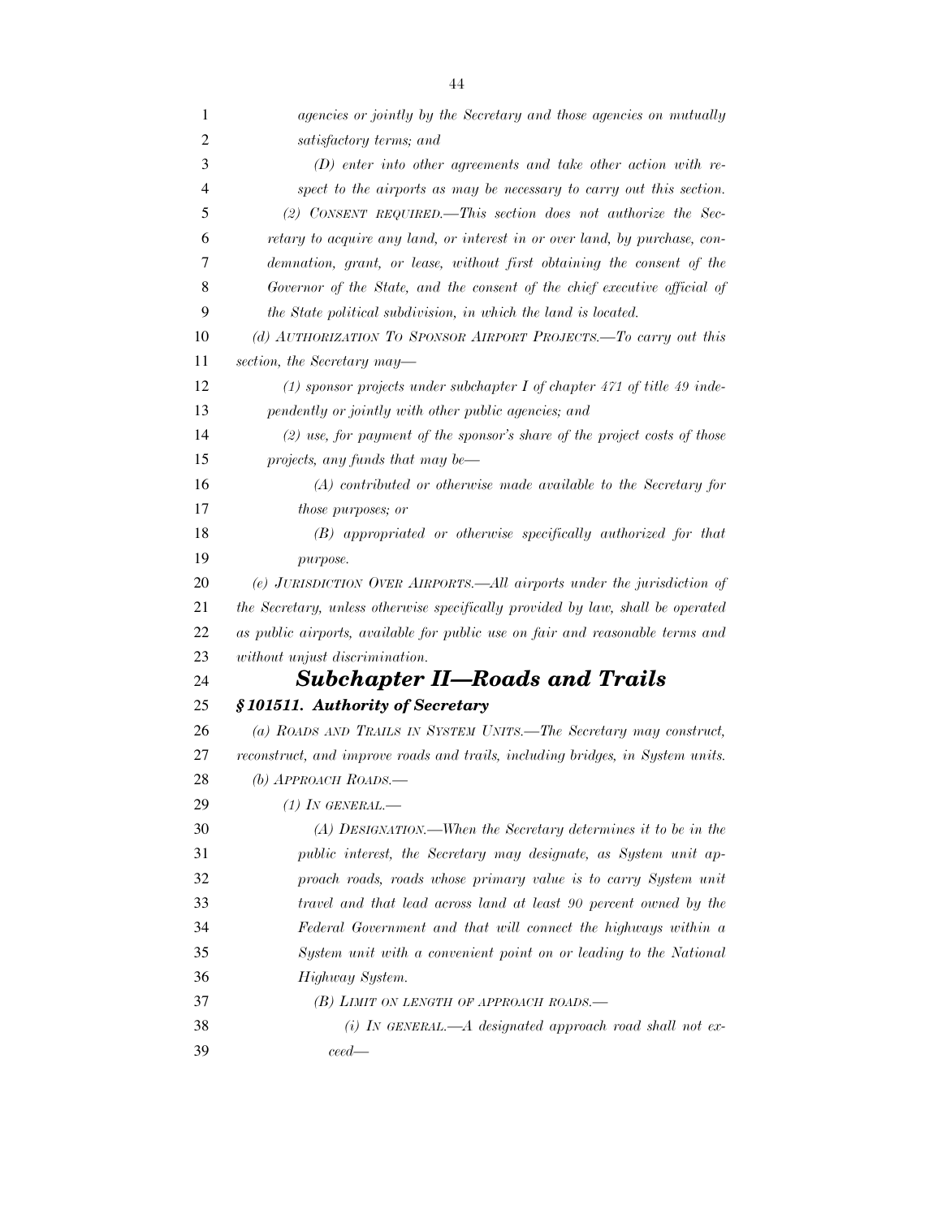*agencies or jointly by the Secretary and those agencies on mutually satisfactory terms; and*

*(D) enter into other agreements and take other action with respect to the airports as may be necessary to carry out this section.*

*(2) CONSENT REQUIRED.—This section does not authorize the Secretary to acquire any land, or interest in or over land, by purchase, condemnation, grant, or lease, without first obtaining the consent of the Governor of the State, and the consent of the chief executive official of the State political subdivision, in which the land is located.*

*(d) AUTHORIZATION TO SPONSOR AIRPORT PROJECTS.—To carry out this section, the Secretary may—*

*(1) sponsor projects under subchapter I of chapter 471 of title 49 independently or jointly with other public agencies; and*

*(2) use, for payment of the sponsor's share of the project costs of those projects, any funds that may be—*

*(A) contributed or otherwise made available to the Secretary for those purposes; or*

*(B) appropriated or otherwise specifically authorized for that purpose.*

*(e) JURISDICTION OVER AIRPORTS.—All airports under the jurisdiction of the Secretary, unless otherwise specifically provided by law, shall be operated as public airports, available for public use on fair and reasonable terms and without unjust discrimination.*

## *Subchapter II—Roads and Trails*

### *§ 101511. Authority of Secretary*

*(a) ROADS AND TRAILS IN SYSTEM UNITS.—The Secretary may construct, reconstruct, and improve roads and trails, including bridges, in System units.*

*(b) APPROACH ROADS.—*

*(1) IN GENERAL.—*

*(A) DESIGNATION.—When the Secretary determines it to be in the public interest, the Secretary may designate, as System unit approach roads, roads whose primary value is to carry System unit travel and that lead across land at least 90 percent owned by the Federal Government and that will connect the highways within a System unit with a convenient point on or leading to the National Highway System.*

*(B) LIMIT ON LENGTH OF APPROACH ROADS.—*

*(i) IN GENERAL.—A designated approach road shall not exceed—*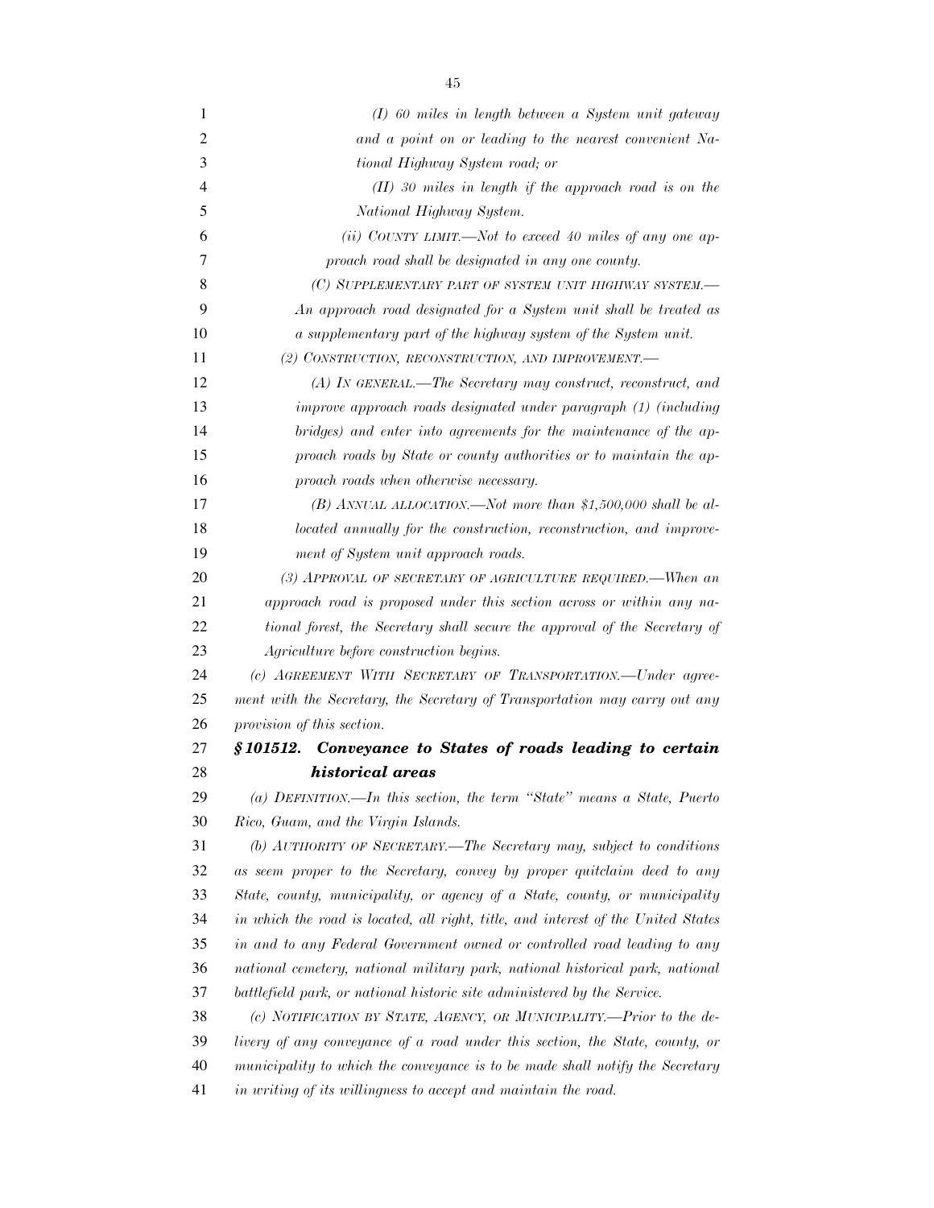*(I) 60 miles in length between a System unit gateway and a point on or leading to the nearest convenient National Highway System road; or*

*(II) 30 miles in length if the approach road is on the National Highway System.*

*(ii) COUNTY LIMIT.—Not to exceed 40 miles of any one approach road shall be designated in any one county.*

*(C) SUPPLEMENTARY PART OF SYSTEM UNIT HIGHWAY SYSTEM.—An approach road designated for a System unit shall be treated as a supplementary part of the highway system of the System unit.*

*(2) CONSTRUCTION, RECONSTRUCTION, AND IMPROVEMENT.—*

*(A) IN GENERAL.—The Secretary may construct, reconstruct, and improve approach roads designated under paragraph (1) (including bridges) and enter into agreements for the maintenance of the approach roads by State or county authorities or to maintain the approach roads when otherwise necessary.*

*(B) ANNUAL ALLOCATION.—Not more than $1,500,000 shall be allocated annually for the construction, reconstruction, and improvement of System unit approach roads.*

*(3) APPROVAL OF SECRETARY OF AGRICULTURE REQUIRED.—When an approach road is proposed under this section across or within any national forest, the Secretary shall secure the approval of the Secretary of Agriculture before construction begins.*

*(c) AGREEMENT WITH SECRETARY OF TRANSPORTATION.—Under agreement with the Secretary, the Secretary of Transportation may carry out any provision of this section.*

### ***§101512. Conveyance to States of roads leading to certain historical areas***

*(a) DEFINITION.—In this section, the term "State" means a State, Puerto Rico, Guam, and the Virgin Islands.*

*(b) AUTHORITY OF SECRETARY.—The Secretary may, subject to conditions as seem proper to the Secretary, convey by proper quitclaim deed to any State, county, municipality, or agency of a State, county, or municipality in which the road is located, all right, title, and interest of the United States in and to any Federal Government owned or controlled road leading to any national cemetery, national military park, national historical park, national battlefield park, or national historic site administered by the Service.*

*(c) NOTIFICATION BY STATE, AGENCY, OR MUNICIPALITY.—Prior to the delivery of any conveyance of a road under this section, the State, county, or municipality to which the conveyance is to be made shall notify the Secretary in writing of its willingness to accept and maintain the road.*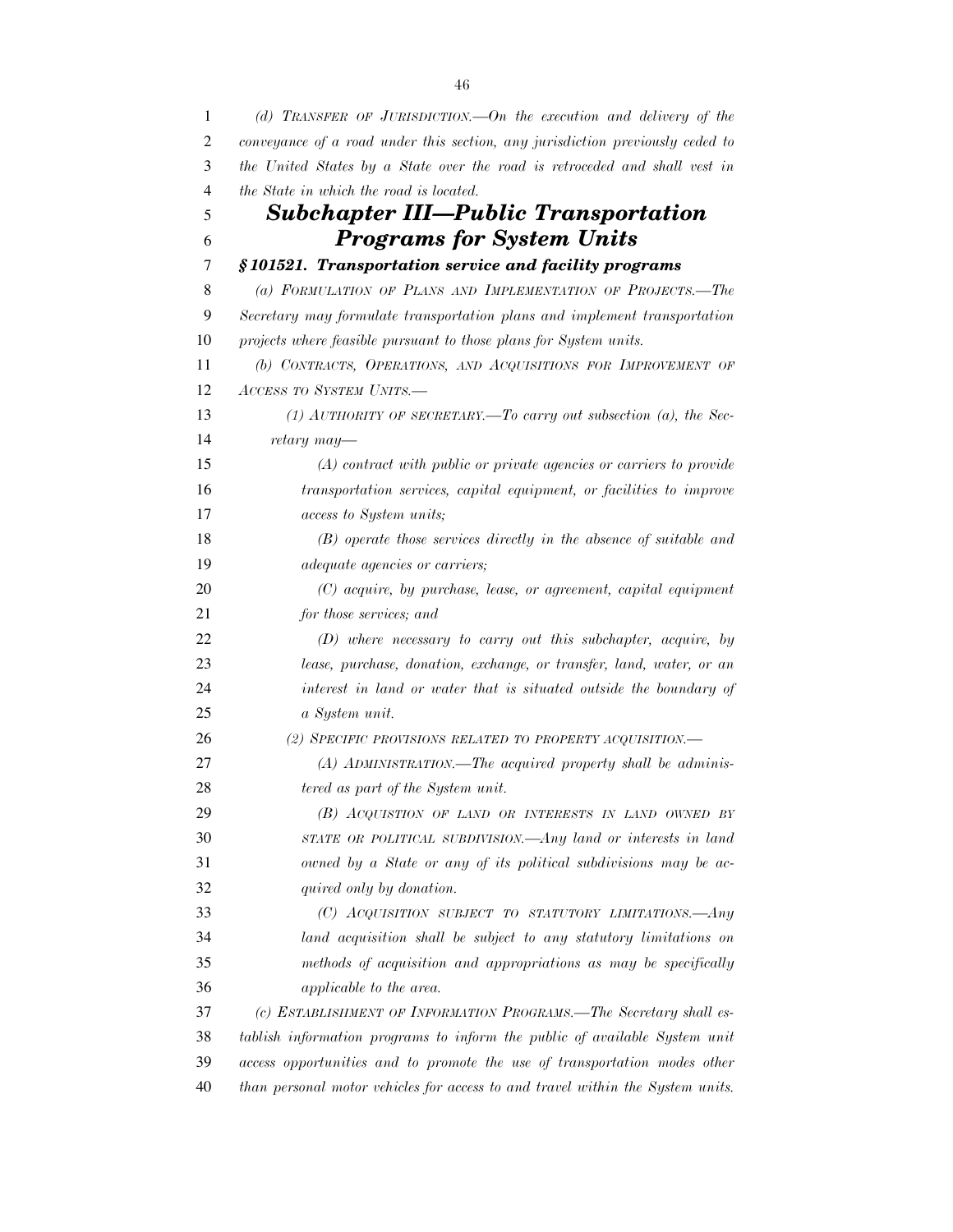*(d) TRANSFER OF JURISDICTION.—On the execution and delivery of the conveyance of a road under this section, any jurisdiction previously ceded to the United States by a State over the road is retroceded and shall vest in the State in which the road is located.*

## *Subchapter III—Public Transportation Programs for System Units*

### *§ 101521. Transportation service and facility programs*

*(a) FORMULATION OF PLANS AND IMPLEMENTATION OF PROJECTS.—The Secretary may formulate transportation plans and implement transportation projects where feasible pursuant to those plans for System units.*

*(b) CONTRACTS, OPERATIONS, AND ACQUISITIONS FOR IMPROVEMENT OF ACCESS TO SYSTEM UNITS.—*

*(1) AUTHORITY OF SECRETARY.—To carry out subsection (a), the Secretary may—*

*(A) contract with public or private agencies or carriers to provide transportation services, capital equipment, or facilities to improve access to System units;*

*(B) operate those services directly in the absence of suitable and adequate agencies or carriers;*

*(C) acquire, by purchase, lease, or agreement, capital equipment for those services; and*

*(D) where necessary to carry out this subchapter, acquire, by lease, purchase, donation, exchange, or transfer, land, water, or an interest in land or water that is situated outside the boundary of a System unit.*

*(2) SPECIFIC PROVISIONS RELATED TO PROPERTY ACQUISITION.—*

*(A) ADMINISTRATION.—The acquired property shall be administered as part of the System unit.*

*(B) ACQUISTION OF LAND OR INTERESTS IN LAND OWNED BY STATE OR POLITICAL SUBDIVISION.—Any land or interests in land owned by a State or any of its political subdivisions may be acquired only by donation.*

*(C) ACQUISITION SUBJECT TO STATUTORY LIMITATIONS.—Any land acquisition shall be subject to any statutory limitations on methods of acquisition and appropriations as may be specifically applicable to the area.*

*(c) ESTABLISHMENT OF INFORMATION PROGRAMS.—The Secretary shall establish information programs to inform the public of available System unit access opportunities and to promote the use of transportation modes other than personal motor vehicles for access to and travel within the System units.*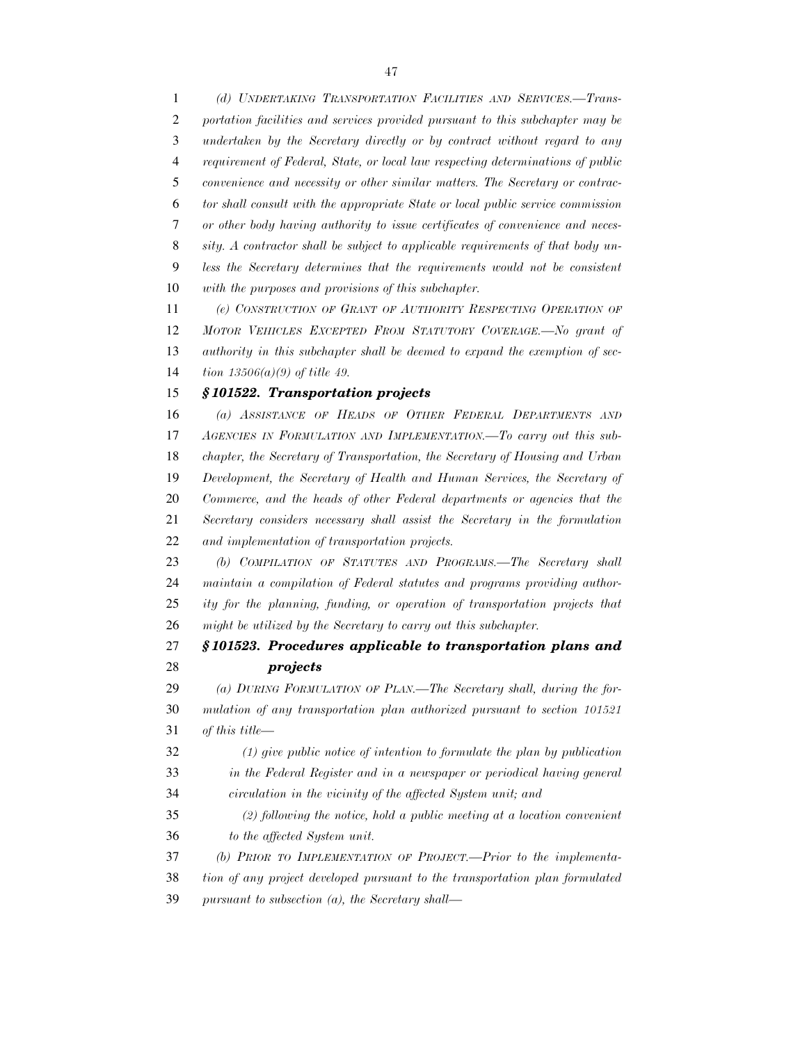*(d) Undertaking Transportation Facilities and Services.—Transportation facilities and services provided pursuant to this subchapter may be undertaken by the Secretary directly or by contract without regard to any requirement of Federal, State, or local law respecting determinations of public convenience and necessity or other similar matters. The Secretary or contractor shall consult with the appropriate State or local public service commission or other body having authority to issue certificates of convenience and necessity. A contractor shall be subject to applicable requirements of that body unless the Secretary determines that the requirements would not be consistent with the purposes and provisions of this subchapter.*

*(e) Construction of Grant of Authority Respecting Operation of Motor Vehicles Excepted From Statutory Coverage.—No grant of authority in this subchapter shall be deemed to expand the exemption of section 13506(a)(9) of title 49.*

### ***§ 101522. Transportation projects***

*(a) Assistance of Heads of Other Federal Departments and Agencies in Formulation and Implementation.—To carry out this subchapter, the Secretary of Transportation, the Secretary of Housing and Urban Development, the Secretary of Health and Human Services, the Secretary of Commerce, and the heads of other Federal departments or agencies that the Secretary considers necessary shall assist the Secretary in the formulation and implementation of transportation projects.*

*(b) Compilation of Statutes and Programs.—The Secretary shall maintain a compilation of Federal statutes and programs providing authority for the planning, funding, or operation of transportation projects that might be utilized by the Secretary to carry out this subchapter.*

### ***§ 101523. Procedures applicable to transportation plans and projects***

*(a) During Formulation of Plan.—The Secretary shall, during the formulation of any transportation plan authorized pursuant to section 101521 of this title—*

> *(1) give public notice of intention to formulate the plan by publication in the Federal Register and in a newspaper or periodical having general circulation in the vicinity of the affected System unit; and*
>
> *(2) following the notice, hold a public meeting at a location convenient to the affected System unit.*

*(b) Prior to Implementation of Project.—Prior to the implementation of any project developed pursuant to the transportation plan formulated pursuant to subsection (a), the Secretary shall—*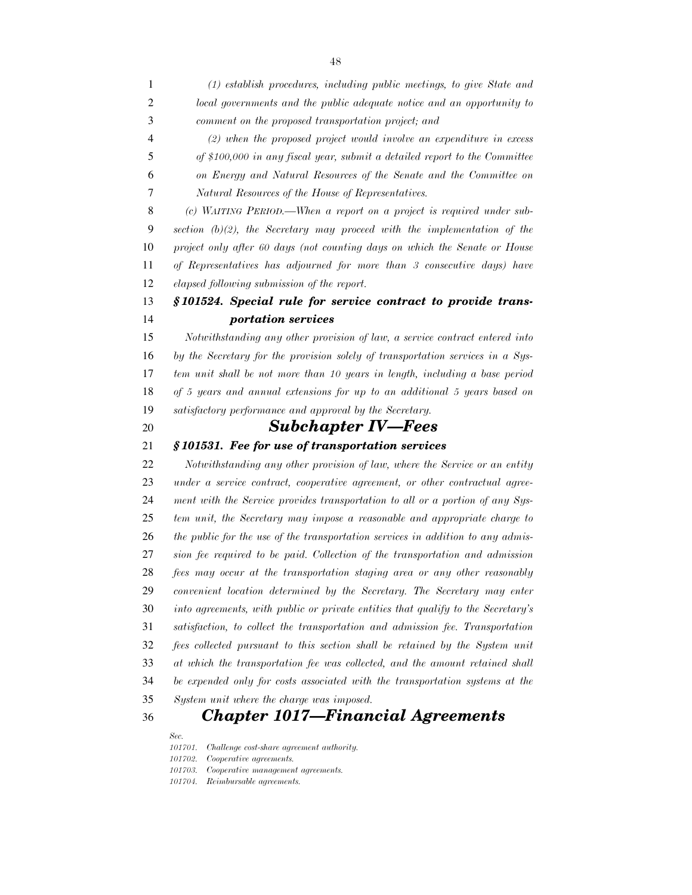*(1) establish procedures, including public meetings, to give State and local governments and the public adequate notice and an opportunity to comment on the proposed transportation project; and*

*(2) when the proposed project would involve an expenditure in excess of $100,000 in any fiscal year, submit a detailed report to the Committee on Energy and Natural Resources of the Senate and the Committee on Natural Resources of the House of Representatives.*

*(c) WAITING PERIOD.—When a report on a project is required under subsection (b)(2), the Secretary may proceed with the implementation of the project only after 60 days (not counting days on which the Senate or House of Representatives has adjourned for more than 3 consecutive days) have elapsed following submission of the report.*

### *§ 101524. Special rule for service contract to provide transportation services*

*Notwithstanding any other provision of law, a service contract entered into by the Secretary for the provision solely of transportation services in a System unit shall be not more than 10 years in length, including a base period of 5 years and annual extensions for up to an additional 5 years based on satisfactory performance and approval by the Secretary.*

## *Subchapter IV—Fees*

### *§ 101531. Fee for use of transportation services*

*Notwithstanding any other provision of law, where the Service or an entity under a service contract, cooperative agreement, or other contractual agreement with the Service provides transportation to all or a portion of any System unit, the Secretary may impose a reasonable and appropriate charge to the public for the use of the transportation services in addition to any admission fee required to be paid. Collection of the transportation and admission fees may occur at the transportation staging area or any other reasonably convenient location determined by the Secretary. The Secretary may enter into agreements, with public or private entities that qualify to the Secretary's satisfaction, to collect the transportation and admission fee. Transportation fees collected pursuant to this section shall be retained by the System unit at which the transportation fee was collected, and the amount retained shall be expended only for costs associated with the transportation systems at the System unit where the charge was imposed.*

# *Chapter 1017—Financial Agreements*

*Sec.*
*101701. Challenge cost-share agreement authority.*
*101702. Cooperative agreements.*
*101703. Cooperative management agreements.*
*101704. Reimbursable agreements.*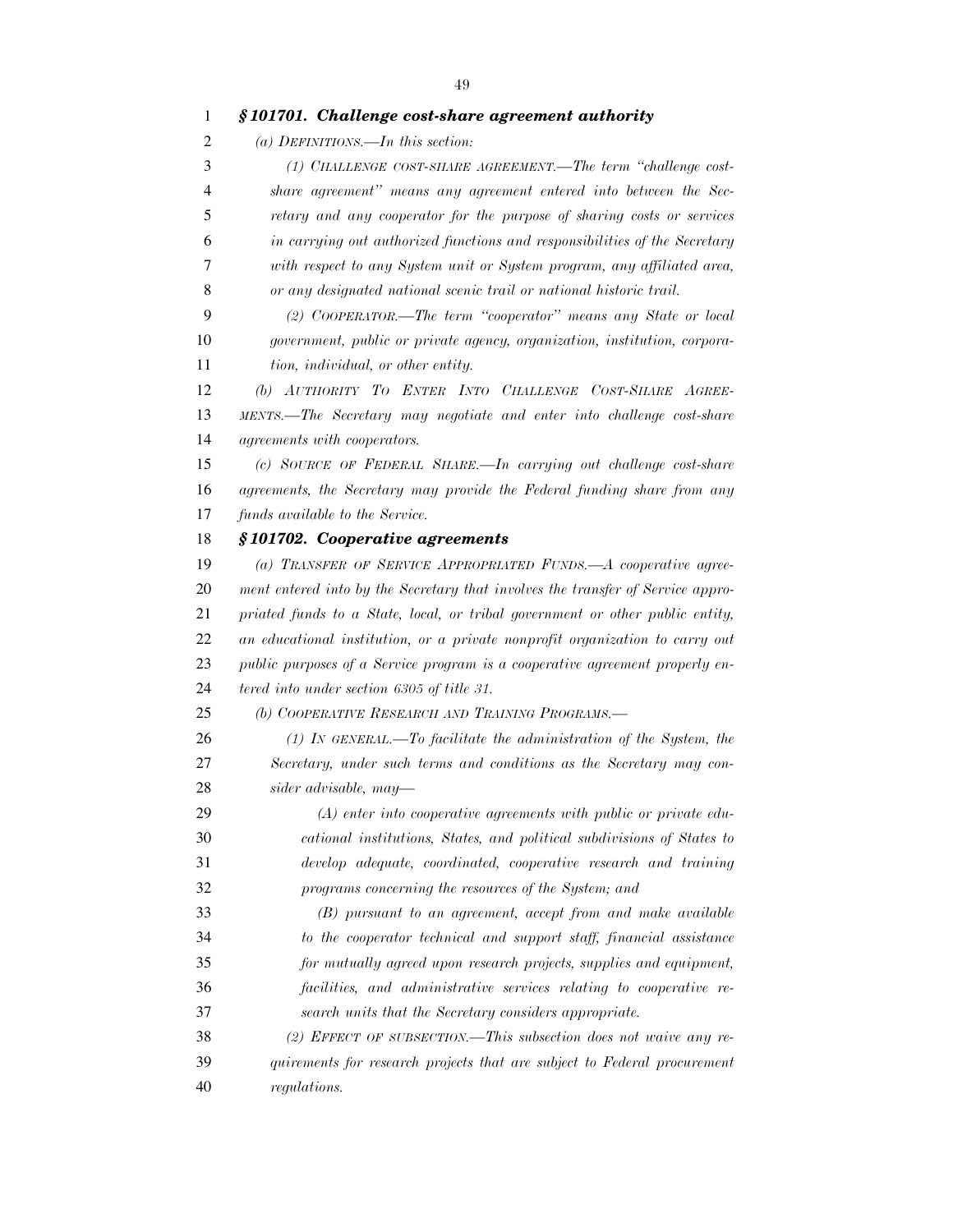### *§ 101701. Challenge cost-share agreement authority*

*(a) DEFINITIONS.—In this section:*

*(1) CHALLENGE COST-SHARE AGREEMENT.—The term "challenge cost-share agreement" means any agreement entered into between the Secretary and any cooperator for the purpose of sharing costs or services in carrying out authorized functions and responsibilities of the Secretary with respect to any System unit or System program, any affiliated area, or any designated national scenic trail or national historic trail.*

*(2) COOPERATOR.—The term "cooperator" means any State or local government, public or private agency, organization, institution, corporation, individual, or other entity.*

*(b) AUTHORITY TO ENTER INTO CHALLENGE COST-SHARE AGREEMENTS.—The Secretary may negotiate and enter into challenge cost-share agreements with cooperators.*

*(c) SOURCE OF FEDERAL SHARE.—In carrying out challenge cost-share agreements, the Secretary may provide the Federal funding share from any funds available to the Service.*

### *§ 101702. Cooperative agreements*

*(a) TRANSFER OF SERVICE APPROPRIATED FUNDS.—A cooperative agreement entered into by the Secretary that involves the transfer of Service appropriated funds to a State, local, or tribal government or other public entity, an educational institution, or a private nonprofit organization to carry out public purposes of a Service program is a cooperative agreement properly entered into under section 6305 of title 31.*

*(b) COOPERATIVE RESEARCH AND TRAINING PROGRAMS.—*

*(1) IN GENERAL.—To facilitate the administration of the System, the Secretary, under such terms and conditions as the Secretary may consider advisable, may—*

*(A) enter into cooperative agreements with public or private educational institutions, States, and political subdivisions of States to develop adequate, coordinated, cooperative research and training programs concerning the resources of the System; and*

*(B) pursuant to an agreement, accept from and make available to the cooperator technical and support staff, financial assistance for mutually agreed upon research projects, supplies and equipment, facilities, and administrative services relating to cooperative research units that the Secretary considers appropriate.*

*(2) EFFECT OF SUBSECTION.—This subsection does not waive any requirements for research projects that are subject to Federal procurement regulations.*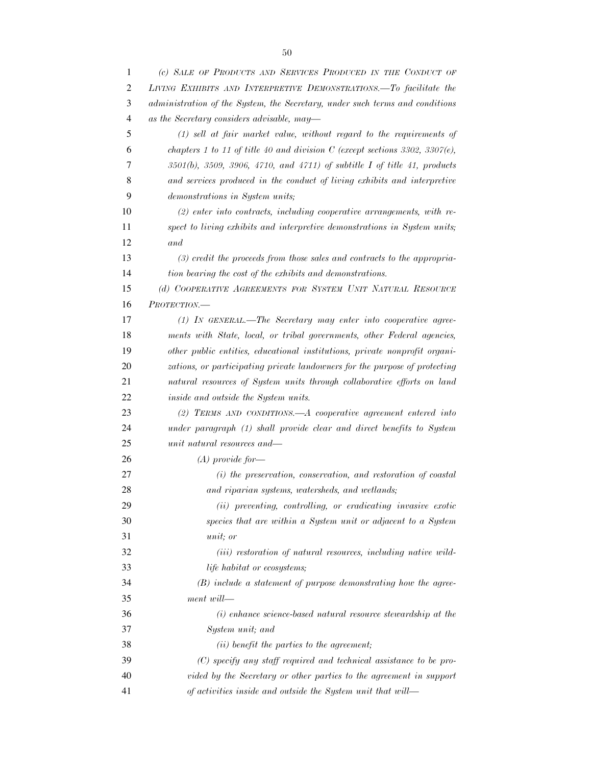*(c) SALE OF PRODUCTS AND SERVICES PRODUCED IN THE CONDUCT OF LIVING EXHIBITS AND INTERPRETIVE DEMONSTRATIONS.—To facilitate the administration of the System, the Secretary, under such terms and conditions as the Secretary considers advisable, may—*

*(1) sell at fair market value, without regard to the requirements of chapters 1 to 11 of title 40 and division C (except sections 3302, 3307(e), 3501(b), 3509, 3906, 4710, and 4711) of subtitle I of title 41, products and services produced in the conduct of living exhibits and interpretive demonstrations in System units;*

*(2) enter into contracts, including cooperative arrangements, with respect to living exhibits and interpretive demonstrations in System units; and*

*(3) credit the proceeds from those sales and contracts to the appropriation bearing the cost of the exhibits and demonstrations.*

*(d) COOPERATIVE AGREEMENTS FOR SYSTEM UNIT NATURAL RESOURCE PROTECTION.—*

*(1) IN GENERAL.—The Secretary may enter into cooperative agreements with State, local, or tribal governments, other Federal agencies, other public entities, educational institutions, private nonprofit organizations, or participating private landowners for the purpose of protecting natural resources of System units through collaborative efforts on land inside and outside the System units.*

*(2) TERMS AND CONDITIONS.—A cooperative agreement entered into under paragraph (1) shall provide clear and direct benefits to System unit natural resources and—*

*(A) provide for—*

*(i) the preservation, conservation, and restoration of coastal and riparian systems, watersheds, and wetlands;*

*(ii) preventing, controlling, or eradicating invasive exotic species that are within a System unit or adjacent to a System unit; or*

*(iii) restoration of natural resources, including native wildlife habitat or ecosystems;*

*(B) include a statement of purpose demonstrating how the agreement will—*

*(i) enhance science-based natural resource stewardship at the System unit; and*

*(ii) benefit the parties to the agreement;*

*(C) specify any staff required and technical assistance to be provided by the Secretary or other parties to the agreement in support of activities inside and outside the System unit that will—*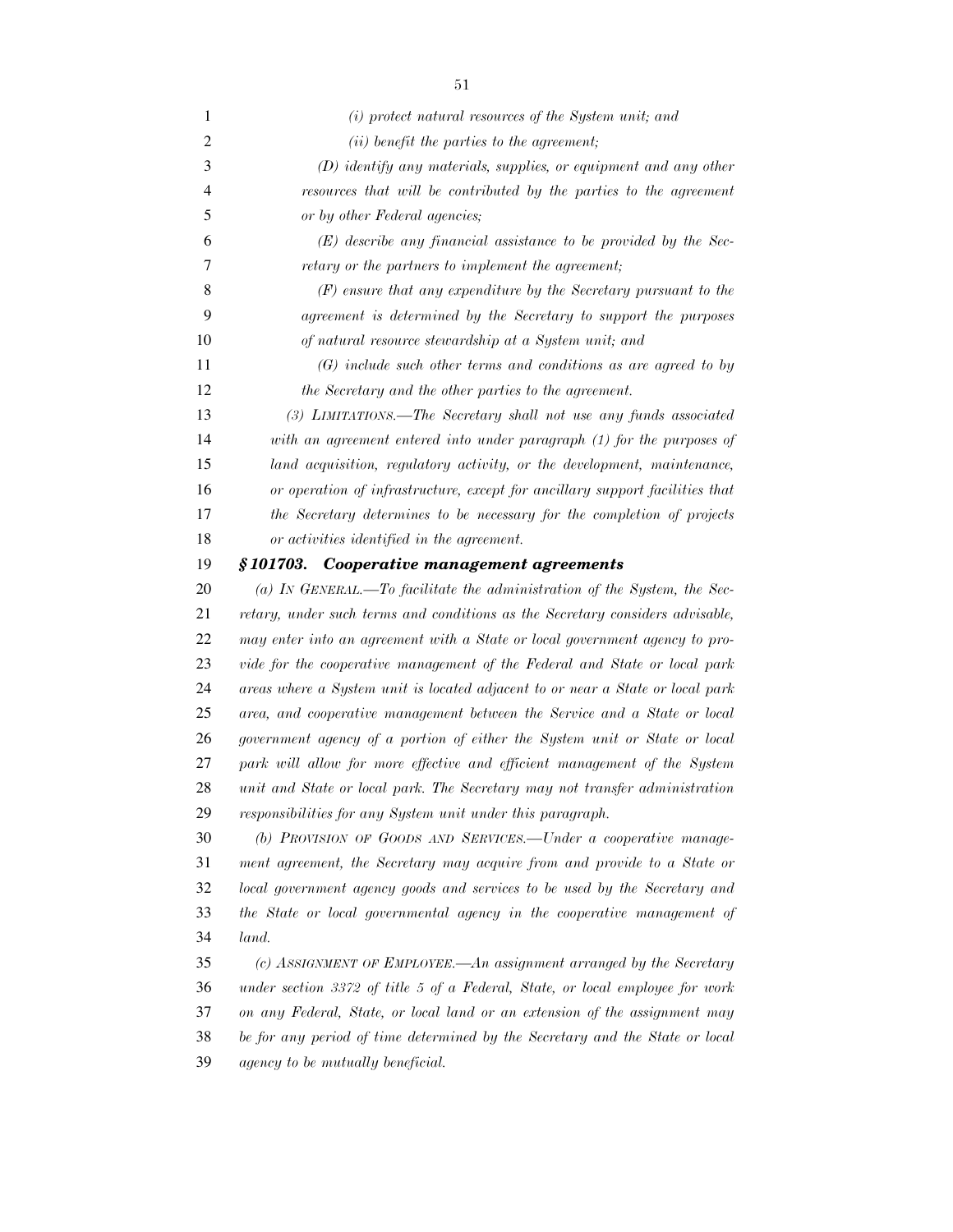*(i) protect natural resources of the System unit; and*

*(ii) benefit the parties to the agreement;*

*(D) identify any materials, supplies, or equipment and any other resources that will be contributed by the parties to the agreement or by other Federal agencies;*

*(E) describe any financial assistance to be provided by the Secretary or the partners to implement the agreement;*

*(F) ensure that any expenditure by the Secretary pursuant to the agreement is determined by the Secretary to support the purposes of natural resource stewardship at a System unit; and*

*(G) include such other terms and conditions as are agreed to by the Secretary and the other parties to the agreement.*

*(3) LIMITATIONS.—The Secretary shall not use any funds associated with an agreement entered into under paragraph (1) for the purposes of land acquisition, regulatory activity, or the development, maintenance, or operation of infrastructure, except for ancillary support facilities that the Secretary determines to be necessary for the completion of projects or activities identified in the agreement.*

### *§ 101703. Cooperative management agreements*

*(a) IN GENERAL.—To facilitate the administration of the System, the Secretary, under such terms and conditions as the Secretary considers advisable, may enter into an agreement with a State or local government agency to provide for the cooperative management of the Federal and State or local park areas where a System unit is located adjacent to or near a State or local park area, and cooperative management between the Service and a State or local government agency of a portion of either the System unit or State or local park will allow for more effective and efficient management of the System unit and State or local park. The Secretary may not transfer administration responsibilities for any System unit under this paragraph.*

*(b) PROVISION OF GOODS AND SERVICES.—Under a cooperative management agreement, the Secretary may acquire from and provide to a State or local government agency goods and services to be used by the Secretary and the State or local governmental agency in the cooperative management of land.*

*(c) ASSIGNMENT OF EMPLOYEE.—An assignment arranged by the Secretary under section 3372 of title 5 of a Federal, State, or local employee for work on any Federal, State, or local land or an extension of the assignment may be for any period of time determined by the Secretary and the State or local agency to be mutually beneficial.*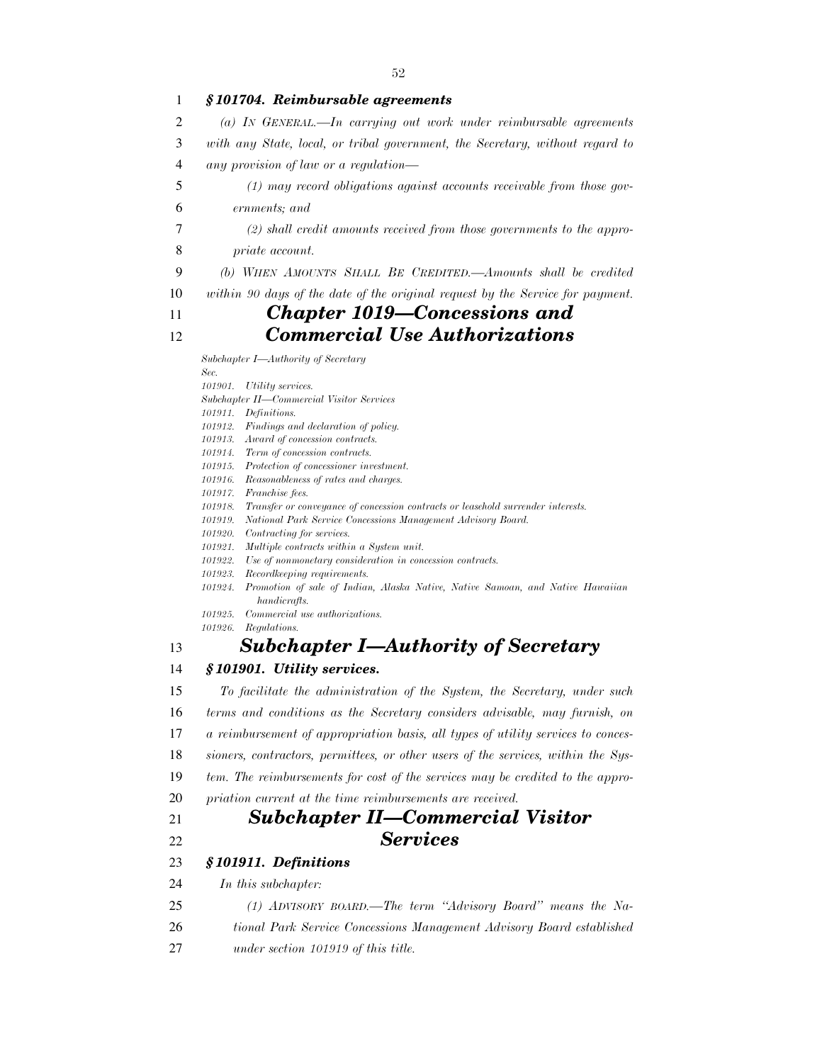### *§ 101704. Reimbursable agreements*

*(a) IN GENERAL.—In carrying out work under reimbursable agreements with any State, local, or tribal government, the Secretary, without regard to any provision of law or a regulation—*

*(1) may record obligations against accounts receivable from those governments; and*

*(2) shall credit amounts received from those governments to the appropriate account.*

*(b) WHEN AMOUNTS SHALL BE CREDITED.—Amounts shall be credited within 90 days of the date of the original request by the Service for payment.*

# *Chapter 1019—Concessions and Commercial Use Authorizations*

*Subchapter I—Authority of Secretary*

*Sec.*
*101901. Utility services.*

*Subchapter II—Commercial Visitor Services*

*101911. Definitions.*
*101912. Findings and declaration of policy.*
*101913. Award of concession contracts.*
*101914. Term of concession contracts.*
*101915. Protection of concessioner investment.*
*101916. Reasonableness of rates and charges.*
*101917. Franchise fees.*
*101918. Transfer or conveyance of concession contracts or leasehold surrender interests.*
*101919. National Park Service Concessions Management Advisory Board.*
*101920. Contracting for services.*
*101921. Multiple contracts within a System unit.*
*101922. Use of nonmonetary consideration in concession contracts.*
*101923. Recordkeeping requirements.*
*101924. Promotion of sale of Indian, Alaska Native, Native Samoan, and Native Hawaiian handicrafts.*
*101925. Commercial use authorizations.*
*101926. Regulations.*

## *Subchapter I—Authority of Secretary*

### *§ 101901. Utility services.*

*To facilitate the administration of the System, the Secretary, under such terms and conditions as the Secretary considers advisable, may furnish, on a reimbursement of appropriation basis, all types of utility services to concessioners, contractors, permittees, or other users of the services, within the System. The reimbursements for cost of the services may be credited to the appropriation current at the time reimbursements are received.*

## *Subchapter II—Commercial Visitor Services*

### *§ 101911. Definitions*

*In this subchapter:*

*(1) ADVISORY BOARD.—The term "Advisory Board" means the National Park Service Concessions Management Advisory Board established under section 101919 of this title.*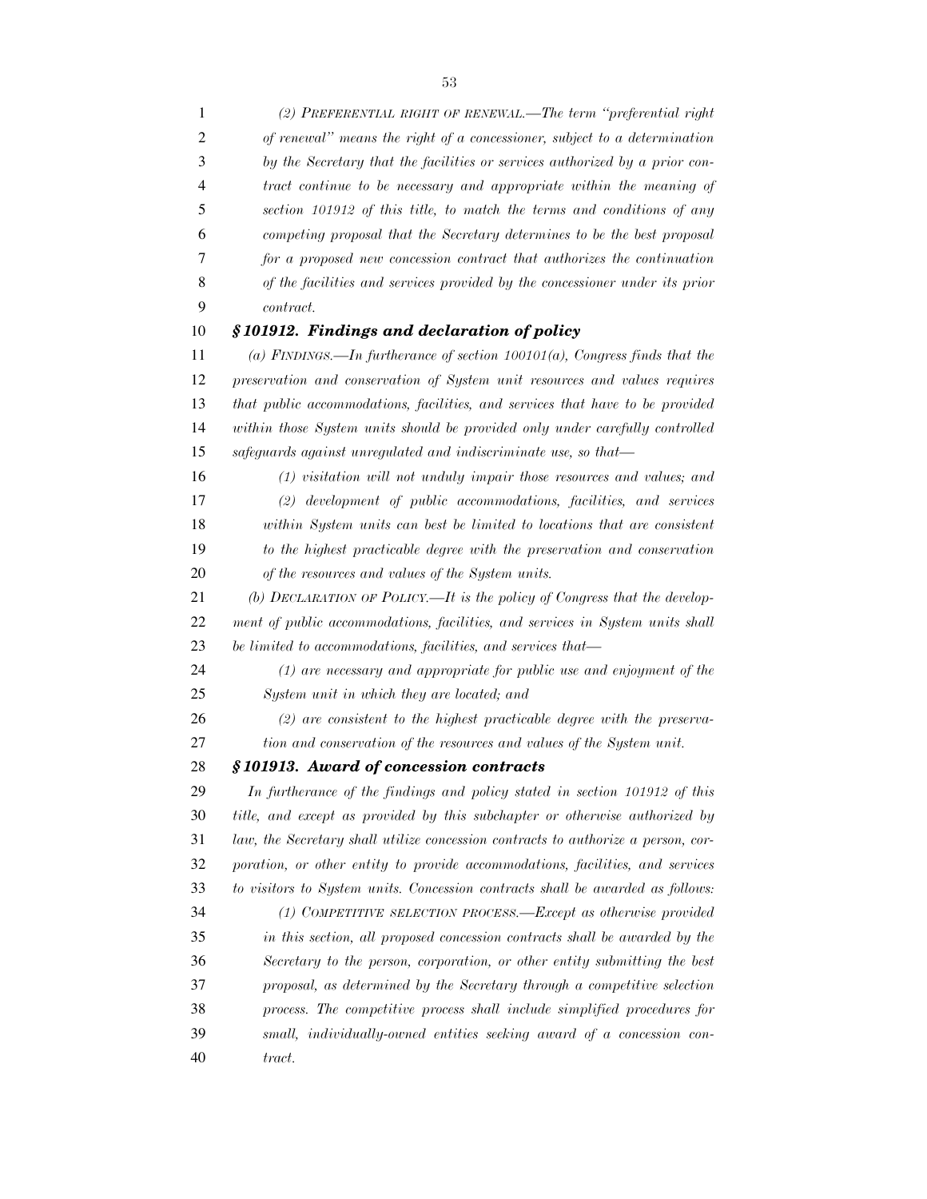*(2) Preferential right of renewal.—The term "preferential right of renewal" means the right of a concessioner, subject to a determination by the Secretary that the facilities or services authorized by a prior contract continue to be necessary and appropriate within the meaning of section 101912 of this title, to match the terms and conditions of any competing proposal that the Secretary determines to be the best proposal for a proposed new concession contract that authorizes the continuation of the facilities and services provided by the concessioner under its prior contract.*

### *§ 101912. Findings and declaration of policy*

*(a) Findings.—In furtherance of section 100101(a), Congress finds that the preservation and conservation of System unit resources and values requires that public accommodations, facilities, and services that have to be provided within those System units should be provided only under carefully controlled safeguards against unregulated and indiscriminate use, so that—*

*(1) visitation will not unduly impair those resources and values; and*

*(2) development of public accommodations, facilities, and services within System units can best be limited to locations that are consistent to the highest practicable degree with the preservation and conservation of the resources and values of the System units.*

*(b) Declaration of Policy.—It is the policy of Congress that the development of public accommodations, facilities, and services in System units shall be limited to accommodations, facilities, and services that—*

*(1) are necessary and appropriate for public use and enjoyment of the System unit in which they are located; and*

*(2) are consistent to the highest practicable degree with the preservation and conservation of the resources and values of the System unit.*

### *§ 101913. Award of concession contracts*

*In furtherance of the findings and policy stated in section 101912 of this title, and except as provided by this subchapter or otherwise authorized by law, the Secretary shall utilize concession contracts to authorize a person, corporation, or other entity to provide accommodations, facilities, and services to visitors to System units. Concession contracts shall be awarded as follows:*

*(1) Competitive selection process.—Except as otherwise provided in this section, all proposed concession contracts shall be awarded by the Secretary to the person, corporation, or other entity submitting the best proposal, as determined by the Secretary through a competitive selection process. The competitive process shall include simplified procedures for small, individually-owned entities seeking award of a concession contract.*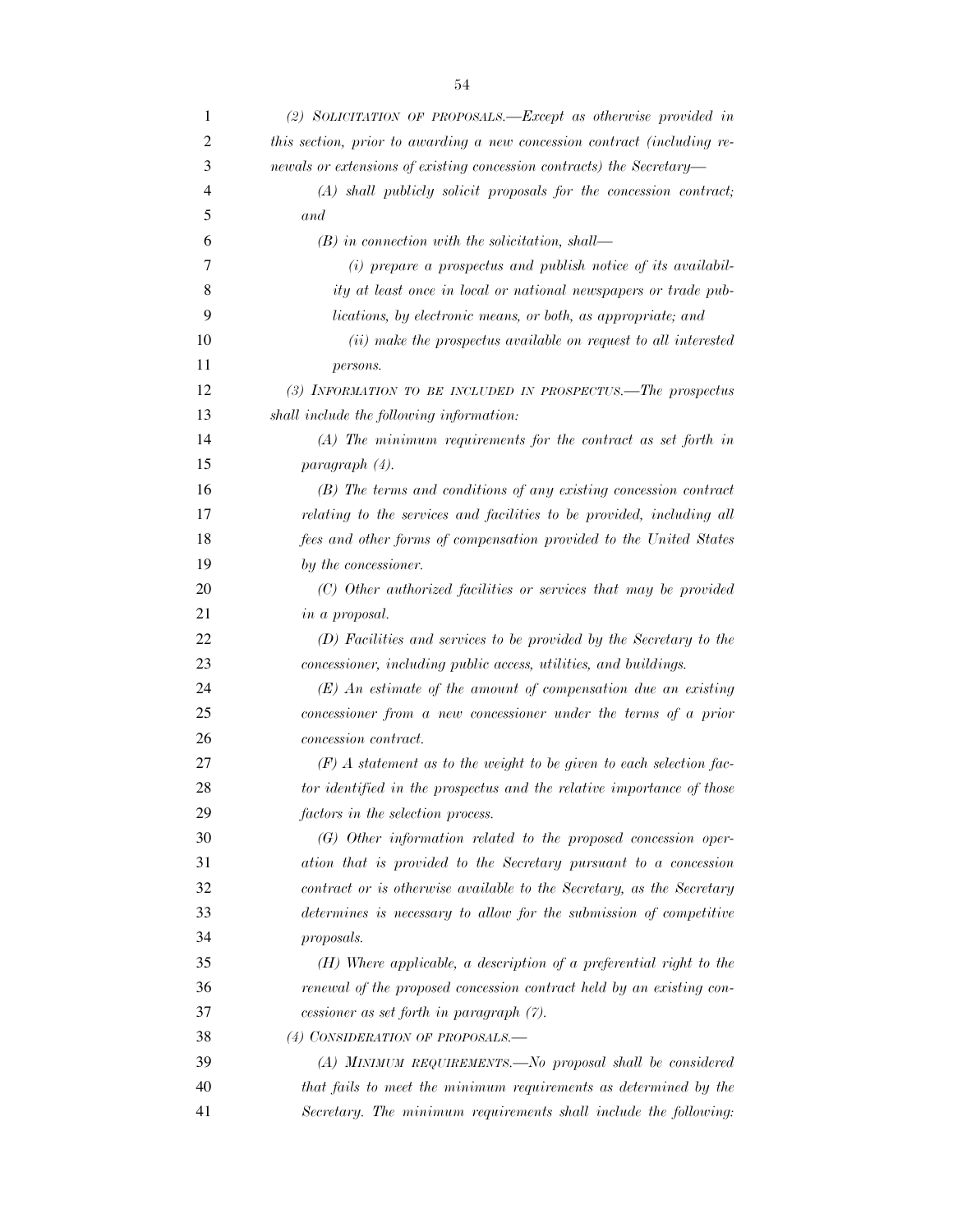*(2) SOLICITATION OF PROPOSALS.—Except as otherwise provided in this section, prior to awarding a new concession contract (including renewals or extensions of existing concession contracts) the Secretary—*

*(A) shall publicly solicit proposals for the concession contract; and*

*(B) in connection with the solicitation, shall—*

*(i) prepare a prospectus and publish notice of its availability at least once in local or national newspapers or trade publications, by electronic means, or both, as appropriate; and*

*(ii) make the prospectus available on request to all interested persons.*

*(3) INFORMATION TO BE INCLUDED IN PROSPECTUS.—The prospectus shall include the following information:*

*(A) The minimum requirements for the contract as set forth in paragraph (4).*

*(B) The terms and conditions of any existing concession contract relating to the services and facilities to be provided, including all fees and other forms of compensation provided to the United States by the concessioner.*

*(C) Other authorized facilities or services that may be provided in a proposal.*

*(D) Facilities and services to be provided by the Secretary to the concessioner, including public access, utilities, and buildings.*

*(E) An estimate of the amount of compensation due an existing concessioner from a new concessioner under the terms of a prior concession contract.*

*(F) A statement as to the weight to be given to each selection factor identified in the prospectus and the relative importance of those factors in the selection process.*

*(G) Other information related to the proposed concession operation that is provided to the Secretary pursuant to a concession contract or is otherwise available to the Secretary, as the Secretary determines is necessary to allow for the submission of competitive proposals.*

*(H) Where applicable, a description of a preferential right to the renewal of the proposed concession contract held by an existing concessioner as set forth in paragraph (7).*

*(4) CONSIDERATION OF PROPOSALS.—*

*(A) MINIMUM REQUIREMENTS.—No proposal shall be considered that fails to meet the minimum requirements as determined by the Secretary. The minimum requirements shall include the following:*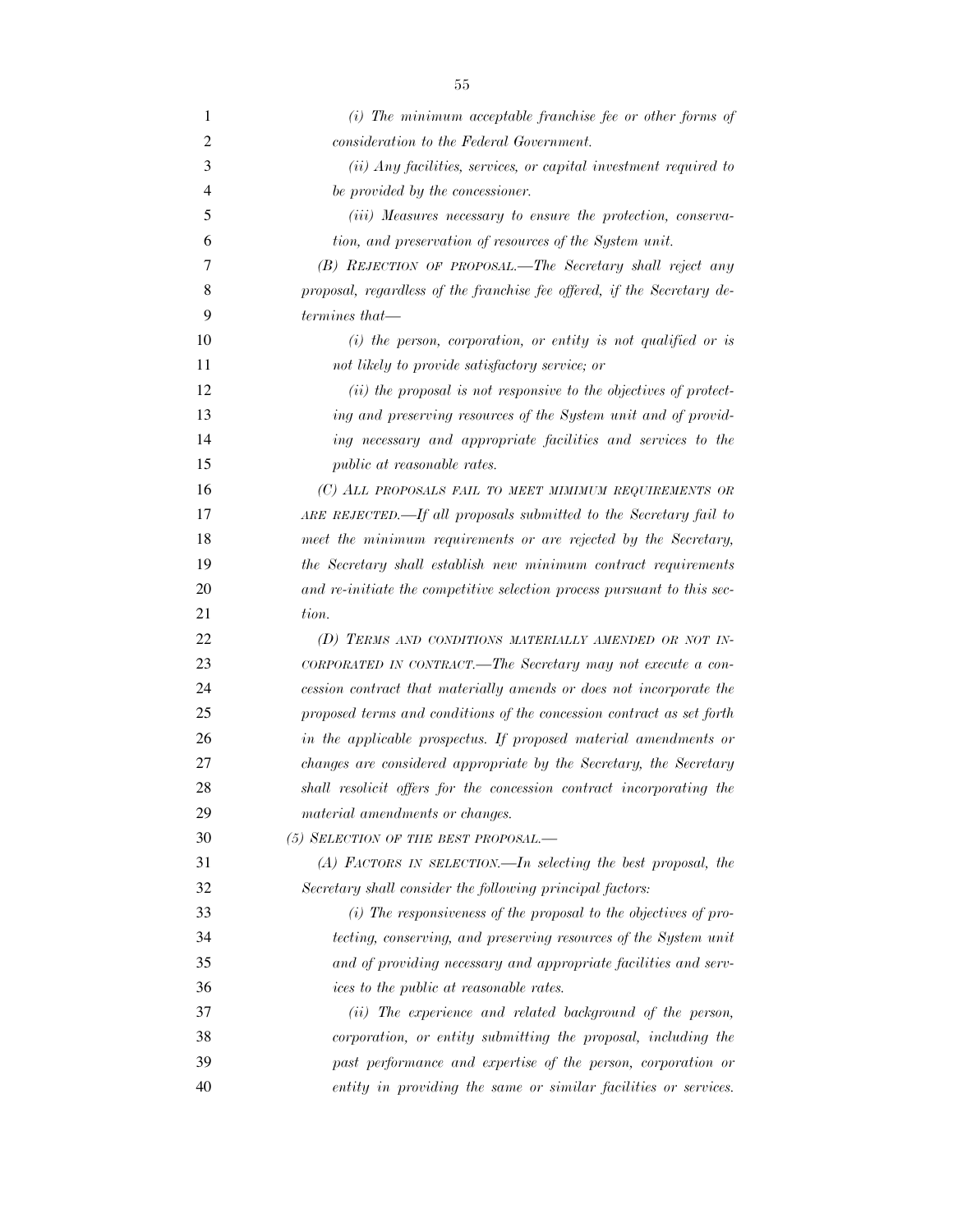*(i) The minimum acceptable franchise fee or other forms of consideration to the Federal Government.*

*(ii) Any facilities, services, or capital investment required to be provided by the concessioner.*

*(iii) Measures necessary to ensure the protection, conservation, and preservation of resources of the System unit.*

*(B) REJECTION OF PROPOSAL.—The Secretary shall reject any proposal, regardless of the franchise fee offered, if the Secretary determines that—*

*(i) the person, corporation, or entity is not qualified or is not likely to provide satisfactory service; or*

*(ii) the proposal is not responsive to the objectives of protecting and preserving resources of the System unit and of providing necessary and appropriate facilities and services to the public at reasonable rates.*

*(C) ALL PROPOSALS FAIL TO MEET MIMIMUM REQUIREMENTS OR ARE REJECTED.—If all proposals submitted to the Secretary fail to meet the minimum requirements or are rejected by the Secretary, the Secretary shall establish new minimum contract requirements and re-initiate the competitive selection process pursuant to this section.*

*(D) TERMS AND CONDITIONS MATERIALLY AMENDED OR NOT INCORPORATED IN CONTRACT.—The Secretary may not execute a concession contract that materially amends or does not incorporate the proposed terms and conditions of the concession contract as set forth in the applicable prospectus. If proposed material amendments or changes are considered appropriate by the Secretary, the Secretary shall resolicit offers for the concession contract incorporating the material amendments or changes.*

*(5) SELECTION OF THE BEST PROPOSAL.—*

*(A) FACTORS IN SELECTION.—In selecting the best proposal, the Secretary shall consider the following principal factors:*

*(i) The responsiveness of the proposal to the objectives of protecting, conserving, and preserving resources of the System unit and of providing necessary and appropriate facilities and services to the public at reasonable rates.*

*(ii) The experience and related background of the person, corporation, or entity submitting the proposal, including the past performance and expertise of the person, corporation or entity in providing the same or similar facilities or services.*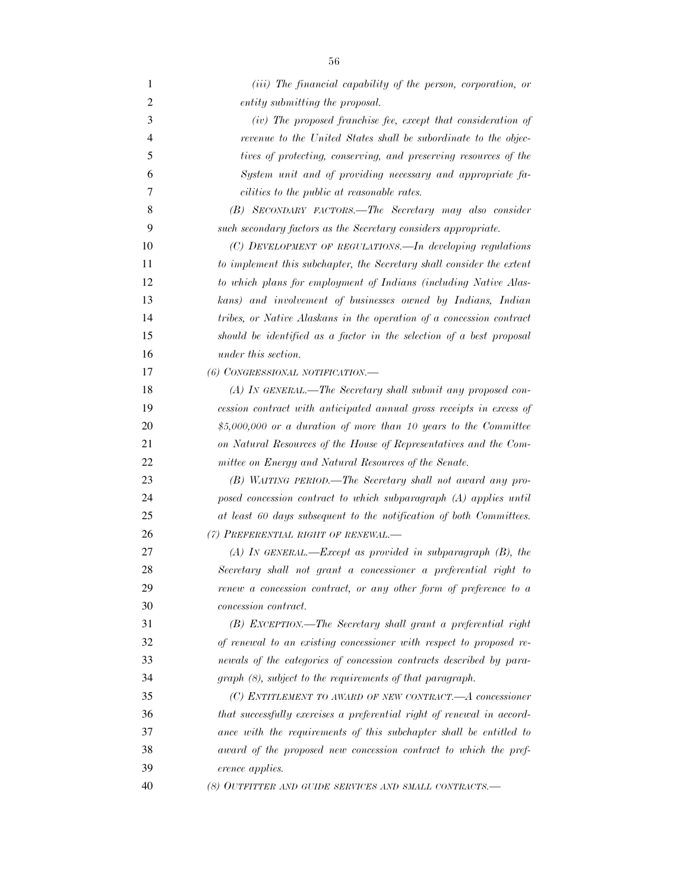*(iii) The financial capability of the person, corporation, or entity submitting the proposal.*

*(iv) The proposed franchise fee, except that consideration of revenue to the United States shall be subordinate to the objectives of protecting, conserving, and preserving resources of the System unit and of providing necessary and appropriate facilities to the public at reasonable rates.*

*(B) SECONDARY FACTORS.—The Secretary may also consider such secondary factors as the Secretary considers appropriate.*

*(C) DEVELOPMENT OF REGULATIONS.—In developing regulations to implement this subchapter, the Secretary shall consider the extent to which plans for employment of Indians (including Native Alaskans) and involvement of businesses owned by Indians, Indian tribes, or Native Alaskans in the operation of a concession contract should be identified as a factor in the selection of a best proposal under this section.*

*(6) CONGRESSIONAL NOTIFICATION.—*

*(A) IN GENERAL.—The Secretary shall submit any proposed concession contract with anticipated annual gross receipts in excess of $5,000,000 or a duration of more than 10 years to the Committee on Natural Resources of the House of Representatives and the Committee on Energy and Natural Resources of the Senate.*

*(B) WAITING PERIOD.—The Secretary shall not award any proposed concession contract to which subparagraph (A) applies until at least 60 days subsequent to the notification of both Committees.*

*(7) PREFERENTIAL RIGHT OF RENEWAL.—*

*(A) IN GENERAL.—Except as provided in subparagraph (B), the Secretary shall not grant a concessioner a preferential right to renew a concession contract, or any other form of preference to a concession contract.*

*(B) EXCEPTION.—The Secretary shall grant a preferential right of renewal to an existing concessioner with respect to proposed renewals of the categories of concession contracts described by paragraph (8), subject to the requirements of that paragraph.*

*(C) ENTITLEMENT TO AWARD OF NEW CONTRACT.—A concessioner that successfully exercises a preferential right of renewal in accordance with the requirements of this subchapter shall be entitled to award of the proposed new concession contract to which the preference applies.*

*(8) OUTFITTER AND GUIDE SERVICES AND SMALL CONTRACTS.—*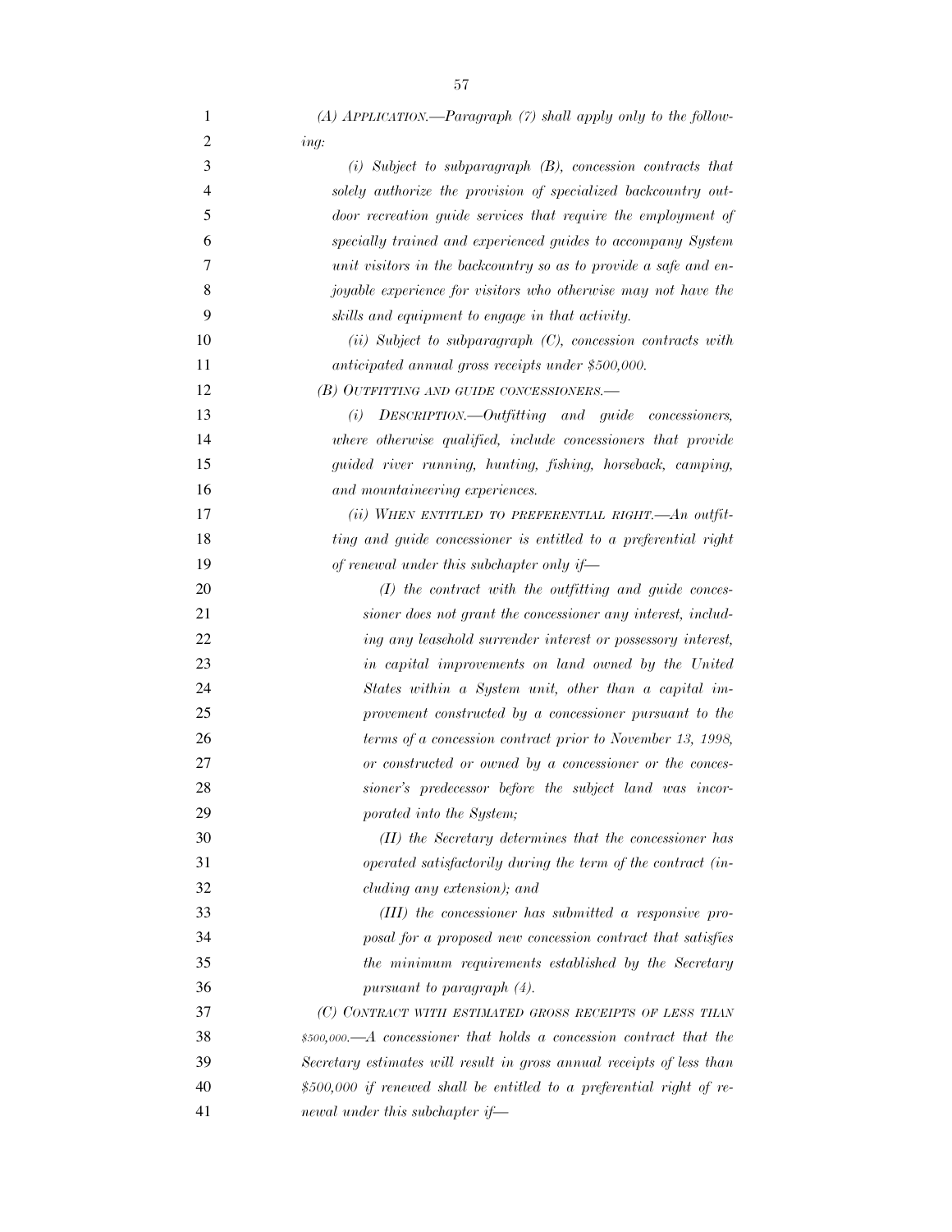*(A) APPLICATION.—Paragraph (7) shall apply only to the following:*

*(i) Subject to subparagraph (B), concession contracts that solely authorize the provision of specialized backcountry outdoor recreation guide services that require the employment of specially trained and experienced guides to accompany System unit visitors in the backcountry so as to provide a safe and enjoyable experience for visitors who otherwise may not have the skills and equipment to engage in that activity.*

*(ii) Subject to subparagraph (C), concession contracts with anticipated annual gross receipts under $500,000.*

*(B) OUTFITTING AND GUIDE CONCESSIONERS.—*

*(i) DESCRIPTION.—Outfitting and guide concessioners, where otherwise qualified, include concessioners that provide guided river running, hunting, fishing, horseback, camping, and mountaineering experiences.*

*(ii) WHEN ENTITLED TO PREFERENTIAL RIGHT.—An outfitting and guide concessioner is entitled to a preferential right of renewal under this subchapter only if—*

*(I) the contract with the outfitting and guide concessioner does not grant the concessioner any interest, including any leasehold surrender interest or possessory interest, in capital improvements on land owned by the United States within a System unit, other than a capital improvement constructed by a concessioner pursuant to the terms of a concession contract prior to November 13, 1998, or constructed or owned by a concessioner or the concessioner's predecessor before the subject land was incorporated into the System;*

*(II) the Secretary determines that the concessioner has operated satisfactorily during the term of the contract (including any extension); and*

*(III) the concessioner has submitted a responsive proposal for a proposed new concession contract that satisfies the minimum requirements established by the Secretary pursuant to paragraph (4).*

*(C) CONTRACT WITH ESTIMATED GROSS RECEIPTS OF LESS THAN $500,000.—A concessioner that holds a concession contract that the Secretary estimates will result in gross annual receipts of less than $500,000 if renewed shall be entitled to a preferential right of renewal under this subchapter if—*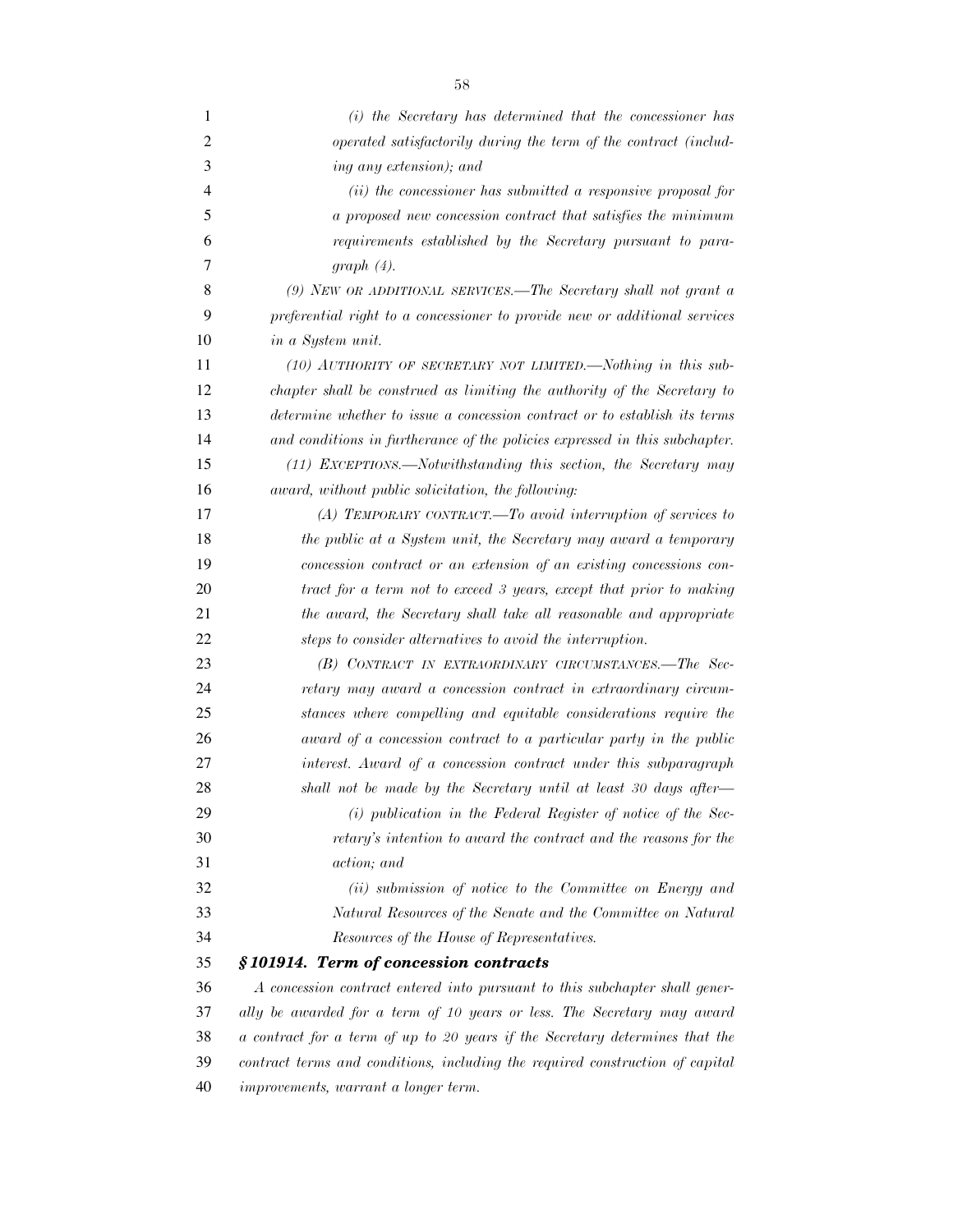*(i) the Secretary has determined that the concessioner has operated satisfactorily during the term of the contract (including any extension); and*

*(ii) the concessioner has submitted a responsive proposal for a proposed new concession contract that satisfies the minimum requirements established by the Secretary pursuant to paragraph (4).*

*(9) NEW OR ADDITIONAL SERVICES.—The Secretary shall not grant a preferential right to a concessioner to provide new or additional services in a System unit.*

*(10) AUTHORITY OF SECRETARY NOT LIMITED.—Nothing in this subchapter shall be construed as limiting the authority of the Secretary to determine whether to issue a concession contract or to establish its terms and conditions in furtherance of the policies expressed in this subchapter.*

*(11) EXCEPTIONS.—Notwithstanding this section, the Secretary may award, without public solicitation, the following:*

*(A) TEMPORARY CONTRACT.—To avoid interruption of services to the public at a System unit, the Secretary may award a temporary concession contract or an extension of an existing concessions contract for a term not to exceed 3 years, except that prior to making the award, the Secretary shall take all reasonable and appropriate steps to consider alternatives to avoid the interruption.*

*(B) CONTRACT IN EXTRAORDINARY CIRCUMSTANCES.—The Secretary may award a concession contract in extraordinary circumstances where compelling and equitable considerations require the award of a concession contract to a particular party in the public interest. Award of a concession contract under this subparagraph shall not be made by the Secretary until at least 30 days after—*

*(i) publication in the Federal Register of notice of the Secretary's intention to award the contract and the reasons for the action; and*

*(ii) submission of notice to the Committee on Energy and Natural Resources of the Senate and the Committee on Natural Resources of the House of Representatives.*

***§ 101914. Term of concession contracts***

*A concession contract entered into pursuant to this subchapter shall generally be awarded for a term of 10 years or less. The Secretary may award a contract for a term of up to 20 years if the Secretary determines that the contract terms and conditions, including the required construction of capital improvements, warrant a longer term.*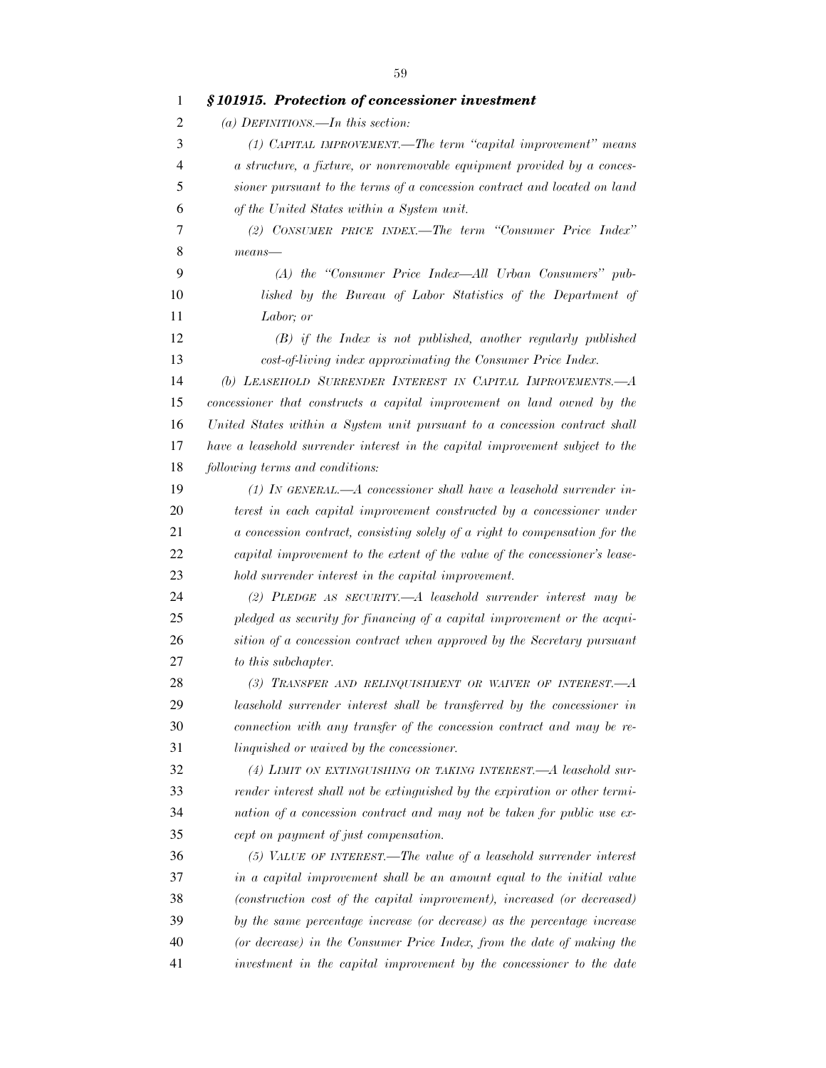### *§ 101915. Protection of concessioner investment*

*(a) DEFINITIONS.—In this section:*

*(1) CAPITAL IMPROVEMENT.—The term "capital improvement" means a structure, a fixture, or nonremovable equipment provided by a concessioner pursuant to the terms of a concession contract and located on land of the United States within a System unit.*

*(2) CONSUMER PRICE INDEX.—The term "Consumer Price Index" means—*

*(A) the "Consumer Price Index—All Urban Consumers" published by the Bureau of Labor Statistics of the Department of Labor; or*

*(B) if the Index is not published, another regularly published cost-of-living index approximating the Consumer Price Index.*

*(b) LEASEHOLD SURRENDER INTEREST IN CAPITAL IMPROVEMENTS.—A concessioner that constructs a capital improvement on land owned by the United States within a System unit pursuant to a concession contract shall have a leasehold surrender interest in the capital improvement subject to the following terms and conditions:*

*(1) IN GENERAL.—A concessioner shall have a leasehold surrender interest in each capital improvement constructed by a concessioner under a concession contract, consisting solely of a right to compensation for the capital improvement to the extent of the value of the concessioner's leasehold surrender interest in the capital improvement.*

*(2) PLEDGE AS SECURITY.—A leasehold surrender interest may be pledged as security for financing of a capital improvement or the acquisition of a concession contract when approved by the Secretary pursuant to this subchapter.*

*(3) TRANSFER AND RELINQUISHMENT OR WAIVER OF INTEREST.—A leasehold surrender interest shall be transferred by the concessioner in connection with any transfer of the concession contract and may be relinquished or waived by the concessioner.*

*(4) LIMIT ON EXTINGUISHING OR TAKING INTEREST.—A leasehold surrender interest shall not be extinguished by the expiration or other termination of a concession contract and may not be taken for public use except on payment of just compensation.*

*(5) VALUE OF INTEREST.—The value of a leasehold surrender interest in a capital improvement shall be an amount equal to the initial value (construction cost of the capital improvement), increased (or decreased) by the same percentage increase (or decrease) as the percentage increase (or decrease) in the Consumer Price Index, from the date of making the investment in the capital improvement by the concessioner to the date*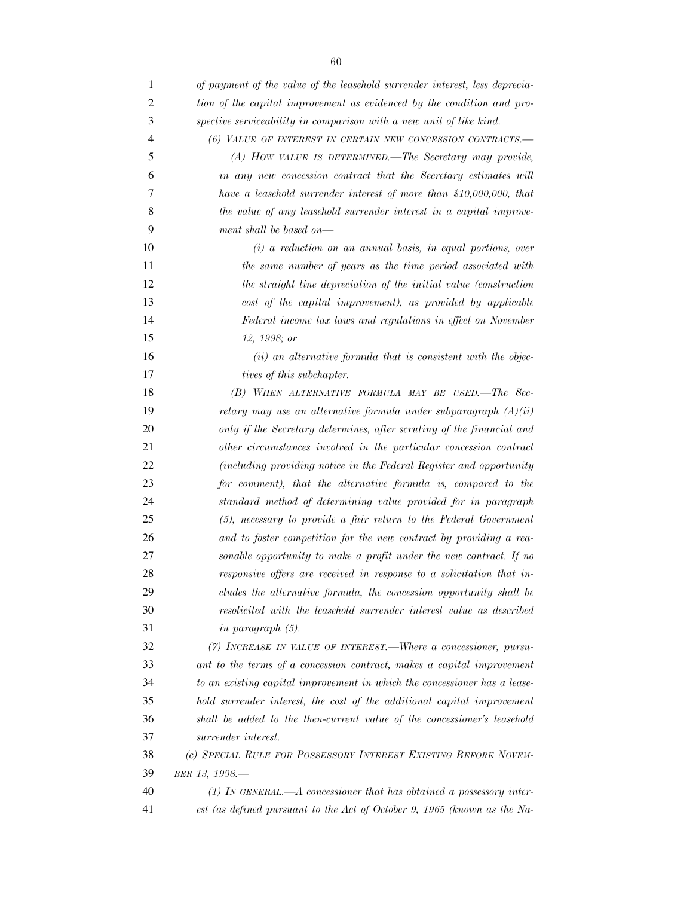*of payment of the value of the leasehold surrender interest, less depreciation of the capital improvement as evidenced by the condition and prospective serviceability in comparison with a new unit of like kind.*

*(6) VALUE OF INTEREST IN CERTAIN NEW CONCESSION CONTRACTS.—*

*(A) HOW VALUE IS DETERMINED.—The Secretary may provide, in any new concession contract that the Secretary estimates will have a leasehold surrender interest of more than $10,000,000, that the value of any leasehold surrender interest in a capital improvement shall be based on—*

*(i) a reduction on an annual basis, in equal portions, over the same number of years as the time period associated with the straight line depreciation of the initial value (construction cost of the capital improvement), as provided by applicable Federal income tax laws and regulations in effect on November 12, 1998; or*

*(ii) an alternative formula that is consistent with the objectives of this subchapter.*

*(B) WHEN ALTERNATIVE FORMULA MAY BE USED.—The Secretary may use an alternative formula under subparagraph (A)(ii) only if the Secretary determines, after scrutiny of the financial and other circumstances involved in the particular concession contract (including providing notice in the Federal Register and opportunity for comment), that the alternative formula is, compared to the standard method of determining value provided for in paragraph (5), necessary to provide a fair return to the Federal Government and to foster competition for the new contract by providing a reasonable opportunity to make a profit under the new contract. If no responsive offers are received in response to a solicitation that includes the alternative formula, the concession opportunity shall be resolicited with the leasehold surrender interest value as described in paragraph (5).*

*(7) INCREASE IN VALUE OF INTEREST.—Where a concessioner, pursuant to the terms of a concession contract, makes a capital improvement to an existing capital improvement in which the concessioner has a leasehold surrender interest, the cost of the additional capital improvement shall be added to the then-current value of the concessioner's leasehold surrender interest.*

*(c) SPECIAL RULE FOR POSSESSORY INTEREST EXISTING BEFORE NOVEMBER 13, 1998.—*

*(1) IN GENERAL.—A concessioner that has obtained a possessory interest (as defined pursuant to the Act of October 9, 1965 (known as the Na-*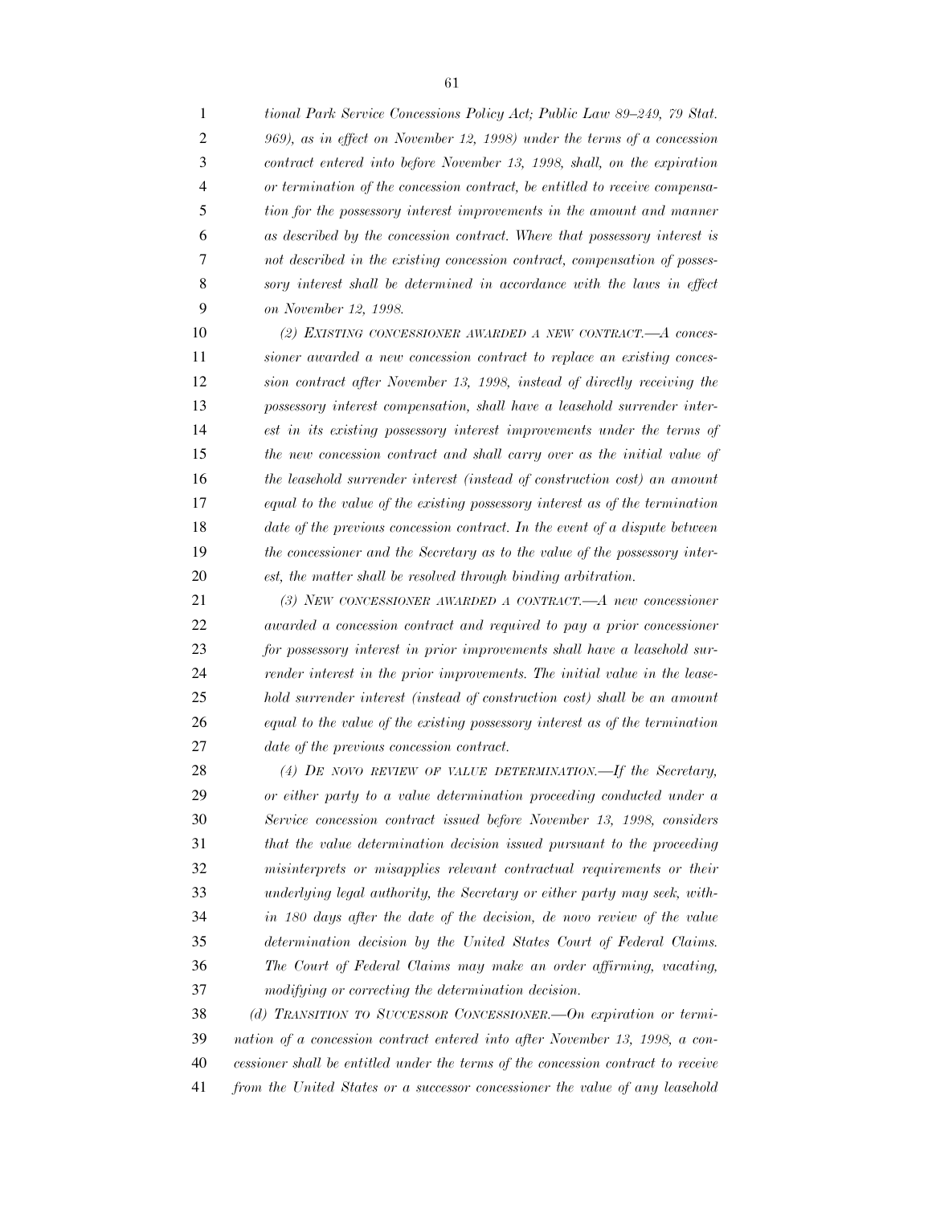*tional Park Service Concessions Policy Act; Public Law 89–249, 79 Stat. 969), as in effect on November 12, 1998) under the terms of a concession contract entered into before November 13, 1998, shall, on the expiration or termination of the concession contract, be entitled to receive compensation for the possessory interest improvements in the amount and manner as described by the concession contract. Where that possessory interest is not described in the existing concession contract, compensation of possessory interest shall be determined in accordance with the laws in effect on November 12, 1998.*

*(2) EXISTING CONCESSIONER AWARDED A NEW CONTRACT.—A concessioner awarded a new concession contract to replace an existing concession contract after November 13, 1998, instead of directly receiving the possessory interest compensation, shall have a leasehold surrender interest in its existing possessory interest improvements under the terms of the new concession contract and shall carry over as the initial value of the leasehold surrender interest (instead of construction cost) an amount equal to the value of the existing possessory interest as of the termination date of the previous concession contract. In the event of a dispute between the concessioner and the Secretary as to the value of the possessory interest, the matter shall be resolved through binding arbitration.*

*(3) NEW CONCESSIONER AWARDED A CONTRACT.—A new concessioner awarded a concession contract and required to pay a prior concessioner for possessory interest in prior improvements shall have a leasehold surrender interest in the prior improvements. The initial value in the leasehold surrender interest (instead of construction cost) shall be an amount equal to the value of the existing possessory interest as of the termination date of the previous concession contract.*

*(4) DE NOVO REVIEW OF VALUE DETERMINATION.—If the Secretary, or either party to a value determination proceeding conducted under a Service concession contract issued before November 13, 1998, considers that the value determination decision issued pursuant to the proceeding misinterprets or misapplies relevant contractual requirements or their underlying legal authority, the Secretary or either party may seek, within 180 days after the date of the decision, de novo review of the value determination decision by the United States Court of Federal Claims. The Court of Federal Claims may make an order affirming, vacating, modifying or correcting the determination decision.*

*(d) TRANSITION TO SUCCESSOR CONCESSIONER.—On expiration or termination of a concession contract entered into after November 13, 1998, a concessioner shall be entitled under the terms of the concession contract to receive from the United States or a successor concessioner the value of any leasehold*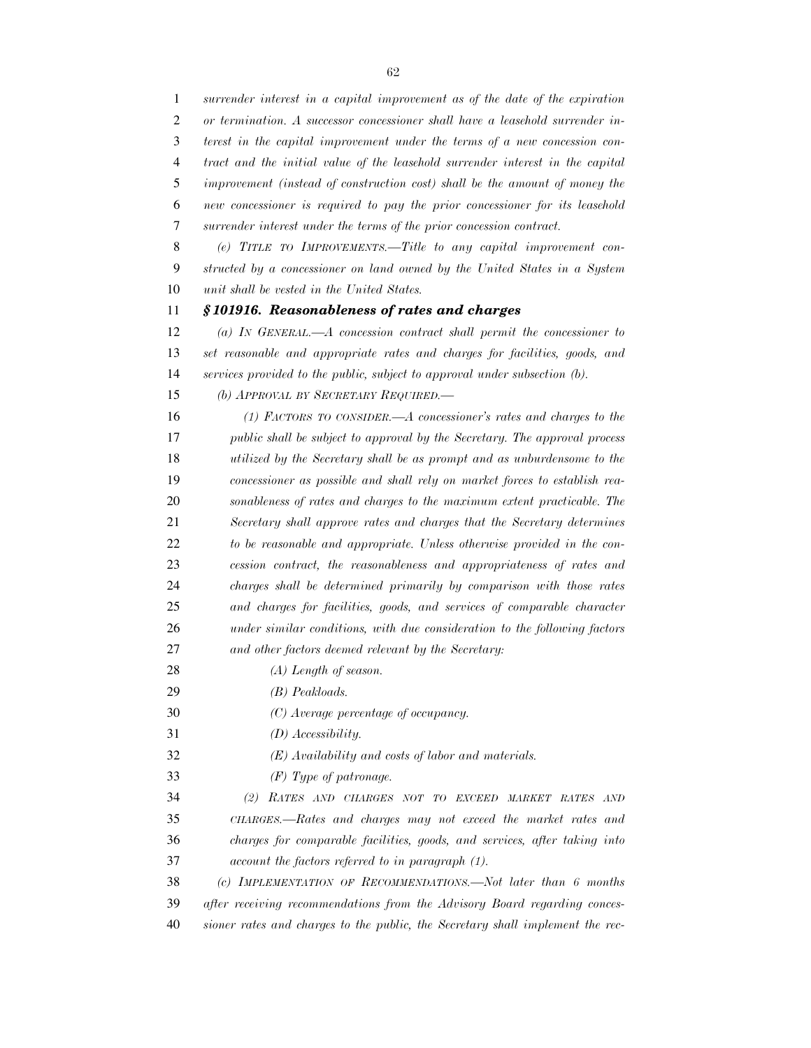*surrender interest in a capital improvement as of the date of the expiration or termination. A successor concessioner shall have a leasehold surrender interest in the capital improvement under the terms of a new concession contract and the initial value of the leasehold surrender interest in the capital improvement (instead of construction cost) shall be the amount of money the new concessioner is required to pay the prior concessioner for its leasehold surrender interest under the terms of the prior concession contract.*

*(e) TITLE TO IMPROVEMENTS.—Title to any capital improvement constructed by a concessioner on land owned by the United States in a System unit shall be vested in the United States.*

### *§ 101916. Reasonableness of rates and charges*

*(a) IN GENERAL.—A concession contract shall permit the concessioner to set reasonable and appropriate rates and charges for facilities, goods, and services provided to the public, subject to approval under subsection (b).*

*(b) APPROVAL BY SECRETARY REQUIRED.—*

*(1) FACTORS TO CONSIDER.—A concessioner's rates and charges to the public shall be subject to approval by the Secretary. The approval process utilized by the Secretary shall be as prompt and as unburdensome to the concessioner as possible and shall rely on market forces to establish reasonableness of rates and charges to the maximum extent practicable. The Secretary shall approve rates and charges that the Secretary determines to be reasonable and appropriate. Unless otherwise provided in the concession contract, the reasonableness and appropriateness of rates and charges shall be determined primarily by comparison with those rates and charges for facilities, goods, and services of comparable character under similar conditions, with due consideration to the following factors and other factors deemed relevant by the Secretary:*

*(A) Length of season.*

*(B) Peakloads.*

*(C) Average percentage of occupancy.*

*(D) Accessibility.*

*(E) Availability and costs of labor and materials.*

*(F) Type of patronage.*

*(2) RATES AND CHARGES NOT TO EXCEED MARKET RATES AND CHARGES.—Rates and charges may not exceed the market rates and charges for comparable facilities, goods, and services, after taking into account the factors referred to in paragraph (1).*

*(c) IMPLEMENTATION OF RECOMMENDATIONS.—Not later than 6 months after receiving recommendations from the Advisory Board regarding concessioner rates and charges to the public, the Secretary shall implement the rec-*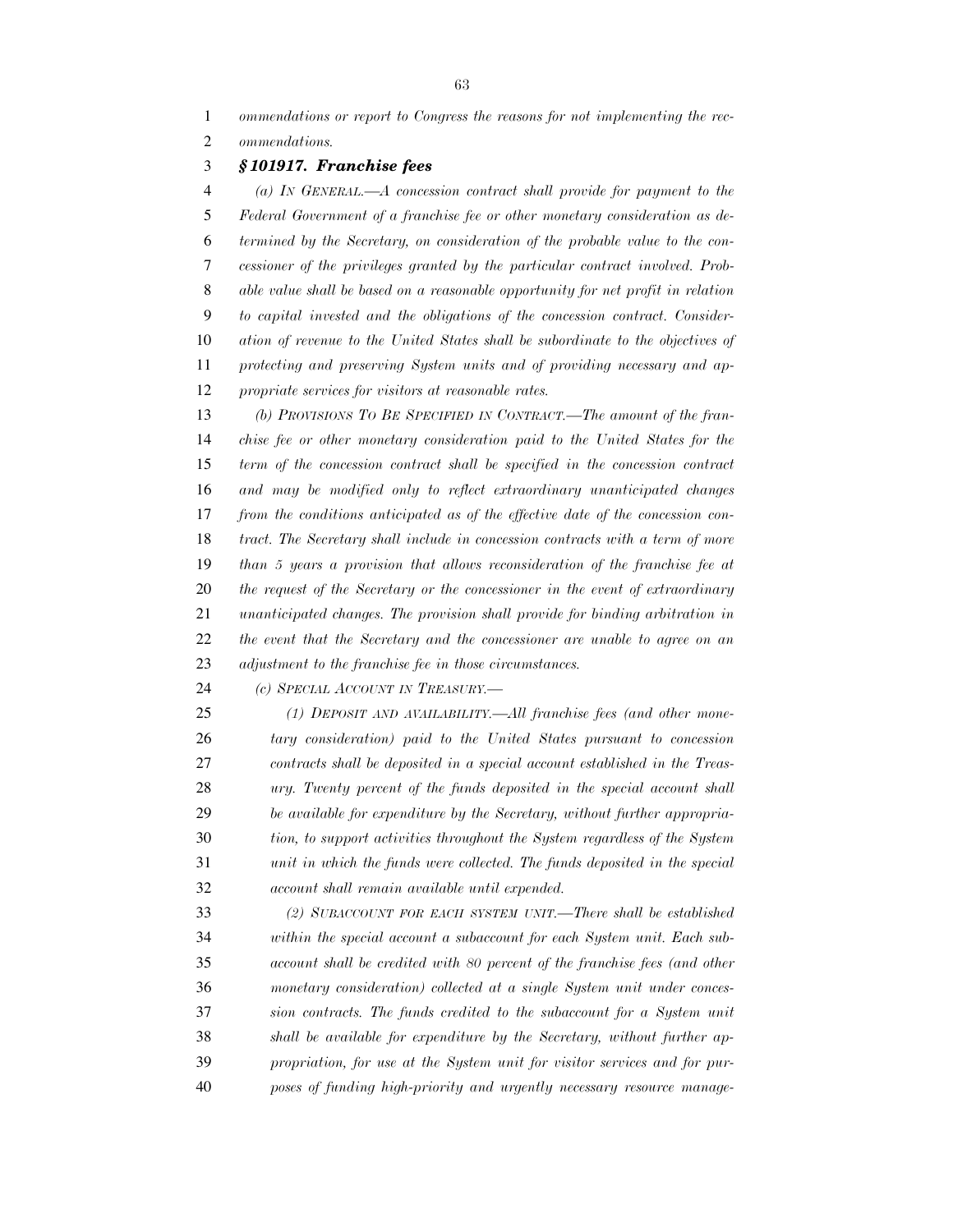*ommendations or report to Congress the reasons for not implementing the recommendations.*

### *§ 101917. Franchise fees*

*(a) IN GENERAL.—A concession contract shall provide for payment to the Federal Government of a franchise fee or other monetary consideration as determined by the Secretary, on consideration of the probable value to the concessioner of the privileges granted by the particular contract involved. Probable value shall be based on a reasonable opportunity for net profit in relation to capital invested and the obligations of the concession contract. Consideration of revenue to the United States shall be subordinate to the objectives of protecting and preserving System units and of providing necessary and appropriate services for visitors at reasonable rates.*

*(b) PROVISIONS TO BE SPECIFIED IN CONTRACT.—The amount of the franchise fee or other monetary consideration paid to the United States for the term of the concession contract shall be specified in the concession contract and may be modified only to reflect extraordinary unanticipated changes from the conditions anticipated as of the effective date of the concession contract. The Secretary shall include in concession contracts with a term of more than 5 years a provision that allows reconsideration of the franchise fee at the request of the Secretary or the concessioner in the event of extraordinary unanticipated changes. The provision shall provide for binding arbitration in the event that the Secretary and the concessioner are unable to agree on an adjustment to the franchise fee in those circumstances.*

*(c) SPECIAL ACCOUNT IN TREASURY.—*

*(1) DEPOSIT AND AVAILABILITY.—All franchise fees (and other monetary consideration) paid to the United States pursuant to concession contracts shall be deposited in a special account established in the Treasury. Twenty percent of the funds deposited in the special account shall be available for expenditure by the Secretary, without further appropriation, to support activities throughout the System regardless of the System unit in which the funds were collected. The funds deposited in the special account shall remain available until expended.*

*(2) SUBACCOUNT FOR EACH SYSTEM UNIT.—There shall be established within the special account a subaccount for each System unit. Each subaccount shall be credited with 80 percent of the franchise fees (and other monetary consideration) collected at a single System unit under concession contracts. The funds credited to the subaccount for a System unit shall be available for expenditure by the Secretary, without further appropriation, for use at the System unit for visitor services and for purposes of funding high-priority and urgently necessary resource manage-*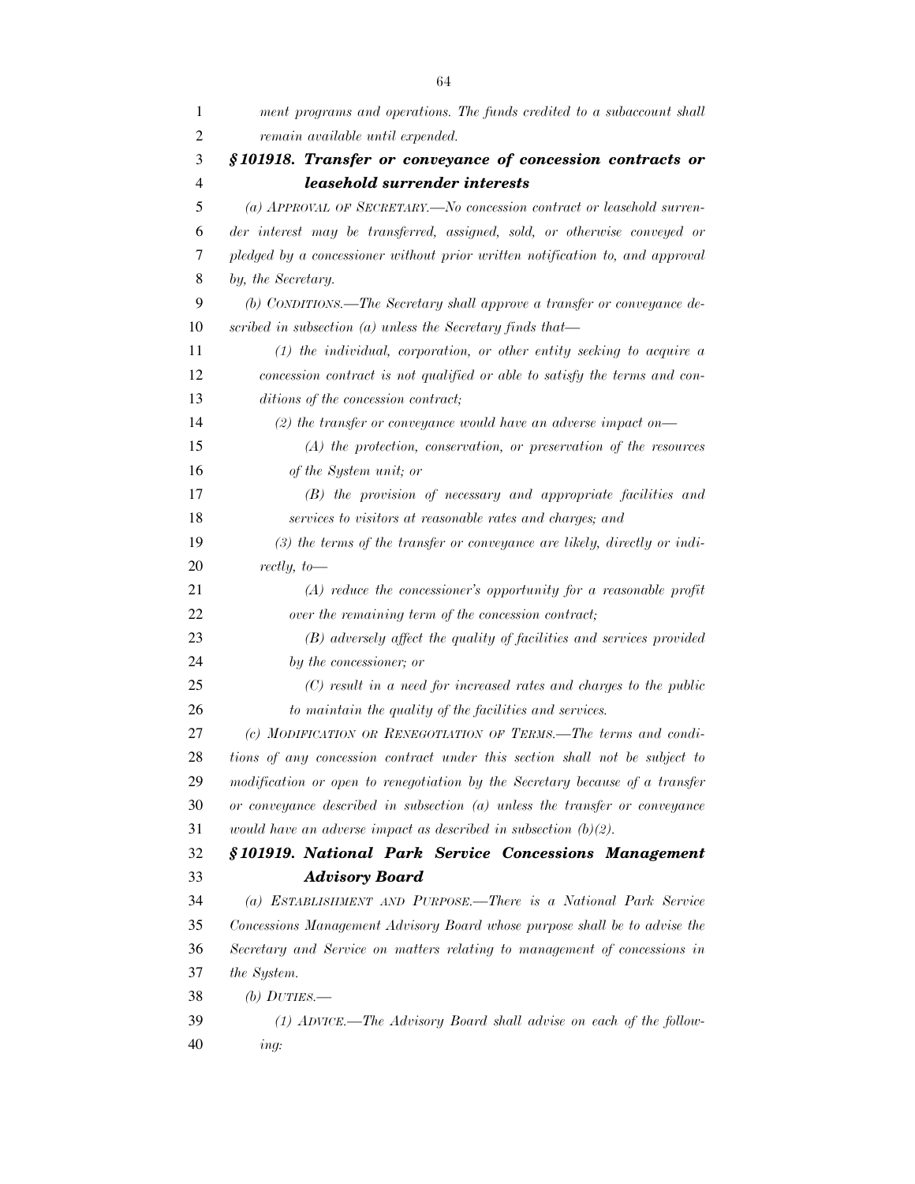*ment programs and operations. The funds credited to a subaccount shall remain available until expended.*

### *§ 101918. Transfer or conveyance of concession contracts or leasehold surrender interests*

*(a) APPROVAL OF SECRETARY.—No concession contract or leasehold surrender interest may be transferred, assigned, sold, or otherwise conveyed or pledged by a concessioner without prior written notification to, and approval by, the Secretary.*

*(b) CONDITIONS.—The Secretary shall approve a transfer or conveyance described in subsection (a) unless the Secretary finds that—*

*(1) the individual, corporation, or other entity seeking to acquire a concession contract is not qualified or able to satisfy the terms and conditions of the concession contract;*

*(2) the transfer or conveyance would have an adverse impact on—*

*(A) the protection, conservation, or preservation of the resources of the System unit; or*

*(B) the provision of necessary and appropriate facilities and services to visitors at reasonable rates and charges; and*

*(3) the terms of the transfer or conveyance are likely, directly or indirectly, to—*

*(A) reduce the concessioner's opportunity for a reasonable profit over the remaining term of the concession contract;*

*(B) adversely affect the quality of facilities and services provided by the concessioner; or*

*(C) result in a need for increased rates and charges to the public to maintain the quality of the facilities and services.*

*(c) MODIFICATION OR RENEGOTIATION OF TERMS.—The terms and conditions of any concession contract under this section shall not be subject to modification or open to renegotiation by the Secretary because of a transfer or conveyance described in subsection (a) unless the transfer or conveyance would have an adverse impact as described in subsection (b)(2).*

### *§ 101919. National Park Service Concessions Management Advisory Board*

*(a) ESTABLISHMENT AND PURPOSE.—There is a National Park Service Concessions Management Advisory Board whose purpose shall be to advise the Secretary and Service on matters relating to management of concessions in the System.*

*(b) DUTIES.—*

*(1) ADVICE.—The Advisory Board shall advise on each of the following:*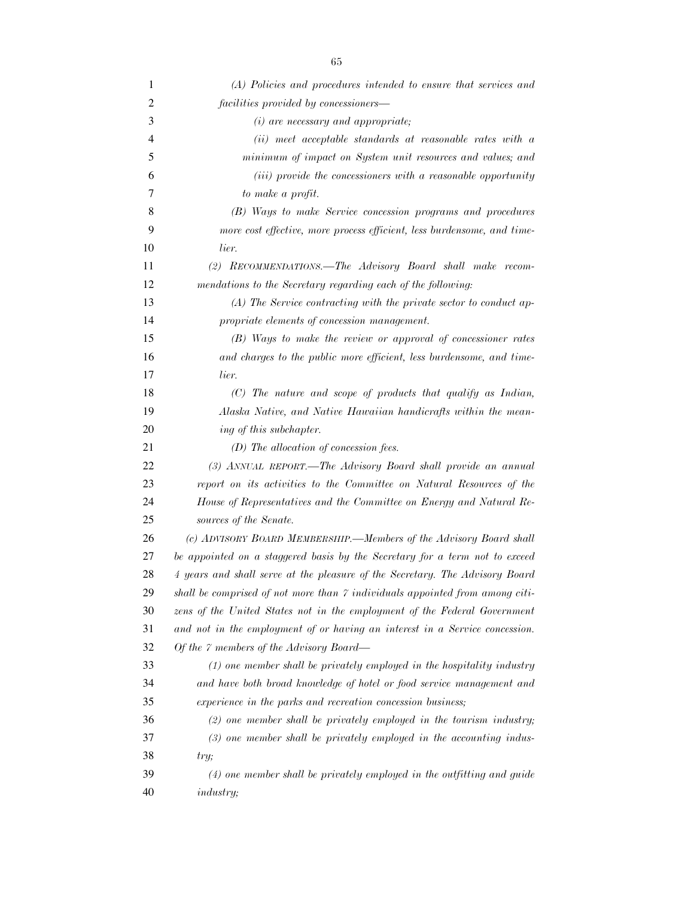*(A) Policies and procedures intended to ensure that services and facilities provided by concessioners—*

*(i) are necessary and appropriate;*

*(ii) meet acceptable standards at reasonable rates with a minimum of impact on System unit resources and values; and*

*(iii) provide the concessioners with a reasonable opportunity to make a profit.*

*(B) Ways to make Service concession programs and procedures more cost effective, more process efficient, less burdensome, and timelier.*

*(2) RECOMMENDATIONS.—The Advisory Board shall make recommendations to the Secretary regarding each of the following:*

*(A) The Service contracting with the private sector to conduct appropriate elements of concession management.*

*(B) Ways to make the review or approval of concessioner rates and charges to the public more efficient, less burdensome, and timelier.*

*(C) The nature and scope of products that qualify as Indian, Alaska Native, and Native Hawaiian handicrafts within the meaning of this subchapter.*

*(D) The allocation of concession fees.*

*(3) ANNUAL REPORT.—The Advisory Board shall provide an annual report on its activities to the Committee on Natural Resources of the House of Representatives and the Committee on Energy and Natural Resources of the Senate.*

*(c) ADVISORY BOARD MEMBERSHIP.—Members of the Advisory Board shall be appointed on a staggered basis by the Secretary for a term not to exceed 4 years and shall serve at the pleasure of the Secretary. The Advisory Board shall be comprised of not more than 7 individuals appointed from among citizens of the United States not in the employment of the Federal Government and not in the employment of or having an interest in a Service concession. Of the 7 members of the Advisory Board—*

*(1) one member shall be privately employed in the hospitality industry and have both broad knowledge of hotel or food service management and experience in the parks and recreation concession business;*

*(2) one member shall be privately employed in the tourism industry;*

*(3) one member shall be privately employed in the accounting industry;*

*(4) one member shall be privately employed in the outfitting and guide industry;*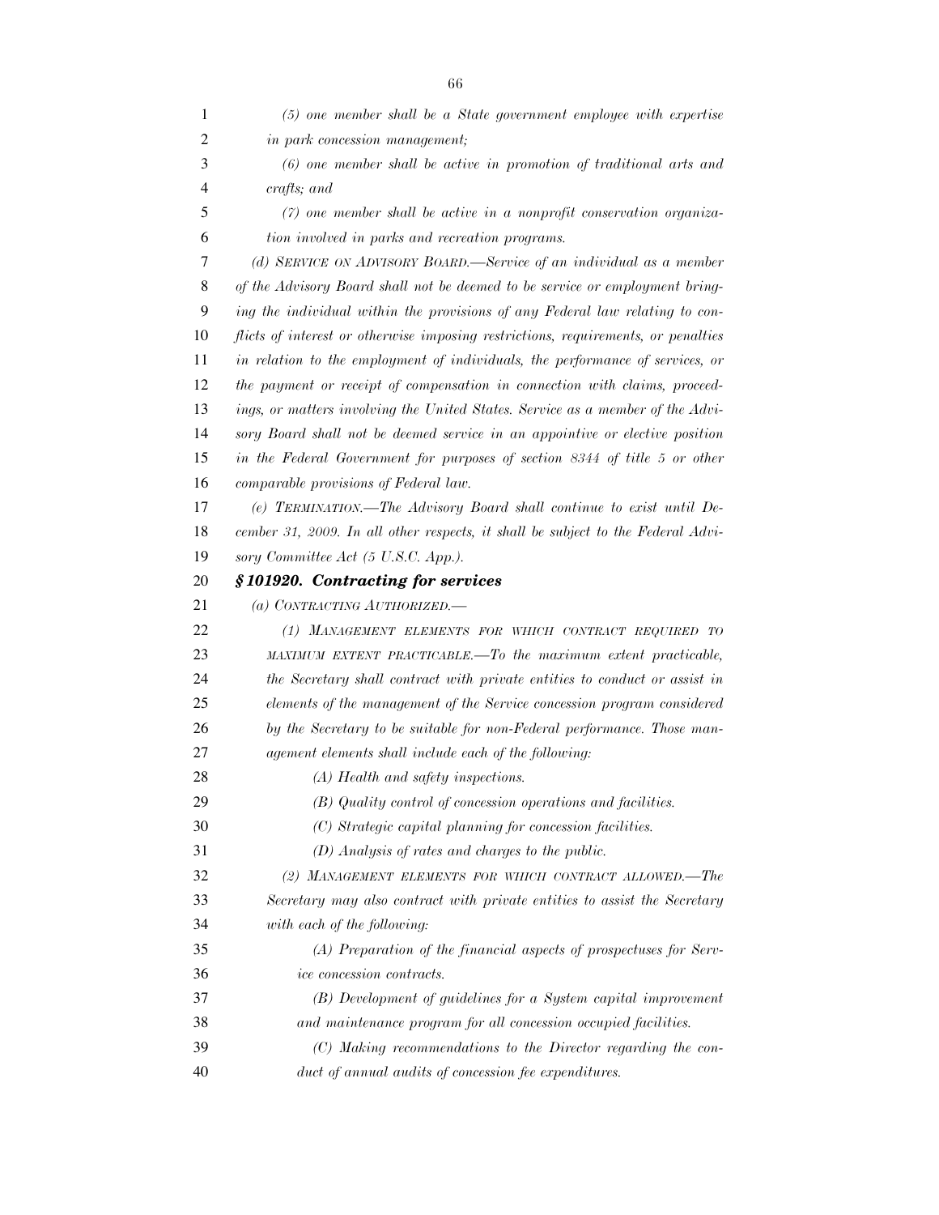*(5) one member shall be a State government employee with expertise in park concession management;*

*(6) one member shall be active in promotion of traditional arts and crafts; and*

*(7) one member shall be active in a nonprofit conservation organization involved in parks and recreation programs.*

*(d) SERVICE ON ADVISORY BOARD.—Service of an individual as a member of the Advisory Board shall not be deemed to be service or employment bringing the individual within the provisions of any Federal law relating to conflicts of interest or otherwise imposing restrictions, requirements, or penalties in relation to the employment of individuals, the performance of services, or the payment or receipt of compensation in connection with claims, proceedings, or matters involving the United States. Service as a member of the Advisory Board shall not be deemed service in an appointive or elective position in the Federal Government for purposes of section 8344 of title 5 or other comparable provisions of Federal law.*

*(e) TERMINATION.—The Advisory Board shall continue to exist until December 31, 2009. In all other respects, it shall be subject to the Federal Advisory Committee Act (5 U.S.C. App.).*

***§ 101920. Contracting for services***

*(a) CONTRACTING AUTHORIZED.—*

*(1) MANAGEMENT ELEMENTS FOR WHICH CONTRACT REQUIRED TO MAXIMUM EXTENT PRACTICABLE.—To the maximum extent practicable, the Secretary shall contract with private entities to conduct or assist in elements of the management of the Service concession program considered by the Secretary to be suitable for non-Federal performance. Those management elements shall include each of the following:*

*(A) Health and safety inspections.*

*(B) Quality control of concession operations and facilities.*

*(C) Strategic capital planning for concession facilities.*

*(D) Analysis of rates and charges to the public.*

*(2) MANAGEMENT ELEMENTS FOR WHICH CONTRACT ALLOWED.—The Secretary may also contract with private entities to assist the Secretary with each of the following:*

*(A) Preparation of the financial aspects of prospectuses for Service concession contracts.*

*(B) Development of guidelines for a System capital improvement and maintenance program for all concession occupied facilities.*

*(C) Making recommendations to the Director regarding the conduct of annual audits of concession fee expenditures.*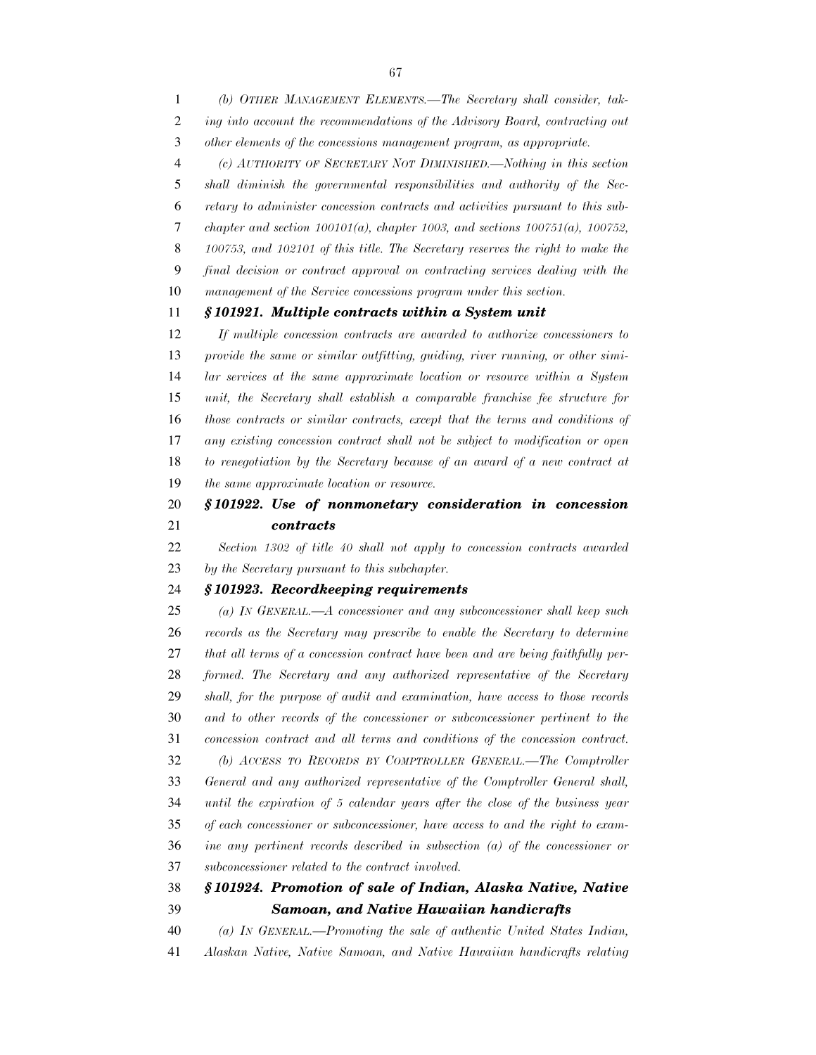*(b) OTHER MANAGEMENT ELEMENTS.—The Secretary shall consider, taking into account the recommendations of the Advisory Board, contracting out other elements of the concessions management program, as appropriate.*

*(c) AUTHORITY OF SECRETARY NOT DIMINISHED.—Nothing in this section shall diminish the governmental responsibilities and authority of the Secretary to administer concession contracts and activities pursuant to this subchapter and section 100101(a), chapter 1003, and sections 100751(a), 100752, 100753, and 102101 of this title. The Secretary reserves the right to make the final decision or contract approval on contracting services dealing with the management of the Service concessions program under this section.*

### *§ 101921. Multiple contracts within a System unit*

*If multiple concession contracts are awarded to authorize concessioners to provide the same or similar outfitting, guiding, river running, or other similar services at the same approximate location or resource within a System unit, the Secretary shall establish a comparable franchise fee structure for those contracts or similar contracts, except that the terms and conditions of any existing concession contract shall not be subject to modification or open to renegotiation by the Secretary because of an award of a new contract at the same approximate location or resource.*

### *§ 101922. Use of nonmonetary consideration in concession contracts*

*Section 1302 of title 40 shall not apply to concession contracts awarded by the Secretary pursuant to this subchapter.*

### *§ 101923. Recordkeeping requirements*

*(a) IN GENERAL.—A concessioner and any subconcessioner shall keep such records as the Secretary may prescribe to enable the Secretary to determine that all terms of a concession contract have been and are being faithfully performed. The Secretary and any authorized representative of the Secretary shall, for the purpose of audit and examination, have access to those records and to other records of the concessioner or subconcessioner pertinent to the concession contract and all terms and conditions of the concession contract.*

*(b) ACCESS TO RECORDS BY COMPTROLLER GENERAL.—The Comptroller General and any authorized representative of the Comptroller General shall, until the expiration of 5 calendar years after the close of the business year of each concessioner or subconcessioner, have access to and the right to examine any pertinent records described in subsection (a) of the concessioner or subconcessioner related to the contract involved.*

### *§ 101924. Promotion of sale of Indian, Alaska Native, Native Samoan, and Native Hawaiian handicrafts*

*(a) IN GENERAL.—Promoting the sale of authentic United States Indian, Alaskan Native, Native Samoan, and Native Hawaiian handicrafts relating*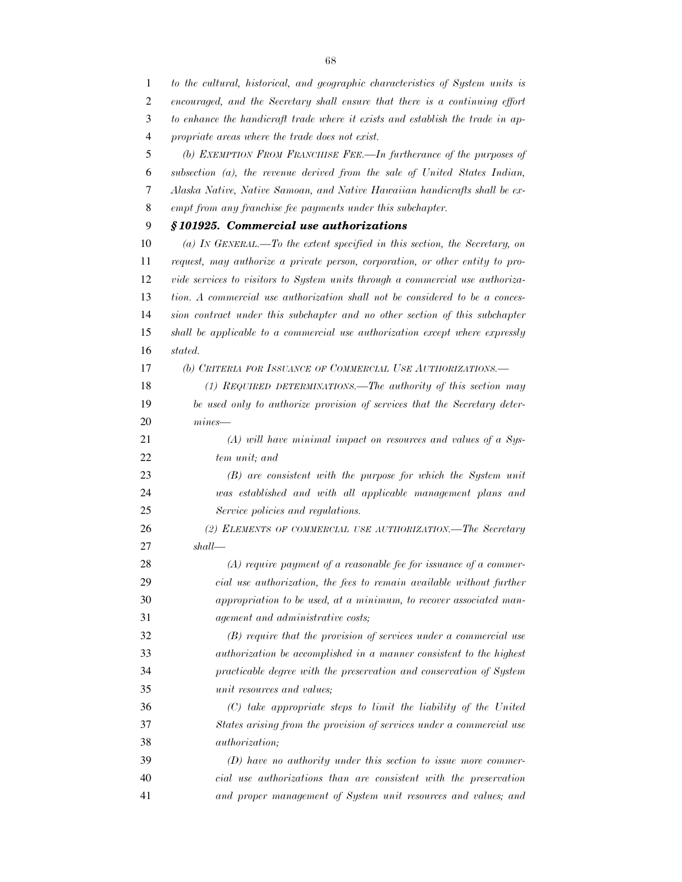*to the cultural, historical, and geographic characteristics of System units is encouraged, and the Secretary shall ensure that there is a continuing effort to enhance the handicraft trade where it exists and establish the trade in appropriate areas where the trade does not exist.*

*(b) EXEMPTION FROM FRANCHISE FEE.—In furtherance of the purposes of subsection (a), the revenue derived from the sale of United States Indian, Alaska Native, Native Samoan, and Native Hawaiian handicrafts shall be exempt from any franchise fee payments under this subchapter.*

***§ 101925. Commercial use authorizations***

*(a) IN GENERAL.—To the extent specified in this section, the Secretary, on request, may authorize a private person, corporation, or other entity to provide services to visitors to System units through a commercial use authorization. A commercial use authorization shall not be considered to be a concession contract under this subchapter and no other section of this subchapter shall be applicable to a commercial use authorization except where expressly stated.*

*(b) CRITERIA FOR ISSUANCE OF COMMERCIAL USE AUTHORIZATIONS.—*

*(1) REQUIRED DETERMINATIONS.—The authority of this section may be used only to authorize provision of services that the Secretary determines—*

*(A) will have minimal impact on resources and values of a System unit; and*

*(B) are consistent with the purpose for which the System unit was established and with all applicable management plans and Service policies and regulations.*

*(2) ELEMENTS OF COMMERCIAL USE AUTHORIZATION.—The Secretary shall—*

*(A) require payment of a reasonable fee for issuance of a commercial use authorization, the fees to remain available without further appropriation to be used, at a minimum, to recover associated management and administrative costs;*

*(B) require that the provision of services under a commercial use authorization be accomplished in a manner consistent to the highest practicable degree with the preservation and conservation of System unit resources and values;*

*(C) take appropriate steps to limit the liability of the United States arising from the provision of services under a commercial use authorization;*

*(D) have no authority under this section to issue more commercial use authorizations than are consistent with the preservation and proper management of System unit resources and values; and*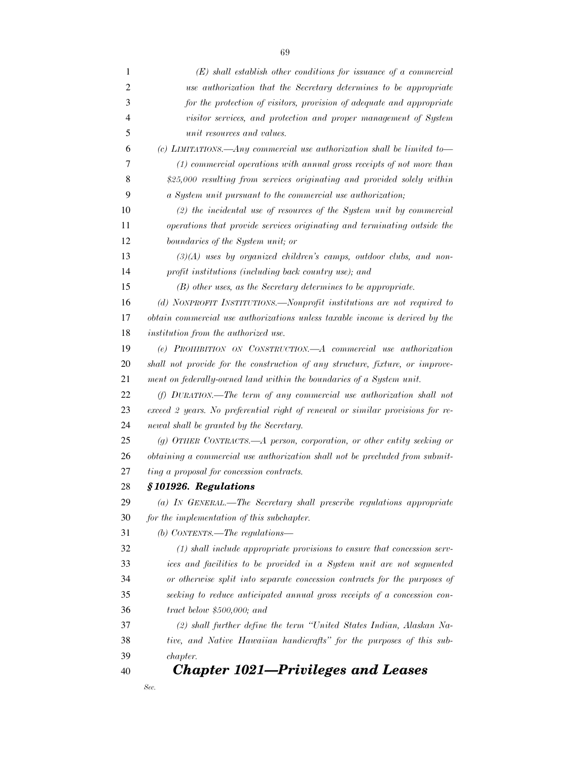*(E) shall establish other conditions for issuance of a commercial use authorization that the Secretary determines to be appropriate for the protection of visitors, provision of adequate and appropriate visitor services, and protection and proper management of System unit resources and values.*

*(c) LIMITATIONS.—Any commercial use authorization shall be limited to—*

*(1) commercial operations with annual gross receipts of not more than $25,000 resulting from services originating and provided solely within a System unit pursuant to the commercial use authorization;*

*(2) the incidental use of resources of the System unit by commercial operations that provide services originating and terminating outside the boundaries of the System unit; or*

*(3)(A) uses by organized children's camps, outdoor clubs, and nonprofit institutions (including back country use); and*

*(B) other uses, as the Secretary determines to be appropriate.*

*(d) NONPROFIT INSTITUTIONS.—Nonprofit institutions are not required to obtain commercial use authorizations unless taxable income is derived by the institution from the authorized use.*

*(e) PROHIBITION ON CONSTRUCTION.—A commercial use authorization shall not provide for the construction of any structure, fixture, or improvement on federally-owned land within the boundaries of a System unit.*

*(f) DURATION.—The term of any commercial use authorization shall not exceed 2 years. No preferential right of renewal or similar provisions for renewal shall be granted by the Secretary.*

*(g) OTHER CONTRACTS.—A person, corporation, or other entity seeking or obtaining a commercial use authorization shall not be precluded from submitting a proposal for concession contracts.*

### *§ 101926. Regulations*

*(a) IN GENERAL.—The Secretary shall prescribe regulations appropriate for the implementation of this subchapter.*

*(b) CONTENTS.—The regulations—*

*(1) shall include appropriate provisions to ensure that concession services and facilities to be provided in a System unit are not segmented or otherwise split into separate concession contracts for the purposes of seeking to reduce anticipated annual gross receipts of a concession contract below $500,000; and*

*(2) shall further define the term "United States Indian, Alaskan Native, and Native Hawaiian handicrafts" for the purposes of this subchapter.*

## *Chapter 1021—Privileges and Leases*

*Sec.*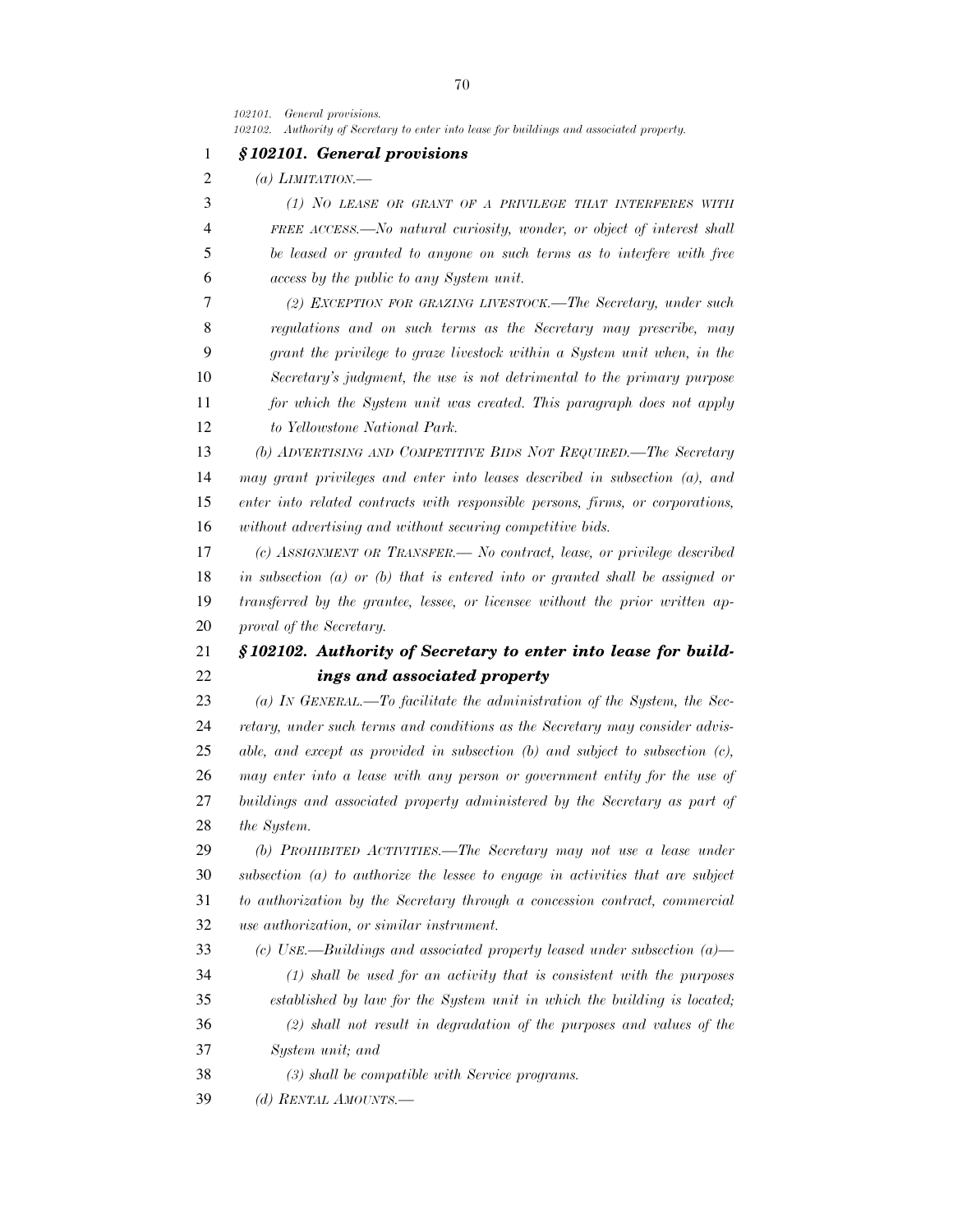*102101. General provisions.*
*102102. Authority of Secretary to enter into lease for buildings and associated property.*

### ***§ 102101. General provisions***

*(a) LIMITATION.—*

*(1) NO LEASE OR GRANT OF A PRIVILEGE THAT INTERFERES WITH FREE ACCESS.—No natural curiosity, wonder, or object of interest shall be leased or granted to anyone on such terms as to interfere with free access by the public to any System unit.*

*(2) EXCEPTION FOR GRAZING LIVESTOCK.—The Secretary, under such regulations and on such terms as the Secretary may prescribe, may grant the privilege to graze livestock within a System unit when, in the Secretary's judgment, the use is not detrimental to the primary purpose for which the System unit was created. This paragraph does not apply to Yellowstone National Park.*

*(b) ADVERTISING AND COMPETITIVE BIDS NOT REQUIRED.—The Secretary may grant privileges and enter into leases described in subsection (a), and enter into related contracts with responsible persons, firms, or corporations, without advertising and without securing competitive bids.*

*(c) ASSIGNMENT OR TRANSFER.— No contract, lease, or privilege described in subsection (a) or (b) that is entered into or granted shall be assigned or transferred by the grantee, lessee, or licensee without the prior written approval of the Secretary.*

### ***§ 102102. Authority of Secretary to enter into lease for buildings and associated property***

*(a) IN GENERAL.—To facilitate the administration of the System, the Secretary, under such terms and conditions as the Secretary may consider advisable, and except as provided in subsection (b) and subject to subsection (c), may enter into a lease with any person or government entity for the use of buildings and associated property administered by the Secretary as part of the System.*

*(b) PROHIBITED ACTIVITIES.—The Secretary may not use a lease under subsection (a) to authorize the lessee to engage in activities that are subject to authorization by the Secretary through a concession contract, commercial use authorization, or similar instrument.*

*(c) USE.—Buildings and associated property leased under subsection (a)—*

*(1) shall be used for an activity that is consistent with the purposes established by law for the System unit in which the building is located;*

*(2) shall not result in degradation of the purposes and values of the System unit; and*

*(3) shall be compatible with Service programs.*

*(d) RENTAL AMOUNTS.—*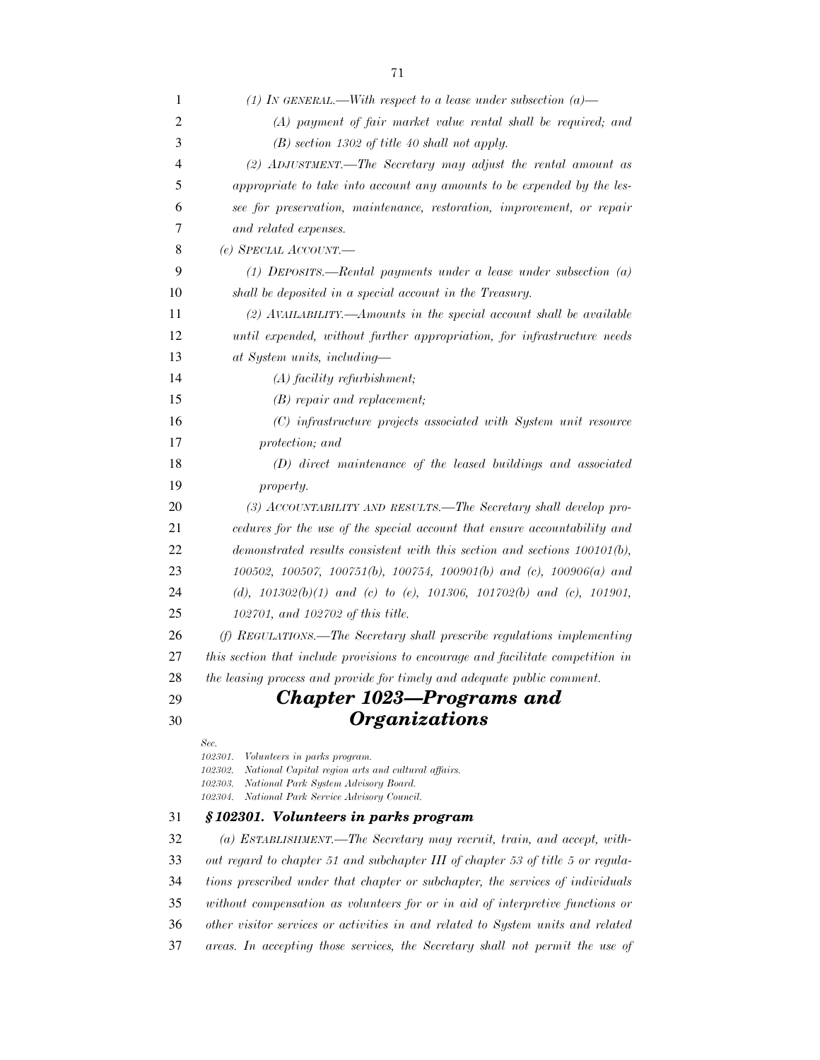(1) *In general.*—With respect to a lease under subsection (a)—

(A) payment of fair market value rental shall be required; and

(B) section 1302 of title 40 shall not apply.

(2) *Adjustment.*—The Secretary may adjust the rental amount as appropriate to take into account any amounts to be expended by the lessee for preservation, maintenance, restoration, improvement, or repair and related expenses.

(e) *Special Account.*—

(1) *Deposits.*—Rental payments under a lease under subsection (a) shall be deposited in a special account in the Treasury.

(2) *Availability.*—Amounts in the special account shall be available until expended, without further appropriation, for infrastructure needs at System units, including—

(A) facility refurbishment;

(B) repair and replacement;

(C) infrastructure projects associated with System unit resource protection; and

(D) direct maintenance of the leased buildings and associated property.

(3) *Accountability and results.*—The Secretary shall develop procedures for the use of the special account that ensure accountability and demonstrated results consistent with this section and sections 100101(b), 100502, 100507, 100751(b), 100754, 100901(b) and (c), 100906(a) and (d), 101302(b)(1) and (c) to (e), 101306, 101702(b) and (c), 101901, 102701, and 102702 of this title.

(f) *Regulations.*—The Secretary shall prescribe regulations implementing this section that include provisions to encourage and facilitate competition in the leasing process and provide for timely and adequate public comment.

## Chapter 1023—Programs and Organizations

Sec.
102301. Volunteers in parks program.
102302. National Capital region arts and cultural affairs.
102303. National Park System Advisory Board.
102304. National Park Service Advisory Council.

### § 102301. Volunteers in parks program

(a) *Establishment.*—The Secretary may recruit, train, and accept, without regard to chapter 51 and subchapter III of chapter 53 of title 5 or regulations prescribed under that chapter or subchapter, the services of individuals without compensation as volunteers for or in aid of interpretive functions or other visitor services or activities in and related to System units and related areas. In accepting those services, the Secretary shall not permit the use of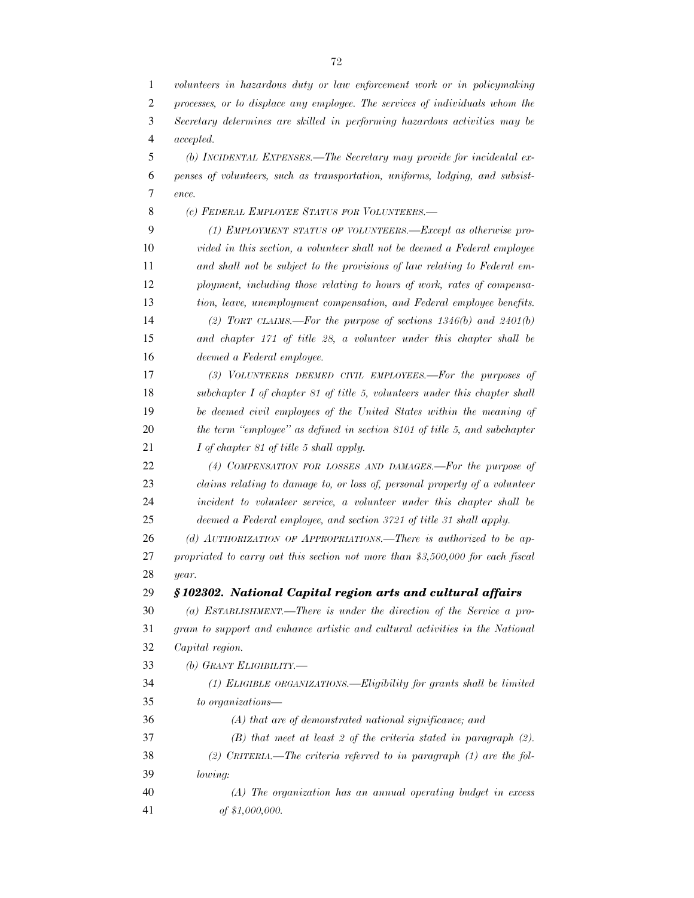*volunteers in hazardous duty or law enforcement work or in policymaking processes, or to displace any employee. The services of individuals whom the Secretary determines are skilled in performing hazardous activities may be accepted.*

*(b) INCIDENTAL EXPENSES.—The Secretary may provide for incidental expenses of volunteers, such as transportation, uniforms, lodging, and subsistence.*

*(c) FEDERAL EMPLOYEE STATUS FOR VOLUNTEERS.—*

*(1) EMPLOYMENT STATUS OF VOLUNTEERS.—Except as otherwise provided in this section, a volunteer shall not be deemed a Federal employee and shall not be subject to the provisions of law relating to Federal employment, including those relating to hours of work, rates of compensation, leave, unemployment compensation, and Federal employee benefits.*

*(2) TORT CLAIMS.—For the purpose of sections 1346(b) and 2401(b) and chapter 171 of title 28, a volunteer under this chapter shall be deemed a Federal employee.*

*(3) VOLUNTEERS DEEMED CIVIL EMPLOYEES.—For the purposes of subchapter I of chapter 81 of title 5, volunteers under this chapter shall be deemed civil employees of the United States within the meaning of the term "employee" as defined in section 8101 of title 5, and subchapter I of chapter 81 of title 5 shall apply.*

*(4) COMPENSATION FOR LOSSES AND DAMAGES.—For the purpose of claims relating to damage to, or loss of, personal property of a volunteer incident to volunteer service, a volunteer under this chapter shall be deemed a Federal employee, and section 3721 of title 31 shall apply.*

*(d) AUTHORIZATION OF APPROPRIATIONS.—There is authorized to be appropriated to carry out this section not more than $3,500,000 for each fiscal year.*

***§ 102302. National Capital region arts and cultural affairs***

*(a) ESTABLISHMENT.—There is under the direction of the Service a program to support and enhance artistic and cultural activities in the National Capital region.*

*(b) GRANT ELIGIBILITY.—*

*(1) ELIGIBLE ORGANIZATIONS.—Eligibility for grants shall be limited to organizations—*

*(A) that are of demonstrated national significance; and*

*(B) that meet at least 2 of the criteria stated in paragraph (2).*

*(2) CRITERIA.—The criteria referred to in paragraph (1) are the following:*

*(A) The organization has an annual operating budget in excess of $1,000,000.*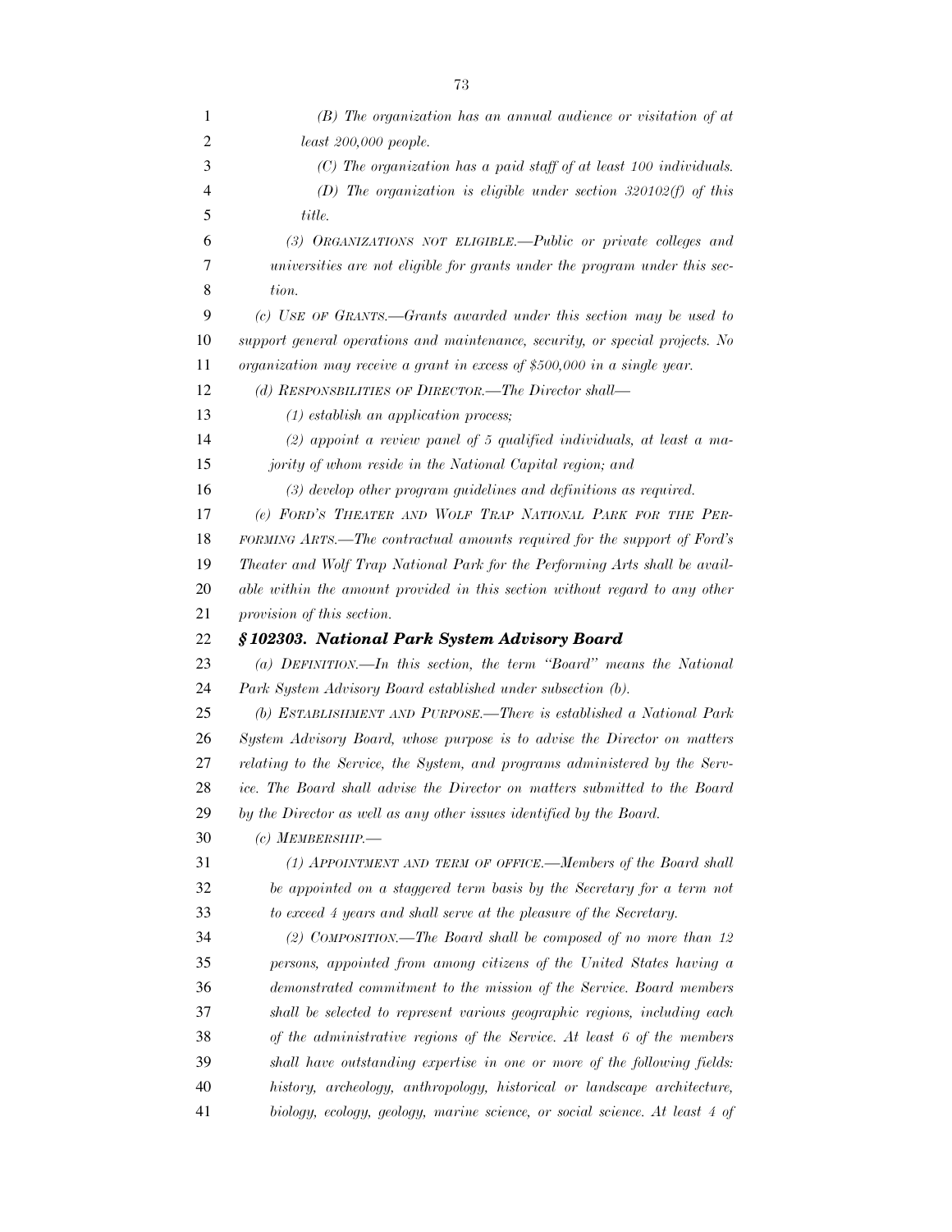*(B) The organization has an annual audience or visitation of at least 200,000 people.*

*(C) The organization has a paid staff of at least 100 individuals.*

*(D) The organization is eligible under section 320102(f) of this title.*

*(3) ORGANIZATIONS NOT ELIGIBLE.—Public or private colleges and universities are not eligible for grants under the program under this section.*

*(c) USE OF GRANTS.—Grants awarded under this section may be used to support general operations and maintenance, security, or special projects. No organization may receive a grant in excess of $500,000 in a single year.*

*(d) RESPONSBILITIES OF DIRECTOR.—The Director shall—*

*(1) establish an application process;*

*(2) appoint a review panel of 5 qualified individuals, at least a majority of whom reside in the National Capital region; and*

*(3) develop other program guidelines and definitions as required.*

*(e) FORD'S THEATER AND WOLF TRAP NATIONAL PARK FOR THE PERFORMING ARTS.—The contractual amounts required for the support of Ford's Theater and Wolf Trap National Park for the Performing Arts shall be available within the amount provided in this section without regard to any other provision of this section.*

### *§ 102303. National Park System Advisory Board*

*(a) DEFINITION.—In this section, the term "Board" means the National Park System Advisory Board established under subsection (b).*

*(b) ESTABLISHMENT AND PURPOSE.—There is established a National Park System Advisory Board, whose purpose is to advise the Director on matters relating to the Service, the System, and programs administered by the Service. The Board shall advise the Director on matters submitted to the Board by the Director as well as any other issues identified by the Board.*

*(c) MEMBERSHIP.—*

*(1) APPOINTMENT AND TERM OF OFFICE.—Members of the Board shall be appointed on a staggered term basis by the Secretary for a term not to exceed 4 years and shall serve at the pleasure of the Secretary.*

*(2) COMPOSITION.—The Board shall be composed of no more than 12 persons, appointed from among citizens of the United States having a demonstrated commitment to the mission of the Service. Board members shall be selected to represent various geographic regions, including each of the administrative regions of the Service. At least 6 of the members shall have outstanding expertise in one or more of the following fields: history, archeology, anthropology, historical or landscape architecture, biology, ecology, geology, marine science, or social science. At least 4 of*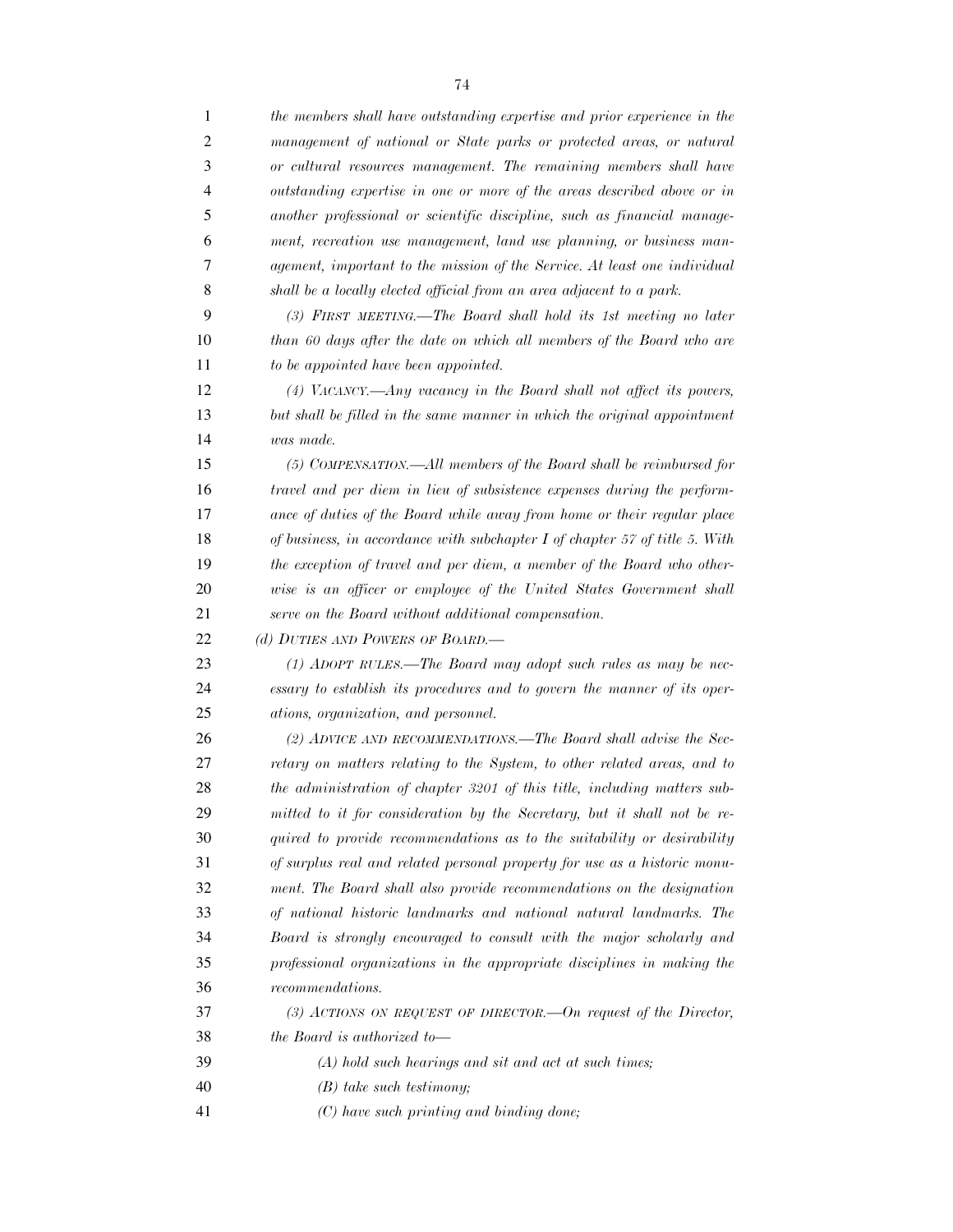*the members shall have outstanding expertise and prior experience in the management of national or State parks or protected areas, or natural or cultural resources management. The remaining members shall have outstanding expertise in one or more of the areas described above or in another professional or scientific discipline, such as financial management, recreation use management, land use planning, or business management, important to the mission of the Service. At least one individual shall be a locally elected official from an area adjacent to a park.*

*(3) FIRST MEETING.—The Board shall hold its 1st meeting no later than 60 days after the date on which all members of the Board who are to be appointed have been appointed.*

*(4) VACANCY.—Any vacancy in the Board shall not affect its powers, but shall be filled in the same manner in which the original appointment was made.*

*(5) COMPENSATION.—All members of the Board shall be reimbursed for travel and per diem in lieu of subsistence expenses during the performance of duties of the Board while away from home or their regular place of business, in accordance with subchapter I of chapter 57 of title 5. With the exception of travel and per diem, a member of the Board who otherwise is an officer or employee of the United States Government shall serve on the Board without additional compensation.*

*(d) DUTIES AND POWERS OF BOARD.—*

*(1) ADOPT RULES.—The Board may adopt such rules as may be necessary to establish its procedures and to govern the manner of its operations, organization, and personnel.*

*(2) ADVICE AND RECOMMENDATIONS.—The Board shall advise the Secretary on matters relating to the System, to other related areas, and to the administration of chapter 3201 of this title, including matters submitted to it for consideration by the Secretary, but it shall not be required to provide recommendations as to the suitability or desirability of surplus real and related personal property for use as a historic monument. The Board shall also provide recommendations on the designation of national historic landmarks and national natural landmarks. The Board is strongly encouraged to consult with the major scholarly and professional organizations in the appropriate disciplines in making the recommendations.*

*(3) ACTIONS ON REQUEST OF DIRECTOR.—On request of the Director, the Board is authorized to—*

*(A) hold such hearings and sit and act at such times;*

*(B) take such testimony;*

*(C) have such printing and binding done;*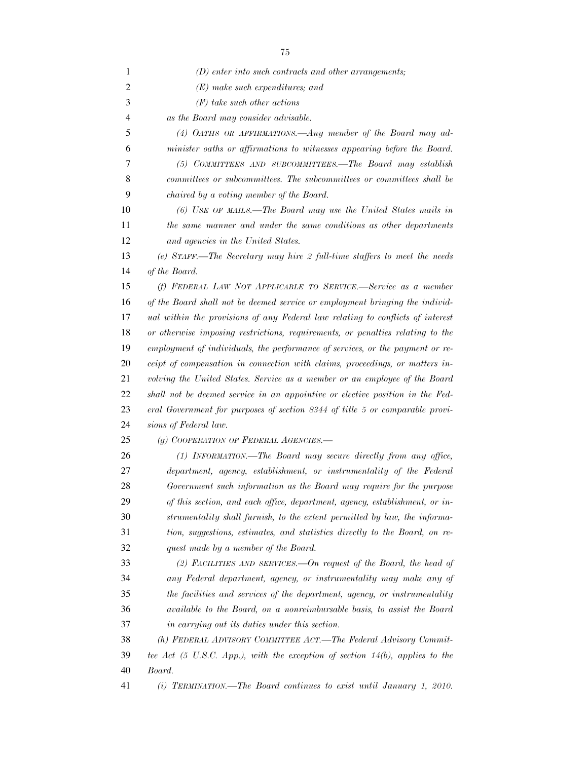*(D) enter into such contracts and other arrangements;*

*(E) make such expenditures; and*

*(F) take such other actions*

*as the Board may consider advisable.*

*(4) OATHS OR AFFIRMATIONS.—Any member of the Board may administer oaths or affirmations to witnesses appearing before the Board.*

*(5) COMMITTEES AND SUBCOMMITTEES.—The Board may establish committees or subcommittees. The subcommittees or committees shall be chaired by a voting member of the Board.*

*(6) USE OF MAILS.—The Board may use the United States mails in the same manner and under the same conditions as other departments and agencies in the United States.*

*(e) STAFF.—The Secretary may hire 2 full-time staffers to meet the needs of the Board.*

*(f) FEDERAL LAW NOT APPLICABLE TO SERVICE.—Service as a member of the Board shall not be deemed service or employment bringing the individual within the provisions of any Federal law relating to conflicts of interest or otherwise imposing restrictions, requirements, or penalties relating to the employment of individuals, the performance of services, or the payment or receipt of compensation in connection with claims, proceedings, or matters involving the United States. Service as a member or an employee of the Board shall not be deemed service in an appointive or elective position in the Federal Government for purposes of section 8344 of title 5 or comparable provisions of Federal law.*

*(g) COOPERATION OF FEDERAL AGENCIES.—*

*(1) INFORMATION.—The Board may secure directly from any office, department, agency, establishment, or instrumentality of the Federal Government such information as the Board may require for the purpose of this section, and each office, department, agency, establishment, or instrumentality shall furnish, to the extent permitted by law, the information, suggestions, estimates, and statistics directly to the Board, on request made by a member of the Board.*

*(2) FACILITIES AND SERVICES.—On request of the Board, the head of any Federal department, agency, or instrumentality may make any of the facilities and services of the department, agency, or instrumentality available to the Board, on a nonreimbursable basis, to assist the Board in carrying out its duties under this section.*

*(h) FEDERAL ADVISORY COMMITTEE ACT.—The Federal Advisory Committee Act (5 U.S.C. App.), with the exception of section 14(b), applies to the Board.*

*(i) TERMINATION.—The Board continues to exist until January 1, 2010.*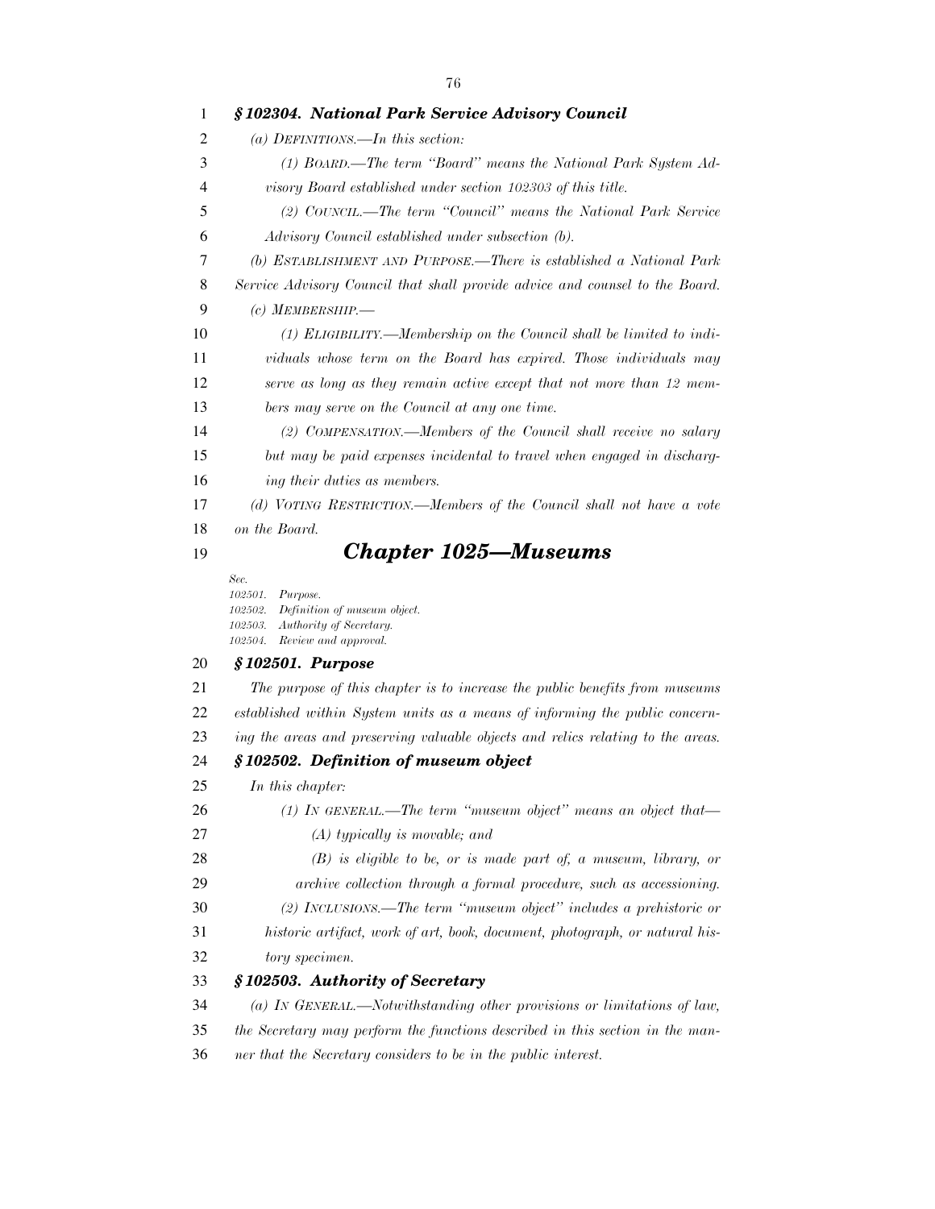### *§ 102304. National Park Service Advisory Council*

*(a) DEFINITIONS.—In this section:*

*(1) BOARD.—The term "Board" means the National Park System Advisory Board established under section 102303 of this title.*

*(2) COUNCIL.—The term "Council" means the National Park Service Advisory Council established under subsection (b).*

*(b) ESTABLISHMENT AND PURPOSE.—There is established a National Park Service Advisory Council that shall provide advice and counsel to the Board.*

*(c) MEMBERSHIP.—*

*(1) ELIGIBILITY.—Membership on the Council shall be limited to individuals whose term on the Board has expired. Those individuals may serve as long as they remain active except that not more than 12 members may serve on the Council at any one time.*

*(2) COMPENSATION.—Members of the Council shall receive no salary but may be paid expenses incidental to travel when engaged in discharging their duties as members.*

*(d) VOTING RESTRICTION.—Members of the Council shall not have a vote on the Board.*

## *Chapter 1025—Museums*

*Sec.*
*102501. Purpose.*
*102502. Definition of museum object.*
*102503. Authority of Secretary.*
*102504. Review and approval.*

### *§ 102501. Purpose*

*The purpose of this chapter is to increase the public benefits from museums established within System units as a means of informing the public concerning the areas and preserving valuable objects and relics relating to the areas.*

### *§ 102502. Definition of museum object*

*In this chapter:*

*(1) IN GENERAL.—The term "museum object" means an object that—*

*(A) typically is movable; and*

*(B) is eligible to be, or is made part of, a museum, library, or archive collection through a formal procedure, such as accessioning.*

*(2) INCLUSIONS.—The term "museum object" includes a prehistoric or historic artifact, work of art, book, document, photograph, or natural history specimen.*

### *§ 102503. Authority of Secretary*

*(a) IN GENERAL.—Notwithstanding other provisions or limitations of law, the Secretary may perform the functions described in this section in the manner that the Secretary considers to be in the public interest.*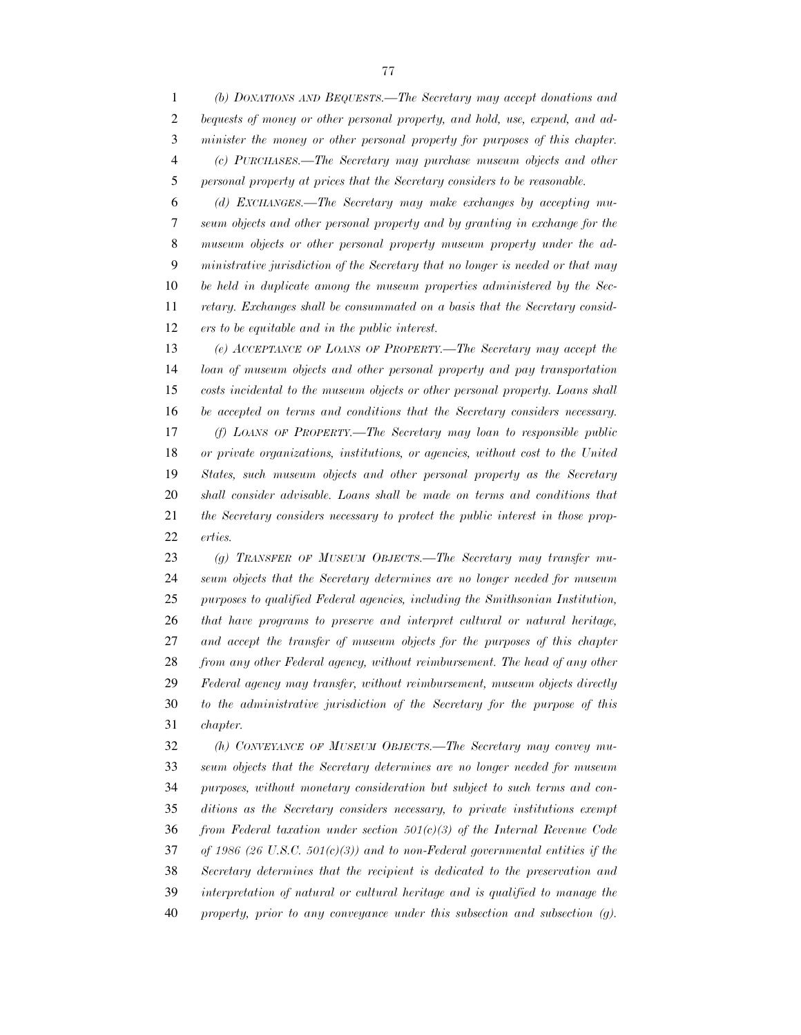*(b) DONATIONS AND BEQUESTS.—The Secretary may accept donations and bequests of money or other personal property, and hold, use, expend, and administer the money or other personal property for purposes of this chapter.*

*(c) PURCHASES.—The Secretary may purchase museum objects and other personal property at prices that the Secretary considers to be reasonable.*

*(d) EXCHANGES.—The Secretary may make exchanges by accepting museum objects and other personal property and by granting in exchange for the museum objects or other personal property museum property under the administrative jurisdiction of the Secretary that no longer is needed or that may be held in duplicate among the museum properties administered by the Secretary. Exchanges shall be consummated on a basis that the Secretary considers to be equitable and in the public interest.*

*(e) ACCEPTANCE OF LOANS OF PROPERTY.—The Secretary may accept the loan of museum objects and other personal property and pay transportation costs incidental to the museum objects or other personal property. Loans shall be accepted on terms and conditions that the Secretary considers necessary.*

*(f) LOANS OF PROPERTY.—The Secretary may loan to responsible public or private organizations, institutions, or agencies, without cost to the United States, such museum objects and other personal property as the Secretary shall consider advisable. Loans shall be made on terms and conditions that the Secretary considers necessary to protect the public interest in those properties.*

*(g) TRANSFER OF MUSEUM OBJECTS.—The Secretary may transfer museum objects that the Secretary determines are no longer needed for museum purposes to qualified Federal agencies, including the Smithsonian Institution, that have programs to preserve and interpret cultural or natural heritage, and accept the transfer of museum objects for the purposes of this chapter from any other Federal agency, without reimbursement. The head of any other Federal agency may transfer, without reimbursement, museum objects directly to the administrative jurisdiction of the Secretary for the purpose of this chapter.*

*(h) CONVEYANCE OF MUSEUM OBJECTS.—The Secretary may convey museum objects that the Secretary determines are no longer needed for museum purposes, without monetary consideration but subject to such terms and conditions as the Secretary considers necessary, to private institutions exempt from Federal taxation under section 501(c)(3) of the Internal Revenue Code of 1986 (26 U.S.C. 501(c)(3)) and to non-Federal governmental entities if the Secretary determines that the recipient is dedicated to the preservation and interpretation of natural or cultural heritage and is qualified to manage the property, prior to any conveyance under this subsection and subsection (g).*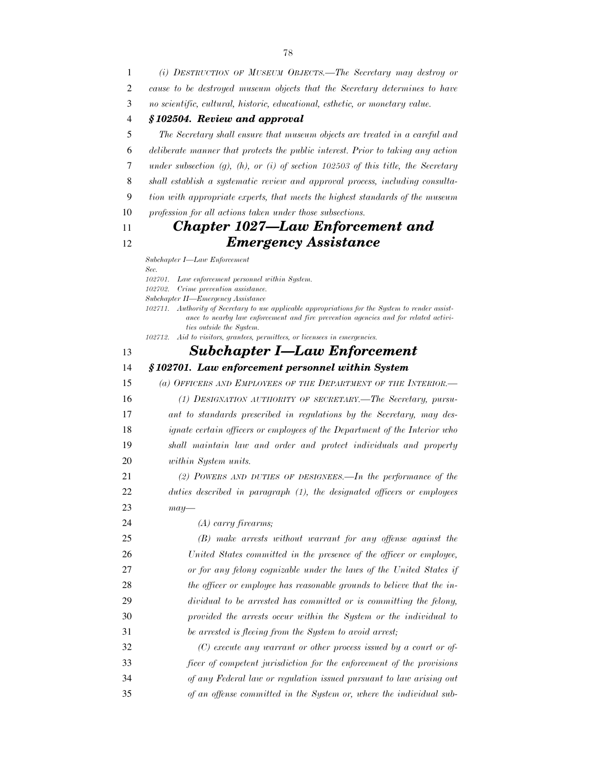*(i) DESTRUCTION OF MUSEUM OBJECTS.—The Secretary may destroy or cause to be destroyed museum objects that the Secretary determines to have no scientific, cultural, historic, educational, esthetic, or monetary value.*

### *§ 102504. Review and approval*

*The Secretary shall ensure that museum objects are treated in a careful and deliberate manner that protects the public interest. Prior to taking any action under subsection (g), (h), or (i) of section 102503 of this title, the Secretary shall establish a systematic review and approval process, including consultation with appropriate experts, that meets the highest standards of the museum profession for all actions taken under those subsections.*

# *Chapter 1027—Law Enforcement and Emergency Assistance*

*Subchapter I—Law Enforcement*

*Sec.*

*102701. Law enforcement personnel within System.*

*102702. Crime prevention assistance.*

*Subchapter II—Emergency Assistance*

*102711. Authority of Secretary to use applicable appropriations for the System to render assistance to nearby law enforcement and fire prevention agencies and for related activities outside the System.*

*102712. Aid to visitors, grantees, permittees, or licensees in emergencies.*

## *Subchapter I—Law Enforcement*

### *§ 102701. Law enforcement personnel within System*

*(a) OFFICERS AND EMPLOYEES OF THE DEPARTMENT OF THE INTERIOR.—*

*(1) DESIGNATION AUTHORITY OF SECRETARY.—The Secretary, pursuant to standards prescribed in regulations by the Secretary, may designate certain officers or employees of the Department of the Interior who shall maintain law and order and protect individuals and property within System units.*

*(2) POWERS AND DUTIES OF DESIGNEES.—In the performance of the duties described in paragraph (1), the designated officers or employees may—*

*(A) carry firearms;*

*(B) make arrests without warrant for any offense against the United States committed in the presence of the officer or employee, or for any felony cognizable under the laws of the United States if the officer or employee has reasonable grounds to believe that the individual to be arrested has committed or is committing the felony, provided the arrests occur within the System or the individual to be arrested is fleeing from the System to avoid arrest;*

*(C) execute any warrant or other process issued by a court or officer of competent jurisdiction for the enforcement of the provisions of any Federal law or regulation issued pursuant to law arising out of an offense committed in the System or, where the individual sub-*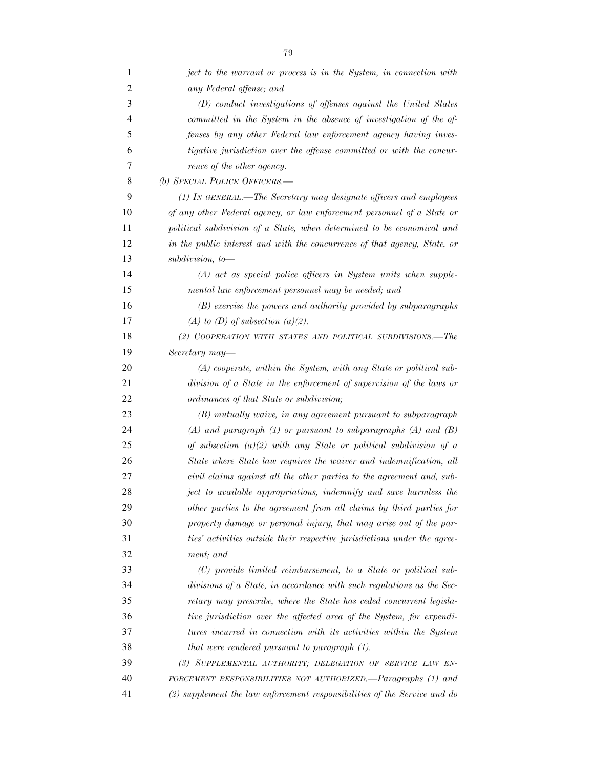*ject to the warrant or process is in the System, in connection with any Federal offense; and*

*(D) conduct investigations of offenses against the United States committed in the System in the absence of investigation of the offenses by any other Federal law enforcement agency having investigative jurisdiction over the offense committed or with the concurrence of the other agency.*

*(b) SPECIAL POLICE OFFICERS.—*

*(1) IN GENERAL.—The Secretary may designate officers and employees of any other Federal agency, or law enforcement personnel of a State or political subdivision of a State, when determined to be economical and in the public interest and with the concurrence of that agency, State, or subdivision, to—*

*(A) act as special police officers in System units when supplemental law enforcement personnel may be needed; and*

*(B) exercise the powers and authority provided by subparagraphs (A) to (D) of subsection (a)(2).*

*(2) COOPERATION WITH STATES AND POLITICAL SUBDIVISIONS.—The Secretary may—*

*(A) cooperate, within the System, with any State or political subdivision of a State in the enforcement of supervision of the laws or ordinances of that State or subdivision;*

*(B) mutually waive, in any agreement pursuant to subparagraph (A) and paragraph (1) or pursuant to subparagraphs (A) and (B) of subsection (a)(2) with any State or political subdivision of a State where State law requires the waiver and indemnification, all civil claims against all the other parties to the agreement and, subject to available appropriations, indemnify and save harmless the other parties to the agreement from all claims by third parties for property damage or personal injury, that may arise out of the parties' activities outside their respective jurisdictions under the agreement; and*

*(C) provide limited reimbursement, to a State or political subdivisions of a State, in accordance with such regulations as the Secretary may prescribe, where the State has ceded concurrent legislative jurisdiction over the affected area of the System, for expenditures incurred in connection with its activities within the System that were rendered pursuant to paragraph (1).*

*(3) SUPPLEMENTAL AUTHORITY; DELEGATION OF SERVICE LAW ENFORCEMENT RESPONSIBILITIES NOT AUTHORIZED.—Paragraphs (1) and (2) supplement the law enforcement responsibilities of the Service and do*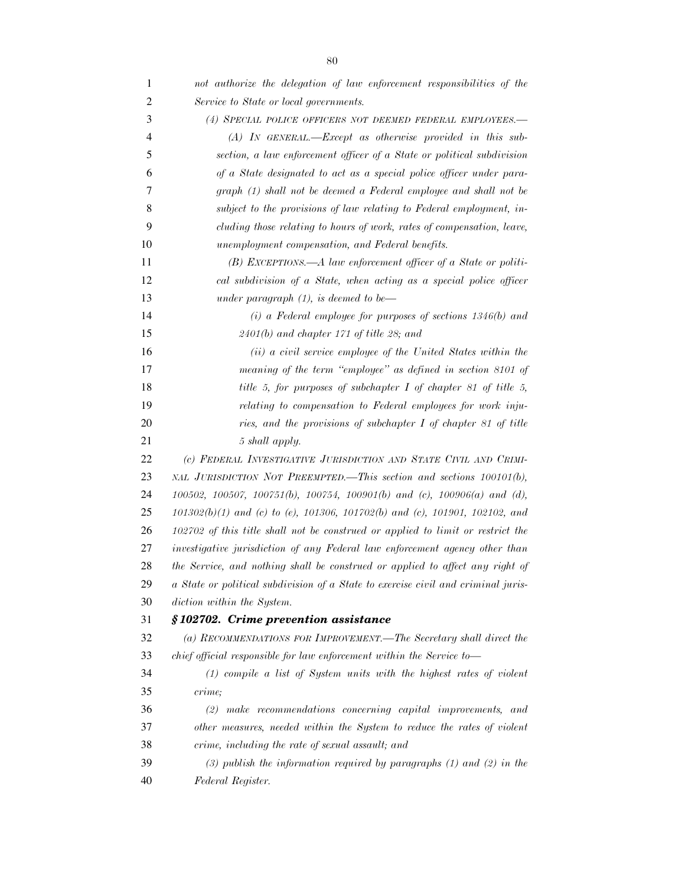*not authorize the delegation of law enforcement responsibilities of the Service to State or local governments.*

*(4) SPECIAL POLICE OFFICERS NOT DEEMED FEDERAL EMPLOYEES.—*

*(A) IN GENERAL.—Except as otherwise provided in this subsection, a law enforcement officer of a State or political subdivision of a State designated to act as a special police officer under paragraph (1) shall not be deemed a Federal employee and shall not be subject to the provisions of law relating to Federal employment, including those relating to hours of work, rates of compensation, leave, unemployment compensation, and Federal benefits.*

*(B) EXCEPTIONS.—A law enforcement officer of a State or political subdivision of a State, when acting as a special police officer under paragraph (1), is deemed to be—*

*(i) a Federal employee for purposes of sections 1346(b) and 2401(b) and chapter 171 of title 28; and*

*(ii) a civil service employee of the United States within the meaning of the term "employee" as defined in section 8101 of title 5, for purposes of subchapter I of chapter 81 of title 5, relating to compensation to Federal employees for work injuries, and the provisions of subchapter I of chapter 81 of title 5 shall apply.*

*(c) FEDERAL INVESTIGATIVE JURISDICTION AND STATE CIVIL AND CRIMINAL JURISDICTION NOT PREEMPTED.—This section and sections 100101(b), 100502, 100507, 100751(b), 100754, 100901(b) and (c), 100906(a) and (d), 101302(b)(1) and (c) to (e), 101306, 101702(b) and (c), 101901, 102102, and 102702 of this title shall not be construed or applied to limit or restrict the investigative jurisdiction of any Federal law enforcement agency other than the Service, and nothing shall be construed or applied to affect any right of a State or political subdivision of a State to exercise civil and criminal jurisdiction within the System.*

***§ 102702. Crime prevention assistance***

*(a) RECOMMENDATIONS FOR IMPROVEMENT.—The Secretary shall direct the chief official responsible for law enforcement within the Service to—*

*(1) compile a list of System units with the highest rates of violent crime;*

*(2) make recommendations concerning capital improvements, and other measures, needed within the System to reduce the rates of violent crime, including the rate of sexual assault; and*

*(3) publish the information required by paragraphs (1) and (2) in the Federal Register.*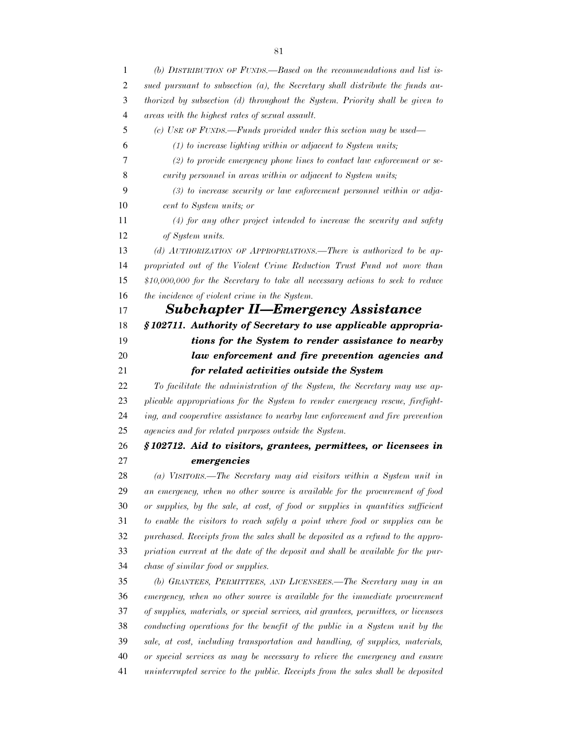*(b) Distribution of Funds.—Based on the recommendations and list issued pursuant to subsection (a), the Secretary shall distribute the funds authorized by subsection (d) throughout the System. Priority shall be given to areas with the highest rates of sexual assault.*

*(c) Use of Funds.—Funds provided under this section may be used—*

*(1) to increase lighting within or adjacent to System units;*

*(2) to provide emergency phone lines to contact law enforcement or security personnel in areas within or adjacent to System units;*

*(3) to increase security or law enforcement personnel within or adjacent to System units; or*

*(4) for any other project intended to increase the security and safety of System units.*

*(d) Authorization of Appropriations.—There is authorized to be appropriated out of the Violent Crime Reduction Trust Fund not more than $10,000,000 for the Secretary to take all necessary actions to seek to reduce the incidence of violent crime in the System.*

## *Subchapter II—Emergency Assistance*

### *§ 102711. Authority of Secretary to use applicable appropriations for the System to render assistance to nearby law enforcement and fire prevention agencies and for related activities outside the System*

*To facilitate the administration of the System, the Secretary may use applicable appropriations for the System to render emergency rescue, firefighting, and cooperative assistance to nearby law enforcement and fire prevention agencies and for related purposes outside the System.*

### *§ 102712. Aid to visitors, grantees, permittees, or licensees in emergencies*

*(a) Visitors.—The Secretary may aid visitors within a System unit in an emergency, when no other source is available for the procurement of food or supplies, by the sale, at cost, of food or supplies in quantities sufficient to enable the visitors to reach safely a point where food or supplies can be purchased. Receipts from the sales shall be deposited as a refund to the appropriation current at the date of the deposit and shall be available for the purchase of similar food or supplies.*

*(b) Grantees, Permittees, and Licensees.—The Secretary may in an emergency, when no other source is available for the immediate procurement of supplies, materials, or special services, aid grantees, permittees, or licensees conducting operations for the benefit of the public in a System unit by the sale, at cost, including transportation and handling, of supplies, materials, or special services as may be necessary to relieve the emergency and ensure uninterrupted service to the public. Receipts from the sales shall be deposited*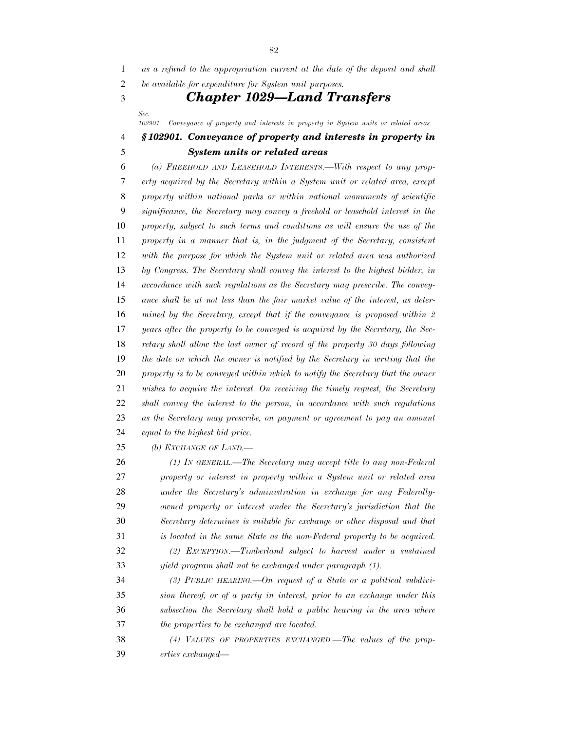*as a refund to the appropriation current at the date of the deposit and shall be available for expenditure for System unit purposes.*

## *Chapter 1029—Land Transfers*

*Sec.*
*102901. Conveyance of property and interests in property in System units or related areas.*

### *§ 102901. Conveyance of property and interests in property in System units or related areas*

*(a) FREEHOLD AND LEASEHOLD INTERESTS.—With respect to any property acquired by the Secretary within a System unit or related area, except property within national parks or within national monuments of scientific significance, the Secretary may convey a freehold or leasehold interest in the property, subject to such terms and conditions as will ensure the use of the property in a manner that is, in the judgment of the Secretary, consistent with the purpose for which the System unit or related area was authorized by Congress. The Secretary shall convey the interest to the highest bidder, in accordance with such regulations as the Secretary may prescribe. The conveyance shall be at not less than the fair market value of the interest, as determined by the Secretary, except that if the conveyance is proposed within 2 years after the property to be conveyed is acquired by the Secretary, the Secretary shall allow the last owner of record of the property 30 days following the date on which the owner is notified by the Secretary in writing that the property is to be conveyed within which to notify the Secretary that the owner wishes to acquire the interest. On receiving the timely request, the Secretary shall convey the interest to the person, in accordance with such regulations as the Secretary may prescribe, on payment or agreement to pay an amount equal to the highest bid price.*

*(b) EXCHANGE OF LAND.—*

*(1) IN GENERAL.—The Secretary may accept title to any non-Federal property or interest in property within a System unit or related area under the Secretary's administration in exchange for any Federally-owned property or interest under the Secretary's jurisdiction that the Secretary determines is suitable for exchange or other disposal and that is located in the same State as the non-Federal property to be acquired.*

*(2) EXCEPTION.—Timberland subject to harvest under a sustained yield program shall not be exchanged under paragraph (1).*

*(3) PUBLIC HEARING.—On request of a State or a political subdivision thereof, or of a party in interest, prior to an exchange under this subsection the Secretary shall hold a public hearing in the area where the properties to be exchanged are located.*

*(4) VALUES OF PROPERTIES EXCHANGED.—The values of the properties exchanged—*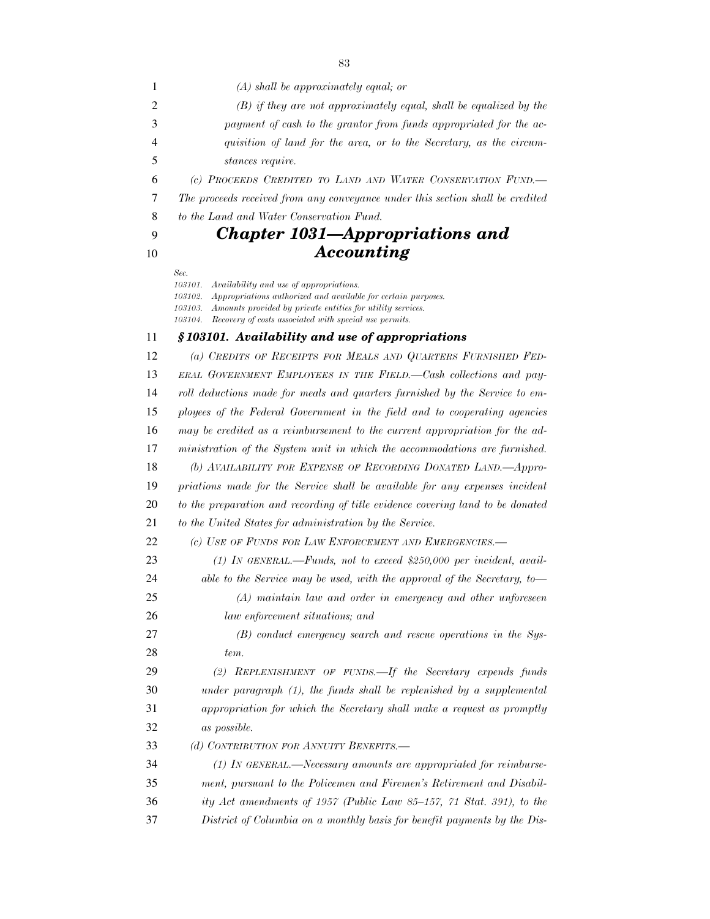*(A) shall be approximately equal; or*

*(B) if they are not approximately equal, shall be equalized by the payment of cash to the grantor from funds appropriated for the acquisition of land for the area, or to the Secretary, as the circumstances require.*

*(c) PROCEEDS CREDITED TO LAND AND WATER CONSERVATION FUND.—The proceeds received from any conveyance under this section shall be credited to the Land and Water Conservation Fund.*

## *Chapter 1031—Appropriations and Accounting*

*Sec.*
*103101. Availability and use of appropriations.*
*103102. Appropriations authorized and available for certain purposes.*
*103103. Amounts provided by private entities for utility services.*
*103104. Recovery of costs associated with special use permits.*

### *§ 103101. Availability and use of appropriations*

*(a) CREDITS OF RECEIPTS FOR MEALS AND QUARTERS FURNISHED FEDERAL GOVERNMENT EMPLOYEES IN THE FIELD.—Cash collections and payroll deductions made for meals and quarters furnished by the Service to employees of the Federal Government in the field and to cooperating agencies may be credited as a reimbursement to the current appropriation for the administration of the System unit in which the accommodations are furnished.*

*(b) AVAILABILITY FOR EXPENSE OF RECORDING DONATED LAND.—Appropriations made for the Service shall be available for any expenses incident to the preparation and recording of title evidence covering land to be donated to the United States for administration by the Service.*

*(c) USE OF FUNDS FOR LAW ENFORCEMENT AND EMERGENCIES.—*

*(1) IN GENERAL.—Funds, not to exceed $250,000 per incident, available to the Service may be used, with the approval of the Secretary, to—*

*(A) maintain law and order in emergency and other unforeseen law enforcement situations; and*

*(B) conduct emergency search and rescue operations in the System.*

*(2) REPLENISHMENT OF FUNDS.—If the Secretary expends funds under paragraph (1), the funds shall be replenished by a supplemental appropriation for which the Secretary shall make a request as promptly as possible.*

*(d) CONTRIBUTION FOR ANNUITY BENEFITS.—*

*(1) IN GENERAL.—Necessary amounts are appropriated for reimbursement, pursuant to the Policemen and Firemen's Retirement and Disability Act amendments of 1957 (Public Law 85–157, 71 Stat. 391), to the District of Columbia on a monthly basis for benefit payments by the Dis-*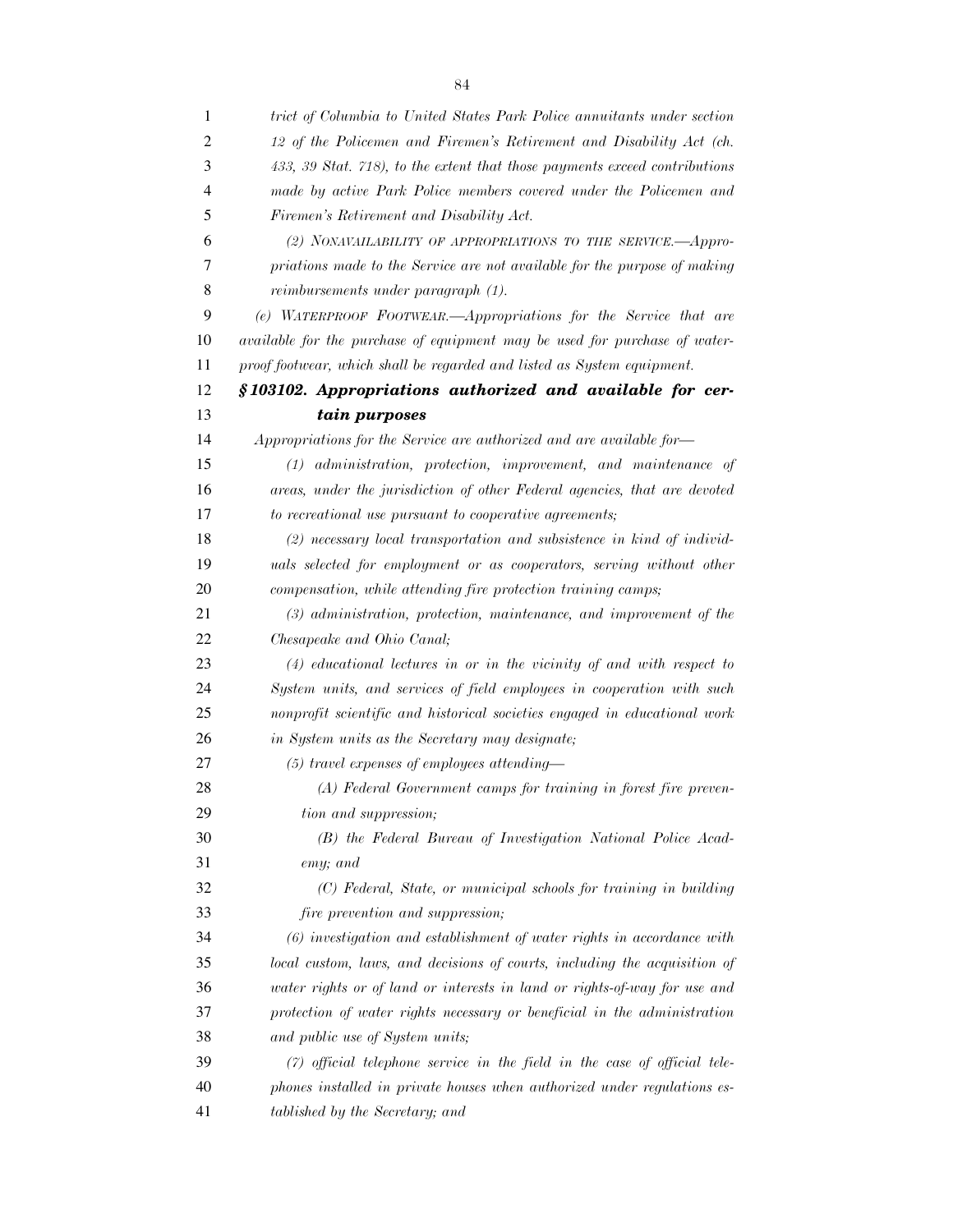*trict of Columbia to United States Park Police annuitants under section 12 of the Policemen and Firemen's Retirement and Disability Act (ch. 433, 39 Stat. 718), to the extent that those payments exceed contributions made by active Park Police members covered under the Policemen and Firemen's Retirement and Disability Act.*

*(2) NONAVAILABILITY OF APPROPRIATIONS TO THE SERVICE.—Appropriations made to the Service are not available for the purpose of making reimbursements under paragraph (1).*

*(e) WATERPROOF FOOTWEAR.—Appropriations for the Service that are available for the purchase of equipment may be used for purchase of waterproof footwear, which shall be regarded and listed as System equipment.*

### *§ 103102. Appropriations authorized and available for certain purposes*

*Appropriations for the Service are authorized and are available for—*

*(1) administration, protection, improvement, and maintenance of areas, under the jurisdiction of other Federal agencies, that are devoted to recreational use pursuant to cooperative agreements;*

*(2) necessary local transportation and subsistence in kind of individuals selected for employment or as cooperators, serving without other compensation, while attending fire protection training camps;*

*(3) administration, protection, maintenance, and improvement of the Chesapeake and Ohio Canal;*

*(4) educational lectures in or in the vicinity of and with respect to System units, and services of field employees in cooperation with such nonprofit scientific and historical societies engaged in educational work in System units as the Secretary may designate;*

*(5) travel expenses of employees attending—*

*(A) Federal Government camps for training in forest fire prevention and suppression;*

*(B) the Federal Bureau of Investigation National Police Academy; and*

*(C) Federal, State, or municipal schools for training in building fire prevention and suppression;*

*(6) investigation and establishment of water rights in accordance with local custom, laws, and decisions of courts, including the acquisition of water rights or of land or interests in land or rights-of-way for use and protection of water rights necessary or beneficial in the administration and public use of System units;*

*(7) official telephone service in the field in the case of official telephones installed in private houses when authorized under regulations established by the Secretary; and*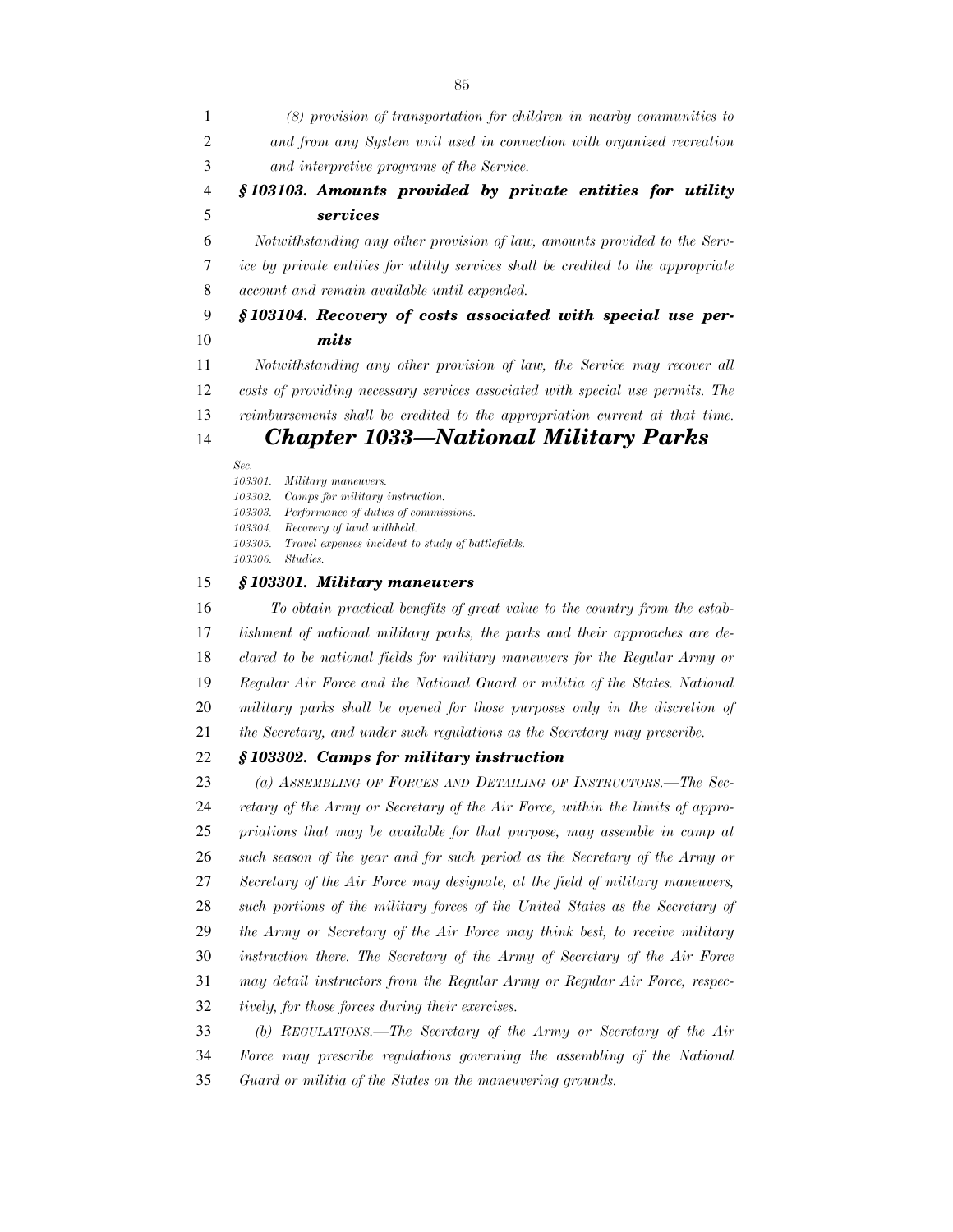*(8) provision of transportation for children in nearby communities to and from any System unit used in connection with organized recreation and interpretive programs of the Service.*

### *§ 103103. Amounts provided by private entities for utility services*

*Notwithstanding any other provision of law, amounts provided to the Service by private entities for utility services shall be credited to the appropriate account and remain available until expended.*

### *§ 103104. Recovery of costs associated with special use permits*

*Notwithstanding any other provision of law, the Service may recover all costs of providing necessary services associated with special use permits. The reimbursements shall be credited to the appropriation current at that time.*

## *Chapter 1033—National Military Parks*

*Sec.*
*103301. Military maneuvers.*
*103302. Camps for military instruction.*
*103303. Performance of duties of commissions.*
*103304. Recovery of land withheld.*
*103305. Travel expenses incident to study of battlefields.*
*103306. Studies.*

### *§ 103301. Military maneuvers*

*To obtain practical benefits of great value to the country from the establishment of national military parks, the parks and their approaches are declared to be national fields for military maneuvers for the Regular Army or Regular Air Force and the National Guard or militia of the States. National military parks shall be opened for those purposes only in the discretion of the Secretary, and under such regulations as the Secretary may prescribe.*

### *§ 103302. Camps for military instruction*

*(a) ASSEMBLING OF FORCES AND DETAILING OF INSTRUCTORS.—The Secretary of the Army or Secretary of the Air Force, within the limits of appropriations that may be available for that purpose, may assemble in camp at such season of the year and for such period as the Secretary of the Army or Secretary of the Air Force may designate, at the field of military maneuvers, such portions of the military forces of the United States as the Secretary of the Army or Secretary of the Air Force may think best, to receive military instruction there. The Secretary of the Army of Secretary of the Air Force may detail instructors from the Regular Army or Regular Air Force, respectively, for those forces during their exercises.*

*(b) REGULATIONS.—The Secretary of the Army or Secretary of the Air Force may prescribe regulations governing the assembling of the National Guard or militia of the States on the maneuvering grounds.*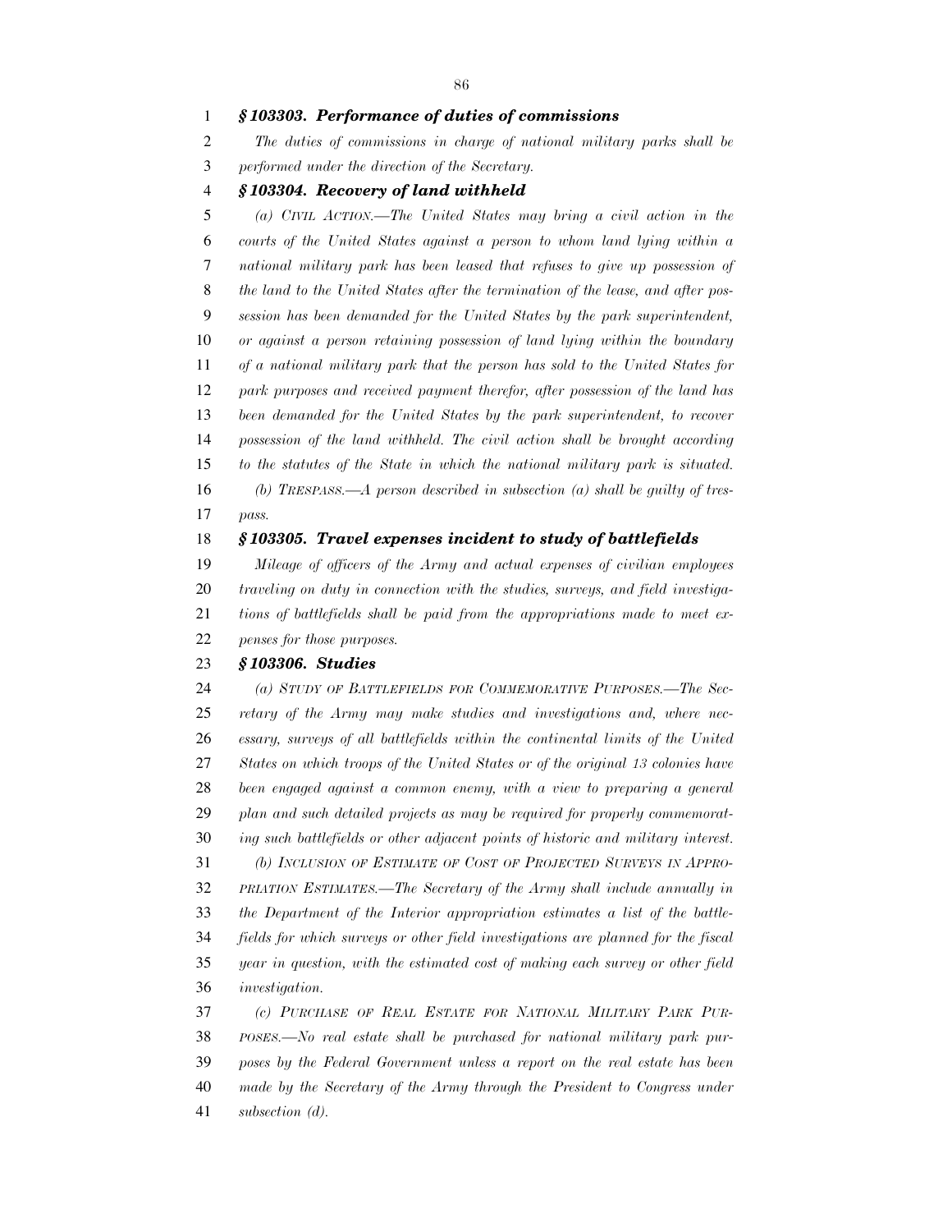### *§ 103303. Performance of duties of commissions*

*The duties of commissions in charge of national military parks shall be performed under the direction of the Secretary.*

### *§ 103304. Recovery of land withheld*

*(a) CIVIL ACTION.—The United States may bring a civil action in the courts of the United States against a person to whom land lying within a national military park has been leased that refuses to give up possession of the land to the United States after the termination of the lease, and after possession has been demanded for the United States by the park superintendent, or against a person retaining possession of land lying within the boundary of a national military park that the person has sold to the United States for park purposes and received payment therefor, after possession of the land has been demanded for the United States by the park superintendent, to recover possession of the land withheld. The civil action shall be brought according to the statutes of the State in which the national military park is situated.*

*(b) TRESPASS.—A person described in subsection (a) shall be guilty of trespass.*

### *§ 103305. Travel expenses incident to study of battlefields*

*Mileage of officers of the Army and actual expenses of civilian employees traveling on duty in connection with the studies, surveys, and field investigations of battlefields shall be paid from the appropriations made to meet expenses for those purposes.*

### *§ 103306. Studies*

*(a) STUDY OF BATTLEFIELDS FOR COMMEMORATIVE PURPOSES.—The Secretary of the Army may make studies and investigations and, where necessary, surveys of all battlefields within the continental limits of the United States on which troops of the United States or of the original 13 colonies have been engaged against a common enemy, with a view to preparing a general plan and such detailed projects as may be required for properly commemorating such battlefields or other adjacent points of historic and military interest.*

*(b) INCLUSION OF ESTIMATE OF COST OF PROJECTED SURVEYS IN APPROPRIATION ESTIMATES.—The Secretary of the Army shall include annually in the Department of the Interior appropriation estimates a list of the battlefields for which surveys or other field investigations are planned for the fiscal year in question, with the estimated cost of making each survey or other field investigation.*

*(c) PURCHASE OF REAL ESTATE FOR NATIONAL MILITARY PARK PURPOSES.—No real estate shall be purchased for national military park purposes by the Federal Government unless a report on the real estate has been made by the Secretary of the Army through the President to Congress under subsection (d).*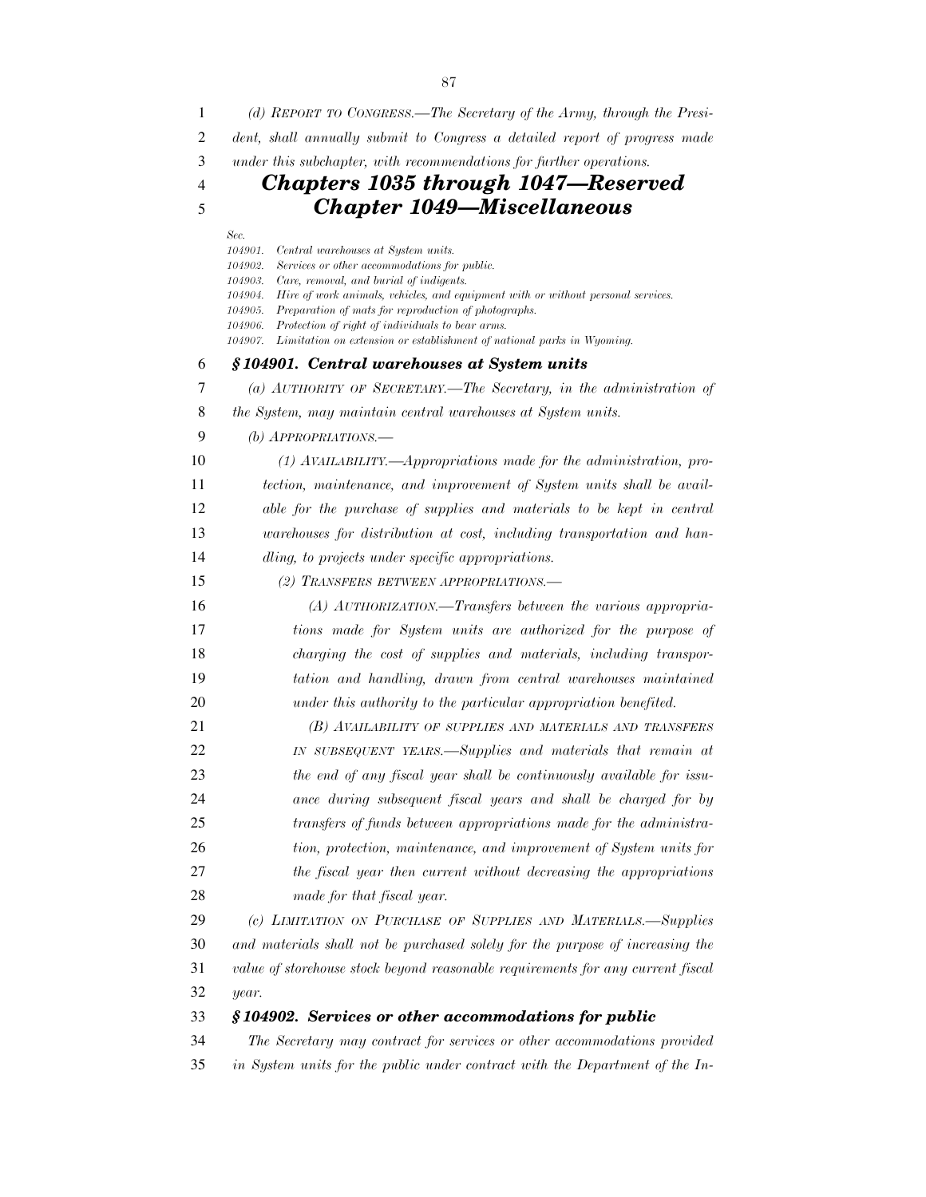*(d) REPORT TO CONGRESS.—The Secretary of the Army, through the President, shall annually submit to Congress a detailed report of progress made under this subchapter, with recommendations for further operations.*

## *Chapters 1035 through 1047—Reserved*

## *Chapter 1049—Miscellaneous*

*Sec.*
*104901. Central warehouses at System units.*
*104902. Services or other accommodations for public.*
*104903. Care, removal, and burial of indigents.*
*104904. Hire of work animals, vehicles, and equipment with or without personal services.*
*104905. Preparation of mats for reproduction of photographs.*
*104906. Protection of right of individuals to bear arms.*
*104907. Limitation on extension or establishment of national parks in Wyoming.*

### *§ 104901. Central warehouses at System units*

*(a) AUTHORITY OF SECRETARY.—The Secretary, in the administration of the System, may maintain central warehouses at System units.*

*(b) APPROPRIATIONS.—*

*(1) AVAILABILITY.—Appropriations made for the administration, protection, maintenance, and improvement of System units shall be available for the purchase of supplies and materials to be kept in central warehouses for distribution at cost, including transportation and handling, to projects under specific appropriations.*

*(2) TRANSFERS BETWEEN APPROPRIATIONS.—*

*(A) AUTHORIZATION.—Transfers between the various appropriations made for System units are authorized for the purpose of charging the cost of supplies and materials, including transportation and handling, drawn from central warehouses maintained under this authority to the particular appropriation benefited.*

*(B) AVAILABILITY OF SUPPLIES AND MATERIALS AND TRANSFERS IN SUBSEQUENT YEARS.—Supplies and materials that remain at the end of any fiscal year shall be continuously available for issuance during subsequent fiscal years and shall be charged for by transfers of funds between appropriations made for the administration, protection, maintenance, and improvement of System units for the fiscal year then current without decreasing the appropriations made for that fiscal year.*

*(c) LIMITATION ON PURCHASE OF SUPPLIES AND MATERIALS.—Supplies and materials shall not be purchased solely for the purpose of increasing the value of storehouse stock beyond reasonable requirements for any current fiscal year.*

### *§ 104902. Services or other accommodations for public*

*The Secretary may contract for services or other accommodations provided in System units for the public under contract with the Department of the In-*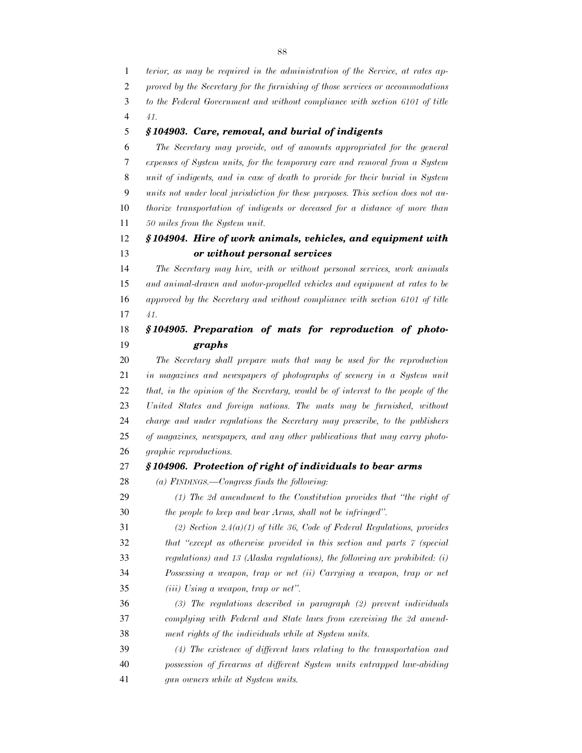*terior, as may be required in the administration of the Service, at rates approved by the Secretary for the furnishing of those services or accommodations to the Federal Government and without compliance with section 6101 of title 41.*

### *§ 104903. Care, removal, and burial of indigents*

*The Secretary may provide, out of amounts appropriated for the general expenses of System units, for the temporary care and removal from a System unit of indigents, and in case of death to provide for their burial in System units not under local jurisdiction for these purposes. This section does not authorize transportation of indigents or deceased for a distance of more than 50 miles from the System unit.*

### *§ 104904. Hire of work animals, vehicles, and equipment with or without personal services*

*The Secretary may hire, with or without personal services, work animals and animal-drawn and motor-propelled vehicles and equipment at rates to be approved by the Secretary and without compliance with section 6101 of title 41.*

### *§ 104905. Preparation of mats for reproduction of photographs*

*The Secretary shall prepare mats that may be used for the reproduction in magazines and newspapers of photographs of scenery in a System unit that, in the opinion of the Secretary, would be of interest to the people of the United States and foreign nations. The mats may be furnished, without charge and under regulations the Secretary may prescribe, to the publishers of magazines, newspapers, and any other publications that may carry photographic reproductions.*

### *§ 104906. Protection of right of individuals to bear arms*

*(a) FINDINGS.—Congress finds the following:*

*(1) The 2d amendment to the Constitution provides that "the right of the people to keep and bear Arms, shall not be infringed".*

*(2) Section 2.4(a)(1) of title 36, Code of Federal Regulations, provides that "except as otherwise provided in this section and parts 7 (special regulations) and 13 (Alaska regulations), the following are prohibited: (i) Possessing a weapon, trap or net (ii) Carrying a weapon, trap or net (iii) Using a weapon, trap or net".*

*(3) The regulations described in paragraph (2) prevent individuals complying with Federal and State laws from exercising the 2d amendment rights of the individuals while at System units.*

*(4) The existence of different laws relating to the transportation and possession of firearms at different System units entrapped law-abiding gun owners while at System units.*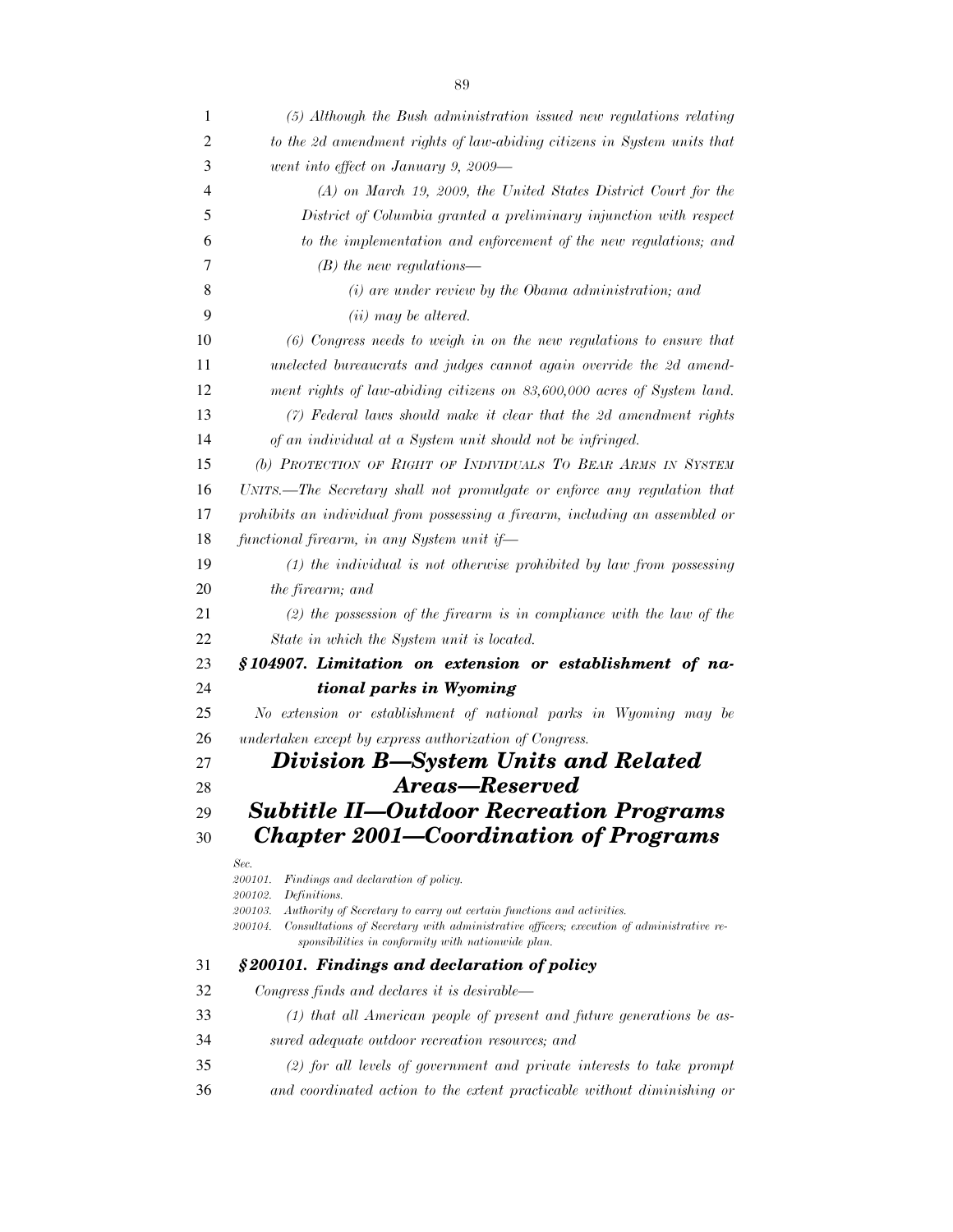*(5) Although the Bush administration issued new regulations relating to the 2d amendment rights of law-abiding citizens in System units that went into effect on January 9, 2009—*

*(A) on March 19, 2009, the United States District Court for the District of Columbia granted a preliminary injunction with respect to the implementation and enforcement of the new regulations; and*

*(B) the new regulations—*

*(i) are under review by the Obama administration; and*

*(ii) may be altered.*

*(6) Congress needs to weigh in on the new regulations to ensure that unelected bureaucrats and judges cannot again override the 2d amendment rights of law-abiding citizens on 83,600,000 acres of System land.*

*(7) Federal laws should make it clear that the 2d amendment rights of an individual at a System unit should not be infringed.*

*(b) PROTECTION OF RIGHT OF INDIVIDUALS TO BEAR ARMS IN SYSTEM UNITS.—The Secretary shall not promulgate or enforce any regulation that prohibits an individual from possessing a firearm, including an assembled or functional firearm, in any System unit if—*

*(1) the individual is not otherwise prohibited by law from possessing the firearm; and*

*(2) the possession of the firearm is in compliance with the law of the State in which the System unit is located.*

### *§104907. Limitation on extension or establishment of national parks in Wyoming*

*No extension or establishment of national parks in Wyoming may be undertaken except by express authorization of Congress.*

# *Division B—System Units and Related Areas—Reserved*

# *Subtitle II—Outdoor Recreation Programs*

## *Chapter 2001—Coordination of Programs*

*Sec.*
*200101. Findings and declaration of policy.*
*200102. Definitions.*
*200103. Authority of Secretary to carry out certain functions and activities.*
*200104. Consultations of Secretary with administrative officers; execution of administrative responsibilities in conformity with nationwide plan.*

### *§200101. Findings and declaration of policy*

*Congress finds and declares it is desirable—*

*(1) that all American people of present and future generations be assured adequate outdoor recreation resources; and*

*(2) for all levels of government and private interests to take prompt and coordinated action to the extent practicable without diminishing or*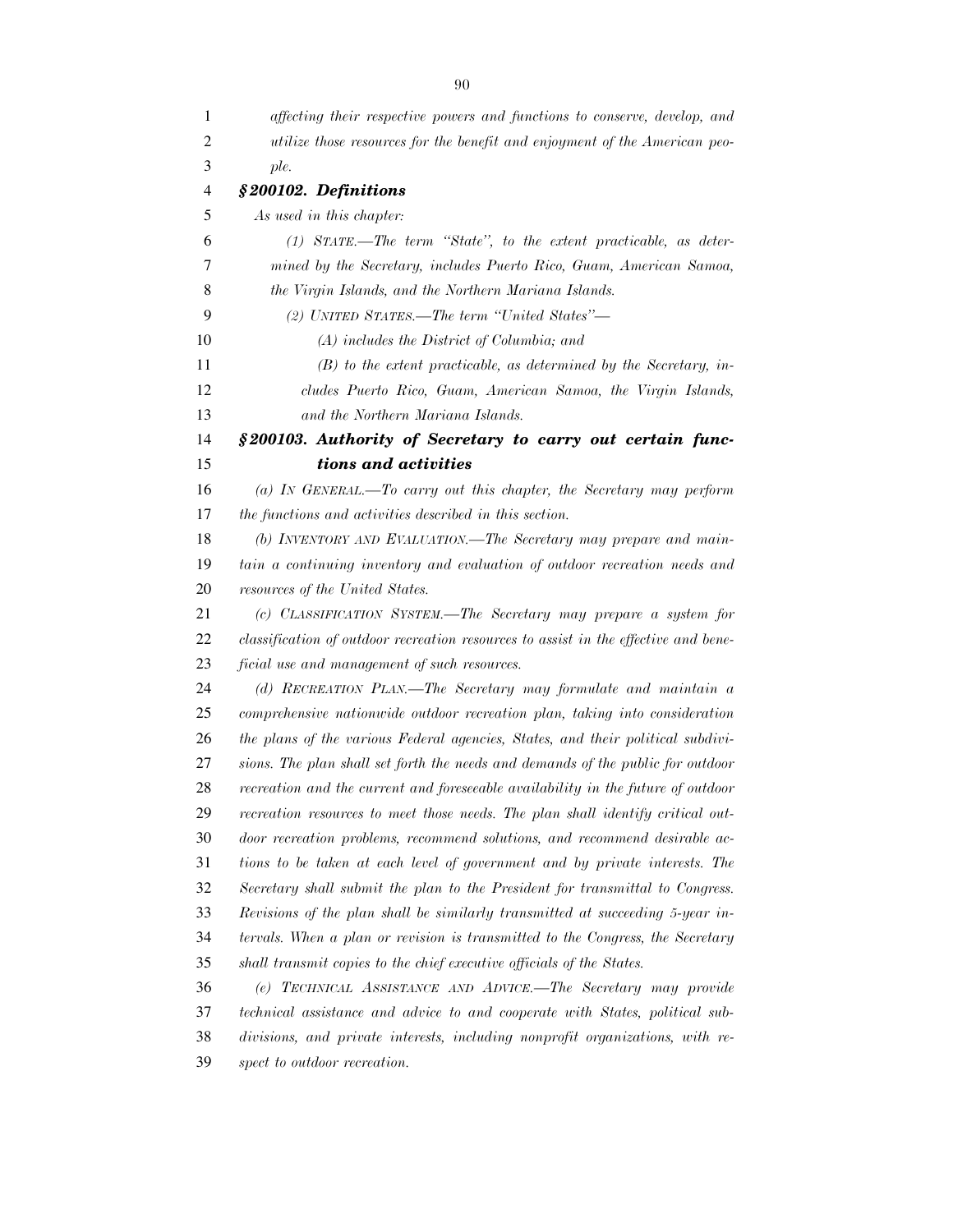*affecting their respective powers and functions to conserve, develop, and utilize those resources for the benefit and enjoyment of the American people.*

### ***§200102. Definitions***

*As used in this chapter:*

*(1) STATE.—The term "State", to the extent practicable, as determined by the Secretary, includes Puerto Rico, Guam, American Samoa, the Virgin Islands, and the Northern Mariana Islands.*

*(2) UNITED STATES.—The term "United States"—*

*(A) includes the District of Columbia; and*

*(B) to the extent practicable, as determined by the Secretary, includes Puerto Rico, Guam, American Samoa, the Virgin Islands, and the Northern Mariana Islands.*

### ***§200103. Authority of Secretary to carry out certain functions and activities***

*(a) IN GENERAL.—To carry out this chapter, the Secretary may perform the functions and activities described in this section.*

*(b) INVENTORY AND EVALUATION.—The Secretary may prepare and maintain a continuing inventory and evaluation of outdoor recreation needs and resources of the United States.*

*(c) CLASSIFICATION SYSTEM.—The Secretary may prepare a system for classification of outdoor recreation resources to assist in the effective and beneficial use and management of such resources.*

*(d) RECREATION PLAN.—The Secretary may formulate and maintain a comprehensive nationwide outdoor recreation plan, taking into consideration the plans of the various Federal agencies, States, and their political subdivisions. The plan shall set forth the needs and demands of the public for outdoor recreation and the current and foreseeable availability in the future of outdoor recreation resources to meet those needs. The plan shall identify critical outdoor recreation problems, recommend solutions, and recommend desirable actions to be taken at each level of government and by private interests. The Secretary shall submit the plan to the President for transmittal to Congress. Revisions of the plan shall be similarly transmitted at succeeding 5-year intervals. When a plan or revision is transmitted to the Congress, the Secretary shall transmit copies to the chief executive officials of the States.*

*(e) TECHNICAL ASSISTANCE AND ADVICE.—The Secretary may provide technical assistance and advice to and cooperate with States, political subdivisions, and private interests, including nonprofit organizations, with respect to outdoor recreation.*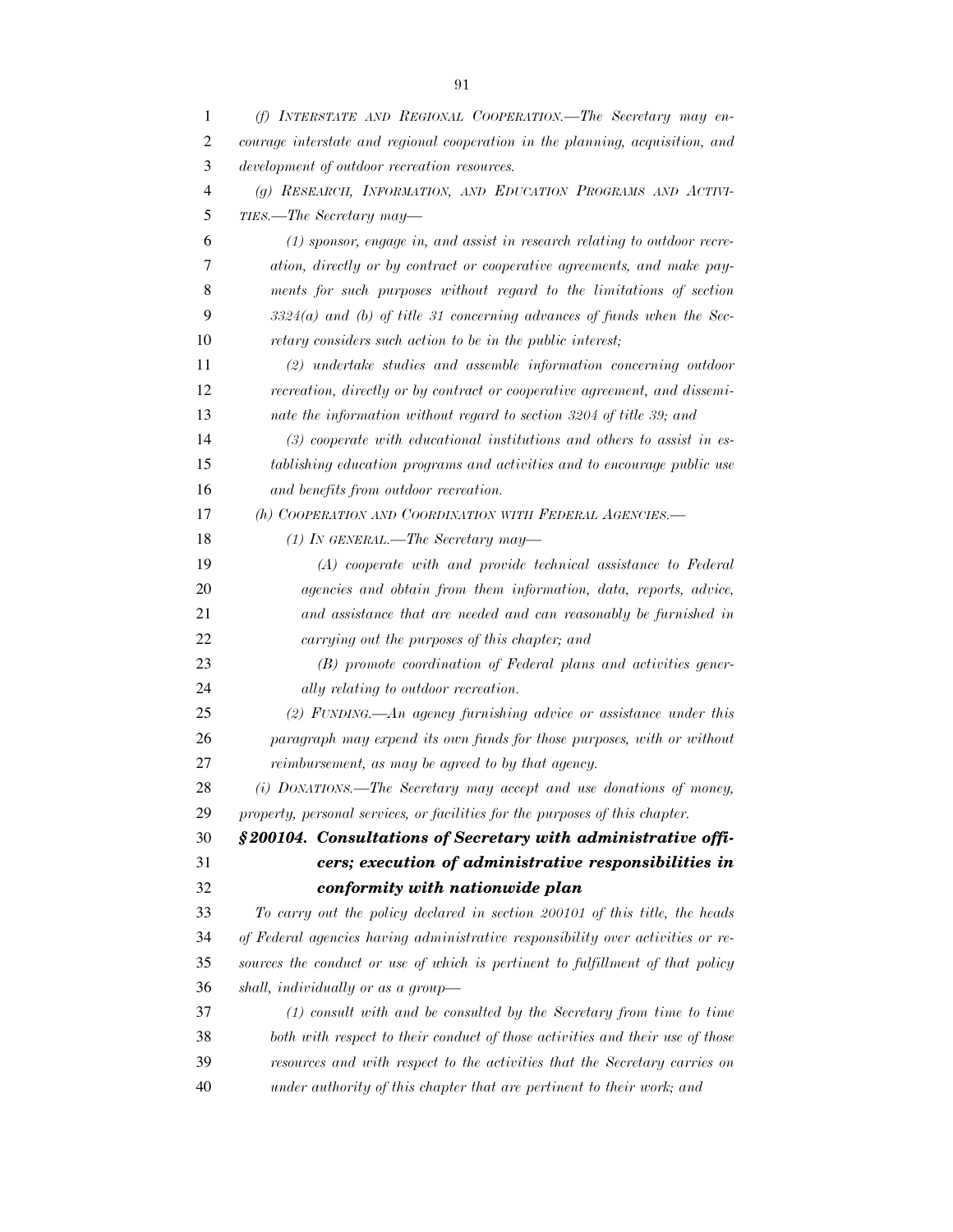*(f) INTERSTATE AND REGIONAL COOPERATION.—The Secretary may encourage interstate and regional cooperation in the planning, acquisition, and development of outdoor recreation resources.*

*(g) RESEARCH, INFORMATION, AND EDUCATION PROGRAMS AND ACTIVITIES.—The Secretary may—*

*(1) sponsor, engage in, and assist in research relating to outdoor recreation, directly or by contract or cooperative agreements, and make payments for such purposes without regard to the limitations of section 3324(a) and (b) of title 31 concerning advances of funds when the Secretary considers such action to be in the public interest;*

*(2) undertake studies and assemble information concerning outdoor recreation, directly or by contract or cooperative agreement, and disseminate the information without regard to section 3204 of title 39; and*

*(3) cooperate with educational institutions and others to assist in establishing education programs and activities and to encourage public use and benefits from outdoor recreation.*

*(h) COOPERATION AND COORDINATION WITH FEDERAL AGENCIES.—*

*(1) IN GENERAL.—The Secretary may—*

*(A) cooperate with and provide technical assistance to Federal agencies and obtain from them information, data, reports, advice, and assistance that are needed and can reasonably be furnished in carrying out the purposes of this chapter; and*

*(B) promote coordination of Federal plans and activities generally relating to outdoor recreation.*

*(2) FUNDING.—An agency furnishing advice or assistance under this paragraph may expend its own funds for those purposes, with or without reimbursement, as may be agreed to by that agency.*

*(i) DONATIONS.—The Secretary may accept and use donations of money, property, personal services, or facilities for the purposes of this chapter.*

### ***§200104. Consultations of Secretary with administrative officers; execution of administrative responsibilities in conformity with nationwide plan***

*To carry out the policy declared in section 200101 of this title, the heads of Federal agencies having administrative responsibility over activities or resources the conduct or use of which is pertinent to fulfillment of that policy shall, individually or as a group—*

*(1) consult with and be consulted by the Secretary from time to time both with respect to their conduct of those activities and their use of those resources and with respect to the activities that the Secretary carries on under authority of this chapter that are pertinent to their work; and*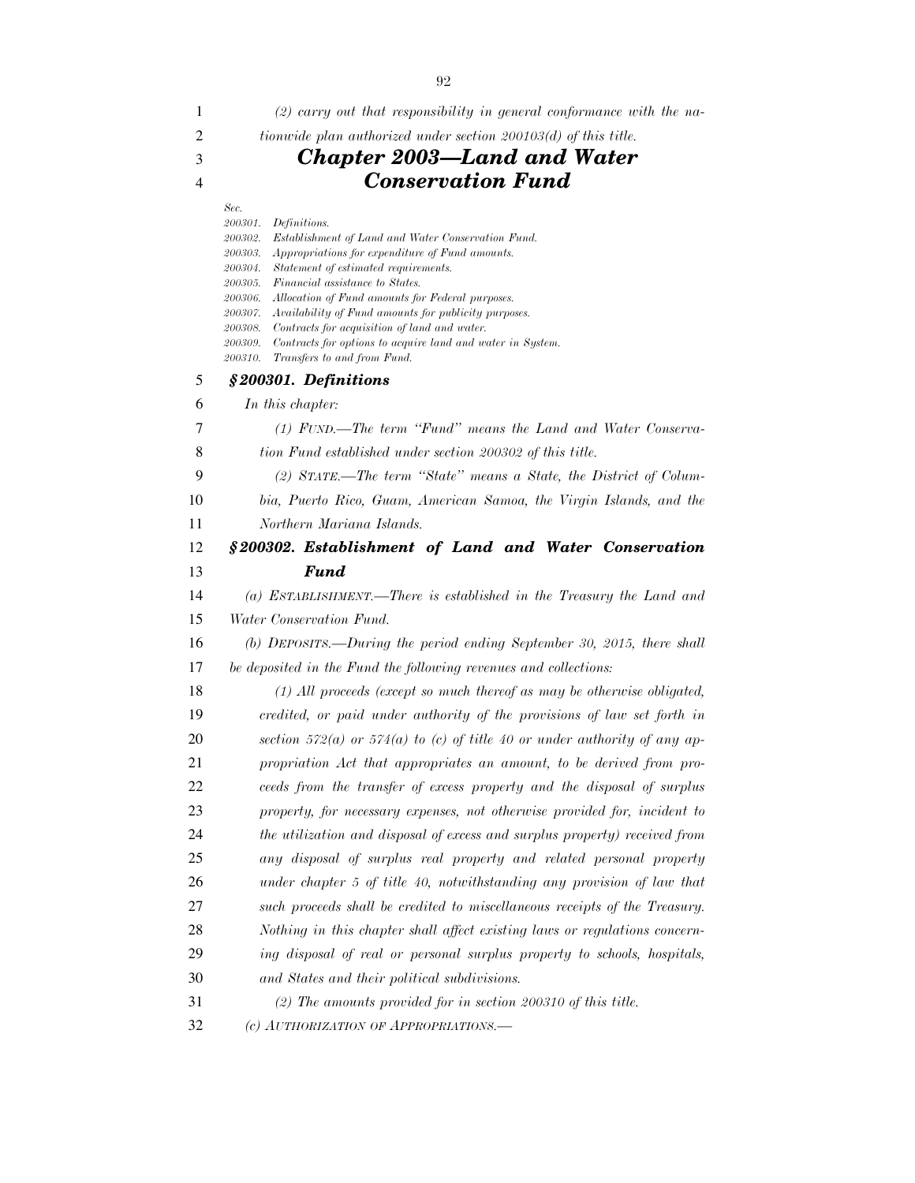*(2) carry out that responsibility in general conformance with the nationwide plan authorized under section 200103(d) of this title.*

# *Chapter 2003—Land and Water Conservation Fund*

*Sec.*
*200301. Definitions.*
*200302. Establishment of Land and Water Conservation Fund.*
*200303. Appropriations for expenditure of Fund amounts.*
*200304. Statement of estimated requirements.*
*200305. Financial assistance to States.*
*200306. Allocation of Fund amounts for Federal purposes.*
*200307. Availability of Fund amounts for publicity purposes.*
*200308. Contracts for acquisition of land and water.*
*200309. Contracts for options to acquire land and water in System.*
*200310. Transfers to and from Fund.*

### *§200301. Definitions*

*In this chapter:*

*(1) FUND.—The term "Fund" means the Land and Water Conservation Fund established under section 200302 of this title.*

*(2) STATE.—The term "State" means a State, the District of Columbia, Puerto Rico, Guam, American Samoa, the Virgin Islands, and the Northern Mariana Islands.*

### *§200302. Establishment of Land and Water Conservation Fund*

*(a) ESTABLISHMENT.—There is established in the Treasury the Land and Water Conservation Fund.*

*(b) DEPOSITS.—During the period ending September 30, 2015, there shall be deposited in the Fund the following revenues and collections:*

*(1) All proceeds (except so much thereof as may be otherwise obligated, credited, or paid under authority of the provisions of law set forth in section 572(a) or 574(a) to (c) of title 40 or under authority of any appropriation Act that appropriates an amount, to be derived from proceeds from the transfer of excess property and the disposal of surplus property, for necessary expenses, not otherwise provided for, incident to the utilization and disposal of excess and surplus property) received from any disposal of surplus real property and related personal property under chapter 5 of title 40, notwithstanding any provision of law that such proceeds shall be credited to miscellaneous receipts of the Treasury. Nothing in this chapter shall affect existing laws or regulations concerning disposal of real or personal surplus property to schools, hospitals, and States and their political subdivisions.*

*(2) The amounts provided for in section 200310 of this title.*

*(c) AUTHORIZATION OF APPROPRIATIONS.—*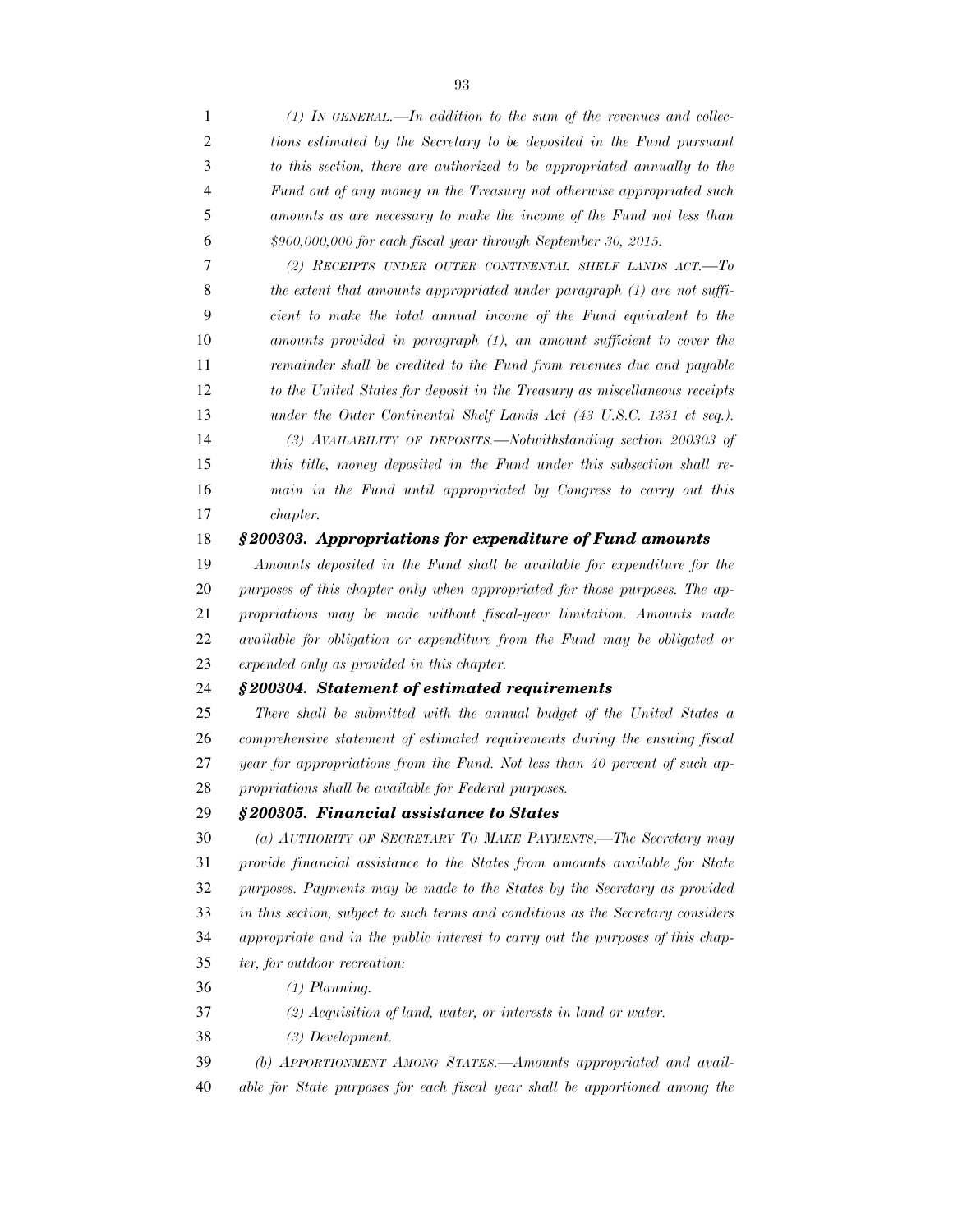*(1) IN GENERAL.—In addition to the sum of the revenues and collections estimated by the Secretary to be deposited in the Fund pursuant to this section, there are authorized to be appropriated annually to the Fund out of any money in the Treasury not otherwise appropriated such amounts as are necessary to make the income of the Fund not less than $900,000,000 for each fiscal year through September 30, 2015.*

*(2) RECEIPTS UNDER OUTER CONTINENTAL SHELF LANDS ACT.—To the extent that amounts appropriated under paragraph (1) are not sufficient to make the total annual income of the Fund equivalent to the amounts provided in paragraph (1), an amount sufficient to cover the remainder shall be credited to the Fund from revenues due and payable to the United States for deposit in the Treasury as miscellaneous receipts under the Outer Continental Shelf Lands Act (43 U.S.C. 1331 et seq.).*

*(3) AVAILABILITY OF DEPOSITS.—Notwithstanding section 200303 of this title, money deposited in the Fund under this subsection shall remain in the Fund until appropriated by Congress to carry out this chapter.*

### *§200303. Appropriations for expenditure of Fund amounts*

*Amounts deposited in the Fund shall be available for expenditure for the purposes of this chapter only when appropriated for those purposes. The appropriations may be made without fiscal-year limitation. Amounts made available for obligation or expenditure from the Fund may be obligated or expended only as provided in this chapter.*

### *§200304. Statement of estimated requirements*

*There shall be submitted with the annual budget of the United States a comprehensive statement of estimated requirements during the ensuing fiscal year for appropriations from the Fund. Not less than 40 percent of such appropriations shall be available for Federal purposes.*

### *§200305. Financial assistance to States*

*(a) AUTHORITY OF SECRETARY TO MAKE PAYMENTS.—The Secretary may provide financial assistance to the States from amounts available for State purposes. Payments may be made to the States by the Secretary as provided in this section, subject to such terms and conditions as the Secretary considers appropriate and in the public interest to carry out the purposes of this chapter, for outdoor recreation:*

*(1) Planning.*

*(2) Acquisition of land, water, or interests in land or water.*

*(3) Development.*

*(b) APPORTIONMENT AMONG STATES.—Amounts appropriated and available for State purposes for each fiscal year shall be apportioned among the*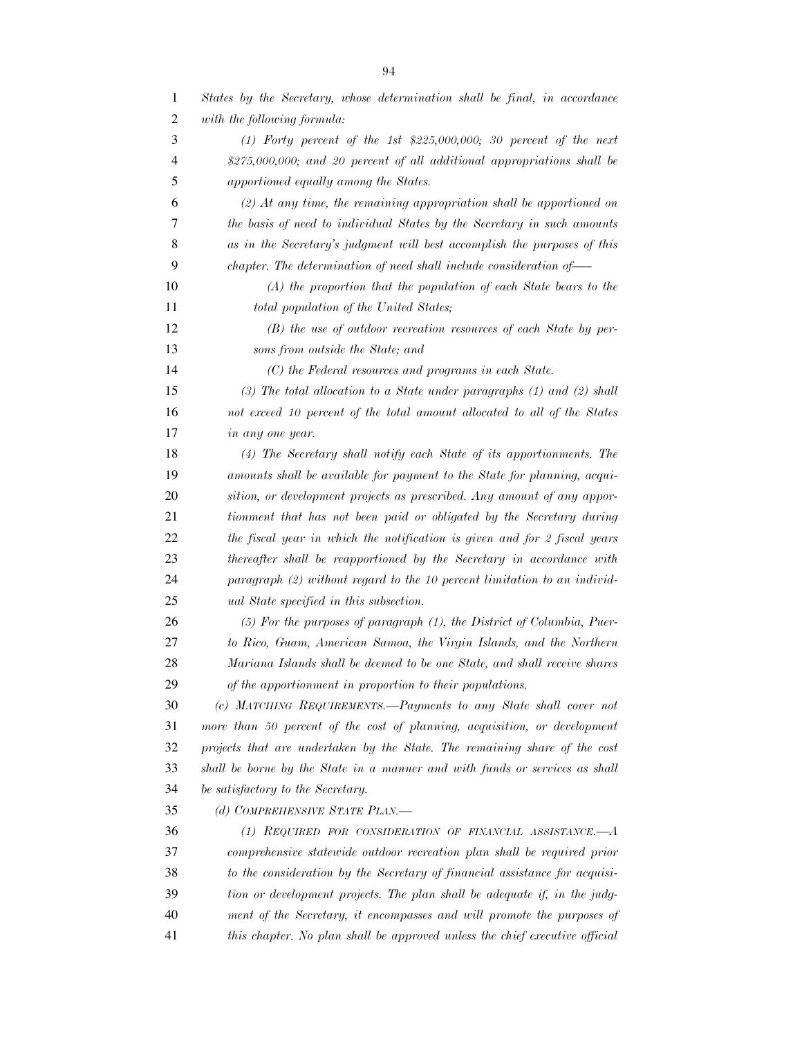*States by the Secretary, whose determination shall be final, in accordance with the following formula:*

*(1) Forty percent of the 1st $225,000,000; 30 percent of the next $275,000,000; and 20 percent of all additional appropriations shall be apportioned equally among the States.*

*(2) At any time, the remaining appropriation shall be apportioned on the basis of need to individual States by the Secretary in such amounts as in the Secretary's judgment will best accomplish the purposes of this chapter. The determination of need shall include consideration of—*

*(A) the proportion that the population of each State bears to the total population of the United States;*

*(B) the use of outdoor recreation resources of each State by persons from outside the State; and*

*(C) the Federal resources and programs in each State.*

*(3) The total allocation to a State under paragraphs (1) and (2) shall not exceed 10 percent of the total amount allocated to all of the States in any one year.*

*(4) The Secretary shall notify each State of its apportionments. The amounts shall be available for payment to the State for planning, acquisition, or development projects as prescribed. Any amount of any apportionment that has not been paid or obligated by the Secretary during the fiscal year in which the notification is given and for 2 fiscal years thereafter shall be reapportioned by the Secretary in accordance with paragraph (2) without regard to the 10 percent limitation to an individual State specified in this subsection.*

*(5) For the purposes of paragraph (1), the District of Columbia, Puerto Rico, Guam, American Samoa, the Virgin Islands, and the Northern Mariana Islands shall be deemed to be one State, and shall receive shares of the apportionment in proportion to their populations.*

*(c) MATCHING REQUIREMENTS.—Payments to any State shall cover not more than 50 percent of the cost of planning, acquisition, or development projects that are undertaken by the State. The remaining share of the cost shall be borne by the State in a manner and with funds or services as shall be satisfactory to the Secretary.*

*(d) COMPREHENSIVE STATE PLAN.—*

*(1) REQUIRED FOR CONSIDERATION OF FINANCIAL ASSISTANCE.—A comprehensive statewide outdoor recreation plan shall be required prior to the consideration by the Secretary of financial assistance for acquisition or development projects. The plan shall be adequate if, in the judgment of the Secretary, it encompasses and will promote the purposes of this chapter. No plan shall be approved unless the chief executive official*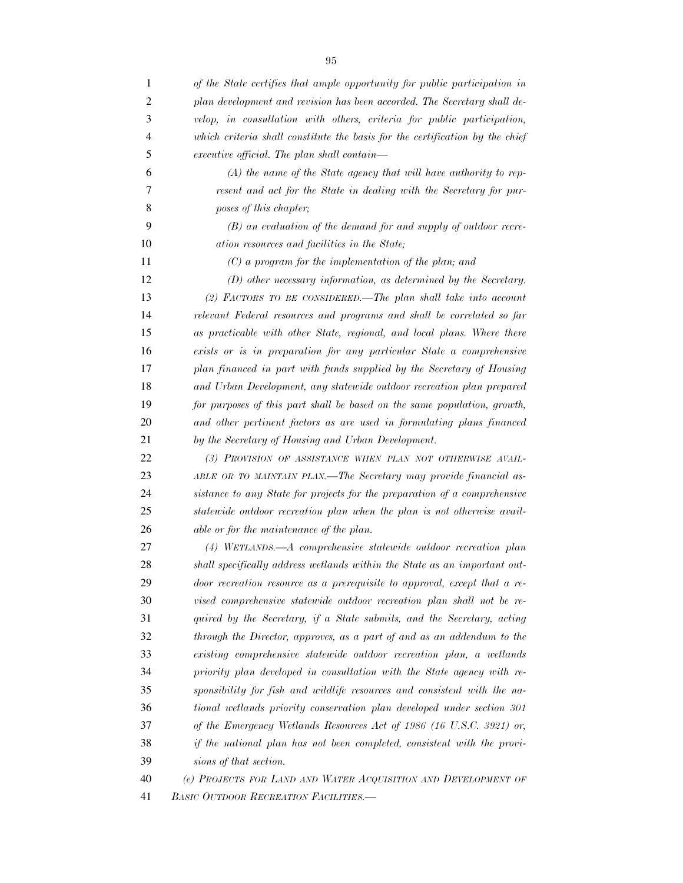*of the State certifies that ample opportunity for public participation in plan development and revision has been accorded. The Secretary shall develop, in consultation with others, criteria for public participation, which criteria shall constitute the basis for the certification by the chief executive official. The plan shall contain—*

*(A) the name of the State agency that will have authority to represent and act for the State in dealing with the Secretary for purposes of this chapter;*

*(B) an evaluation of the demand for and supply of outdoor recreation resources and facilities in the State;*

*(C) a program for the implementation of the plan; and*

*(D) other necessary information, as determined by the Secretary.*

*(2) FACTORS TO BE CONSIDERED.—The plan shall take into account relevant Federal resources and programs and shall be correlated so far as practicable with other State, regional, and local plans. Where there exists or is in preparation for any particular State a comprehensive plan financed in part with funds supplied by the Secretary of Housing and Urban Development, any statewide outdoor recreation plan prepared for purposes of this part shall be based on the same population, growth, and other pertinent factors as are used in formulating plans financed by the Secretary of Housing and Urban Development.*

*(3) PROVISION OF ASSISTANCE WHEN PLAN NOT OTHERWISE AVAILABLE OR TO MAINTAIN PLAN.—The Secretary may provide financial assistance to any State for projects for the preparation of a comprehensive statewide outdoor recreation plan when the plan is not otherwise available or for the maintenance of the plan.*

*(4) WETLANDS.—A comprehensive statewide outdoor recreation plan shall specifically address wetlands within the State as an important outdoor recreation resource as a prerequisite to approval, except that a revised comprehensive statewide outdoor recreation plan shall not be required by the Secretary, if a State submits, and the Secretary, acting through the Director, approves, as a part of and as an addendum to the existing comprehensive statewide outdoor recreation plan, a wetlands priority plan developed in consultation with the State agency with responsibility for fish and wildlife resources and consistent with the national wetlands priority conservation plan developed under section 301 of the Emergency Wetlands Resources Act of 1986 (16 U.S.C. 3921) or, if the national plan has not been completed, consistent with the provisions of that section.*

*(e) PROJECTS FOR LAND AND WATER ACQUISITION AND DEVELOPMENT OF BASIC OUTDOOR RECREATION FACILITIES.—*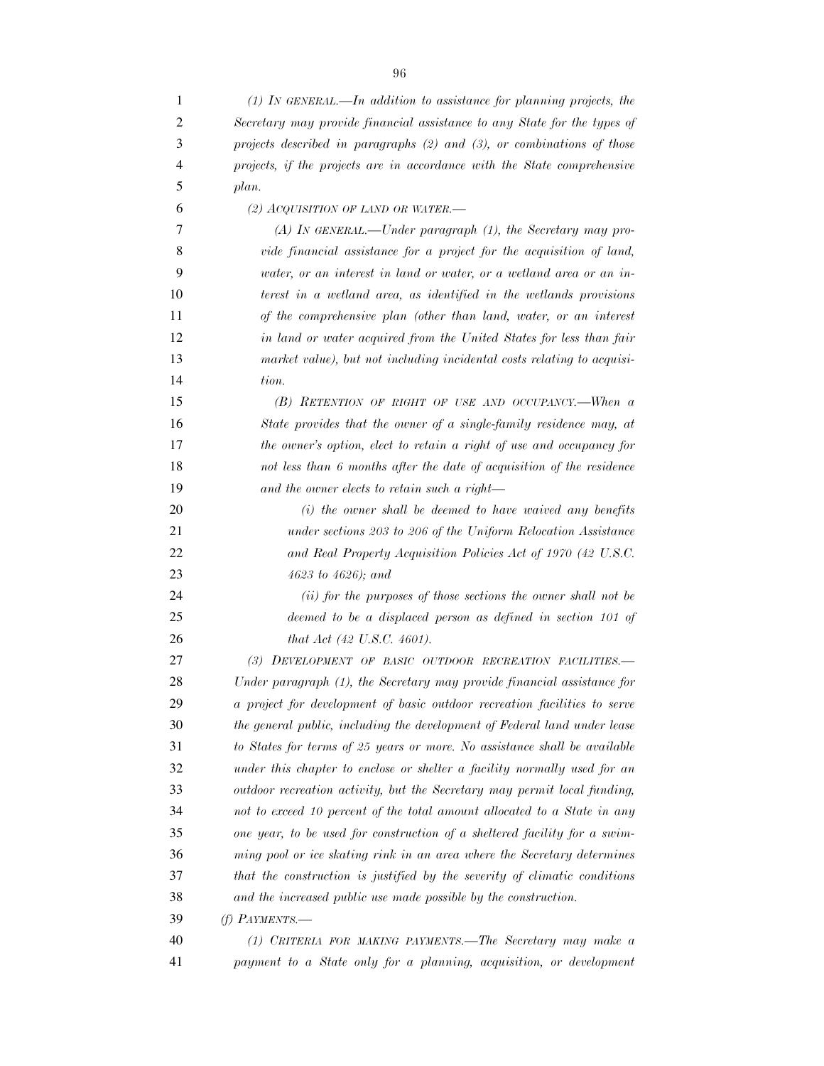*(1) IN GENERAL.—In addition to assistance for planning projects, the Secretary may provide financial assistance to any State for the types of projects described in paragraphs (2) and (3), or combinations of those projects, if the projects are in accordance with the State comprehensive plan.*

*(2) ACQUISITION OF LAND OR WATER.—*

*(A) IN GENERAL.—Under paragraph (1), the Secretary may provide financial assistance for a project for the acquisition of land, water, or an interest in land or water, or a wetland area or an interest in a wetland area, as identified in the wetlands provisions of the comprehensive plan (other than land, water, or an interest in land or water acquired from the United States for less than fair market value), but not including incidental costs relating to acquisition.*

*(B) RETENTION OF RIGHT OF USE AND OCCUPANCY.—When a State provides that the owner of a single-family residence may, at the owner's option, elect to retain a right of use and occupancy for not less than 6 months after the date of acquisition of the residence and the owner elects to retain such a right—*

*(i) the owner shall be deemed to have waived any benefits under sections 203 to 206 of the Uniform Relocation Assistance and Real Property Acquisition Policies Act of 1970 (42 U.S.C. 4623 to 4626); and*

*(ii) for the purposes of those sections the owner shall not be deemed to be a displaced person as defined in section 101 of that Act (42 U.S.C. 4601).*

*(3) DEVELOPMENT OF BASIC OUTDOOR RECREATION FACILITIES.—Under paragraph (1), the Secretary may provide financial assistance for a project for development of basic outdoor recreation facilities to serve the general public, including the development of Federal land under lease to States for terms of 25 years or more. No assistance shall be available under this chapter to enclose or shelter a facility normally used for an outdoor recreation activity, but the Secretary may permit local funding, not to exceed 10 percent of the total amount allocated to a State in any one year, to be used for construction of a sheltered facility for a swimming pool or ice skating rink in an area where the Secretary determines that the construction is justified by the severity of climatic conditions and the increased public use made possible by the construction.*

*(f) PAYMENTS.—*

*(1) CRITERIA FOR MAKING PAYMENTS.—The Secretary may make a payment to a State only for a planning, acquisition, or development*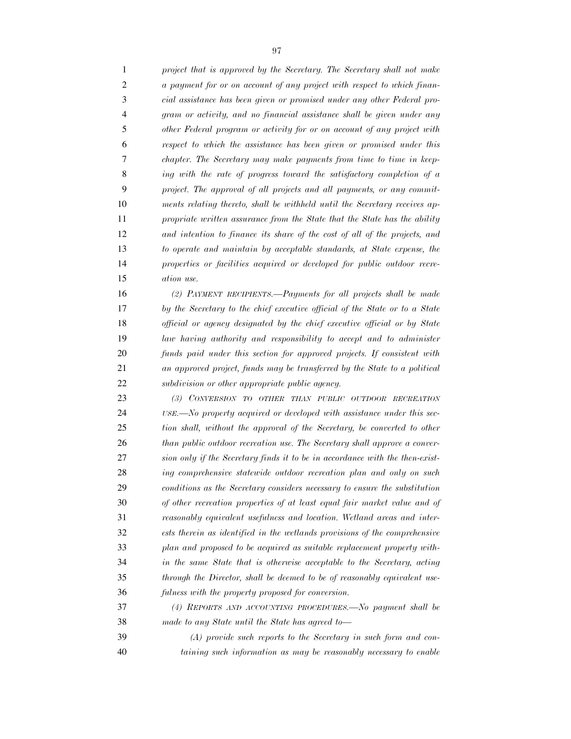*project that is approved by the Secretary. The Secretary shall not make a payment for or on account of any project with respect to which financial assistance has been given or promised under any other Federal program or activity, and no financial assistance shall be given under any other Federal program or activity for or on account of any project with respect to which the assistance has been given or promised under this chapter. The Secretary may make payments from time to time in keeping with the rate of progress toward the satisfactory completion of a project. The approval of all projects and all payments, or any commitments relating thereto, shall be withheld until the Secretary receives appropriate written assurance from the State that the State has the ability and intention to finance its share of the cost of all of the projects, and to operate and maintain by acceptable standards, at State expense, the properties or facilities acquired or developed for public outdoor recreation use.*

*(2) PAYMENT RECIPIENTS.—Payments for all projects shall be made by the Secretary to the chief executive official of the State or to a State official or agency designated by the chief executive official or by State law having authority and responsibility to accept and to administer funds paid under this section for approved projects. If consistent with an approved project, funds may be transferred by the State to a political subdivision or other appropriate public agency.*

*(3) CONVERSION TO OTHER THAN PUBLIC OUTDOOR RECREATION USE.—No property acquired or developed with assistance under this section shall, without the approval of the Secretary, be converted to other than public outdoor recreation use. The Secretary shall approve a conversion only if the Secretary finds it to be in accordance with the then-existing comprehensive statewide outdoor recreation plan and only on such conditions as the Secretary considers necessary to ensure the substitution of other recreation properties of at least equal fair market value and of reasonably equivalent usefulness and location. Wetland areas and interests therein as identified in the wetlands provisions of the comprehensive plan and proposed to be acquired as suitable replacement property within the same State that is otherwise acceptable to the Secretary, acting through the Director, shall be deemed to be of reasonably equivalent usefulness with the property proposed for conversion.*

*(4) REPORTS AND ACCOUNTING PROCEDURES.—No payment shall be made to any State until the State has agreed to—*

*(A) provide such reports to the Secretary in such form and containing such information as may be reasonably necessary to enable*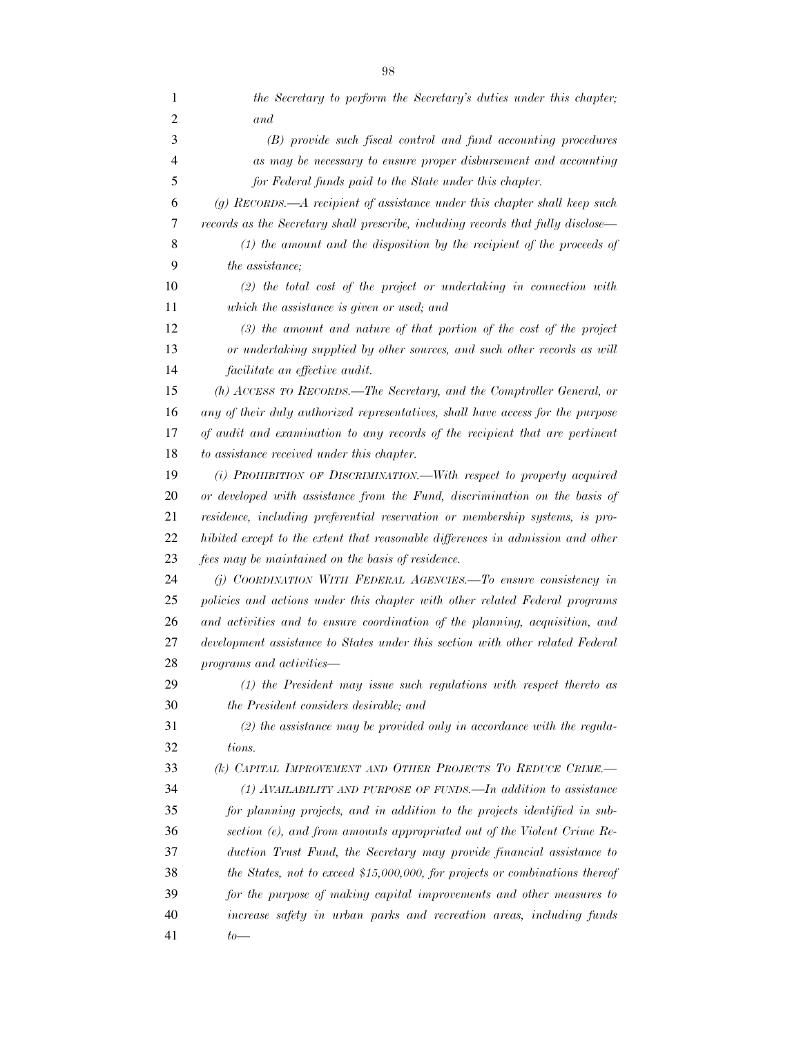*the Secretary to perform the Secretary's duties under this chapter; and*

*(B) provide such fiscal control and fund accounting procedures as may be necessary to ensure proper disbursement and accounting for Federal funds paid to the State under this chapter.*

*(g) RECORDS.—A recipient of assistance under this chapter shall keep such records as the Secretary shall prescribe, including records that fully disclose—*

*(1) the amount and the disposition by the recipient of the proceeds of the assistance;*

*(2) the total cost of the project or undertaking in connection with which the assistance is given or used; and*

*(3) the amount and nature of that portion of the cost of the project or undertaking supplied by other sources, and such other records as will facilitate an effective audit.*

*(h) ACCESS TO RECORDS.—The Secretary, and the Comptroller General, or any of their duly authorized representatives, shall have access for the purpose of audit and examination to any records of the recipient that are pertinent to assistance received under this chapter.*

*(i) PROHIBITION OF DISCRIMINATION.—With respect to property acquired or developed with assistance from the Fund, discrimination on the basis of residence, including preferential reservation or membership systems, is prohibited except to the extent that reasonable differences in admission and other fees may be maintained on the basis of residence.*

*(j) COORDINATION WITH FEDERAL AGENCIES.—To ensure consistency in policies and actions under this chapter with other related Federal programs and activities and to ensure coordination of the planning, acquisition, and development assistance to States under this section with other related Federal programs and activities—*

*(1) the President may issue such regulations with respect thereto as the President considers desirable; and*

*(2) the assistance may be provided only in accordance with the regulations.*

*(k) CAPITAL IMPROVEMENT AND OTHER PROJECTS TO REDUCE CRIME.—*

*(1) AVAILABILITY AND PURPOSE OF FUNDS.—In addition to assistance for planning projects, and in addition to the projects identified in subsection (e), and from amounts appropriated out of the Violent Crime Reduction Trust Fund, the Secretary may provide financial assistance to the States, not to exceed $15,000,000, for projects or combinations thereof for the purpose of making capital improvements and other measures to increase safety in urban parks and recreation areas, including funds to—*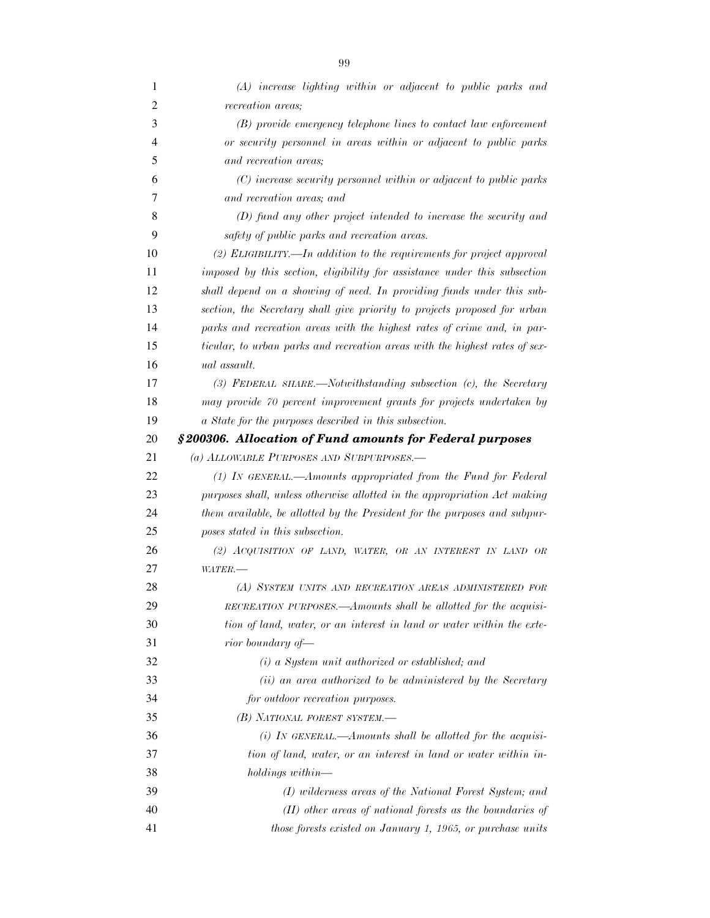*(A) increase lighting within or adjacent to public parks and recreation areas;*

*(B) provide emergency telephone lines to contact law enforcement or security personnel in areas within or adjacent to public parks and recreation areas;*

*(C) increase security personnel within or adjacent to public parks and recreation areas; and*

*(D) fund any other project intended to increase the security and safety of public parks and recreation areas.*

*(2) ELIGIBILITY.—In addition to the requirements for project approval imposed by this section, eligibility for assistance under this subsection shall depend on a showing of need. In providing funds under this subsection, the Secretary shall give priority to projects proposed for urban parks and recreation areas with the highest rates of crime and, in particular, to urban parks and recreation areas with the highest rates of sexual assault.*

*(3) FEDERAL SHARE.—Notwithstanding subsection (c), the Secretary may provide 70 percent improvement grants for projects undertaken by a State for the purposes described in this subsection.*

### ***§200306. Allocation of Fund amounts for Federal purposes***

*(a) ALLOWABLE PURPOSES AND SUBPURPOSES.—*

*(1) IN GENERAL.—Amounts appropriated from the Fund for Federal purposes shall, unless otherwise allotted in the appropriation Act making them available, be allotted by the President for the purposes and subpurposes stated in this subsection.*

*(2) ACQUISITION OF LAND, WATER, OR AN INTEREST IN LAND OR WATER.—*

*(A) SYSTEM UNITS AND RECREATION AREAS ADMINISTERED FOR RECREATION PURPOSES.—Amounts shall be allotted for the acquisition of land, water, or an interest in land or water within the exterior boundary of—*

*(i) a System unit authorized or established; and*

*(ii) an area authorized to be administered by the Secretary for outdoor recreation purposes.*

*(B) NATIONAL FOREST SYSTEM.—*

*(i) IN GENERAL.—Amounts shall be allotted for the acquisition of land, water, or an interest in land or water within inholdings within—*

*(I) wilderness areas of the National Forest System; and*

*(II) other areas of national forests as the boundaries of those forests existed on January 1, 1965, or purchase units*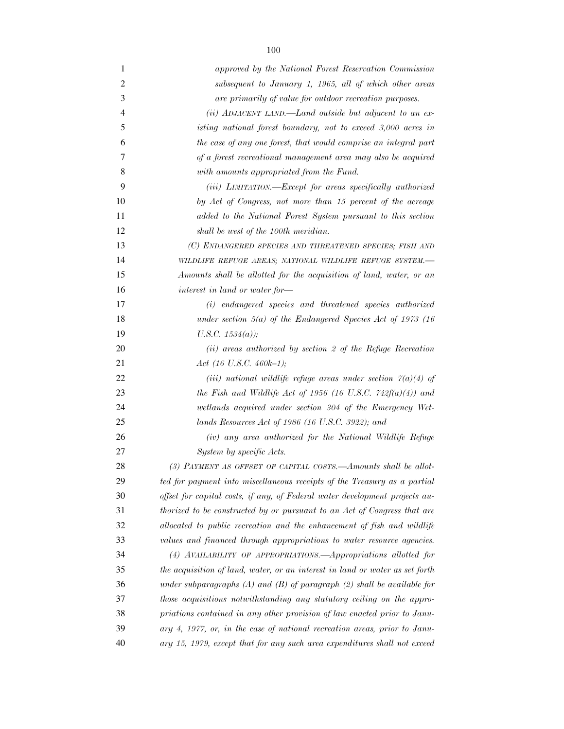*approved by the National Forest Reservation Commission subsequent to January 1, 1965, all of which other areas are primarily of value for outdoor recreation purposes.*

*(ii) ADJACENT LAND.—Land outside but adjacent to an existing national forest boundary, not to exceed 3,000 acres in the case of any one forest, that would comprise an integral part of a forest recreational management area may also be acquired with amounts appropriated from the Fund.*

*(iii) LIMITATION.—Except for areas specifically authorized by Act of Congress, not more than 15 percent of the acreage added to the National Forest System pursuant to this section shall be west of the 100th meridian.*

*(C) ENDANGERED SPECIES AND THREATENED SPECIES; FISH AND WILDLIFE REFUGE AREAS; NATIONAL WILDLIFE REFUGE SYSTEM.—Amounts shall be allotted for the acquisition of land, water, or an interest in land or water for—*

*(i) endangered species and threatened species authorized under section 5(a) of the Endangered Species Act of 1973 (16 U.S.C. 1534(a));*

*(ii) areas authorized by section 2 of the Refuge Recreation Act (16 U.S.C. 460k–1);*

*(iii) national wildlife refuge areas under section 7(a)(4) of the Fish and Wildlife Act of 1956 (16 U.S.C. 742f(a)(4)) and wetlands acquired under section 304 of the Emergency Wetlands Resources Act of 1986 (16 U.S.C. 3922); and*

*(iv) any area authorized for the National Wildlife Refuge System by specific Acts.*

*(3) PAYMENT AS OFFSET OF CAPITAL COSTS.—Amounts shall be allotted for payment into miscellaneous receipts of the Treasury as a partial offset for capital costs, if any, of Federal water development projects authorized to be constructed by or pursuant to an Act of Congress that are allocated to public recreation and the enhancement of fish and wildlife values and financed through appropriations to water resource agencies.*

*(4) AVAILABILITY OF APPROPRIATIONS.—Appropriations allotted for the acquisition of land, water, or an interest in land or water as set forth under subparagraphs (A) and (B) of paragraph (2) shall be available for those acquisitions notwithstanding any statutory ceiling on the appropriations contained in any other provision of law enacted prior to January 4, 1977, or, in the case of national recreation areas, prior to January 15, 1979, except that for any such area expenditures shall not exceed*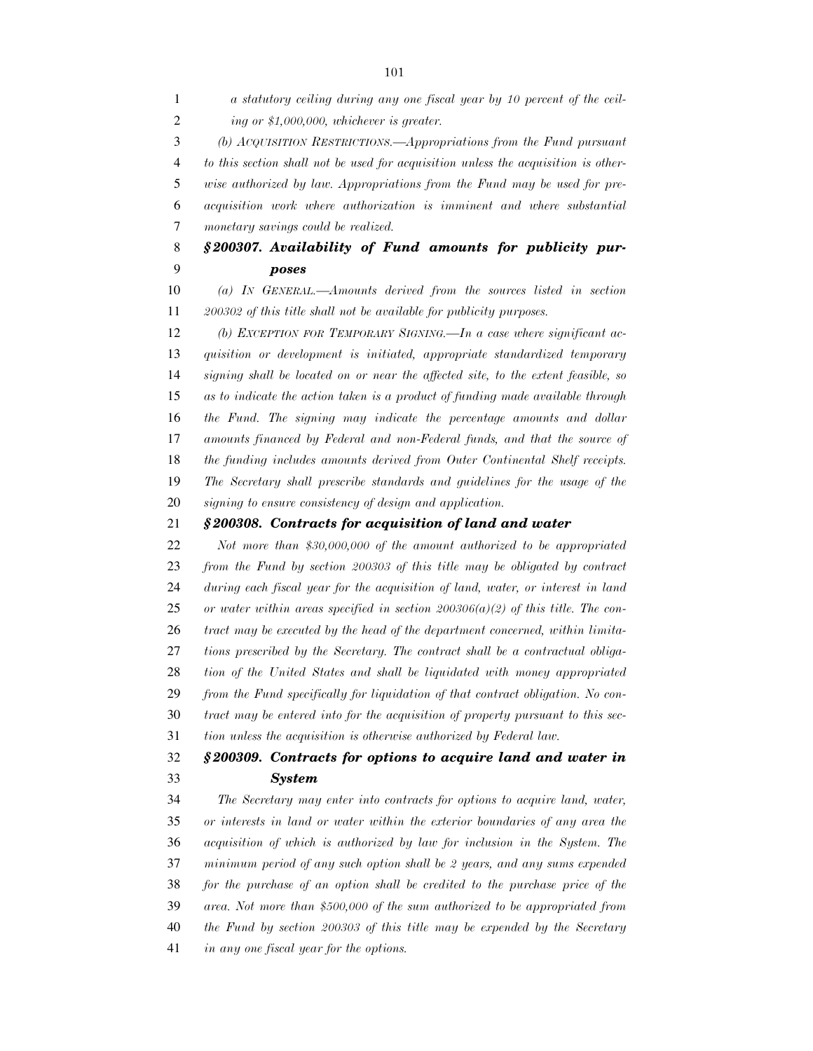*a statutory ceiling during any one fiscal year by 10 percent of the ceiling or $1,000,000, whichever is greater.*

*(b) ACQUISITION RESTRICTIONS.—Appropriations from the Fund pursuant to this section shall not be used for acquisition unless the acquisition is otherwise authorized by law. Appropriations from the Fund may be used for preacquisition work where authorization is imminent and where substantial monetary savings could be realized.*

### *§200307. Availability of Fund amounts for publicity purposes*

*(a) IN GENERAL.—Amounts derived from the sources listed in section 200302 of this title shall not be available for publicity purposes.*

*(b) EXCEPTION FOR TEMPORARY SIGNING.—In a case where significant acquisition or development is initiated, appropriate standardized temporary signing shall be located on or near the affected site, to the extent feasible, so as to indicate the action taken is a product of funding made available through the Fund. The signing may indicate the percentage amounts and dollar amounts financed by Federal and non-Federal funds, and that the source of the funding includes amounts derived from Outer Continental Shelf receipts. The Secretary shall prescribe standards and guidelines for the usage of the signing to ensure consistency of design and application.*

### *§200308. Contracts for acquisition of land and water*

*Not more than $30,000,000 of the amount authorized to be appropriated from the Fund by section 200303 of this title may be obligated by contract during each fiscal year for the acquisition of land, water, or interest in land or water within areas specified in section 200306(a)(2) of this title. The contract may be executed by the head of the department concerned, within limitations prescribed by the Secretary. The contract shall be a contractual obligation of the United States and shall be liquidated with money appropriated from the Fund specifically for liquidation of that contract obligation. No contract may be entered into for the acquisition of property pursuant to this section unless the acquisition is otherwise authorized by Federal law.*

### *§200309. Contracts for options to acquire land and water in System*

*The Secretary may enter into contracts for options to acquire land, water, or interests in land or water within the exterior boundaries of any area the acquisition of which is authorized by law for inclusion in the System. The minimum period of any such option shall be 2 years, and any sums expended for the purchase of an option shall be credited to the purchase price of the area. Not more than $500,000 of the sum authorized to be appropriated from the Fund by section 200303 of this title may be expended by the Secretary in any one fiscal year for the options.*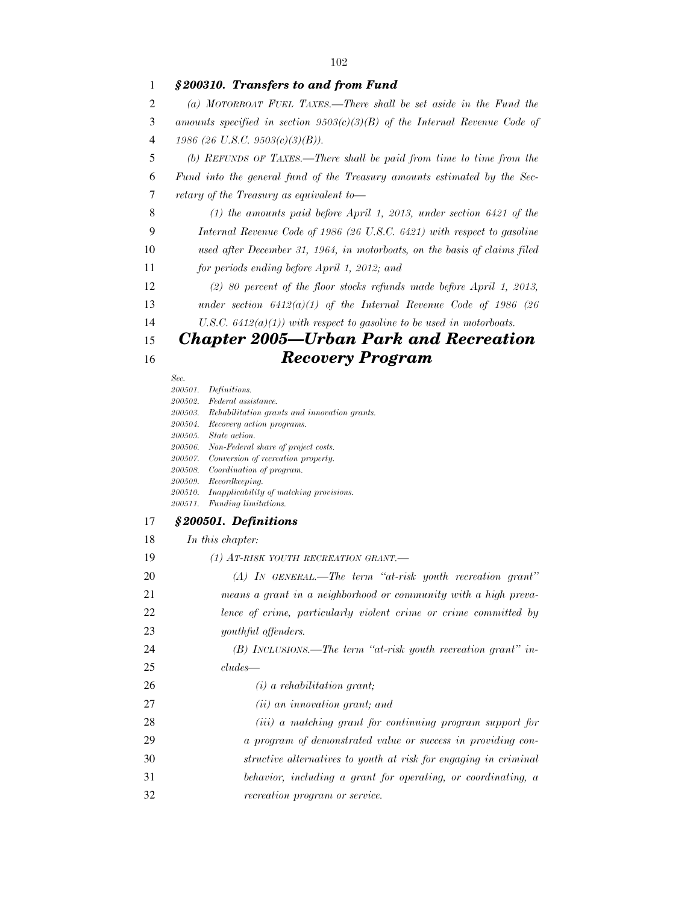### *§200310. Transfers to and from Fund*

*(a) MOTORBOAT FUEL TAXES.—There shall be set aside in the Fund the amounts specified in section 9503(c)(3)(B) of the Internal Revenue Code of 1986 (26 U.S.C. 9503(c)(3)(B)).*

*(b) REFUNDS OF TAXES.—There shall be paid from time to time from the Fund into the general fund of the Treasury amounts estimated by the Secretary of the Treasury as equivalent to—*

*(1) the amounts paid before April 1, 2013, under section 6421 of the Internal Revenue Code of 1986 (26 U.S.C. 6421) with respect to gasoline used after December 31, 1964, in motorboats, on the basis of claims filed for periods ending before April 1, 2012; and*

*(2) 80 percent of the floor stocks refunds made before April 1, 2013, under section 6412(a)(1) of the Internal Revenue Code of 1986 (26 U.S.C. 6412(a)(1)) with respect to gasoline to be used in motorboats.*

## *Chapter 2005—Urban Park and Recreation Recovery Program*

*Sec.*
*200501. Definitions.*
*200502. Federal assistance.*
*200503. Rehabilitation grants and innovation grants.*
*200504. Recovery action programs.*
*200505. State action.*
*200506. Non-Federal share of project costs.*
*200507. Conversion of recreation property.*
*200508. Coordination of program.*
*200509. Recordkeeping.*
*200510. Inapplicability of matching provisions.*
*200511. Funding limitations.*

### *§200501. Definitions*

*In this chapter:*

*(1) AT-RISK YOUTH RECREATION GRANT.—*

*(A) IN GENERAL.—The term "at-risk youth recreation grant" means a grant in a neighborhood or community with a high prevalence of crime, particularly violent crime or crime committed by youthful offenders.*

*(B) INCLUSIONS.—The term "at-risk youth recreation grant" includes—*

*(i) a rehabilitation grant;*

*(ii) an innovation grant; and*

*(iii) a matching grant for continuing program support for a program of demonstrated value or success in providing constructive alternatives to youth at risk for engaging in criminal behavior, including a grant for operating, or coordinating, a recreation program or service.*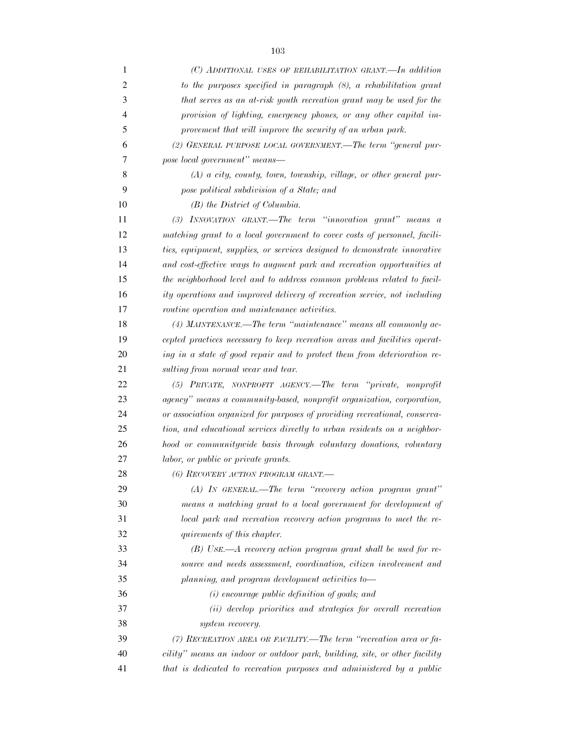*(C) ADDITIONAL USES OF REHABILITATION GRANT.—In addition to the purposes specified in paragraph (8), a rehabilitation grant that serves as an at-risk youth recreation grant may be used for the provision of lighting, emergency phones, or any other capital improvement that will improve the security of an urban park.*

*(2) GENERAL PURPOSE LOCAL GOVERNMENT.—The term "general purpose local government" means—*

*(A) a city, county, town, township, village, or other general purpose political subdivision of a State; and*

*(B) the District of Columbia.*

*(3) INNOVATION GRANT.—The term "innovation grant" means a matching grant to a local government to cover costs of personnel, facilities, equipment, supplies, or services designed to demonstrate innovative and cost-effective ways to augment park and recreation opportunities at the neighborhood level and to address common problems related to facility operations and improved delivery of recreation service, not including routine operation and maintenance activities.*

*(4) MAINTENANCE.—The term "maintenance" means all commonly accepted practices necessary to keep recreation areas and facilities operating in a state of good repair and to protect them from deterioration resulting from normal wear and tear.*

*(5) PRIVATE, NONPROFIT AGENCY.—The term "private, nonprofit agency" means a community-based, nonprofit organization, corporation, or association organized for purposes of providing recreational, conservation, and educational services directly to urban residents on a neighborhood or communitywide basis through voluntary donations, voluntary labor, or public or private grants.*

*(6) RECOVERY ACTION PROGRAM GRANT.—*

*(A) IN GENERAL.—The term "recovery action program grant" means a matching grant to a local government for development of local park and recreation recovery action programs to meet the requirements of this chapter.*

*(B) USE.—A recovery action program grant shall be used for resource and needs assessment, coordination, citizen involvement and planning, and program development activities to—*

*(i) encourage public definition of goals; and*

*(ii) develop priorities and strategies for overall recreation system recovery.*

*(7) RECREATION AREA OR FACILITY.—The term "recreation area or facility" means an indoor or outdoor park, building, site, or other facility that is dedicated to recreation purposes and administered by a public*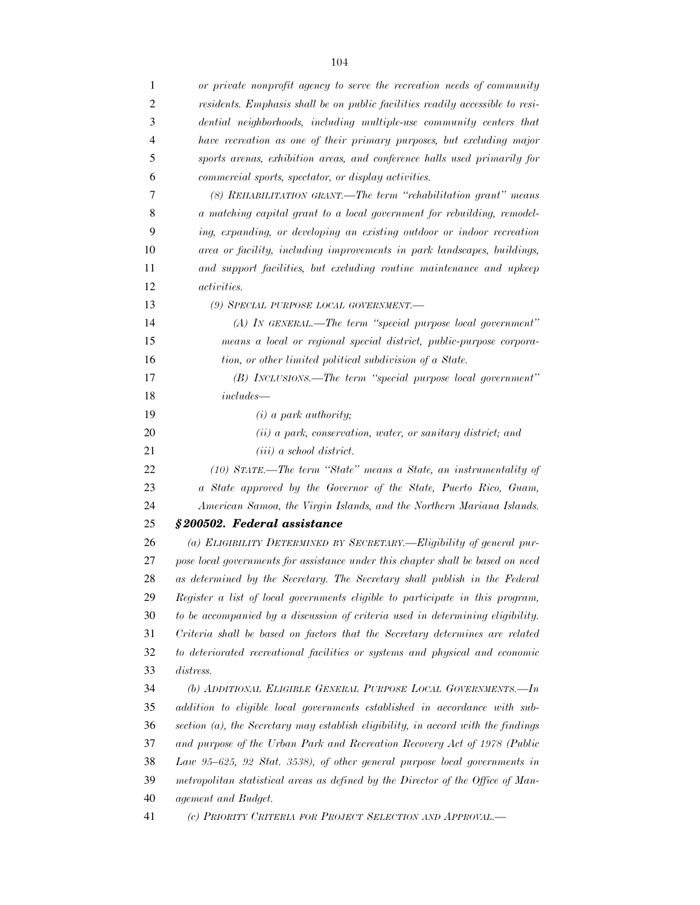*or private nonprofit agency to serve the recreation needs of community residents. Emphasis shall be on public facilities readily accessible to residential neighborhoods, including multiple-use community centers that have recreation as one of their primary purposes, but excluding major sports arenas, exhibition areas, and conference halls used primarily for commercial sports, spectator, or display activities.*

*(8) REHABILITATION GRANT.—The term "rehabilitation grant" means a matching capital grant to a local government for rebuilding, remodeling, expanding, or developing an existing outdoor or indoor recreation area or facility, including improvements in park landscapes, buildings, and support facilities, but excluding routine maintenance and upkeep activities.*

*(9) SPECIAL PURPOSE LOCAL GOVERNMENT.—*

*(A) IN GENERAL.—The term "special purpose local government" means a local or regional special district, public-purpose corporation, or other limited political subdivision of a State.*

*(B) INCLUSIONS.—The term "special purpose local government" includes—*

*(i) a park authority;*

*(ii) a park, conservation, water, or sanitary district; and*

*(iii) a school district.*

*(10) STATE.—The term "State" means a State, an instrumentality of a State approved by the Governor of the State, Puerto Rico, Guam, American Samoa, the Virgin Islands, and the Northern Mariana Islands.*

### *§200502. Federal assistance*

*(a) ELIGIBILITY DETERMINED BY SECRETARY.—Eligibility of general purpose local governments for assistance under this chapter shall be based on need as determined by the Secretary. The Secretary shall publish in the Federal Register a list of local governments eligible to participate in this program, to be accompanied by a discussion of criteria used in determining eligibility. Criteria shall be based on factors that the Secretary determines are related to deteriorated recreational facilities or systems and physical and economic distress.*

*(b) ADDITIONAL ELIGIBLE GENERAL PURPOSE LOCAL GOVERNMENTS.—In addition to eligible local governments established in accordance with subsection (a), the Secretary may establish eligibility, in accord with the findings and purpose of the Urban Park and Recreation Recovery Act of 1978 (Public Law 95–625, 92 Stat. 3538), of other general purpose local governments in metropolitan statistical areas as defined by the Director of the Office of Management and Budget.*

*(c) PRIORITY CRITERIA FOR PROJECT SELECTION AND APPROVAL.—*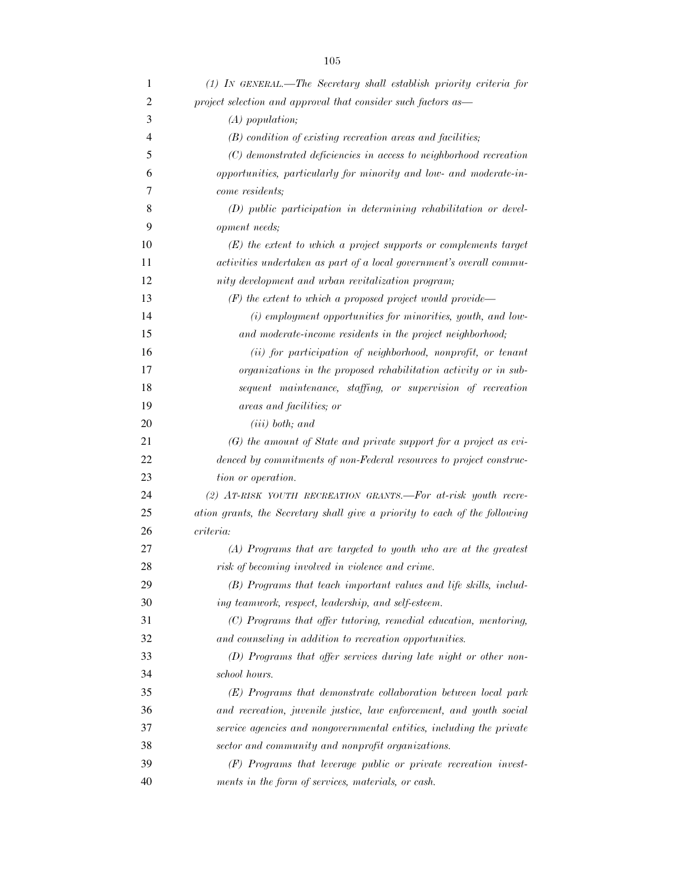*(1) IN GENERAL.—The Secretary shall establish priority criteria for project selection and approval that consider such factors as—*

*(A) population;*

*(B) condition of existing recreation areas and facilities;*

*(C) demonstrated deficiencies in access to neighborhood recreation opportunities, particularly for minority and low- and moderate-income residents;*

*(D) public participation in determining rehabilitation or development needs;*

*(E) the extent to which a project supports or complements target activities undertaken as part of a local government's overall community development and urban revitalization program;*

*(F) the extent to which a proposed project would provide—*

*(i) employment opportunities for minorities, youth, and low- and moderate-income residents in the project neighborhood;*

*(ii) for participation of neighborhood, nonprofit, or tenant organizations in the proposed rehabilitation activity or in subsequent maintenance, staffing, or supervision of recreation areas and facilities; or*

*(iii) both; and*

*(G) the amount of State and private support for a project as evidenced by commitments of non-Federal resources to project construction or operation.*

*(2) AT-RISK YOUTH RECREATION GRANTS.—For at-risk youth recreation grants, the Secretary shall give a priority to each of the following criteria:*

*(A) Programs that are targeted to youth who are at the greatest risk of becoming involved in violence and crime.*

*(B) Programs that teach important values and life skills, including teamwork, respect, leadership, and self-esteem.*

*(C) Programs that offer tutoring, remedial education, mentoring, and counseling in addition to recreation opportunities.*

*(D) Programs that offer services during late night or other non-school hours.*

*(E) Programs that demonstrate collaboration between local park and recreation, juvenile justice, law enforcement, and youth social service agencies and nongovernmental entities, including the private sector and community and nonprofit organizations.*

*(F) Programs that leverage public or private recreation investments in the form of services, materials, or cash.*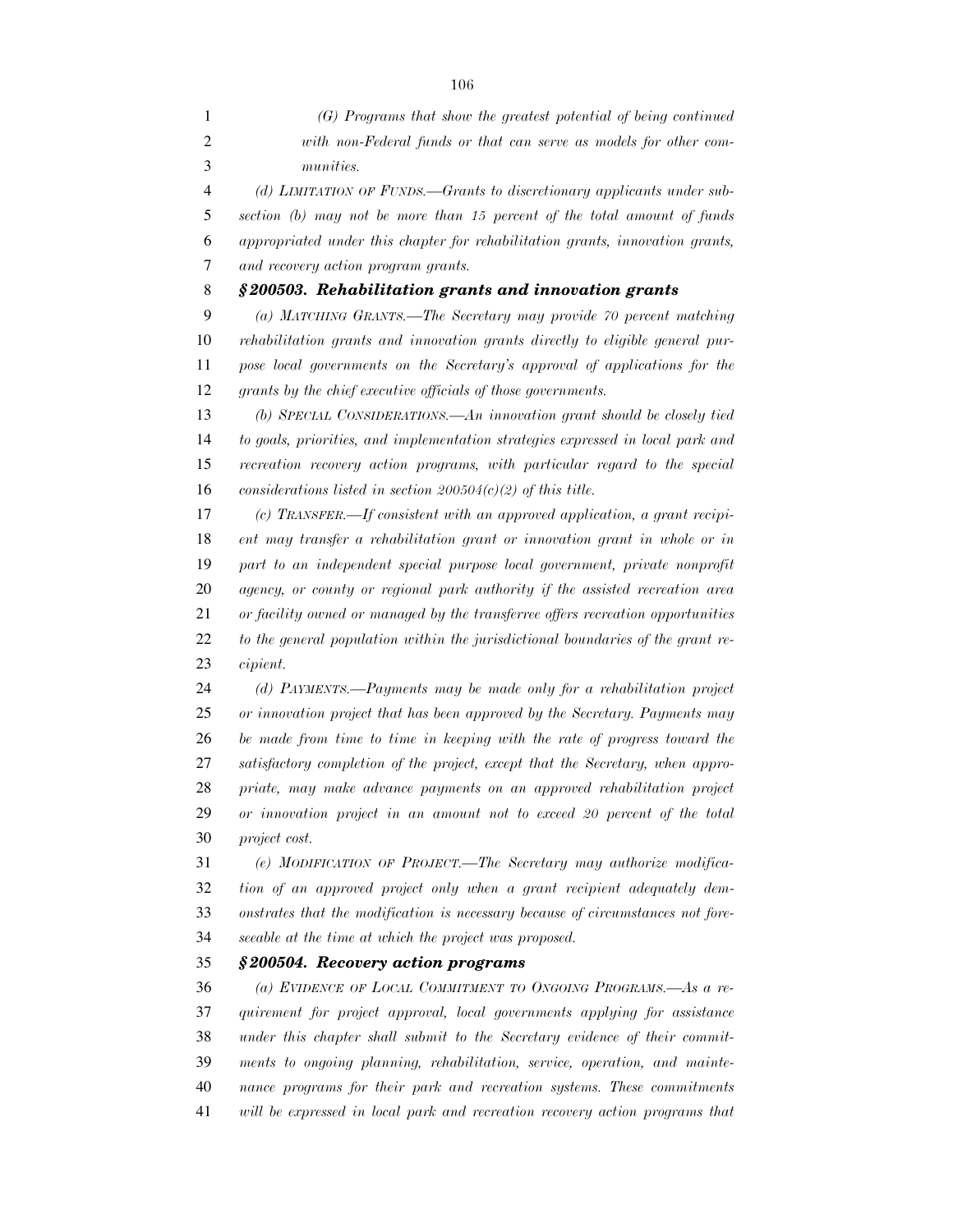*(G) Programs that show the greatest potential of being continued with non-Federal funds or that can serve as models for other communities.*

*(d) LIMITATION OF FUNDS.—Grants to discretionary applicants under subsection (b) may not be more than 15 percent of the total amount of funds appropriated under this chapter for rehabilitation grants, innovation grants, and recovery action program grants.*

### *§200503. Rehabilitation grants and innovation grants*

*(a) MATCHING GRANTS.—The Secretary may provide 70 percent matching rehabilitation grants and innovation grants directly to eligible general purpose local governments on the Secretary's approval of applications for the grants by the chief executive officials of those governments.*

*(b) SPECIAL CONSIDERATIONS.—An innovation grant should be closely tied to goals, priorities, and implementation strategies expressed in local park and recreation recovery action programs, with particular regard to the special considerations listed in section 200504(c)(2) of this title.*

*(c) TRANSFER.—If consistent with an approved application, a grant recipient may transfer a rehabilitation grant or innovation grant in whole or in part to an independent special purpose local government, private nonprofit agency, or county or regional park authority if the assisted recreation area or facility owned or managed by the transferee offers recreation opportunities to the general population within the jurisdictional boundaries of the grant recipient.*

*(d) PAYMENTS.—Payments may be made only for a rehabilitation project or innovation project that has been approved by the Secretary. Payments may be made from time to time in keeping with the rate of progress toward the satisfactory completion of the project, except that the Secretary, when appropriate, may make advance payments on an approved rehabilitation project or innovation project in an amount not to exceed 20 percent of the total project cost.*

*(e) MODIFICATION OF PROJECT.—The Secretary may authorize modification of an approved project only when a grant recipient adequately demonstrates that the modification is necessary because of circumstances not foreseeable at the time at which the project was proposed.*

### *§200504. Recovery action programs*

*(a) EVIDENCE OF LOCAL COMMITMENT TO ONGOING PROGRAMS.—As a requirement for project approval, local governments applying for assistance under this chapter shall submit to the Secretary evidence of their commitments to ongoing planning, rehabilitation, service, operation, and maintenance programs for their park and recreation systems. These commitments will be expressed in local park and recreation recovery action programs that*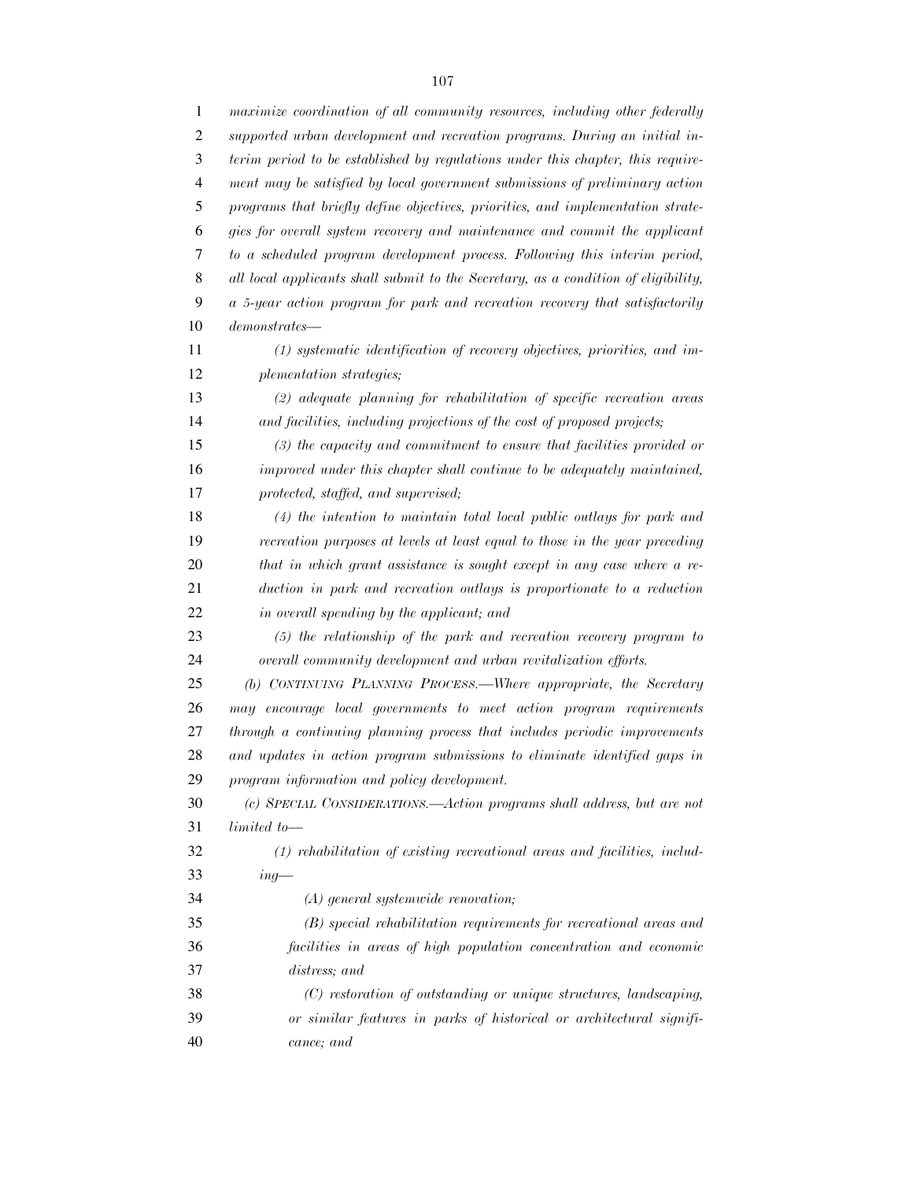*maximize coordination of all community resources, including other federally supported urban development and recreation programs. During an initial interim period to be established by regulations under this chapter, this requirement may be satisfied by local government submissions of preliminary action programs that briefly define objectives, priorities, and implementation strategies for overall system recovery and maintenance and commit the applicant to a scheduled program development process. Following this interim period, all local applicants shall submit to the Secretary, as a condition of eligibility, a 5-year action program for park and recreation recovery that satisfactorily demonstrates—*

*(1) systematic identification of recovery objectives, priorities, and implementation strategies;*

*(2) adequate planning for rehabilitation of specific recreation areas and facilities, including projections of the cost of proposed projects;*

*(3) the capacity and commitment to ensure that facilities provided or improved under this chapter shall continue to be adequately maintained, protected, staffed, and supervised;*

*(4) the intention to maintain total local public outlays for park and recreation purposes at levels at least equal to those in the year preceding that in which grant assistance is sought except in any case where a reduction in park and recreation outlays is proportionate to a reduction in overall spending by the applicant; and*

*(5) the relationship of the park and recreation recovery program to overall community development and urban revitalization efforts.*

*(b) CONTINUING PLANNING PROCESS.—Where appropriate, the Secretary may encourage local governments to meet action program requirements through a continuing planning process that includes periodic improvements and updates in action program submissions to eliminate identified gaps in program information and policy development.*

*(c) SPECIAL CONSIDERATIONS.—Action programs shall address, but are not limited to—*

*(1) rehabilitation of existing recreational areas and facilities, including—*

*(A) general systemwide renovation;*

*(B) special rehabilitation requirements for recreational areas and facilities in areas of high population concentration and economic distress; and*

*(C) restoration of outstanding or unique structures, landscaping, or similar features in parks of historical or architectural significance; and*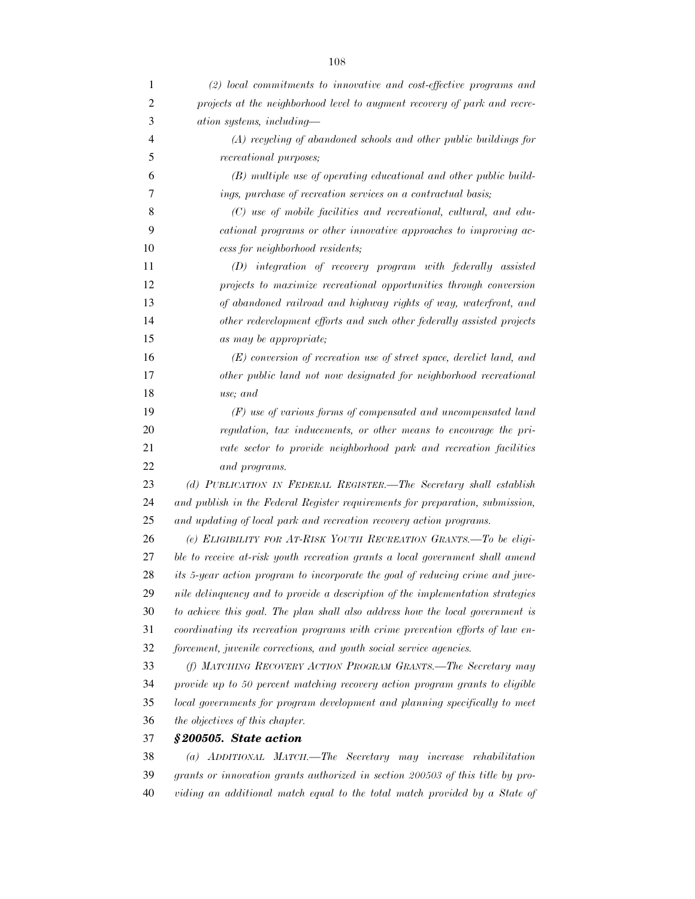*(2) local commitments to innovative and cost-effective programs and projects at the neighborhood level to augment recovery of park and recreation systems, including—*

*(A) recycling of abandoned schools and other public buildings for recreational purposes;*

*(B) multiple use of operating educational and other public buildings, purchase of recreation services on a contractual basis;*

*(C) use of mobile facilities and recreational, cultural, and educational programs or other innovative approaches to improving access for neighborhood residents;*

*(D) integration of recovery program with federally assisted projects to maximize recreational opportunities through conversion of abandoned railroad and highway rights of way, waterfront, and other redevelopment efforts and such other federally assisted projects as may be appropriate;*

*(E) conversion of recreation use of street space, derelict land, and other public land not now designated for neighborhood recreational use; and*

*(F) use of various forms of compensated and uncompensated land regulation, tax inducements, or other means to encourage the private sector to provide neighborhood park and recreation facilities and programs.*

*(d) PUBLICATION IN FEDERAL REGISTER.—The Secretary shall establish and publish in the Federal Register requirements for preparation, submission, and updating of local park and recreation recovery action programs.*

*(e) ELIGIBILITY FOR AT-RISK YOUTH RECREATION GRANTS.—To be eligible to receive at-risk youth recreation grants a local government shall amend its 5-year action program to incorporate the goal of reducing crime and juvenile delinquency and to provide a description of the implementation strategies to achieve this goal. The plan shall also address how the local government is coordinating its recreation programs with crime prevention efforts of law enforcement, juvenile corrections, and youth social service agencies.*

*(f) MATCHING RECOVERY ACTION PROGRAM GRANTS.—The Secretary may provide up to 50 percent matching recovery action program grants to eligible local governments for program development and planning specifically to meet the objectives of this chapter.*

***§200505. State action***

*(a) ADDITIONAL MATCH.—The Secretary may increase rehabilitation grants or innovation grants authorized in section 200503 of this title by providing an additional match equal to the total match provided by a State of*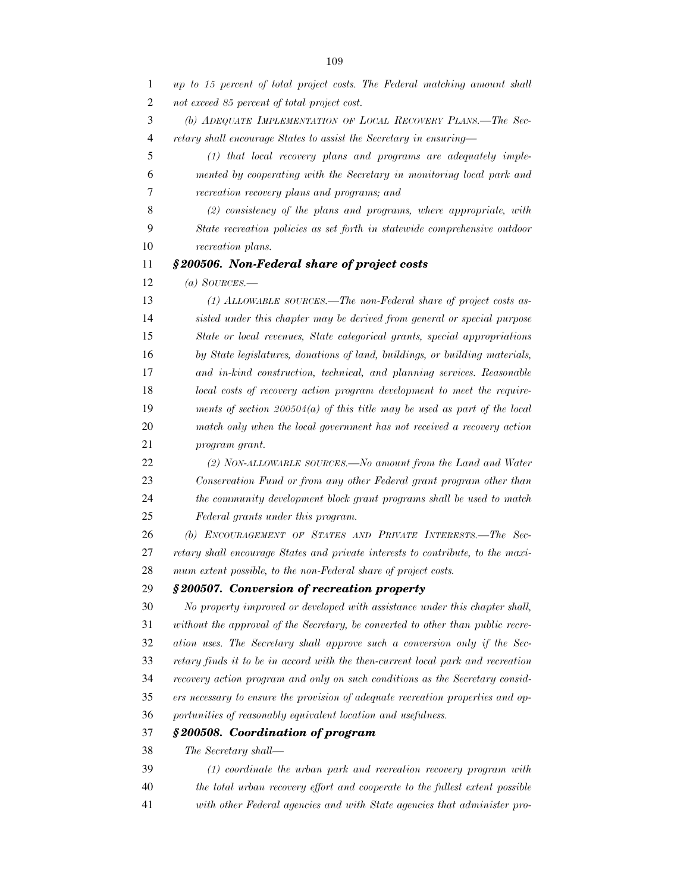*up to 15 percent of total project costs. The Federal matching amount shall not exceed 85 percent of total project cost.*

*(b) ADEQUATE IMPLEMENTATION OF LOCAL RECOVERY PLANS.—The Secretary shall encourage States to assist the Secretary in ensuring—*

*(1) that local recovery plans and programs are adequately implemented by cooperating with the Secretary in monitoring local park and recreation recovery plans and programs; and*

*(2) consistency of the plans and programs, where appropriate, with State recreation policies as set forth in statewide comprehensive outdoor recreation plans.*

### ***§200506. Non-Federal share of project costs***

*(a) SOURCES.—*

*(1) ALLOWABLE SOURCES.—The non-Federal share of project costs assisted under this chapter may be derived from general or special purpose State or local revenues, State categorical grants, special appropriations by State legislatures, donations of land, buildings, or building materials, and in-kind construction, technical, and planning services. Reasonable local costs of recovery action program development to meet the requirements of section 200504(a) of this title may be used as part of the local match only when the local government has not received a recovery action program grant.*

*(2) NON-ALLOWABLE SOURCES.—No amount from the Land and Water Conservation Fund or from any other Federal grant program other than the community development block grant programs shall be used to match Federal grants under this program.*

*(b) ENCOURAGEMENT OF STATES AND PRIVATE INTERESTS.—The Secretary shall encourage States and private interests to contribute, to the maximum extent possible, to the non-Federal share of project costs.*

### ***§200507. Conversion of recreation property***

*No property improved or developed with assistance under this chapter shall, without the approval of the Secretary, be converted to other than public recreation uses. The Secretary shall approve such a conversion only if the Secretary finds it to be in accord with the then-current local park and recreation recovery action program and only on such conditions as the Secretary considers necessary to ensure the provision of adequate recreation properties and opportunities of reasonably equivalent location and usefulness.*

### ***§200508. Coordination of program***

*The Secretary shall—*

*(1) coordinate the urban park and recreation recovery program with the total urban recovery effort and cooperate to the fullest extent possible with other Federal agencies and with State agencies that administer pro-*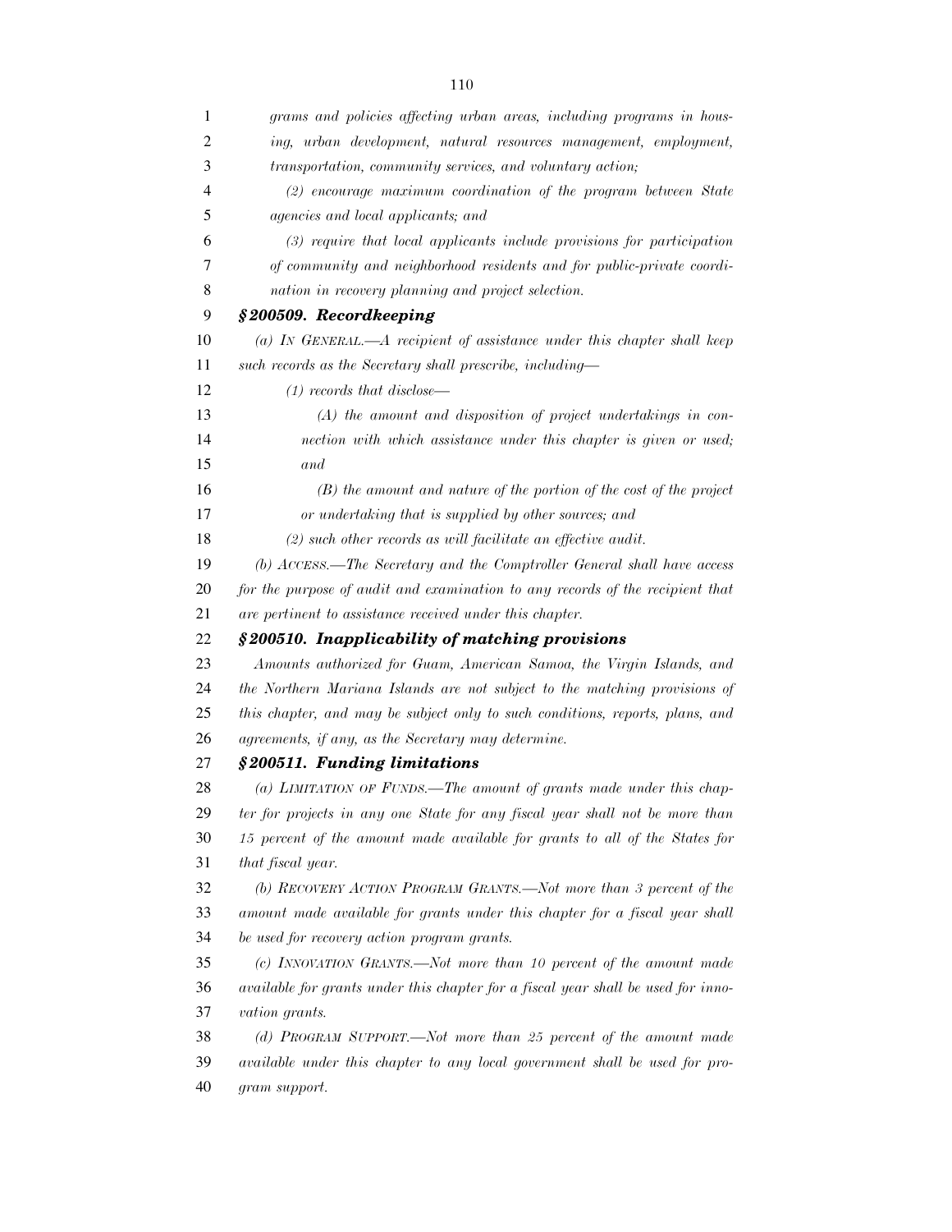*grams and policies affecting urban areas, including programs in housing, urban development, natural resources management, employment, transportation, community services, and voluntary action;*

*(2) encourage maximum coordination of the program between State agencies and local applicants; and*

*(3) require that local applicants include provisions for participation of community and neighborhood residents and for public-private coordination in recovery planning and project selection.*

### *§ 200509. Recordkeeping*

*(a) IN GENERAL.—A recipient of assistance under this chapter shall keep such records as the Secretary shall prescribe, including—*

*(1) records that disclose—*

*(A) the amount and disposition of project undertakings in connection with which assistance under this chapter is given or used; and*

*(B) the amount and nature of the portion of the cost of the project or undertaking that is supplied by other sources; and*

*(2) such other records as will facilitate an effective audit.*

*(b) ACCESS.—The Secretary and the Comptroller General shall have access for the purpose of audit and examination to any records of the recipient that are pertinent to assistance received under this chapter.*

### *§ 200510. Inapplicability of matching provisions*

*Amounts authorized for Guam, American Samoa, the Virgin Islands, and the Northern Mariana Islands are not subject to the matching provisions of this chapter, and may be subject only to such conditions, reports, plans, and agreements, if any, as the Secretary may determine.*

### *§ 200511. Funding limitations*

*(a) LIMITATION OF FUNDS.—The amount of grants made under this chapter for projects in any one State for any fiscal year shall not be more than 15 percent of the amount made available for grants to all of the States for that fiscal year.*

*(b) RECOVERY ACTION PROGRAM GRANTS.—Not more than 3 percent of the amount made available for grants under this chapter for a fiscal year shall be used for recovery action program grants.*

*(c) INNOVATION GRANTS.—Not more than 10 percent of the amount made available for grants under this chapter for a fiscal year shall be used for innovation grants.*

*(d) PROGRAM SUPPORT.—Not more than 25 percent of the amount made available under this chapter to any local government shall be used for program support.*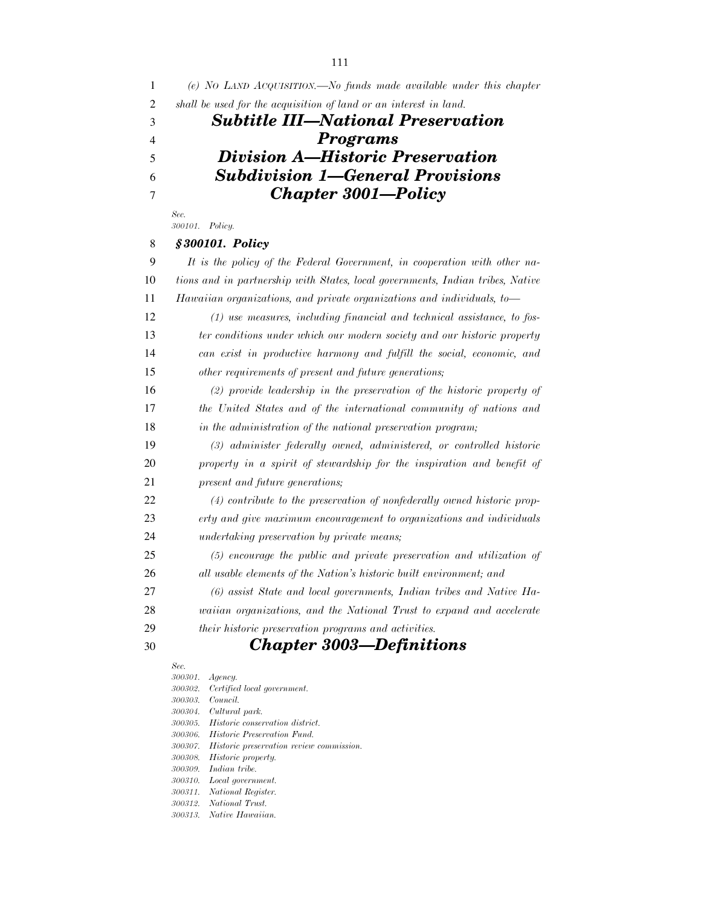*(e) NO LAND ACQUISITION.—No funds made available under this chapter shall be used for the acquisition of land or an interest in land.*

# *Subtitle III—National Preservation Programs*

## *Division A—Historic Preservation*

### *Subdivision 1—General Provisions*

### *Chapter 3001—Policy*

*Sec.*
*300101. Policy.*

#### *§ 300101. Policy*

*It is the policy of the Federal Government, in cooperation with other nations and in partnership with States, local governments, Indian tribes, Native Hawaiian organizations, and private organizations and individuals, to—*

*(1) use measures, including financial and technical assistance, to foster conditions under which our modern society and our historic property can exist in productive harmony and fulfill the social, economic, and other requirements of present and future generations;*

*(2) provide leadership in the preservation of the historic property of the United States and of the international community of nations and in the administration of the national preservation program;*

*(3) administer federally owned, administered, or controlled historic property in a spirit of stewardship for the inspiration and benefit of present and future generations;*

*(4) contribute to the preservation of nonfederally owned historic property and give maximum encouragement to organizations and individuals undertaking preservation by private means;*

*(5) encourage the public and private preservation and utilization of all usable elements of the Nation's historic built environment; and*

*(6) assist State and local governments, Indian tribes and Native Hawaiian organizations, and the National Trust to expand and accelerate their historic preservation programs and activities.*

### *Chapter 3003—Definitions*

*Sec.*
*300301. Agency.*
*300302. Certified local government.*
*300303. Council.*
*300304. Cultural park.*
*300305. Historic conservation district.*
*300306. Historic Preservation Fund.*
*300307. Historic preservation review commission.*
*300308. Historic property.*
*300309. Indian tribe.*
*300310. Local government.*
*300311. National Register.*
*300312. National Trust.*
*300313. Native Hawaiian.*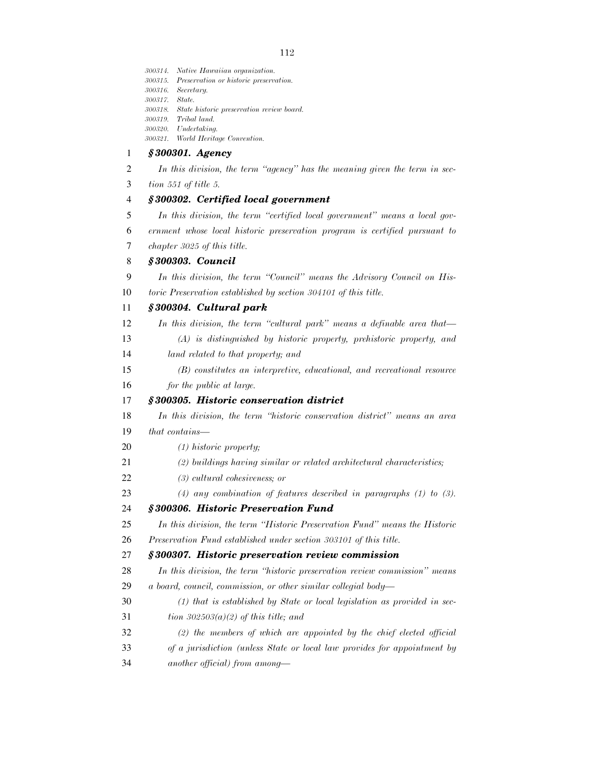*300314. Native Hawaiian organization.*
*300315. Preservation or historic preservation.*
*300316. Secretary.*
*300317. State.*
*300318. State historic preservation review board.*
*300319. Tribal land.*
*300320. Undertaking.*
*300321. World Heritage Convention.*

### *§ 300301. Agency*

*In this division, the term "agency" has the meaning given the term in section 551 of title 5.*

### *§ 300302. Certified local government*

*In this division, the term "certified local government" means a local government whose local historic preservation program is certified pursuant to chapter 3025 of this title.*

### *§ 300303. Council*

*In this division, the term "Council" means the Advisory Council on Historic Preservation established by section 304101 of this title.*

### *§ 300304. Cultural park*

*In this division, the term "cultural park" means a definable area that—*

*(A) is distinguished by historic property, prehistoric property, and land related to that property; and*

*(B) constitutes an interpretive, educational, and recreational resource for the public at large.*

### *§ 300305. Historic conservation district*

*In this division, the term "historic conservation district" means an area that contains—*

*(1) historic property;*

*(2) buildings having similar or related architectural characteristics;*

*(3) cultural cohesiveness; or*

*(4) any combination of features described in paragraphs (1) to (3).*

### *§ 300306. Historic Preservation Fund*

*In this division, the term "Historic Preservation Fund" means the Historic Preservation Fund established under section 303101 of this title.*

### *§ 300307. Historic preservation review commission*

*In this division, the term "historic preservation review commission" means a board, council, commission, or other similar collegial body—*

*(1) that is established by State or local legislation as provided in section 302503(a)(2) of this title; and*

*(2) the members of which are appointed by the chief elected official of a jurisdiction (unless State or local law provides for appointment by another official) from among—*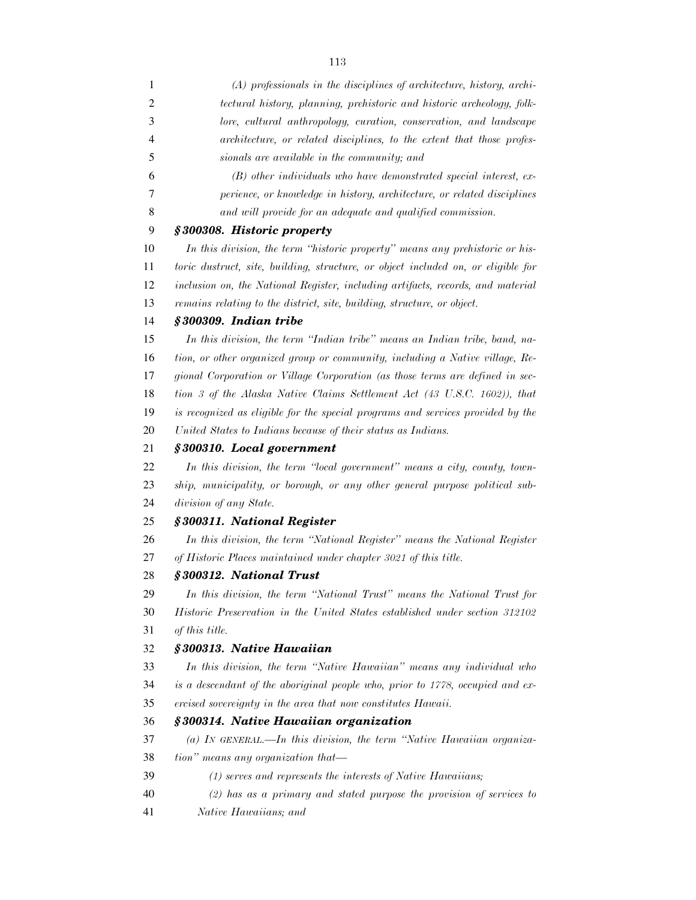*(A) professionals in the disciplines of architecture, history, architectural history, planning, prehistoric and historic archeology, folklore, cultural anthropology, curation, conservation, and landscape architecture, or related disciplines, to the extent that those professionals are available in the community; and*

*(B) other individuals who have demonstrated special interest, experience, or knowledge in history, architecture, or related disciplines and will provide for an adequate and qualified commission.*

### *§ 300308. Historic property*

*In this division, the term "historic property" means any prehistoric or historic dustruct, site, building, structure, or object included on, or eligible for inclusion on, the National Register, including artifacts, records, and material remains relating to the district, site, building, structure, or object.*

### *§ 300309. Indian tribe*

*In this division, the term "Indian tribe" means an Indian tribe, band, nation, or other organized group or community, including a Native village, Regional Corporation or Village Corporation (as those terms are defined in section 3 of the Alaska Native Claims Settlement Act (43 U.S.C. 1602)), that is recognized as eligible for the special programs and services provided by the United States to Indians because of their status as Indians.*

### *§ 300310. Local government*

*In this division, the term "local government" means a city, county, township, municipality, or borough, or any other general purpose political subdivision of any State.*

### *§ 300311. National Register*

*In this division, the term "National Register" means the National Register of Historic Places maintained under chapter 3021 of this title.*

### *§ 300312. National Trust*

*In this division, the term "National Trust" means the National Trust for Historic Preservation in the United States established under section 312102 of this title.*

### *§ 300313. Native Hawaiian*

*In this division, the term "Native Hawaiian" means any individual who is a descendant of the aboriginal people who, prior to 1778, occupied and exercised sovereignty in the area that now constitutes Hawaii.*

### *§ 300314. Native Hawaiian organization*

*(a) IN GENERAL.—In this division, the term "Native Hawaiian organization" means any organization that—*

*(1) serves and represents the interests of Native Hawaiians;*

*(2) has as a primary and stated purpose the provision of services to Native Hawaiians; and*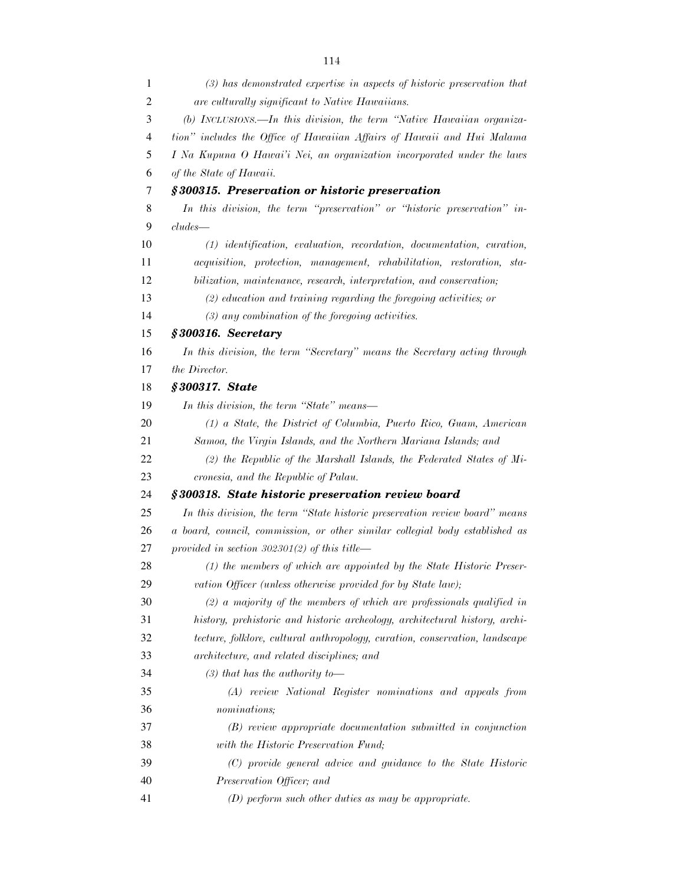*(3) has demonstrated expertise in aspects of historic preservation that are culturally significant to Native Hawaiians.*

*(b) INCLUSIONS.—In this division, the term "Native Hawaiian organization" includes the Office of Hawaiian Affairs of Hawaii and Hui Malama I Na Kupuna O Hawai'i Nei, an organization incorporated under the laws of the State of Hawaii.*

### *§300315. Preservation or historic preservation*

*In this division, the term "preservation" or "historic preservation" includes—*

*(1) identification, evaluation, recordation, documentation, curation, acquisition, protection, management, rehabilitation, restoration, stabilization, maintenance, research, interpretation, and conservation;*

*(2) education and training regarding the foregoing activities; or*

*(3) any combination of the foregoing activities.*

### *§300316. Secretary*

*In this division, the term "Secretary" means the Secretary acting through the Director.*

### *§300317. State*

*In this division, the term "State" means—*

*(1) a State, the District of Columbia, Puerto Rico, Guam, American Samoa, the Virgin Islands, and the Northern Mariana Islands; and*

*(2) the Republic of the Marshall Islands, the Federated States of Micronesia, and the Republic of Palau.*

### *§300318. State historic preservation review board*

*In this division, the term "State historic preservation review board" means a board, council, commission, or other similar collegial body established as provided in section 302301(2) of this title—*

*(1) the members of which are appointed by the State Historic Preservation Officer (unless otherwise provided for by State law);*

*(2) a majority of the members of which are professionals qualified in history, prehistoric and historic archeology, architectural history, architecture, folklore, cultural anthropology, curation, conservation, landscape architecture, and related disciplines; and*

*(3) that has the authority to—*

*(A) review National Register nominations and appeals from nominations;*

*(B) review appropriate documentation submitted in conjunction with the Historic Preservation Fund;*

*(C) provide general advice and guidance to the State Historic Preservation Officer; and*

*(D) perform such other duties as may be appropriate.*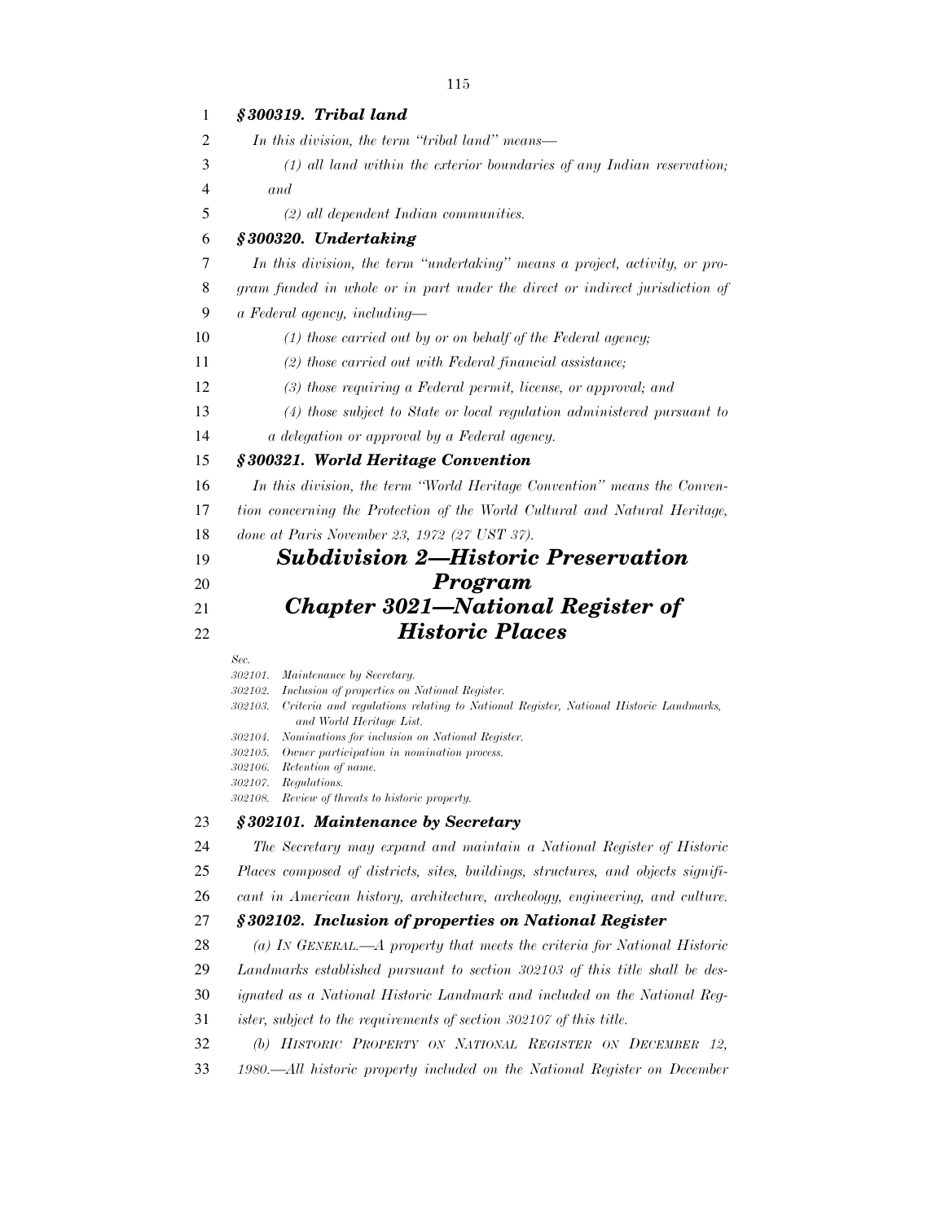### *§ 300319. Tribal land*

*In this division, the term "tribal land" means—*

*(1) all land within the exterior boundaries of any Indian reservation; and*

*(2) all dependent Indian communities.*

### *§ 300320. Undertaking*

*In this division, the term "undertaking" means a project, activity, or program funded in whole or in part under the direct or indirect jurisdiction of a Federal agency, including—*

*(1) those carried out by or on behalf of the Federal agency;*

*(2) those carried out with Federal financial assistance;*

*(3) those requiring a Federal permit, license, or approval; and*

*(4) those subject to State or local regulation administered pursuant to a delegation or approval by a Federal agency.*

### *§ 300321. World Heritage Convention*

*In this division, the term "World Heritage Convention" means the Convention concerning the Protection of the World Cultural and Natural Heritage, done at Paris November 23, 1972 (27 UST 37).*

# *Subdivision 2—Historic Preservation Program*

# *Chapter 3021—National Register of Historic Places*

*Sec.*
*302101. Maintenance by Secretary.*
*302102. Inclusion of properties on National Register.*
*302103. Criteria and regulations relating to National Register, National Historic Landmarks, and World Heritage List.*
*302104. Nominations for inclusion on National Register.*
*302105. Owner participation in nomination process.*
*302106. Retention of name.*
*302107. Regulations.*
*302108. Review of threats to historic property.*

### *§ 302101. Maintenance by Secretary*

*The Secretary may expand and maintain a National Register of Historic Places composed of districts, sites, buildings, structures, and objects significant in American history, architecture, archeology, engineering, and culture.*

### *§ 302102. Inclusion of properties on National Register*

*(a) IN GENERAL.—A property that meets the criteria for National Historic Landmarks established pursuant to section 302103 of this title shall be designated as a National Historic Landmark and included on the National Register, subject to the requirements of section 302107 of this title.*

*(b) HISTORIC PROPERTY ON NATIONAL REGISTER ON DECEMBER 12, 1980.—All historic property included on the National Register on December*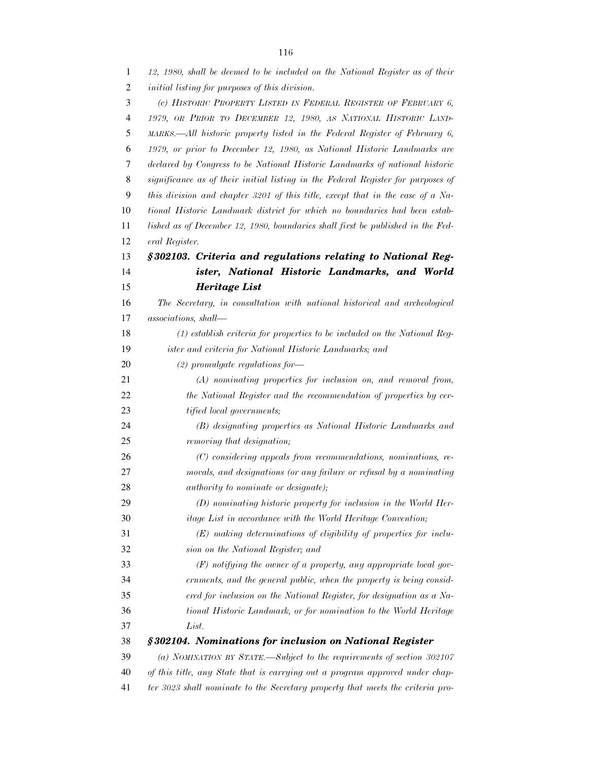*12, 1980, shall be deemed to be included on the National Register as of their initial listing for purposes of this division.*

*(c) HISTORIC PROPERTY LISTED IN FEDERAL REGISTER OF FEBRUARY 6, 1979, OR PRIOR TO DECEMBER 12, 1980, AS NATIONAL HISTORIC LANDMARKS.—All historic property listed in the Federal Register of February 6, 1979, or prior to December 12, 1980, as National Historic Landmarks are declared by Congress to be National Historic Landmarks of national historic significance as of their initial listing in the Federal Register for purposes of this division and chapter 3201 of this title, except that in the case of a National Historic Landmark district for which no boundaries had been established as of December 12, 1980, boundaries shall first be published in the Federal Register.*

### *§302103. Criteria and regulations relating to National Register, National Historic Landmarks, and World Heritage List*

*The Secretary, in consultation with national historical and archeological associations, shall—*

*(1) establish criteria for properties to be included on the National Register and criteria for National Historic Landmarks; and*

*(2) promulgate regulations for—*

*(A) nominating properties for inclusion on, and removal from, the National Register and the recommendation of properties by certified local governments;*

*(B) designating properties as National Historic Landmarks and removing that designation;*

*(C) considering appeals from recommendations, nominations, removals, and designations (or any failure or refusal by a nominating authority to nominate or designate);*

*(D) nominating historic property for inclusion in the World Heritage List in accordance with the World Heritage Convention;*

*(E) making determinations of eligibility of properties for inclusion on the National Register; and*

*(F) notifying the owner of a property, any appropriate local governments, and the general public, when the property is being considered for inclusion on the National Register, for designation as a National Historic Landmark, or for nomination to the World Heritage List.*

### *§302104. Nominations for inclusion on National Register*

*(a) NOMINATION BY STATE.—Subject to the requirements of section 302107 of this title, any State that is carrying out a program approved under chapter 3023 shall nominate to the Secretary property that meets the criteria pro-*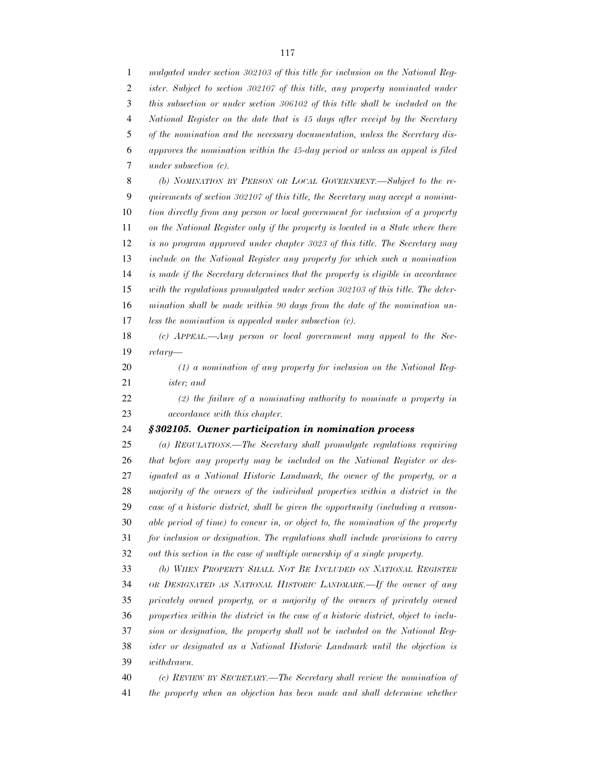*mulgated under section 302103 of this title for inclusion on the National Register. Subject to section 302107 of this title, any property nominated under this subsection or under section 306102 of this title shall be included on the National Register on the date that is 45 days after receipt by the Secretary of the nomination and the necessary documentation, unless the Secretary disapproves the nomination within the 45-day period or unless an appeal is filed under subsection (c).*

*(b) NOMINATION BY PERSON OR LOCAL GOVERNMENT.—Subject to the requirements of section 302107 of this title, the Secretary may accept a nomination directly from any person or local government for inclusion of a property on the National Register only if the property is located in a State where there is no program approved under chapter 3023 of this title. The Secretary may include on the National Register any property for which such a nomination is made if the Secretary determines that the property is eligible in accordance with the regulations promulgated under section 302103 of this title. The determination shall be made within 90 days from the date of the nomination unless the nomination is appealed under subsection (c).*

*(c) APPEAL.—Any person or local government may appeal to the Secretary—*

*(1) a nomination of any property for inclusion on the National Register; and*

*(2) the failure of a nominating authority to nominate a property in accordance with this chapter.*

### *§302105. Owner participation in nomination process*

*(a) REGULATIONS.—The Secretary shall promulgate regulations requiring that before any property may be included on the National Register or designated as a National Historic Landmark, the owner of the property, or a majority of the owners of the individual properties within a district in the case of a historic district, shall be given the opportunity (including a reasonable period of time) to concur in, or object to, the nomination of the property for inclusion or designation. The regulations shall include provisions to carry out this section in the case of multiple ownership of a single property.*

*(b) WHEN PROPERTY SHALL NOT BE INCLUDED ON NATIONAL REGISTER OR DESIGNATED AS NATIONAL HISTORIC LANDMARK.—If the owner of any privately owned property, or a majority of the owners of privately owned properties within the district in the case of a historic district, object to inclusion or designation, the property shall not be included on the National Register or designated as a National Historic Landmark until the objection is withdrawn.*

*(c) REVIEW BY SECRETARY.—The Secretary shall review the nomination of the property when an objection has been made and shall determine whether*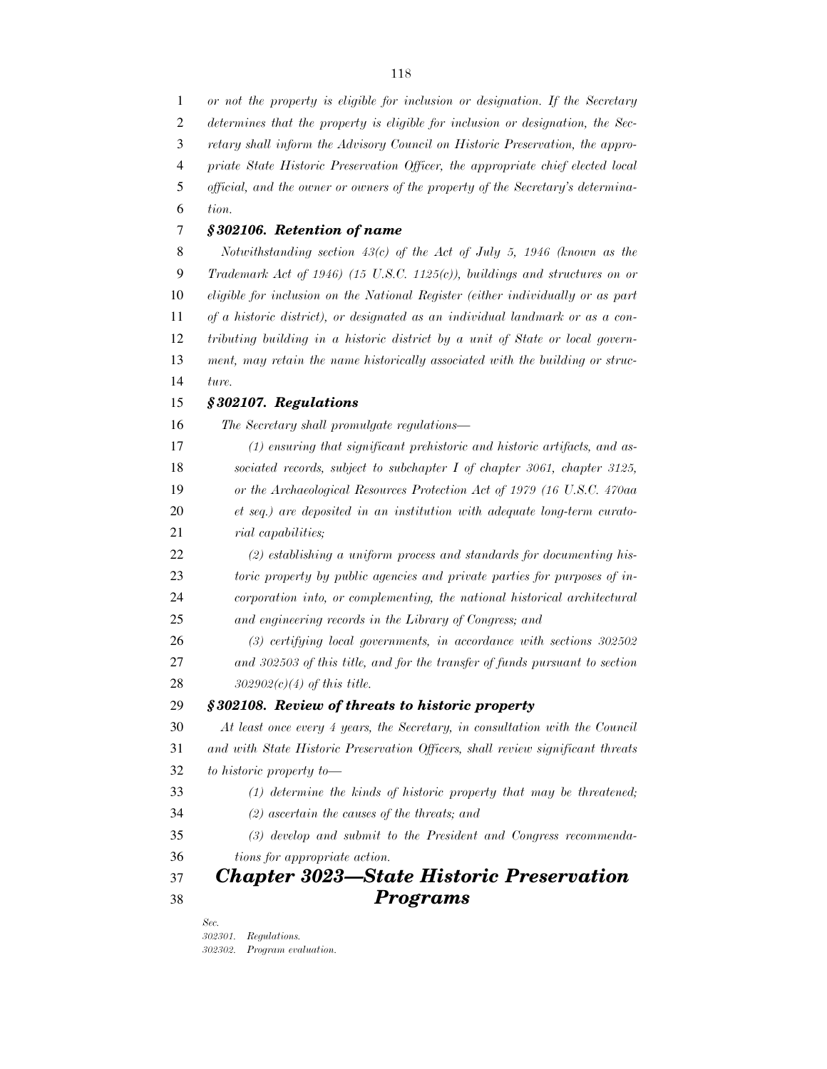*or not the property is eligible for inclusion or designation. If the Secretary determines that the property is eligible for inclusion or designation, the Secretary shall inform the Advisory Council on Historic Preservation, the appropriate State Historic Preservation Officer, the appropriate chief elected local official, and the owner or owners of the property of the Secretary's determination.*

***§ 302106. Retention of name***

*Notwithstanding section 43(c) of the Act of July 5, 1946 (known as the Trademark Act of 1946) (15 U.S.C. 1125(c)), buildings and structures on or eligible for inclusion on the National Register (either individually or as part of a historic district), or designated as an individual landmark or as a contributing building in a historic district by a unit of State or local government, may retain the name historically associated with the building or structure.*

***§ 302107. Regulations***

*The Secretary shall promulgate regulations—*

*(1) ensuring that significant prehistoric and historic artifacts, and associated records, subject to subchapter I of chapter 3061, chapter 3125, or the Archaeological Resources Protection Act of 1979 (16 U.S.C. 470aa et seq.) are deposited in an institution with adequate long-term curatorial capabilities;*

*(2) establishing a uniform process and standards for documenting historic property by public agencies and private parties for purposes of incorporation into, or complementing, the national historical architectural and engineering records in the Library of Congress; and*

*(3) certifying local governments, in accordance with sections 302502 and 302503 of this title, and for the transfer of funds pursuant to section 302902(c)(4) of this title.*

***§ 302108. Review of threats to historic property***

*At least once every 4 years, the Secretary, in consultation with the Council and with State Historic Preservation Officers, shall review significant threats to historic property to—*

*(1) determine the kinds of historic property that may be threatened;*

*(2) ascertain the causes of the threats; and*

*(3) develop and submit to the President and Congress recommendations for appropriate action.*

## ***Chapter 3023—State Historic Preservation Programs***

*Sec.*
*302301. Regulations.*
*302302. Program evaluation.*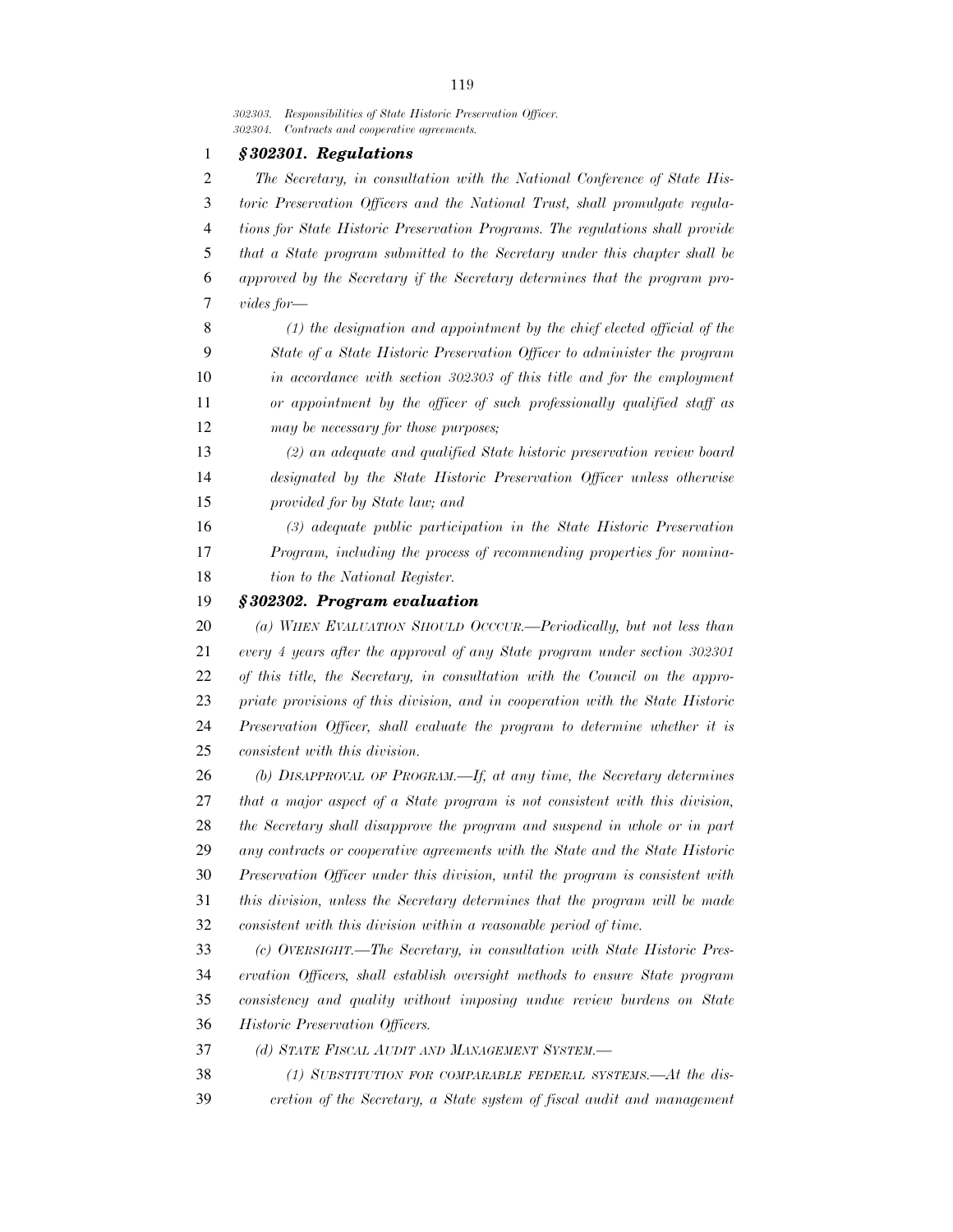*302303. Responsibilities of State Historic Preservation Officer.*
*302304. Contracts and cooperative agreements.*

### *§ 302301. Regulations*

*The Secretary, in consultation with the National Conference of State Historic Preservation Officers and the National Trust, shall promulgate regulations for State Historic Preservation Programs. The regulations shall provide that a State program submitted to the Secretary under this chapter shall be approved by the Secretary if the Secretary determines that the program provides for—*

*(1) the designation and appointment by the chief elected official of the State of a State Historic Preservation Officer to administer the program in accordance with section 302303 of this title and for the employment or appointment by the officer of such professionally qualified staff as may be necessary for those purposes;*

*(2) an adequate and qualified State historic preservation review board designated by the State Historic Preservation Officer unless otherwise provided for by State law; and*

*(3) adequate public participation in the State Historic Preservation Program, including the process of recommending properties for nomination to the National Register.*

### *§ 302302. Program evaluation*

*(a) WHEN EVALUATION SHOULD OCCCUR.—Periodically, but not less than every 4 years after the approval of any State program under section 302301 of this title, the Secretary, in consultation with the Council on the appropriate provisions of this division, and in cooperation with the State Historic Preservation Officer, shall evaluate the program to determine whether it is consistent with this division.*

*(b) DISAPPROVAL OF PROGRAM.—If, at any time, the Secretary determines that a major aspect of a State program is not consistent with this division, the Secretary shall disapprove the program and suspend in whole or in part any contracts or cooperative agreements with the State and the State Historic Preservation Officer under this division, until the program is consistent with this division, unless the Secretary determines that the program will be made consistent with this division within a reasonable period of time.*

*(c) OVERSIGHT.—The Secretary, in consultation with State Historic Preservation Officers, shall establish oversight methods to ensure State program consistency and quality without imposing undue review burdens on State Historic Preservation Officers.*

*(d) STATE FISCAL AUDIT AND MANAGEMENT SYSTEM.—*

*(1) SUBSTITUTION FOR COMPARABLE FEDERAL SYSTEMS.—At the discretion of the Secretary, a State system of fiscal audit and management*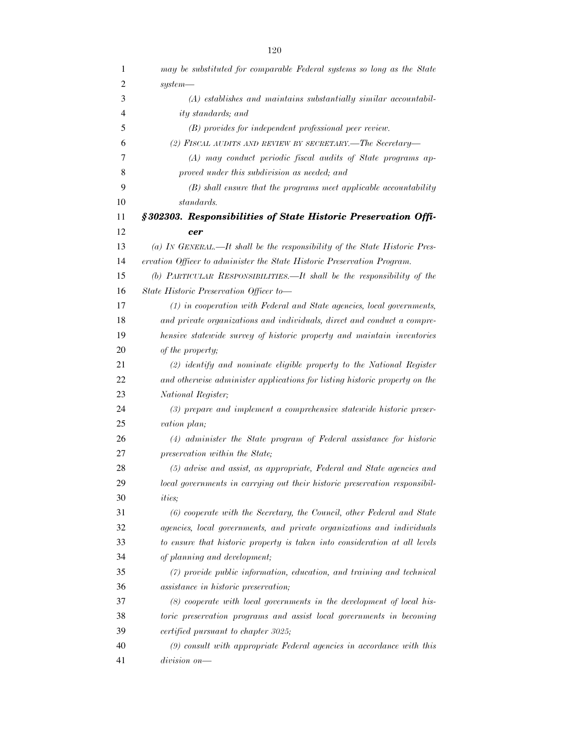*may be substituted for comparable Federal systems so long as the State system—*

*(A) establishes and maintains substantially similar accountability standards; and*

*(B) provides for independent professional peer review.*

*(2) FISCAL AUDITS AND REVIEW BY SECRETARY.—The Secretary—*

*(A) may conduct periodic fiscal audits of State programs approved under this subdivision as needed; and*

*(B) shall ensure that the programs meet applicable accountability standards.*

### *§ 302303. Responsibilities of State Historic Preservation Officer*

*(a) IN GENERAL.—It shall be the responsibility of the State Historic Preservation Officer to administer the State Historic Preservation Program.*

*(b) PARTICULAR RESPONSIBILITIES.—It shall be the responsibility of the State Historic Preservation Officer to—*

*(1) in cooperation with Federal and State agencies, local governments, and private organizations and individuals, direct and conduct a comprehensive statewide survey of historic property and maintain inventories of the property;*

*(2) identify and nominate eligible property to the National Register and otherwise administer applications for listing historic property on the National Register;*

*(3) prepare and implement a comprehensive statewide historic preservation plan;*

*(4) administer the State program of Federal assistance for historic preservation within the State;*

*(5) advise and assist, as appropriate, Federal and State agencies and local governments in carrying out their historic preservation responsibilities;*

*(6) cooperate with the Secretary, the Council, other Federal and State agencies, local governments, and private organizations and individuals to ensure that historic property is taken into consideration at all levels of planning and development;*

*(7) provide public information, education, and training and technical assistance in historic preservation;*

*(8) cooperate with local governments in the development of local historic preservation programs and assist local governments in becoming certified pursuant to chapter 3025;*

*(9) consult with appropriate Federal agencies in accordance with this division on—*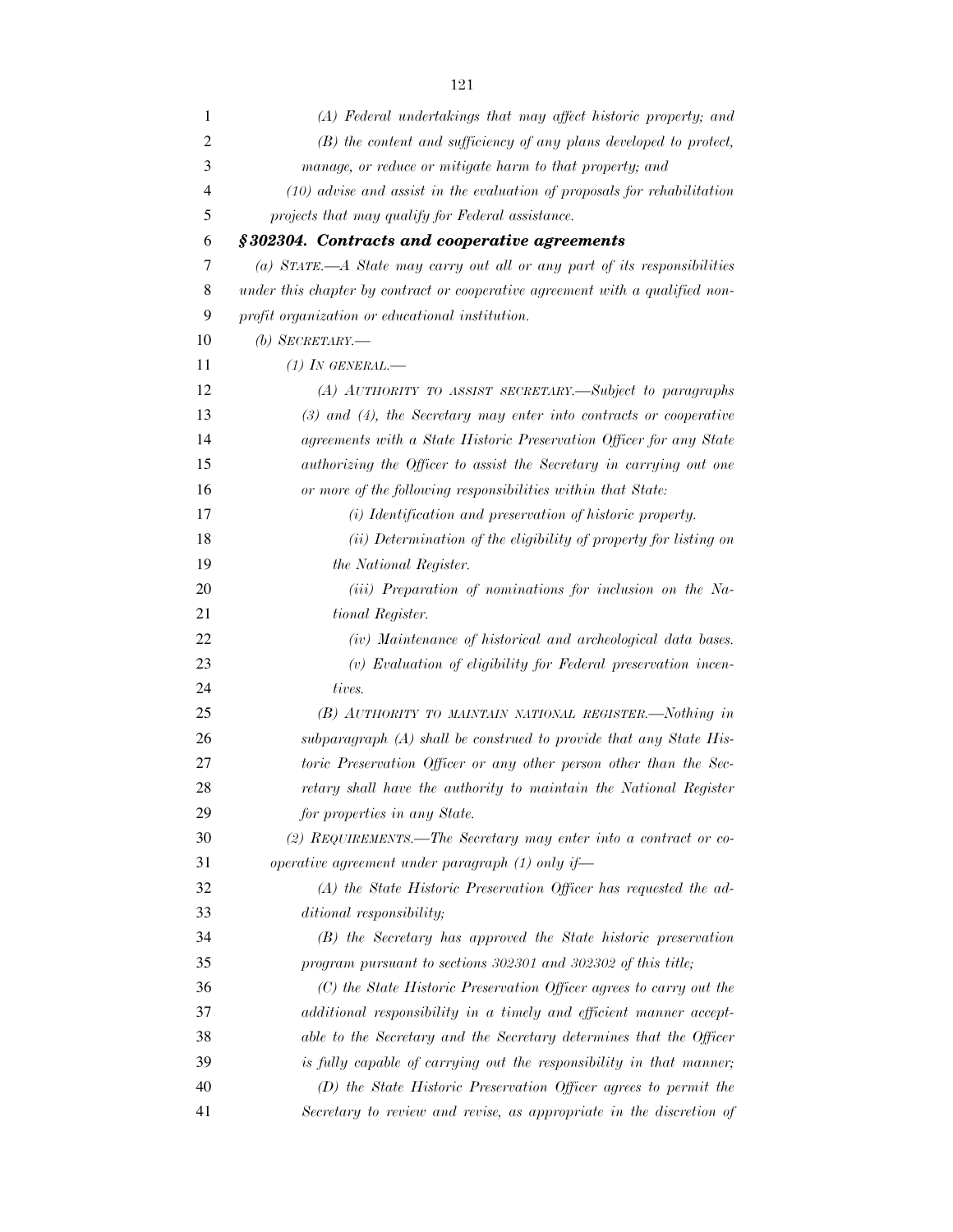*(A) Federal undertakings that may affect historic property; and*

*(B) the content and sufficiency of any plans developed to protect, manage, or reduce or mitigate harm to that property; and*

*(10) advise and assist in the evaluation of proposals for rehabilitation projects that may qualify for Federal assistance.*

### *§ 302304. Contracts and cooperative agreements*

*(a) STATE.—A State may carry out all or any part of its responsibilities under this chapter by contract or cooperative agreement with a qualified nonprofit organization or educational institution.*

*(b) SECRETARY.—*

*(1) IN GENERAL.—*

*(A) AUTHORITY TO ASSIST SECRETARY.—Subject to paragraphs (3) and (4), the Secretary may enter into contracts or cooperative agreements with a State Historic Preservation Officer for any State authorizing the Officer to assist the Secretary in carrying out one or more of the following responsibilities within that State:*

*(i) Identification and preservation of historic property.*

*(ii) Determination of the eligibility of property for listing on the National Register.*

*(iii) Preparation of nominations for inclusion on the National Register.*

*(iv) Maintenance of historical and archeological data bases.*

*(v) Evaluation of eligibility for Federal preservation incentives.*

*(B) AUTHORITY TO MAINTAIN NATIONAL REGISTER.—Nothing in subparagraph (A) shall be construed to provide that any State Historic Preservation Officer or any other person other than the Secretary shall have the authority to maintain the National Register for properties in any State.*

*(2) REQUIREMENTS.—The Secretary may enter into a contract or cooperative agreement under paragraph (1) only if—*

*(A) the State Historic Preservation Officer has requested the additional responsibility;*

*(B) the Secretary has approved the State historic preservation program pursuant to sections 302301 and 302302 of this title;*

*(C) the State Historic Preservation Officer agrees to carry out the additional responsibility in a timely and efficient manner acceptable to the Secretary and the Secretary determines that the Officer is fully capable of carrying out the responsibility in that manner;*

*(D) the State Historic Preservation Officer agrees to permit the Secretary to review and revise, as appropriate in the discretion of*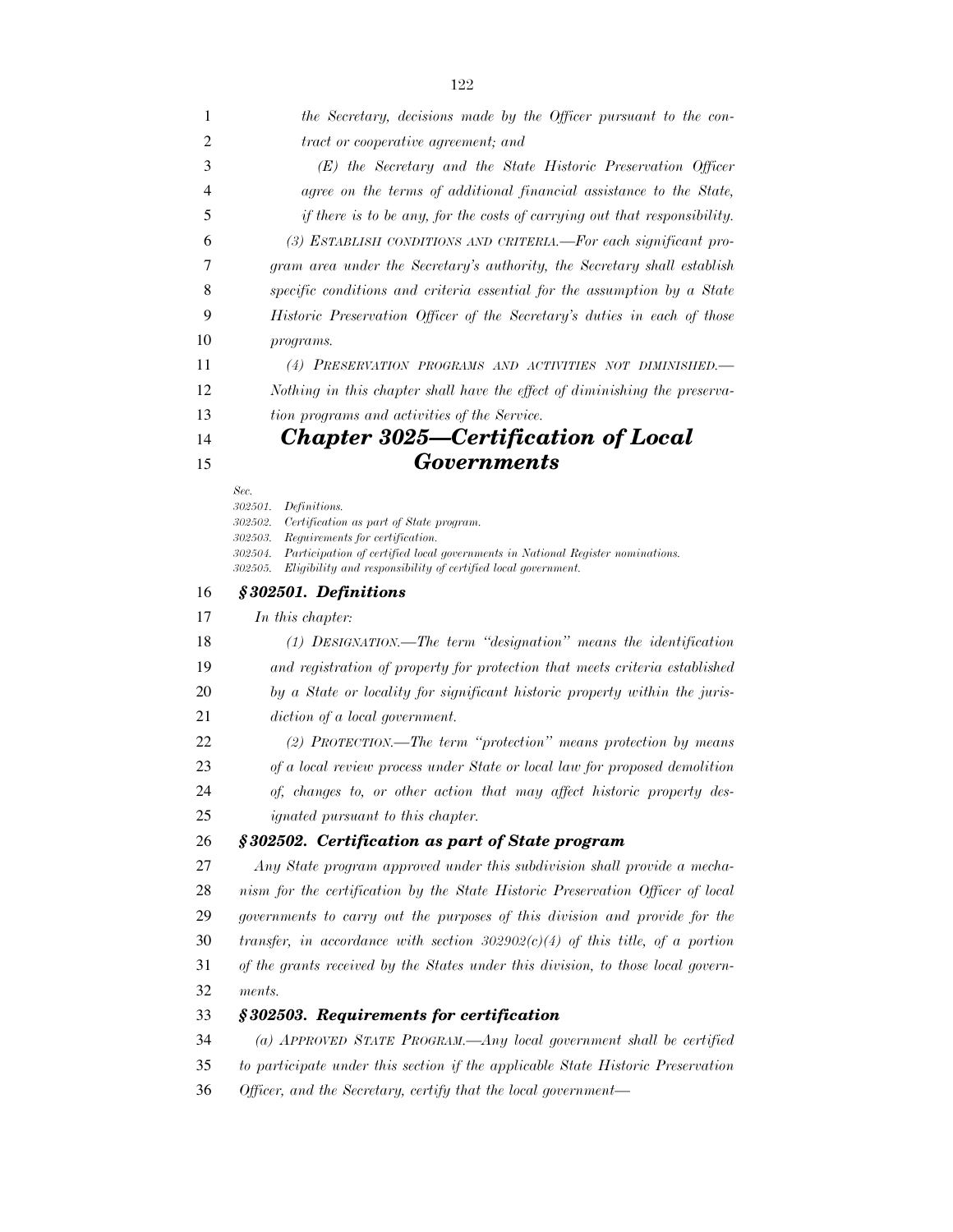*the Secretary, decisions made by the Officer pursuant to the contract or cooperative agreement; and*

*(E) the Secretary and the State Historic Preservation Officer agree on the terms of additional financial assistance to the State, if there is to be any, for the costs of carrying out that responsibility.*

*(3) ESTABLISH CONDITIONS AND CRITERIA.—For each significant program area under the Secretary's authority, the Secretary shall establish specific conditions and criteria essential for the assumption by a State Historic Preservation Officer of the Secretary's duties in each of those programs.*

*(4) PRESERVATION PROGRAMS AND ACTIVITIES NOT DIMINISHED.—Nothing in this chapter shall have the effect of diminishing the preservation programs and activities of the Service.*

# *Chapter 3025—Certification of Local Governments*

*Sec.*
*302501. Definitions.*
*302502. Certification as part of State program.*
*302503. Requirements for certification.*
*302504. Participation of certified local governments in National Register nominations.*
*302505. Eligibility and responsibility of certified local government.*

### *§ 302501. Definitions*

*In this chapter:*

*(1) DESIGNATION.—The term "designation" means the identification and registration of property for protection that meets criteria established by a State or locality for significant historic property within the jurisdiction of a local government.*

*(2) PROTECTION.—The term "protection" means protection by means of a local review process under State or local law for proposed demolition of, changes to, or other action that may affect historic property designated pursuant to this chapter.*

### *§ 302502. Certification as part of State program*

*Any State program approved under this subdivision shall provide a mechanism for the certification by the State Historic Preservation Officer of local governments to carry out the purposes of this division and provide for the transfer, in accordance with section 302902(c)(4) of this title, of a portion of the grants received by the States under this division, to those local governments.*

### *§ 302503. Requirements for certification*

*(a) APPROVED STATE PROGRAM.—Any local government shall be certified to participate under this section if the applicable State Historic Preservation Officer, and the Secretary, certify that the local government—*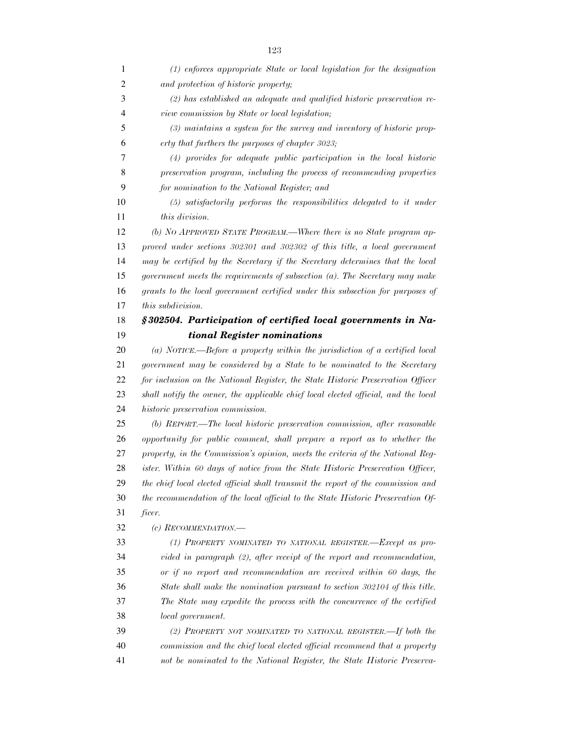*(1) enforces appropriate State or local legislation for the designation and protection of historic property;*

*(2) has established an adequate and qualified historic preservation review commission by State or local legislation;*

*(3) maintains a system for the survey and inventory of historic property that furthers the purposes of chapter 3023;*

*(4) provides for adequate public participation in the local historic preservation program, including the process of recommending properties for nomination to the National Register; and*

*(5) satisfactorily performs the responsibilities delegated to it under this division.*

*(b) NO APPROVED STATE PROGRAM.—Where there is no State program approved under sections 302301 and 302302 of this title, a local government may be certified by the Secretary if the Secretary determines that the local government meets the requirements of subsection (a). The Secretary may make grants to the local government certified under this subsection for purposes of this subdivision.*

### *§ 302504. Participation of certified local governments in National Register nominations*

*(a) NOTICE.—Before a property within the jurisdiction of a certified local government may be considered by a State to be nominated to the Secretary for inclusion on the National Register, the State Historic Preservation Officer shall notify the owner, the applicable chief local elected official, and the local historic preservation commission.*

*(b) REPORT.—The local historic preservation commission, after reasonable opportunity for public comment, shall prepare a report as to whether the property, in the Commission's opinion, meets the criteria of the National Register. Within 60 days of notice from the State Historic Preservation Officer, the chief local elected official shall transmit the report of the commission and the recommendation of the local official to the State Historic Preservation Officer.*

*(c) RECOMMENDATION.—*

*(1) PROPERTY NOMINATED TO NATIONAL REGISTER.—Except as provided in paragraph (2), after receipt of the report and recommendation, or if no report and recommendation are received within 60 days, the State shall make the nomination pursuant to section 302104 of this title. The State may expedite the process with the concurrence of the certified local government.*

*(2) PROPERTY NOT NOMINATED TO NATIONAL REGISTER.—If both the commission and the chief local elected official recommend that a property not be nominated to the National Register, the State Historic Preserva-*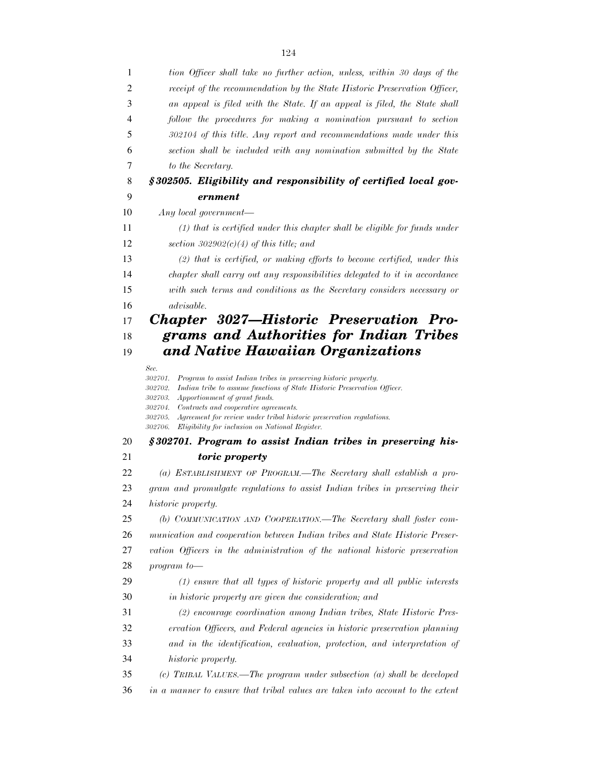*tion Officer shall take no further action, unless, within 30 days of the receipt of the recommendation by the State Historic Preservation Officer, an appeal is filed with the State. If an appeal is filed, the State shall follow the procedures for making a nomination pursuant to section 302104 of this title. Any report and recommendations made under this section shall be included with any nomination submitted by the State to the Secretary.*

### *§302505. Eligibility and responsibility of certified local government*

*Any local government—*

*(1) that is certified under this chapter shall be eligible for funds under section 302902(c)(4) of this title; and*

*(2) that is certified, or making efforts to become certified, under this chapter shall carry out any responsibilities delegated to it in accordance with such terms and conditions as the Secretary considers necessary or advisable.*

## *Chapter 3027—Historic Preservation Programs and Authorities for Indian Tribes and Native Hawaiian Organizations*

*Sec.*
*302701. Program to assist Indian tribes in preserving historic property.*
*302702. Indian tribe to assume functions of State Historic Preservation Officer.*
*302703. Apportionment of grant funds.*
*302704. Contracts and cooperative agreements.*
*302705. Agreement for review under tribal historic preservation regulations.*
*302706. Eligibility for inclusion on National Register.*

### *§302701. Program to assist Indian tribes in preserving historic property*

*(a) ESTABLISHMENT OF PROGRAM.—The Secretary shall establish a program and promulgate regulations to assist Indian tribes in preserving their historic property.*

*(b) COMMUNICATION AND COOPERATION.—The Secretary shall foster communication and cooperation between Indian tribes and State Historic Preservation Officers in the administration of the national historic preservation program to—*

*(1) ensure that all types of historic property and all public interests in historic property are given due consideration; and*

*(2) encourage coordination among Indian tribes, State Historic Preservation Officers, and Federal agencies in historic preservation planning and in the identification, evaluation, protection, and interpretation of historic property.*

*(c) TRIBAL VALUES.—The program under subsection (a) shall be developed in a manner to ensure that tribal values are taken into account to the extent*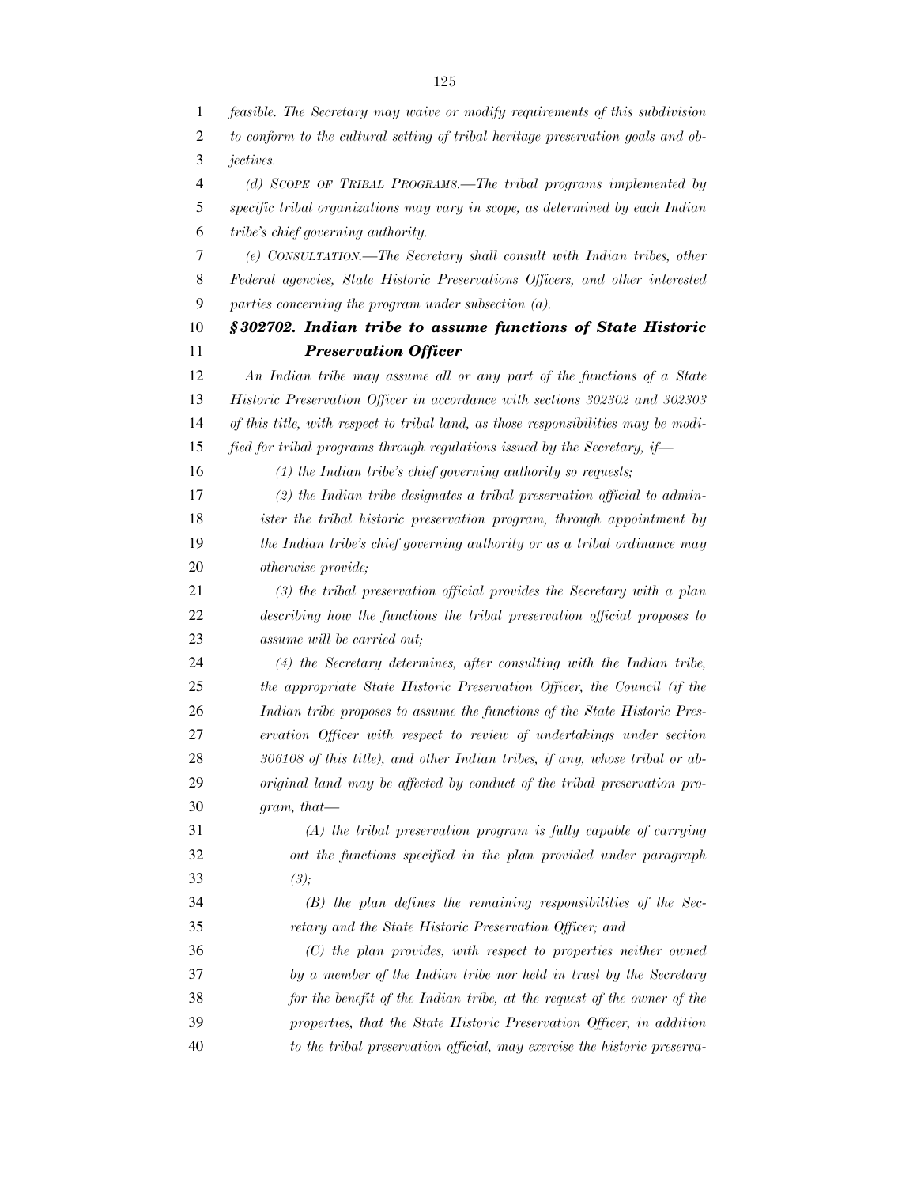*feasible. The Secretary may waive or modify requirements of this subdivision to conform to the cultural setting of tribal heritage preservation goals and objectives.*

*(d) SCOPE OF TRIBAL PROGRAMS.—The tribal programs implemented by specific tribal organizations may vary in scope, as determined by each Indian tribe's chief governing authority.*

*(e) CONSULTATION.—The Secretary shall consult with Indian tribes, other Federal agencies, State Historic Preservations Officers, and other interested parties concerning the program under subsection (a).*

### *§ 302702. Indian tribe to assume functions of State Historic Preservation Officer*

*An Indian tribe may assume all or any part of the functions of a State Historic Preservation Officer in accordance with sections 302302 and 302303 of this title, with respect to tribal land, as those responsibilities may be modified for tribal programs through regulations issued by the Secretary, if—*

*(1) the Indian tribe's chief governing authority so requests;*

*(2) the Indian tribe designates a tribal preservation official to administer the tribal historic preservation program, through appointment by the Indian tribe's chief governing authority or as a tribal ordinance may otherwise provide;*

*(3) the tribal preservation official provides the Secretary with a plan describing how the functions the tribal preservation official proposes to assume will be carried out;*

*(4) the Secretary determines, after consulting with the Indian tribe, the appropriate State Historic Preservation Officer, the Council (if the Indian tribe proposes to assume the functions of the State Historic Preservation Officer with respect to review of undertakings under section 306108 of this title), and other Indian tribes, if any, whose tribal or aboriginal land may be affected by conduct of the tribal preservation program, that—*

*(A) the tribal preservation program is fully capable of carrying out the functions specified in the plan provided under paragraph (3);*

*(B) the plan defines the remaining responsibilities of the Secretary and the State Historic Preservation Officer; and*

*(C) the plan provides, with respect to properties neither owned by a member of the Indian tribe nor held in trust by the Secretary for the benefit of the Indian tribe, at the request of the owner of the properties, that the State Historic Preservation Officer, in addition to the tribal preservation official, may exercise the historic preserva-*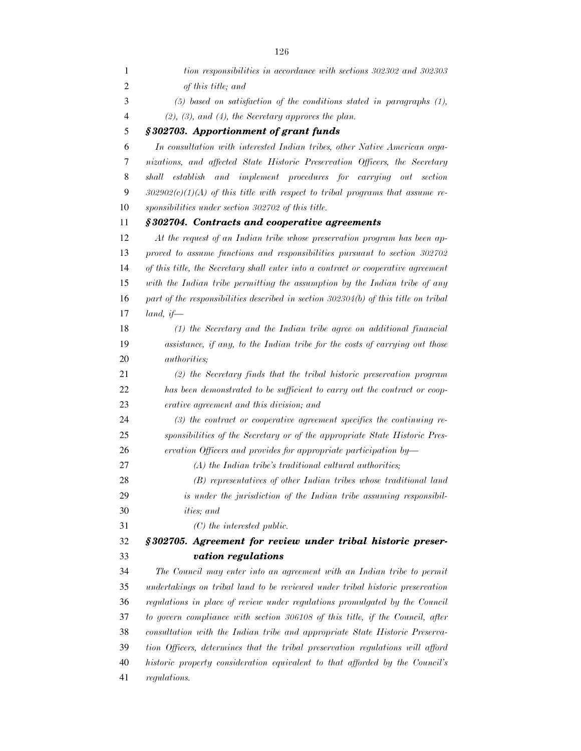*tion responsibilities in accordance with sections 302302 and 302303 of this title; and*

*(5) based on satisfaction of the conditions stated in paragraphs (1), (2), (3), and (4), the Secretary approves the plan.*

### ***§302703. Apportionment of grant funds***

*In consultation with interested Indian tribes, other Native American organizations, and affected State Historic Preservation Officers, the Secretary shall establish and implement procedures for carrying out section 302902(c)(1)(A) of this title with respect to tribal programs that assume responsibilities under section 302702 of this title.*

### ***§302704. Contracts and cooperative agreements***

*At the request of an Indian tribe whose preservation program has been approved to assume functions and responsibilities pursuant to section 302702 of this title, the Secretary shall enter into a contract or cooperative agreement with the Indian tribe permitting the assumption by the Indian tribe of any part of the responsibilities described in section 302304(b) of this title on tribal land, if—*

*(1) the Secretary and the Indian tribe agree on additional financial assistance, if any, to the Indian tribe for the costs of carrying out those authorities;*

*(2) the Secretary finds that the tribal historic preservation program has been demonstrated to be sufficient to carry out the contract or cooperative agreement and this division; and*

*(3) the contract or cooperative agreement specifies the continuing responsibilities of the Secretary or of the appropriate State Historic Preservation Officers and provides for appropriate participation by—*

*(A) the Indian tribe's traditional cultural authorities;*

*(B) representatives of other Indian tribes whose traditional land is under the jurisdiction of the Indian tribe assuming responsibilities; and*

*(C) the interested public.*

### ***§302705. Agreement for review under tribal historic preservation regulations***

*The Council may enter into an agreement with an Indian tribe to permit undertakings on tribal land to be reviewed under tribal historic preservation regulations in place of review under regulations promulgated by the Council to govern compliance with section 306108 of this title, if the Council, after consultation with the Indian tribe and appropriate State Historic Preservation Officers, determines that the tribal preservation regulations will afford historic property consideration equivalent to that afforded by the Council's regulations.*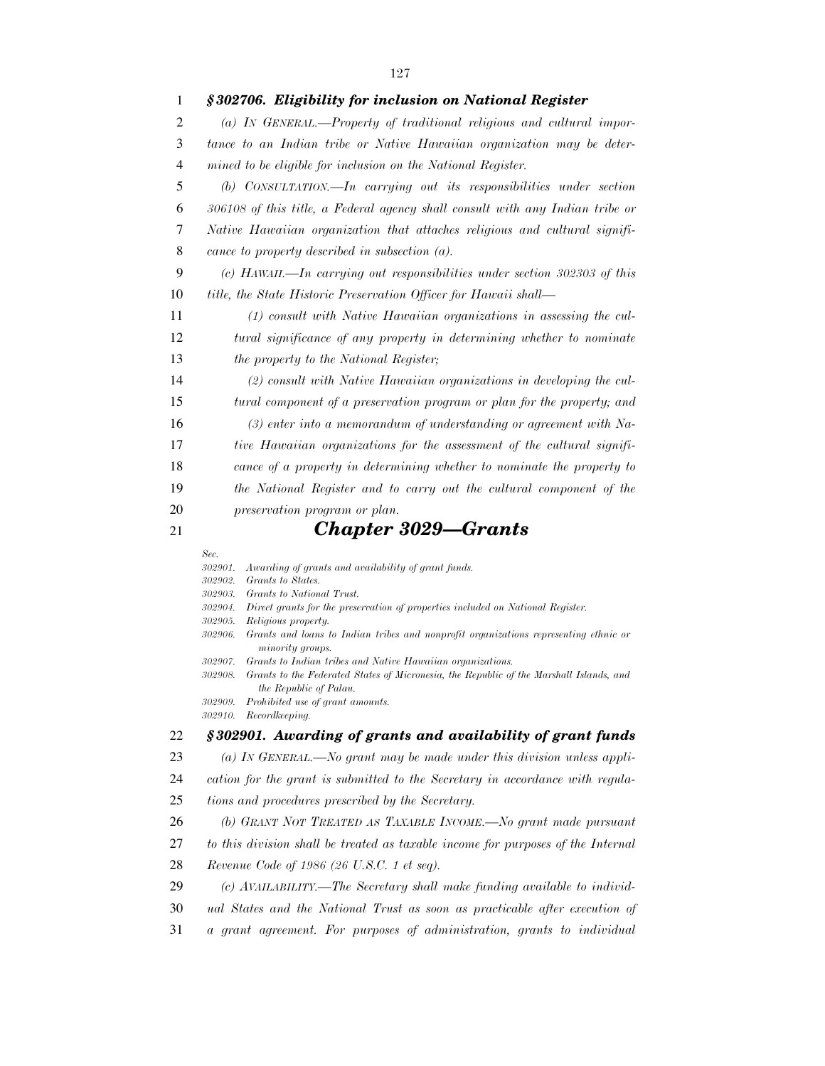### *§ 302706. Eligibility for inclusion on National Register*

*(a) IN GENERAL.—Property of traditional religious and cultural importance to an Indian tribe or Native Hawaiian organization may be determined to be eligible for inclusion on the National Register.*

*(b) CONSULTATION.—In carrying out its responsibilities under section 306108 of this title, a Federal agency shall consult with any Indian tribe or Native Hawaiian organization that attaches religious and cultural significance to property described in subsection (a).*

*(c) HAWAII.—In carrying out responsibilities under section 302303 of this title, the State Historic Preservation Officer for Hawaii shall—*

*(1) consult with Native Hawaiian organizations in assessing the cultural significance of any property in determining whether to nominate the property to the National Register;*

*(2) consult with Native Hawaiian organizations in developing the cultural component of a preservation program or plan for the property; and*

*(3) enter into a memorandum of understanding or agreement with Native Hawaiian organizations for the assessment of the cultural significance of a property in determining whether to nominate the property to the National Register and to carry out the cultural component of the preservation program or plan.*

## *Chapter 3029—Grants*

*Sec.*
*302901. Awarding of grants and availability of grant funds.*
*302902. Grants to States.*
*302903. Grants to National Trust.*
*302904. Direct grants for the preservation of properties included on National Register.*
*302905. Religious property.*
*302906. Grants and loans to Indian tribes and nonprofit organizations representing ethnic or minority groups.*
*302907. Grants to Indian tribes and Native Hawaiian organizations.*
*302908. Grants to the Federated States of Micronesia, the Republic of the Marshall Islands, and the Republic of Palau.*
*302909. Prohibited use of grant amounts.*
*302910. Recordkeeping.*

### *§ 302901. Awarding of grants and availability of grant funds*

*(a) IN GENERAL.—No grant may be made under this division unless application for the grant is submitted to the Secretary in accordance with regulations and procedures prescribed by the Secretary.*

*(b) GRANT NOT TREATED AS TAXABLE INCOME.—No grant made pursuant to this division shall be treated as taxable income for purposes of the Internal Revenue Code of 1986 (26 U.S.C. 1 et seq).*

*(c) AVAILABILITY.—The Secretary shall make funding available to individual States and the National Trust as soon as practicable after execution of a grant agreement. For purposes of administration, grants to individual*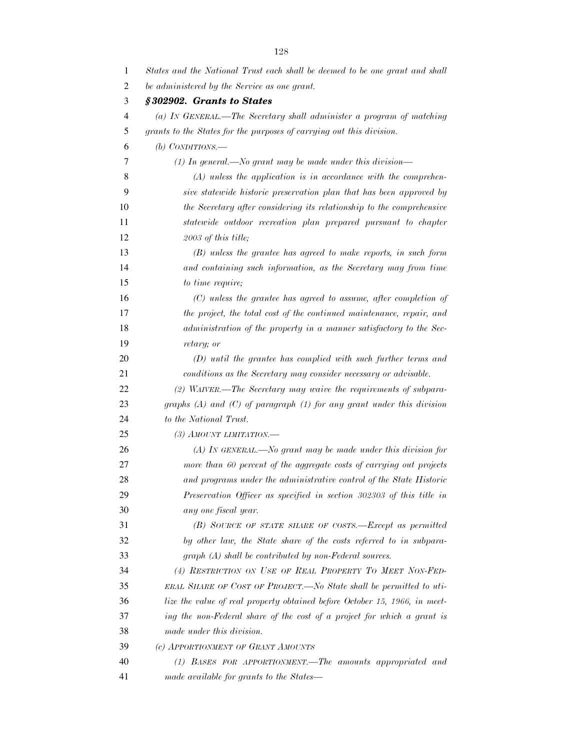*States and the National Trust each shall be deemed to be one grant and shall be administered by the Service as one grant.*

### *§ 302902. Grants to States*

*(a) IN GENERAL.—The Secretary shall administer a program of matching grants to the States for the purposes of carrying out this division.*

*(b) CONDITIONS.—*

*(1) In general.—No grant may be made under this division—*

*(A) unless the application is in accordance with the comprehensive statewide historic preservation plan that has been approved by the Secretary after considering its relationship to the comprehensive statewide outdoor recreation plan prepared pursuant to chapter 2003 of this title;*

*(B) unless the grantee has agreed to make reports, in such form and containing such information, as the Secretary may from time to time require;*

*(C) unless the grantee has agreed to assume, after completion of the project, the total cost of the continued maintenance, repair, and administration of the property in a manner satisfactory to the Secretary; or*

*(D) until the grantee has complied with such further terms and conditions as the Secretary may consider necessary or advisable.*

*(2) WAIVER.—The Secretary may waive the requirements of subparagraphs (A) and (C) of paragraph (1) for any grant under this division to the National Trust.*

*(3) AMOUNT LIMITATION.—*

*(A) IN GENERAL.—No grant may be made under this division for more than 60 percent of the aggregate costs of carrying out projects and programs under the administrative control of the State Historic Preservation Officer as specified in section 302303 of this title in any one fiscal year.*

*(B) SOURCE OF STATE SHARE OF COSTS.—Except as permitted by other law, the State share of the costs referred to in subparagraph (A) shall be contributed by non-Federal sources.*

*(4) RESTRICTION ON USE OF REAL PROPERTY TO MEET NON-FEDERAL SHARE OF COST OF PROJECT.—No State shall be permitted to utilize the value of real property obtained before October 15, 1966, in meeting the non-Federal share of the cost of a project for which a grant is made under this division.*

*(c) APPORTIONMENT OF GRANT AMOUNTS*

*(1) BASES FOR APPORTIONMENT.—The amounts appropriated and made available for grants to the States—*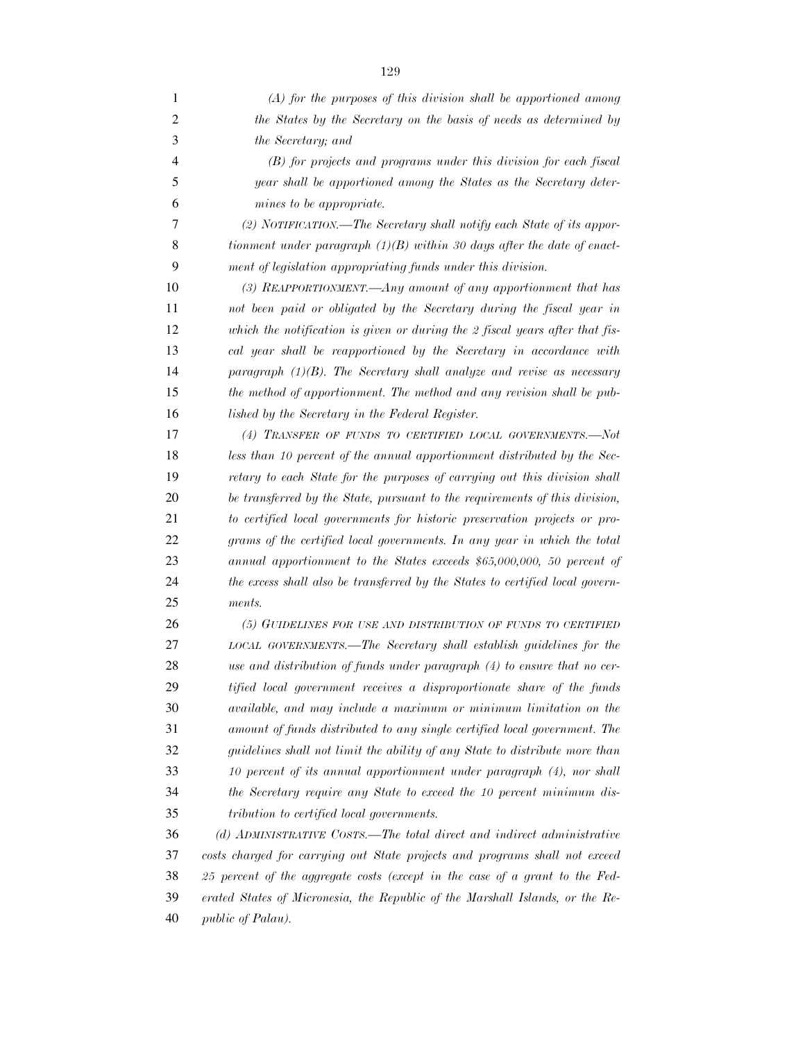*(A) for the purposes of this division shall be apportioned among the States by the Secretary on the basis of needs as determined by the Secretary; and*

*(B) for projects and programs under this division for each fiscal year shall be apportioned among the States as the Secretary determines to be appropriate.*

*(2) NOTIFICATION.—The Secretary shall notify each State of its apportionment under paragraph (1)(B) within 30 days after the date of enactment of legislation appropriating funds under this division.*

*(3) REAPPORTIONMENT.—Any amount of any apportionment that has not been paid or obligated by the Secretary during the fiscal year in which the notification is given or during the 2 fiscal years after that fiscal year shall be reapportioned by the Secretary in accordance with paragraph (1)(B). The Secretary shall analyze and revise as necessary the method of apportionment. The method and any revision shall be published by the Secretary in the Federal Register.*

*(4) TRANSFER OF FUNDS TO CERTIFIED LOCAL GOVERNMENTS.—Not less than 10 percent of the annual apportionment distributed by the Secretary to each State for the purposes of carrying out this division shall be transferred by the State, pursuant to the requirements of this division, to certified local governments for historic preservation projects or programs of the certified local governments. In any year in which the total annual apportionment to the States exceeds $65,000,000, 50 percent of the excess shall also be transferred by the States to certified local governments.*

*(5) GUIDELINES FOR USE AND DISTRIBUTION OF FUNDS TO CERTIFIED LOCAL GOVERNMENTS.—The Secretary shall establish guidelines for the use and distribution of funds under paragraph (4) to ensure that no certified local government receives a disproportionate share of the funds available, and may include a maximum or minimum limitation on the amount of funds distributed to any single certified local government. The guidelines shall not limit the ability of any State to distribute more than 10 percent of its annual apportionment under paragraph (4), nor shall the Secretary require any State to exceed the 10 percent minimum distribution to certified local governments.*

*(d) ADMINISTRATIVE COSTS.—The total direct and indirect administrative costs charged for carrying out State projects and programs shall not exceed 25 percent of the aggregate costs (except in the case of a grant to the Federated States of Micronesia, the Republic of the Marshall Islands, or the Republic of Palau).*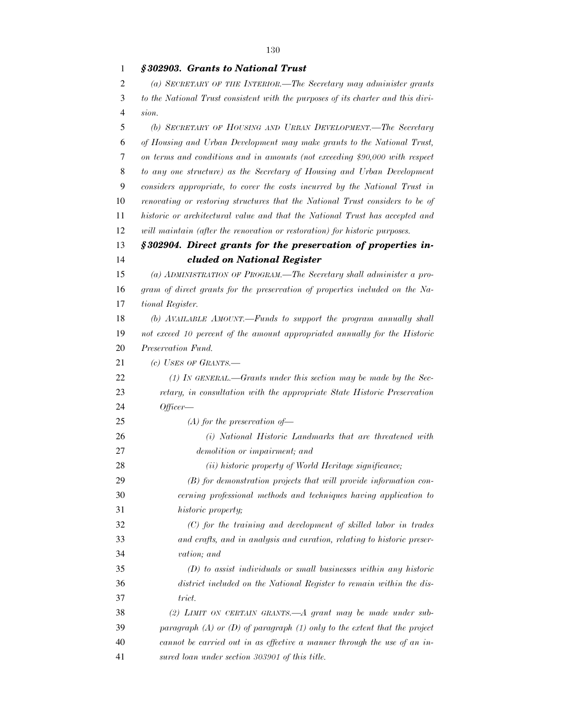### *§ 302903. Grants to National Trust*

*(a) SECRETARY OF THE INTERIOR.—The Secretary may administer grants to the National Trust consistent with the purposes of its charter and this division.*

*(b) SECRETARY OF HOUSING AND URBAN DEVELOPMENT.—The Secretary of Housing and Urban Development may make grants to the National Trust, on terms and conditions and in amounts (not exceeding $90,000 with respect to any one structure) as the Secretary of Housing and Urban Development considers appropriate, to cover the costs incurred by the National Trust in renovating or restoring structures that the National Trust considers to be of historic or architectural value and that the National Trust has accepted and will maintain (after the renovation or restoration) for historic purposes.*

### *§ 302904. Direct grants for the preservation of properties included on National Register*

*(a) ADMINISTRATION OF PROGRAM.—The Secretary shall administer a program of direct grants for the preservation of properties included on the National Register.*

*(b) AVAILABLE AMOUNT.—Funds to support the program annually shall not exceed 10 percent of the amount appropriated annually for the Historic Preservation Fund.*

*(c) USES OF GRANTS.—*

*(1) IN GENERAL.—Grants under this section may be made by the Secretary, in consultation with the appropriate State Historic Preservation Officer—*

*(A) for the preservation of—*

*(i) National Historic Landmarks that are threatened with demolition or impairment; and*

*(ii) historic property of World Heritage significance;*

*(B) for demonstration projects that will provide information concerning professional methods and techniques having application to historic property;*

*(C) for the training and development of skilled labor in trades and crafts, and in analysis and curation, relating to historic preservation; and*

*(D) to assist individuals or small businesses within any historic district included on the National Register to remain within the district.*

*(2) LIMIT ON CERTAIN GRANTS.—A grant may be made under subparagraph (A) or (D) of paragraph (1) only to the extent that the project cannot be carried out in as effective a manner through the use of an insured loan under section 303901 of this title.*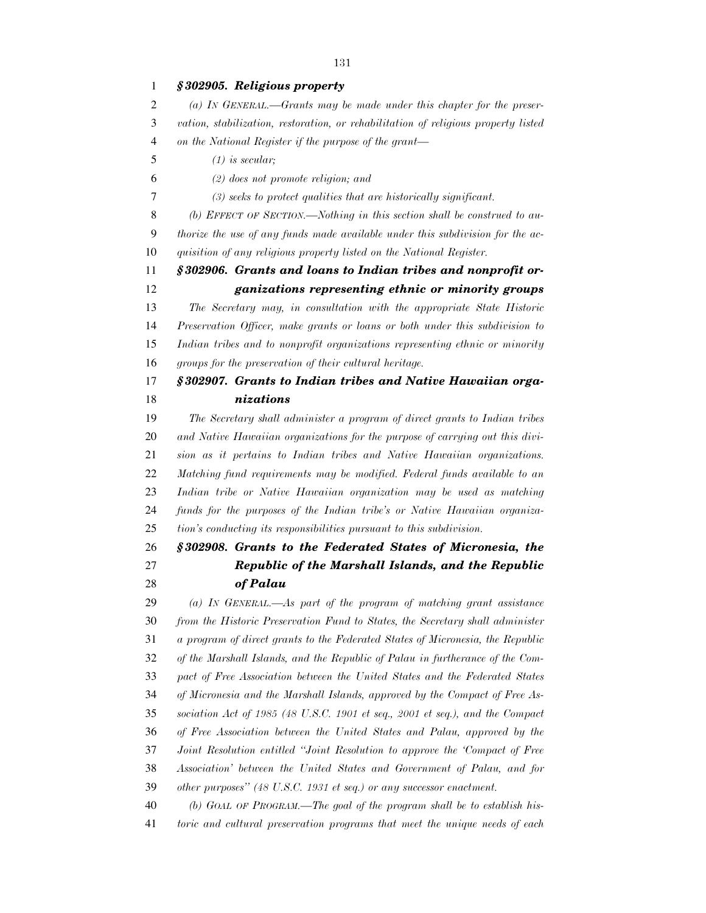### *§ 302905. Religious property*

*(a) IN GENERAL.—Grants may be made under this chapter for the preservation, stabilization, restoration, or rehabilitation of religious property listed on the National Register if the purpose of the grant—*

*(1) is secular;*

*(2) does not promote religion; and*

*(3) seeks to protect qualities that are historically significant.*

*(b) EFFECT OF SECTION.—Nothing in this section shall be construed to authorize the use of any funds made available under this subdivision for the acquisition of any religious property listed on the National Register.*

### *§ 302906. Grants and loans to Indian tribes and nonprofit organizations representing ethnic or minority groups*

*The Secretary may, in consultation with the appropriate State Historic Preservation Officer, make grants or loans or both under this subdivision to Indian tribes and to nonprofit organizations representing ethnic or minority groups for the preservation of their cultural heritage.*

### *§ 302907. Grants to Indian tribes and Native Hawaiian organizations*

*The Secretary shall administer a program of direct grants to Indian tribes and Native Hawaiian organizations for the purpose of carrying out this division as it pertains to Indian tribes and Native Hawaiian organizations. Matching fund requirements may be modified. Federal funds available to an Indian tribe or Native Hawaiian organization may be used as matching funds for the purposes of the Indian tribe's or Native Hawaiian organization's conducting its responsibilities pursuant to this subdivision.*

### *§ 302908. Grants to the Federated States of Micronesia, the Republic of the Marshall Islands, and the Republic of Palau*

*(a) IN GENERAL.—As part of the program of matching grant assistance from the Historic Preservation Fund to States, the Secretary shall administer a program of direct grants to the Federated States of Micronesia, the Republic of the Marshall Islands, and the Republic of Palau in furtherance of the Compact of Free Association between the United States and the Federated States of Micronesia and the Marshall Islands, approved by the Compact of Free Association Act of 1985 (48 U.S.C. 1901 et seq., 2001 et seq.), and the Compact of Free Association between the United States and Palau, approved by the Joint Resolution entitled "Joint Resolution to approve the 'Compact of Free Association' between the United States and Government of Palau, and for other purposes" (48 U.S.C. 1931 et seq.) or any successor enactment.*

*(b) GOAL OF PROGRAM.—The goal of the program shall be to establish historic and cultural preservation programs that meet the unique needs of each*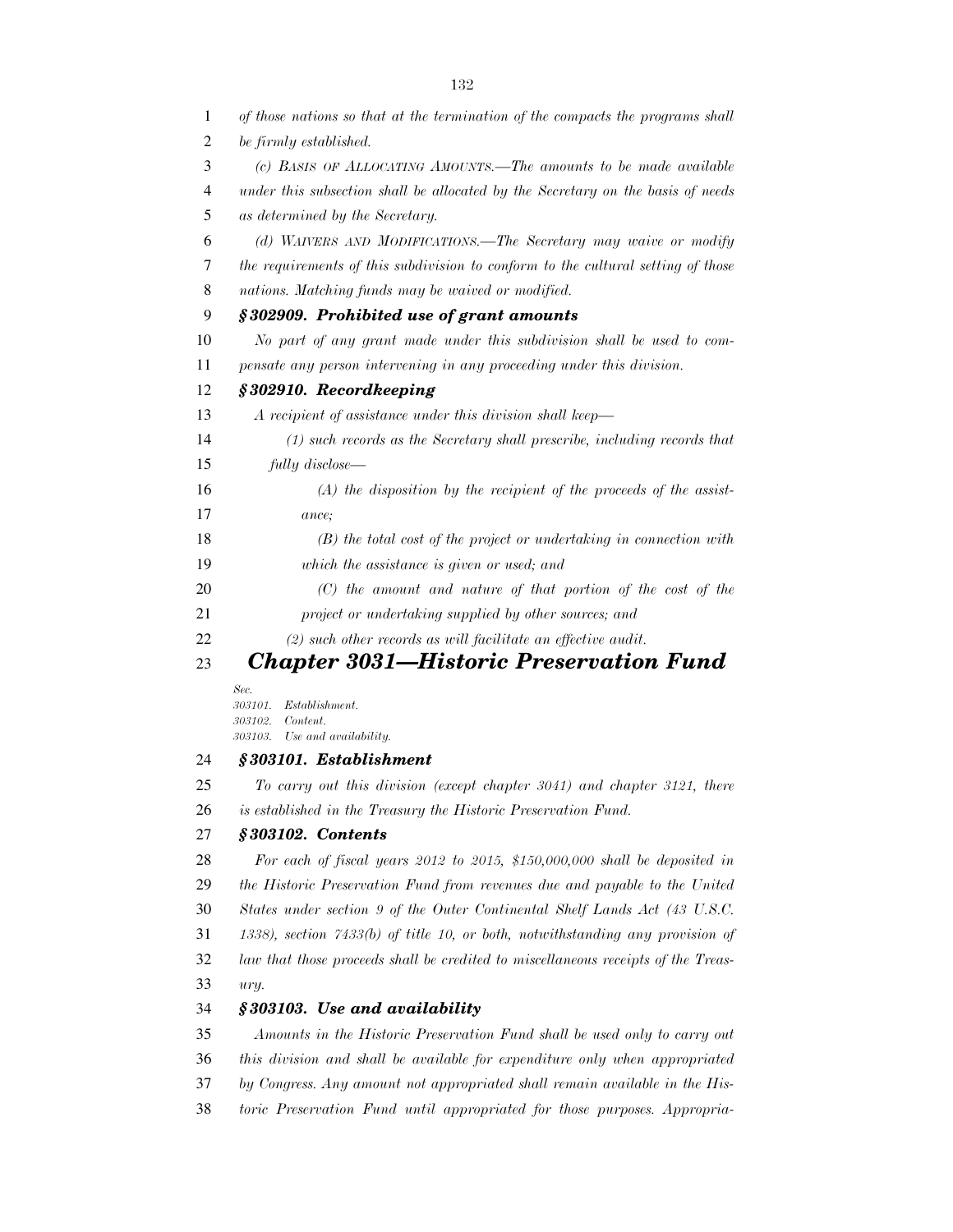*of those nations so that at the termination of the compacts the programs shall be firmly established.*

*(c) BASIS OF ALLOCATING AMOUNTS.—The amounts to be made available under this subsection shall be allocated by the Secretary on the basis of needs as determined by the Secretary.*

*(d) WAIVERS AND MODIFICATIONS.—The Secretary may waive or modify the requirements of this subdivision to conform to the cultural setting of those nations. Matching funds may be waived or modified.*

### *§ 302909. Prohibited use of grant amounts*

*No part of any grant made under this subdivision shall be used to compensate any person intervening in any proceeding under this division.*

### *§ 302910. Recordkeeping*

*A recipient of assistance under this division shall keep—*

*(1) such records as the Secretary shall prescribe, including records that fully disclose—*

*(A) the disposition by the recipient of the proceeds of the assistance;*

*(B) the total cost of the project or undertaking in connection with which the assistance is given or used; and*

*(C) the amount and nature of that portion of the cost of the project or undertaking supplied by other sources; and*

*(2) such other records as will facilitate an effective audit.*

## *Chapter 3031—Historic Preservation Fund*

*Sec.*
*303101. Establishment.*
*303102. Content.*
*303103. Use and availability.*

### *§ 303101. Establishment*

*To carry out this division (except chapter 3041) and chapter 3121, there is established in the Treasury the Historic Preservation Fund.*

### *§ 303102. Contents*

*For each of fiscal years 2012 to 2015, $150,000,000 shall be deposited in the Historic Preservation Fund from revenues due and payable to the United States under section 9 of the Outer Continental Shelf Lands Act (43 U.S.C. 1338), section 7433(b) of title 10, or both, notwithstanding any provision of law that those proceeds shall be credited to miscellaneous receipts of the Treasury.*

### *§ 303103. Use and availability*

*Amounts in the Historic Preservation Fund shall be used only to carry out this division and shall be available for expenditure only when appropriated by Congress. Any amount not appropriated shall remain available in the Historic Preservation Fund until appropriated for those purposes. Appropria-*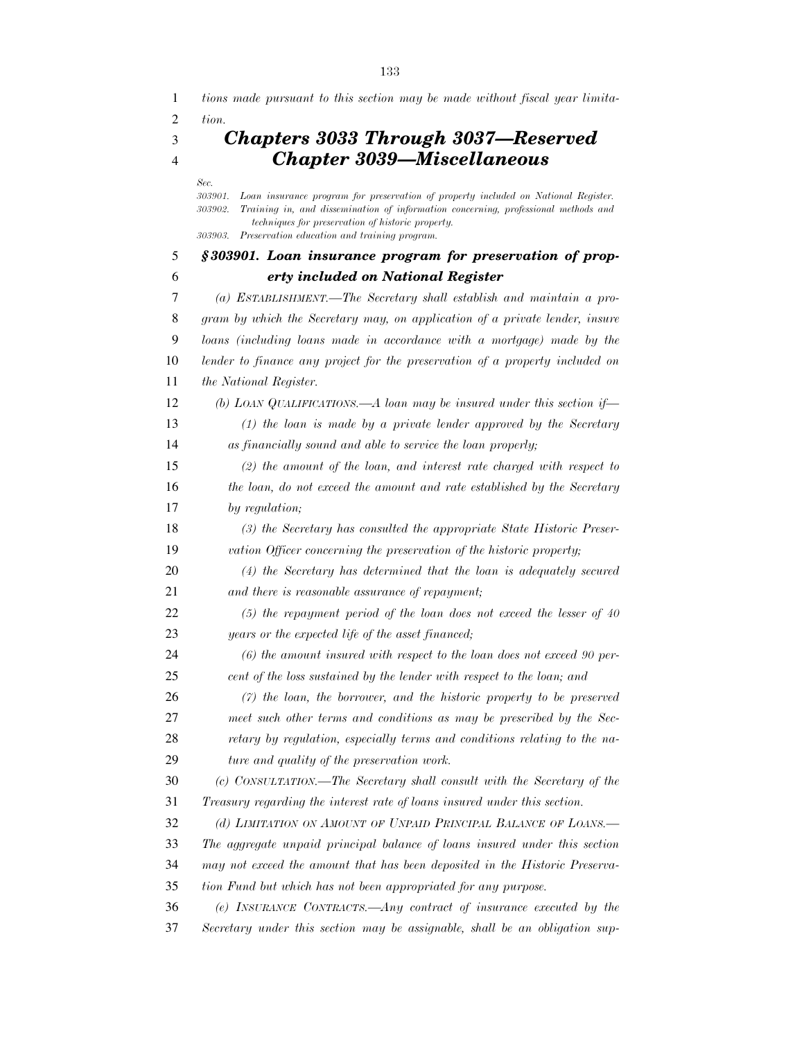*tions made pursuant to this section may be made without fiscal year limitation.*

## *Chapters 3033 Through 3037—Reserved*

## *Chapter 3039—Miscellaneous*

*Sec.*
*303901. Loan insurance program for preservation of property included on National Register.*
*303902. Training in, and dissemination of information concerning, professional methods and techniques for preservation of historic property.*
*303903. Preservation education and training program.*

### *§ 303901. Loan insurance program for preservation of property included on National Register*

*(a) ESTABLISHMENT.—The Secretary shall establish and maintain a program by which the Secretary may, on application of a private lender, insure loans (including loans made in accordance with a mortgage) made by the lender to finance any project for the preservation of a property included on the National Register.*

*(b) LOAN QUALIFICATIONS.—A loan may be insured under this section if—*

*(1) the loan is made by a private lender approved by the Secretary as financially sound and able to service the loan properly;*

*(2) the amount of the loan, and interest rate charged with respect to the loan, do not exceed the amount and rate established by the Secretary by regulation;*

*(3) the Secretary has consulted the appropriate State Historic Preservation Officer concerning the preservation of the historic property;*

*(4) the Secretary has determined that the loan is adequately secured and there is reasonable assurance of repayment;*

*(5) the repayment period of the loan does not exceed the lesser of 40 years or the expected life of the asset financed;*

*(6) the amount insured with respect to the loan does not exceed 90 percent of the loss sustained by the lender with respect to the loan; and*

*(7) the loan, the borrower, and the historic property to be preserved meet such other terms and conditions as may be prescribed by the Secretary by regulation, especially terms and conditions relating to the nature and quality of the preservation work.*

*(c) CONSULTATION.—The Secretary shall consult with the Secretary of the Treasury regarding the interest rate of loans insured under this section.*

*(d) LIMITATION ON AMOUNT OF UNPAID PRINCIPAL BALANCE OF LOANS.—The aggregate unpaid principal balance of loans insured under this section may not exceed the amount that has been deposited in the Historic Preservation Fund but which has not been appropriated for any purpose.*

*(e) INSURANCE CONTRACTS.—Any contract of insurance executed by the Secretary under this section may be assignable, shall be an obligation sup-*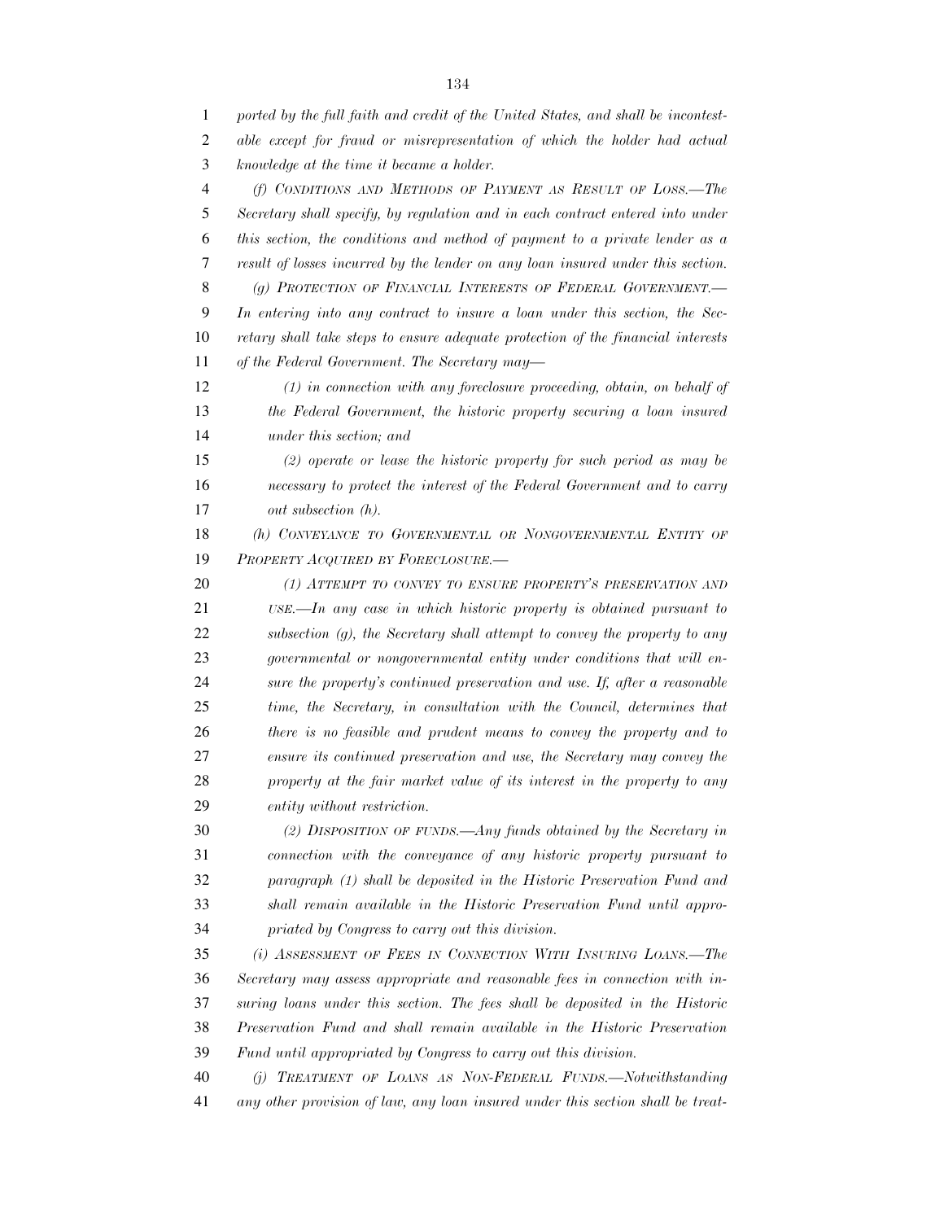*ported by the full faith and credit of the United States, and shall be incontestable except for fraud or misrepresentation of which the holder had actual knowledge at the time it became a holder.*

*(f) CONDITIONS AND METHODS OF PAYMENT AS RESULT OF LOSS.—The Secretary shall specify, by regulation and in each contract entered into under this section, the conditions and method of payment to a private lender as a result of losses incurred by the lender on any loan insured under this section.*

*(g) PROTECTION OF FINANCIAL INTERESTS OF FEDERAL GOVERNMENT.—In entering into any contract to insure a loan under this section, the Secretary shall take steps to ensure adequate protection of the financial interests of the Federal Government. The Secretary may—*

*(1) in connection with any foreclosure proceeding, obtain, on behalf of the Federal Government, the historic property securing a loan insured under this section; and*

*(2) operate or lease the historic property for such period as may be necessary to protect the interest of the Federal Government and to carry out subsection (h).*

*(h) CONVEYANCE TO GOVERNMENTAL OR NONGOVERNMENTAL ENTITY OF PROPERTY ACQUIRED BY FORECLOSURE.—*

*(1) ATTEMPT TO CONVEY TO ENSURE PROPERTY'S PRESERVATION AND USE.—In any case in which historic property is obtained pursuant to subsection (g), the Secretary shall attempt to convey the property to any governmental or nongovernmental entity under conditions that will ensure the property's continued preservation and use. If, after a reasonable time, the Secretary, in consultation with the Council, determines that there is no feasible and prudent means to convey the property and to ensure its continued preservation and use, the Secretary may convey the property at the fair market value of its interest in the property to any entity without restriction.*

*(2) DISPOSITION OF FUNDS.—Any funds obtained by the Secretary in connection with the conveyance of any historic property pursuant to paragraph (1) shall be deposited in the Historic Preservation Fund and shall remain available in the Historic Preservation Fund until appropriated by Congress to carry out this division.*

*(i) ASSESSMENT OF FEES IN CONNECTION WITH INSURING LOANS.—The Secretary may assess appropriate and reasonable fees in connection with insuring loans under this section. The fees shall be deposited in the Historic Preservation Fund and shall remain available in the Historic Preservation Fund until appropriated by Congress to carry out this division.*

*(j) TREATMENT OF LOANS AS NON-FEDERAL FUNDS.—Notwithstanding any other provision of law, any loan insured under this section shall be treat-*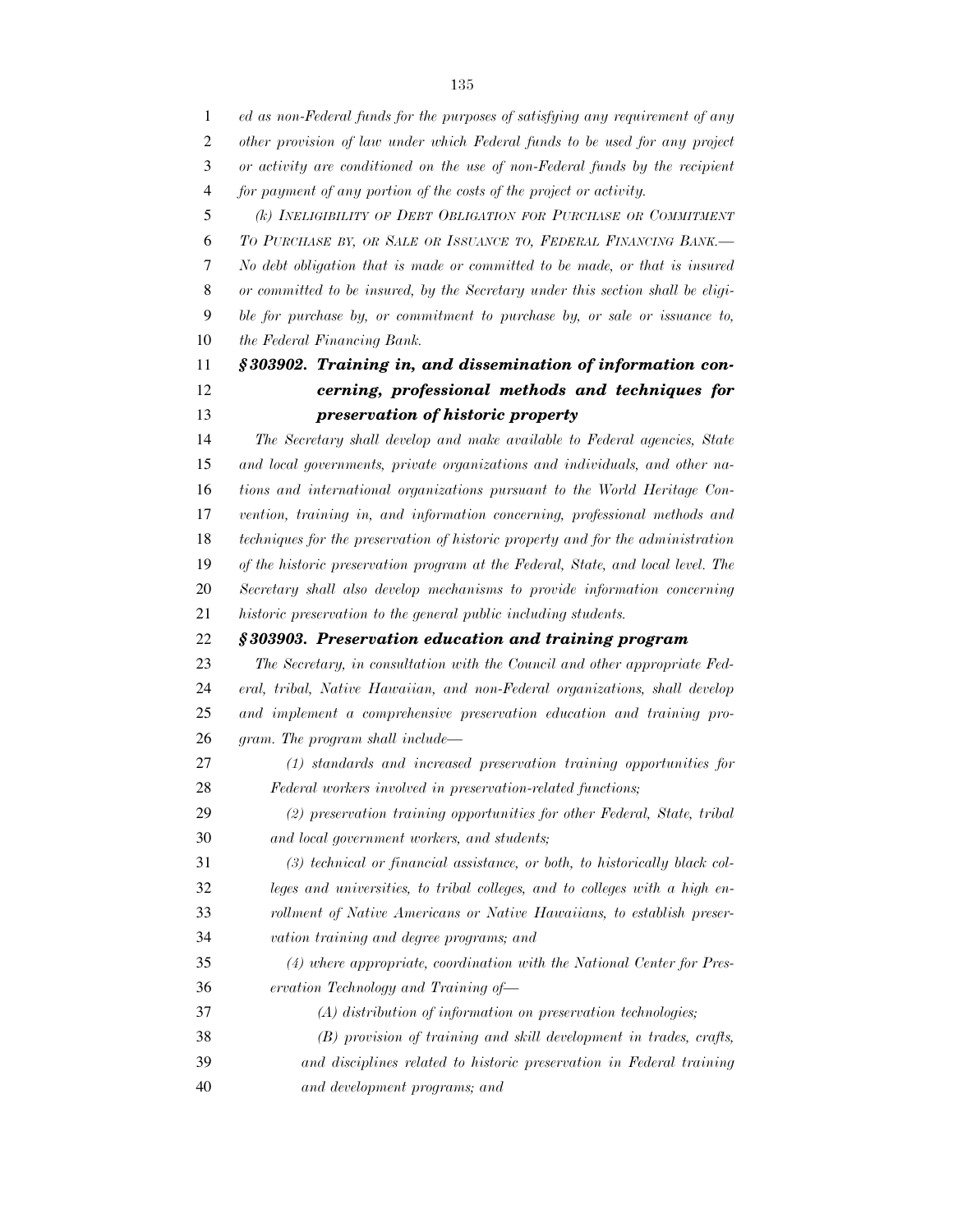*ed as non-Federal funds for the purposes of satisfying any requirement of any other provision of law under which Federal funds to be used for any project or activity are conditioned on the use of non-Federal funds by the recipient for payment of any portion of the costs of the project or activity.*

*(k) INELIGIBILITY OF DEBT OBLIGATION FOR PURCHASE OR COMMITMENT TO PURCHASE BY, OR SALE OR ISSUANCE TO, FEDERAL FINANCING BANK.—No debt obligation that is made or committed to be made, or that is insured or committed to be insured, by the Secretary under this section shall be eligible for purchase by, or commitment to purchase by, or sale or issuance to, the Federal Financing Bank.*

### *§303902. Training in, and dissemination of information concerning, professional methods and techniques for preservation of historic property*

*The Secretary shall develop and make available to Federal agencies, State and local governments, private organizations and individuals, and other nations and international organizations pursuant to the World Heritage Convention, training in, and information concerning, professional methods and techniques for the preservation of historic property and for the administration of the historic preservation program at the Federal, State, and local level. The Secretary shall also develop mechanisms to provide information concerning historic preservation to the general public including students.*

### *§303903. Preservation education and training program*

*The Secretary, in consultation with the Council and other appropriate Federal, tribal, Native Hawaiian, and non-Federal organizations, shall develop and implement a comprehensive preservation education and training program. The program shall include—*

*(1) standards and increased preservation training opportunities for Federal workers involved in preservation-related functions;*

*(2) preservation training opportunities for other Federal, State, tribal and local government workers, and students;*

*(3) technical or financial assistance, or both, to historically black colleges and universities, to tribal colleges, and to colleges with a high enrollment of Native Americans or Native Hawaiians, to establish preservation training and degree programs; and*

*(4) where appropriate, coordination with the National Center for Preservation Technology and Training of—*

*(A) distribution of information on preservation technologies;*

*(B) provision of training and skill development in trades, crafts, and disciplines related to historic preservation in Federal training and development programs; and*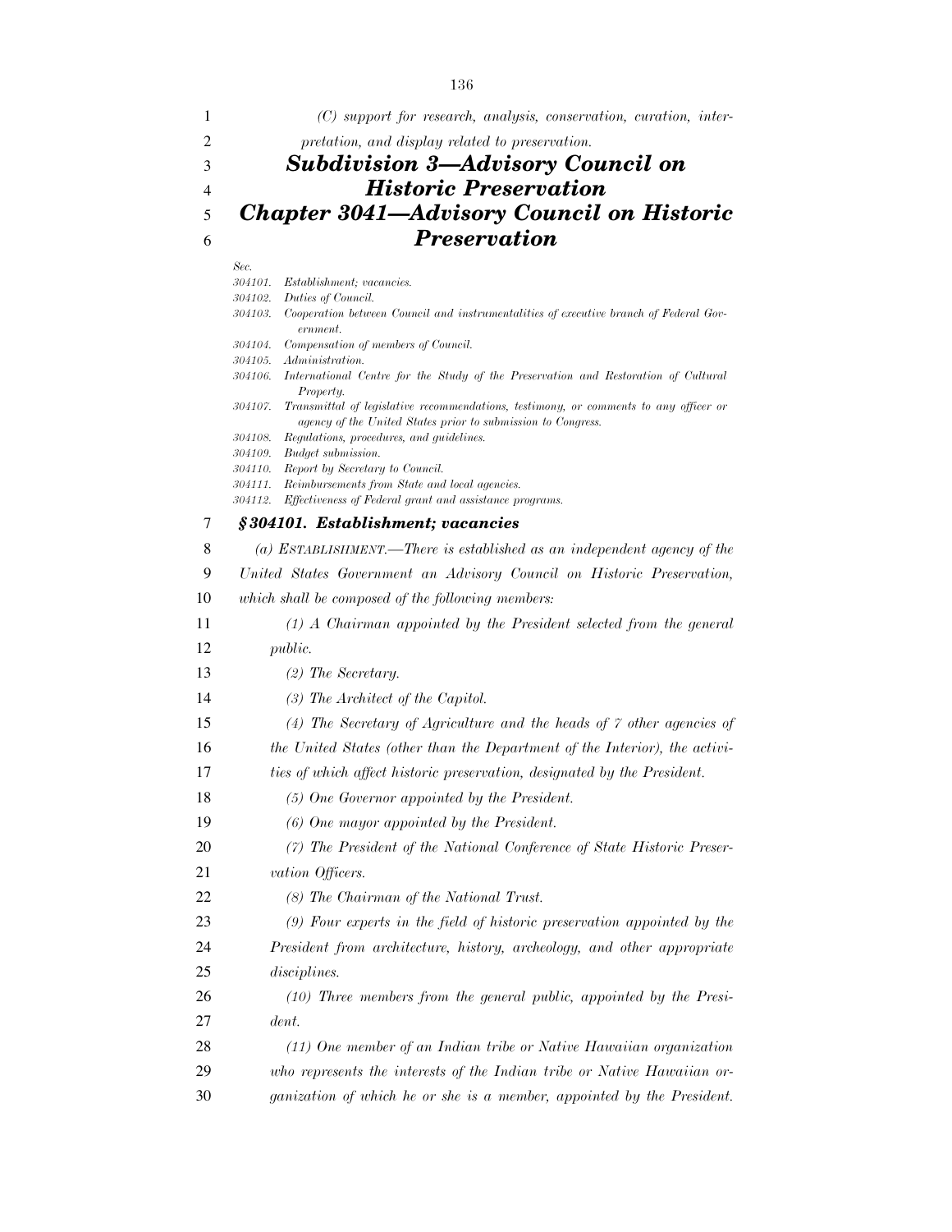*(C) support for research, analysis, conservation, curation, interpretation, and display related to preservation.*

# *Subdivision 3—Advisory Council on Historic Preservation*

# *Chapter 3041—Advisory Council on Historic Preservation*

*Sec.*
*304101. Establishment; vacancies.*
*304102. Duties of Council.*
*304103. Cooperation between Council and instrumentalities of executive branch of Federal Government.*
*304104. Compensation of members of Council.*
*304105. Administration.*
*304106. International Centre for the Study of the Preservation and Restoration of Cultural Property.*
*304107. Transmittal of legislative recommendations, testimony, or comments to any officer or agency of the United States prior to submission to Congress.*
*304108. Regulations, procedures, and guidelines.*
*304109. Budget submission.*
*304110. Report by Secretary to Council.*
*304111. Reimbursements from State and local agencies.*
*304112. Effectiveness of Federal grant and assistance programs.*

### *§304101. Establishment; vacancies*

*(a) ESTABLISHMENT.—There is established as an independent agency of the United States Government an Advisory Council on Historic Preservation, which shall be composed of the following members:*

*(1) A Chairman appointed by the President selected from the general public.*

*(2) The Secretary.*

*(3) The Architect of the Capitol.*

*(4) The Secretary of Agriculture and the heads of 7 other agencies of the United States (other than the Department of the Interior), the activities of which affect historic preservation, designated by the President.*

*(5) One Governor appointed by the President.*

*(6) One mayor appointed by the President.*

*(7) The President of the National Conference of State Historic Preservation Officers.*

*(8) The Chairman of the National Trust.*

*(9) Four experts in the field of historic preservation appointed by the President from architecture, history, archeology, and other appropriate disciplines.*

*(10) Three members from the general public, appointed by the President.*

*(11) One member of an Indian tribe or Native Hawaiian organization who represents the interests of the Indian tribe or Native Hawaiian organization of which he or she is a member, appointed by the President.*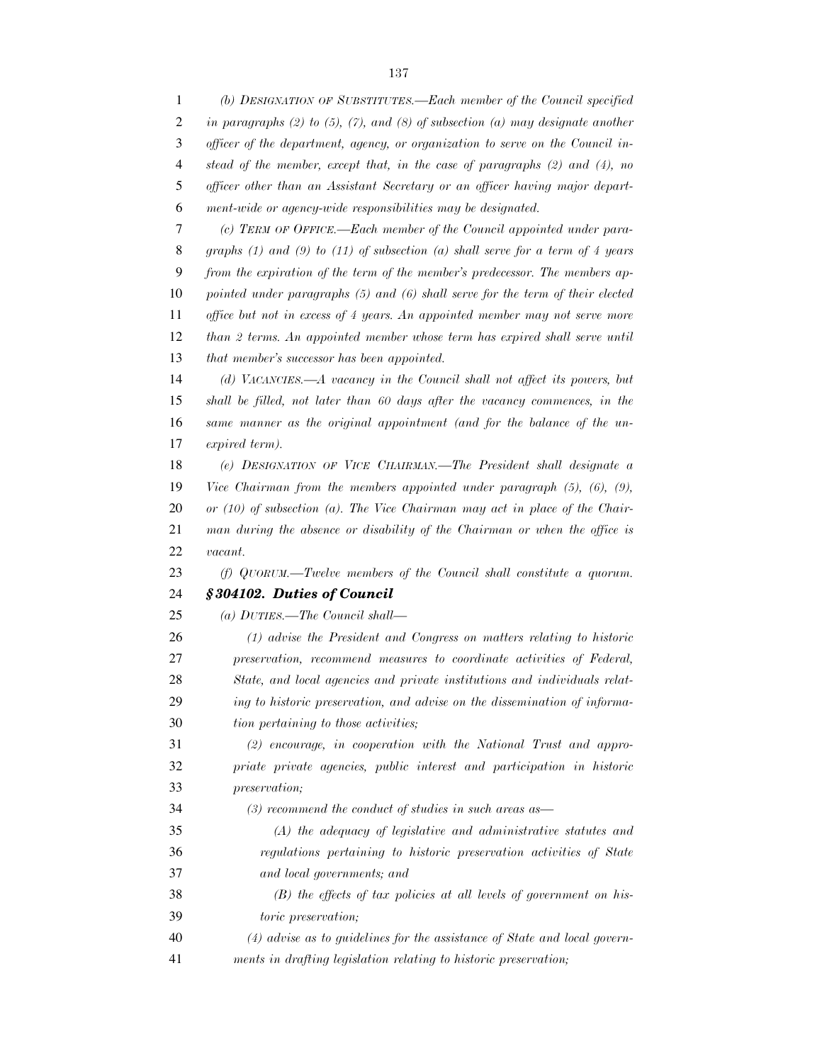*(b) DESIGNATION OF SUBSTITUTES.—Each member of the Council specified in paragraphs (2) to (5), (7), and (8) of subsection (a) may designate another officer of the department, agency, or organization to serve on the Council instead of the member, except that, in the case of paragraphs (2) and (4), no officer other than an Assistant Secretary or an officer having major department-wide or agency-wide responsibilities may be designated.*

*(c) TERM OF OFFICE.—Each member of the Council appointed under paragraphs (1) and (9) to (11) of subsection (a) shall serve for a term of 4 years from the expiration of the term of the member's predecessor. The members appointed under paragraphs (5) and (6) shall serve for the term of their elected office but not in excess of 4 years. An appointed member may not serve more than 2 terms. An appointed member whose term has expired shall serve until that member's successor has been appointed.*

*(d) VACANCIES.—A vacancy in the Council shall not affect its powers, but shall be filled, not later than 60 days after the vacancy commences, in the same manner as the original appointment (and for the balance of the unexpired term).*

*(e) DESIGNATION OF VICE CHAIRMAN.—The President shall designate a Vice Chairman from the members appointed under paragraph (5), (6), (9), or (10) of subsection (a). The Vice Chairman may act in place of the Chairman during the absence or disability of the Chairman or when the office is vacant.*

*(f) QUORUM.—Twelve members of the Council shall constitute a quorum.*

### *§ 304102. Duties of Council*

*(a) DUTIES.—The Council shall—*

*(1) advise the President and Congress on matters relating to historic preservation, recommend measures to coordinate activities of Federal, State, and local agencies and private institutions and individuals relating to historic preservation, and advise on the dissemination of information pertaining to those activities;*

*(2) encourage, in cooperation with the National Trust and appropriate private agencies, public interest and participation in historic preservation;*

*(3) recommend the conduct of studies in such areas as—*

*(A) the adequacy of legislative and administrative statutes and regulations pertaining to historic preservation activities of State and local governments; and*

*(B) the effects of tax policies at all levels of government on historic preservation;*

*(4) advise as to guidelines for the assistance of State and local governments in drafting legislation relating to historic preservation;*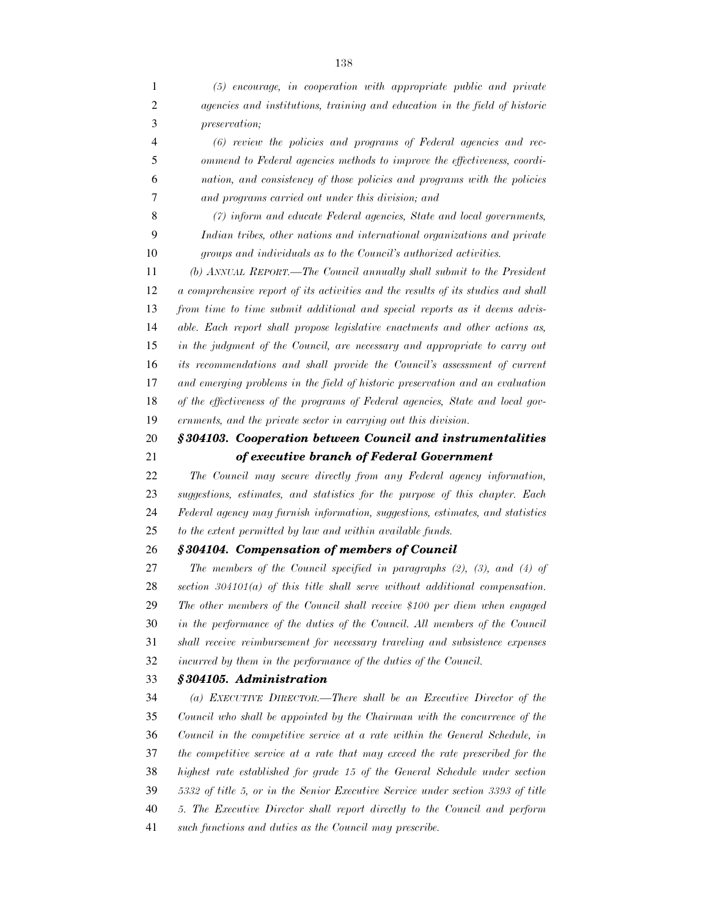*(5) encourage, in cooperation with appropriate public and private agencies and institutions, training and education in the field of historic preservation;*

*(6) review the policies and programs of Federal agencies and recommend to Federal agencies methods to improve the effectiveness, coordination, and consistency of those policies and programs with the policies and programs carried out under this division; and*

*(7) inform and educate Federal agencies, State and local governments, Indian tribes, other nations and international organizations and private groups and individuals as to the Council's authorized activities.*

*(b) ANNUAL REPORT.—The Council annually shall submit to the President a comprehensive report of its activities and the results of its studies and shall from time to time submit additional and special reports as it deems advisable. Each report shall propose legislative enactments and other actions as, in the judgment of the Council, are necessary and appropriate to carry out its recommendations and shall provide the Council's assessment of current and emerging problems in the field of historic preservation and an evaluation of the effectiveness of the programs of Federal agencies, State and local governments, and the private sector in carrying out this division.*

### ***§304103. Cooperation between Council and instrumentalities of executive branch of Federal Government***

*The Council may secure directly from any Federal agency information, suggestions, estimates, and statistics for the purpose of this chapter. Each Federal agency may furnish information, suggestions, estimates, and statistics to the extent permitted by law and within available funds.*

### ***§304104. Compensation of members of Council***

*The members of the Council specified in paragraphs (2), (3), and (4) of section 304101(a) of this title shall serve without additional compensation. The other members of the Council shall receive $100 per diem when engaged in the performance of the duties of the Council. All members of the Council shall receive reimbursement for necessary traveling and subsistence expenses incurred by them in the performance of the duties of the Council.*

### ***§304105. Administration***

*(a) EXECUTIVE DIRECTOR.—There shall be an Executive Director of the Council who shall be appointed by the Chairman with the concurrence of the Council in the competitive service at a rate within the General Schedule, in the competitive service at a rate that may exceed the rate prescribed for the highest rate established for grade 15 of the General Schedule under section 5332 of title 5, or in the Senior Executive Service under section 3393 of title 5. The Executive Director shall report directly to the Council and perform such functions and duties as the Council may prescribe.*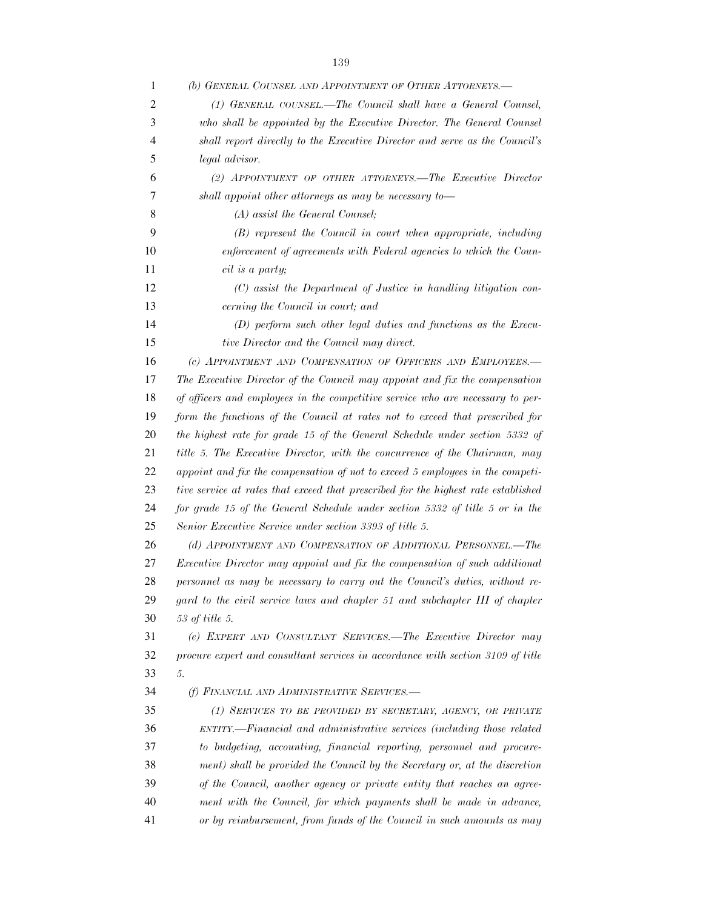*(b) GENERAL COUNSEL AND APPOINTMENT OF OTHER ATTORNEYS.—*

*(1) GENERAL COUNSEL.—The Council shall have a General Counsel, who shall be appointed by the Executive Director. The General Counsel shall report directly to the Executive Director and serve as the Council's legal advisor.*

*(2) APPOINTMENT OF OTHER ATTORNEYS.—The Executive Director shall appoint other attorneys as may be necessary to—*

*(A) assist the General Counsel;*

*(B) represent the Council in court when appropriate, including enforcement of agreements with Federal agencies to which the Council is a party;*

*(C) assist the Department of Justice in handling litigation concerning the Council in court; and*

*(D) perform such other legal duties and functions as the Executive Director and the Council may direct.*

*(c) APPOINTMENT AND COMPENSATION OF OFFICERS AND EMPLOYEES.—The Executive Director of the Council may appoint and fix the compensation of officers and employees in the competitive service who are necessary to perform the functions of the Council at rates not to exceed that prescribed for the highest rate for grade 15 of the General Schedule under section 5332 of title 5. The Executive Director, with the concurrence of the Chairman, may appoint and fix the compensation of not to exceed 5 employees in the competitive service at rates that exceed that prescribed for the highest rate established for grade 15 of the General Schedule under section 5332 of title 5 or in the Senior Executive Service under section 3393 of title 5.*

*(d) APPOINTMENT AND COMPENSATION OF ADDITIONAL PERSONNEL.—The Executive Director may appoint and fix the compensation of such additional personnel as may be necessary to carry out the Council's duties, without regard to the civil service laws and chapter 51 and subchapter III of chapter 53 of title 5.*

*(e) EXPERT AND CONSULTANT SERVICES.—The Executive Director may procure expert and consultant services in accordance with section 3109 of title 5.*

*(f) FINANCIAL AND ADMINISTRATIVE SERVICES.—*

*(1) SERVICES TO BE PROVIDED BY SECRETARY, AGENCY, OR PRIVATE ENTITY.—Financial and administrative services (including those related to budgeting, accounting, financial reporting, personnel and procurement) shall be provided the Council by the Secretary or, at the discretion of the Council, another agency or private entity that reaches an agreement with the Council, for which payments shall be made in advance, or by reimbursement, from funds of the Council in such amounts as may*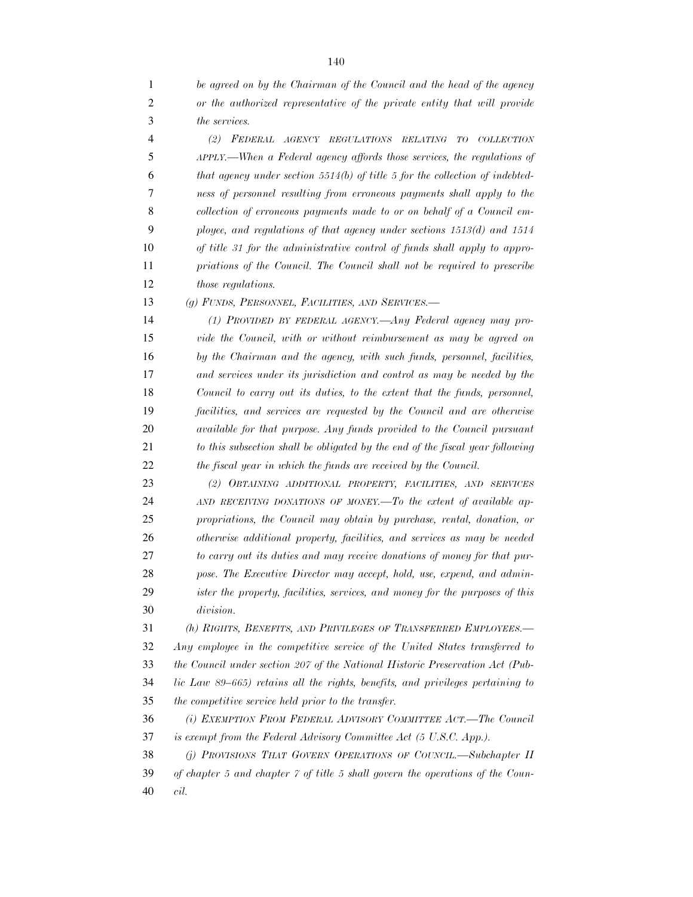*be agreed on by the Chairman of the Council and the head of the agency or the authorized representative of the private entity that will provide the services.*

*(2) FEDERAL AGENCY REGULATIONS RELATING TO COLLECTION APPLY.—When a Federal agency affords those services, the regulations of that agency under section 5514(b) of title 5 for the collection of indebtedness of personnel resulting from erroneous payments shall apply to the collection of erroneous payments made to or on behalf of a Council employee, and regulations of that agency under sections 1513(d) and 1514 of title 31 for the administrative control of funds shall apply to appropriations of the Council. The Council shall not be required to prescribe those regulations.*

*(g) FUNDS, PERSONNEL, FACILITIES, AND SERVICES.—*

*(1) PROVIDED BY FEDERAL AGENCY.—Any Federal agency may provide the Council, with or without reimbursement as may be agreed on by the Chairman and the agency, with such funds, personnel, facilities, and services under its jurisdiction and control as may be needed by the Council to carry out its duties, to the extent that the funds, personnel, facilities, and services are requested by the Council and are otherwise available for that purpose. Any funds provided to the Council pursuant to this subsection shall be obligated by the end of the fiscal year following the fiscal year in which the funds are received by the Council.*

*(2) OBTAINING ADDITIONAL PROPERTY, FACILITIES, AND SERVICES AND RECEIVING DONATIONS OF MONEY.—To the extent of available appropriations, the Council may obtain by purchase, rental, donation, or otherwise additional property, facilities, and services as may be needed to carry out its duties and may receive donations of money for that purpose. The Executive Director may accept, hold, use, expend, and administer the property, facilities, services, and money for the purposes of this division.*

*(h) RIGHTS, BENEFITS, AND PRIVILEGES OF TRANSFERRED EMPLOYEES.— Any employee in the competitive service of the United States transferred to the Council under section 207 of the National Historic Preservation Act (Public Law 89–665) retains all the rights, benefits, and privileges pertaining to the competitive service held prior to the transfer.*

*(i) EXEMPTION FROM FEDERAL ADVISORY COMMITTEE ACT.—The Council is exempt from the Federal Advisory Committee Act (5 U.S.C. App.).*

*(j) PROVISIONS THAT GOVERN OPERATIONS OF COUNCIL.—Subchapter II of chapter 5 and chapter 7 of title 5 shall govern the operations of the Council.*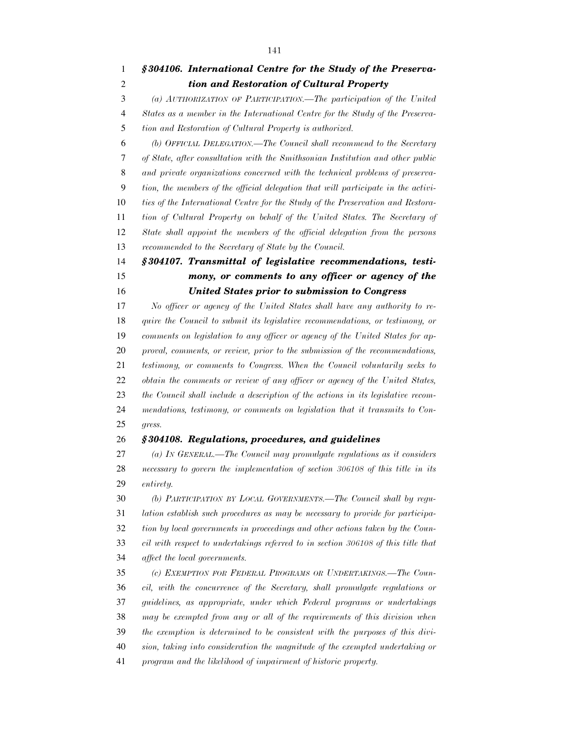### *§ 304106. International Centre for the Study of the Preservation and Restoration of Cultural Property*

*(a) AUTHORIZATION OF PARTICIPATION.—The participation of the United States as a member in the International Centre for the Study of the Preservation and Restoration of Cultural Property is authorized.*

*(b) OFFICIAL DELEGATION.—The Council shall recommend to the Secretary of State, after consultation with the Smithsonian Institution and other public and private organizations concerned with the technical problems of preservation, the members of the official delegation that will participate in the activities of the International Centre for the Study of the Preservation and Restoration of Cultural Property on behalf of the United States. The Secretary of State shall appoint the members of the official delegation from the persons recommended to the Secretary of State by the Council.*

### *§ 304107. Transmittal of legislative recommendations, testimony, or comments to any officer or agency of the United States prior to submission to Congress*

*No officer or agency of the United States shall have any authority to require the Council to submit its legislative recommendations, or testimony, or comments on legislation to any officer or agency of the United States for approval, comments, or review, prior to the submission of the recommendations, testimony, or comments to Congress. When the Council voluntarily seeks to obtain the comments or review of any officer or agency of the United States, the Council shall include a description of the actions in its legislative recommendations, testimony, or comments on legislation that it transmits to Congress.*

### *§ 304108. Regulations, procedures, and guidelines*

*(a) IN GENERAL.—The Council may promulgate regulations as it considers necessary to govern the implementation of section 306108 of this title in its entirety.*

*(b) PARTICIPATION BY LOCAL GOVERNMENTS.—The Council shall by regulation establish such procedures as may be necessary to provide for participation by local governments in proceedings and other actions taken by the Council with respect to undertakings referred to in section 306108 of this title that affect the local governments.*

*(c) EXEMPTION FOR FEDERAL PROGRAMS OR UNDERTAKINGS.—The Council, with the concurrence of the Secretary, shall promulgate regulations or guidelines, as appropriate, under which Federal programs or undertakings may be exempted from any or all of the requirements of this division when the exemption is determined to be consistent with the purposes of this division, taking into consideration the magnitude of the exempted undertaking or program and the likelihood of impairment of historic property.*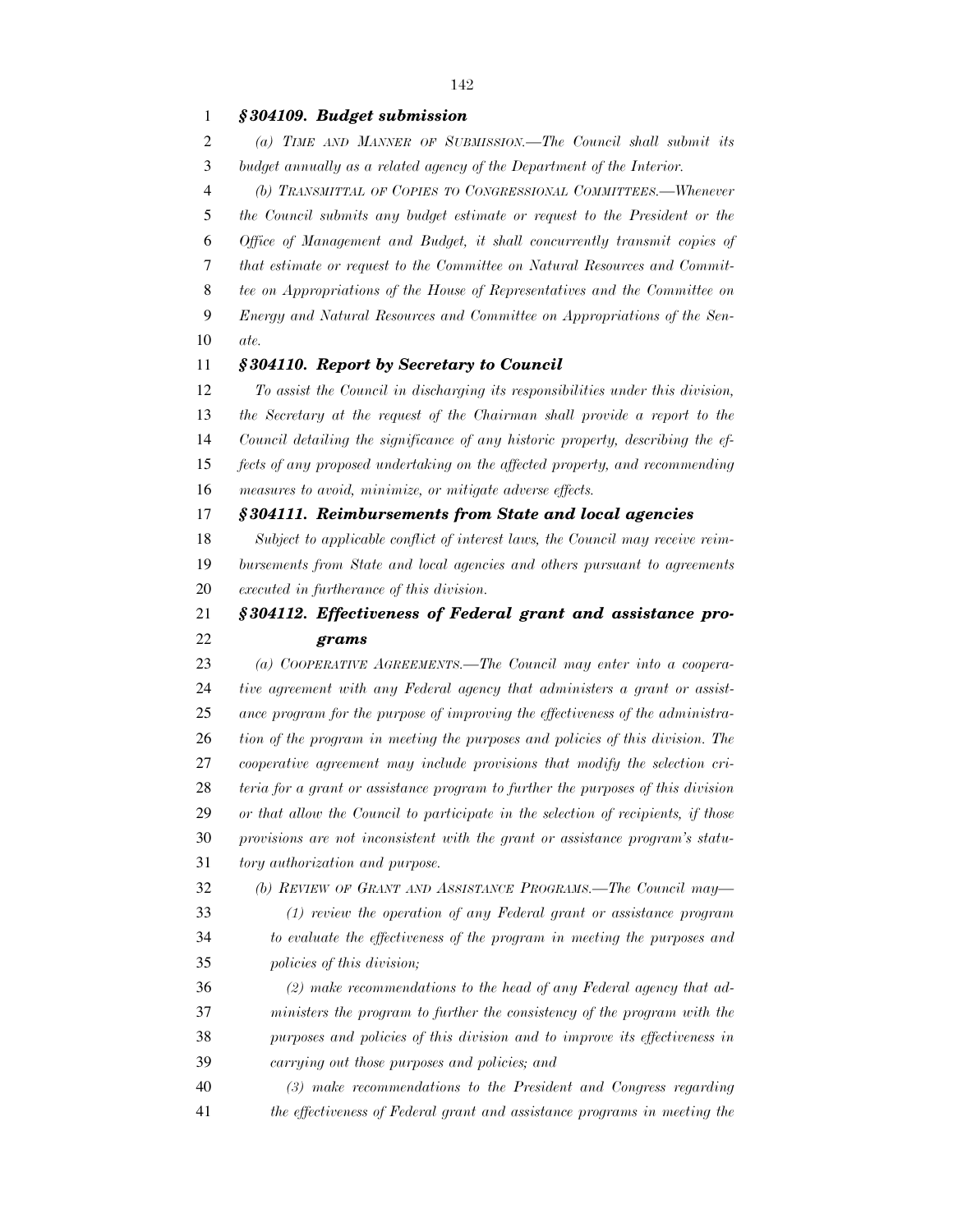### *§ 304109. Budget submission*

*(a) TIME AND MANNER OF SUBMISSION.—The Council shall submit its budget annually as a related agency of the Department of the Interior.*

*(b) TRANSMITTAL OF COPIES TO CONGRESSIONAL COMMITTEES.—Whenever the Council submits any budget estimate or request to the President or the Office of Management and Budget, it shall concurrently transmit copies of that estimate or request to the Committee on Natural Resources and Committee on Appropriations of the House of Representatives and the Committee on Energy and Natural Resources and Committee on Appropriations of the Senate.*

### *§ 304110. Report by Secretary to Council*

*To assist the Council in discharging its responsibilities under this division, the Secretary at the request of the Chairman shall provide a report to the Council detailing the significance of any historic property, describing the effects of any proposed undertaking on the affected property, and recommending measures to avoid, minimize, or mitigate adverse effects.*

### *§ 304111. Reimbursements from State and local agencies*

*Subject to applicable conflict of interest laws, the Council may receive reimbursements from State and local agencies and others pursuant to agreements executed in furtherance of this division.*

### *§ 304112. Effectiveness of Federal grant and assistance programs*

*(a) COOPERATIVE AGREEMENTS.—The Council may enter into a cooperative agreement with any Federal agency that administers a grant or assistance program for the purpose of improving the effectiveness of the administration of the program in meeting the purposes and policies of this division. The cooperative agreement may include provisions that modify the selection criteria for a grant or assistance program to further the purposes of this division or that allow the Council to participate in the selection of recipients, if those provisions are not inconsistent with the grant or assistance program's statutory authorization and purpose.*

*(b) REVIEW OF GRANT AND ASSISTANCE PROGRAMS.—The Council may—*

*(1) review the operation of any Federal grant or assistance program to evaluate the effectiveness of the program in meeting the purposes and policies of this division;*

*(2) make recommendations to the head of any Federal agency that administers the program to further the consistency of the program with the purposes and policies of this division and to improve its effectiveness in carrying out those purposes and policies; and*

*(3) make recommendations to the President and Congress regarding the effectiveness of Federal grant and assistance programs in meeting the*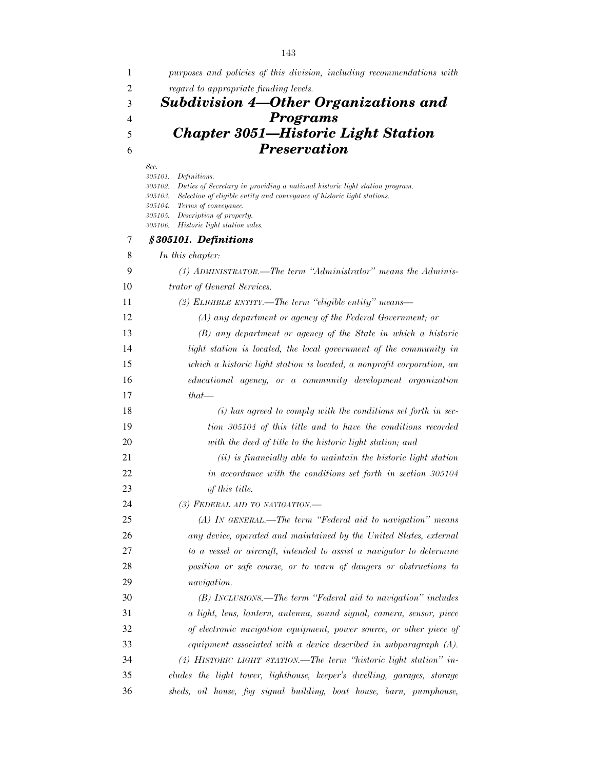*purposes and policies of this division, including recommendations with regard to appropriate funding levels.*

## *Subdivision 4—Other Organizations and Programs*

## *Chapter 3051—Historic Light Station Preservation*

*Sec.*
*305101. Definitions.*
*305102. Duties of Secretary in providing a national historic light station program.*
*305103. Selection of eligible entity and conveyance of historic light stations.*
*305104. Terms of conveyance.*
*305105. Description of property.*
*305106. Historic light station sales.*

### *§305101. Definitions*

*In this chapter:*

*(1) ADMINISTRATOR.—The term "Administrator" means the Administrator of General Services.*

*(2) ELIGIBLE ENTITY.—The term "eligible entity" means—*

*(A) any department or agency of the Federal Government; or*

*(B) any department or agency of the State in which a historic light station is located, the local government of the community in which a historic light station is located, a nonprofit corporation, an educational agency, or a community development organization that—*

*(i) has agreed to comply with the conditions set forth in section 305104 of this title and to have the conditions recorded with the deed of title to the historic light station; and*

*(ii) is financially able to maintain the historic light station in accordance with the conditions set forth in section 305104 of this title.*

*(3) FEDERAL AID TO NAVIGATION.—*

*(A) IN GENERAL.—The term "Federal aid to navigation" means any device, operated and maintained by the United States, external to a vessel or aircraft, intended to assist a navigator to determine position or safe course, or to warn of dangers or obstructions to navigation.*

*(B) INCLUSIONS.—The term "Federal aid to navigation" includes a light, lens, lantern, antenna, sound signal, camera, sensor, piece of electronic navigation equipment, power source, or other piece of equipment associated with a device described in subparagraph (A).*

*(4) HISTORIC LIGHT STATION.—The term "historic light station" includes the light tower, lighthouse, keeper's dwelling, garages, storage sheds, oil house, fog signal building, boat house, barn, pumphouse,*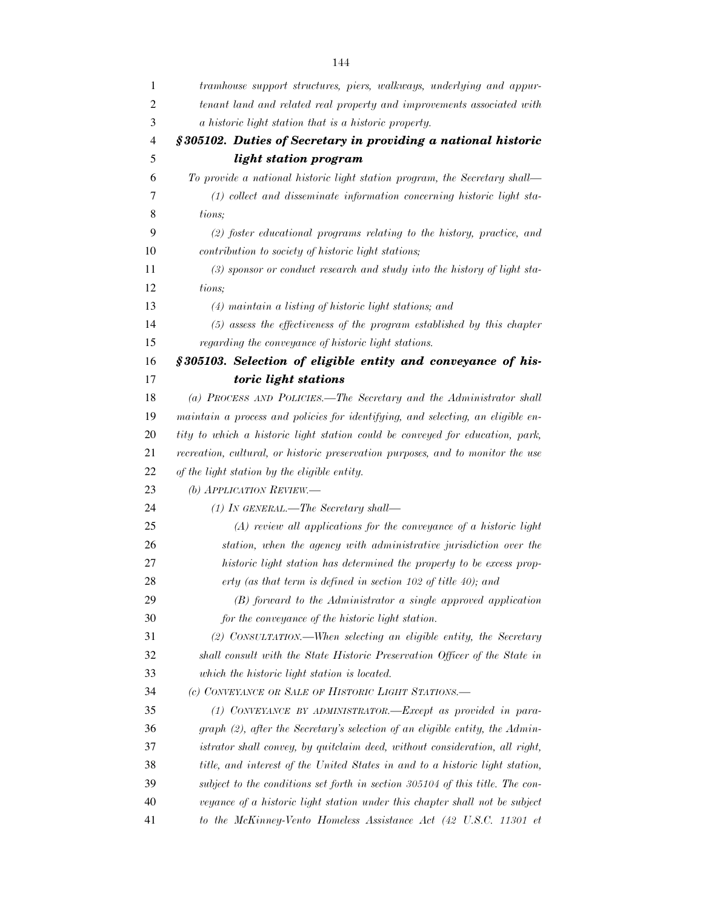*tramhouse support structures, piers, walkways, underlying and appurtenant land and related real property and improvements associated with a historic light station that is a historic property.*

### ***§305102. Duties of Secretary in providing a national historic light station program***

*To provide a national historic light station program, the Secretary shall—*

*(1) collect and disseminate information concerning historic light stations;*

*(2) foster educational programs relating to the history, practice, and contribution to society of historic light stations;*

*(3) sponsor or conduct research and study into the history of light stations;*

*(4) maintain a listing of historic light stations; and*

*(5) assess the effectiveness of the program established by this chapter regarding the conveyance of historic light stations.*

### ***§305103. Selection of eligible entity and conveyance of historic light stations***

*(a) PROCESS AND POLICIES.—The Secretary and the Administrator shall maintain a process and policies for identifying, and selecting, an eligible entity to which a historic light station could be conveyed for education, park, recreation, cultural, or historic preservation purposes, and to monitor the use of the light station by the eligible entity.*

*(b) APPLICATION REVIEW.—*

*(1) IN GENERAL.—The Secretary shall—*

*(A) review all applications for the conveyance of a historic light station, when the agency with administrative jurisdiction over the historic light station has determined the property to be excess property (as that term is defined in section 102 of title 40); and*

*(B) forward to the Administrator a single approved application for the conveyance of the historic light station.*

*(2) CONSULTATION.—When selecting an eligible entity, the Secretary shall consult with the State Historic Preservation Officer of the State in which the historic light station is located.*

*(c) CONVEYANCE OR SALE OF HISTORIC LIGHT STATIONS.—*

*(1) CONVEYANCE BY ADMINISTRATOR.—Except as provided in paragraph (2), after the Secretary's selection of an eligible entity, the Administrator shall convey, by quitclaim deed, without consideration, all right, title, and interest of the United States in and to a historic light station, subject to the conditions set forth in section 305104 of this title. The conveyance of a historic light station under this chapter shall not be subject to the McKinney-Vento Homeless Assistance Act (42 U.S.C. 11301 et*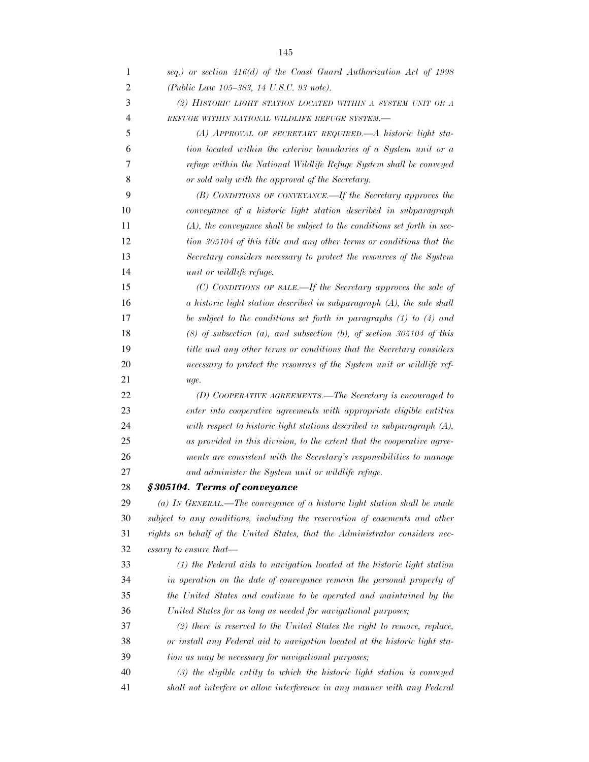*seq.) or section 416(d) of the Coast Guard Authorization Act of 1998 (Public Law 105–383, 14 U.S.C. 93 note).*

*(2) HISTORIC LIGHT STATION LOCATED WITHIN A SYSTEM UNIT OR A REFUGE WITHIN NATIONAL WILDLIFE REFUGE SYSTEM.—*

*(A) APPROVAL OF SECRETARY REQUIRED.—A historic light station located within the exterior boundaries of a System unit or a refuge within the National Wildlife Refuge System shall be conveyed or sold only with the approval of the Secretary.*

*(B) CONDITIONS OF CONVEYANCE.—If the Secretary approves the conveyance of a historic light station described in subparagraph (A), the conveyance shall be subject to the conditions set forth in section 305104 of this title and any other terms or conditions that the Secretary considers necessary to protect the resources of the System unit or wildlife refuge.*

*(C) CONDITIONS OF SALE.—If the Secretary approves the sale of a historic light station described in subparagraph (A), the sale shall be subject to the conditions set forth in paragraphs (1) to (4) and (8) of subsection (a), and subsection (b), of section 305104 of this title and any other terms or conditions that the Secretary considers necessary to protect the resources of the System unit or wildlife refuge.*

*(D) COOPERATIVE AGREEMENTS.—The Secretary is encouraged to enter into cooperative agreements with appropriate eligible entities with respect to historic light stations described in subparagraph (A), as provided in this division, to the extent that the cooperative agreements are consistent with the Secretary's responsibilities to manage and administer the System unit or wildlife refuge.*

***§305104. Terms of conveyance***

*(a) IN GENERAL.—The conveyance of a historic light station shall be made subject to any conditions, including the reservation of easements and other rights on behalf of the United States, that the Administrator considers necessary to ensure that—*

*(1) the Federal aids to navigation located at the historic light station in operation on the date of conveyance remain the personal property of the United States and continue to be operated and maintained by the United States for as long as needed for navigational purposes;*

*(2) there is reserved to the United States the right to remove, replace, or install any Federal aid to navigation located at the historic light station as may be necessary for navigational purposes;*

*(3) the eligible entity to which the historic light station is conveyed shall not interfere or allow interference in any manner with any Federal*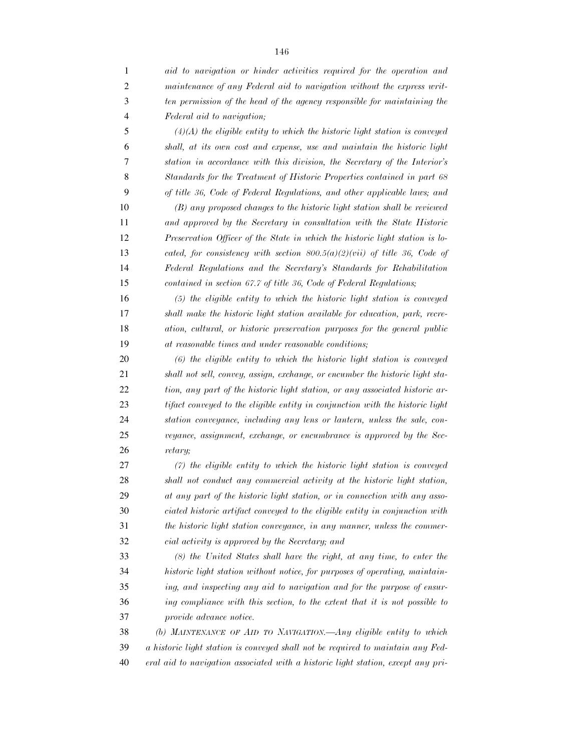*aid to navigation or hinder activities required for the operation and maintenance of any Federal aid to navigation without the express written permission of the head of the agency responsible for maintaining the Federal aid to navigation;*

*(4)(A) the eligible entity to which the historic light station is conveyed shall, at its own cost and expense, use and maintain the historic light station in accordance with this division, the Secretary of the Interior's Standards for the Treatment of Historic Properties contained in part 68 of title 36, Code of Federal Regulations, and other applicable laws; and*

*(B) any proposed changes to the historic light station shall be reviewed and approved by the Secretary in consultation with the State Historic Preservation Officer of the State in which the historic light station is located, for consistency with section 800.5(a)(2)(vii) of title 36, Code of Federal Regulations and the Secretary's Standards for Rehabilitation contained in section 67.7 of title 36, Code of Federal Regulations;*

*(5) the eligible entity to which the historic light station is conveyed shall make the historic light station available for education, park, recreation, cultural, or historic preservation purposes for the general public at reasonable times and under reasonable conditions;*

*(6) the eligible entity to which the historic light station is conveyed shall not sell, convey, assign, exchange, or encumber the historic light station, any part of the historic light station, or any associated historic artifact conveyed to the eligible entity in conjunction with the historic light station conveyance, including any lens or lantern, unless the sale, conveyance, assignment, exchange, or encumbrance is approved by the Secretary;*

*(7) the eligible entity to which the historic light station is conveyed shall not conduct any commercial activity at the historic light station, at any part of the historic light station, or in connection with any associated historic artifact conveyed to the eligible entity in conjunction with the historic light station conveyance, in any manner, unless the commercial activity is approved by the Secretary; and*

*(8) the United States shall have the right, at any time, to enter the historic light station without notice, for purposes of operating, maintaining, and inspecting any aid to navigation and for the purpose of ensuring compliance with this section, to the extent that it is not possible to provide advance notice.*

*(b) MAINTENANCE OF AID TO NAVIGATION.—Any eligible entity to which a historic light station is conveyed shall not be required to maintain any Federal aid to navigation associated with a historic light station, except any pri-*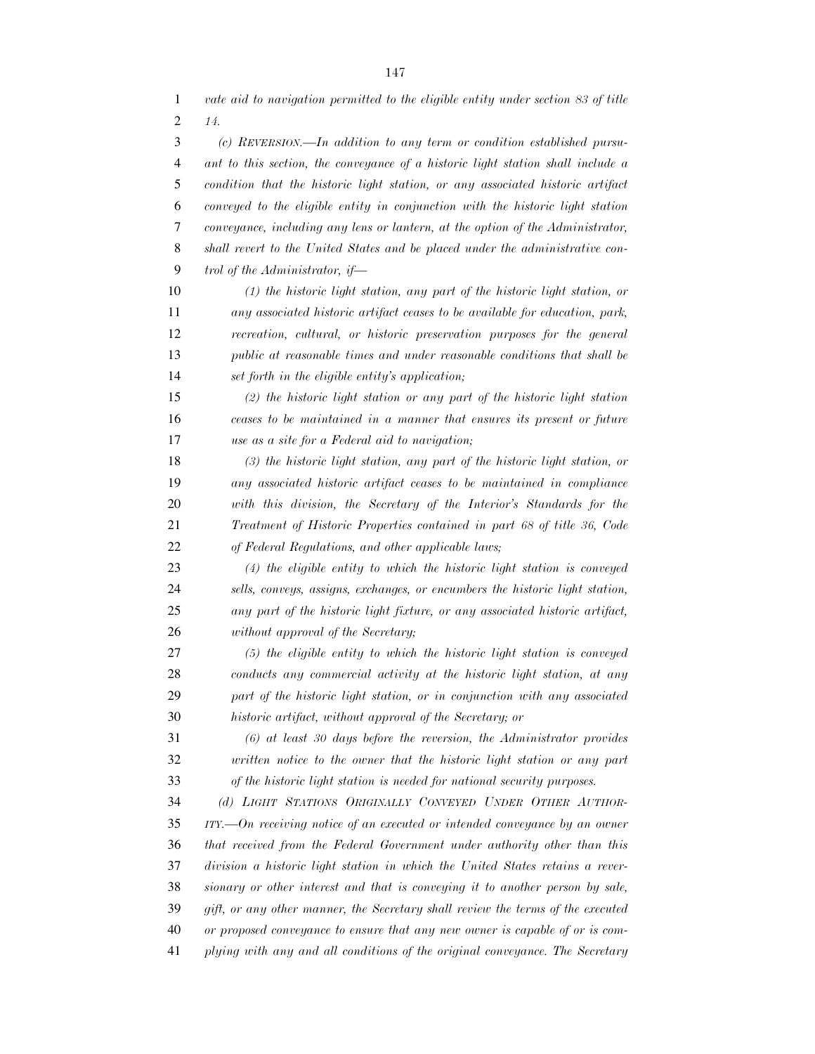*vate aid to navigation permitted to the eligible entity under section 83 of title 14.*

*(c) REVERSION.—In addition to any term or condition established pursuant to this section, the conveyance of a historic light station shall include a condition that the historic light station, or any associated historic artifact conveyed to the eligible entity in conjunction with the historic light station conveyance, including any lens or lantern, at the option of the Administrator, shall revert to the United States and be placed under the administrative control of the Administrator, if—*

*(1) the historic light station, any part of the historic light station, or any associated historic artifact ceases to be available for education, park, recreation, cultural, or historic preservation purposes for the general public at reasonable times and under reasonable conditions that shall be set forth in the eligible entity's application;*

*(2) the historic light station or any part of the historic light station ceases to be maintained in a manner that ensures its present or future use as a site for a Federal aid to navigation;*

*(3) the historic light station, any part of the historic light station, or any associated historic artifact ceases to be maintained in compliance with this division, the Secretary of the Interior's Standards for the Treatment of Historic Properties contained in part 68 of title 36, Code of Federal Regulations, and other applicable laws;*

*(4) the eligible entity to which the historic light station is conveyed sells, conveys, assigns, exchanges, or encumbers the historic light station, any part of the historic light fixture, or any associated historic artifact, without approval of the Secretary;*

*(5) the eligible entity to which the historic light station is conveyed conducts any commercial activity at the historic light station, at any part of the historic light station, or in conjunction with any associated historic artifact, without approval of the Secretary; or*

*(6) at least 30 days before the reversion, the Administrator provides written notice to the owner that the historic light station or any part of the historic light station is needed for national security purposes.*

*(d) LIGHT STATIONS ORIGINALLY CONVEYED UNDER OTHER AUTHORITY.—On receiving notice of an executed or intended conveyance by an owner that received from the Federal Government under authority other than this division a historic light station in which the United States retains a reversionary or other interest and that is conveying it to another person by sale, gift, or any other manner, the Secretary shall review the terms of the executed or proposed conveyance to ensure that any new owner is capable of or is complying with any and all conditions of the original conveyance. The Secretary*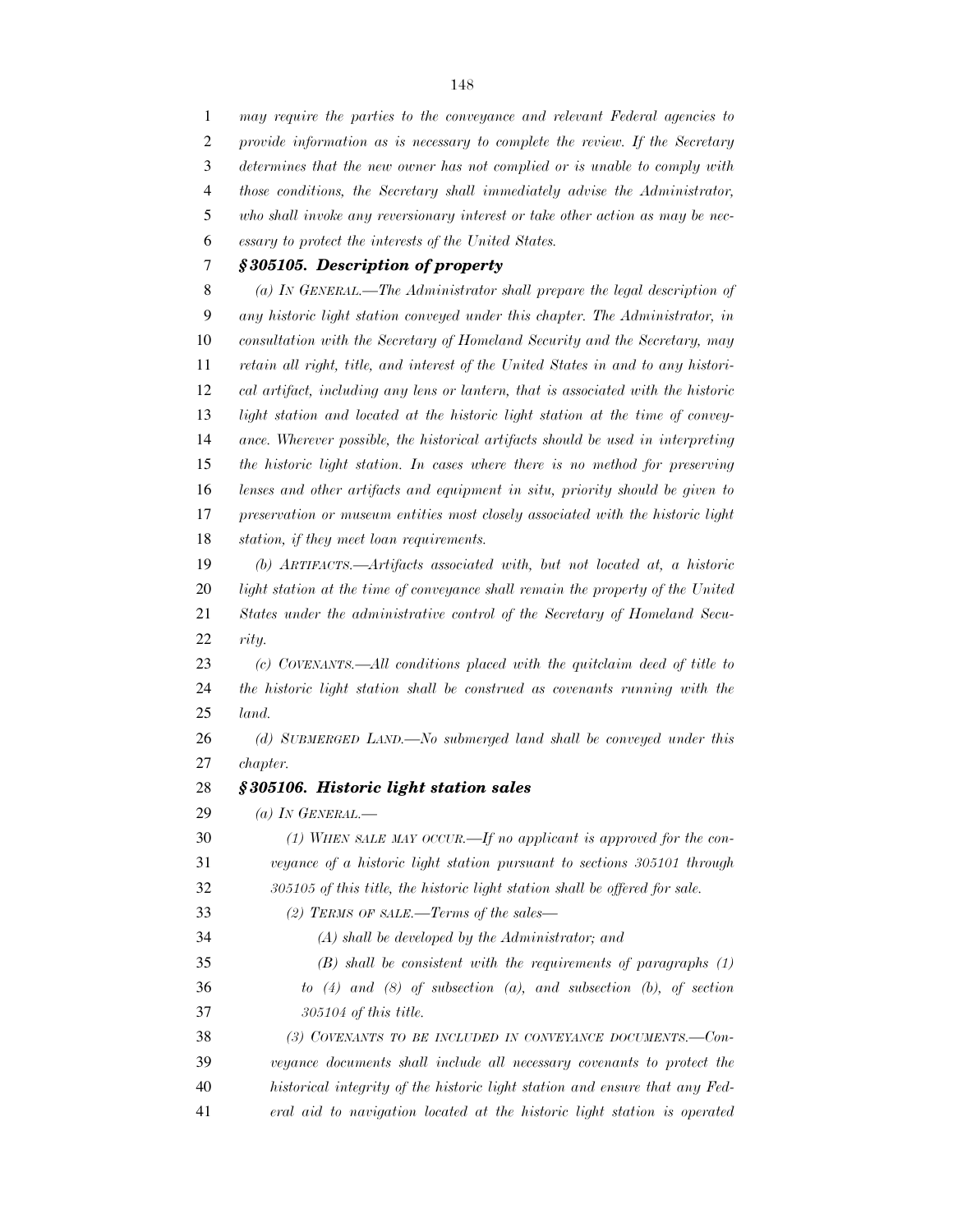*may require the parties to the conveyance and relevant Federal agencies to provide information as is necessary to complete the review. If the Secretary determines that the new owner has not complied or is unable to comply with those conditions, the Secretary shall immediately advise the Administrator, who shall invoke any reversionary interest or take other action as may be necessary to protect the interests of the United States.*

### *§ 305105. Description of property*

*(a) IN GENERAL.—The Administrator shall prepare the legal description of any historic light station conveyed under this chapter. The Administrator, in consultation with the Secretary of Homeland Security and the Secretary, may retain all right, title, and interest of the United States in and to any historical artifact, including any lens or lantern, that is associated with the historic light station and located at the historic light station at the time of conveyance. Wherever possible, the historical artifacts should be used in interpreting the historic light station. In cases where there is no method for preserving lenses and other artifacts and equipment in situ, priority should be given to preservation or museum entities most closely associated with the historic light station, if they meet loan requirements.*

*(b) ARTIFACTS.—Artifacts associated with, but not located at, a historic light station at the time of conveyance shall remain the property of the United States under the administrative control of the Secretary of Homeland Security.*

*(c) COVENANTS.—All conditions placed with the quitclaim deed of title to the historic light station shall be construed as covenants running with the land.*

*(d) SUBMERGED LAND.—No submerged land shall be conveyed under this chapter.*

### *§ 305106. Historic light station sales*

*(a) IN GENERAL.—*

*(1) WHEN SALE MAY OCCUR.—If no applicant is approved for the conveyance of a historic light station pursuant to sections 305101 through 305105 of this title, the historic light station shall be offered for sale.*

*(2) TERMS OF SALE.—Terms of the sales—*

*(A) shall be developed by the Administrator; and*

*(B) shall be consistent with the requirements of paragraphs (1) to (4) and (8) of subsection (a), and subsection (b), of section 305104 of this title.*

*(3) COVENANTS TO BE INCLUDED IN CONVEYANCE DOCUMENTS.—Conveyance documents shall include all necessary covenants to protect the historical integrity of the historic light station and ensure that any Federal aid to navigation located at the historic light station is operated*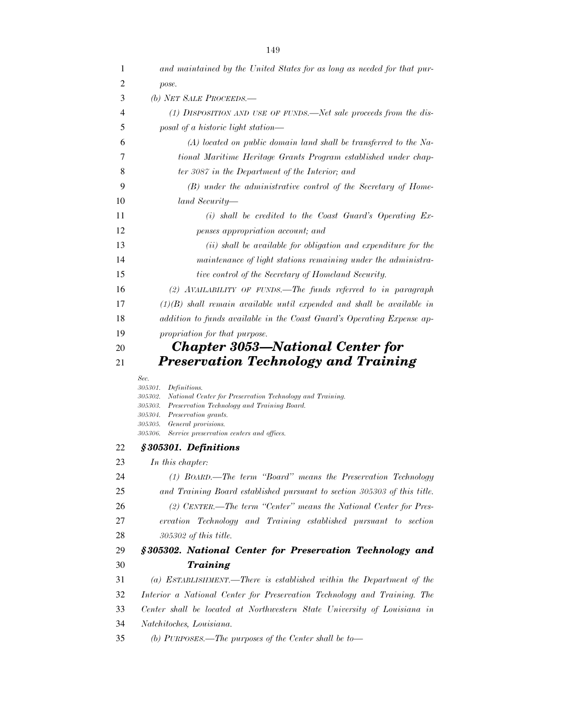*and maintained by the United States for as long as needed for that purpose.*

*(b) NET SALE PROCEEDS.—*

*(1) DISPOSITION AND USE OF FUNDS.—Net sale proceeds from the disposal of a historic light station—*

*(A) located on public domain land shall be transferred to the National Maritime Heritage Grants Program established under chapter 3087 in the Department of the Interior; and*

*(B) under the administrative control of the Secretary of Homeland Security—*

*(i) shall be credited to the Coast Guard's Operating Expenses appropriation account; and*

*(ii) shall be available for obligation and expenditure for the maintenance of light stations remaining under the administrative control of the Secretary of Homeland Security.*

*(2) AVAILABILITY OF FUNDS.—The funds referred to in paragraph (1)(B) shall remain available until expended and shall be available in addition to funds available in the Coast Guard's Operating Expense appropriation for that purpose.*

## *Chapter 3053—National Center for Preservation Technology and Training*

*Sec.*
*305301. Definitions.*
*305302. National Center for Preservation Technology and Training.*
*305303. Preservation Technology and Training Board.*
*305304. Preservation grants.*
*305305. General provisions.*
*305306. Service preservation centers and offices.*

### *§305301. Definitions*

*In this chapter:*

*(1) BOARD.—The term "Board" means the Preservation Technology and Training Board established pursuant to section 305303 of this title.*

*(2) CENTER.—The term "Center" means the National Center for Preservation Technology and Training established pursuant to section 305302 of this title.*

### *§305302. National Center for Preservation Technology and Training*

*(a) ESTABLISHMENT.—There is established within the Department of the Interior a National Center for Preservation Technology and Training. The Center shall be located at Northwestern State University of Louisiana in Natchitoches, Louisiana.*

*(b) PURPOSES.—The purposes of the Center shall be to—*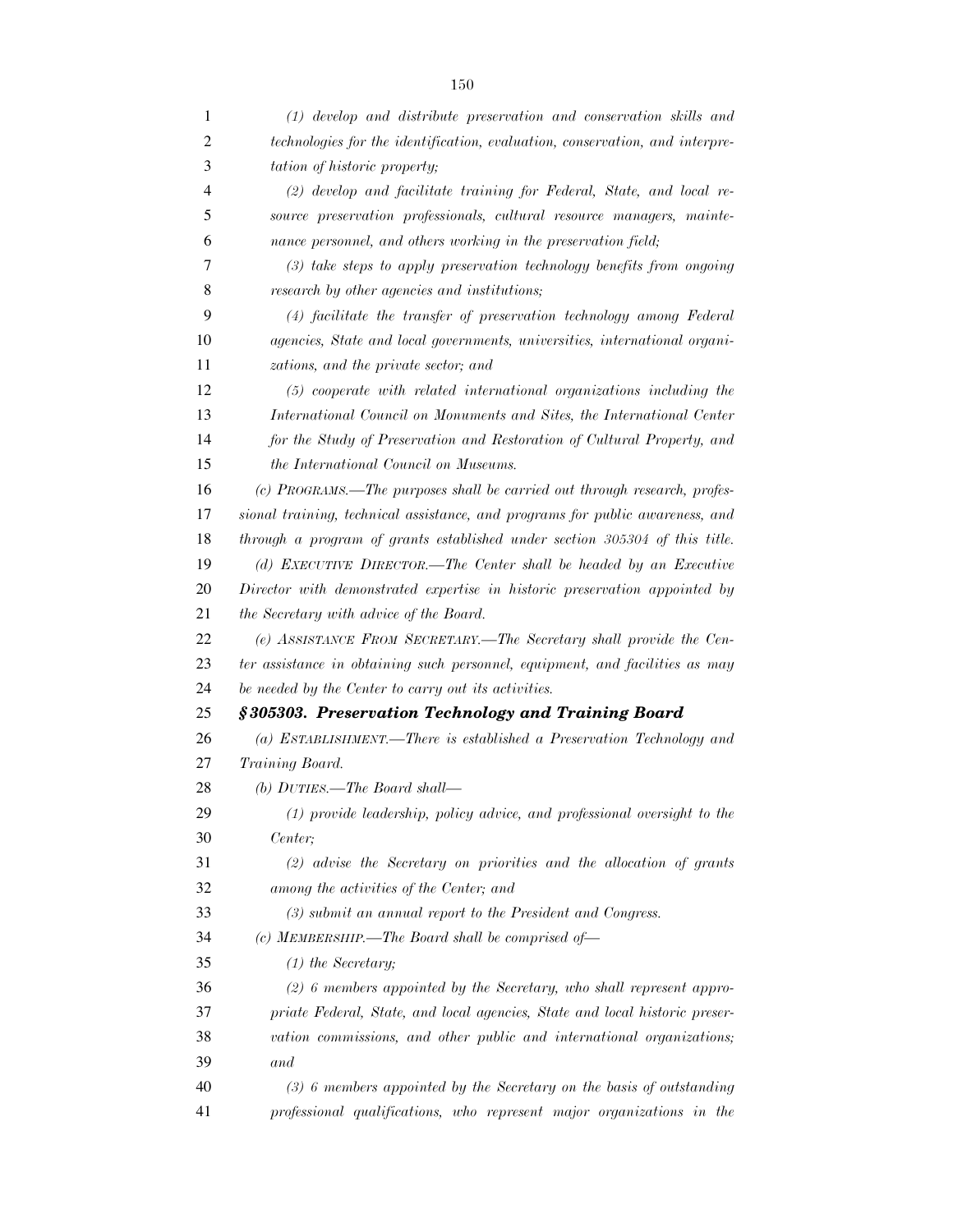*(1) develop and distribute preservation and conservation skills and technologies for the identification, evaluation, conservation, and interpretation of historic property;*

*(2) develop and facilitate training for Federal, State, and local resource preservation professionals, cultural resource managers, maintenance personnel, and others working in the preservation field;*

*(3) take steps to apply preservation technology benefits from ongoing research by other agencies and institutions;*

*(4) facilitate the transfer of preservation technology among Federal agencies, State and local governments, universities, international organizations, and the private sector; and*

*(5) cooperate with related international organizations including the International Council on Monuments and Sites, the International Center for the Study of Preservation and Restoration of Cultural Property, and the International Council on Museums.*

*(c) PROGRAMS.—The purposes shall be carried out through research, professional training, technical assistance, and programs for public awareness, and through a program of grants established under section 305304 of this title.*

*(d) EXECUTIVE DIRECTOR.—The Center shall be headed by an Executive Director with demonstrated expertise in historic preservation appointed by the Secretary with advice of the Board.*

*(e) ASSISTANCE FROM SECRETARY.—The Secretary shall provide the Center assistance in obtaining such personnel, equipment, and facilities as may be needed by the Center to carry out its activities.*

### *§305303. Preservation Technology and Training Board*

*(a) ESTABLISHMENT.—There is established a Preservation Technology and Training Board.*

*(b) DUTIES.—The Board shall—*

*(1) provide leadership, policy advice, and professional oversight to the Center;*

*(2) advise the Secretary on priorities and the allocation of grants among the activities of the Center; and*

*(3) submit an annual report to the President and Congress.*

*(c) MEMBERSHIP.—The Board shall be comprised of—*

*(1) the Secretary;*

*(2) 6 members appointed by the Secretary, who shall represent appropriate Federal, State, and local agencies, State and local historic preservation commissions, and other public and international organizations; and*

*(3) 6 members appointed by the Secretary on the basis of outstanding professional qualifications, who represent major organizations in the*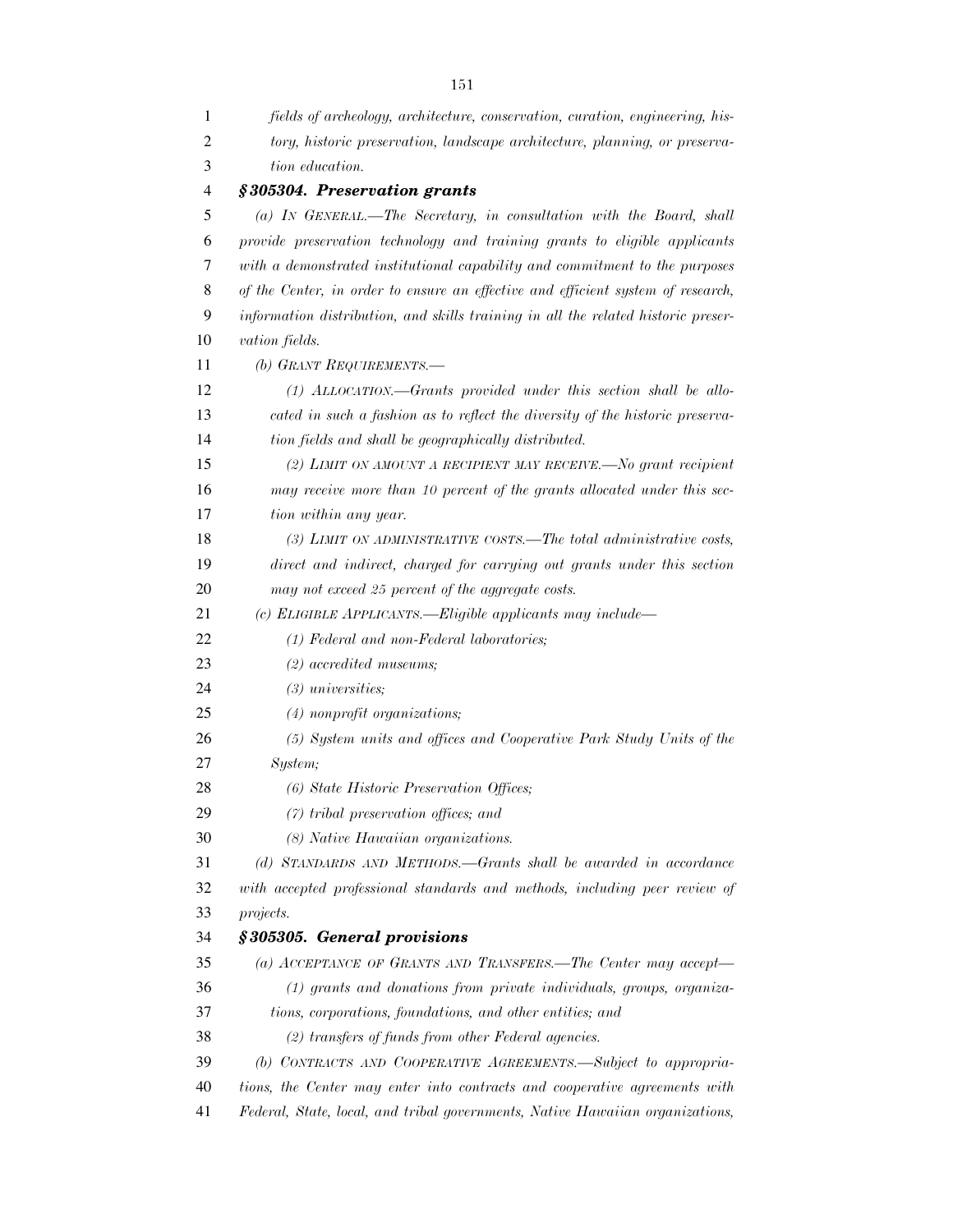*fields of archeology, architecture, conservation, curation, engineering, history, historic preservation, landscape architecture, planning, or preservation education.*

### ***§ 305304. Preservation grants***

*(a) IN GENERAL.—The Secretary, in consultation with the Board, shall provide preservation technology and training grants to eligible applicants with a demonstrated institutional capability and commitment to the purposes of the Center, in order to ensure an effective and efficient system of research, information distribution, and skills training in all the related historic preservation fields.*

*(b) GRANT REQUIREMENTS.—*

*(1) ALLOCATION.—Grants provided under this section shall be allocated in such a fashion as to reflect the diversity of the historic preservation fields and shall be geographically distributed.*

*(2) LIMIT ON AMOUNT A RECIPIENT MAY RECEIVE.—No grant recipient may receive more than 10 percent of the grants allocated under this section within any year.*

*(3) LIMIT ON ADMINISTRATIVE COSTS.—The total administrative costs, direct and indirect, charged for carrying out grants under this section may not exceed 25 percent of the aggregate costs.*

*(c) ELIGIBLE APPLICANTS.—Eligible applicants may include—*

*(1) Federal and non-Federal laboratories;*

*(2) accredited museums;*

*(3) universities;*

*(4) nonprofit organizations;*

*(5) System units and offices and Cooperative Park Study Units of the System;*

*(6) State Historic Preservation Offices;*

*(7) tribal preservation offices; and*

*(8) Native Hawaiian organizations.*

*(d) STANDARDS AND METHODS.—Grants shall be awarded in accordance with accepted professional standards and methods, including peer review of projects.*

### ***§ 305305. General provisions***

*(a) ACCEPTANCE OF GRANTS AND TRANSFERS.—The Center may accept—*

*(1) grants and donations from private individuals, groups, organizations, corporations, foundations, and other entities; and*

*(2) transfers of funds from other Federal agencies.*

*(b) CONTRACTS AND COOPERATIVE AGREEMENTS.—Subject to appropriations, the Center may enter into contracts and cooperative agreements with Federal, State, local, and tribal governments, Native Hawaiian organizations,*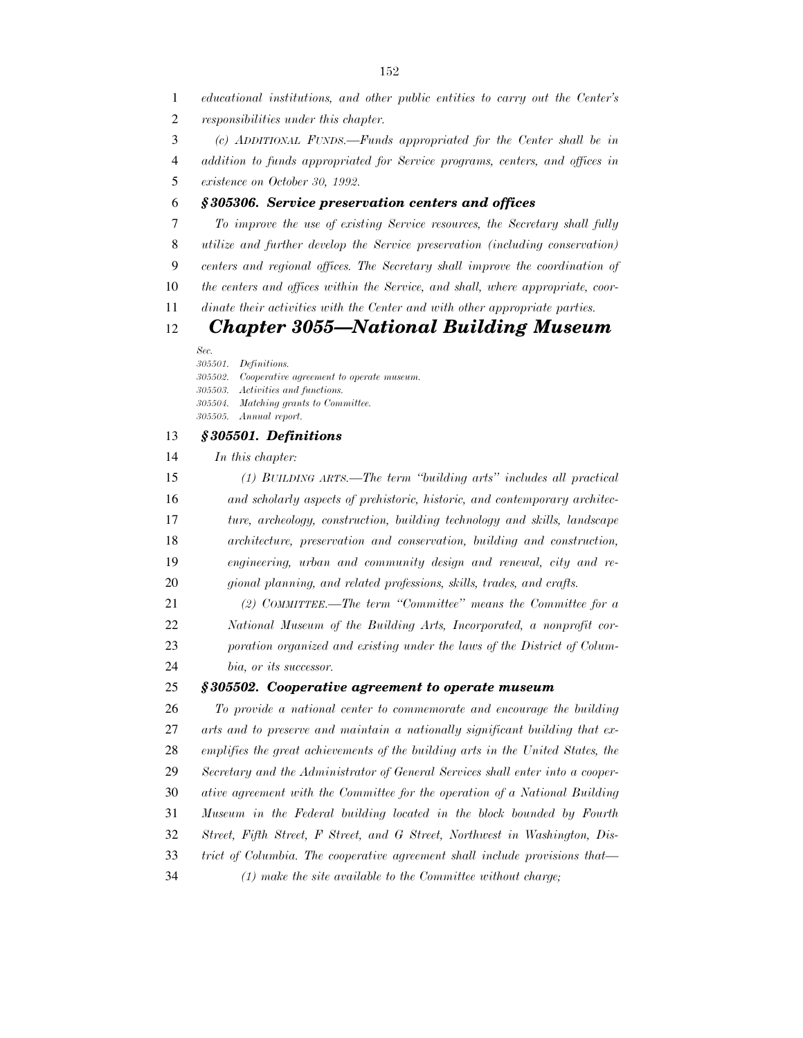*educational institutions, and other public entities to carry out the Center's responsibilities under this chapter.*

*(c) ADDITIONAL FUNDS.—Funds appropriated for the Center shall be in addition to funds appropriated for Service programs, centers, and offices in existence on October 30, 1992.*

### *§ 305306. Service preservation centers and offices*

*To improve the use of existing Service resources, the Secretary shall fully utilize and further develop the Service preservation (including conservation) centers and regional offices. The Secretary shall improve the coordination of the centers and offices within the Service, and shall, where appropriate, coordinate their activities with the Center and with other appropriate parties.*

## *Chapter 3055—National Building Museum*

*Sec.*
*305501. Definitions.*
*305502. Cooperative agreement to operate museum.*
*305503. Activities and functions.*
*305504. Matching grants to Committee.*
*305505. Annual report.*

### *§ 305501. Definitions*

*In this chapter:*

*(1) BUILDING ARTS.—The term "building arts" includes all practical and scholarly aspects of prehistoric, historic, and contemporary architecture, archeology, construction, building technology and skills, landscape architecture, preservation and conservation, building and construction, engineering, urban and community design and renewal, city and regional planning, and related professions, skills, trades, and crafts.*

*(2) COMMITTEE.—The term "Committee" means the Committee for a National Museum of the Building Arts, Incorporated, a nonprofit corporation organized and existing under the laws of the District of Columbia, or its successor.*

### *§ 305502. Cooperative agreement to operate museum*

*To provide a national center to commemorate and encourage the building arts and to preserve and maintain a nationally significant building that exemplifies the great achievements of the building arts in the United States, the Secretary and the Administrator of General Services shall enter into a cooperative agreement with the Committee for the operation of a National Building Museum in the Federal building located in the block bounded by Fourth Street, Fifth Street, F Street, and G Street, Northwest in Washington, District of Columbia. The cooperative agreement shall include provisions that—*

*(1) make the site available to the Committee without charge;*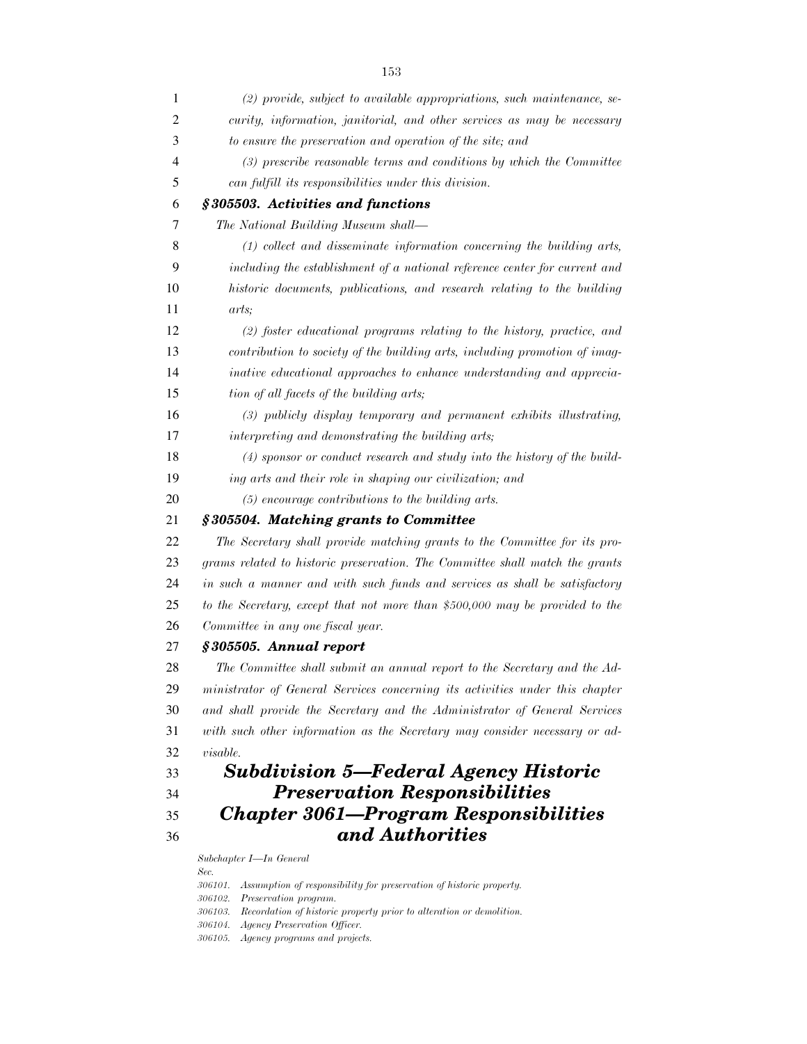*(2) provide, subject to available appropriations, such maintenance, security, information, janitorial, and other services as may be necessary to ensure the preservation and operation of the site; and*

*(3) prescribe reasonable terms and conditions by which the Committee can fulfill its responsibilities under this division.*

### *§ 305503. Activities and functions*

*The National Building Museum shall—*

*(1) collect and disseminate information concerning the building arts, including the establishment of a national reference center for current and historic documents, publications, and research relating to the building arts;*

*(2) foster educational programs relating to the history, practice, and contribution to society of the building arts, including promotion of imaginative educational approaches to enhance understanding and appreciation of all facets of the building arts;*

*(3) publicly display temporary and permanent exhibits illustrating, interpreting and demonstrating the building arts;*

*(4) sponsor or conduct research and study into the history of the building arts and their role in shaping our civilization; and*

*(5) encourage contributions to the building arts.*

### *§ 305504. Matching grants to Committee*

*The Secretary shall provide matching grants to the Committee for its programs related to historic preservation. The Committee shall match the grants in such a manner and with such funds and services as shall be satisfactory to the Secretary, except that not more than $500,000 may be provided to the Committee in any one fiscal year.*

### *§ 305505. Annual report*

*The Committee shall submit an annual report to the Secretary and the Administrator of General Services concerning its activities under this chapter and shall provide the Secretary and the Administrator of General Services with such other information as the Secretary may consider necessary or advisable.*

# *Subdivision 5—Federal Agency Historic Preservation Responsibilities*

## *Chapter 3061—Program Responsibilities and Authorities*

*Subchapter I—In General*

*Sec.*
*306101. Assumption of responsibility for preservation of historic property.*
*306102. Preservation program.*
*306103. Recordation of historic property prior to alteration or demolition.*
*306104. Agency Preservation Officer.*
*306105. Agency programs and projects.*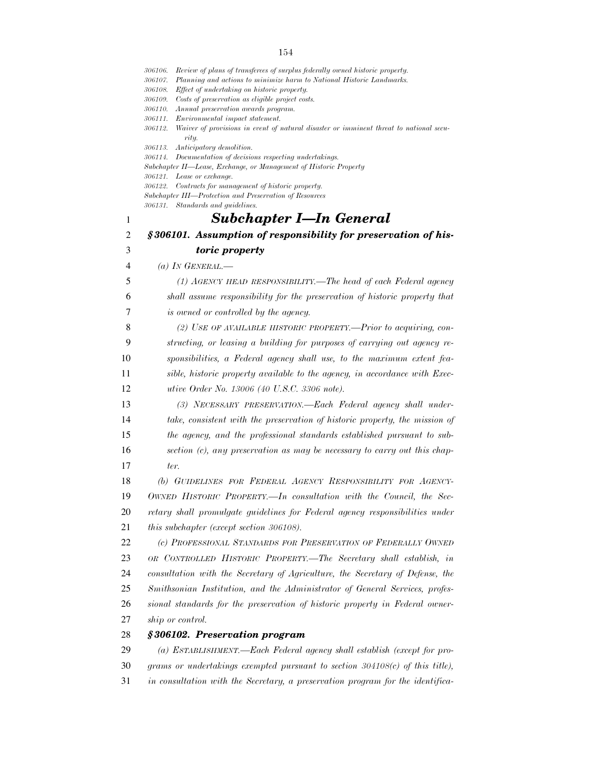306106. Review of plans of transferees of surplus federally owned historic property.
306107. Planning and actions to minimize harm to National Historic Landmarks.
306108. Effect of undertaking on historic property.
306109. Costs of preservation as eligible project costs.
306110. Annual preservation awards program.
306111. Environmental impact statement.
306112. Waiver of provisions in event of natural disaster or imminent threat to national security.
306113. Anticipatory demolition.
306114. Documentation of decisions respecting undertakings.

Subchapter II—Lease, Exchange, or Management of Historic Property

306121. Lease or exchange.
306122. Contracts for management of historic property.

Subchapter III—Protection and Preservation of Resources

306131. Standards and guidelines.

## *Subchapter I—In General*

### *§ 306101. Assumption of responsibility for preservation of historic property*

*(a) IN GENERAL.—*

*(1) AGENCY HEAD RESPONSIBILITY.—The head of each Federal agency shall assume responsibility for the preservation of historic property that is owned or controlled by the agency.*

*(2) USE OF AVAILABLE HISTORIC PROPERTY.—Prior to acquiring, constructing, or leasing a building for purposes of carrying out agency responsibilities, a Federal agency shall use, to the maximum extent feasible, historic property available to the agency, in accordance with Executive Order No. 13006 (40 U.S.C. 3306 note).*

*(3) NECESSARY PRESERVATION.—Each Federal agency shall undertake, consistent with the preservation of historic property, the mission of the agency, and the professional standards established pursuant to subsection (c), any preservation as may be necessary to carry out this chapter.*

*(b) GUIDELINES FOR FEDERAL AGENCY RESPONSIBILITY FOR AGENCY-OWNED HISTORIC PROPERTY.—In consultation with the Council, the Secretary shall promulgate guidelines for Federal agency responsibilities under this subchapter (except section 306108).*

*(c) PROFESSIONAL STANDARDS FOR PRESERVATION OF FEDERALLY OWNED OR CONTROLLED HISTORIC PROPERTY.—The Secretary shall establish, in consultation with the Secretary of Agriculture, the Secretary of Defense, the Smithsonian Institution, and the Administrator of General Services, professional standards for the preservation of historic property in Federal ownership or control.*

### *§ 306102. Preservation program*

*(a) ESTABLISHMENT.—Each Federal agency shall establish (except for programs or undertakings exempted pursuant to section 304108(c) of this title), in consultation with the Secretary, a preservation program for the identifica-*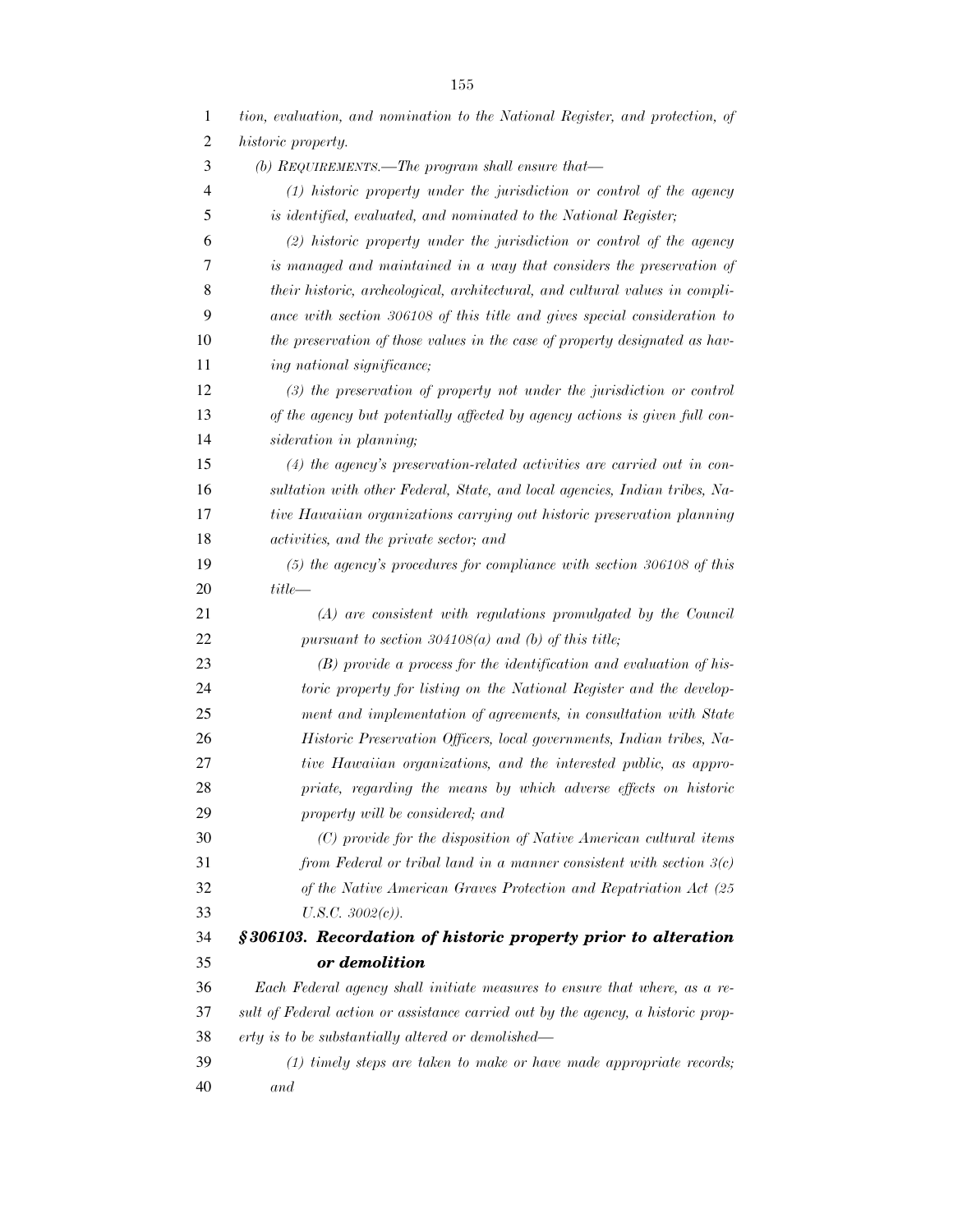*tion, evaluation, and nomination to the National Register, and protection, of historic property.*

*(b) REQUIREMENTS.—The program shall ensure that—*

*(1) historic property under the jurisdiction or control of the agency is identified, evaluated, and nominated to the National Register;*

*(2) historic property under the jurisdiction or control of the agency is managed and maintained in a way that considers the preservation of their historic, archeological, architectural, and cultural values in compliance with section 306108 of this title and gives special consideration to the preservation of those values in the case of property designated as having national significance;*

*(3) the preservation of property not under the jurisdiction or control of the agency but potentially affected by agency actions is given full consideration in planning;*

*(4) the agency's preservation-related activities are carried out in consultation with other Federal, State, and local agencies, Indian tribes, Native Hawaiian organizations carrying out historic preservation planning activities, and the private sector; and*

*(5) the agency's procedures for compliance with section 306108 of this title—*

*(A) are consistent with regulations promulgated by the Council pursuant to section 304108(a) and (b) of this title;*

*(B) provide a process for the identification and evaluation of historic property for listing on the National Register and the development and implementation of agreements, in consultation with State Historic Preservation Officers, local governments, Indian tribes, Native Hawaiian organizations, and the interested public, as appropriate, regarding the means by which adverse effects on historic property will be considered; and*

*(C) provide for the disposition of Native American cultural items from Federal or tribal land in a manner consistent with section 3(c) of the Native American Graves Protection and Repatriation Act (25 U.S.C. 3002(c)).*

### ***§306103. Recordation of historic property prior to alteration or demolition***

*Each Federal agency shall initiate measures to ensure that where, as a result of Federal action or assistance carried out by the agency, a historic property is to be substantially altered or demolished—*

*(1) timely steps are taken to make or have made appropriate records; and*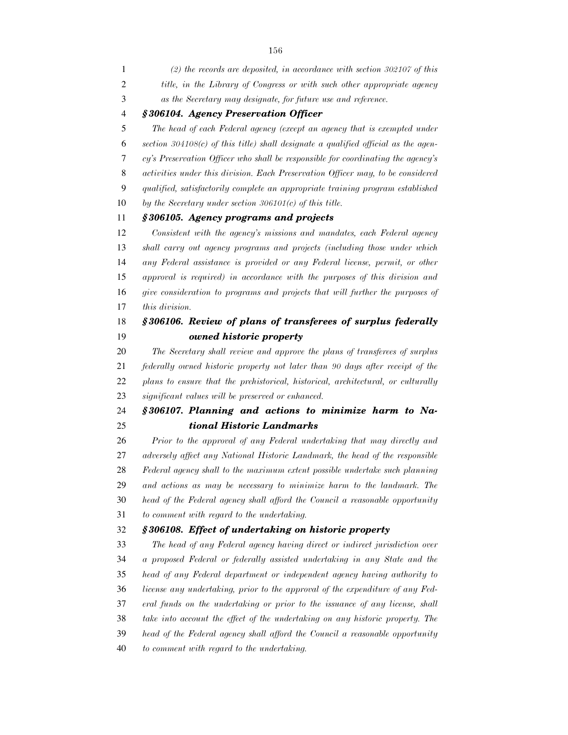*(2) the records are deposited, in accordance with section 302107 of this title, in the Library of Congress or with such other appropriate agency as the Secretary may designate, for future use and reference.*

### *§306104. Agency Preservation Officer*

*The head of each Federal agency (except an agency that is exempted under section 304108(c) of this title) shall designate a qualified official as the agency's Preservation Officer who shall be responsible for coordinating the agency's activities under this division. Each Preservation Officer may, to be considered qualified, satisfactorily complete an appropriate training program established by the Secretary under section 306101(c) of this title.*

### *§306105. Agency programs and projects*

*Consistent with the agency's missions and mandates, each Federal agency shall carry out agency programs and projects (including those under which any Federal assistance is provided or any Federal license, permit, or other approval is required) in accordance with the purposes of this division and give consideration to programs and projects that will further the purposes of this division.*

### *§306106. Review of plans of transferees of surplus federally owned historic property*

*The Secretary shall review and approve the plans of transferees of surplus federally owned historic property not later than 90 days after receipt of the plans to ensure that the prehistorical, historical, architectural, or culturally significant values will be preserved or enhanced.*

### *§306107. Planning and actions to minimize harm to National Historic Landmarks*

*Prior to the approval of any Federal undertaking that may directly and adversely affect any National Historic Landmark, the head of the responsible Federal agency shall to the maximum extent possible undertake such planning and actions as may be necessary to minimize harm to the landmark. The head of the Federal agency shall afford the Council a reasonable opportunity to comment with regard to the undertaking.*

### *§306108. Effect of undertaking on historic property*

*The head of any Federal agency having direct or indirect jurisdiction over a proposed Federal or federally assisted undertaking in any State and the head of any Federal department or independent agency having authority to license any undertaking, prior to the approval of the expenditure of any Federal funds on the undertaking or prior to the issuance of any license, shall take into account the effect of the undertaking on any historic property. The head of the Federal agency shall afford the Council a reasonable opportunity to comment with regard to the undertaking.*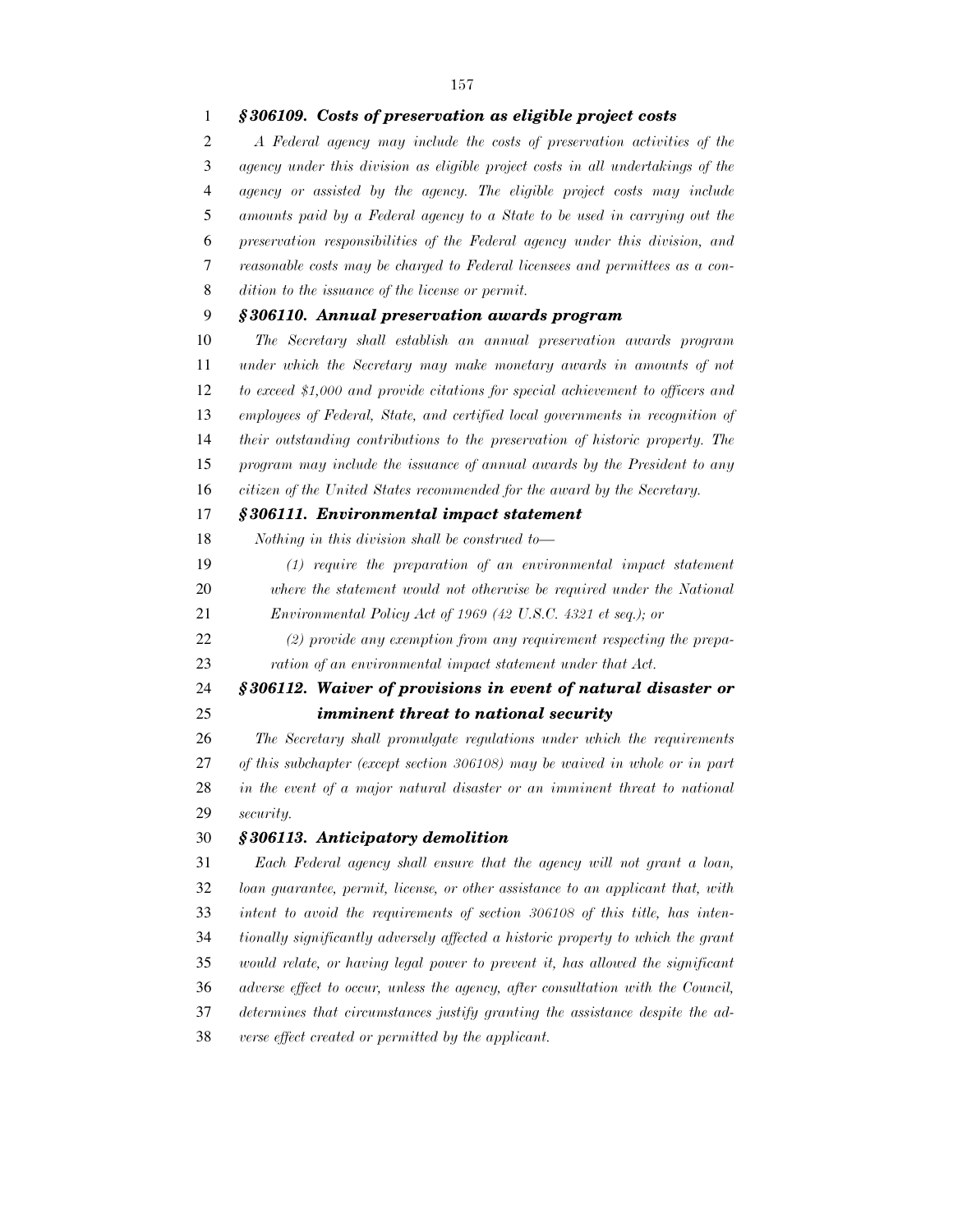### *§306109. Costs of preservation as eligible project costs*

*A Federal agency may include the costs of preservation activities of the agency under this division as eligible project costs in all undertakings of the agency or assisted by the agency. The eligible project costs may include amounts paid by a Federal agency to a State to be used in carrying out the preservation responsibilities of the Federal agency under this division, and reasonable costs may be charged to Federal licensees and permittees as a condition to the issuance of the license or permit.*

### *§306110. Annual preservation awards program*

*The Secretary shall establish an annual preservation awards program under which the Secretary may make monetary awards in amounts of not to exceed $1,000 and provide citations for special achievement to officers and employees of Federal, State, and certified local governments in recognition of their outstanding contributions to the preservation of historic property. The program may include the issuance of annual awards by the President to any citizen of the United States recommended for the award by the Secretary.*

### *§306111. Environmental impact statement*

*Nothing in this division shall be construed to—*

*(1) require the preparation of an environmental impact statement where the statement would not otherwise be required under the National Environmental Policy Act of 1969 (42 U.S.C. 4321 et seq.); or*

*(2) provide any exemption from any requirement respecting the preparation of an environmental impact statement under that Act.*

### *§306112. Waiver of provisions in event of natural disaster or imminent threat to national security*

*The Secretary shall promulgate regulations under which the requirements of this subchapter (except section 306108) may be waived in whole or in part in the event of a major natural disaster or an imminent threat to national security.*

### *§306113. Anticipatory demolition*

*Each Federal agency shall ensure that the agency will not grant a loan, loan guarantee, permit, license, or other assistance to an applicant that, with intent to avoid the requirements of section 306108 of this title, has intentionally significantly adversely affected a historic property to which the grant would relate, or having legal power to prevent it, has allowed the significant adverse effect to occur, unless the agency, after consultation with the Council, determines that circumstances justify granting the assistance despite the adverse effect created or permitted by the applicant.*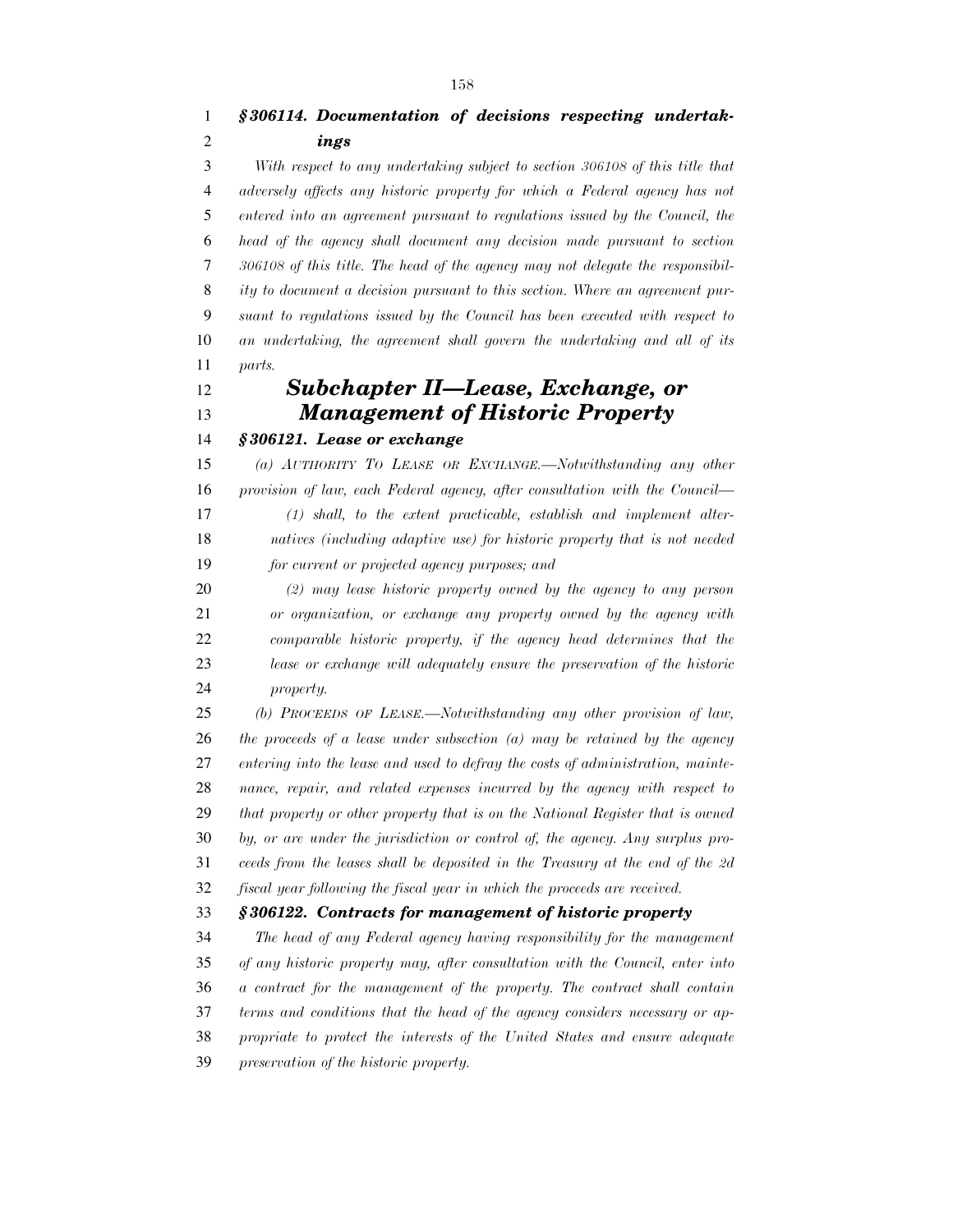### *§306114. Documentation of decisions respecting undertakings*

*With respect to any undertaking subject to section 306108 of this title that adversely affects any historic property for which a Federal agency has not entered into an agreement pursuant to regulations issued by the Council, the head of the agency shall document any decision made pursuant to section 306108 of this title. The head of the agency may not delegate the responsibility to document a decision pursuant to this section. Where an agreement pursuant to regulations issued by the Council has been executed with respect to an undertaking, the agreement shall govern the undertaking and all of its parts.*

## *Subchapter II—Lease, Exchange, or Management of Historic Property*

### *§306121. Lease or exchange*

*(a) AUTHORITY TO LEASE OR EXCHANGE.—Notwithstanding any other provision of law, each Federal agency, after consultation with the Council—*

*(1) shall, to the extent practicable, establish and implement alternatives (including adaptive use) for historic property that is not needed for current or projected agency purposes; and*

*(2) may lease historic property owned by the agency to any person or organization, or exchange any property owned by the agency with comparable historic property, if the agency head determines that the lease or exchange will adequately ensure the preservation of the historic property.*

*(b) PROCEEDS OF LEASE.—Notwithstanding any other provision of law, the proceeds of a lease under subsection (a) may be retained by the agency entering into the lease and used to defray the costs of administration, maintenance, repair, and related expenses incurred by the agency with respect to that property or other property that is on the National Register that is owned by, or are under the jurisdiction or control of, the agency. Any surplus proceeds from the leases shall be deposited in the Treasury at the end of the 2d fiscal year following the fiscal year in which the proceeds are received.*

### *§306122. Contracts for management of historic property*

*The head of any Federal agency having responsibility for the management of any historic property may, after consultation with the Council, enter into a contract for the management of the property. The contract shall contain terms and conditions that the head of the agency considers necessary or appropriate to protect the interests of the United States and ensure adequate preservation of the historic property.*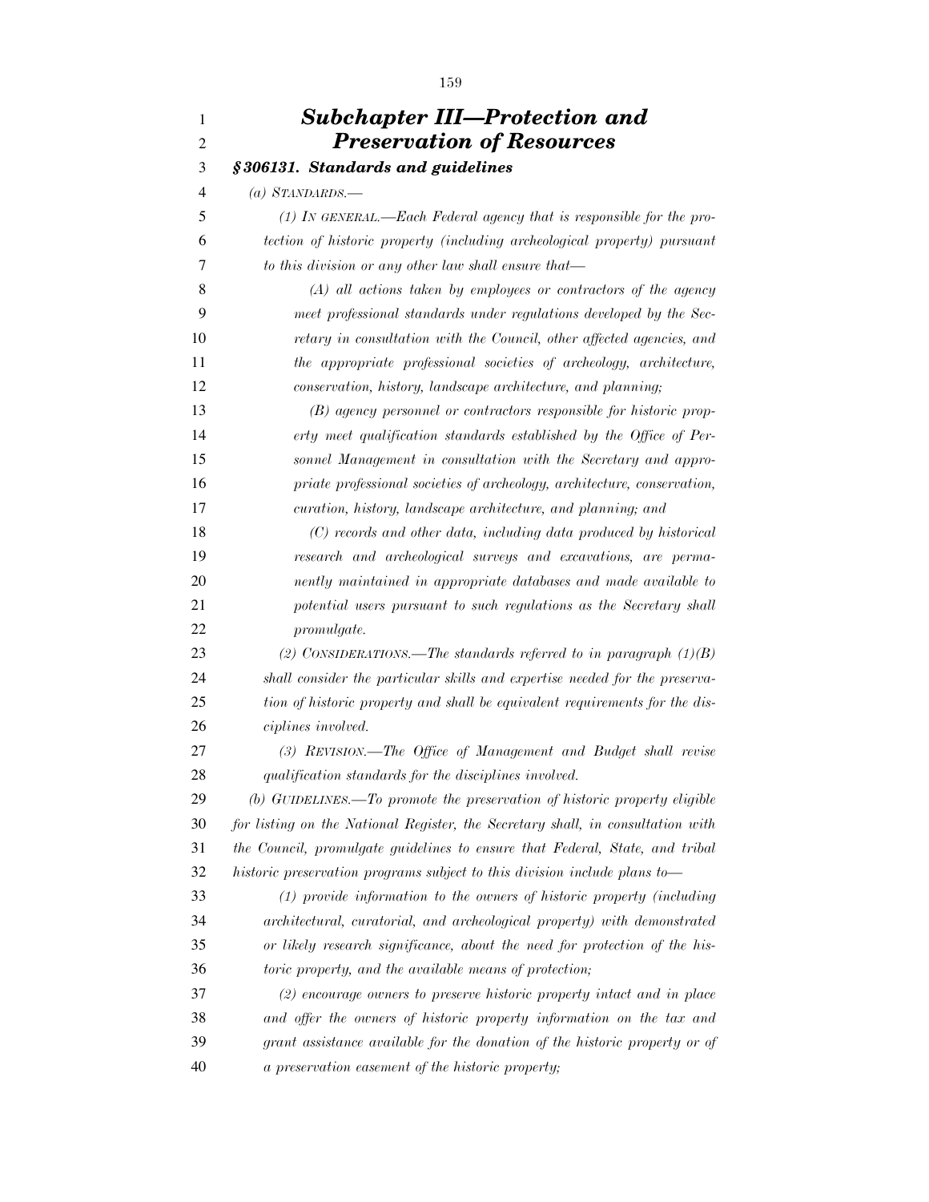## *Subchapter III—Protection and Preservation of Resources*

### *§306131. Standards and guidelines*

*(a) STANDARDS.—*

*(1) IN GENERAL.—Each Federal agency that is responsible for the protection of historic property (including archeological property) pursuant to this division or any other law shall ensure that—*

*(A) all actions taken by employees or contractors of the agency meet professional standards under regulations developed by the Secretary in consultation with the Council, other affected agencies, and the appropriate professional societies of archeology, architecture, conservation, history, landscape architecture, and planning;*

*(B) agency personnel or contractors responsible for historic property meet qualification standards established by the Office of Personnel Management in consultation with the Secretary and appropriate professional societies of archeology, architecture, conservation, curation, history, landscape architecture, and planning; and*

*(C) records and other data, including data produced by historical research and archeological surveys and excavations, are permanently maintained in appropriate databases and made available to potential users pursuant to such regulations as the Secretary shall promulgate.*

*(2) CONSIDERATIONS.—The standards referred to in paragraph (1)(B) shall consider the particular skills and expertise needed for the preservation of historic property and shall be equivalent requirements for the disciplines involved.*

*(3) REVISION.—The Office of Management and Budget shall revise qualification standards for the disciplines involved.*

*(b) GUIDELINES.—To promote the preservation of historic property eligible for listing on the National Register, the Secretary shall, in consultation with the Council, promulgate guidelines to ensure that Federal, State, and tribal historic preservation programs subject to this division include plans to—*

*(1) provide information to the owners of historic property (including architectural, curatorial, and archeological property) with demonstrated or likely research significance, about the need for protection of the historic property, and the available means of protection;*

*(2) encourage owners to preserve historic property intact and in place and offer the owners of historic property information on the tax and grant assistance available for the donation of the historic property or of a preservation easement of the historic property;*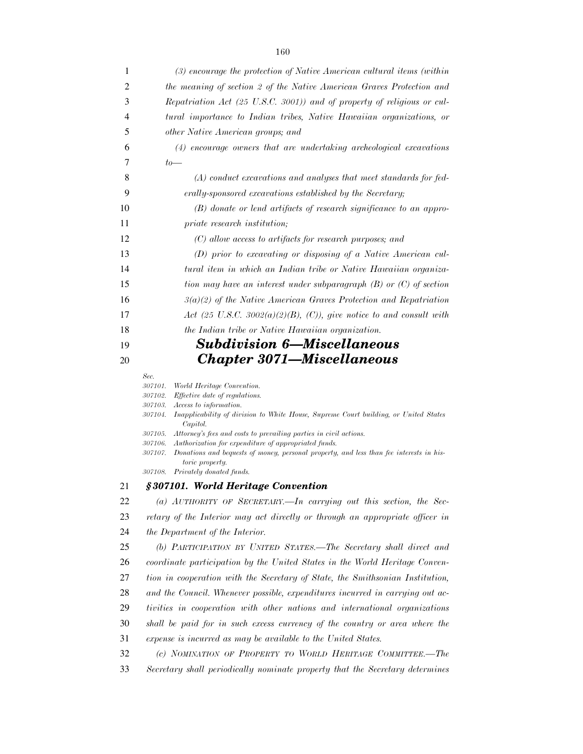*(3) encourage the protection of Native American cultural items (within the meaning of section 2 of the Native American Graves Protection and Repatriation Act (25 U.S.C. 3001)) and of property of religious or cultural importance to Indian tribes, Native Hawaiian organizations, or other Native American groups; and*

*(4) encourage owners that are undertaking archeological excavations to—*

*(A) conduct excavations and analyses that meet standards for federally-sponsored excavations established by the Secretary;*

*(B) donate or lend artifacts of research significance to an appropriate research institution;*

*(C) allow access to artifacts for research purposes; and*

*(D) prior to excavating or disposing of a Native American cultural item in which an Indian tribe or Native Hawaiian organization may have an interest under subparagraph (B) or (C) of section 3(a)(2) of the Native American Graves Protection and Repatriation Act (25 U.S.C. 3002(a)(2)(B), (C)), give notice to and consult with the Indian tribe or Native Hawaiian organization.*

## *Subdivision 6—Miscellaneous*

## *Chapter 3071—Miscellaneous*

*Sec.*
*307101. World Heritage Convention.*
*307102. Effective date of regulations.*
*307103. Access to information.*
*307104. Inapplicability of division to White House, Supreme Court building, or United States Capitol.*
*307105. Attorney's fees and costs to prevailing parties in civil actions.*
*307106. Authorization for expenditure of appropriated funds.*
*307107. Donations and bequests of money, personal property, and less than fee interests in historic property.*
*307108. Privately donated funds.*

### *§ 307101. World Heritage Convention*

*(a) AUTHORITY OF SECRETARY.—In carrying out this section, the Secretary of the Interior may act directly or through an appropriate officer in the Department of the Interior.*

*(b) PARTICIPATION BY UNITED STATES.—The Secretary shall direct and coordinate participation by the United States in the World Heritage Convention in cooperation with the Secretary of State, the Smithsonian Institution, and the Council. Whenever possible, expenditures incurred in carrying out activities in cooperation with other nations and international organizations shall be paid for in such excess currency of the country or area where the expense is incurred as may be available to the United States.*

*(c) NOMINATION OF PROPERTY TO WORLD HERITAGE COMMITTEE.—The Secretary shall periodically nominate property that the Secretary determines*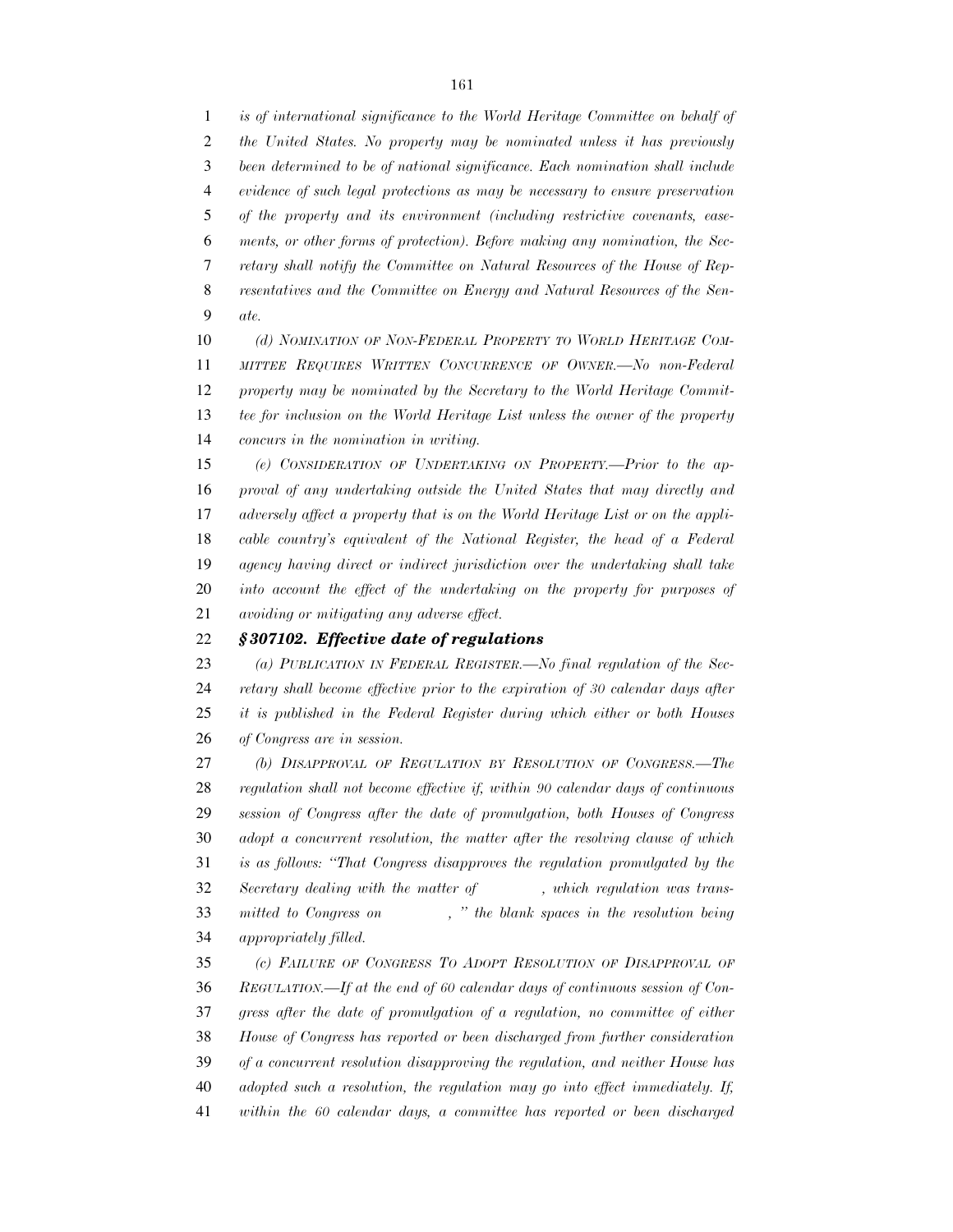*is of international significance to the World Heritage Committee on behalf of the United States. No property may be nominated unless it has previously been determined to be of national significance. Each nomination shall include evidence of such legal protections as may be necessary to ensure preservation of the property and its environment (including restrictive covenants, easements, or other forms of protection). Before making any nomination, the Secretary shall notify the Committee on Natural Resources of the House of Representatives and the Committee on Energy and Natural Resources of the Senate.*

*(d) NOMINATION OF NON-FEDERAL PROPERTY TO WORLD HERITAGE COMMITTEE REQUIRES WRITTEN CONCURRENCE OF OWNER.—No non-Federal property may be nominated by the Secretary to the World Heritage Committee for inclusion on the World Heritage List unless the owner of the property concurs in the nomination in writing.*

*(e) CONSIDERATION OF UNDERTAKING ON PROPERTY.—Prior to the approval of any undertaking outside the United States that may directly and adversely affect a property that is on the World Heritage List or on the applicable country's equivalent of the National Register, the head of a Federal agency having direct or indirect jurisdiction over the undertaking shall take into account the effect of the undertaking on the property for purposes of avoiding or mitigating any adverse effect.*

### *§ 307102. Effective date of regulations*

*(a) PUBLICATION IN FEDERAL REGISTER.—No final regulation of the Secretary shall become effective prior to the expiration of 30 calendar days after it is published in the Federal Register during which either or both Houses of Congress are in session.*

*(b) DISAPPROVAL OF REGULATION BY RESOLUTION OF CONGRESS.—The regulation shall not become effective if, within 90 calendar days of continuous session of Congress after the date of promulgation, both Houses of Congress adopt a concurrent resolution, the matter after the resolving clause of which is as follows: "That Congress disapproves the regulation promulgated by the Secretary dealing with the matter of \_\_\_\_\_\_, which regulation was transmitted to Congress on \_\_\_\_\_\_, " the blank spaces in the resolution being appropriately filled.*

*(c) FAILURE OF CONGRESS TO ADOPT RESOLUTION OF DISAPPROVAL OF REGULATION.—If at the end of 60 calendar days of continuous session of Congress after the date of promulgation of a regulation, no committee of either House of Congress has reported or been discharged from further consideration of a concurrent resolution disapproving the regulation, and neither House has adopted such a resolution, the regulation may go into effect immediately. If, within the 60 calendar days, a committee has reported or been discharged*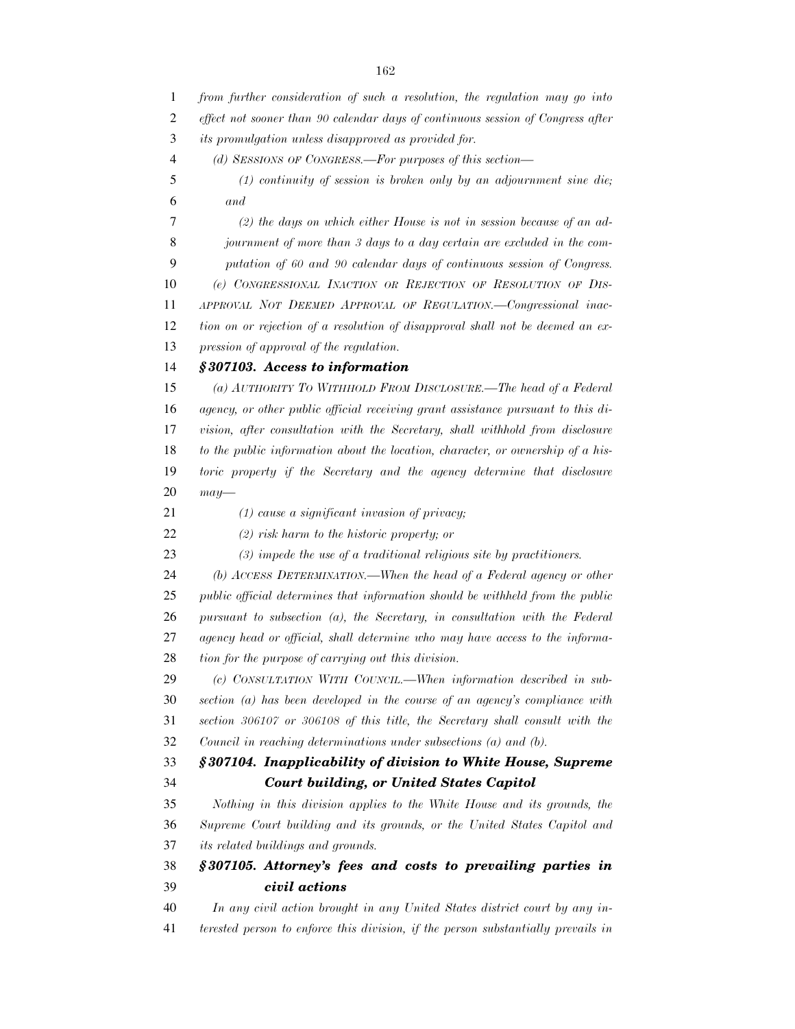*from further consideration of such a resolution, the regulation may go into effect not sooner than 90 calendar days of continuous session of Congress after its promulgation unless disapproved as provided for.*

*(d) SESSIONS OF CONGRESS.—For purposes of this section—*

*(1) continuity of session is broken only by an adjournment sine die; and*

*(2) the days on which either House is not in session because of an adjournment of more than 3 days to a day certain are excluded in the computation of 60 and 90 calendar days of continuous session of Congress.*

*(e) CONGRESSIONAL INACTION OR REJECTION OF RESOLUTION OF DISAPPROVAL NOT DEEMED APPROVAL OF REGULATION.—Congressional inaction on or rejection of a resolution of disapproval shall not be deemed an expression of approval of the regulation.*

### *§ 307103. Access to information*

*(a) AUTHORITY TO WITHHOLD FROM DISCLOSURE.—The head of a Federal agency, or other public official receiving grant assistance pursuant to this division, after consultation with the Secretary, shall withhold from disclosure to the public information about the location, character, or ownership of a historic property if the Secretary and the agency determine that disclosure may—*

*(1) cause a significant invasion of privacy;*

*(2) risk harm to the historic property; or*

*(3) impede the use of a traditional religious site by practitioners.*

*(b) ACCESS DETERMINATION.—When the head of a Federal agency or other public official determines that information should be withheld from the public pursuant to subsection (a), the Secretary, in consultation with the Federal agency head or official, shall determine who may have access to the information for the purpose of carrying out this division.*

*(c) CONSULTATION WITH COUNCIL.—When information described in subsection (a) has been developed in the course of an agency's compliance with section 306107 or 306108 of this title, the Secretary shall consult with the Council in reaching determinations under subsections (a) and (b).*

### *§ 307104. Inapplicability of division to White House, Supreme Court building, or United States Capitol*

*Nothing in this division applies to the White House and its grounds, the Supreme Court building and its grounds, or the United States Capitol and its related buildings and grounds.*

### *§ 307105. Attorney's fees and costs to prevailing parties in civil actions*

*In any civil action brought in any United States district court by any interested person to enforce this division, if the person substantially prevails in*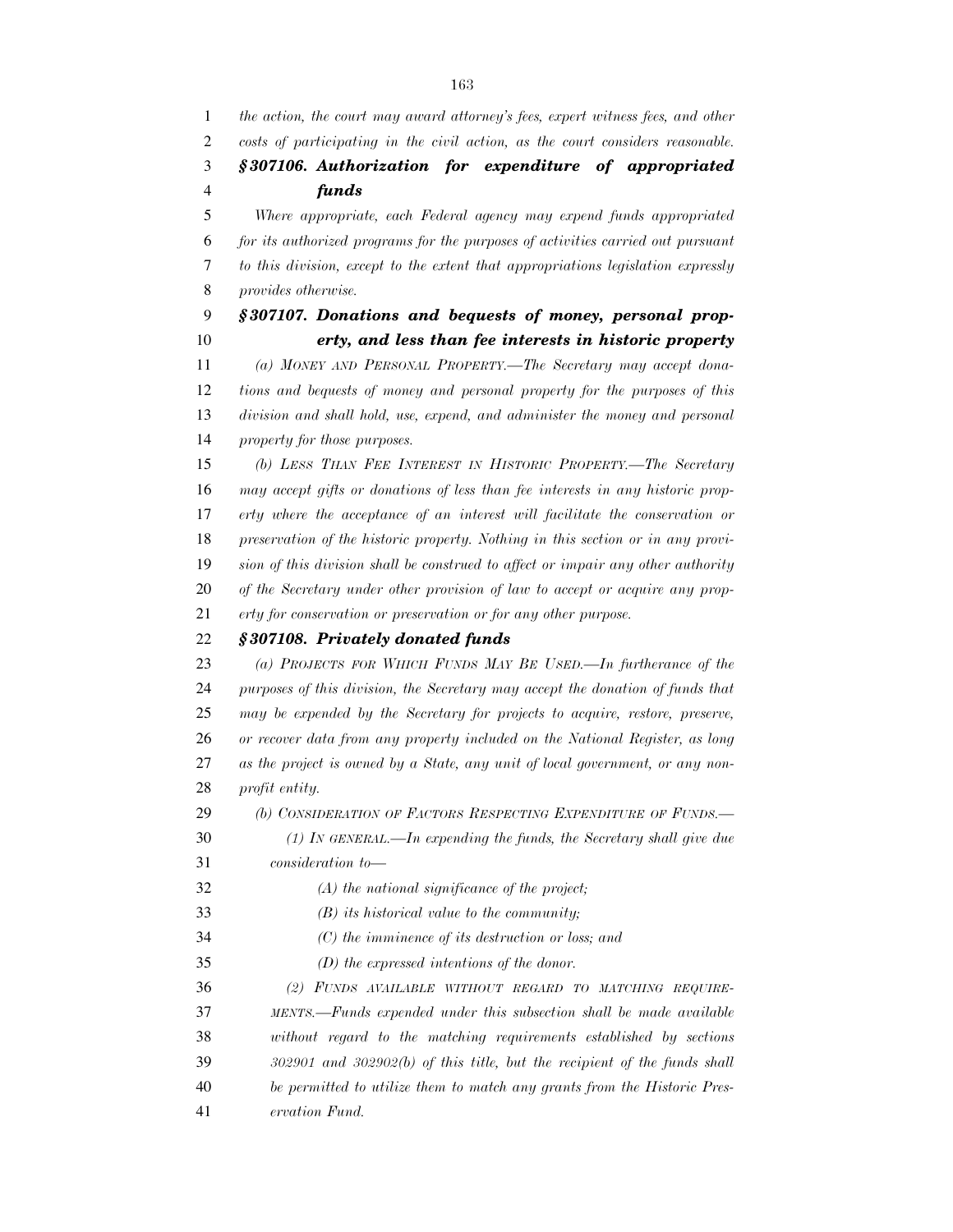*the action, the court may award attorney's fees, expert witness fees, and other costs of participating in the civil action, as the court considers reasonable.*

### *§ 307106. Authorization for expenditure of appropriated funds*

*Where appropriate, each Federal agency may expend funds appropriated for its authorized programs for the purposes of activities carried out pursuant to this division, except to the extent that appropriations legislation expressly provides otherwise.*

### *§ 307107. Donations and bequests of money, personal property, and less than fee interests in historic property*

*(a) MONEY AND PERSONAL PROPERTY.—The Secretary may accept donations and bequests of money and personal property for the purposes of this division and shall hold, use, expend, and administer the money and personal property for those purposes.*

*(b) LESS THAN FEE INTEREST IN HISTORIC PROPERTY.—The Secretary may accept gifts or donations of less than fee interests in any historic property where the acceptance of an interest will facilitate the conservation or preservation of the historic property. Nothing in this section or in any provision of this division shall be construed to affect or impair any other authority of the Secretary under other provision of law to accept or acquire any property for conservation or preservation or for any other purpose.*

### *§ 307108. Privately donated funds*

*(a) PROJECTS FOR WHICH FUNDS MAY BE USED.—In furtherance of the purposes of this division, the Secretary may accept the donation of funds that may be expended by the Secretary for projects to acquire, restore, preserve, or recover data from any property included on the National Register, as long as the project is owned by a State, any unit of local government, or any nonprofit entity.*

*(b) CONSIDERATION OF FACTORS RESPECTING EXPENDITURE OF FUNDS.—*

*(1) IN GENERAL.—In expending the funds, the Secretary shall give due consideration to—*

*(A) the national significance of the project;*

*(B) its historical value to the community;*

*(C) the imminence of its destruction or loss; and*

*(D) the expressed intentions of the donor.*

*(2) FUNDS AVAILABLE WITHOUT REGARD TO MATCHING REQUIREMENTS.—Funds expended under this subsection shall be made available without regard to the matching requirements established by sections 302901 and 302902(b) of this title, but the recipient of the funds shall be permitted to utilize them to match any grants from the Historic Preservation Fund.*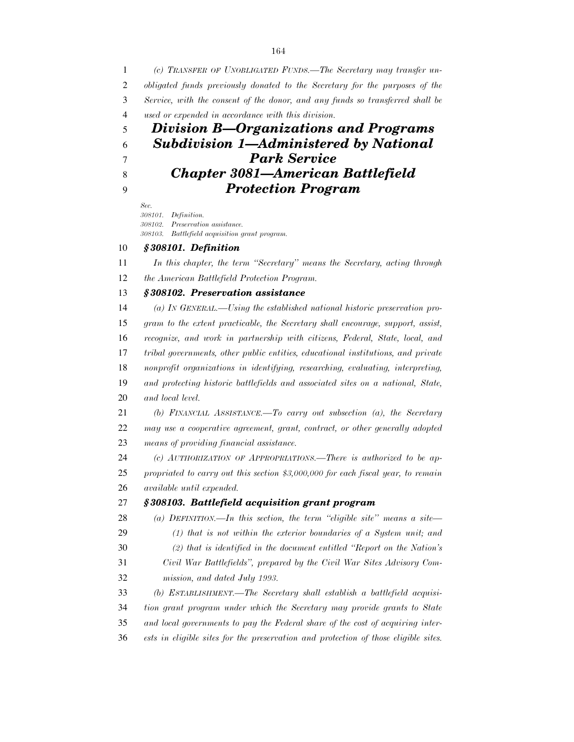*(c) TRANSFER OF UNOBLIGATED FUNDS.—The Secretary may transfer unobligated funds previously donated to the Secretary for the purposes of the Service, with the consent of the donor, and any funds so transferred shall be used or expended in accordance with this division.*

# *Division B—Organizations and Programs*

## *Subdivision 1—Administered by National Park Service*

### *Chapter 3081—American Battlefield Protection Program*

*Sec.*
*308101. Definition.*
*308102. Preservation assistance.*
*308103. Battlefield acquisition grant program.*

#### *§ 308101. Definition*

*In this chapter, the term "Secretary" means the Secretary, acting through the American Battlefield Protection Program.*

#### *§ 308102. Preservation assistance*

*(a) IN GENERAL.—Using the established national historic preservation program to the extent practicable, the Secretary shall encourage, support, assist, recognize, and work in partnership with citizens, Federal, State, local, and tribal governments, other public entities, educational institutions, and private nonprofit organizations in identifying, researching, evaluating, interpreting, and protecting historic battlefields and associated sites on a national, State, and local level.*

*(b) FINANCIAL ASSISTANCE.—To carry out subsection (a), the Secretary may use a cooperative agreement, grant, contract, or other generally adopted means of providing financial assistance.*

*(c) AUTHORIZATION OF APPROPRIATIONS.—There is authorized to be appropriated to carry out this section $3,000,000 for each fiscal year, to remain available until expended.*

#### *§ 308103. Battlefield acquisition grant program*

*(a) DEFINITION.—In this section, the term "eligible site" means a site—*

*(1) that is not within the exterior boundaries of a System unit; and*

*(2) that is identified in the document entitled "Report on the Nation's Civil War Battlefields", prepared by the Civil War Sites Advisory Commission, and dated July 1993.*

*(b) ESTABLISHMENT.—The Secretary shall establish a battlefield acquisition grant program under which the Secretary may provide grants to State and local governments to pay the Federal share of the cost of acquiring interests in eligible sites for the preservation and protection of those eligible sites.*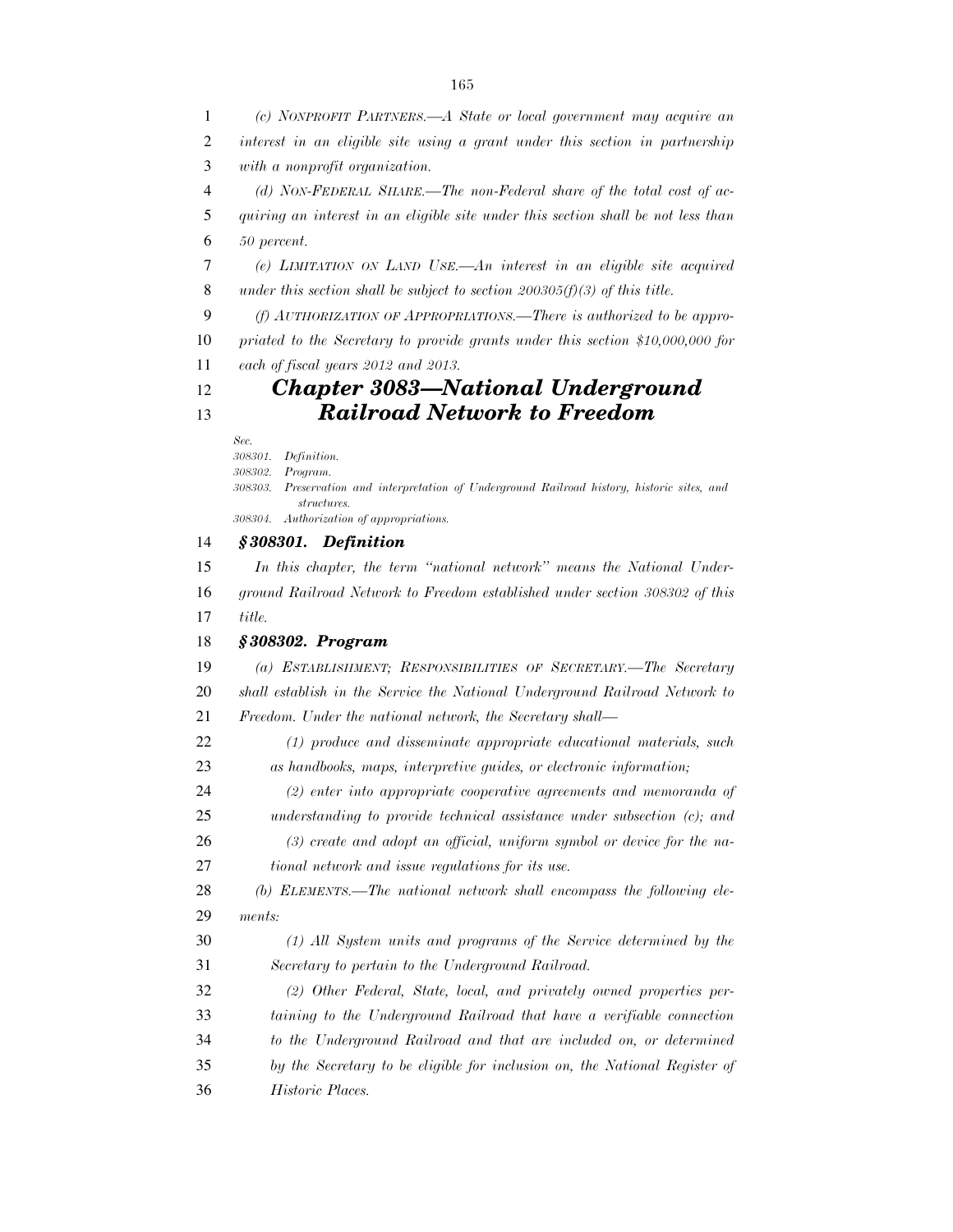*(c) NONPROFIT PARTNERS.—A State or local government may acquire an interest in an eligible site using a grant under this section in partnership with a nonprofit organization.*

*(d) NON-FEDERAL SHARE.—The non-Federal share of the total cost of acquiring an interest in an eligible site under this section shall be not less than 50 percent.*

*(e) LIMITATION ON LAND USE.—An interest in an eligible site acquired under this section shall be subject to section 200305(f)(3) of this title.*

*(f) AUTHORIZATION OF APPROPRIATIONS.—There is authorized to be appropriated to the Secretary to provide grants under this section $10,000,000 for each of fiscal years 2012 and 2013.*

## *Chapter 3083—National Underground Railroad Network to Freedom*

*Sec.*
*308301. Definition.*
*308302. Program.*
*308303. Preservation and interpretation of Underground Railroad history, historic sites, and structures.*
*308304. Authorization of appropriations.*

### *§ 308301. Definition*

*In this chapter, the term "national network" means the National Underground Railroad Network to Freedom established under section 308302 of this title.*

### *§ 308302. Program*

*(a) ESTABLISHMENT; RESPONSIBILITIES OF SECRETARY.—The Secretary shall establish in the Service the National Underground Railroad Network to Freedom. Under the national network, the Secretary shall—*

*(1) produce and disseminate appropriate educational materials, such as handbooks, maps, interpretive guides, or electronic information;*

*(2) enter into appropriate cooperative agreements and memoranda of understanding to provide technical assistance under subsection (c); and*

*(3) create and adopt an official, uniform symbol or device for the national network and issue regulations for its use.*

*(b) ELEMENTS.—The national network shall encompass the following elements:*

*(1) All System units and programs of the Service determined by the Secretary to pertain to the Underground Railroad.*

*(2) Other Federal, State, local, and privately owned properties pertaining to the Underground Railroad that have a verifiable connection to the Underground Railroad and that are included on, or determined by the Secretary to be eligible for inclusion on, the National Register of Historic Places.*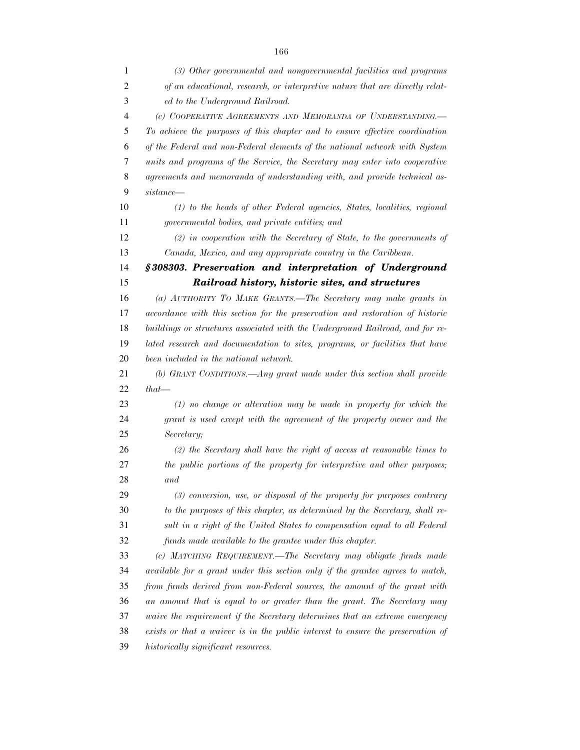*(3) Other governmental and nongovernmental facilities and programs of an educational, research, or interpretive nature that are directly related to the Underground Railroad.*

*(c) COOPERATIVE AGREEMENTS AND MEMORANDA OF UNDERSTANDING.—To achieve the purposes of this chapter and to ensure effective coordination of the Federal and non-Federal elements of the national network with System units and programs of the Service, the Secretary may enter into cooperative agreements and memoranda of understanding with, and provide technical assistance—*

*(1) to the heads of other Federal agencies, States, localities, regional governmental bodies, and private entities; and*

*(2) in cooperation with the Secretary of State, to the governments of Canada, Mexico, and any appropriate country in the Caribbean.*

### *§308303. Preservation and interpretation of Underground Railroad history, historic sites, and structures*

*(a) AUTHORITY TO MAKE GRANTS.—The Secretary may make grants in accordance with this section for the preservation and restoration of historic buildings or structures associated with the Underground Railroad, and for related research and documentation to sites, programs, or facilities that have been included in the national network.*

*(b) GRANT CONDITIONS.—Any grant made under this section shall provide that—*

*(1) no change or alteration may be made in property for which the grant is used except with the agreement of the property owner and the Secretary;*

*(2) the Secretary shall have the right of access at reasonable times to the public portions of the property for interpretive and other purposes; and*

*(3) conversion, use, or disposal of the property for purposes contrary to the purposes of this chapter, as determined by the Secretary, shall result in a right of the United States to compensation equal to all Federal funds made available to the grantee under this chapter.*

*(c) MATCHING REQUIREMENT.—The Secretary may obligate funds made available for a grant under this section only if the grantee agrees to match, from funds derived from non-Federal sources, the amount of the grant with an amount that is equal to or greater than the grant. The Secretary may waive the requirement if the Secretary determines that an extreme emergency exists or that a waiver is in the public interest to ensure the preservation of historically significant resources.*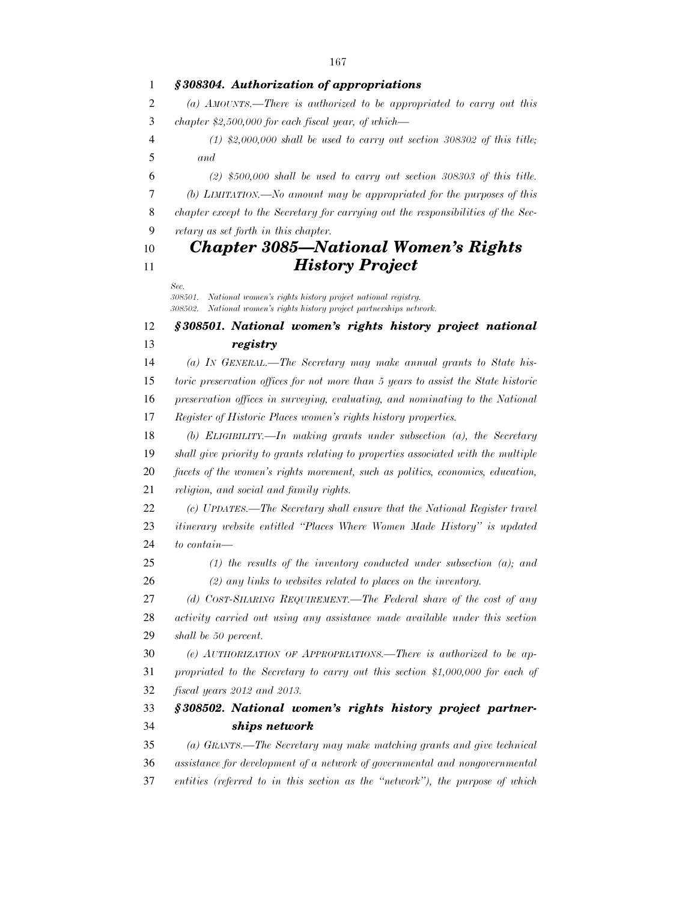### *§ 308304. Authorization of appropriations*

*(a) AMOUNTS.—There is authorized to be appropriated to carry out this chapter $2,500,000 for each fiscal year, of which—*

*(1) $2,000,000 shall be used to carry out section 308302 of this title; and*

*(2) $500,000 shall be used to carry out section 308303 of this title.*

*(b) LIMITATION.—No amount may be appropriated for the purposes of this chapter except to the Secretary for carrying out the responsibilities of the Secretary as set forth in this chapter.*

## *Chapter 3085—National Women's Rights History Project*

*Sec.*
*308501. National women's rights history project national registry.*
*308502. National women's rights history project partnerships network.*

### *§ 308501. National women's rights history project national registry*

*(a) IN GENERAL.—The Secretary may make annual grants to State historic preservation offices for not more than 5 years to assist the State historic preservation offices in surveying, evaluating, and nominating to the National Register of Historic Places women's rights history properties.*

*(b) ELIGIBILITY.—In making grants under subsection (a), the Secretary shall give priority to grants relating to properties associated with the multiple facets of the women's rights movement, such as politics, economics, education, religion, and social and family rights.*

*(c) UPDATES.—The Secretary shall ensure that the National Register travel itinerary website entitled "Places Where Women Made History" is updated to contain—*

*(1) the results of the inventory conducted under subsection (a); and*

*(2) any links to websites related to places on the inventory.*

*(d) COST-SHARING REQUIREMENT.—The Federal share of the cost of any activity carried out using any assistance made available under this section shall be 50 percent.*

*(e) AUTHORIZATION OF APPROPRIATIONS.—There is authorized to be appropriated to the Secretary to carry out this section $1,000,000 for each of fiscal years 2012 and 2013.*

### *§ 308502. National women's rights history project partnerships network*

*(a) GRANTS.—The Secretary may make matching grants and give technical assistance for development of a network of governmental and nongovernmental entities (referred to in this section as the "network"), the purpose of which*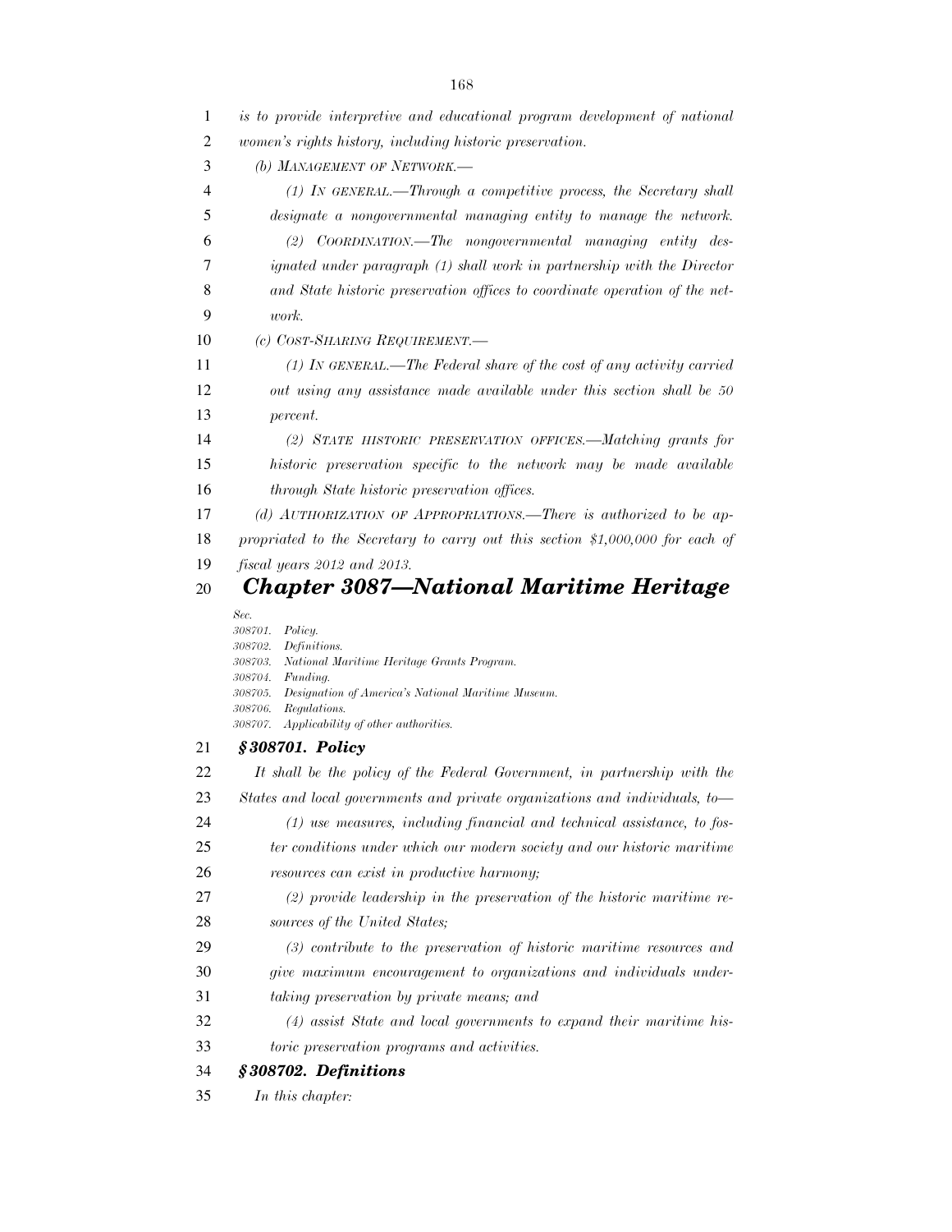*is to provide interpretive and educational program development of national women's rights history, including historic preservation.*

*(b) MANAGEMENT OF NETWORK.—*

*(1) IN GENERAL.—Through a competitive process, the Secretary shall designate a nongovernmental managing entity to manage the network.*

*(2) COORDINATION.—The nongovernmental managing entity designated under paragraph (1) shall work in partnership with the Director and State historic preservation offices to coordinate operation of the network.*

*(c) COST-SHARING REQUIREMENT.—*

*(1) IN GENERAL.—The Federal share of the cost of any activity carried out using any assistance made available under this section shall be 50 percent.*

*(2) STATE HISTORIC PRESERVATION OFFICES.—Matching grants for historic preservation specific to the network may be made available through State historic preservation offices.*

*(d) AUTHORIZATION OF APPROPRIATIONS.—There is authorized to be appropriated to the Secretary to carry out this section $1,000,000 for each of fiscal years 2012 and 2013.*

## *Chapter 3087—National Maritime Heritage*

*Sec.*
*308701. Policy.*
*308702. Definitions.*
*308703. National Maritime Heritage Grants Program.*
*308704. Funding.*
*308705. Designation of America's National Maritime Museum.*
*308706. Regulations.*
*308707. Applicability of other authorities.*

### *§ 308701. Policy*

*It shall be the policy of the Federal Government, in partnership with the States and local governments and private organizations and individuals, to—*

*(1) use measures, including financial and technical assistance, to foster conditions under which our modern society and our historic maritime resources can exist in productive harmony;*

*(2) provide leadership in the preservation of the historic maritime resources of the United States;*

*(3) contribute to the preservation of historic maritime resources and give maximum encouragement to organizations and individuals undertaking preservation by private means; and*

*(4) assist State and local governments to expand their maritime historic preservation programs and activities.*

### *§ 308702. Definitions*

*In this chapter:*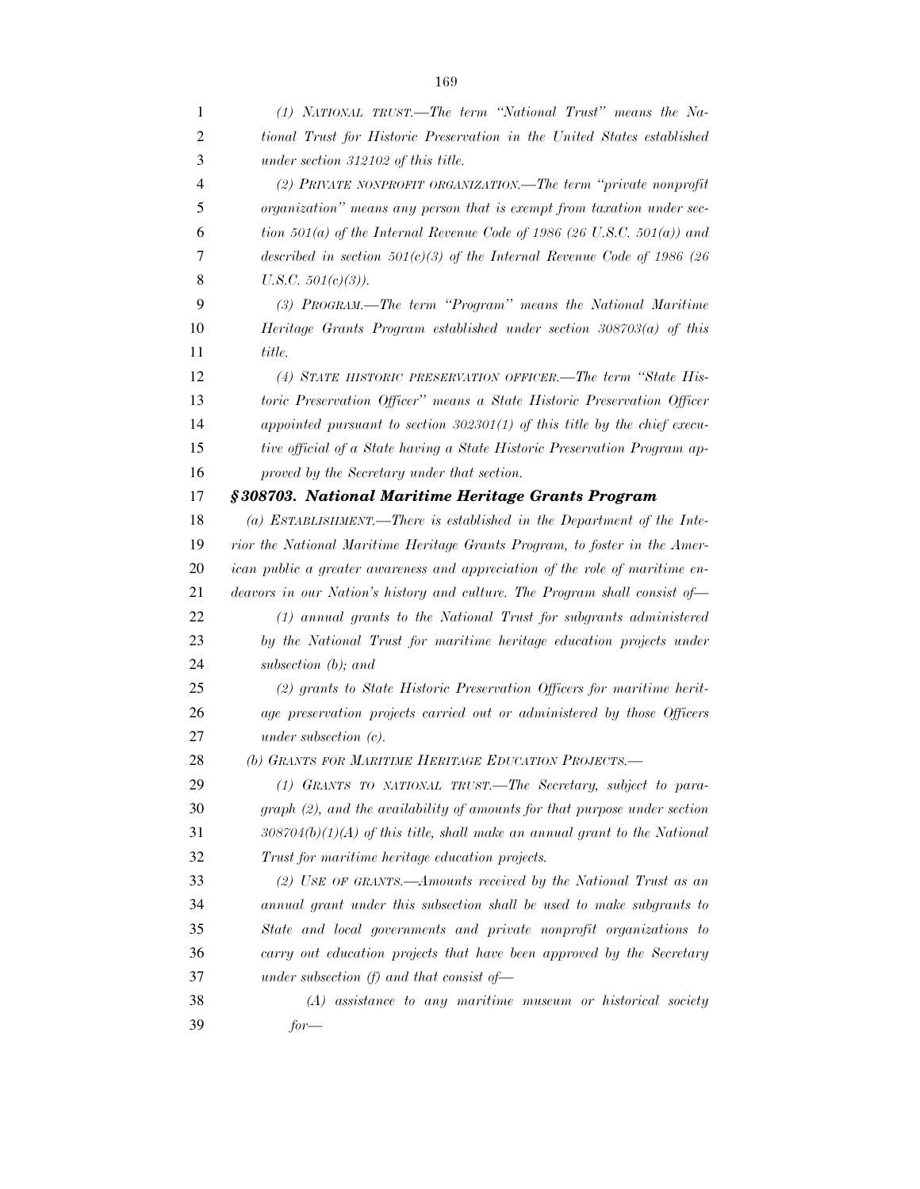*(1) NATIONAL TRUST.—The term "National Trust" means the National Trust for Historic Preservation in the United States established under section 312102 of this title.*

*(2) PRIVATE NONPROFIT ORGANIZATION.—The term "private nonprofit organization" means any person that is exempt from taxation under section 501(a) of the Internal Revenue Code of 1986 (26 U.S.C. 501(a)) and described in section 501(c)(3) of the Internal Revenue Code of 1986 (26 U.S.C. 501(c)(3)).*

*(3) PROGRAM.—The term "Program" means the National Maritime Heritage Grants Program established under section 308703(a) of this title.*

*(4) STATE HISTORIC PRESERVATION OFFICER.—The term "State Historic Preservation Officer" means a State Historic Preservation Officer appointed pursuant to section 302301(1) of this title by the chief executive official of a State having a State Historic Preservation Program approved by the Secretary under that section.*

***§308703. National Maritime Heritage Grants Program***

*(a) ESTABLISHMENT.—There is established in the Department of the Interior the National Maritime Heritage Grants Program, to foster in the American public a greater awareness and appreciation of the role of maritime endeavors in our Nation's history and culture. The Program shall consist of—*

*(1) annual grants to the National Trust for subgrants administered by the National Trust for maritime heritage education projects under subsection (b); and*

*(2) grants to State Historic Preservation Officers for maritime heritage preservation projects carried out or administered by those Officers under subsection (c).*

*(b) GRANTS FOR MARITIME HERITAGE EDUCATION PROJECTS.—*

*(1) GRANTS TO NATIONAL TRUST.—The Secretary, subject to paragraph (2), and the availability of amounts for that purpose under section 308704(b)(1)(A) of this title, shall make an annual grant to the National Trust for maritime heritage education projects.*

*(2) USE OF GRANTS.—Amounts received by the National Trust as an annual grant under this subsection shall be used to make subgrants to State and local governments and private nonprofit organizations to carry out education projects that have been approved by the Secretary under subsection (f) and that consist of—*

*(A) assistance to any maritime museum or historical society for—*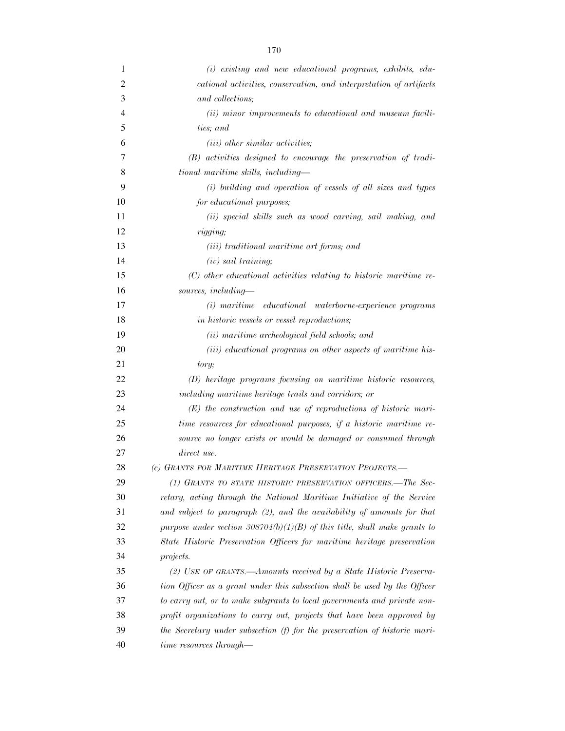*(i) existing and new educational programs, exhibits, educational activities, conservation, and interpretation of artifacts and collections;*

*(ii) minor improvements to educational and museum facilities; and*

*(iii) other similar activities;*

*(B) activities designed to encourage the preservation of traditional maritime skills, including—*

*(i) building and operation of vessels of all sizes and types for educational purposes;*

*(ii) special skills such as wood carving, sail making, and rigging;*

*(iii) traditional maritime art forms; and*

*(iv) sail training;*

*(C) other educational activities relating to historic maritime resources, including—*

*(i) maritime educational waterborne-experience programs in historic vessels or vessel reproductions;*

*(ii) maritime archeological field schools; and*

*(iii) educational programs on other aspects of maritime history;*

*(D) heritage programs focusing on maritime historic resources, including maritime heritage trails and corridors; or*

*(E) the construction and use of reproductions of historic maritime resources for educational purposes, if a historic maritime resource no longer exists or would be damaged or consumed through direct use.*

*(c) GRANTS FOR MARITIME HERITAGE PRESERVATION PROJECTS.—*

*(1) GRANTS TO STATE HISTORIC PRESERVATION OFFICERS.—The Secretary, acting through the National Maritime Initiative of the Service and subject to paragraph (2), and the availability of amounts for that purpose under section 308704(b)(1)(B) of this title, shall make grants to State Historic Preservation Officers for maritime heritage preservation projects.*

*(2) USE OF GRANTS.—Amounts received by a State Historic Preservation Officer as a grant under this subsection shall be used by the Officer to carry out, or to make subgrants to local governments and private nonprofit organizations to carry out, projects that have been approved by the Secretary under subsection (f) for the preservation of historic maritime resources through—*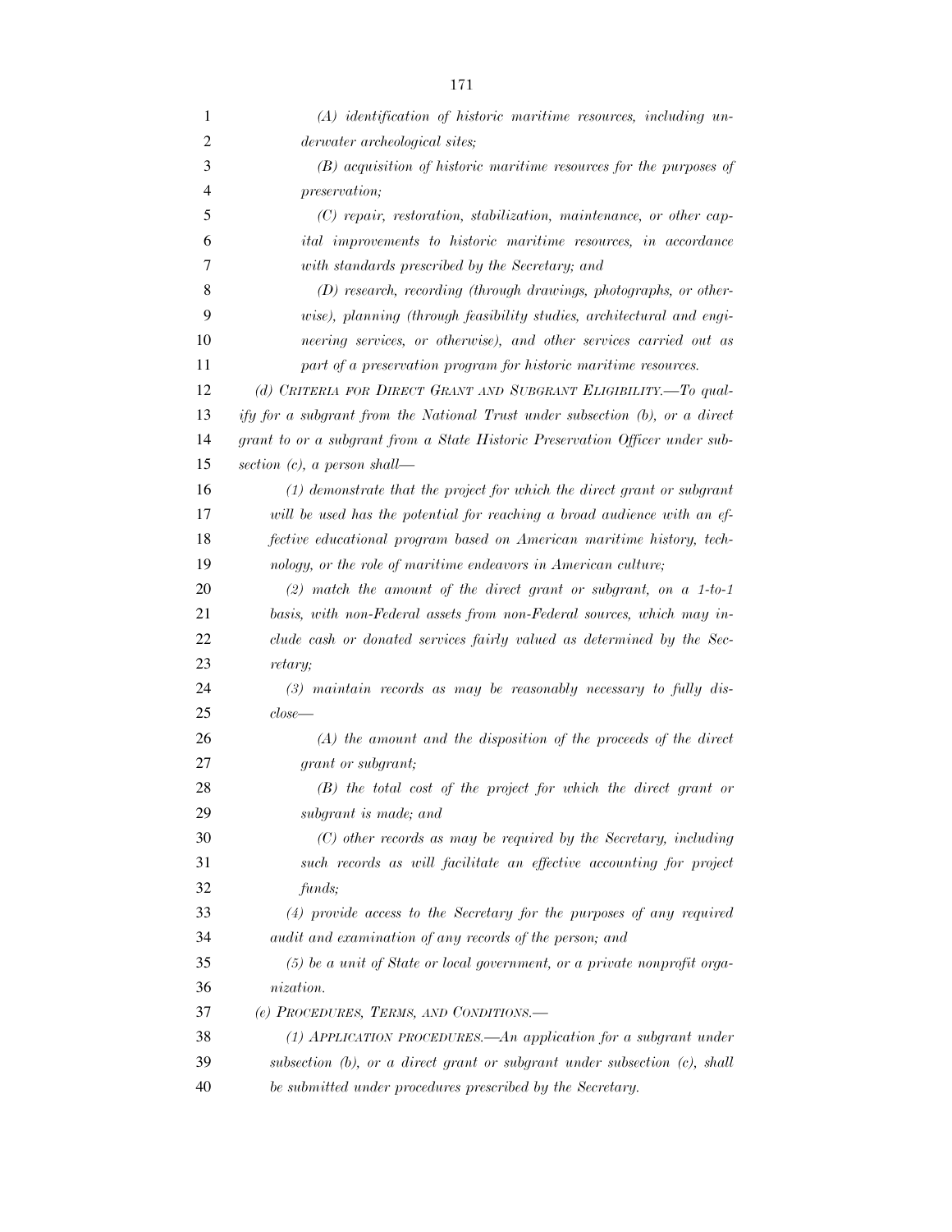*(A) identification of historic maritime resources, including underwater archeological sites;*

*(B) acquisition of historic maritime resources for the purposes of preservation;*

*(C) repair, restoration, stabilization, maintenance, or other capital improvements to historic maritime resources, in accordance with standards prescribed by the Secretary; and*

*(D) research, recording (through drawings, photographs, or otherwise), planning (through feasibility studies, architectural and engineering services, or otherwise), and other services carried out as part of a preservation program for historic maritime resources.*

*(d) CRITERIA FOR DIRECT GRANT AND SUBGRANT ELIGIBILITY.—To qualify for a subgrant from the National Trust under subsection (b), or a direct grant to or a subgrant from a State Historic Preservation Officer under subsection (c), a person shall—*

*(1) demonstrate that the project for which the direct grant or subgrant will be used has the potential for reaching a broad audience with an effective educational program based on American maritime history, technology, or the role of maritime endeavors in American culture;*

*(2) match the amount of the direct grant or subgrant, on a 1-to-1 basis, with non-Federal assets from non-Federal sources, which may include cash or donated services fairly valued as determined by the Secretary;*

*(3) maintain records as may be reasonably necessary to fully disclose—*

*(A) the amount and the disposition of the proceeds of the direct grant or subgrant;*

*(B) the total cost of the project for which the direct grant or subgrant is made; and*

*(C) other records as may be required by the Secretary, including such records as will facilitate an effective accounting for project funds;*

*(4) provide access to the Secretary for the purposes of any required audit and examination of any records of the person; and*

*(5) be a unit of State or local government, or a private nonprofit organization.*

*(e) PROCEDURES, TERMS, AND CONDITIONS.—*

*(1) APPLICATION PROCEDURES.—An application for a subgrant under subsection (b), or a direct grant or subgrant under subsection (c), shall be submitted under procedures prescribed by the Secretary.*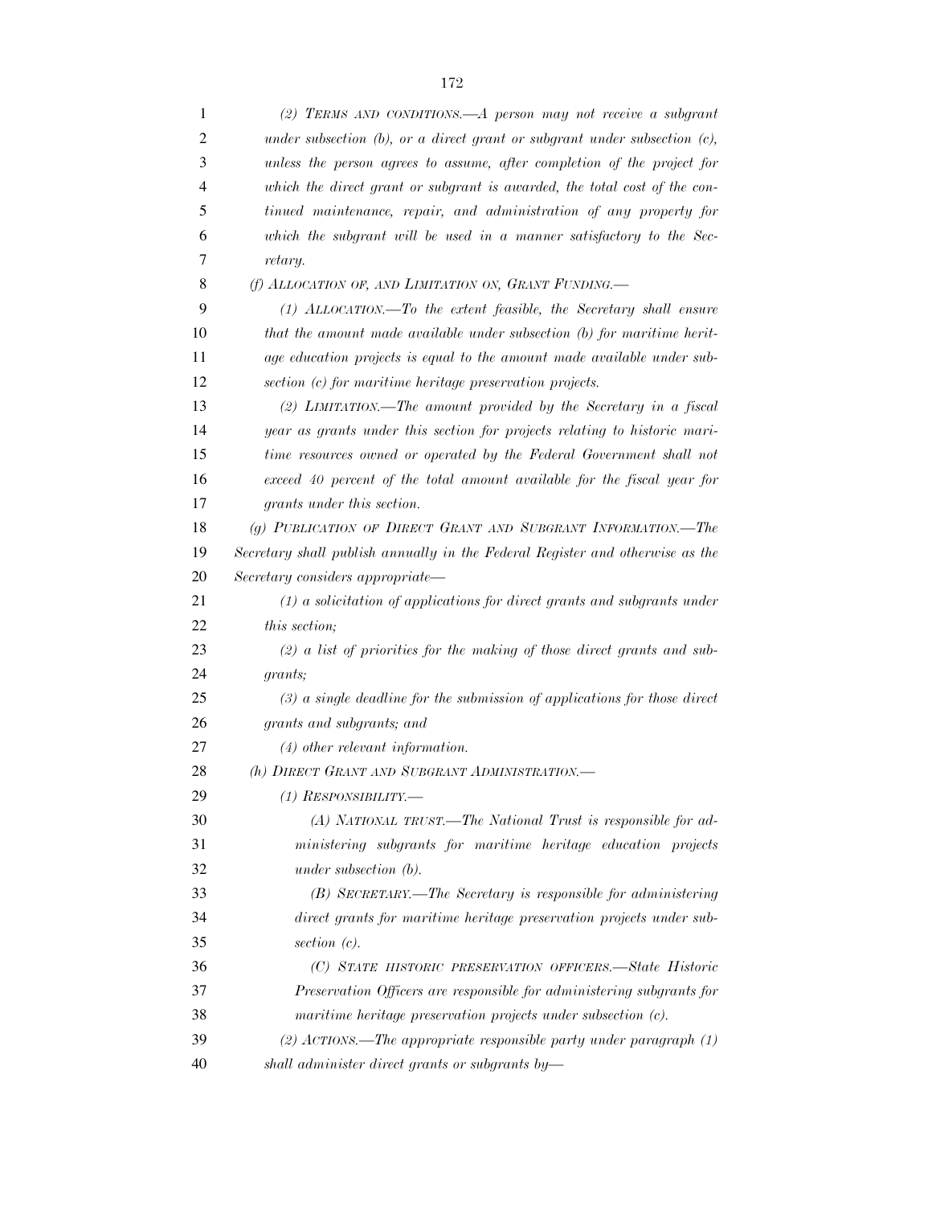*(2) TERMS AND CONDITIONS.—A person may not receive a subgrant under subsection (b), or a direct grant or subgrant under subsection (c), unless the person agrees to assume, after completion of the project for which the direct grant or subgrant is awarded, the total cost of the continued maintenance, repair, and administration of any property for which the subgrant will be used in a manner satisfactory to the Secretary.*

*(f) ALLOCATION OF, AND LIMITATION ON, GRANT FUNDING.—*

*(1) ALLOCATION.—To the extent feasible, the Secretary shall ensure that the amount made available under subsection (b) for maritime heritage education projects is equal to the amount made available under subsection (c) for maritime heritage preservation projects.*

*(2) LIMITATION.—The amount provided by the Secretary in a fiscal year as grants under this section for projects relating to historic maritime resources owned or operated by the Federal Government shall not exceed 40 percent of the total amount available for the fiscal year for grants under this section.*

*(g) PUBLICATION OF DIRECT GRANT AND SUBGRANT INFORMATION.—The Secretary shall publish annually in the Federal Register and otherwise as the Secretary considers appropriate—*

*(1) a solicitation of applications for direct grants and subgrants under this section;*

*(2) a list of priorities for the making of those direct grants and subgrants;*

*(3) a single deadline for the submission of applications for those direct grants and subgrants; and*

*(4) other relevant information.*

*(h) DIRECT GRANT AND SUBGRANT ADMINISTRATION.—*

*(1) RESPONSIBILITY.—*

*(A) NATIONAL TRUST.—The National Trust is responsible for administering subgrants for maritime heritage education projects under subsection (b).*

*(B) SECRETARY.—The Secretary is responsible for administering direct grants for maritime heritage preservation projects under subsection (c).*

*(C) STATE HISTORIC PRESERVATION OFFICERS.—State Historic Preservation Officers are responsible for administering subgrants for maritime heritage preservation projects under subsection (c).*

*(2) ACTIONS.—The appropriate responsible party under paragraph (1) shall administer direct grants or subgrants by—*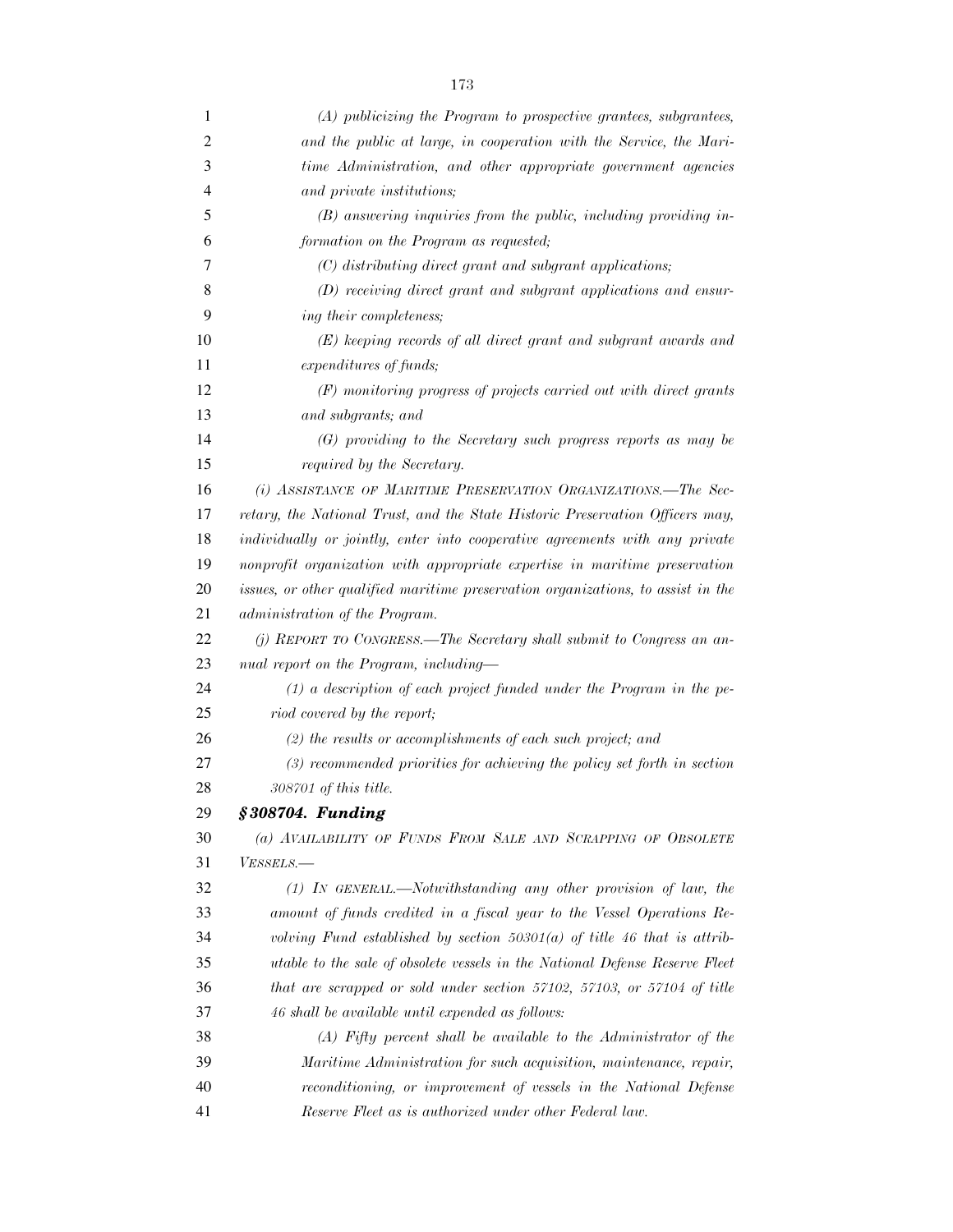*(A) publicizing the Program to prospective grantees, subgrantees, and the public at large, in cooperation with the Service, the Maritime Administration, and other appropriate government agencies and private institutions;*

*(B) answering inquiries from the public, including providing information on the Program as requested;*

*(C) distributing direct grant and subgrant applications;*

*(D) receiving direct grant and subgrant applications and ensuring their completeness;*

*(E) keeping records of all direct grant and subgrant awards and expenditures of funds;*

*(F) monitoring progress of projects carried out with direct grants and subgrants; and*

*(G) providing to the Secretary such progress reports as may be required by the Secretary.*

*(i) ASSISTANCE OF MARITIME PRESERVATION ORGANIZATIONS.—The Secretary, the National Trust, and the State Historic Preservation Officers may, individually or jointly, enter into cooperative agreements with any private nonprofit organization with appropriate expertise in maritime preservation issues, or other qualified maritime preservation organizations, to assist in the administration of the Program.*

*(j) REPORT TO CONGRESS.—The Secretary shall submit to Congress an annual report on the Program, including—*

*(1) a description of each project funded under the Program in the period covered by the report;*

*(2) the results or accomplishments of each such project; and*

*(3) recommended priorities for achieving the policy set forth in section 308701 of this title.*

***§308704. Funding***

*(a) AVAILABILITY OF FUNDS FROM SALE AND SCRAPPING OF OBSOLETE VESSELS.—*

*(1) IN GENERAL.—Notwithstanding any other provision of law, the amount of funds credited in a fiscal year to the Vessel Operations Revolving Fund established by section 50301(a) of title 46 that is attributable to the sale of obsolete vessels in the National Defense Reserve Fleet that are scrapped or sold under section 57102, 57103, or 57104 of title 46 shall be available until expended as follows:*

*(A) Fifty percent shall be available to the Administrator of the Maritime Administration for such acquisition, maintenance, repair, reconditioning, or improvement of vessels in the National Defense Reserve Fleet as is authorized under other Federal law.*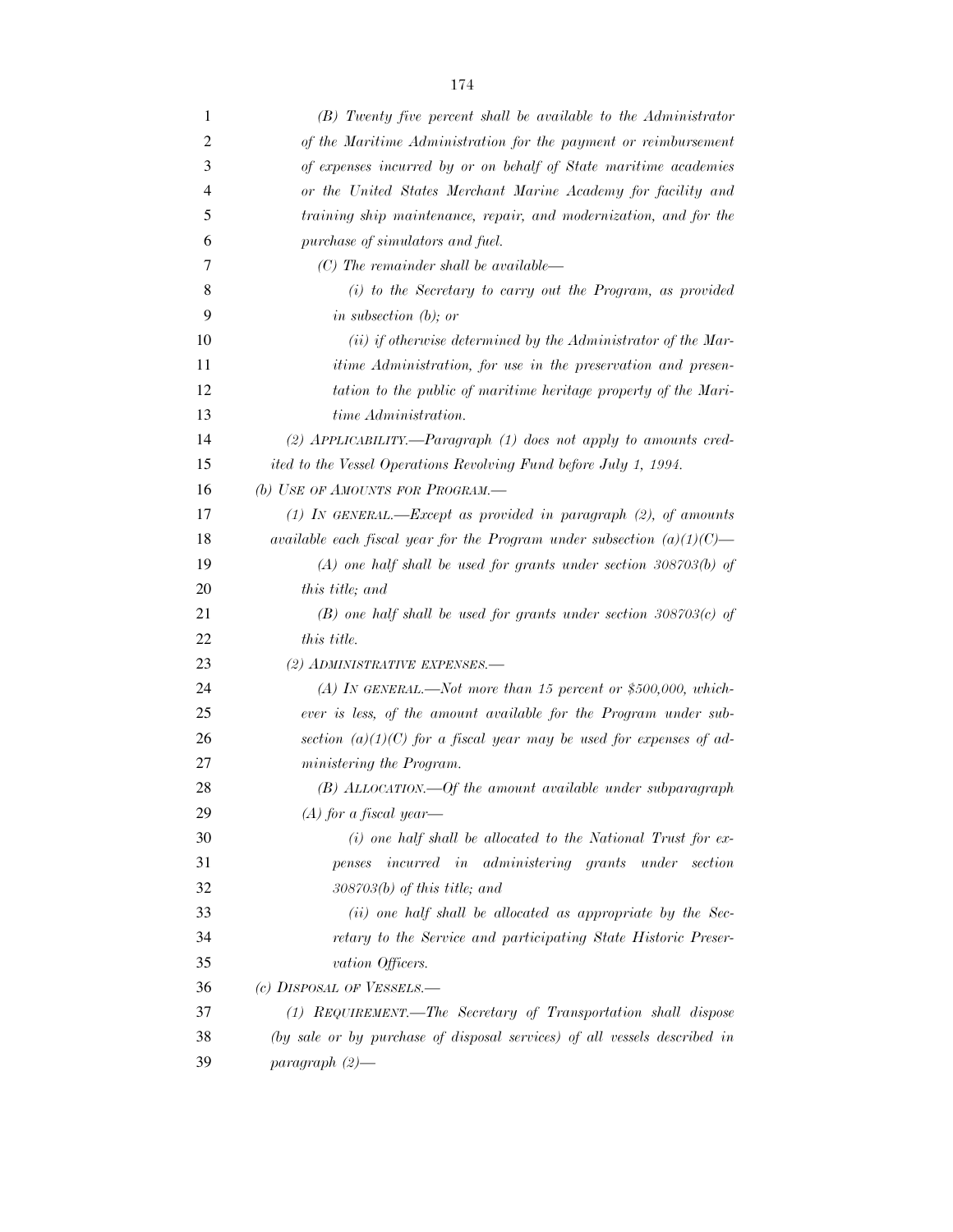*(B) Twenty five percent shall be available to the Administrator of the Maritime Administration for the payment or reimbursement of expenses incurred by or on behalf of State maritime academies or the United States Merchant Marine Academy for facility and training ship maintenance, repair, and modernization, and for the purchase of simulators and fuel.*

*(C) The remainder shall be available—*

*(i) to the Secretary to carry out the Program, as provided in subsection (b); or*

*(ii) if otherwise determined by the Administrator of the Maritime Administration, for use in the preservation and presentation to the public of maritime heritage property of the Maritime Administration.*

*(2) APPLICABILITY.—Paragraph (1) does not apply to amounts credited to the Vessel Operations Revolving Fund before July 1, 1994.*

*(b) USE OF AMOUNTS FOR PROGRAM.—*

*(1) IN GENERAL.—Except as provided in paragraph (2), of amounts available each fiscal year for the Program under subsection (a)(1)(C)—*

*(A) one half shall be used for grants under section 308703(b) of this title; and*

*(B) one half shall be used for grants under section 308703(c) of this title.*

*(2) ADMINISTRATIVE EXPENSES.—*

*(A) IN GENERAL.—Not more than 15 percent or $500,000, whichever is less, of the amount available for the Program under subsection (a)(1)(C) for a fiscal year may be used for expenses of administering the Program.*

*(B) ALLOCATION.—Of the amount available under subparagraph (A) for a fiscal year—*

*(i) one half shall be allocated to the National Trust for expenses incurred in administering grants under section 308703(b) of this title; and*

*(ii) one half shall be allocated as appropriate by the Secretary to the Service and participating State Historic Preservation Officers.*

*(c) DISPOSAL OF VESSELS.—*

*(1) REQUIREMENT.—The Secretary of Transportation shall dispose (by sale or by purchase of disposal services) of all vessels described in paragraph (2)—*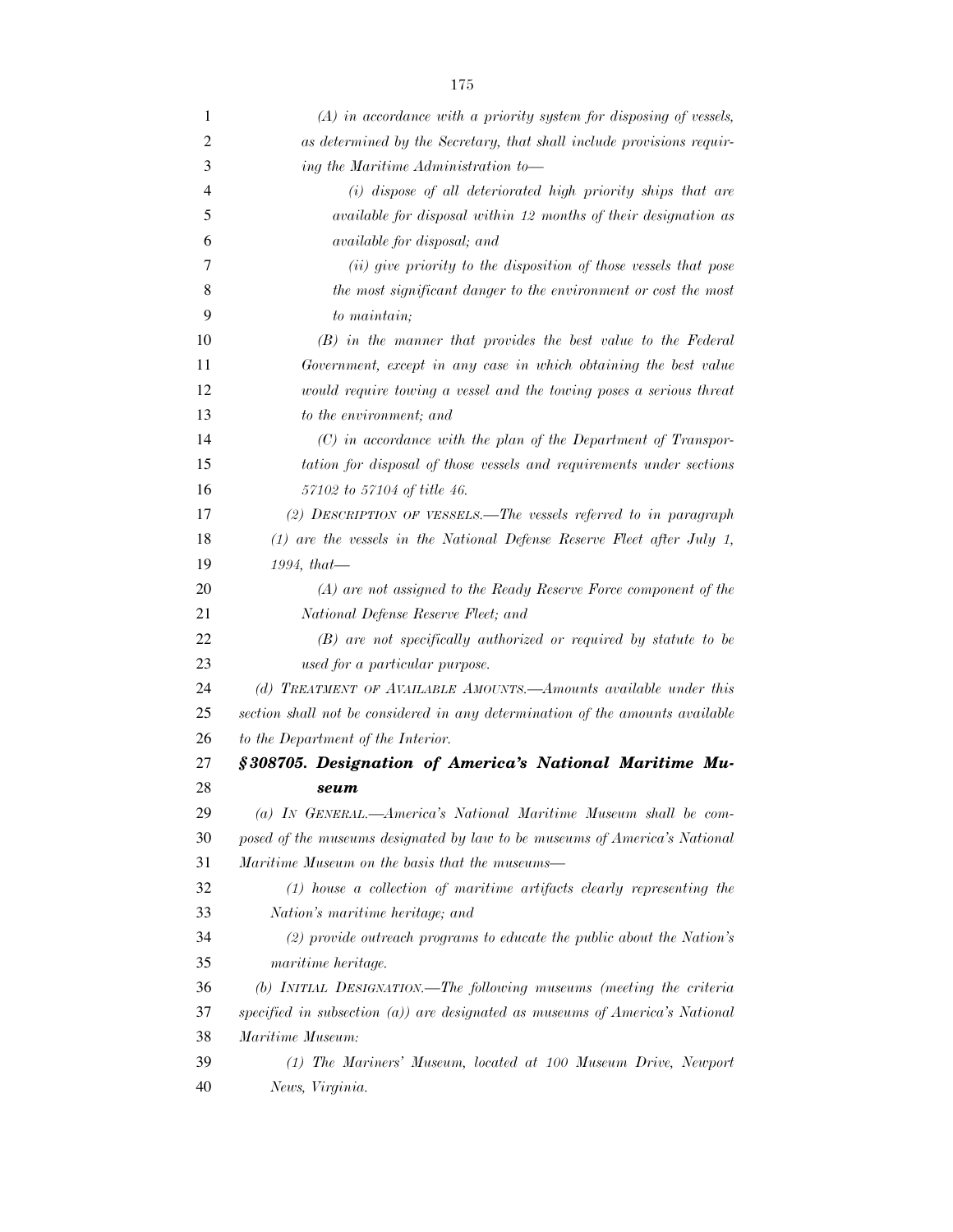*(A) in accordance with a priority system for disposing of vessels, as determined by the Secretary, that shall include provisions requiring the Maritime Administration to—*

*(i) dispose of all deteriorated high priority ships that are available for disposal within 12 months of their designation as available for disposal; and*

*(ii) give priority to the disposition of those vessels that pose the most significant danger to the environment or cost the most to maintain;*

*(B) in the manner that provides the best value to the Federal Government, except in any case in which obtaining the best value would require towing a vessel and the towing poses a serious threat to the environment; and*

*(C) in accordance with the plan of the Department of Transportation for disposal of those vessels and requirements under sections 57102 to 57104 of title 46.*

*(2) DESCRIPTION OF VESSELS.—The vessels referred to in paragraph (1) are the vessels in the National Defense Reserve Fleet after July 1, 1994, that—*

*(A) are not assigned to the Ready Reserve Force component of the National Defense Reserve Fleet; and*

*(B) are not specifically authorized or required by statute to be used for a particular purpose.*

*(d) TREATMENT OF AVAILABLE AMOUNTS.—Amounts available under this section shall not be considered in any determination of the amounts available to the Department of the Interior.*

***§308705. Designation of America's National Maritime Museum***

*(a) IN GENERAL.—America's National Maritime Museum shall be composed of the museums designated by law to be museums of America's National Maritime Museum on the basis that the museums—*

*(1) house a collection of maritime artifacts clearly representing the Nation's maritime heritage; and*

*(2) provide outreach programs to educate the public about the Nation's maritime heritage.*

*(b) INITIAL DESIGNATION.—The following museums (meeting the criteria specified in subsection (a)) are designated as museums of America's National Maritime Museum:*

*(1) The Mariners' Museum, located at 100 Museum Drive, Newport News, Virginia.*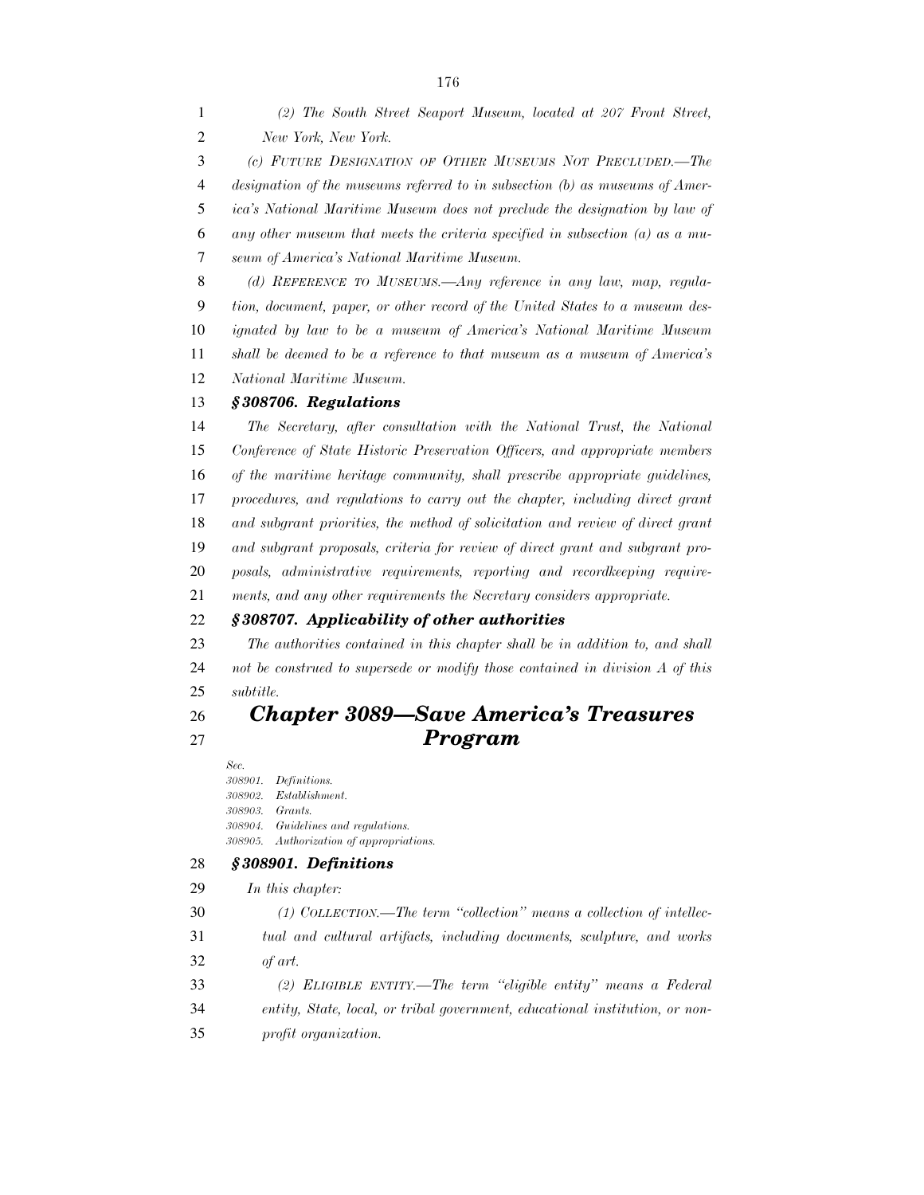*(2) The South Street Seaport Museum, located at 207 Front Street, New York, New York.*

*(c) FUTURE DESIGNATION OF OTHER MUSEUMS NOT PRECLUDED.—The designation of the museums referred to in subsection (b) as museums of America's National Maritime Museum does not preclude the designation by law of any other museum that meets the criteria specified in subsection (a) as a museum of America's National Maritime Museum.*

*(d) REFERENCE TO MUSEUMS.—Any reference in any law, map, regulation, document, paper, or other record of the United States to a museum designated by law to be a museum of America's National Maritime Museum shall be deemed to be a reference to that museum as a museum of America's National Maritime Museum.*

### *§308706. Regulations*

*The Secretary, after consultation with the National Trust, the National Conference of State Historic Preservation Officers, and appropriate members of the maritime heritage community, shall prescribe appropriate guidelines, procedures, and regulations to carry out the chapter, including direct grant and subgrant priorities, the method of solicitation and review of direct grant and subgrant proposals, criteria for review of direct grant and subgrant proposals, administrative requirements, reporting and recordkeeping requirements, and any other requirements the Secretary considers appropriate.*

### *§308707. Applicability of other authorities*

*The authorities contained in this chapter shall be in addition to, and shall not be construed to supersede or modify those contained in division A of this subtitle.*

## *Chapter 3089—Save America's Treasures Program*

*Sec.*
*308901. Definitions.*
*308902. Establishment.*
*308903. Grants.*
*308904. Guidelines and regulations.*
*308905. Authorization of appropriations.*

### *§308901. Definitions*

*In this chapter:*

*(1) COLLECTION.—The term "collection" means a collection of intellectual and cultural artifacts, including documents, sculpture, and works of art.*

*(2) ELIGIBLE ENTITY.—The term "eligible entity" means a Federal entity, State, local, or tribal government, educational institution, or non-profit organization.*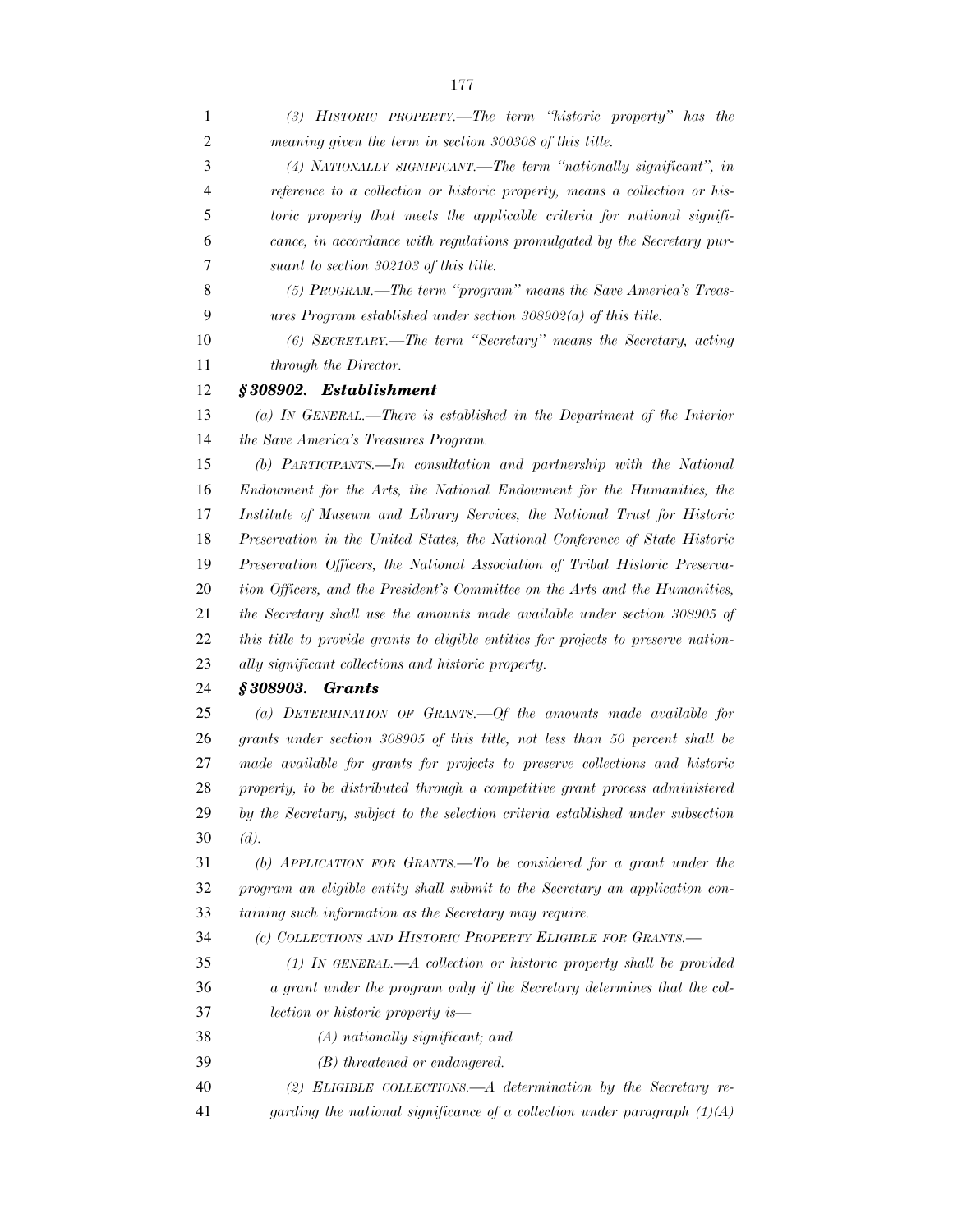*(3) HISTORIC PROPERTY.—The term "historic property" has the meaning given the term in section 300308 of this title.*

*(4) NATIONALLY SIGNIFICANT.—The term "nationally significant", in reference to a collection or historic property, means a collection or historic property that meets the applicable criteria for national significance, in accordance with regulations promulgated by the Secretary pursuant to section 302103 of this title.*

*(5) PROGRAM.—The term "program" means the Save America's Treasures Program established under section 308902(a) of this title.*

*(6) SECRETARY.—The term "Secretary" means the Secretary, acting through the Director.*

### *§ 308902. Establishment*

*(a) IN GENERAL.—There is established in the Department of the Interior the Save America's Treasures Program.*

*(b) PARTICIPANTS.—In consultation and partnership with the National Endowment for the Arts, the National Endowment for the Humanities, the Institute of Museum and Library Services, the National Trust for Historic Preservation in the United States, the National Conference of State Historic Preservation Officers, the National Association of Tribal Historic Preservation Officers, and the President's Committee on the Arts and the Humanities, the Secretary shall use the amounts made available under section 308905 of this title to provide grants to eligible entities for projects to preserve nationally significant collections and historic property.*

### *§ 308903. Grants*

*(a) DETERMINATION OF GRANTS.—Of the amounts made available for grants under section 308905 of this title, not less than 50 percent shall be made available for grants for projects to preserve collections and historic property, to be distributed through a competitive grant process administered by the Secretary, subject to the selection criteria established under subsection (d).*

*(b) APPLICATION FOR GRANTS.—To be considered for a grant under the program an eligible entity shall submit to the Secretary an application containing such information as the Secretary may require.*

*(c) COLLECTIONS AND HISTORIC PROPERTY ELIGIBLE FOR GRANTS.—*

*(1) IN GENERAL.—A collection or historic property shall be provided a grant under the program only if the Secretary determines that the collection or historic property is—*

*(A) nationally significant; and*

*(B) threatened or endangered.*

*(2) ELIGIBLE COLLECTIONS.—A determination by the Secretary regarding the national significance of a collection under paragraph (1)(A)*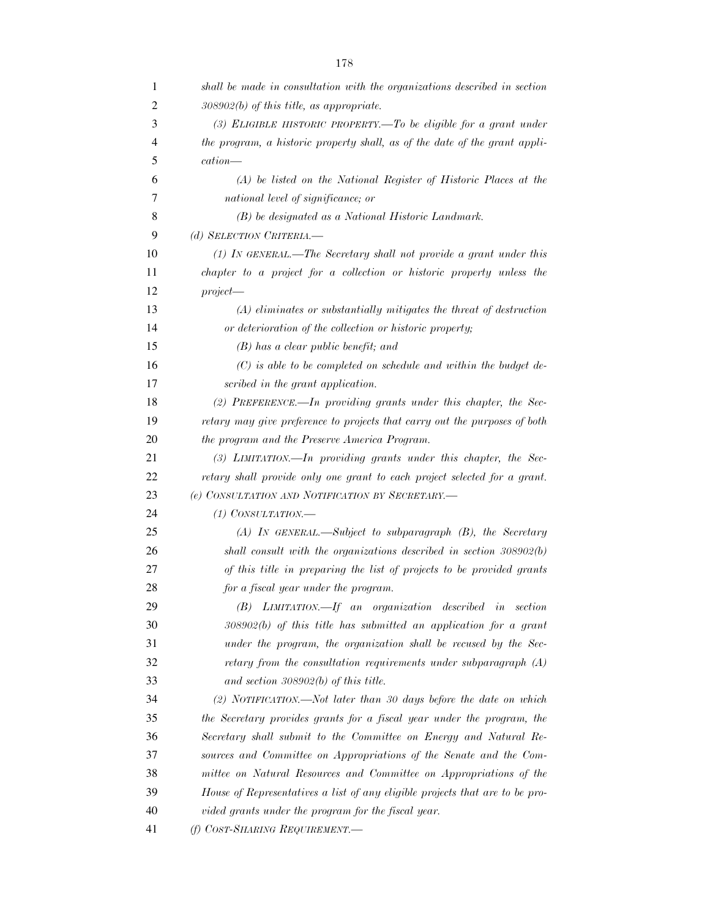*shall be made in consultation with the organizations described in section 308902(b) of this title, as appropriate.*

*(3) ELIGIBLE HISTORIC PROPERTY.—To be eligible for a grant under the program, a historic property shall, as of the date of the grant application—*

*(A) be listed on the National Register of Historic Places at the national level of significance; or*

*(B) be designated as a National Historic Landmark.*

*(d) SELECTION CRITERIA.—*

*(1) IN GENERAL.—The Secretary shall not provide a grant under this chapter to a project for a collection or historic property unless the project—*

*(A) eliminates or substantially mitigates the threat of destruction or deterioration of the collection or historic property;*

*(B) has a clear public benefit; and*

*(C) is able to be completed on schedule and within the budget described in the grant application.*

*(2) PREFERENCE.—In providing grants under this chapter, the Secretary may give preference to projects that carry out the purposes of both the program and the Preserve America Program.*

*(3) LIMITATION.—In providing grants under this chapter, the Secretary shall provide only one grant to each project selected for a grant.*

*(e) CONSULTATION AND NOTIFICATION BY SECRETARY.—*

*(1) CONSULTATION.—*

*(A) IN GENERAL.—Subject to subparagraph (B), the Secretary shall consult with the organizations described in section 308902(b) of this title in preparing the list of projects to be provided grants for a fiscal year under the program.*

*(B) LIMITATION.—If an organization described in section 308902(b) of this title has submitted an application for a grant under the program, the organization shall be recused by the Secretary from the consultation requirements under subparagraph (A) and section 308902(b) of this title.*

*(2) NOTIFICATION.—Not later than 30 days before the date on which the Secretary provides grants for a fiscal year under the program, the Secretary shall submit to the Committee on Energy and Natural Resources and Committee on Appropriations of the Senate and the Committee on Natural Resources and Committee on Appropriations of the House of Representatives a list of any eligible projects that are to be provided grants under the program for the fiscal year.*

*(f) COST-SHARING REQUIREMENT.—*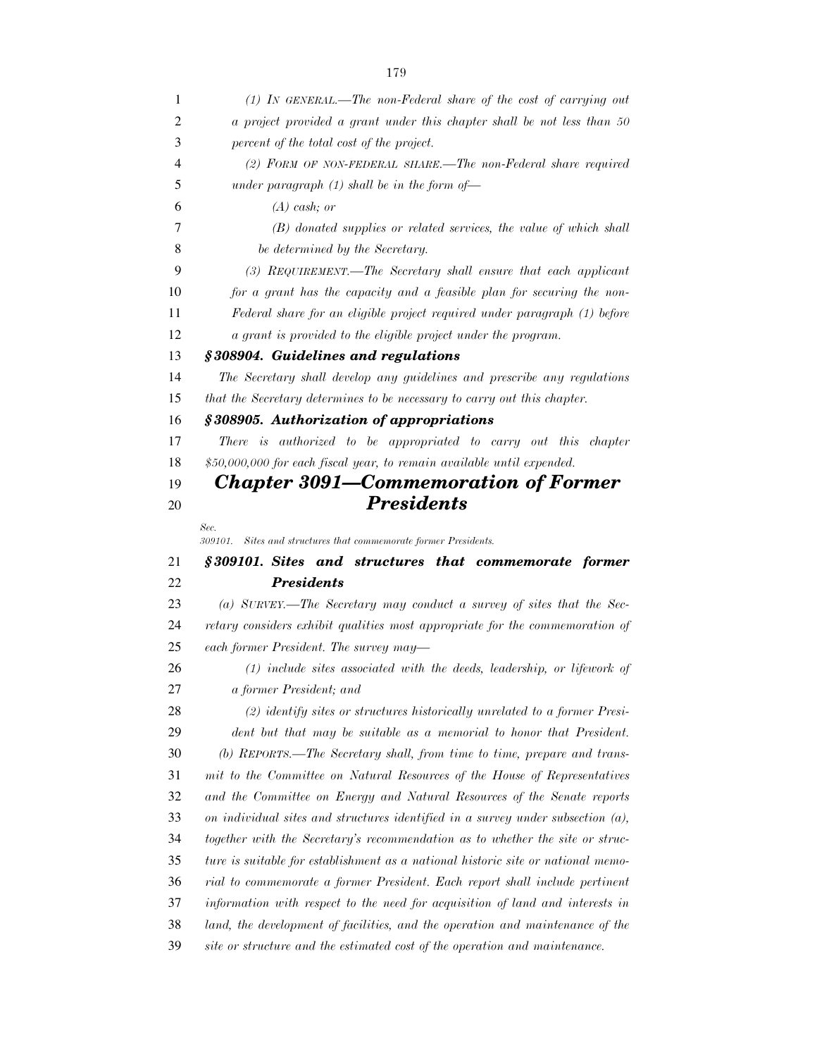*(1) In general.—The non-Federal share of the cost of carrying out a project provided a grant under this chapter shall be not less than 50 percent of the total cost of the project.*

*(2) Form of non-Federal share.—The non-Federal share required under paragraph (1) shall be in the form of—*

*(A) cash; or*

*(B) donated supplies or related services, the value of which shall be determined by the Secretary.*

*(3) Requirement.—The Secretary shall ensure that each applicant for a grant has the capacity and a feasible plan for securing the non-Federal share for an eligible project required under paragraph (1) before a grant is provided to the eligible project under the program.*

### *§308904. Guidelines and regulations*

*The Secretary shall develop any guidelines and prescribe any regulations that the Secretary determines to be necessary to carry out this chapter.*

### *§308905. Authorization of appropriations*

*There is authorized to be appropriated to carry out this chapter $50,000,000 for each fiscal year, to remain available until expended.*

## *Chapter 3091—Commemoration of Former Presidents*

*Sec.*
*309101. Sites and structures that commemorate former Presidents.*

### *§309101. Sites and structures that commemorate former Presidents*

*(a) Survey.—The Secretary may conduct a survey of sites that the Secretary considers exhibit qualities most appropriate for the commemoration of each former President. The survey may—*

*(1) include sites associated with the deeds, leadership, or lifework of a former President; and*

*(2) identify sites or structures historically unrelated to a former President but that may be suitable as a memorial to honor that President.*

*(b) Reports.—The Secretary shall, from time to time, prepare and transmit to the Committee on Natural Resources of the House of Representatives and the Committee on Energy and Natural Resources of the Senate reports on individual sites and structures identified in a survey under subsection (a), together with the Secretary's recommendation as to whether the site or structure is suitable for establishment as a national historic site or national memorial to commemorate a former President. Each report shall include pertinent information with respect to the need for acquisition of land and interests in land, the development of facilities, and the operation and maintenance of the site or structure and the estimated cost of the operation and maintenance.*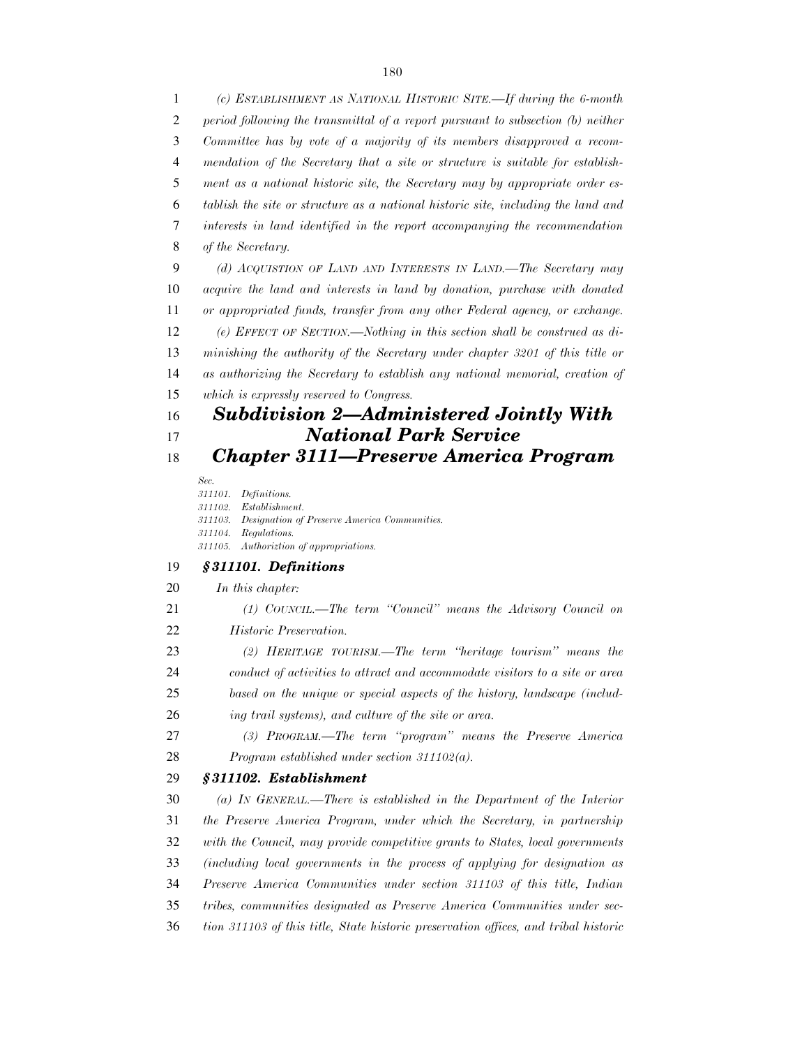*(c) ESTABLISHMENT AS NATIONAL HISTORIC SITE.—If during the 6-month period following the transmittal of a report pursuant to subsection (b) neither Committee has by vote of a majority of its members disapproved a recommendation of the Secretary that a site or structure is suitable for establishment as a national historic site, the Secretary may by appropriate order establish the site or structure as a national historic site, including the land and interests in land identified in the report accompanying the recommendation of the Secretary.*

*(d) ACQUISTION OF LAND AND INTERESTS IN LAND.—The Secretary may acquire the land and interests in land by donation, purchase with donated or appropriated funds, transfer from any other Federal agency, or exchange.*

*(e) EFFECT OF SECTION.—Nothing in this section shall be construed as diminishing the authority of the Secretary under chapter 3201 of this title or as authorizing the Secretary to establish any national memorial, creation of which is expressly reserved to Congress.*

## *Subdivision 2—Administered Jointly With National Park Service*

## *Chapter 3111—Preserve America Program*

*Sec.*
*311101. Definitions.*
*311102. Establishment.*
*311103. Designation of Preserve America Communities.*
*311104. Regulations.*
*311105. Authoriztion of appropriations.*

### *§311101. Definitions*

*In this chapter:*

*(1) COUNCIL.—The term "Council" means the Advisory Council on Historic Preservation.*

*(2) HERITAGE TOURISM.—The term "heritage tourism" means the conduct of activities to attract and accommodate visitors to a site or area based on the unique or special aspects of the history, landscape (including trail systems), and culture of the site or area.*

*(3) PROGRAM.—The term "program" means the Preserve America Program established under section 311102(a).*

### *§311102. Establishment*

*(a) IN GENERAL.—There is established in the Department of the Interior the Preserve America Program, under which the Secretary, in partnership with the Council, may provide competitive grants to States, local governments (including local governments in the process of applying for designation as Preserve America Communities under section 311103 of this title, Indian tribes, communities designated as Preserve America Communities under section 311103 of this title, State historic preservation offices, and tribal historic*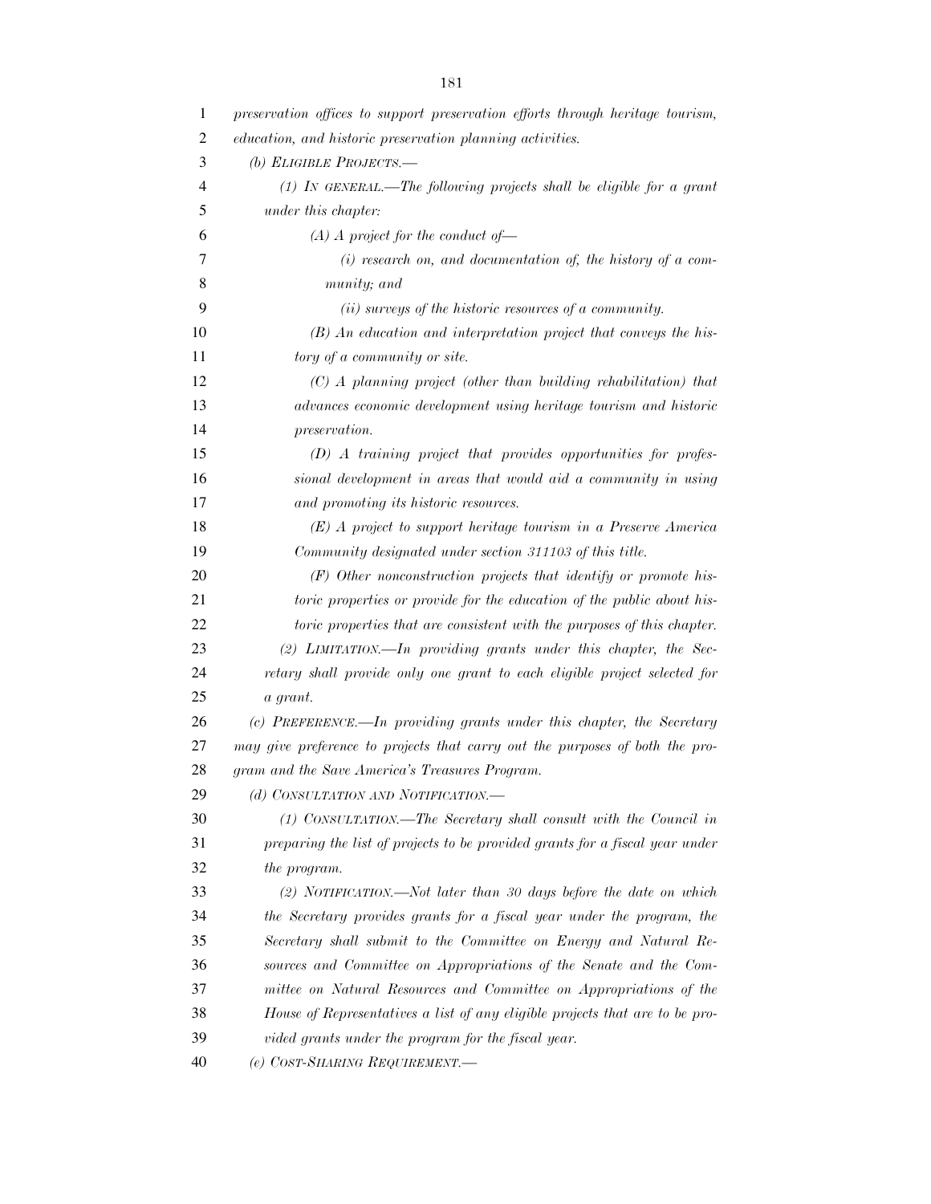*preservation offices to support preservation efforts through heritage tourism, education, and historic preservation planning activities.*

*(b) ELIGIBLE PROJECTS.—*

*(1) IN GENERAL.—The following projects shall be eligible for a grant under this chapter:*

*(A) A project for the conduct of—*

*(i) research on, and documentation of, the history of a community; and*

*(ii) surveys of the historic resources of a community.*

*(B) An education and interpretation project that conveys the history of a community or site.*

*(C) A planning project (other than building rehabilitation) that advances economic development using heritage tourism and historic preservation.*

*(D) A training project that provides opportunities for professional development in areas that would aid a community in using and promoting its historic resources.*

*(E) A project to support heritage tourism in a Preserve America Community designated under section 311103 of this title.*

*(F) Other nonconstruction projects that identify or promote historic properties or provide for the education of the public about historic properties that are consistent with the purposes of this chapter.*

*(2) LIMITATION.—In providing grants under this chapter, the Secretary shall provide only one grant to each eligible project selected for a grant.*

*(c) PREFERENCE.—In providing grants under this chapter, the Secretary may give preference to projects that carry out the purposes of both the program and the Save America's Treasures Program.*

*(d) CONSULTATION AND NOTIFICATION.—*

*(1) CONSULTATION.—The Secretary shall consult with the Council in preparing the list of projects to be provided grants for a fiscal year under the program.*

*(2) NOTIFICATION.—Not later than 30 days before the date on which the Secretary provides grants for a fiscal year under the program, the Secretary shall submit to the Committee on Energy and Natural Resources and Committee on Appropriations of the Senate and the Committee on Natural Resources and Committee on Appropriations of the House of Representatives a list of any eligible projects that are to be provided grants under the program for the fiscal year.*

*(e) COST-SHARING REQUIREMENT.—*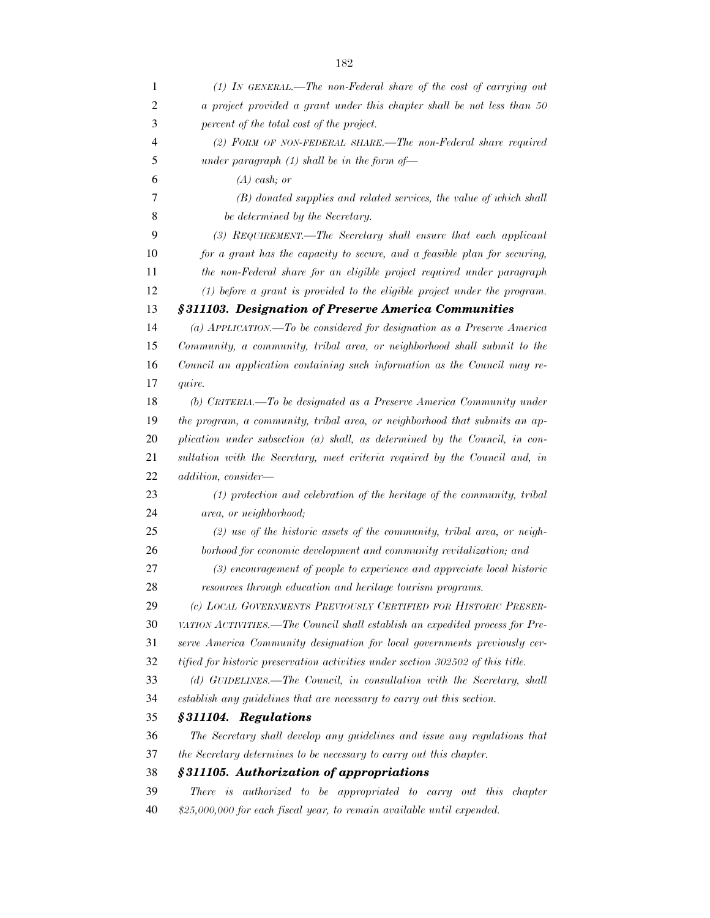*(1) IN GENERAL.—The non-Federal share of the cost of carrying out a project provided a grant under this chapter shall be not less than 50 percent of the total cost of the project.*

*(2) FORM OF NON-FEDERAL SHARE.—The non-Federal share required under paragraph (1) shall be in the form of—*

*(A) cash; or*

*(B) donated supplies and related services, the value of which shall be determined by the Secretary.*

*(3) REQUIREMENT.—The Secretary shall ensure that each applicant for a grant has the capacity to secure, and a feasible plan for securing, the non-Federal share for an eligible project required under paragraph (1) before a grant is provided to the eligible project under the program.*

### *§311103. Designation of Preserve America Communities*

*(a) APPLICATION.—To be considered for designation as a Preserve America Community, a community, tribal area, or neighborhood shall submit to the Council an application containing such information as the Council may require.*

*(b) CRITERIA.—To be designated as a Preserve America Community under the program, a community, tribal area, or neighborhood that submits an application under subsection (a) shall, as determined by the Council, in consultation with the Secretary, meet criteria required by the Council and, in addition, consider—*

*(1) protection and celebration of the heritage of the community, tribal area, or neighborhood;*

*(2) use of the historic assets of the community, tribal area, or neighborhood for economic development and community revitalization; and*

*(3) encouragement of people to experience and appreciate local historic resources through education and heritage tourism programs.*

*(c) LOCAL GOVERNMENTS PREVIOUSLY CERTIFIED FOR HISTORIC PRESERVATION ACTIVITIES.—The Council shall establish an expedited process for Preserve America Community designation for local governments previously certified for historic preservation activities under section 302502 of this title.*

*(d) GUIDELINES.—The Council, in consultation with the Secretary, shall establish any guidelines that are necessary to carry out this section.*

### *§311104. Regulations*

*The Secretary shall develop any guidelines and issue any regulations that the Secretary determines to be necessary to carry out this chapter.*

### *§311105. Authorization of appropriations*

*There is authorized to be appropriated to carry out this chapter $25,000,000 for each fiscal year, to remain available until expended.*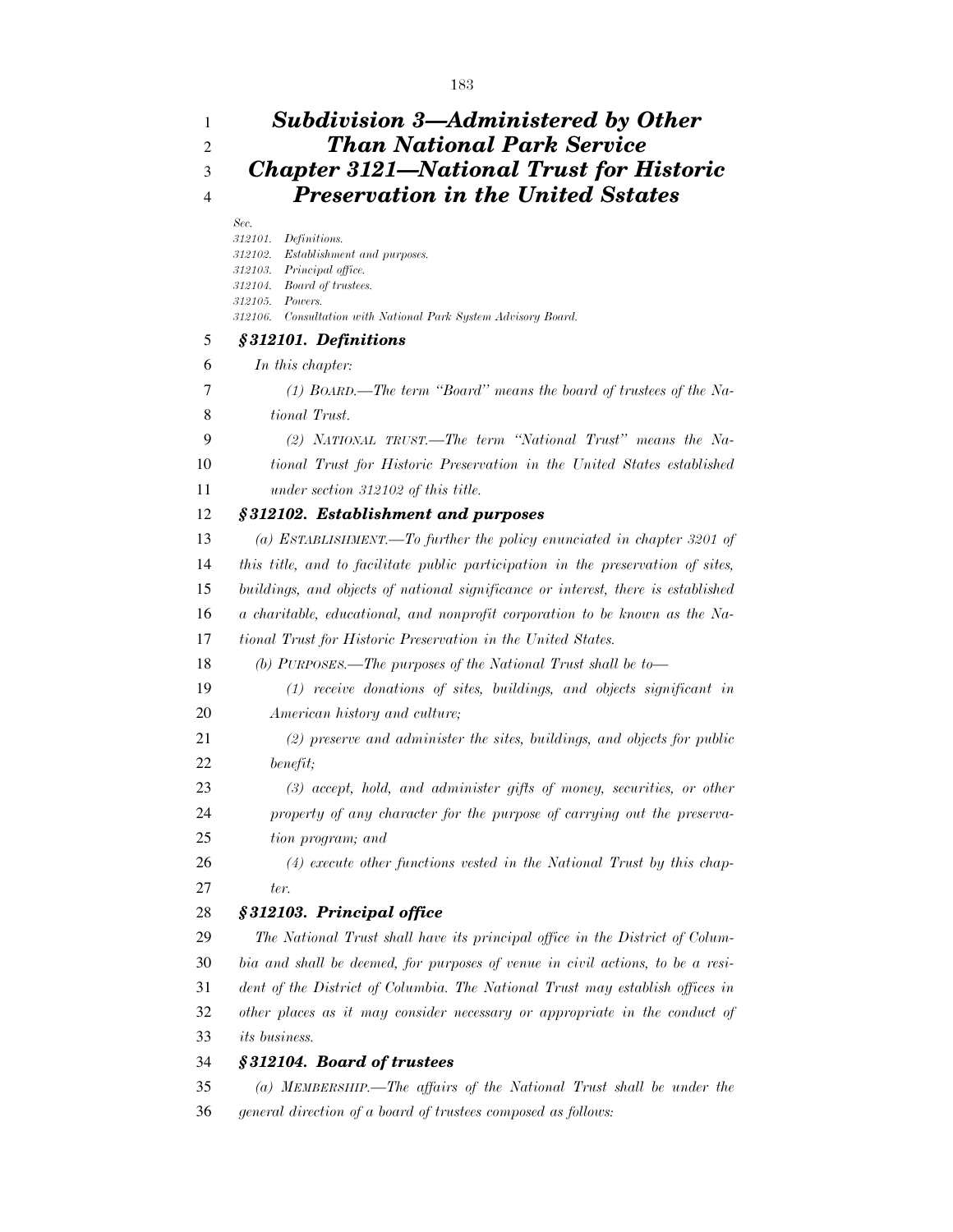# *Subdivision 3—Administered by Other Than National Park Service*

# *Chapter 3121—National Trust for Historic Preservation in the United Sstates*

*Sec.*
*312101. Definitions.*
*312102. Establishment and purposes.*
*312103. Principal office.*
*312104. Board of trustees.*
*312105. Powers.*
*312106. Consultation with National Park System Advisory Board.*

## *§312101. Definitions*

*In this chapter:*

*(1) BOARD.—The term "Board" means the board of trustees of the National Trust.*

*(2) NATIONAL TRUST.—The term "National Trust" means the National Trust for Historic Preservation in the United States established under section 312102 of this title.*

## *§312102. Establishment and purposes*

*(a) ESTABLISHMENT.—To further the policy enunciated in chapter 3201 of this title, and to facilitate public participation in the preservation of sites, buildings, and objects of national significance or interest, there is established a charitable, educational, and nonprofit corporation to be known as the National Trust for Historic Preservation in the United States.*

*(b) PURPOSES.—The purposes of the National Trust shall be to—*

*(1) receive donations of sites, buildings, and objects significant in American history and culture;*

*(2) preserve and administer the sites, buildings, and objects for public benefit;*

*(3) accept, hold, and administer gifts of money, securities, or other property of any character for the purpose of carrying out the preservation program; and*

*(4) execute other functions vested in the National Trust by this chapter.*

## *§312103. Principal office*

*The National Trust shall have its principal office in the District of Columbia and shall be deemed, for purposes of venue in civil actions, to be a resident of the District of Columbia. The National Trust may establish offices in other places as it may consider necessary or appropriate in the conduct of its business.*

## *§312104. Board of trustees*

*(a) MEMBERSHIP.—The affairs of the National Trust shall be under the general direction of a board of trustees composed as follows:*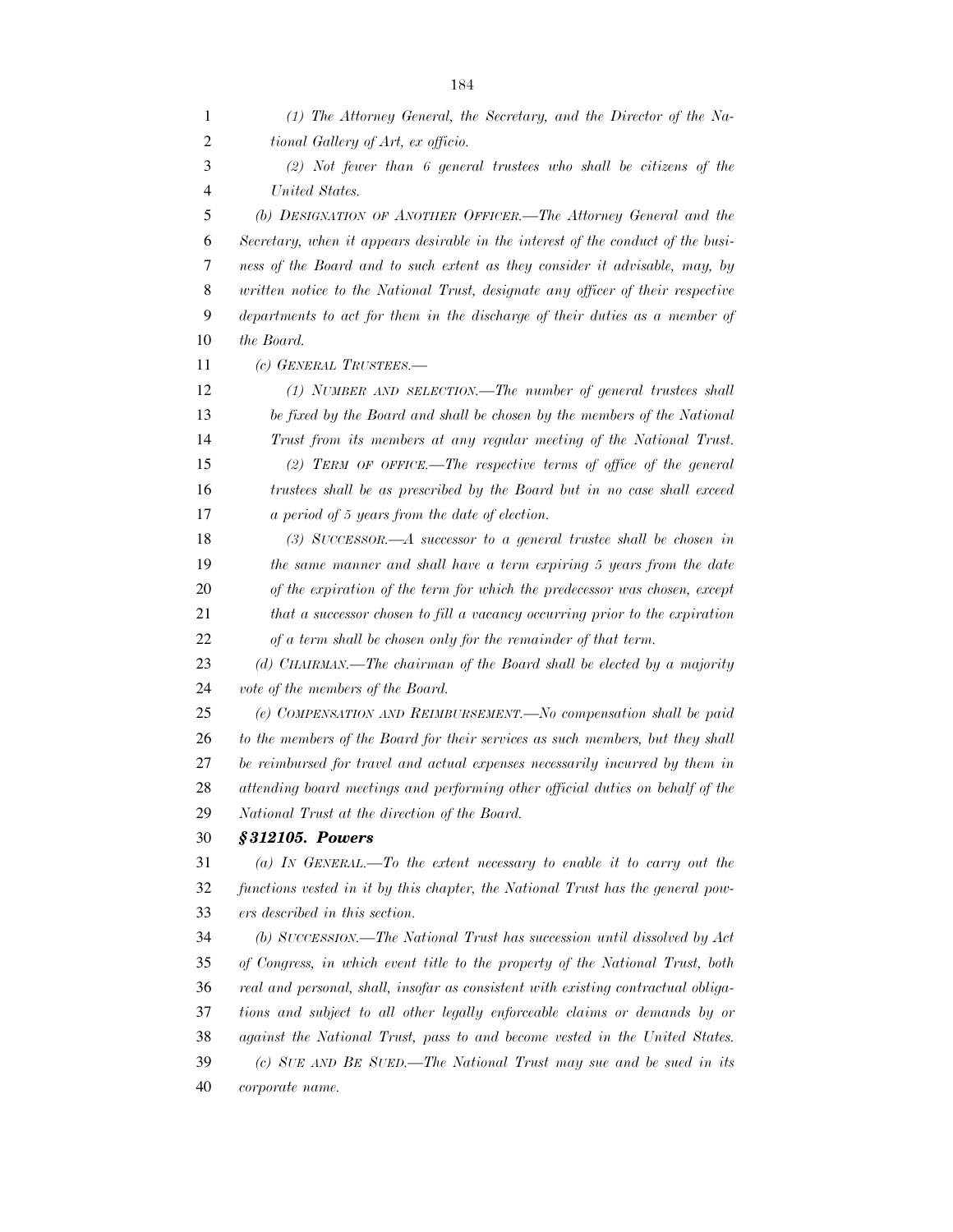*(1) The Attorney General, the Secretary, and the Director of the National Gallery of Art, ex officio.*

*(2) Not fewer than 6 general trustees who shall be citizens of the United States.*

*(b) DESIGNATION OF ANOTHER OFFICER.—The Attorney General and the Secretary, when it appears desirable in the interest of the conduct of the business of the Board and to such extent as they consider it advisable, may, by written notice to the National Trust, designate any officer of their respective departments to act for them in the discharge of their duties as a member of the Board.*

*(c) GENERAL TRUSTEES.—*

*(1) NUMBER AND SELECTION.—The number of general trustees shall be fixed by the Board and shall be chosen by the members of the National Trust from its members at any regular meeting of the National Trust.*

*(2) TERM OF OFFICE.—The respective terms of office of the general trustees shall be as prescribed by the Board but in no case shall exceed a period of 5 years from the date of election.*

*(3) SUCCESSOR.—A successor to a general trustee shall be chosen in the same manner and shall have a term expiring 5 years from the date of the expiration of the term for which the predecessor was chosen, except that a successor chosen to fill a vacancy occurring prior to the expiration of a term shall be chosen only for the remainder of that term.*

*(d) CHAIRMAN.—The chairman of the Board shall be elected by a majority vote of the members of the Board.*

*(e) COMPENSATION AND REIMBURSEMENT.—No compensation shall be paid to the members of the Board for their services as such members, but they shall be reimbursed for travel and actual expenses necessarily incurred by them in attending board meetings and performing other official duties on behalf of the National Trust at the direction of the Board.*

### *§312105. Powers*

*(a) IN GENERAL.—To the extent necessary to enable it to carry out the functions vested in it by this chapter, the National Trust has the general powers described in this section.*

*(b) SUCCESSION.—The National Trust has succession until dissolved by Act of Congress, in which event title to the property of the National Trust, both real and personal, shall, insofar as consistent with existing contractual obligations and subject to all other legally enforceable claims or demands by or against the National Trust, pass to and become vested in the United States.*

*(c) SUE AND BE SUED.—The National Trust may sue and be sued in its corporate name.*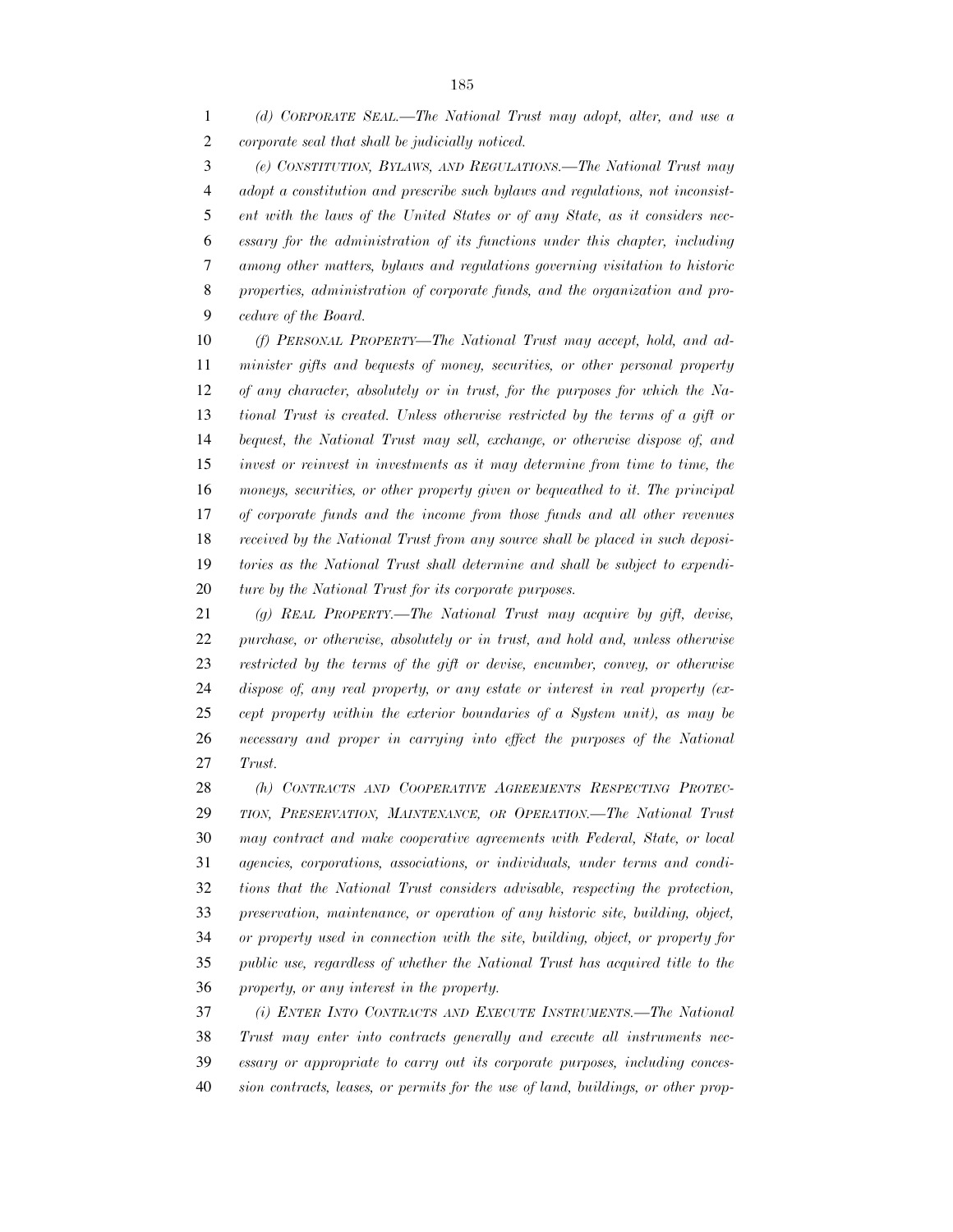*(d) CORPORATE SEAL.—The National Trust may adopt, alter, and use a corporate seal that shall be judicially noticed.*

*(e) CONSTITUTION, BYLAWS, AND REGULATIONS.—The National Trust may adopt a constitution and prescribe such bylaws and regulations, not inconsistent with the laws of the United States or of any State, as it considers necessary for the administration of its functions under this chapter, including among other matters, bylaws and regulations governing visitation to historic properties, administration of corporate funds, and the organization and procedure of the Board.*

*(f) PERSONAL PROPERTY—The National Trust may accept, hold, and administer gifts and bequests of money, securities, or other personal property of any character, absolutely or in trust, for the purposes for which the National Trust is created. Unless otherwise restricted by the terms of a gift or bequest, the National Trust may sell, exchange, or otherwise dispose of, and invest or reinvest in investments as it may determine from time to time, the moneys, securities, or other property given or bequeathed to it. The principal of corporate funds and the income from those funds and all other revenues received by the National Trust from any source shall be placed in such depositories as the National Trust shall determine and shall be subject to expenditure by the National Trust for its corporate purposes.*

*(g) REAL PROPERTY.—The National Trust may acquire by gift, devise, purchase, or otherwise, absolutely or in trust, and hold and, unless otherwise restricted by the terms of the gift or devise, encumber, convey, or otherwise dispose of, any real property, or any estate or interest in real property (except property within the exterior boundaries of a System unit), as may be necessary and proper in carrying into effect the purposes of the National Trust.*

*(h) CONTRACTS AND COOPERATIVE AGREEMENTS RESPECTING PROTECTION, PRESERVATION, MAINTENANCE, OR OPERATION.—The National Trust may contract and make cooperative agreements with Federal, State, or local agencies, corporations, associations, or individuals, under terms and conditions that the National Trust considers advisable, respecting the protection, preservation, maintenance, or operation of any historic site, building, object, or property used in connection with the site, building, object, or property for public use, regardless of whether the National Trust has acquired title to the property, or any interest in the property.*

*(i) ENTER INTO CONTRACTS AND EXECUTE INSTRUMENTS.—The National Trust may enter into contracts generally and execute all instruments necessary or appropriate to carry out its corporate purposes, including concession contracts, leases, or permits for the use of land, buildings, or other prop-*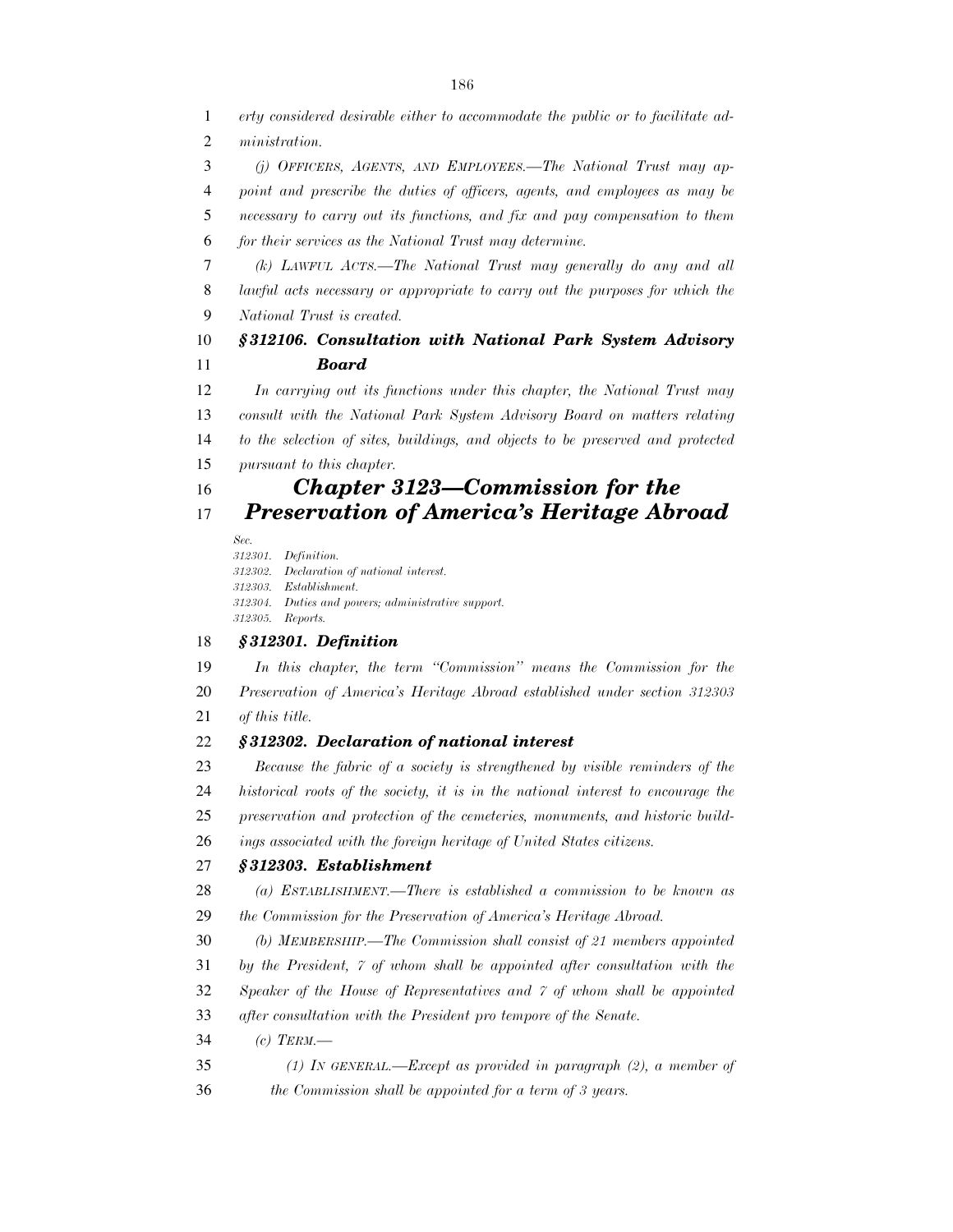*erty considered desirable either to accommodate the public or to facilitate administration.*

*(j) OFFICERS, AGENTS, AND EMPLOYEES.—The National Trust may appoint and prescribe the duties of officers, agents, and employees as may be necessary to carry out its functions, and fix and pay compensation to them for their services as the National Trust may determine.*

*(k) LAWFUL ACTS.—The National Trust may generally do any and all lawful acts necessary or appropriate to carry out the purposes for which the National Trust is created.*

### *§312106. Consultation with National Park System Advisory Board*

*In carrying out its functions under this chapter, the National Trust may consult with the National Park System Advisory Board on matters relating to the selection of sites, buildings, and objects to be preserved and protected pursuant to this chapter.*

## *Chapter 3123—Commission for the Preservation of America's Heritage Abroad*

*Sec.*
*312301. Definition.*
*312302. Declaration of national interest.*
*312303. Establishment.*
*312304. Duties and powers; administrative support.*
*312305. Reports.*

### *§312301. Definition*

*In this chapter, the term "Commission" means the Commission for the Preservation of America's Heritage Abroad established under section 312303 of this title.*

### *§312302. Declaration of national interest*

*Because the fabric of a society is strengthened by visible reminders of the historical roots of the society, it is in the national interest to encourage the preservation and protection of the cemeteries, monuments, and historic buildings associated with the foreign heritage of United States citizens.*

### *§312303. Establishment*

*(a) ESTABLISHMENT.—There is established a commission to be known as the Commission for the Preservation of America's Heritage Abroad.*

*(b) MEMBERSHIP.—The Commission shall consist of 21 members appointed by the President, 7 of whom shall be appointed after consultation with the Speaker of the House of Representatives and 7 of whom shall be appointed after consultation with the President pro tempore of the Senate.*

*(c) TERM.—*

*(1) IN GENERAL.—Except as provided in paragraph (2), a member of the Commission shall be appointed for a term of 3 years.*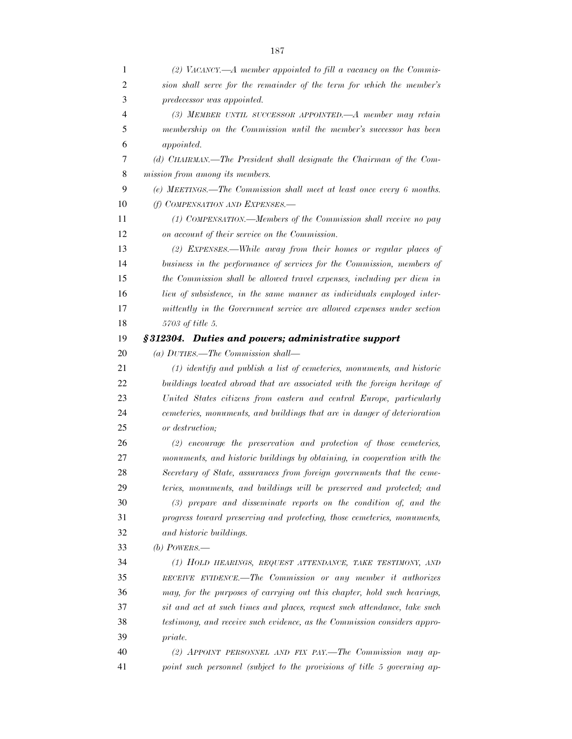*(2) VACANCY.—A member appointed to fill a vacancy on the Commission shall serve for the remainder of the term for which the member's predecessor was appointed.*

*(3) MEMBER UNTIL SUCCESSOR APPOINTED.—A member may retain membership on the Commission until the member's successor has been appointed.*

*(d) CHAIRMAN.—The President shall designate the Chairman of the Commission from among its members.*

*(e) MEETINGS.—The Commission shall meet at least once every 6 months.*

*(f) COMPENSATION AND EXPENSES.—*

*(1) COMPENSATION.—Members of the Commission shall receive no pay on account of their service on the Commission.*

*(2) EXPENSES.—While away from their homes or regular places of business in the performance of services for the Commission, members of the Commission shall be allowed travel expenses, including per diem in lieu of subsistence, in the same manner as individuals employed intermittently in the Government service are allowed expenses under section 5703 of title 5.*

### *§312304. Duties and powers; administrative support*

*(a) DUTIES.—The Commission shall—*

*(1) identify and publish a list of cemeteries, monuments, and historic buildings located abroad that are associated with the foreign heritage of United States citizens from eastern and central Europe, particularly cemeteries, monuments, and buildings that are in danger of deterioration or destruction;*

*(2) encourage the preservation and protection of those cemeteries, monuments, and historic buildings by obtaining, in cooperation with the Secretary of State, assurances from foreign governments that the cemeteries, monuments, and buildings will be preserved and protected; and*

*(3) prepare and disseminate reports on the condition of, and the progress toward preserving and protecting, those cemeteries, monuments, and historic buildings.*

*(b) POWERS.—*

*(1) HOLD HEARINGS, REQUEST ATTENDANCE, TAKE TESTIMONY, AND RECEIVE EVIDENCE.—The Commission or any member it authorizes may, for the purposes of carrying out this chapter, hold such hearings, sit and act at such times and places, request such attendance, take such testimony, and receive such evidence, as the Commission considers appropriate.*

*(2) APPOINT PERSONNEL AND FIX PAY.—The Commission may appoint such personnel (subject to the provisions of title 5 governing ap-*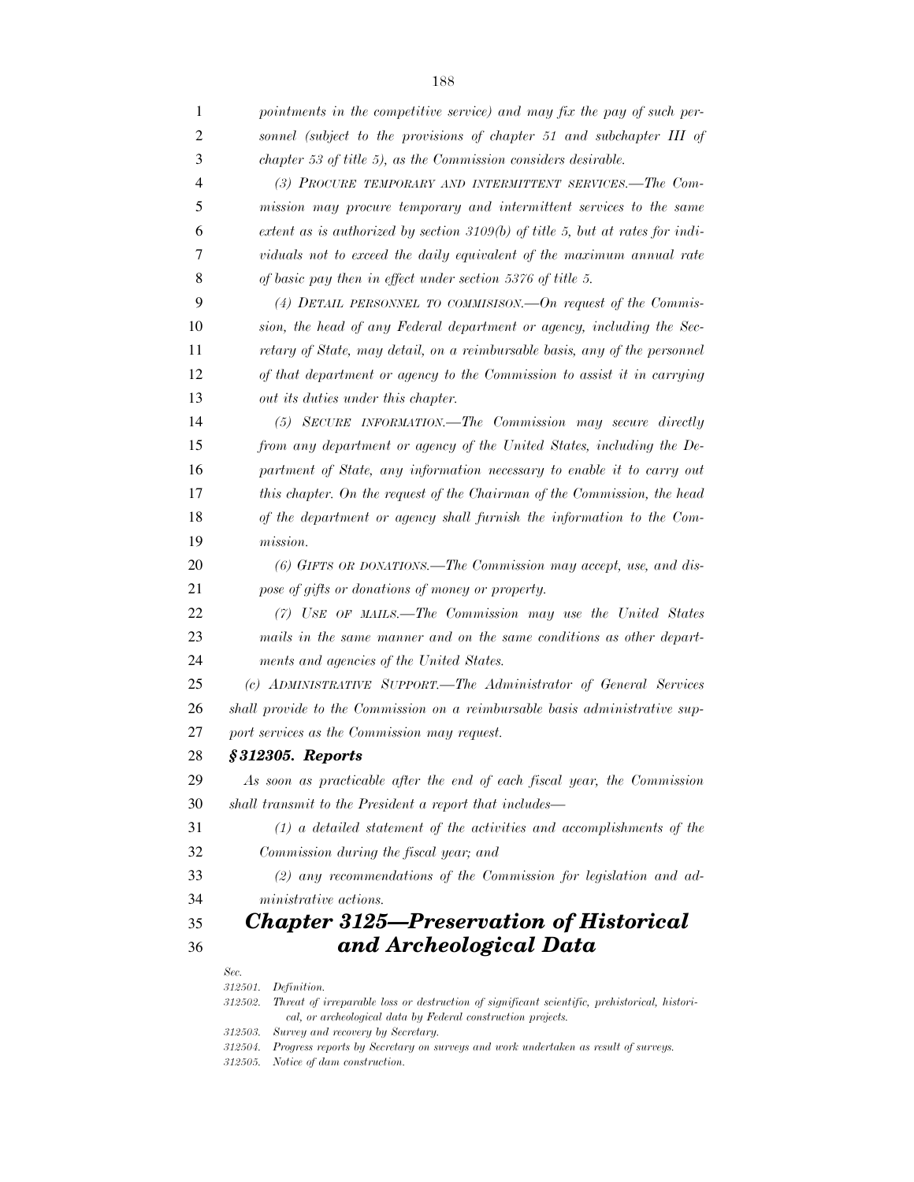*pointments in the competitive service) and may fix the pay of such personnel (subject to the provisions of chapter 51 and subchapter III of chapter 53 of title 5), as the Commission considers desirable.*

*(3) PROCURE TEMPORARY AND INTERMITTENT SERVICES.—The Commission may procure temporary and intermittent services to the same extent as is authorized by section 3109(b) of title 5, but at rates for individuals not to exceed the daily equivalent of the maximum annual rate of basic pay then in effect under section 5376 of title 5.*

*(4) DETAIL PERSONNEL TO COMMISISON.—On request of the Commission, the head of any Federal department or agency, including the Secretary of State, may detail, on a reimbursable basis, any of the personnel of that department or agency to the Commission to assist it in carrying out its duties under this chapter.*

*(5) SECURE INFORMATION.—The Commission may secure directly from any department or agency of the United States, including the Department of State, any information necessary to enable it to carry out this chapter. On the request of the Chairman of the Commission, the head of the department or agency shall furnish the information to the Commission.*

*(6) GIFTS OR DONATIONS.—The Commission may accept, use, and dispose of gifts or donations of money or property.*

*(7) USE OF MAILS.—The Commission may use the United States mails in the same manner and on the same conditions as other departments and agencies of the United States.*

*(c) ADMINISTRATIVE SUPPORT.—The Administrator of General Services shall provide to the Commission on a reimbursable basis administrative support services as the Commission may request.*

***§312305. Reports***

*As soon as practicable after the end of each fiscal year, the Commission shall transmit to the President a report that includes—*

*(1) a detailed statement of the activities and accomplishments of the Commission during the fiscal year; and*

*(2) any recommendations of the Commission for legislation and administrative actions.*

## *Chapter 3125—Preservation of Historical and Archeological Data*

*Sec.*
*312501. Definition.*
*312502. Threat of irreparable loss or destruction of significant scientific, prehistorical, historical, or archeological data by Federal construction projects.*
*312503. Survey and recovery by Secretary.*
*312504. Progress reports by Secretary on surveys and work undertaken as result of surveys.*
*312505. Notice of dam construction.*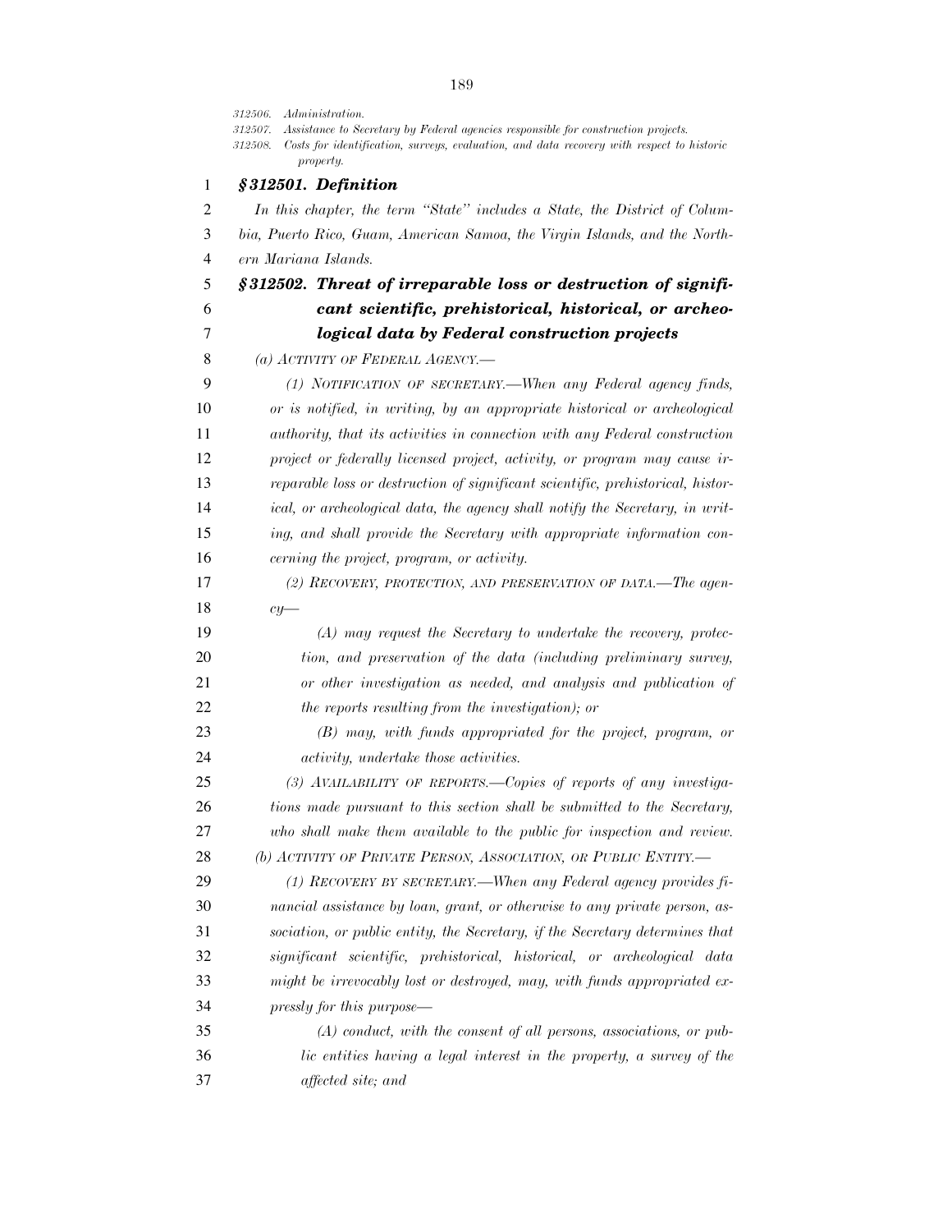*312506. Administration.*
*312507. Assistance to Secretary by Federal agencies responsible for construction projects.*
*312508. Costs for identification, surveys, evaluation, and data recovery with respect to historic property.*

### *§312501. Definition*

*In this chapter, the term "State" includes a State, the District of Columbia, Puerto Rico, Guam, American Samoa, the Virgin Islands, and the Northern Mariana Islands.*

### *§312502. Threat of irreparable loss or destruction of significant scientific, prehistorical, historical, or archeological data by Federal construction projects*

*(a) ACTIVITY OF FEDERAL AGENCY.—*

*(1) NOTIFICATION OF SECRETARY.—When any Federal agency finds, or is notified, in writing, by an appropriate historical or archeological authority, that its activities in connection with any Federal construction project or federally licensed project, activity, or program may cause irreparable loss or destruction of significant scientific, prehistorical, historical, or archeological data, the agency shall notify the Secretary, in writing, and shall provide the Secretary with appropriate information concerning the project, program, or activity.*

*(2) RECOVERY, PROTECTION, AND PRESERVATION OF DATA.—The agency—*

*(A) may request the Secretary to undertake the recovery, protection, and preservation of the data (including preliminary survey, or other investigation as needed, and analysis and publication of the reports resulting from the investigation); or*

*(B) may, with funds appropriated for the project, program, or activity, undertake those activities.*

*(3) AVAILABILITY OF REPORTS.—Copies of reports of any investigations made pursuant to this section shall be submitted to the Secretary, who shall make them available to the public for inspection and review.*

*(b) ACTIVITY OF PRIVATE PERSON, ASSOCIATION, OR PUBLIC ENTITY.—*

*(1) RECOVERY BY SECRETARY.—When any Federal agency provides financial assistance by loan, grant, or otherwise to any private person, association, or public entity, the Secretary, if the Secretary determines that significant scientific, prehistorical, historical, or archeological data might be irrevocably lost or destroyed, may, with funds appropriated expressly for this purpose—*

*(A) conduct, with the consent of all persons, associations, or public entities having a legal interest in the property, a survey of the affected site; and*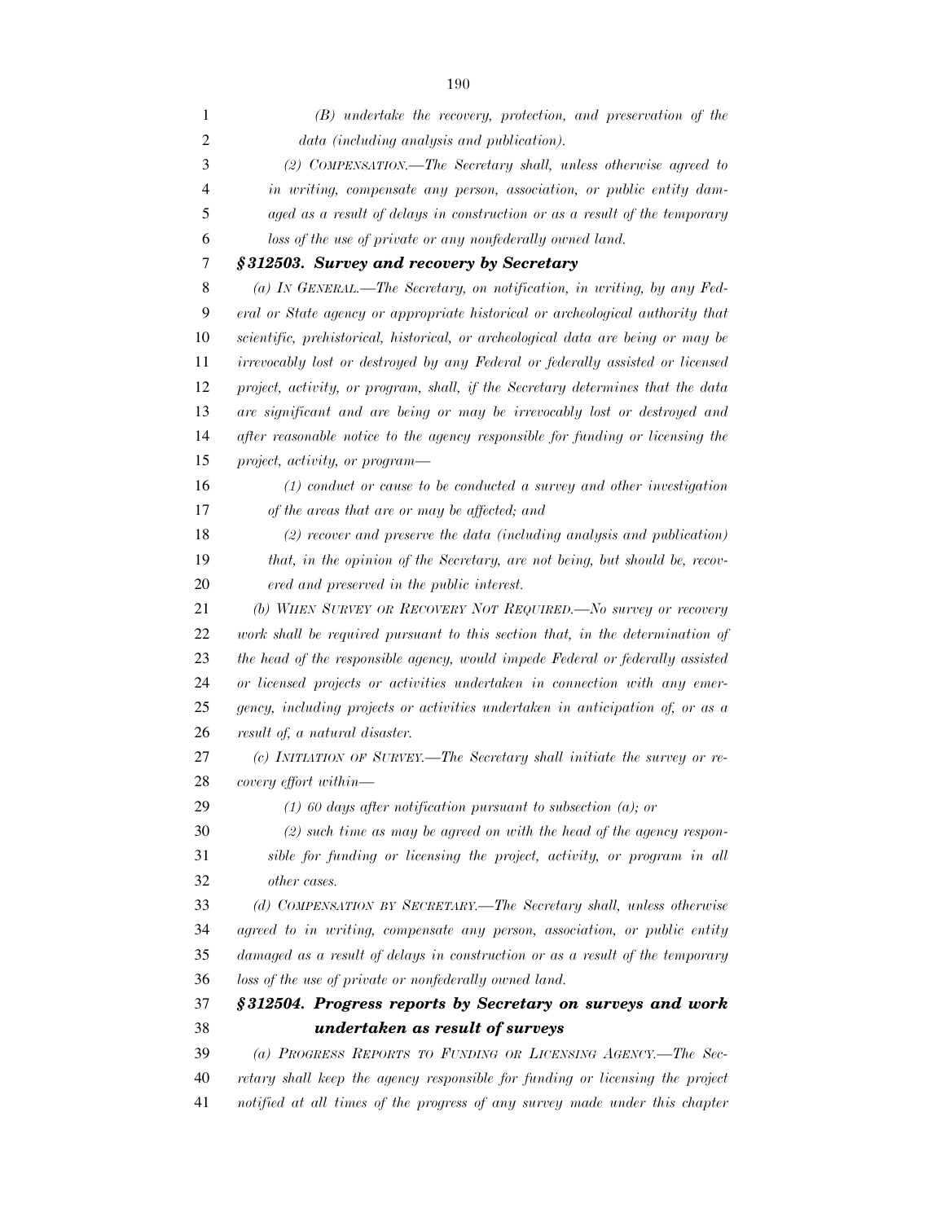*(B) undertake the recovery, protection, and preservation of the data (including analysis and publication).*

*(2) COMPENSATION.—The Secretary shall, unless otherwise agreed to in writing, compensate any person, association, or public entity damaged as a result of delays in construction or as a result of the temporary loss of the use of private or any nonfederally owned land.*

### *§312503. Survey and recovery by Secretary*

*(a) IN GENERAL.—The Secretary, on notification, in writing, by any Federal or State agency or appropriate historical or archeological authority that scientific, prehistorical, historical, or archeological data are being or may be irrevocably lost or destroyed by any Federal or federally assisted or licensed project, activity, or program, shall, if the Secretary determines that the data are significant and are being or may be irrevocably lost or destroyed and after reasonable notice to the agency responsible for funding or licensing the project, activity, or program—*

*(1) conduct or cause to be conducted a survey and other investigation of the areas that are or may be affected; and*

*(2) recover and preserve the data (including analysis and publication) that, in the opinion of the Secretary, are not being, but should be, recovered and preserved in the public interest.*

*(b) WHEN SURVEY OR RECOVERY NOT REQUIRED.—No survey or recovery work shall be required pursuant to this section that, in the determination of the head of the responsible agency, would impede Federal or federally assisted or licensed projects or activities undertaken in connection with any emergency, including projects or activities undertaken in anticipation of, or as a result of, a natural disaster.*

*(c) INITIATION OF SURVEY.—The Secretary shall initiate the survey or recovery effort within—*

*(1) 60 days after notification pursuant to subsection (a); or*

*(2) such time as may be agreed on with the head of the agency responsible for funding or licensing the project, activity, or program in all other cases.*

*(d) COMPENSATION BY SECRETARY.—The Secretary shall, unless otherwise agreed to in writing, compensate any person, association, or public entity damaged as a result of delays in construction or as a result of the temporary loss of the use of private or nonfederally owned land.*

### *§312504. Progress reports by Secretary on surveys and work undertaken as result of surveys*

*(a) PROGRESS REPORTS TO FUNDING OR LICENSING AGENCY.—The Secretary shall keep the agency responsible for funding or licensing the project notified at all times of the progress of any survey made under this chapter*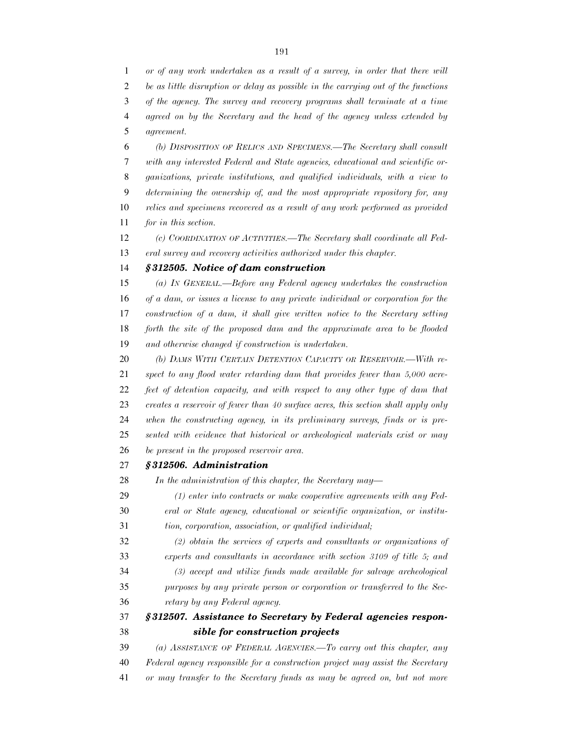*or of any work undertaken as a result of a survey, in order that there will be as little disruption or delay as possible in the carrying out of the functions of the agency. The survey and recovery programs shall terminate at a time agreed on by the Secretary and the head of the agency unless extended by agreement.*

*(b) DISPOSITION OF RELICS AND SPECIMENS.—The Secretary shall consult with any interested Federal and State agencies, educational and scientific organizations, private institutions, and qualified individuals, with a view to determining the ownership of, and the most appropriate repository for, any relics and specimens recovered as a result of any work performed as provided for in this section.*

*(c) COORDINATION OF ACTIVITIES.—The Secretary shall coordinate all Federal survey and recovery activities authorized under this chapter.*

***§312505. Notice of dam construction***

*(a) IN GENERAL.—Before any Federal agency undertakes the construction of a dam, or issues a license to any private individual or corporation for the construction of a dam, it shall give written notice to the Secretary setting forth the site of the proposed dam and the approximate area to be flooded and otherwise changed if construction is undertaken.*

*(b) DAMS WITH CERTAIN DETENTION CAPACITY OR RESERVOIR.—With respect to any flood water retarding dam that provides fewer than 5,000 acre-feet of detention capacity, and with respect to any other type of dam that creates a reservoir of fewer than 40 surface acres, this section shall apply only when the constructing agency, in its preliminary surveys, finds or is presented with evidence that historical or archeological materials exist or may be present in the proposed reservoir area.*

***§312506. Administration***

*In the administration of this chapter, the Secretary may—*

*(1) enter into contracts or make cooperative agreements with any Federal or State agency, educational or scientific organization, or institution, corporation, association, or qualified individual;*

*(2) obtain the services of experts and consultants or organizations of experts and consultants in accordance with section 3109 of title 5; and*

*(3) accept and utilize funds made available for salvage archeological purposes by any private person or corporation or transferred to the Secretary by any Federal agency.*

***§312507. Assistance to Secretary by Federal agencies responsible for construction projects***

*(a) ASSISTANCE OF FEDERAL AGENCIES.—To carry out this chapter, any Federal agency responsible for a construction project may assist the Secretary or may transfer to the Secretary funds as may be agreed on, but not more*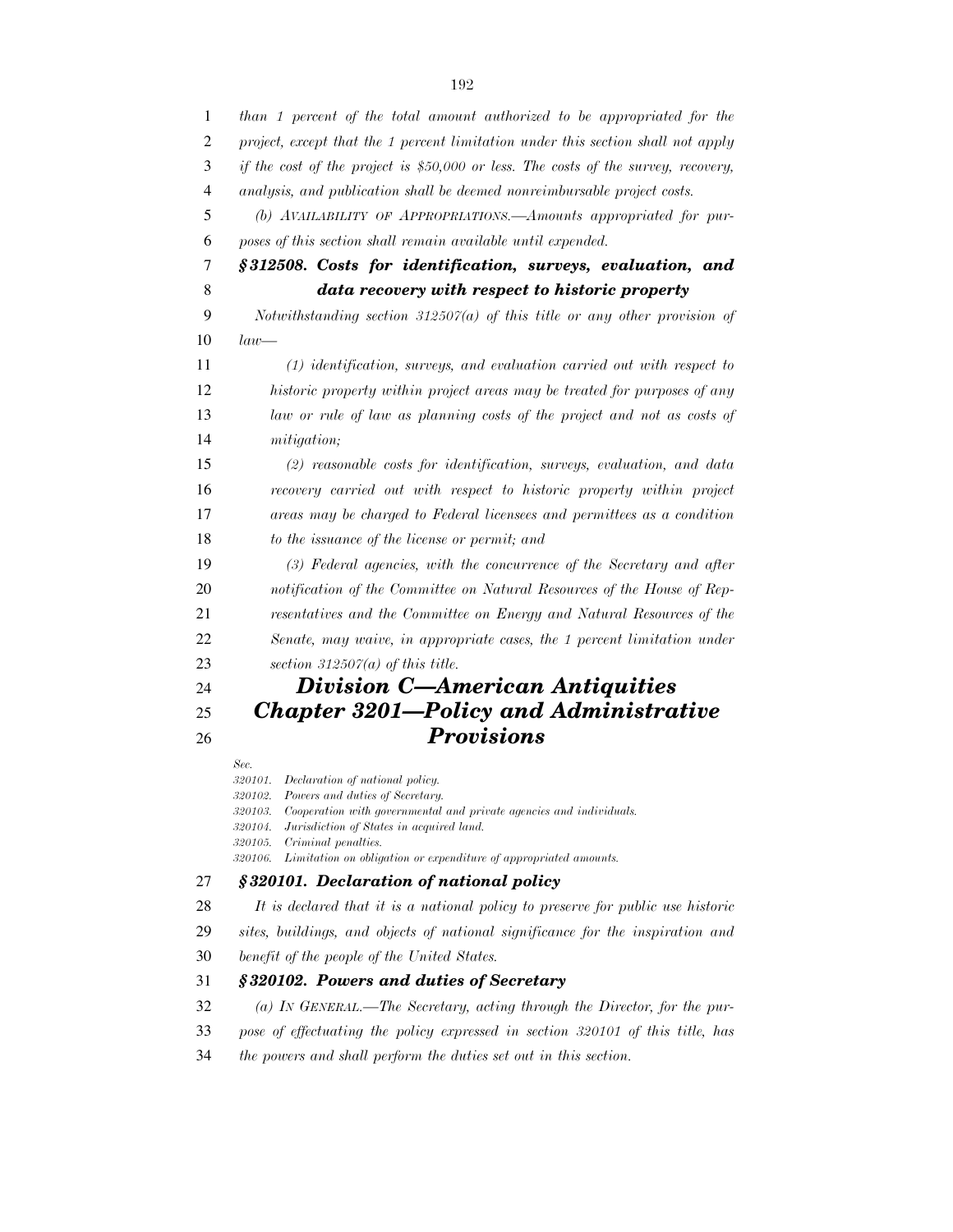*than 1 percent of the total amount authorized to be appropriated for the project, except that the 1 percent limitation under this section shall not apply if the cost of the project is $50,000 or less. The costs of the survey, recovery, analysis, and publication shall be deemed nonreimbursable project costs.*

*(b) AVAILABILITY OF APPROPRIATIONS.—Amounts appropriated for purposes of this section shall remain available until expended.*

### *§ 312508. Costs for identification, surveys, evaluation, and data recovery with respect to historic property*

*Notwithstanding section 312507(a) of this title or any other provision of law—*

*(1) identification, surveys, and evaluation carried out with respect to historic property within project areas may be treated for purposes of any law or rule of law as planning costs of the project and not as costs of mitigation;*

*(2) reasonable costs for identification, surveys, evaluation, and data recovery carried out with respect to historic property within project areas may be charged to Federal licensees and permittees as a condition to the issuance of the license or permit; and*

*(3) Federal agencies, with the concurrence of the Secretary and after notification of the Committee on Natural Resources of the House of Representatives and the Committee on Energy and Natural Resources of the Senate, may waive, in appropriate cases, the 1 percent limitation under section 312507(a) of this title.*

# *Division C—American Antiquities*

## *Chapter 3201—Policy and Administrative Provisions*

*Sec.*
*320101. Declaration of national policy.*
*320102. Powers and duties of Secretary.*
*320103. Cooperation with governmental and private agencies and individuals.*
*320104. Jurisdiction of States in acquired land.*
*320105. Criminal penalties.*
*320106. Limitation on obligation or expenditure of appropriated amounts.*

### *§ 320101. Declaration of national policy*

*It is declared that it is a national policy to preserve for public use historic sites, buildings, and objects of national significance for the inspiration and benefit of the people of the United States.*

### *§ 320102. Powers and duties of Secretary*

*(a) IN GENERAL.—The Secretary, acting through the Director, for the purpose of effectuating the policy expressed in section 320101 of this title, has the powers and shall perform the duties set out in this section.*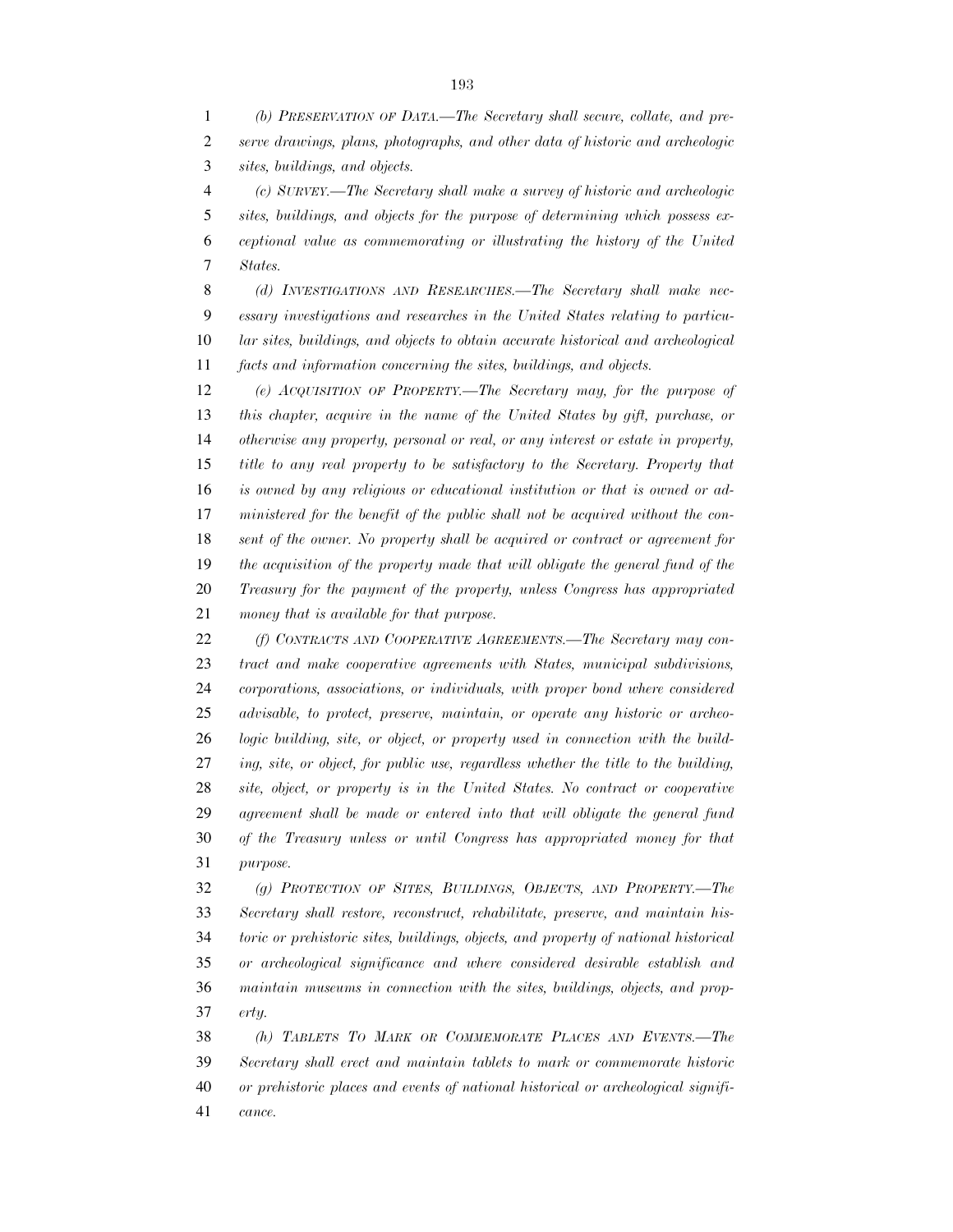*(b) PRESERVATION OF DATA.—The Secretary shall secure, collate, and preserve drawings, plans, photographs, and other data of historic and archeologic sites, buildings, and objects.*

*(c) SURVEY.—The Secretary shall make a survey of historic and archeologic sites, buildings, and objects for the purpose of determining which possess exceptional value as commemorating or illustrating the history of the United States.*

*(d) INVESTIGATIONS AND RESEARCHES.—The Secretary shall make necessary investigations and researches in the United States relating to particular sites, buildings, and objects to obtain accurate historical and archeological facts and information concerning the sites, buildings, and objects.*

*(e) ACQUISITION OF PROPERTY.—The Secretary may, for the purpose of this chapter, acquire in the name of the United States by gift, purchase, or otherwise any property, personal or real, or any interest or estate in property, title to any real property to be satisfactory to the Secretary. Property that is owned by any religious or educational institution or that is owned or administered for the benefit of the public shall not be acquired without the consent of the owner. No property shall be acquired or contract or agreement for the acquisition of the property made that will obligate the general fund of the Treasury for the payment of the property, unless Congress has appropriated money that is available for that purpose.*

*(f) CONTRACTS AND COOPERATIVE AGREEMENTS.—The Secretary may contract and make cooperative agreements with States, municipal subdivisions, corporations, associations, or individuals, with proper bond where considered advisable, to protect, preserve, maintain, or operate any historic or archeologic building, site, or object, or property used in connection with the building, site, or object, for public use, regardless whether the title to the building, site, object, or property is in the United States. No contract or cooperative agreement shall be made or entered into that will obligate the general fund of the Treasury unless or until Congress has appropriated money for that purpose.*

*(g) PROTECTION OF SITES, BUILDINGS, OBJECTS, AND PROPERTY.—The Secretary shall restore, reconstruct, rehabilitate, preserve, and maintain historic or prehistoric sites, buildings, objects, and property of national historical or archeological significance and where considered desirable establish and maintain museums in connection with the sites, buildings, objects, and property.*

*(h) TABLETS TO MARK OR COMMEMORATE PLACES AND EVENTS.—The Secretary shall erect and maintain tablets to mark or commemorate historic or prehistoric places and events of national historical or archeological significance.*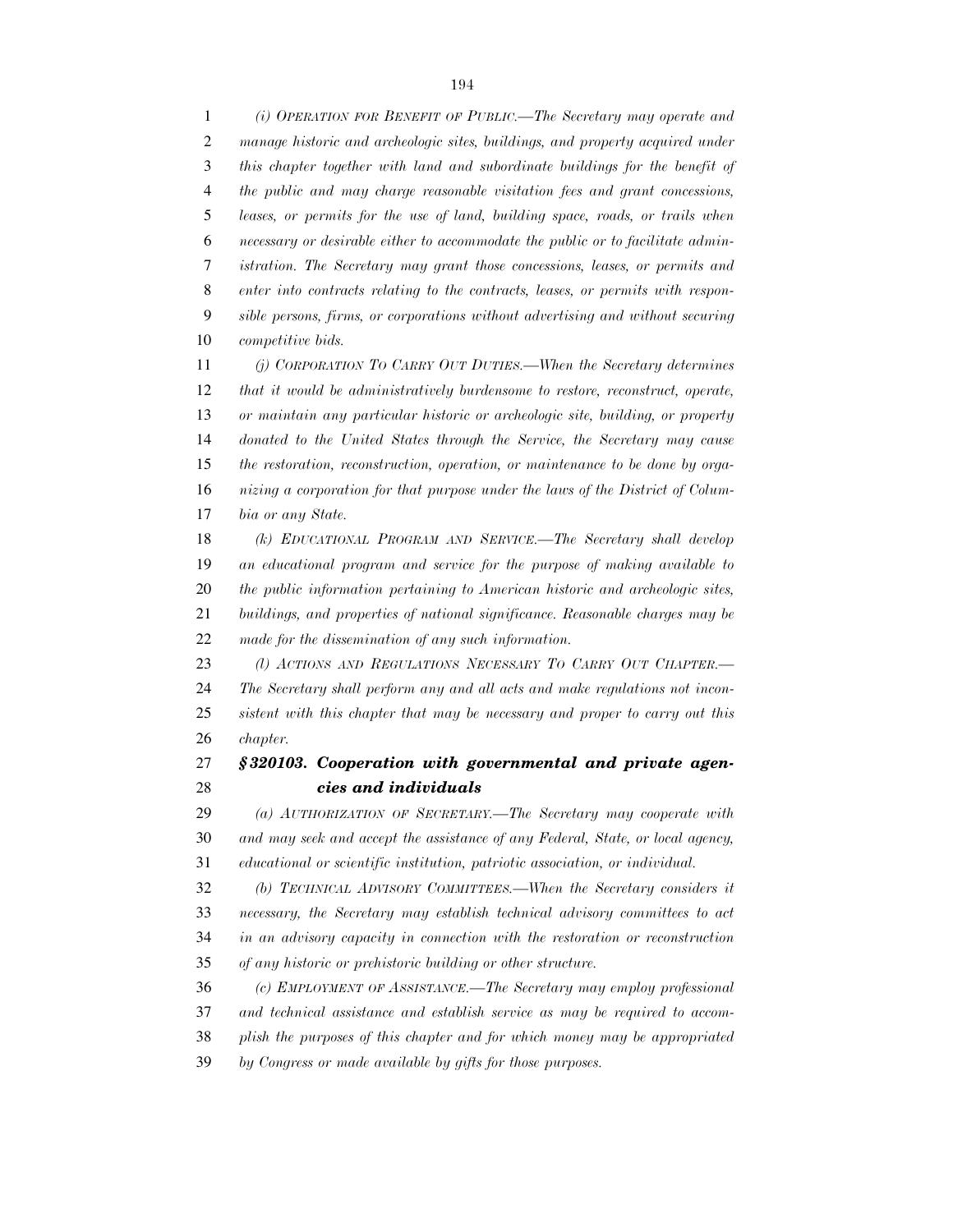*(i) OPERATION FOR BENEFIT OF PUBLIC.—The Secretary may operate and manage historic and archeologic sites, buildings, and property acquired under this chapter together with land and subordinate buildings for the benefit of the public and may charge reasonable visitation fees and grant concessions, leases, or permits for the use of land, building space, roads, or trails when necessary or desirable either to accommodate the public or to facilitate administration. The Secretary may grant those concessions, leases, or permits and enter into contracts relating to the contracts, leases, or permits with responsible persons, firms, or corporations without advertising and without securing competitive bids.*

*(j) CORPORATION TO CARRY OUT DUTIES.—When the Secretary determines that it would be administratively burdensome to restore, reconstruct, operate, or maintain any particular historic or archeologic site, building, or property donated to the United States through the Service, the Secretary may cause the restoration, reconstruction, operation, or maintenance to be done by organizing a corporation for that purpose under the laws of the District of Columbia or any State.*

*(k) EDUCATIONAL PROGRAM AND SERVICE.—The Secretary shall develop an educational program and service for the purpose of making available to the public information pertaining to American historic and archeologic sites, buildings, and properties of national significance. Reasonable charges may be made for the dissemination of any such information.*

*(l) ACTIONS AND REGULATIONS NECESSARY TO CARRY OUT CHAPTER.—The Secretary shall perform any and all acts and make regulations not inconsistent with this chapter that may be necessary and proper to carry out this chapter.*

### *§ 320103. Cooperation with governmental and private agencies and individuals*

*(a) AUTHORIZATION OF SECRETARY.—The Secretary may cooperate with and may seek and accept the assistance of any Federal, State, or local agency, educational or scientific institution, patriotic association, or individual.*

*(b) TECHNICAL ADVISORY COMMITTEES.—When the Secretary considers it necessary, the Secretary may establish technical advisory committees to act in an advisory capacity in connection with the restoration or reconstruction of any historic or prehistoric building or other structure.*

*(c) EMPLOYMENT OF ASSISTANCE.—The Secretary may employ professional and technical assistance and establish service as may be required to accomplish the purposes of this chapter and for which money may be appropriated by Congress or made available by gifts for those purposes.*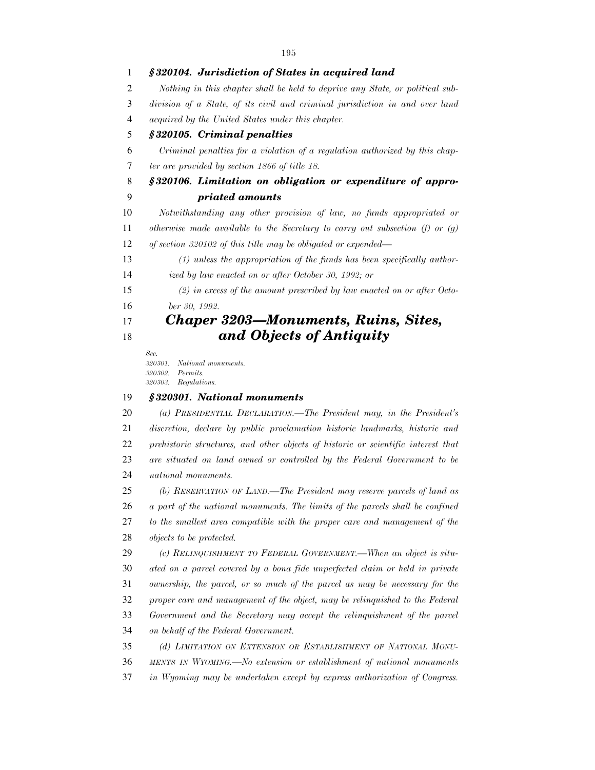### *§ 320104. Jurisdiction of States in acquired land*

*Nothing in this chapter shall be held to deprive any State, or political subdivision of a State, of its civil and criminal jurisdiction in and over land acquired by the United States under this chapter.*

### *§ 320105. Criminal penalties*

*Criminal penalties for a violation of a regulation authorized by this chapter are provided by section 1866 of title 18.*

### *§ 320106. Limitation on obligation or expenditure of appropriated amounts*

*Notwithstanding any other provision of law, no funds appropriated or otherwise made available to the Secretary to carry out subsection (f) or (g) of section 320102 of this title may be obligated or expended—*

> *(1) unless the appropriation of the funds has been specifically authorized by law enacted on or after October 30, 1992; or*
>
> *(2) in excess of the amount prescribed by law enacted on or after October 30, 1992.*

## *Chaper 3203—Monuments, Ruins, Sites, and Objects of Antiquity*

*Sec.*
*320301. National monuments.*
*320302. Permits.*
*320303. Regulations.*

### *§ 320301. National monuments*

*(a) PRESIDENTIAL DECLARATION.—The President may, in the President's discretion, declare by public proclamation historic landmarks, historic and prehistoric structures, and other objects of historic or scientific interest that are situated on land owned or controlled by the Federal Government to be national monuments.*

*(b) RESERVATION OF LAND.—The President may reserve parcels of land as a part of the national monuments. The limits of the parcels shall be confined to the smallest area compatible with the proper care and management of the objects to be protected.*

*(c) RELINQUISHMENT TO FEDERAL GOVERNMENT.—When an object is situated on a parcel covered by a bona fide unperfected claim or held in private ownership, the parcel, or so much of the parcel as may be necessary for the proper care and management of the object, may be relinquished to the Federal Government and the Secretary may accept the relinquishment of the parcel on behalf of the Federal Government.*

*(d) LIMITATION ON EXTENSION OR ESTABLISHMENT OF NATIONAL MONUMENTS IN WYOMING.—No extension or establishment of national monuments in Wyoming may be undertaken except by express authorization of Congress.*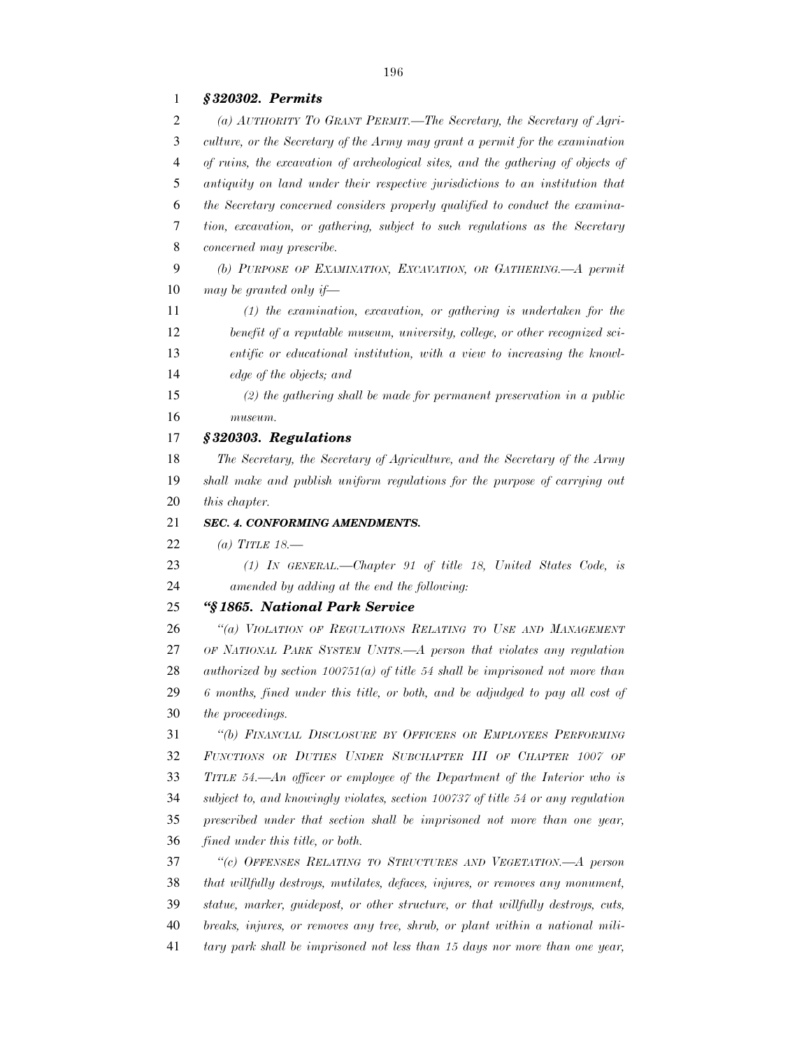***§ 320302. Permits***

*(a) AUTHORITY TO GRANT PERMIT.—The Secretary, the Secretary of Agriculture, or the Secretary of the Army may grant a permit for the examination of ruins, the excavation of archeological sites, and the gathering of objects of antiquity on land under their respective jurisdictions to an institution that the Secretary concerned considers properly qualified to conduct the examination, excavation, or gathering, subject to such regulations as the Secretary concerned may prescribe.*

*(b) PURPOSE OF EXAMINATION, EXCAVATION, OR GATHERING.—A permit may be granted only if—*

*(1) the examination, excavation, or gathering is undertaken for the benefit of a reputable museum, university, college, or other recognized scientific or educational institution, with a view to increasing the knowledge of the objects; and*

*(2) the gathering shall be made for permanent preservation in a public museum.*

***§ 320303. Regulations***

*The Secretary, the Secretary of Agriculture, and the Secretary of the Army shall make and publish uniform regulations for the purpose of carrying out this chapter.*

***SEC. 4. CONFORMING AMENDMENTS.***

*(a) TITLE 18.—*

*(1) IN GENERAL.—Chapter 91 of title 18, United States Code, is amended by adding at the end the following:*

***"§ 1865. National Park Service***

*"(a) VIOLATION OF REGULATIONS RELATING TO USE AND MANAGEMENT OF NATIONAL PARK SYSTEM UNITS.—A person that violates any regulation authorized by section 100751(a) of title 54 shall be imprisoned not more than 6 months, fined under this title, or both, and be adjudged to pay all cost of the proceedings.*

*"(b) FINANCIAL DISCLOSURE BY OFFICERS OR EMPLOYEES PERFORMING FUNCTIONS OR DUTIES UNDER SUBCHAPTER III OF CHAPTER 1007 OF TITLE 54.—An officer or employee of the Department of the Interior who is subject to, and knowingly violates, section 100737 of title 54 or any regulation prescribed under that section shall be imprisoned not more than one year, fined under this title, or both.*

*"(c) OFFENSES RELATING TO STRUCTURES AND VEGETATION.—A person that willfully destroys, mutilates, defaces, injures, or removes any monument, statue, marker, guidepost, or other structure, or that willfully destroys, cuts, breaks, injures, or removes any tree, shrub, or plant within a national military park shall be imprisoned not less than 15 days nor more than one year,*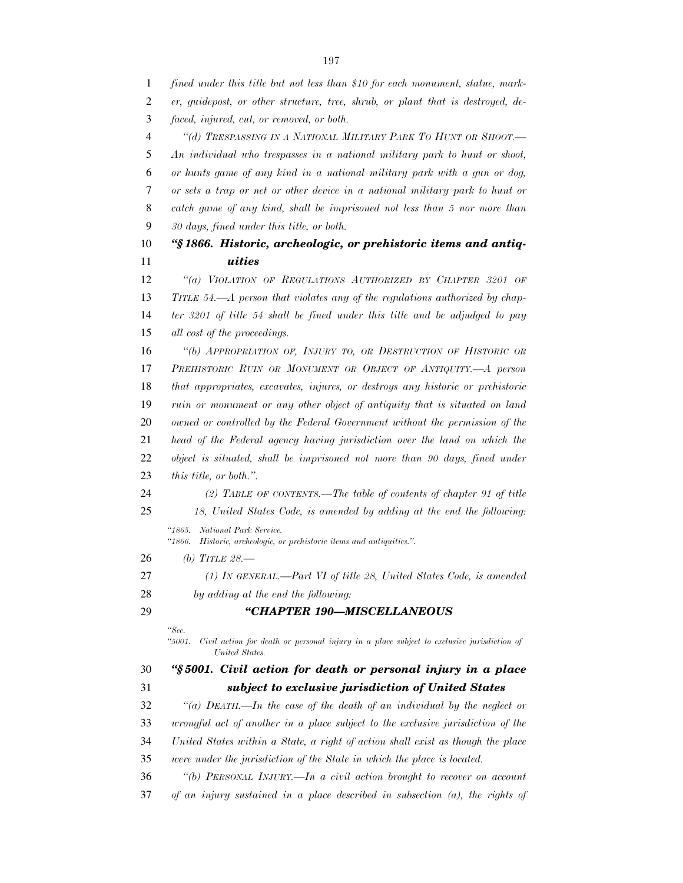*fined under this title but not less than $10 for each monument, statue, marker, guidepost, or other structure, tree, shrub, or plant that is destroyed, defaced, injured, cut, or removed, or both.*

*"(d) TRESPASSING IN A NATIONAL MILITARY PARK TO HUNT OR SHOOT.—An individual who trespasses in a national military park to hunt or shoot, or hunts game of any kind in a national military park with a gun or dog, or sets a trap or net or other device in a national military park to hunt or catch game of any kind, shall be imprisoned not less than 5 nor more than 30 days, fined under this title, or both.*

***"§ 1866. Historic, archeologic, or prehistoric items and antiquities***

*"(a) VIOLATION OF REGULATIONS AUTHORIZED BY CHAPTER 3201 OF TITLE 54.—A person that violates any of the regulations authorized by chapter 3201 of title 54 shall be fined under this title and be adjudged to pay all cost of the proceedings.*

*"(b) APPROPRIATION OF, INJURY TO, OR DESTRUCTION OF HISTORIC OR PREHISTORIC RUIN OR MONUMENT OR OBJECT OF ANTIQUITY.—A person that appropriates, excavates, injures, or destroys any historic or prehistoric ruin or monument or any other object of antiquity that is situated on land owned or controlled by the Federal Government without the permission of the head of the Federal agency having jurisdiction over the land on which the object is situated, shall be imprisoned not more than 90 days, fined under this title, or both.".*

*(2) TABLE OF CONTENTS.—The table of contents of chapter 91 of title 18, United States Code, is amended by adding at the end the following:*

*"1865. National Park Service.*
*"1866. Historic, archeologic, or prehistoric items and antiquities.".*

*(b) TITLE 28.—*

*(1) IN GENERAL.—Part VI of title 28, United States Code, is amended by adding at the end the following:*

***"CHAPTER 190—MISCELLANEOUS***

*"Sec.*
*"5001. Civil action for death or personal injury in a place subject to exclusive jurisdiction of United States.*

***"§ 5001. Civil action for death or personal injury in a place subject to exclusive jurisdiction of United States***

*"(a) DEATH.—In the case of the death of an individual by the neglect or wrongful act of another in a place subject to the exclusive jurisdiction of the United States within a State, a right of action shall exist as though the place were under the jurisdiction of the State in which the place is located.*

*"(b) PERSONAL INJURY.—In a civil action brought to recover on account of an injury sustained in a place described in subsection (a), the rights of*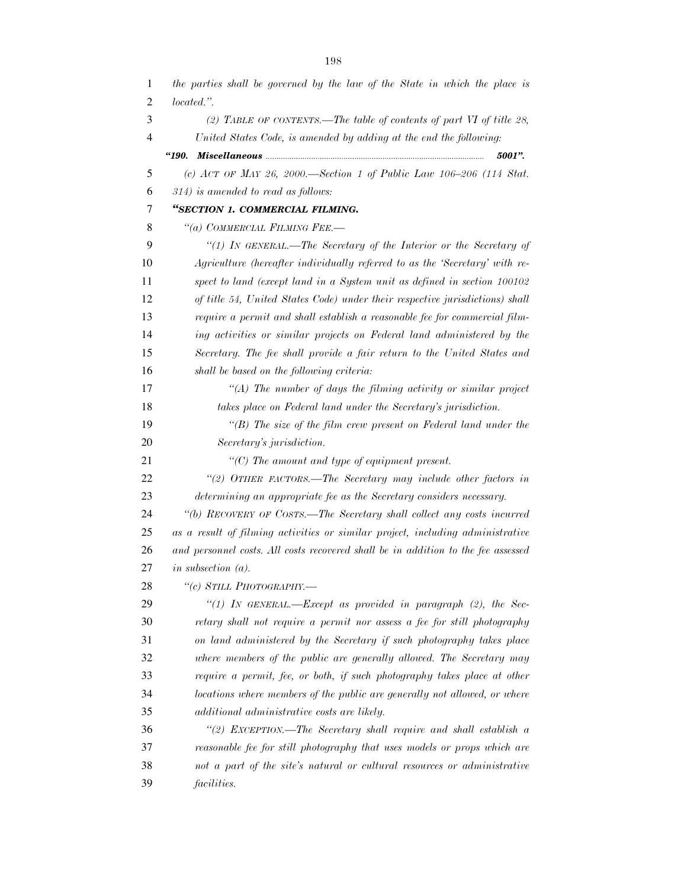*the parties shall be governed by the law of the State in which the place is located.''.*

*(2) TABLE OF CONTENTS.—The table of contents of part VI of title 28, United States Code, is amended by adding at the end the following:*

***''190. Miscellaneous ........................................ 5001''.***

*(c) ACT OF MAY 26, 2000.—Section 1 of Public Law 106–206 (114 Stat. 314) is amended to read as follows:*

***''SECTION 1. COMMERCIAL FILMING.***

*''(a) COMMERCIAL FILMING FEE.—*

*''(1) IN GENERAL.—The Secretary of the Interior or the Secretary of Agriculture (hereafter individually referred to as the 'Secretary' with respect to land (except land in a System unit as defined in section 100102 of title 54, United States Code) under their respective jurisdictions) shall require a permit and shall establish a reasonable fee for commercial filming activities or similar projects on Federal land administered by the Secretary. The fee shall provide a fair return to the United States and shall be based on the following criteria:*

*''(A) The number of days the filming activity or similar project takes place on Federal land under the Secretary's jurisdiction.*

*''(B) The size of the film crew present on Federal land under the Secretary's jurisdiction.*

*''(C) The amount and type of equipment present.*

*''(2) OTHER FACTORS.—The Secretary may include other factors in determining an appropriate fee as the Secretary considers necessary.*

*''(b) RECOVERY OF COSTS.—The Secretary shall collect any costs incurred as a result of filming activities or similar project, including administrative and personnel costs. All costs recovered shall be in addition to the fee assessed in subsection (a).*

*''(c) STILL PHOTOGRAPHY.—*

*''(1) IN GENERAL.—Except as provided in paragraph (2), the Secretary shall not require a permit nor assess a fee for still photography on land administered by the Secretary if such photography takes place where members of the public are generally allowed. The Secretary may require a permit, fee, or both, if such photography takes place at other locations where members of the public are generally not allowed, or where additional administrative costs are likely.*

*''(2) EXCEPTION.—The Secretary shall require and shall establish a reasonable fee for still photography that uses models or props which are not a part of the site's natural or cultural resources or administrative facilities.*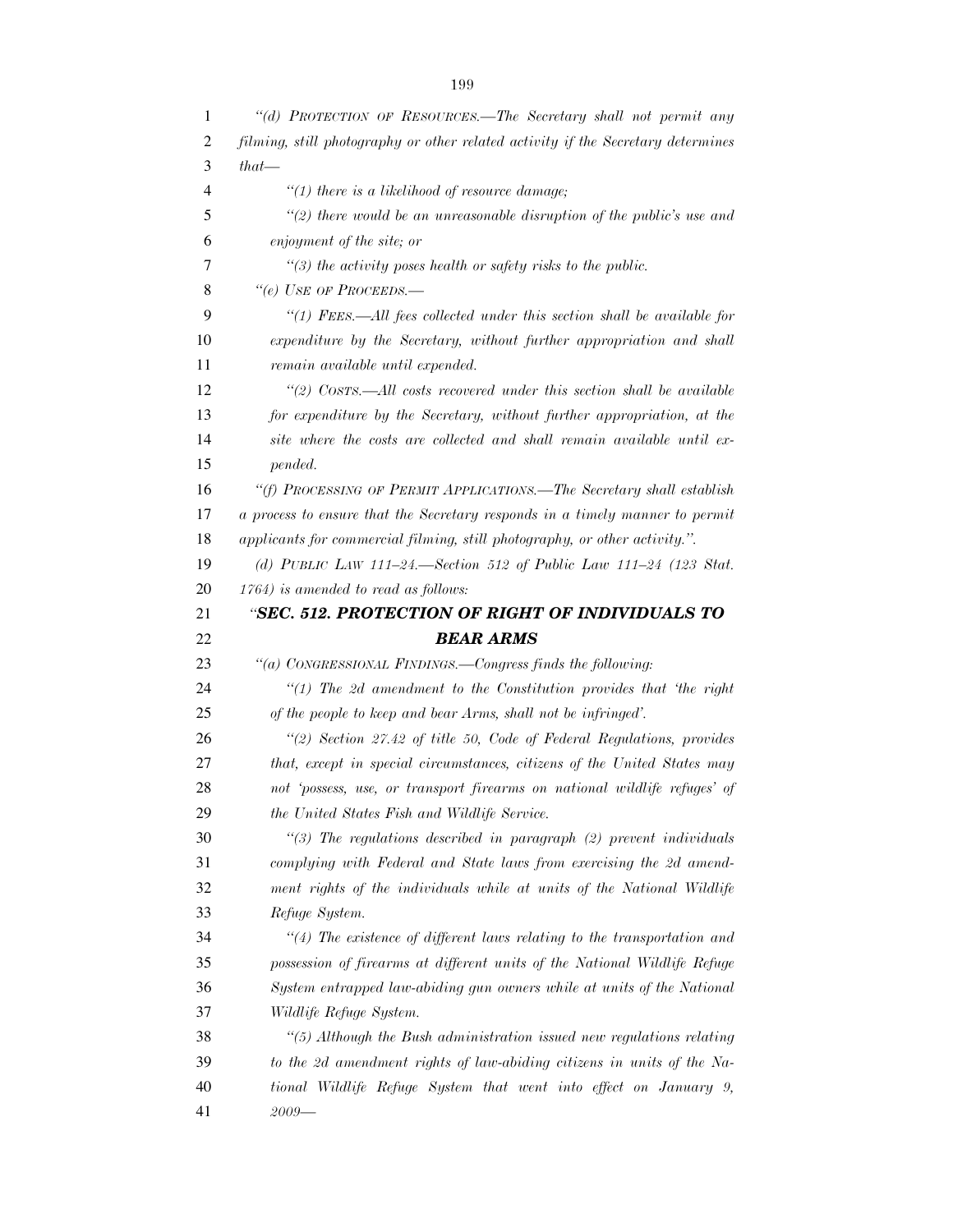*"(d) PROTECTION OF RESOURCES.—The Secretary shall not permit any filming, still photography or other related activity if the Secretary determines that—*

*"(1) there is a likelihood of resource damage;*

*"(2) there would be an unreasonable disruption of the public's use and enjoyment of the site; or*

*"(3) the activity poses health or safety risks to the public.*

*"(e) USE OF PROCEEDS.—*

*"(1) FEES.—All fees collected under this section shall be available for expenditure by the Secretary, without further appropriation and shall remain available until expended.*

*"(2) COSTS.—All costs recovered under this section shall be available for expenditure by the Secretary, without further appropriation, at the site where the costs are collected and shall remain available until expended.*

*"(f) PROCESSING OF PERMIT APPLICATIONS.—The Secretary shall establish a process to ensure that the Secretary responds in a timely manner to permit applicants for commercial filming, still photography, or other activity.".*

*(d) PUBLIC LAW 111–24.—Section 512 of Public Law 111–24 (123 Stat. 1764) is amended to read as follows:*

## *"SEC. 512. PROTECTION OF RIGHT OF INDIVIDUALS TO BEAR ARMS*

*"(a) CONGRESSIONAL FINDINGS.—Congress finds the following:*

*"(1) The 2d amendment to the Constitution provides that 'the right of the people to keep and bear Arms, shall not be infringed'.*

*"(2) Section 27.42 of title 50, Code of Federal Regulations, provides that, except in special circumstances, citizens of the United States may not 'possess, use, or transport firearms on national wildlife refuges' of the United States Fish and Wildlife Service.*

*"(3) The regulations described in paragraph (2) prevent individuals complying with Federal and State laws from exercising the 2d amendment rights of the individuals while at units of the National Wildlife Refuge System.*

*"(4) The existence of different laws relating to the transportation and possession of firearms at different units of the National Wildlife Refuge System entrapped law-abiding gun owners while at units of the National Wildlife Refuge System.*

*"(5) Although the Bush administration issued new regulations relating to the 2d amendment rights of law-abiding citizens in units of the National Wildlife Refuge System that went into effect on January 9, 2009—*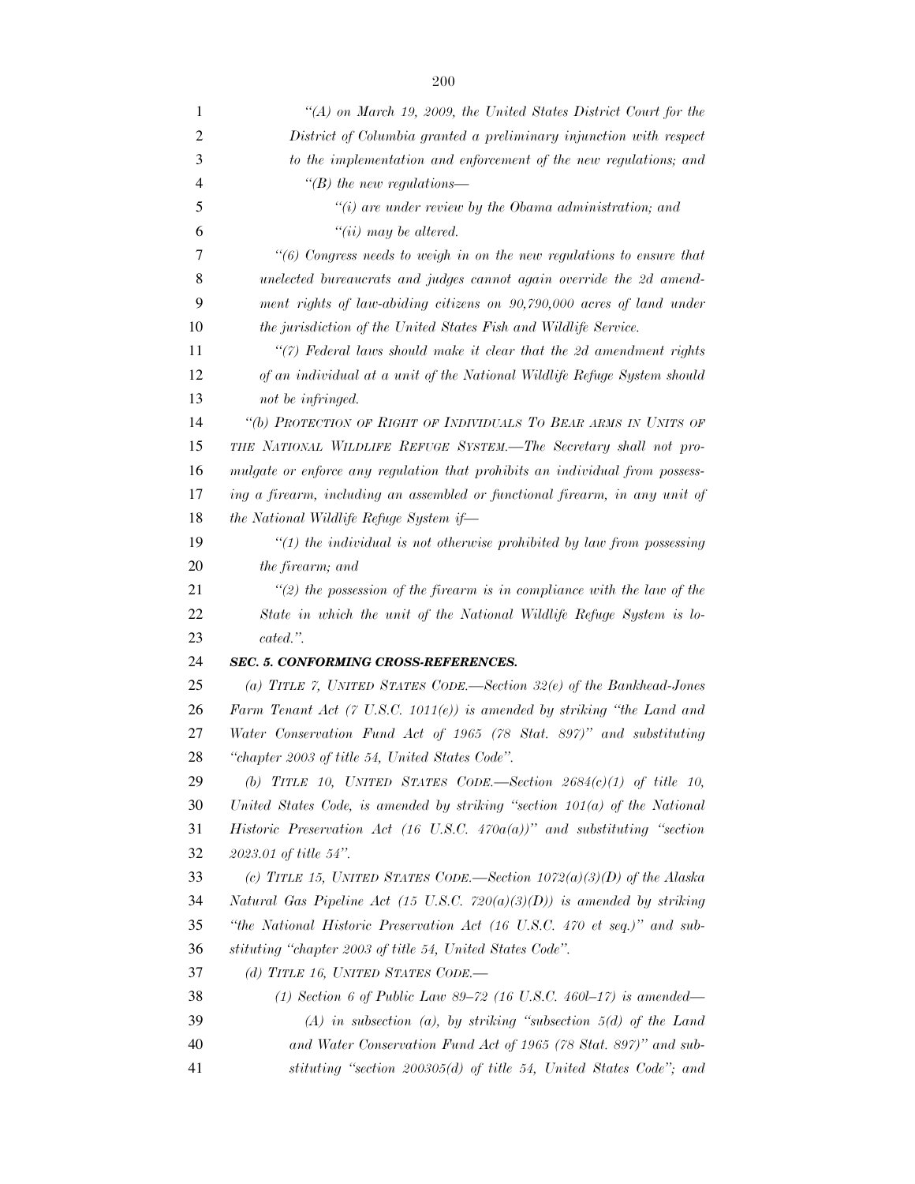*"(A) on March 19, 2009, the United States District Court for the District of Columbia granted a preliminary injunction with respect to the implementation and enforcement of the new regulations; and*

*"(B) the new regulations—*

*"(i) are under review by the Obama administration; and*

*"(ii) may be altered.*

*"(6) Congress needs to weigh in on the new regulations to ensure that unelected bureaucrats and judges cannot again override the 2d amendment rights of law-abiding citizens on 90,790,000 acres of land under the jurisdiction of the United States Fish and Wildlife Service.*

*"(7) Federal laws should make it clear that the 2d amendment rights of an individual at a unit of the National Wildlife Refuge System should not be infringed.*

*"(b) PROTECTION OF RIGHT OF INDIVIDUALS TO BEAR ARMS IN UNITS OF THE NATIONAL WILDLIFE REFUGE SYSTEM.—The Secretary shall not promulgate or enforce any regulation that prohibits an individual from possessing a firearm, including an assembled or functional firearm, in any unit of the National Wildlife Refuge System if—*

*"(1) the individual is not otherwise prohibited by law from possessing the firearm; and*

*"(2) the possession of the firearm is in compliance with the law of the State in which the unit of the National Wildlife Refuge System is located.".*

***SEC. 5. CONFORMING CROSS-REFERENCES.***

*(a) TITLE 7, UNITED STATES CODE.—Section 32(e) of the Bankhead-Jones Farm Tenant Act (7 U.S.C. 1011(e)) is amended by striking "the Land and Water Conservation Fund Act of 1965 (78 Stat. 897)" and substituting "chapter 2003 of title 54, United States Code".*

*(b) TITLE 10, UNITED STATES CODE.—Section 2684(c)(1) of title 10, United States Code, is amended by striking "section 101(a) of the National Historic Preservation Act (16 U.S.C. 470a(a))" and substituting "section 2023.01 of title 54".*

*(c) TITLE 15, UNITED STATES CODE.—Section 1072(a)(3)(D) of the Alaska Natural Gas Pipeline Act (15 U.S.C. 720(a)(3)(D)) is amended by striking "the National Historic Preservation Act (16 U.S.C. 470 et seq.)" and substituting "chapter 2003 of title 54, United States Code".*

*(d) TITLE 16, UNITED STATES CODE.—*

*(1) Section 6 of Public Law 89–72 (16 U.S.C. 460l–17) is amended—*

*(A) in subsection (a), by striking "subsection 5(d) of the Land and Water Conservation Fund Act of 1965 (78 Stat. 897)" and substituting "section 200305(d) of title 54, United States Code"; and*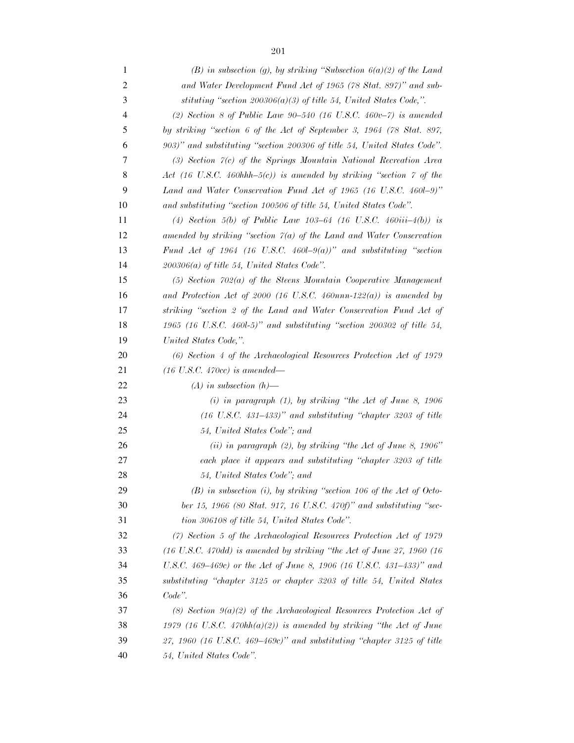*(B) in subsection (g), by striking "Subsection 6(a)(2) of the Land and Water Development Fund Act of 1965 (78 Stat. 897)" and substituting "section 200306(a)(3) of title 54, United States Code,".*

*(2) Section 8 of Public Law 90–540 (16 U.S.C. 460v–7) is amended by striking "section 6 of the Act of September 3, 1964 (78 Stat. 897, 903)" and substituting "section 200306 of title 54, United States Code".*

*(3) Section 7(c) of the Springs Mountain National Recreation Area Act (16 U.S.C. 460hhh–5(c)) is amended by striking "section 7 of the Land and Water Conservation Fund Act of 1965 (16 U.S.C. 460l–9)" and substituting "section 100506 of title 54, United States Code".*

*(4) Section 5(b) of Public Law 103–64 (16 U.S.C. 460iii–4(b)) is amended by striking "section 7(a) of the Land and Water Conservation Fund Act of 1964 (16 U.S.C. 460l–9(a))" and substituting "section 200306(a) of title 54, United States Code".*

*(5) Section 702(a) of the Steens Mountain Cooperative Management and Protection Act of 2000 (16 U.S.C. 460nnn-122(a)) is amended by striking "section 2 of the Land and Water Conservation Fund Act of 1965 (16 U.S.C. 460l-5)" and substituting "section 200302 of title 54, United States Code,".*

*(6) Section 4 of the Archaeological Resources Protection Act of 1979 (16 U.S.C. 470cc) is amended—*

*(A) in subsection (h)—*

*(i) in paragraph (1), by striking "the Act of June 8, 1906 (16 U.S.C. 431–433)" and substituting "chapter 3203 of title 54, United States Code"; and*

*(ii) in paragraph (2), by striking "the Act of June 8, 1906" each place it appears and substituting "chapter 3203 of title 54, United States Code"; and*

*(B) in subsection (i), by striking "section 106 of the Act of October 15, 1966 (80 Stat. 917, 16 U.S.C. 470f)" and substituting "section 306108 of title 54, United States Code".*

*(7) Section 5 of the Archaeological Resources Protection Act of 1979 (16 U.S.C. 470dd) is amended by striking "the Act of June 27, 1960 (16 U.S.C. 469–469c) or the Act of June 8, 1906 (16 U.S.C. 431–433)" and substituting "chapter 3125 or chapter 3203 of title 54, United States Code".*

*(8) Section 9(a)(2) of the Archaeological Resources Protection Act of 1979 (16 U.S.C. 470hh(a)(2)) is amended by striking "the Act of June 27, 1960 (16 U.S.C. 469–469c)" and substituting "chapter 3125 of title 54, United States Code".*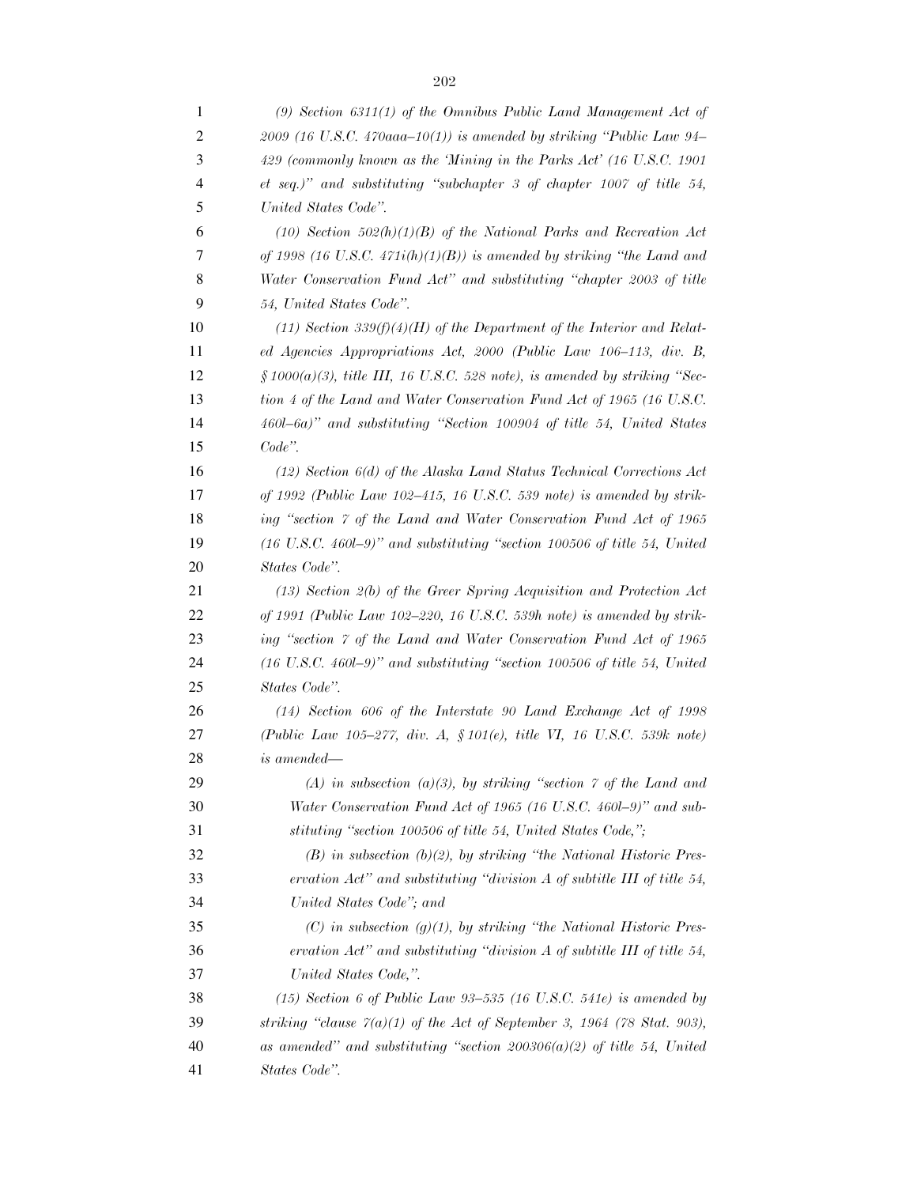*(9) Section 6311(1) of the Omnibus Public Land Management Act of 2009 (16 U.S.C. 470aaa–10(1)) is amended by striking "Public Law 94–429 (commonly known as the 'Mining in the Parks Act' (16 U.S.C. 1901 et seq.)" and substituting "subchapter 3 of chapter 1007 of title 54, United States Code".*

*(10) Section 502(h)(1)(B) of the National Parks and Recreation Act of 1998 (16 U.S.C. 471i(h)(1)(B)) is amended by striking "the Land and Water Conservation Fund Act" and substituting "chapter 2003 of title 54, United States Code".*

*(11) Section 339(f)(4)(H) of the Department of the Interior and Related Agencies Appropriations Act, 2000 (Public Law 106–113, div. B, § 1000(a)(3), title III, 16 U.S.C. 528 note), is amended by striking "Section 4 of the Land and Water Conservation Fund Act of 1965 (16 U.S.C. 460l–6a)" and substituting "Section 100904 of title 54, United States Code".*

*(12) Section 6(d) of the Alaska Land Status Technical Corrections Act of 1992 (Public Law 102–415, 16 U.S.C. 539 note) is amended by striking "section 7 of the Land and Water Conservation Fund Act of 1965 (16 U.S.C. 460l–9)" and substituting "section 100506 of title 54, United States Code".*

*(13) Section 2(b) of the Greer Spring Acquisition and Protection Act of 1991 (Public Law 102–220, 16 U.S.C. 539h note) is amended by striking "section 7 of the Land and Water Conservation Fund Act of 1965 (16 U.S.C. 460l–9)" and substituting "section 100506 of title 54, United States Code".*

*(14) Section 606 of the Interstate 90 Land Exchange Act of 1998 (Public Law 105–277, div. A, § 101(e), title VI, 16 U.S.C. 539k note) is amended—*

*(A) in subsection (a)(3), by striking "section 7 of the Land and Water Conservation Fund Act of 1965 (16 U.S.C. 460l–9)" and substituting "section 100506 of title 54, United States Code,";*

*(B) in subsection (b)(2), by striking "the National Historic Preservation Act" and substituting "division A of subtitle III of title 54, United States Code"; and*

*(C) in subsection (g)(1), by striking "the National Historic Preservation Act" and substituting "division A of subtitle III of title 54, United States Code,".*

*(15) Section 6 of Public Law 93–535 (16 U.S.C. 541e) is amended by striking "clause 7(a)(1) of the Act of September 3, 1964 (78 Stat. 903), as amended" and substituting "section 200306(a)(2) of title 54, United States Code".*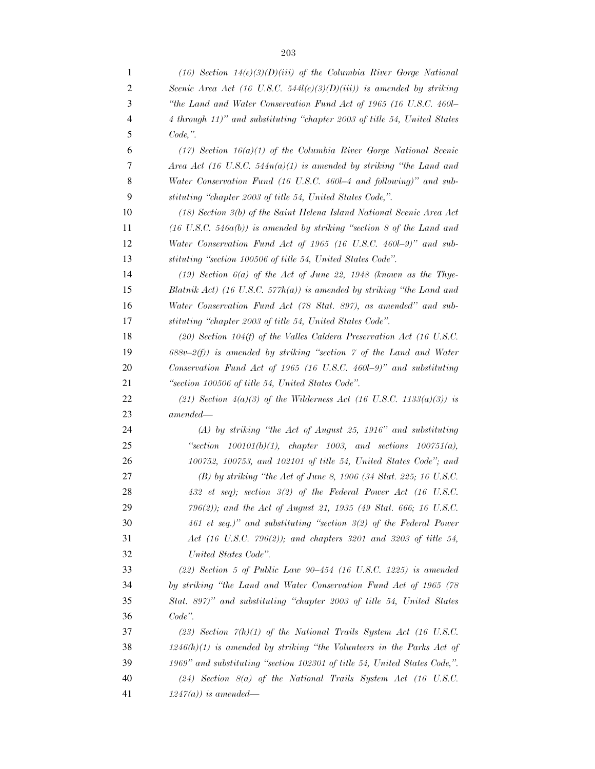*(16) Section 14(e)(3)(D)(iii) of the Columbia River Gorge National Scenic Area Act (16 U.S.C. 544l(e)(3)(D)(iii)) is amended by striking "the Land and Water Conservation Fund Act of 1965 (16 U.S.C. 460l–4 through 11)" and substituting "chapter 2003 of title 54, United States Code,".*

*(17) Section 16(a)(1) of the Columbia River Gorge National Scenic Area Act (16 U.S.C. 544n(a)(1) is amended by striking "the Land and Water Conservation Fund (16 U.S.C. 460l–4 and following)" and substituting "chapter 2003 of title 54, United States Code,".*

*(18) Section 3(b) of the Saint Helena Island National Scenic Area Act (16 U.S.C. 546a(b)) is amended by striking "section 8 of the Land and Water Conservation Fund Act of 1965 (16 U.S.C. 460l–9)" and substituting "section 100506 of title 54, United States Code".*

*(19) Section 6(a) of the Act of June 22, 1948 (known as the Thye-Blatnik Act) (16 U.S.C. 577h(a)) is amended by striking "the Land and Water Conservation Fund Act (78 Stat. 897), as amended" and substituting "chapter 2003 of title 54, United States Code".*

*(20) Section 104(f) of the Valles Caldera Preservation Act (16 U.S.C. 688v–2(f)) is amended by striking "section 7 of the Land and Water Conservation Fund Act of 1965 (16 U.S.C. 460l–9)" and substituting "section 100506 of title 54, United States Code".*

*(21) Section 4(a)(3) of the Wilderness Act (16 U.S.C. 1133(a)(3)) is amended—*

*(A) by striking "the Act of August 25, 1916" and substituting "section 100101(b)(1), chapter 1003, and sections 100751(a), 100752, 100753, and 102101 of title 54, United States Code"; and*

*(B) by striking "the Act of June 8, 1906 (34 Stat. 225; 16 U.S.C. 432 et seq); section 3(2) of the Federal Power Act (16 U.S.C. 796(2)); and the Act of August 21, 1935 (49 Stat. 666; 16 U.S.C. 461 et seq.)" and substituting "section 3(2) of the Federal Power Act (16 U.S.C. 796(2)); and chapters 3201 and 3203 of title 54, United States Code".*

*(22) Section 5 of Public Law 90–454 (16 U.S.C. 1225) is amended by striking "the Land and Water Conservation Fund Act of 1965 (78 Stat. 897)" and substituting "chapter 2003 of title 54, United States Code".*

*(23) Section 7(h)(1) of the National Trails System Act (16 U.S.C. 1246(h)(1) is amended by striking "the Volunteers in the Parks Act of 1969" and substituting "section 102301 of title 54, United States Code,".*

*(24) Section 8(a) of the National Trails System Act (16 U.S.C. 1247(a)) is amended—*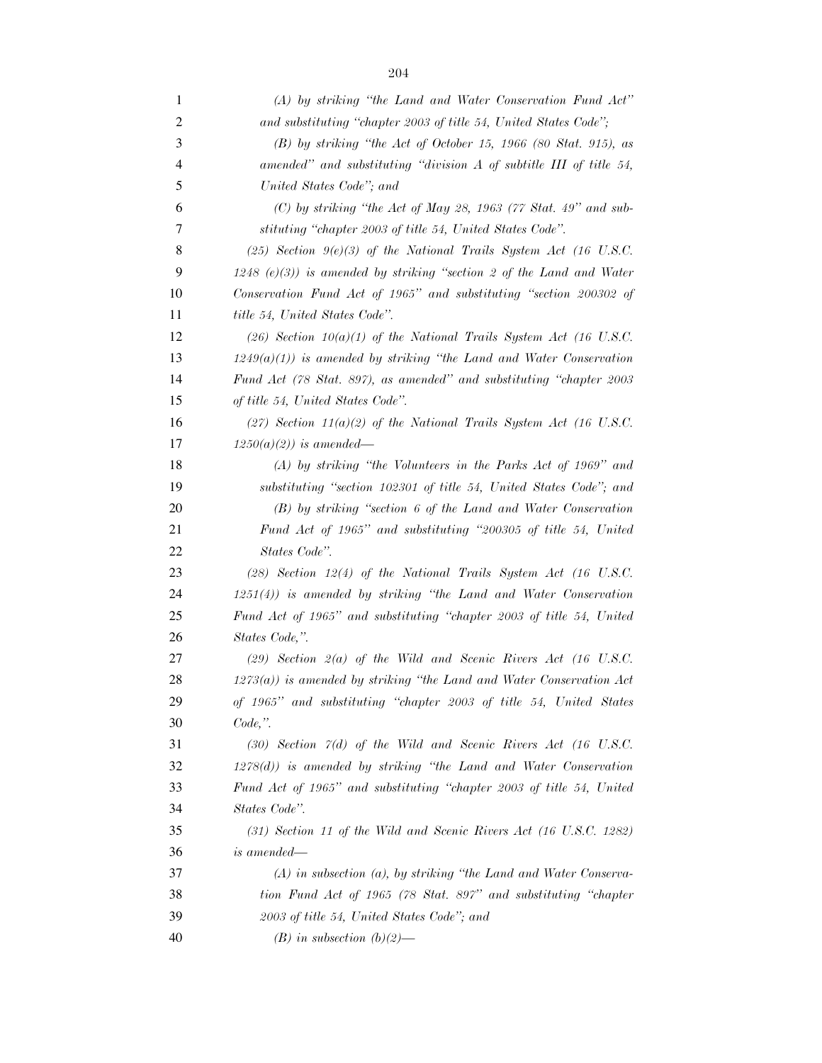*(A) by striking "the Land and Water Conservation Fund Act" and substituting "chapter 2003 of title 54, United States Code";*

*(B) by striking "the Act of October 15, 1966 (80 Stat. 915), as amended" and substituting "division A of subtitle III of title 54, United States Code"; and*

*(C) by striking "the Act of May 28, 1963 (77 Stat. 49" and substituting "chapter 2003 of title 54, United States Code".*

*(25) Section 9(e)(3) of the National Trails System Act (16 U.S.C. 1248 (e)(3)) is amended by striking "section 2 of the Land and Water Conservation Fund Act of 1965" and substituting "section 200302 of title 54, United States Code".*

*(26) Section 10(a)(1) of the National Trails System Act (16 U.S.C. 1249(a)(1)) is amended by striking "the Land and Water Conservation Fund Act (78 Stat. 897), as amended" and substituting "chapter 2003 of title 54, United States Code".*

*(27) Section 11(a)(2) of the National Trails System Act (16 U.S.C. 1250(a)(2)) is amended—*

*(A) by striking "the Volunteers in the Parks Act of 1969" and substituting "section 102301 of title 54, United States Code"; and*

*(B) by striking "section 6 of the Land and Water Conservation Fund Act of 1965" and substituting "200305 of title 54, United States Code".*

*(28) Section 12(4) of the National Trails System Act (16 U.S.C. 1251(4)) is amended by striking "the Land and Water Conservation Fund Act of 1965" and substituting "chapter 2003 of title 54, United States Code,".*

*(29) Section 2(a) of the Wild and Scenic Rivers Act (16 U.S.C. 1273(a)) is amended by striking "the Land and Water Conservation Act of 1965" and substituting "chapter 2003 of title 54, United States Code,".*

*(30) Section 7(d) of the Wild and Scenic Rivers Act (16 U.S.C. 1278(d)) is amended by striking "the Land and Water Conservation Fund Act of 1965" and substituting "chapter 2003 of title 54, United States Code".*

*(31) Section 11 of the Wild and Scenic Rivers Act (16 U.S.C. 1282) is amended—*

*(A) in subsection (a), by striking "the Land and Water Conservation Fund Act of 1965 (78 Stat. 897" and substituting "chapter 2003 of title 54, United States Code"; and*

*(B) in subsection (b)(2)—*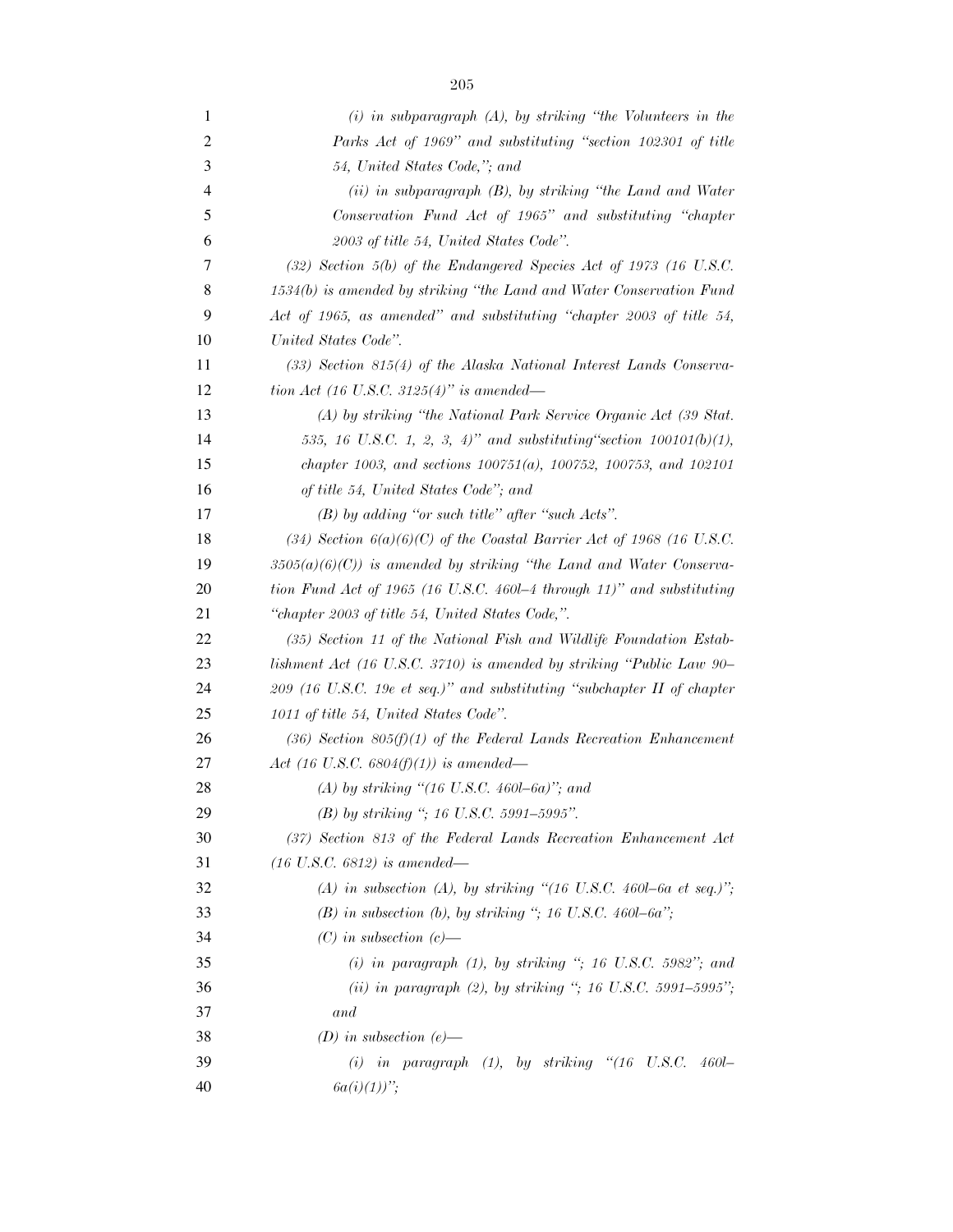*(i) in subparagraph (A), by striking "the Volunteers in the Parks Act of 1969" and substituting "section 102301 of title 54, United States Code,"; and*

*(ii) in subparagraph (B), by striking "the Land and Water Conservation Fund Act of 1965" and substituting "chapter 2003 of title 54, United States Code".*

*(32) Section 5(b) of the Endangered Species Act of 1973 (16 U.S.C. 1534(b) is amended by striking "the Land and Water Conservation Fund Act of 1965, as amended" and substituting "chapter 2003 of title 54, United States Code".*

*(33) Section 815(4) of the Alaska National Interest Lands Conservation Act (16 U.S.C. 3125(4)" is amended—*

*(A) by striking "the National Park Service Organic Act (39 Stat. 535, 16 U.S.C. 1, 2, 3, 4)" and substituting"section 100101(b)(1), chapter 1003, and sections 100751(a), 100752, 100753, and 102101 of title 54, United States Code"; and*

*(B) by adding "or such title" after "such Acts".*

*(34) Section 6(a)(6)(C) of the Coastal Barrier Act of 1968 (16 U.S.C. 3505(a)(6)(C)) is amended by striking "the Land and Water Conservation Fund Act of 1965 (16 U.S.C. 460l–4 through 11)" and substituting "chapter 2003 of title 54, United States Code,".*

*(35) Section 11 of the National Fish and Wildlife Foundation Establishment Act (16 U.S.C. 3710) is amended by striking "Public Law 90–209 (16 U.S.C. 19e et seq.)" and substituting "subchapter II of chapter 1011 of title 54, United States Code".*

*(36) Section 805(f)(1) of the Federal Lands Recreation Enhancement Act (16 U.S.C. 6804(f)(1)) is amended—*

*(A) by striking "(16 U.S.C. 460l–6a)"; and*

*(B) by striking "; 16 U.S.C. 5991–5995".*

*(37) Section 813 of the Federal Lands Recreation Enhancement Act (16 U.S.C. 6812) is amended—*

*(A) in subsection (A), by striking "(16 U.S.C. 460l–6a et seq.)";*

*(B) in subsection (b), by striking "; 16 U.S.C. 460l–6a";*

*(C) in subsection (c)—*

*(i) in paragraph (1), by striking "; 16 U.S.C. 5982"; and*

*(ii) in paragraph (2), by striking "; 16 U.S.C. 5991–5995"; and*

*(D) in subsection (e)—*

*(i) in paragraph (1), by striking "(16 U.S.C. 460l–6a(i)(1))";*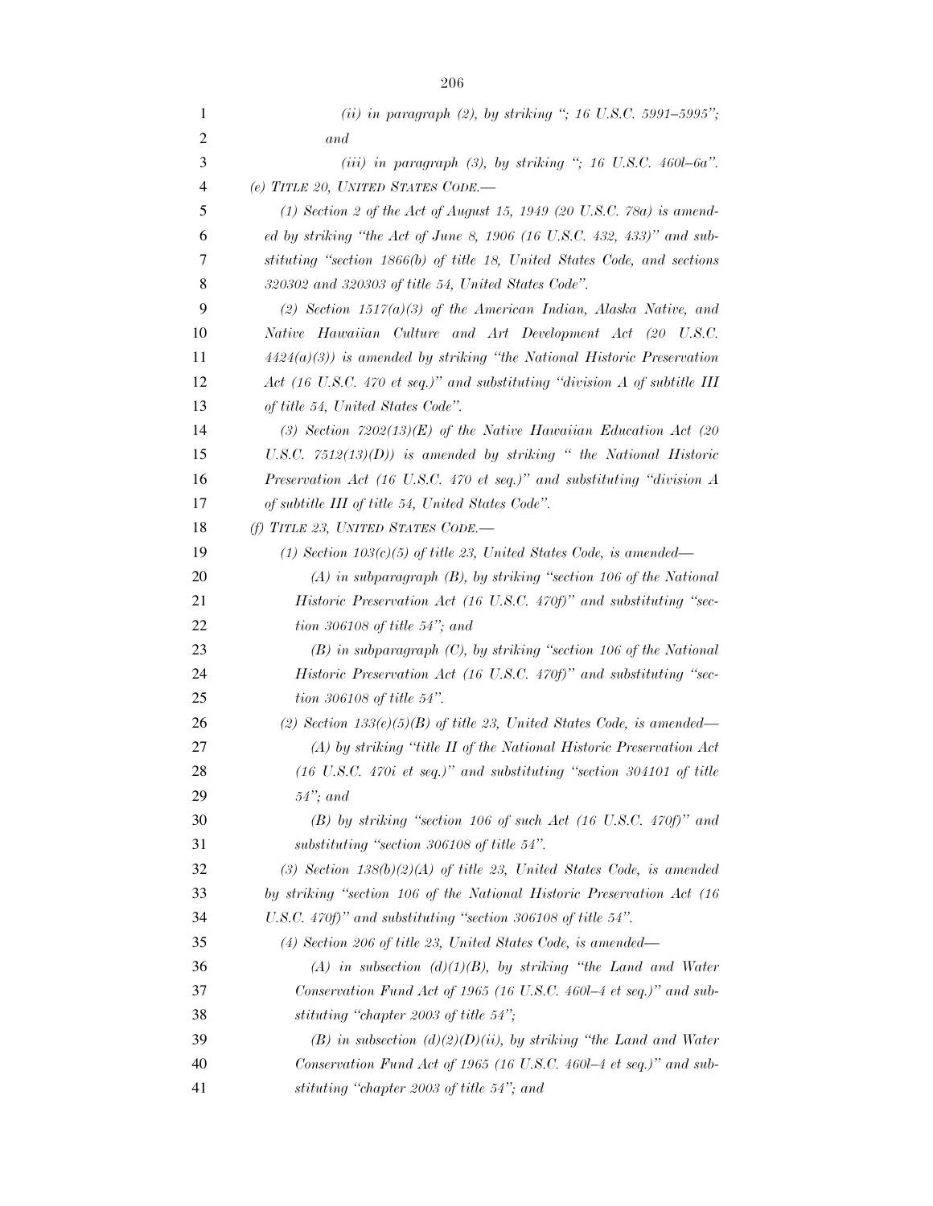*(ii) in paragraph (2), by striking "; 16 U.S.C. 5991–5995"; and*

*(iii) in paragraph (3), by striking "; 16 U.S.C. 460l–6a".*

*(e) TITLE 20, UNITED STATES CODE.—*

*(1) Section 2 of the Act of August 15, 1949 (20 U.S.C. 78a) is amended by striking "the Act of June 8, 1906 (16 U.S.C. 432, 433)" and substituting "section 1866(b) of title 18, United States Code, and sections 320302 and 320303 of title 54, United States Code".*

*(2) Section 1517(a)(3) of the American Indian, Alaska Native, and Native Hawaiian Culture and Art Development Act (20 U.S.C. 4424(a)(3)) is amended by striking "the National Historic Preservation Act (16 U.S.C. 470 et seq.)" and substituting "division A of subtitle III of title 54, United States Code".*

*(3) Section 7202(13)(E) of the Native Hawaiian Education Act (20 U.S.C. 7512(13)(D)) is amended by striking " the National Historic Preservation Act (16 U.S.C. 470 et seq.)" and substituting "division A of subtitle III of title 54, United States Code".*

*(f) TITLE 23, UNITED STATES CODE.—*

*(1) Section 103(c)(5) of title 23, United States Code, is amended—*

*(A) in subparagraph (B), by striking "section 106 of the National Historic Preservation Act (16 U.S.C. 470f)" and substituting "section 306108 of title 54"; and*

*(B) in subparagraph (C), by striking "section 106 of the National Historic Preservation Act (16 U.S.C. 470f)" and substituting "section 306108 of title 54".*

*(2) Section 133(e)(5)(B) of title 23, United States Code, is amended—*

*(A) by striking "title II of the National Historic Preservation Act (16 U.S.C. 470i et seq.)" and substituting "section 304101 of title 54"; and*

*(B) by striking "section 106 of such Act (16 U.S.C. 470f)" and substituting "section 306108 of title 54".*

*(3) Section 138(b)(2)(A) of title 23, United States Code, is amended by striking "section 106 of the National Historic Preservation Act (16 U.S.C. 470f)" and substituting "section 306108 of title 54".*

*(4) Section 206 of title 23, United States Code, is amended—*

*(A) in subsection (d)(1)(B), by striking "the Land and Water Conservation Fund Act of 1965 (16 U.S.C. 460l–4 et seq.)" and substituting "chapter 2003 of title 54";*

*(B) in subsection (d)(2)(D)(ii), by striking "the Land and Water Conservation Fund Act of 1965 (16 U.S.C. 460l–4 et seq.)" and substituting "chapter 2003 of title 54"; and*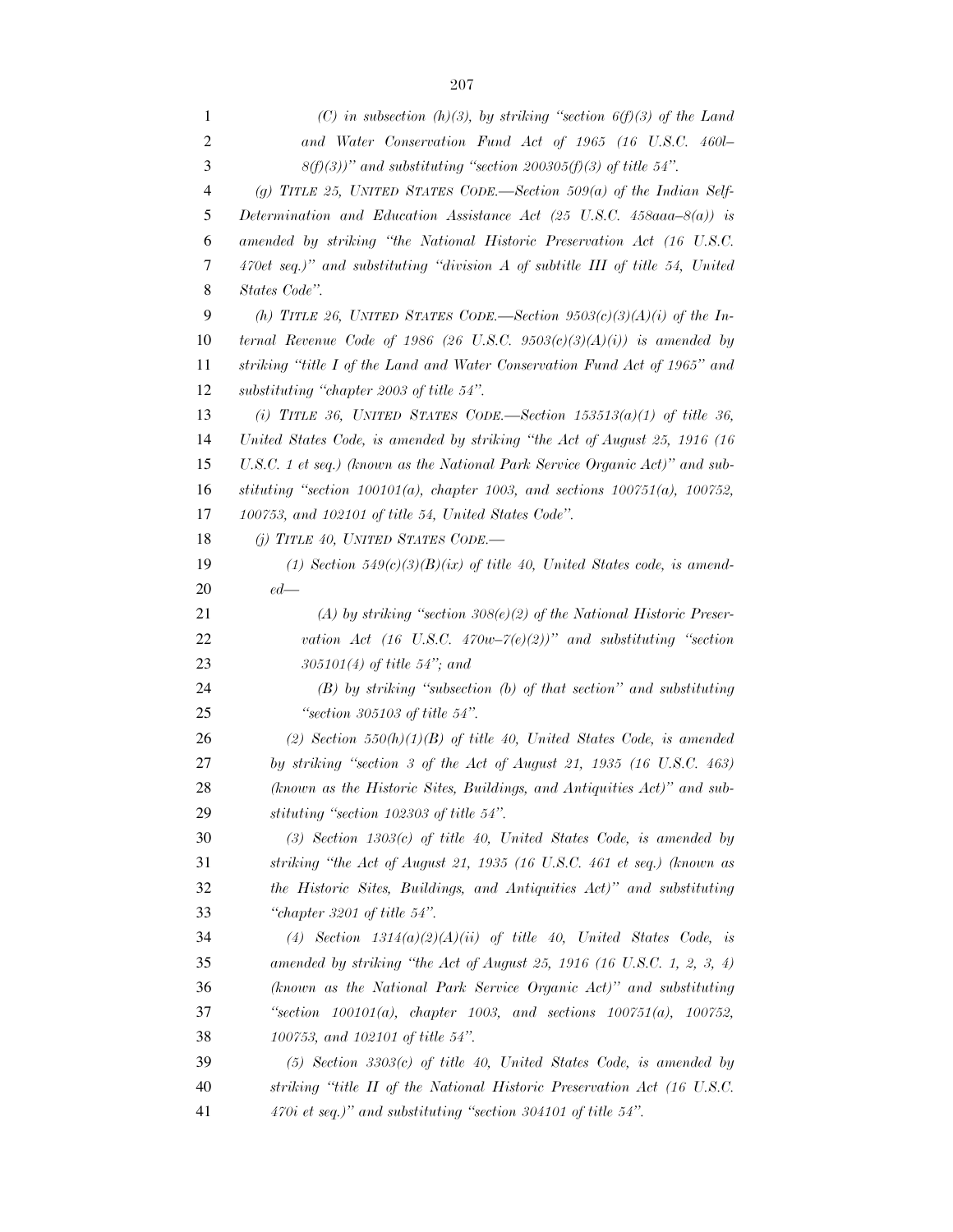*(C) in subsection (h)(3), by striking "section 6(f)(3) of the Land and Water Conservation Fund Act of 1965 (16 U.S.C. 460l–8(f)(3))" and substituting "section 200305(f)(3) of title 54".*

*(g) TITLE 25, UNITED STATES CODE.—Section 509(a) of the Indian Self-Determination and Education Assistance Act (25 U.S.C. 458aaa–8(a)) is amended by striking "the National Historic Preservation Act (16 U.S.C. 470et seq.)" and substituting "division A of subtitle III of title 54, United States Code".*

*(h) TITLE 26, UNITED STATES CODE.—Section 9503(c)(3)(A)(i) of the Internal Revenue Code of 1986 (26 U.S.C. 9503(c)(3)(A)(i)) is amended by striking "title I of the Land and Water Conservation Fund Act of 1965" and substituting "chapter 2003 of title 54".*

*(i) TITLE 36, UNITED STATES CODE.—Section 153513(a)(1) of title 36, United States Code, is amended by striking "the Act of August 25, 1916 (16 U.S.C. 1 et seq.) (known as the National Park Service Organic Act)" and substituting "section 100101(a), chapter 1003, and sections 100751(a), 100752, 100753, and 102101 of title 54, United States Code".*

*(j) TITLE 40, UNITED STATES CODE.—*

*(1) Section 549(c)(3)(B)(ix) of title 40, United States code, is amended—*

*(A) by striking "section 308(e)(2) of the National Historic Preservation Act (16 U.S.C. 470w–7(e)(2))" and substituting "section 305101(4) of title 54"; and*

*(B) by striking "subsection (b) of that section" and substituting "section 305103 of title 54".*

*(2) Section 550(h)(1)(B) of title 40, United States Code, is amended by striking "section 3 of the Act of August 21, 1935 (16 U.S.C. 463) (known as the Historic Sites, Buildings, and Antiquities Act)" and substituting "section 102303 of title 54".*

*(3) Section 1303(c) of title 40, United States Code, is amended by striking "the Act of August 21, 1935 (16 U.S.C. 461 et seq.) (known as the Historic Sites, Buildings, and Antiquities Act)" and substituting "chapter 3201 of title 54".*

*(4) Section 1314(a)(2)(A)(ii) of title 40, United States Code, is amended by striking "the Act of August 25, 1916 (16 U.S.C. 1, 2, 3, 4) (known as the National Park Service Organic Act)" and substituting "section 100101(a), chapter 1003, and sections 100751(a), 100752, 100753, and 102101 of title 54".*

*(5) Section 3303(c) of title 40, United States Code, is amended by striking "title II of the National Historic Preservation Act (16 U.S.C. 470i et seq.)" and substituting "section 304101 of title 54".*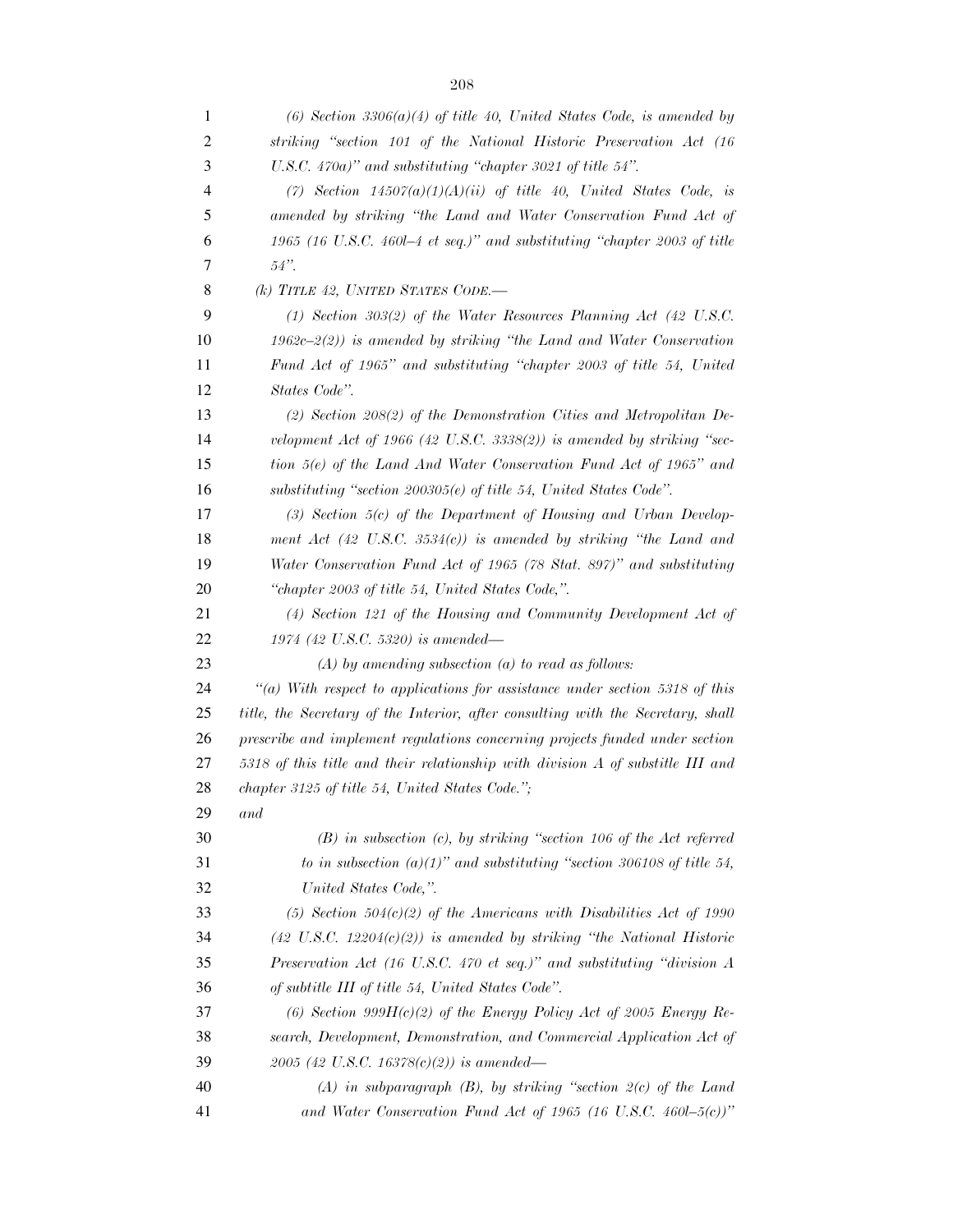*(6) Section 3306(a)(4) of title 40, United States Code, is amended by striking "section 101 of the National Historic Preservation Act (16 U.S.C. 470a)" and substituting "chapter 3021 of title 54".*

*(7) Section 14507(a)(1)(A)(ii) of title 40, United States Code, is amended by striking "the Land and Water Conservation Fund Act of 1965 (16 U.S.C. 460l–4 et seq.)" and substituting "chapter 2003 of title 54".*

*(k) TITLE 42, UNITED STATES CODE.—*

*(1) Section 303(2) of the Water Resources Planning Act (42 U.S.C. 1962c–2(2)) is amended by striking "the Land and Water Conservation Fund Act of 1965" and substituting "chapter 2003 of title 54, United States Code".*

*(2) Section 208(2) of the Demonstration Cities and Metropolitan Development Act of 1966 (42 U.S.C. 3338(2)) is amended by striking "section 5(e) of the Land And Water Conservation Fund Act of 1965" and substituting "section 200305(e) of title 54, United States Code".*

*(3) Section 5(c) of the Department of Housing and Urban Development Act (42 U.S.C. 3534(c)) is amended by striking "the Land and Water Conservation Fund Act of 1965 (78 Stat. 897)" and substituting "chapter 2003 of title 54, United States Code,".*

*(4) Section 121 of the Housing and Community Development Act of 1974 (42 U.S.C. 5320) is amended—*

*(A) by amending subsection (a) to read as follows:*

*"(a) With respect to applications for assistance under section 5318 of this title, the Secretary of the Interior, after consulting with the Secretary, shall prescribe and implement regulations concerning projects funded under section 5318 of this title and their relationship with division A of subtitle III and chapter 3125 of title 54, United States Code.";*

*and*

*(B) in subsection (c), by striking "section 106 of the Act referred to in subsection (a)(1)" and substituting "section 306108 of title 54, United States Code,".*

*(5) Section 504(c)(2) of the Americans with Disabilities Act of 1990 (42 U.S.C. 12204(c)(2)) is amended by striking "the National Historic Preservation Act (16 U.S.C. 470 et seq.)" and substituting "division A of subtitle III of title 54, United States Code".*

*(6) Section 999H(c)(2) of the Energy Policy Act of 2005 Energy Research, Development, Demonstration, and Commercial Application Act of 2005 (42 U.S.C. 16378(c)(2)) is amended—*

*(A) in subparagraph (B), by striking "section 2(c) of the Land and Water Conservation Fund Act of 1965 (16 U.S.C. 460l–5(c))"*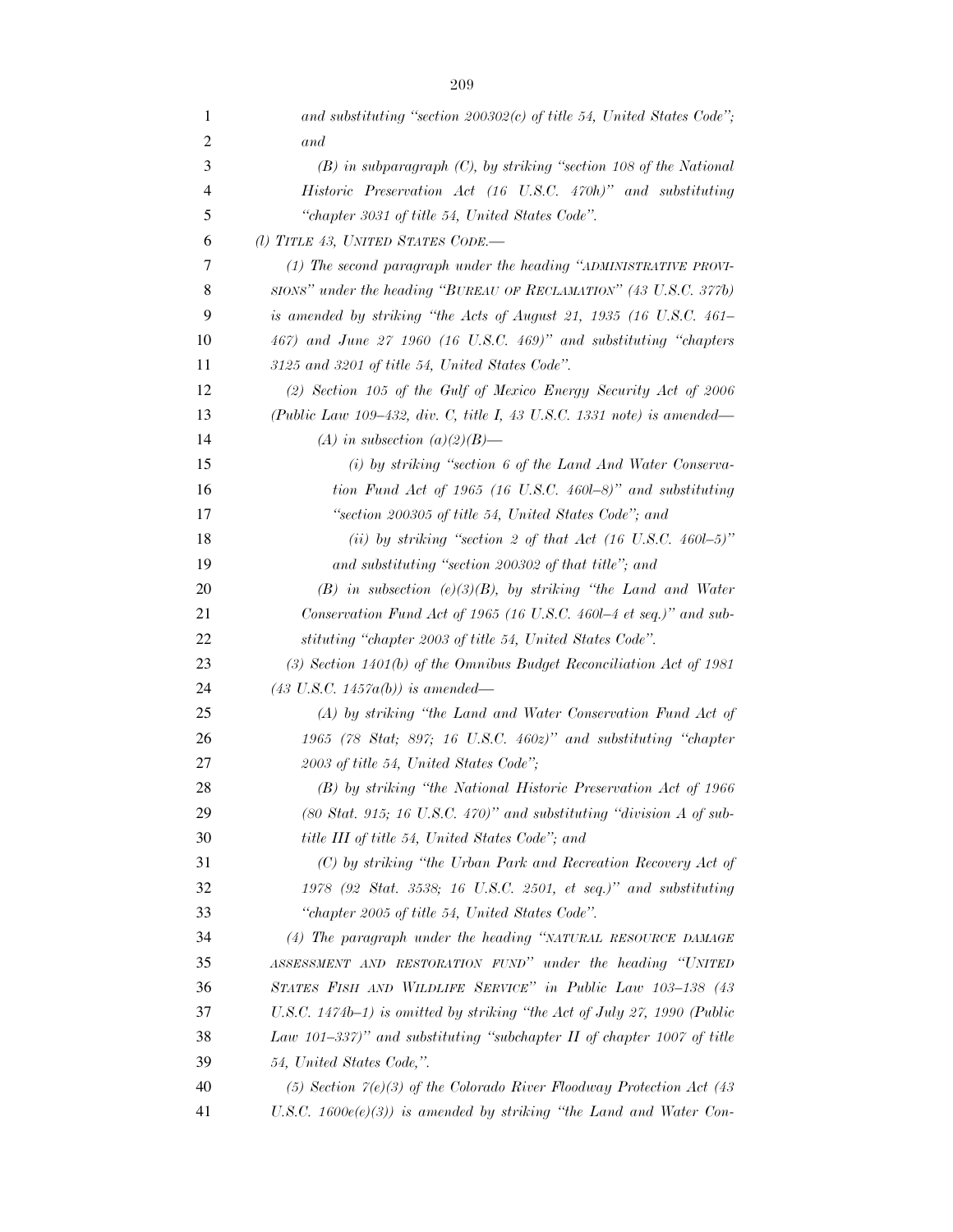*and substituting "section 200302(c) of title 54, United States Code"; and*

*(B) in subparagraph (C), by striking "section 108 of the National Historic Preservation Act (16 U.S.C. 470h)" and substituting "chapter 3031 of title 54, United States Code".*

*(l) TITLE 43, UNITED STATES CODE.—*

*(1) The second paragraph under the heading "ADMINISTRATIVE PROVISIONS" under the heading "BUREAU OF RECLAMATION" (43 U.S.C. 377b) is amended by striking "the Acts of August 21, 1935 (16 U.S.C. 461–467) and June 27 1960 (16 U.S.C. 469)" and substituting "chapters 3125 and 3201 of title 54, United States Code".*

*(2) Section 105 of the Gulf of Mexico Energy Security Act of 2006 (Public Law 109–432, div. C, title I, 43 U.S.C. 1331 note) is amended—*

*(A) in subsection (a)(2)(B)—*

*(i) by striking "section 6 of the Land And Water Conservation Fund Act of 1965 (16 U.S.C. 460l–8)" and substituting "section 200305 of title 54, United States Code"; and*

*(ii) by striking "section 2 of that Act (16 U.S.C. 460l–5)" and substituting "section 200302 of that title"; and*

*(B) in subsection (e)(3)(B), by striking "the Land and Water Conservation Fund Act of 1965 (16 U.S.C. 460l–4 et seq.)" and substituting "chapter 2003 of title 54, United States Code".*

*(3) Section 1401(b) of the Omnibus Budget Reconciliation Act of 1981 (43 U.S.C. 1457a(b)) is amended—*

*(A) by striking "the Land and Water Conservation Fund Act of 1965 (78 Stat; 897; 16 U.S.C. 460z)" and substituting "chapter 2003 of title 54, United States Code";*

*(B) by striking "the National Historic Preservation Act of 1966 (80 Stat. 915; 16 U.S.C. 470)" and substituting "division A of subtitle III of title 54, United States Code"; and*

*(C) by striking "the Urban Park and Recreation Recovery Act of 1978 (92 Stat. 3538; 16 U.S.C. 2501, et seq.)" and substituting "chapter 2005 of title 54, United States Code".*

*(4) The paragraph under the heading "NATURAL RESOURCE DAMAGE ASSESSMENT AND RESTORATION FUND" under the heading "UNITED STATES FISH AND WILDLIFE SERVICE" in Public Law 103–138 (43 U.S.C. 1474b–1) is omitted by striking "the Act of July 27, 1990 (Public Law 101–337)" and substituting "subchapter II of chapter 1007 of title 54, United States Code,".*

*(5) Section 7(e)(3) of the Colorado River Floodway Protection Act (43 U.S.C. 1600e(e)(3)) is amended by striking "the Land and Water Con-*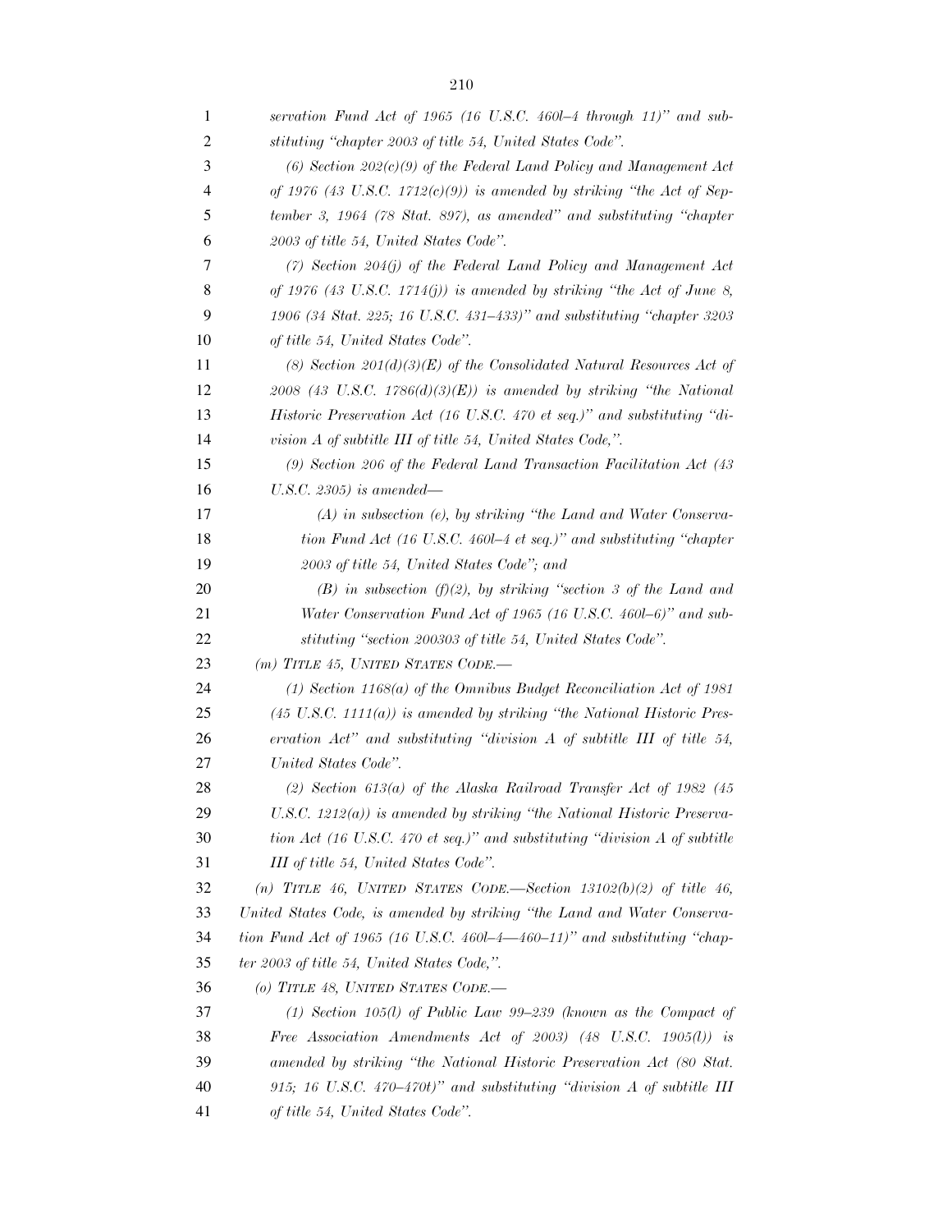*servation Fund Act of 1965 (16 U.S.C. 460l–4 through 11)" and substituting "chapter 2003 of title 54, United States Code".*

*(6) Section 202(c)(9) of the Federal Land Policy and Management Act of 1976 (43 U.S.C. 1712(c)(9)) is amended by striking "the Act of September 3, 1964 (78 Stat. 897), as amended" and substituting "chapter 2003 of title 54, United States Code".*

*(7) Section 204(j) of the Federal Land Policy and Management Act of 1976 (43 U.S.C. 1714(j)) is amended by striking "the Act of June 8, 1906 (34 Stat. 225; 16 U.S.C. 431–433)" and substituting "chapter 3203 of title 54, United States Code".*

*(8) Section 201(d)(3)(E) of the Consolidated Natural Resources Act of 2008 (43 U.S.C. 1786(d)(3)(E)) is amended by striking "the National Historic Preservation Act (16 U.S.C. 470 et seq.)" and substituting "division A of subtitle III of title 54, United States Code,".*

*(9) Section 206 of the Federal Land Transaction Facilitation Act (43 U.S.C. 2305) is amended—*

*(A) in subsection (e), by striking "the Land and Water Conservation Fund Act (16 U.S.C. 460l–4 et seq.)" and substituting "chapter 2003 of title 54, United States Code"; and*

*(B) in subsection (f)(2), by striking "section 3 of the Land and Water Conservation Fund Act of 1965 (16 U.S.C. 460l–6)" and substituting "section 200303 of title 54, United States Code".*

*(m) TITLE 45, UNITED STATES CODE.—*

*(1) Section 1168(a) of the Omnibus Budget Reconciliation Act of 1981 (45 U.S.C. 1111(a)) is amended by striking "the National Historic Preservation Act" and substituting "division A of subtitle III of title 54, United States Code".*

*(2) Section 613(a) of the Alaska Railroad Transfer Act of 1982 (45 U.S.C. 1212(a)) is amended by striking "the National Historic Preservation Act (16 U.S.C. 470 et seq.)" and substituting "division A of subtitle III of title 54, United States Code".*

*(n) TITLE 46, UNITED STATES CODE.—Section 13102(b)(2) of title 46, United States Code, is amended by striking "the Land and Water Conservation Fund Act of 1965 (16 U.S.C. 460l–4—460–11)" and substituting "chapter 2003 of title 54, United States Code,".*

*(o) TITLE 48, UNITED STATES CODE.—*

*(1) Section 105(l) of Public Law 99–239 (known as the Compact of Free Association Amendments Act of 2003) (48 U.S.C. 1905(l)) is amended by striking "the National Historic Preservation Act (80 Stat. 915; 16 U.S.C. 470–470t)" and substituting "division A of subtitle III of title 54, United States Code".*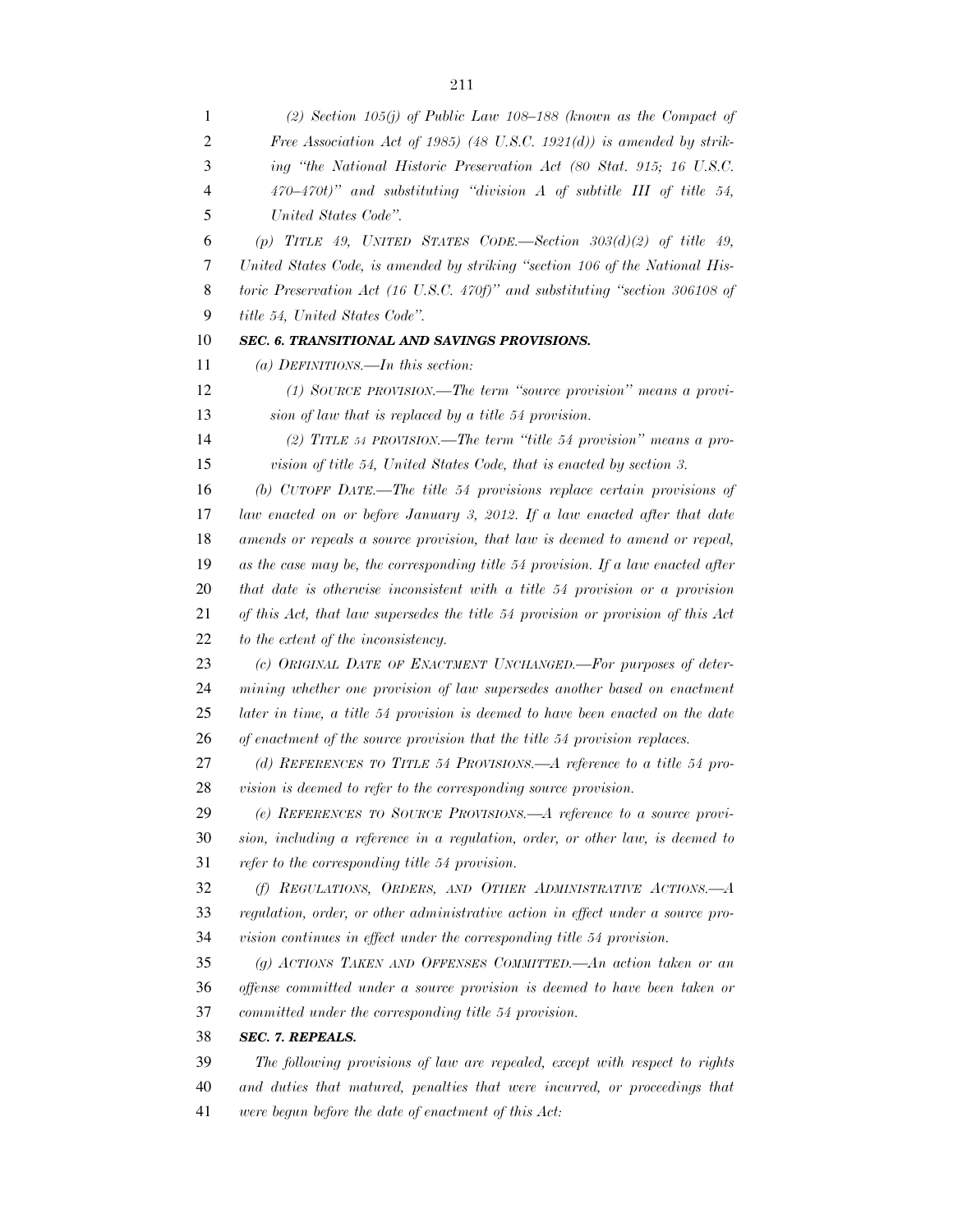*(2) Section 105(j) of Public Law 108–188 (known as the Compact of Free Association Act of 1985) (48 U.S.C. 1921(d)) is amended by striking "the National Historic Preservation Act (80 Stat. 915; 16 U.S.C. 470–470t)" and substituting "division A of subtitle III of title 54, United States Code".*

*(p) TITLE 49, UNITED STATES CODE.—Section 303(d)(2) of title 49, United States Code, is amended by striking "section 106 of the National Historic Preservation Act (16 U.S.C. 470f)" and substituting "section 306108 of title 54, United States Code".*

***SEC. 6. TRANSITIONAL AND SAVINGS PROVISIONS.***

*(a) DEFINITIONS.—In this section:*

*(1) SOURCE PROVISION.—The term "source provision" means a provision of law that is replaced by a title 54 provision.*

*(2) TITLE 54 PROVISION.—The term "title 54 provision" means a provision of title 54, United States Code, that is enacted by section 3.*

*(b) CUTOFF DATE.—The title 54 provisions replace certain provisions of law enacted on or before January 3, 2012. If a law enacted after that date amends or repeals a source provision, that law is deemed to amend or repeal, as the case may be, the corresponding title 54 provision. If a law enacted after that date is otherwise inconsistent with a title 54 provision or a provision of this Act, that law supersedes the title 54 provision or provision of this Act to the extent of the inconsistency.*

*(c) ORIGINAL DATE OF ENACTMENT UNCHANGED.—For purposes of determining whether one provision of law supersedes another based on enactment later in time, a title 54 provision is deemed to have been enacted on the date of enactment of the source provision that the title 54 provision replaces.*

*(d) REFERENCES TO TITLE 54 PROVISIONS.—A reference to a title 54 provision is deemed to refer to the corresponding source provision.*

*(e) REFERENCES TO SOURCE PROVISIONS.—A reference to a source provision, including a reference in a regulation, order, or other law, is deemed to refer to the corresponding title 54 provision.*

*(f) REGULATIONS, ORDERS, AND OTHER ADMINISTRATIVE ACTIONS.—A regulation, order, or other administrative action in effect under a source provision continues in effect under the corresponding title 54 provision.*

*(g) ACTIONS TAKEN AND OFFENSES COMMITTED.—An action taken or an offense committed under a source provision is deemed to have been taken or committed under the corresponding title 54 provision.*

***SEC. 7. REPEALS.***

*The following provisions of law are repealed, except with respect to rights and duties that matured, penalties that were incurred, or proceedings that were begun before the date of enactment of this Act:*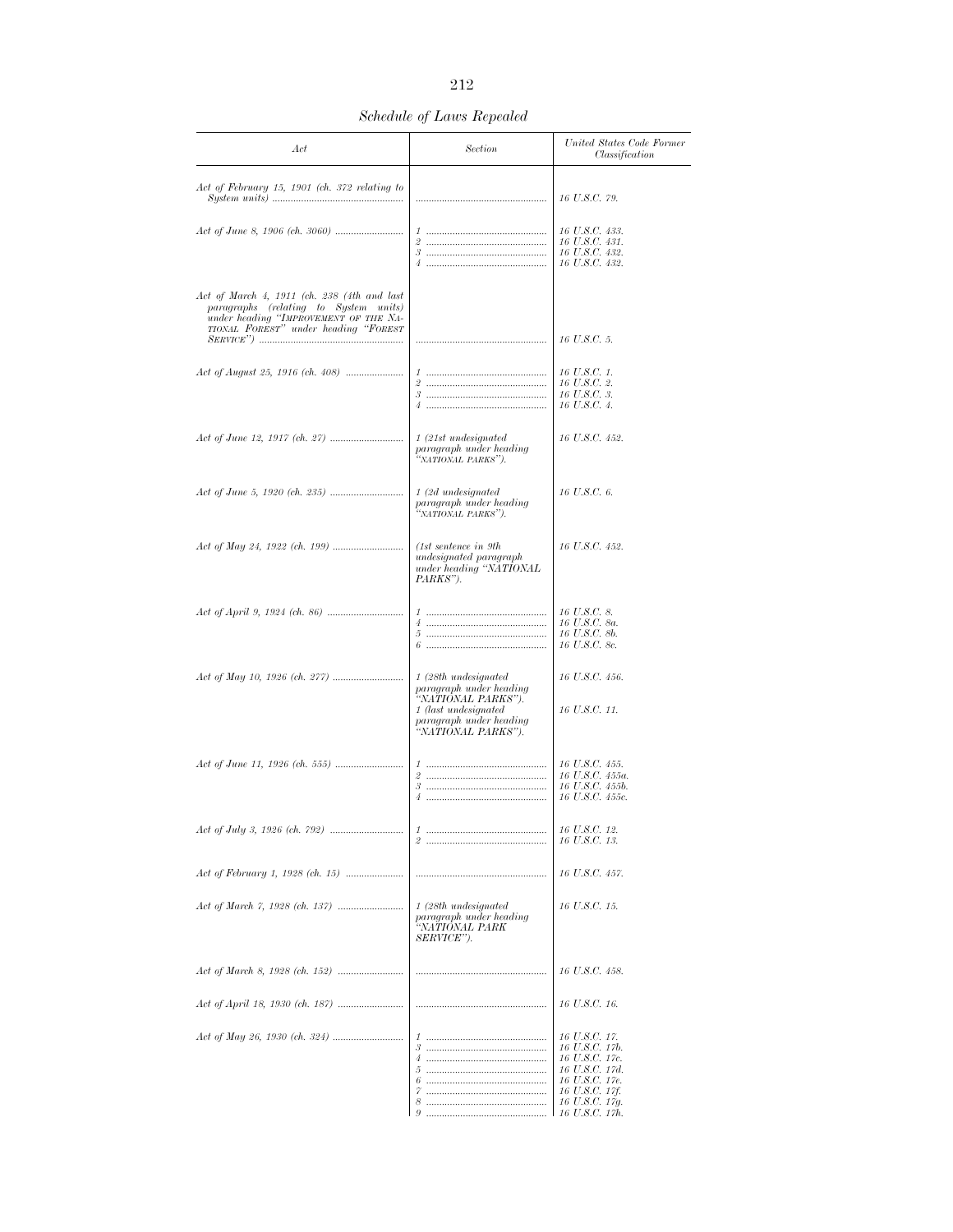*Schedule of Laws Repealed*

| *Act* | *Section* | *United States Code Former Classification* |
|---|---|---|
| *Act of February 15, 1901 (ch. 372 relating to System units)* | | *16 U.S.C. 79.* |
| *Act of June 8, 1906 (ch. 3060)* | *1* | *16 U.S.C. 433.* |
| | *2* | *16 U.S.C. 431.* |
| | *3* | *16 U.S.C. 432.* |
| | *4* | *16 U.S.C. 432.* |
| *Act of March 4, 1911 (ch. 238 (4th and last paragraphs (relating to System units) under heading "IMPROVEMENT OF THE NATIONAL FOREST" under heading "FOREST SERVICE")* | | *16 U.S.C. 5.* |
| *Act of August 25, 1916 (ch. 408)* | *1* | *16 U.S.C. 1.* |
| | *2* | *16 U.S.C. 2.* |
| | *3* | *16 U.S.C. 3.* |
| | *4* | *16 U.S.C. 4.* |
| *Act of June 12, 1917 (ch. 27)* | *1 (21st undesignated paragraph under heading "NATIONAL PARKS").* | *16 U.S.C. 452.* |
| *Act of June 5, 1920 (ch. 235)* | *1 (2d undesignated paragraph under heading "NATIONAL PARKS").* | *16 U.S.C. 6.* |
| *Act of May 24, 1922 (ch. 199)* | *(1st sentence in 9th undesignated paragraph under heading "NATIONAL PARKS").* | *16 U.S.C. 452.* |
| *Act of April 9, 1924 (ch. 86)* | *1* | *16 U.S.C. 8.* |
| | *4* | *16 U.S.C. 8a.* |
| | *5* | *16 U.S.C. 8b.* |
| | *6* | *16 U.S.C. 8c.* |
| *Act of May 10, 1926 (ch. 277)* | *1 (28th undesignated paragraph under heading "NATIONAL PARKS").* | *16 U.S.C. 456.* |
| | *1 (last undesignated paragraph under heading "NATIONAL PARKS").* | *16 U.S.C. 11.* |
| *Act of June 11, 1926 (ch. 555)* | *1* | *16 U.S.C. 455.* |
| | *2* | *16 U.S.C. 455a.* |
| | *3* | *16 U.S.C. 455b.* |
| | *4* | *16 U.S.C. 455c.* |
| *Act of July 3, 1926 (ch. 792)* | *1* | *16 U.S.C. 12.* |
| | *2* | *16 U.S.C. 13.* |
| *Act of February 1, 1928 (ch. 15)* | | *16 U.S.C. 457.* |
| *Act of March 7, 1928 (ch. 137)* | *1 (28th undesignated paragraph under heading "NATIONAL PARK SERVICE").* | *16 U.S.C. 15.* |
| *Act of March 8, 1928 (ch. 152)* | | *16 U.S.C. 458.* |
| *Act of April 18, 1930 (ch. 187)* | | *16 U.S.C. 16.* |
| *Act of May 26, 1930 (ch. 324)* | *1* | *16 U.S.C. 17.* |
| | *3* | *16 U.S.C. 17b.* |
| | *4* | *16 U.S.C. 17c.* |
| | *5* | *16 U.S.C. 17d.* |
| | *6* | *16 U.S.C. 17e.* |
| | *7* | *16 U.S.C. 17f.* |
| | *8* | *16 U.S.C. 17g.* |
| | *9* | *16 U.S.C. 17h.* |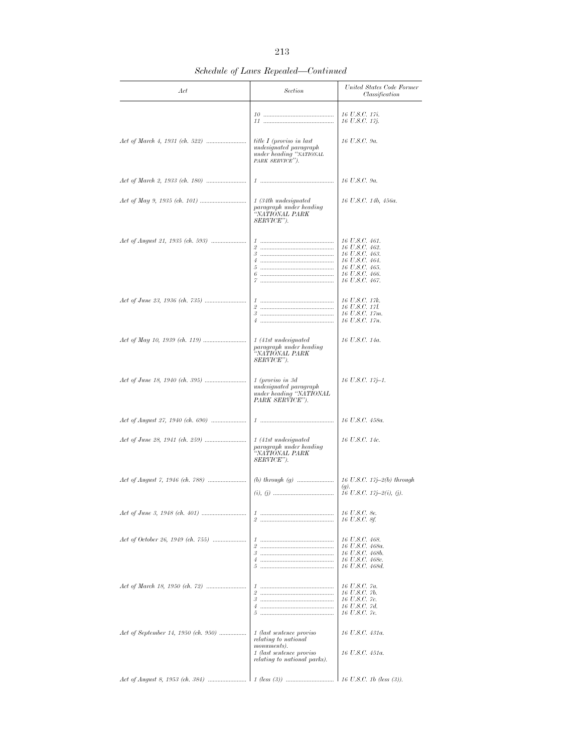*Schedule of Laws Repealed—Continued*

| *Act* | *Section* | *United States Code Former Classification* |
|---|---|---|
| | *10* | *16 U.S.C. 17i.* |
| | *11* | *16 U.S.C. 17j.* |
| *Act of March 4, 1931 (ch. 522)* | *title I (proviso in last undesignated paragraph under heading "NATIONAL PARK SERVICE").* | *16 U.S.C. 9a.* |
| *Act of March 2, 1933 (ch. 180)* | *1* | *16 U.S.C. 9a.* |
| *Act of May 9, 1935 (ch. 101)* | *1 (34th undesignated paragraph under heading "NATIONAL PARK SERVICE").* | *16 U.S.C. 14b, 456a.* |
| *Act of August 21, 1935 (ch. 593)* | *1* | *16 U.S.C. 461.* |
| | *2* | *16 U.S.C. 462.* |
| | *3* | *16 U.S.C. 463.* |
| | *4* | *16 U.S.C. 464.* |
| | *5* | *16 U.S.C. 465.* |
| | *6* | *16 U.S.C. 466.* |
| | *7* | *16 U.S.C. 467.* |
| *Act of June 23, 1936 (ch. 735)* | *1* | *16 U.S.C. 17k.* |
| | *2* | *16 U.S.C. 17l.* |
| | *3* | *16 U.S.C. 17m.* |
| | *4* | *16 U.S.C. 17n.* |
| *Act of May 10, 1939 (ch. 119)* | *1 (41st undesignated paragraph under heading "NATIONAL PARK SERVICE").* | *16 U.S.C. 14a.* |
| *Act of June 18, 1940 (ch. 395)* | *1 (proviso in 3d undesignated paragraph under heading "NATIONAL PARK SERVICE").* | *16 U.S.C. 17j–1.* |
| *Act of August 27, 1940 (ch. 690)* | *1* | *16 U.S.C. 458a.* |
| *Act of June 28, 1941 (ch. 259)* | *1 (41st undesignated paragraph under heading "NATIONAL PARK SERVICE").* | *16 U.S.C. 14c.* |
| *Act of August 7, 1946 (ch. 788)* | *(b) through (g)* | *16 U.S.C. 17j–2(b) through (g).* |
| | *(i), (j)* | *16 U.S.C. 17j–2(i), (j).* |
| *Act of June 3, 1948 (ch. 401)* | *1* | *16 U.S.C. 8e.* |
| | *2* | *16 U.S.C. 8f.* |
| *Act of October 26, 1949 (ch. 755)* | *1* | *16 U.S.C. 468.* |
| | *2* | *16 U.S.C. 468a.* |
| | *3* | *16 U.S.C. 468b.* |
| | *4* | *16 U.S.C. 468c.* |
| | *5* | *16 U.S.C. 468d.* |
| *Act of March 18, 1950 (ch. 72)* | *1* | *16 U.S.C. 7a.* |
| | *2* | *16 U.S.C. 7b.* |
| | *3* | *16 U.S.C. 7c.* |
| | *4* | *16 U.S.C. 7d.* |
| | *5* | *16 U.S.C. 7e.* |
| *Act of September 14, 1950 (ch. 950)* | *1 (last sentence proviso relating to national monuments).* | *16 U.S.C. 431a.* |
| | *1 (last sentence proviso relating to national parks).* | *16 U.S.C. 451a.* |
| *Act of August 8, 1953 (ch. 384)* | *1 (less (3))* | *16 U.S.C. 1b (less (3)).* |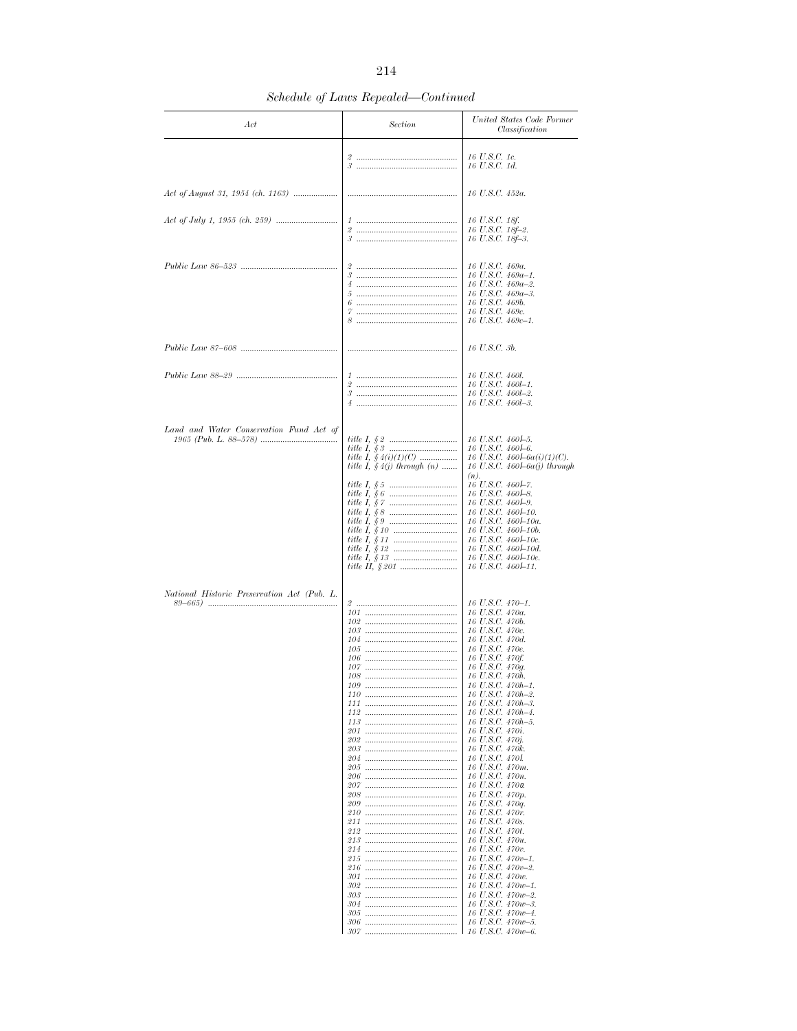*Schedule of Laws Repealed—Continued*

| *Act* | *Section* | *United States Code Former Classification* |
|---|---|---|
| | *2* | *16 U.S.C. 1c.* |
| | *3* | *16 U.S.C. 1d.* |
| *Act of August 31, 1954 (ch. 1163)* | | *16 U.S.C. 452a.* |
| *Act of July 1, 1955 (ch. 259)* | *1* | *16 U.S.C. 18f.* |
| | *2* | *16 U.S.C. 18f–2.* |
| | *3* | *16 U.S.C. 18f–3.* |
| *Public Law 86–523* | *2* | *16 U.S.C. 469a.* |
| | *3* | *16 U.S.C. 469a–1.* |
| | *4* | *16 U.S.C. 469a–2.* |
| | *5* | *16 U.S.C. 469a–3.* |
| | *6* | *16 U.S.C. 469b.* |
| | *7* | *16 U.S.C. 469c.* |
| | *8* | *16 U.S.C. 469c–1.* |
| *Public Law 87–608* | | *16 U.S.C. 3b.* |
| *Public Law 88–29* | *1* | *16 U.S.C. 460l.* |
| | *2* | *16 U.S.C. 460l–1.* |
| | *3* | *16 U.S.C. 460l–2.* |
| | *4* | *16 U.S.C. 460l–3.* |
| *Land and Water Conservation Fund Act of 1965 (Pub. L. 88–578)* | *title I, § 2* | *16 U.S.C. 460l–5.* |
| | *title I, § 3* | *16 U.S.C. 460l–6.* |
| | *title I, § 4(i)(1)(C)* | *16 U.S.C. 460l–6a(i)(1)(C).* |
| | *title I, § 4(j) through (n)* | *16 U.S.C. 460l–6a(j) through (n).* |
| | *title I, § 5* | *16 U.S.C. 460l–7.* |
| | *title I, § 6* | *16 U.S.C. 460l–8.* |
| | *title I, § 7* | *16 U.S.C. 460l–9.* |
| | *title I, § 8* | *16 U.S.C. 460l–10.* |
| | *title I, § 9* | *16 U.S.C. 460l–10a.* |
| | *title I, § 10* | *16 U.S.C. 460l–10b.* |
| | *title I, § 11* | *16 U.S.C. 460l–10c.* |
| | *title I, § 12* | *16 U.S.C. 460l–10d.* |
| | *title I, § 13* | *16 U.S.C. 460l–10e.* |
| | *title II, § 201* | *16 U.S.C. 460l–11.* |
| *National Historic Preservation Act (Pub. L. 89–665)* | *2* | *16 U.S.C. 470–1.* |
| | *101* | *16 U.S.C. 470a.* |
| | *102* | *16 U.S.C. 470b.* |
| | *103* | *16 U.S.C. 470c.* |
| | *104* | *16 U.S.C. 470d.* |
| | *105* | *16 U.S.C. 470e.* |
| | *106* | *16 U.S.C. 470f.* |
| | *107* | *16 U.S.C. 470g.* |
| | *108* | *16 U.S.C. 470h.* |
| | *109* | *16 U.S.C. 470h–1.* |
| | *110* | *16 U.S.C. 470h–2.* |
| | *111* | *16 U.S.C. 470h–3.* |
| | *112* | *16 U.S.C. 470h–4.* |
| | *113* | *16 U.S.C. 470h–5.* |
| | *201* | *16 U.S.C. 470i.* |
| | *202* | *16 U.S.C. 470j.* |
| | *203* | *16 U.S.C. 470k.* |
| | *204* | *16 U.S.C. 470l.* |
| | *205* | *16 U.S.C. 470m.* |
| | *206* | *16 U.S.C. 470n.* |
| | *207* | *16 U.S.C. 470o.* |
| | *208* | *16 U.S.C. 470p.* |
| | *209* | *16 U.S.C. 470q.* |
| | *210* | *16 U.S.C. 470r.* |
| | *211* | *16 U.S.C. 470s.* |
| | *212* | *16 U.S.C. 470t.* |
| | *213* | *16 U.S.C. 470u.* |
| | *214* | *16 U.S.C. 470v.* |
| | *215* | *16 U.S.C. 470v–1.* |
| | *216* | *16 U.S.C. 470v–2.* |
| | *301* | *16 U.S.C. 470w.* |
| | *302* | *16 U.S.C. 470w–1.* |
| | *303* | *16 U.S.C. 470w–2.* |
| | *304* | *16 U.S.C. 470w–3.* |
| | *305* | *16 U.S.C. 470w–4.* |
| | *306* | *16 U.S.C. 470w–5.* |
| | *307* | *16 U.S.C. 470w–6.* |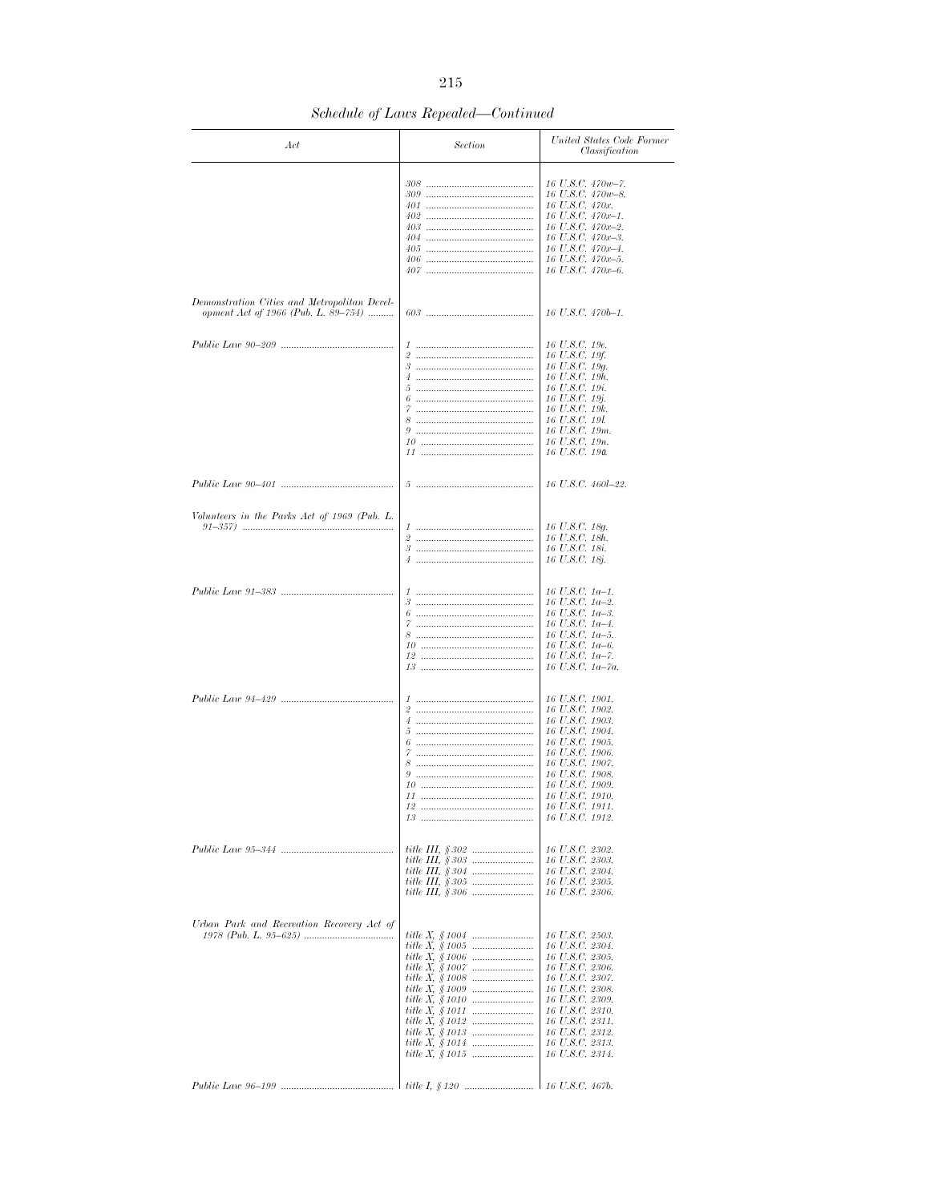*Schedule of Laws Repealed—Continued*

| *Act* | *Section* | *United States Code Former Classification* |
|---|---|---|
| | *308* | *16 U.S.C. 470w–7.* |
| | *309* | *16 U.S.C. 470w–8.* |
| | *401* | *16 U.S.C. 470x.* |
| | *402* | *16 U.S.C. 470x–1.* |
| | *403* | *16 U.S.C. 470x–2.* |
| | *404* | *16 U.S.C. 470x–3.* |
| | *405* | *16 U.S.C. 470x–4.* |
| | *406* | *16 U.S.C. 470x–5.* |
| | *407* | *16 U.S.C. 470x–6.* |
| *Demonstration Cities and Metropolitan Development Act of 1966 (Pub. L. 89–754)* | *603* | *16 U.S.C. 470b–1.* |
| *Public Law 90–209* | *1* | *16 U.S.C. 19e.* |
| | *2* | *16 U.S.C. 19f.* |
| | *3* | *16 U.S.C. 19g.* |
| | *4* | *16 U.S.C. 19h.* |
| | *5* | *16 U.S.C. 19i.* |
| | *6* | *16 U.S.C. 19j.* |
| | *7* | *16 U.S.C. 19k.* |
| | *8* | *16 U.S.C. 19l.* |
| | *9* | *16 U.S.C. 19m.* |
| | *10* | *16 U.S.C. 19n.* |
| | *11* | *16 U.S.C. 19o.* |
| *Public Law 90–401* | *5* | *16 U.S.C. 460l–22.* |
| *Volunteers in the Parks Act of 1969 (Pub. L. 91–357)* | *1* | *16 U.S.C. 18g.* |
| | *2* | *16 U.S.C. 18h.* |
| | *3* | *16 U.S.C. 18i.* |
| | *4* | *16 U.S.C. 18j.* |
| *Public Law 91–383* | *1* | *16 U.S.C. 1a–1.* |
| | *3* | *16 U.S.C. 1a–2.* |
| | *6* | *16 U.S.C. 1a–3.* |
| | *7* | *16 U.S.C. 1a–4.* |
| | *8* | *16 U.S.C. 1a–5.* |
| | *10* | *16 U.S.C. 1a–6.* |
| | *12* | *16 U.S.C. 1a–7.* |
| | *13* | *16 U.S.C. 1a–7a.* |
| *Public Law 94–429* | *1* | *16 U.S.C. 1901.* |
| | *2* | *16 U.S.C. 1902.* |
| | *4* | *16 U.S.C. 1903.* |
| | *5* | *16 U.S.C. 1904.* |
| | *6* | *16 U.S.C. 1905.* |
| | *7* | *16 U.S.C. 1906.* |
| | *8* | *16 U.S.C. 1907.* |
| | *9* | *16 U.S.C. 1908.* |
| | *10* | *16 U.S.C. 1909.* |
| | *11* | *16 U.S.C. 1910.* |
| | *12* | *16 U.S.C. 1911.* |
| | *13* | *16 U.S.C. 1912.* |
| *Public Law 95–344* | *title III, § 302* | *16 U.S.C. 2302.* |
| | *title III, § 303* | *16 U.S.C. 2303.* |
| | *title III, § 304* | *16 U.S.C. 2304.* |
| | *title III, § 305* | *16 U.S.C. 2305.* |
| | *title III, § 306* | *16 U.S.C. 2306.* |
| *Urban Park and Recreation Recovery Act of 1978 (Pub. L. 95–625)* | *title X, § 1004* | *16 U.S.C. 2503.* |
| | *title X, § 1005* | *16 U.S.C. 2304.* |
| | *title X, § 1006* | *16 U.S.C. 2305.* |
| | *title X, § 1007* | *16 U.S.C. 2306.* |
| | *title X, § 1008* | *16 U.S.C. 2307.* |
| | *title X, § 1009* | *16 U.S.C. 2308.* |
| | *title X, § 1010* | *16 U.S.C. 2309.* |
| | *title X, § 1011* | *16 U.S.C. 2310.* |
| | *title X, § 1012* | *16 U.S.C. 2311.* |
| | *title X, § 1013* | *16 U.S.C. 2312.* |
| | *title X, § 1014* | *16 U.S.C. 2313.* |
| | *title X, § 1015* | *16 U.S.C. 2314.* |
| *Public Law 96–199* | *title I, § 120* | *16 U.S.C. 467b.* |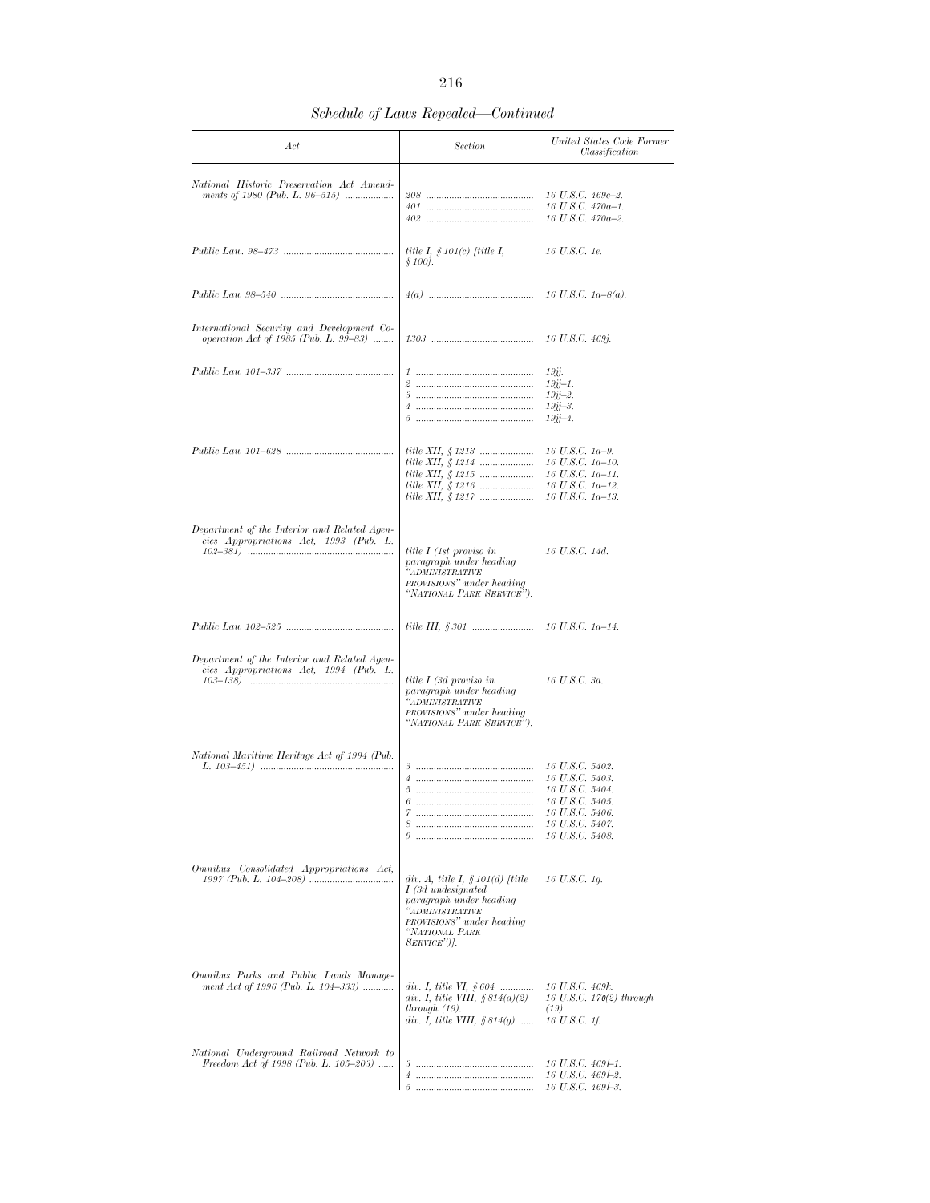*Schedule of Laws Repealed—Continued*

| *Act* | *Section* | *United States Code Former Classification* |
|---|---|---|
| *National Historic Preservation Act Amendments of 1980 (Pub. L. 96–515)* | *208* | *16 U.S.C. 469c–2.* |
| | *401* | *16 U.S.C. 470a–1.* |
| | *402* | *16 U.S.C. 470a–2.* |
| *Public Law. 98–473* | *title I, § 101(c) [title I, § 100].* | *16 U.S.C. 1e.* |
| *Public Law 98–540* | *4(a)* | *16 U.S.C. 1a–8(a).* |
| *International Security and Development Cooperation Act of 1985 (Pub. L. 99–83)* | *1303* | *16 U.S.C. 469j.* |
| *Public Law 101–337* | *1* | *19jj.* |
| | *2* | *19jj–1.* |
| | *3* | *19jj–2.* |
| | *4* | *19jj–3.* |
| | *5* | *19jj–4.* |
| *Public Law 101–628* | *title XII, § 1213* | *16 U.S.C. 1a–9.* |
| | *title XII, § 1214* | *16 U.S.C. 1a–10.* |
| | *title XII, § 1215* | *16 U.S.C. 1a–11.* |
| | *title XII, § 1216* | *16 U.S.C. 1a–12.* |
| | *title XII, § 1217* | *16 U.S.C. 1a–13.* |
| *Department of the Interior and Related Agencies Appropriations Act, 1993 (Pub. L. 102–381)* | *title I (1st proviso in paragraph under heading "ADMINISTRATIVE PROVISIONS" under heading "NATIONAL PARK SERVICE").* | *16 U.S.C. 14d.* |
| *Public Law 102–525* | *title III, § 301* | *16 U.S.C. 1a–14.* |
| *Department of the Interior and Related Agencies Appropriations Act, 1994 (Pub. L. 103–138)* | *title I (3d proviso in paragraph under heading "ADMINISTRATIVE PROVISIONS" under heading "NATIONAL PARK SERVICE").* | *16 U.S.C. 3a.* |
| *National Maritime Heritage Act of 1994 (Pub. L. 103–451)* | *3* | *16 U.S.C. 5402.* |
| | *4* | *16 U.S.C. 5403.* |
| | *5* | *16 U.S.C. 5404.* |
| | *6* | *16 U.S.C. 5405.* |
| | *7* | *16 U.S.C. 5406.* |
| | *8* | *16 U.S.C. 5407.* |
| | *9* | *16 U.S.C. 5408.* |
| *Omnibus Consolidated Appropriations Act, 1997 (Pub. L. 104–208)* | *div. A, title I, § 101(d) [title I (3d undesignated paragraph under heading "ADMINISTRATIVE PROVISIONS" under heading "NATIONAL PARK SERVICE")].* | *16 U.S.C. 1g.* |
| *Omnibus Parks and Public Lands Management Act of 1996 (Pub. L. 104–333)* | *div. I, title VI, § 604* | *16 U.S.C. 469k.* |
| | *div. I, title VIII, § 814(a)(2) through (19).* | *16 U.S.C. 17o(2) through (19).* |
| | *div. I, title VIII, § 814(g)* | *16 U.S.C. 1f.* |
| *National Underground Railroad Network to Freedom Act of 1998 (Pub. L. 105–203)* | *3* | *16 U.S.C. 469l–1.* |
| | *4* | *16 U.S.C. 469l–2.* |
| | *5* | *16 U.S.C. 469l–3.* |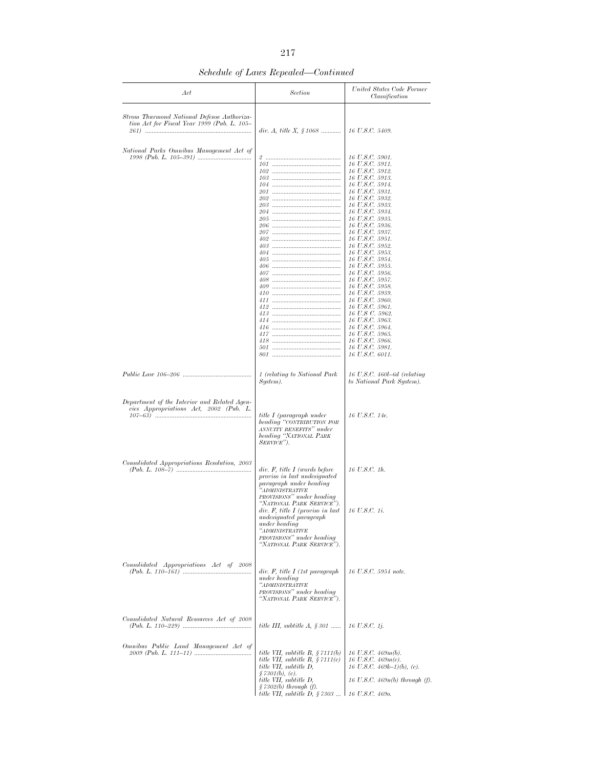*Schedule of Laws Repealed—Continued*

| *Act* | *Section* | *United States Code Former Classification* |
|---|---|---|
| *Strom Thurmond National Defense Authorization Act for Fiscal Year 1999 (Pub. L. 105–261)* | *div. A, title X, § 1068* | *16 U.S.C. 5409.* |
| *National Parks Omnibus Management Act of 1998 (Pub. L. 105–391)* | *2* | *16 U.S.C. 5901.* |
| | *101* | *16 U.S.C. 5911.* |
| | *102* | *16 U.S.C. 5912.* |
| | *103* | *16 U.S.C. 5913.* |
| | *104* | *16 U.S.C. 5914.* |
| | *201* | *16 U.S.C. 5931.* |
| | *202* | *16 U.S.C. 5932.* |
| | *203* | *16 U.S.C. 5933.* |
| | *204* | *16 U.S.C. 5934.* |
| | *205* | *16 U.S.C. 5935.* |
| | *206* | *16 U.S.C. 5936.* |
| | *207* | *16 U.S.C. 5937.* |
| | *402* | *16 U.S.C. 5951.* |
| | *403* | *16 U.S.C. 5952.* |
| | *404* | *16 U.S.C. 5953.* |
| | *405* | *16 U.S.C. 5954.* |
| | *406* | *16 U.S.C. 5955.* |
| | *407* | *16 U.S.C. 5956.* |
| | *408* | *16 U.S.C. 5957.* |
| | *409* | *16 U.S.C. 5958.* |
| | *410* | *16 U.S.C. 5959.* |
| | *411* | *16 U.S.C. 5960.* |
| | *412* | *16 U.S.C. 5961.* |
| | *413* | *16 U.S C. 5962.* |
| | *414* | *16 U.S.C. 5963.* |
| | *416* | *16 U.S.C. 5964.* |
| | *417* | *16 U.S.C. 5965.* |
| | *418* | *16 U.S.C. 5966.* |
| | *501* | *16 U.S.C. 5981.* |
| | *801* | *16 U.S.C. 6011.* |
| *Public Law 106–206* | *1 (relating to National Park System).* | *16 U.S.C. 460l–6d (relating to National Park System).* |
| *Department of the Interior and Related Agencies Appropriations Act, 2002 (Pub. L. 107–63)* | *title I (paragraph under heading "CONTRIBUTION FOR ANNUITY BENEFITS" under heading "NATIONAL PARK SERVICE").* | *16 U.S.C. 14e.* |
| *Consolidated Appropriations Resolution, 2003 (Pub. L. 108–7)* | *div. F, title I (words before proviso in last undesignated paragraph under heading "ADMINISTRATIVE PROVISIONS" under heading "NATIONAL PARK SERVICE").* | *16 U.S.C. 1h.* |
| | *div. F, title I (proviso in last undesignated paragraph under heading "ADMINISTRATIVE PROVISIONS" under heading "NATIONAL PARK SERVICE").* | *16 U.S.C. 1i.* |
| *Consolidated Appropriations Act of 2008 (Pub. L. 110–161)* | *div. F, title I (1st paragraph under heading "ADMINISTRATIVE PROVISIONS" under heading "NATIONAL PARK SERVICE").* | *16 U.S.C. 5954 note.* |
| *Consolidated Natural Resources Act of 2008 (Pub. L. 110–229)* | *title III, subtitle A, § 301* | *16 U.S.C. 1j.* |
| *Omnibus Public Land Management Act of 2009 (Pub. L. 111–11)* | *title VII, subtitle B, § 7111(b)* | *16 U.S.C. 469m(b).* |
| | *title VII, subtitle B, § 7111(c)* | *16 U.S.C. 469m(c).* |
| | *title VII, subtitle D, § 7301(b), (c).* | *16 U.S.C. 469k–1(b), (c).* |
| | *title VII, subtitle D, § 7302(b) through (f).* | *16 U.S.C. 469n(b) through (f).* |
| | *title VII, subtitle D, § 7303* | *16 U.S.C. 469o.* |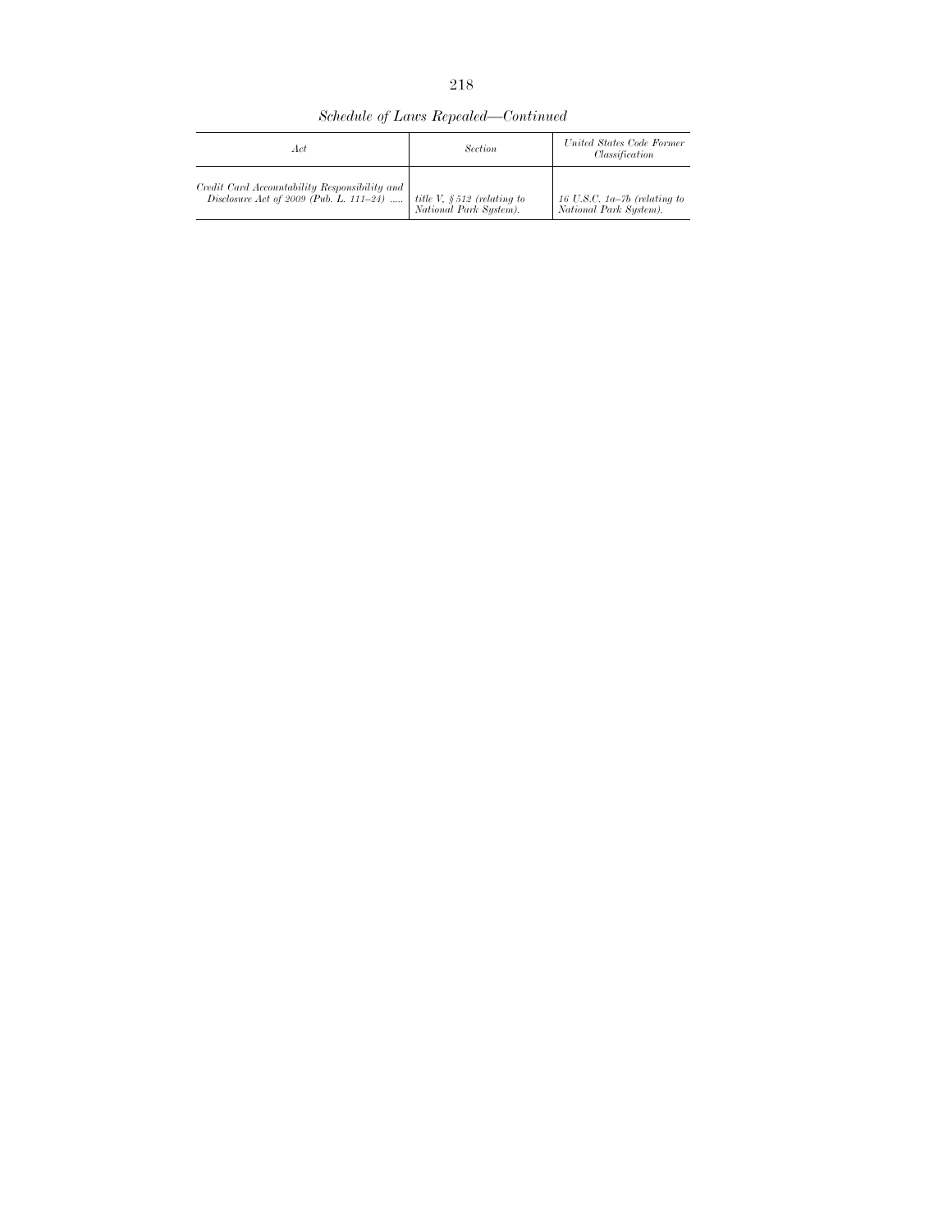*Schedule of Laws Repealed—Continued*

| *Act* | *Section* | *United States Code Former Classification* |
|---|---|---|
| *Credit Card Accountability Responsibility and Disclosure Act of 2009 (Pub. L. 111–24)* ..... | *title V, § 512 (relating to National Park System).* | *16 U.S.C. 1a–7b (relating to National Park System).* |